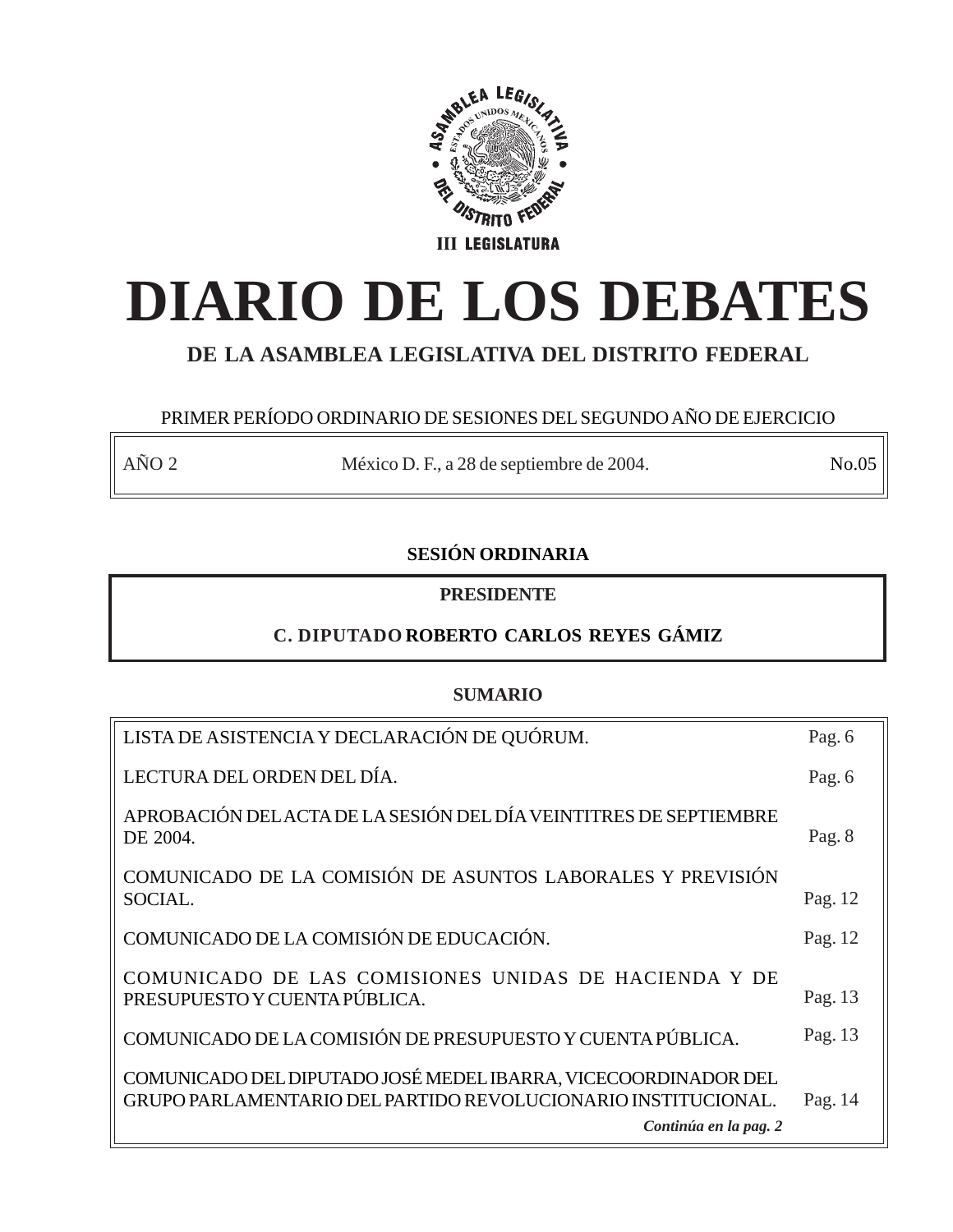ASAMBLEA LEGISLATIVA DEL DISTRITO FEDERAL

III LEGISLATURA

# DIARIO DE LOS DEBATES

## DE LA ASAMBLEA LEGISLATIVA DEL DISTRITO FEDERAL

PRIMER PERÍODO ORDINARIO DE SESIONES DEL SEGUNDO AÑO DE EJERCICIO

| AÑO 2 | México D. F., a 28 de septiembre de 2004. | No.05 |
|---|---|---|

### SESIÓN ORDINARIA

**PRESIDENTE**

**C. DIPUTADO ROBERTO CARLOS REYES GÁMIZ**

### SUMARIO

| | |
|---|---|
| LISTA DE ASISTENCIA Y DECLARACIÓN DE QUÓRUM. | Pag. 6 |
| LECTURA DEL ORDEN DEL DÍA. | Pag. 6 |
| APROBACIÓN DEL ACTA DE LA SESIÓN DEL DÍA VEINTITRES DE SEPTIEMBRE DE 2004. | Pag. 8 |
| COMUNICADO DE LA COMISIÓN DE ASUNTOS LABORALES Y PREVISIÓN SOCIAL. | Pag. 12 |
| COMUNICADO DE LA COMISIÓN DE EDUCACIÓN. | Pag. 12 |
| COMUNICADO DE LAS COMISIONES UNIDAS DE HACIENDA Y DE PRESUPUESTO Y CUENTA PÚBLICA. | Pag. 13 |
| COMUNICADO DE LA COMISIÓN DE PRESUPUESTO Y CUENTA PÚBLICA. | Pag. 13 |
| COMUNICADO DEL DIPUTADO JOSÉ MEDEL IBARRA, VICECOORDINADOR DEL GRUPO PARLAMENTARIO DEL PARTIDO REVOLUCIONARIO INSTITUCIONAL. | Pag. 14 |

*Continúa en la pag. 2*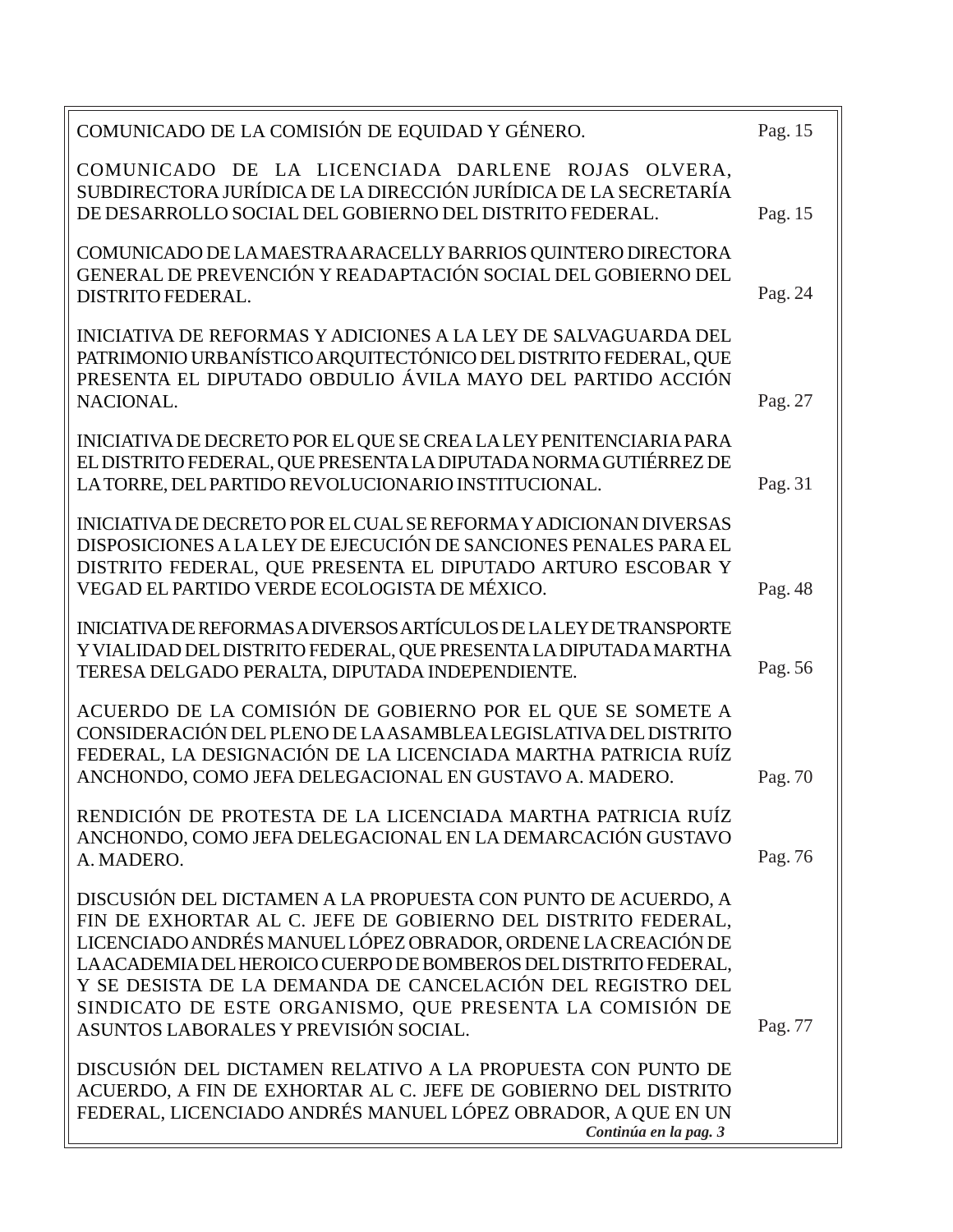| | |
|---|---|
| COMUNICADO DE LA COMISIÓN DE EQUIDAD Y GÉNERO. | Pag. 15 |
| COMUNICADO DE LA LICENCIADA DARLENE ROJAS OLVERA, SUBDIRECTORA JURÍDICA DE LA DIRECCIÓN JURÍDICA DE LA SECRETARÍA DE DESARROLLO SOCIAL DEL GOBIERNO DEL DISTRITO FEDERAL. | Pag. 15 |
| COMUNICADO DE LA MAESTRA ARACELLY BARRIOS QUINTERO DIRECTORA GENERAL DE PREVENCIÓN Y READAPTACIÓN SOCIAL DEL GOBIERNO DEL DISTRITO FEDERAL. | Pag. 24 |
| INICIATIVA DE REFORMAS Y ADICIONES A LA LEY DE SALVAGUARDA DEL PATRIMONIO URBANÍSTICO ARQUITECTÓNICO DEL DISTRITO FEDERAL, QUE PRESENTA EL DIPUTADO OBDULIO ÁVILA MAYO DEL PARTIDO ACCIÓN NACIONAL. | Pag. 27 |
| INICIATIVA DE DECRETO POR EL QUE SE CREA LA LEY PENITENCIARIA PARA EL DISTRITO FEDERAL, QUE PRESENTA LA DIPUTADA NORMA GUTIÉRREZ DE LA TORRE, DEL PARTIDO REVOLUCIONARIO INSTITUCIONAL. | Pag. 31 |
| INICIATIVA DE DECRETO POR EL CUAL SE REFORMA Y ADICIONAN DIVERSAS DISPOSICIONES A LA LEY DE EJECUCIÓN DE SANCIONES PENALES PARA EL DISTRITO FEDERAL, QUE PRESENTA EL DIPUTADO ARTURO ESCOBAR Y VEGAD EL PARTIDO VERDE ECOLOGISTA DE MÉXICO. | Pag. 48 |
| INICIATIVA DE REFORMAS A DIVERSOS ARTÍCULOS DE LA LEY DE TRANSPORTE Y VIALIDAD DEL DISTRITO FEDERAL, QUE PRESENTA LA DIPUTADA MARTHA TERESA DELGADO PERALTA, DIPUTADA INDEPENDIENTE. | Pag. 56 |
| ACUERDO DE LA COMISIÓN DE GOBIERNO POR EL QUE SE SOMETE A CONSIDERACIÓN DEL PLENO DE LA ASAMBLEA LEGISLATIVA DEL DISTRITO FEDERAL, LA DESIGNACIÓN DE LA LICENCIADA MARTHA PATRICIA RUÍZ ANCHONDO, COMO JEFA DELEGACIONAL EN GUSTAVO A. MADERO. | Pag. 70 |
| RENDICIÓN DE PROTESTA DE LA LICENCIADA MARTHA PATRICIA RUÍZ ANCHONDO, COMO JEFA DELEGACIONAL EN LA DEMARCACIÓN GUSTAVO A. MADERO. | Pag. 76 |
| DISCUSIÓN DEL DICTAMEN A LA PROPUESTA CON PUNTO DE ACUERDO, A FIN DE EXHORTAR AL C. JEFE DE GOBIERNO DEL DISTRITO FEDERAL, LICENCIADO ANDRÉS MANUEL LÓPEZ OBRADOR, ORDENE LA CREACIÓN DE LA ACADEMIA DEL HEROICO CUERPO DE BOMBEROS DEL DISTRITO FEDERAL, Y SE DESISTA DE LA DEMANDA DE CANCELACIÓN DEL REGISTRO DEL SINDICATO DE ESTE ORGANISMO, QUE PRESENTA LA COMISIÓN DE ASUNTOS LABORALES Y PREVISIÓN SOCIAL. | Pag. 77 |
| DISCUSIÓN DEL DICTAMEN RELATIVO A LA PROPUESTA CON PUNTO DE ACUERDO, A FIN DE EXHORTAR AL C. JEFE DE GOBIERNO DEL DISTRITO FEDERAL, LICENCIADO ANDRÉS MANUEL LÓPEZ OBRADOR, A QUE EN UN | |

***Continúa en la pag. 3***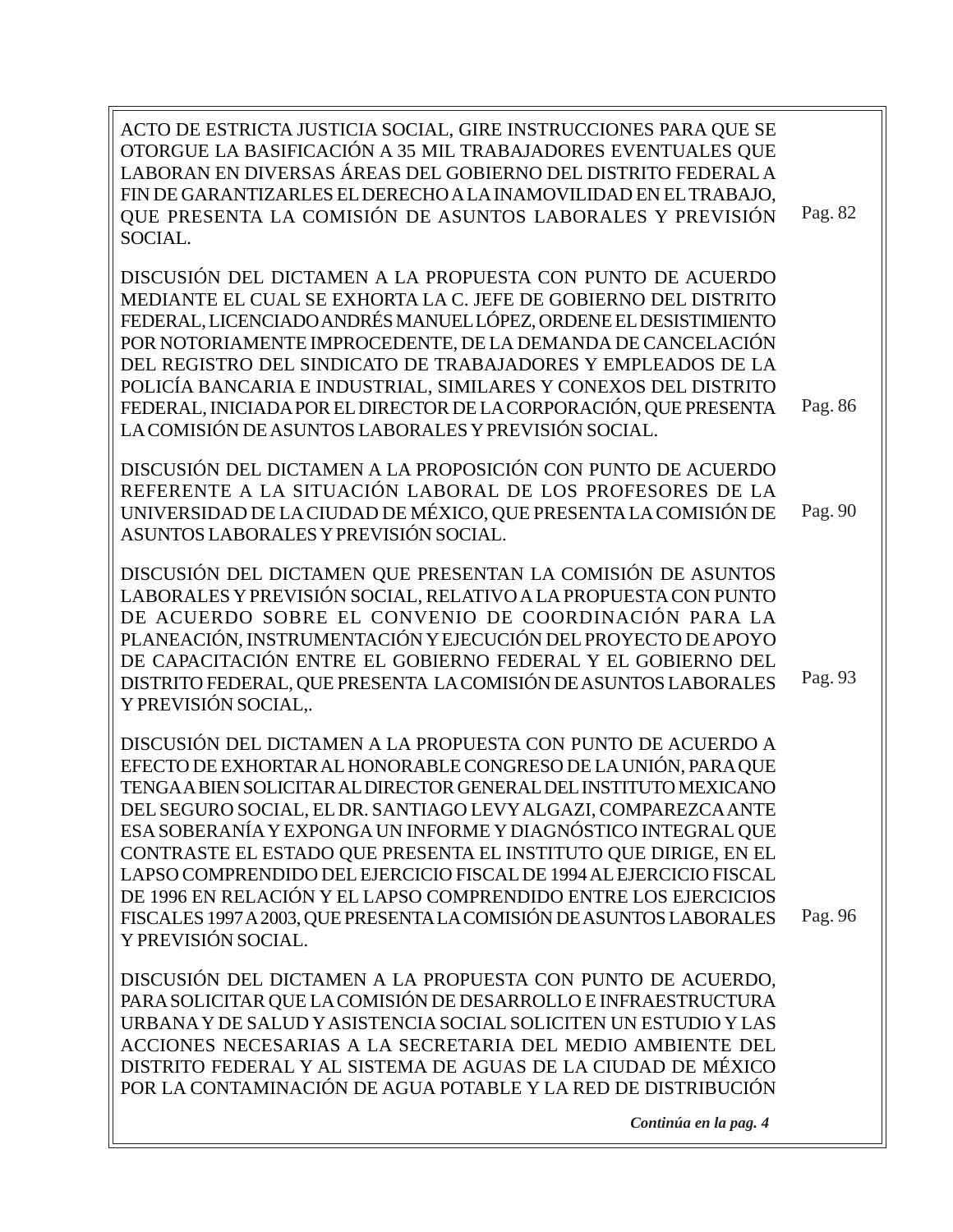ACTO DE ESTRICTA JUSTICIA SOCIAL, GIRE INSTRUCCIONES PARA QUE SE OTORGUE LA BASIFICACIÓN A 35 MIL TRABAJADORES EVENTUALES QUE LABORAN EN DIVERSAS ÁREAS DEL GOBIERNO DEL DISTRITO FEDERAL A FIN DE GARANTIZARLES EL DERECHO A LA INAMOVILIDAD EN EL TRABAJO, QUE PRESENTA LA COMISIÓN DE ASUNTOS LABORALES Y PREVISIÓN SOCIAL. Pag. 82

DISCUSIÓN DEL DICTAMEN A LA PROPUESTA CON PUNTO DE ACUERDO MEDIANTE EL CUAL SE EXHORTA LA C. JEFE DE GOBIERNO DEL DISTRITO FEDERAL, LICENCIADO ANDRÉS MANUEL LÓPEZ, ORDENE EL DESISTIMIENTO POR NOTORIAMENTE IMPROCEDENTE, DE LA DEMANDA DE CANCELACIÓN DEL REGISTRO DEL SINDICATO DE TRABAJADORES Y EMPLEADOS DE LA POLICÍA BANCARIA E INDUSTRIAL, SIMILARES Y CONEXOS DEL DISTRITO FEDERAL, INICIADA POR EL DIRECTOR DE LA CORPORACIÓN, QUE PRESENTA LA COMISIÓN DE ASUNTOS LABORALES Y PREVISIÓN SOCIAL. Pag. 86

DISCUSIÓN DEL DICTAMEN A LA PROPOSICIÓN CON PUNTO DE ACUERDO REFERENTE A LA SITUACIÓN LABORAL DE LOS PROFESORES DE LA UNIVERSIDAD DE LA CIUDAD DE MÉXICO, QUE PRESENTA LA COMISIÓN DE ASUNTOS LABORALES Y PREVISIÓN SOCIAL. Pag. 90

DISCUSIÓN DEL DICTAMEN QUE PRESENTAN LA COMISIÓN DE ASUNTOS LABORALES Y PREVISIÓN SOCIAL, RELATIVO A LA PROPUESTA CON PUNTO DE ACUERDO SOBRE EL CONVENIO DE COORDINACIÓN PARA LA PLANEACIÓN, INSTRUMENTACIÓN Y EJECUCIÓN DEL PROYECTO DE APOYO DE CAPACITACIÓN ENTRE EL GOBIERNO FEDERAL Y EL GOBIERNO DEL DISTRITO FEDERAL, QUE PRESENTA LA COMISIÓN DE ASUNTOS LABORALES Y PREVISIÓN SOCIAL,. Pag. 93

DISCUSIÓN DEL DICTAMEN A LA PROPUESTA CON PUNTO DE ACUERDO A EFECTO DE EXHORTAR AL HONORABLE CONGRESO DE LA UNIÓN, PARA QUE TENGA A BIEN SOLICITAR AL DIRECTOR GENERAL DEL INSTITUTO MEXICANO DEL SEGURO SOCIAL, EL DR. SANTIAGO LEVY ALGAZI, COMPAREZCA ANTE ESA SOBERANÍA Y EXPONGA UN INFORME Y DIAGNÓSTICO INTEGRAL QUE CONTRASTE EL ESTADO QUE PRESENTA EL INSTITUTO QUE DIRIGE, EN EL LAPSO COMPRENDIDO DEL EJERCICIO FISCAL DE 1994 AL EJERCICIO FISCAL DE 1996 EN RELACIÓN Y EL LAPSO COMPRENDIDO ENTRE LOS EJERCICIOS FISCALES 1997 A 2003, QUE PRESENTA LA COMISIÓN DE ASUNTOS LABORALES Y PREVISIÓN SOCIAL. Pag. 96

DISCUSIÓN DEL DICTAMEN A LA PROPUESTA CON PUNTO DE ACUERDO, PARA SOLICITAR QUE LA COMISIÓN DE DESARROLLO E INFRAESTRUCTURA URBANA Y DE SALUD Y ASISTENCIA SOCIAL SOLICITEN UN ESTUDIO Y LAS ACCIONES NECESARIAS A LA SECRETARIA DEL MEDIO AMBIENTE DEL DISTRITO FEDERAL Y AL SISTEMA DE AGUAS DE LA CIUDAD DE MÉXICO POR LA CONTAMINACIÓN DE AGUA POTABLE Y LA RED DE DISTRIBUCIÓN

***Continúa en la pag. 4***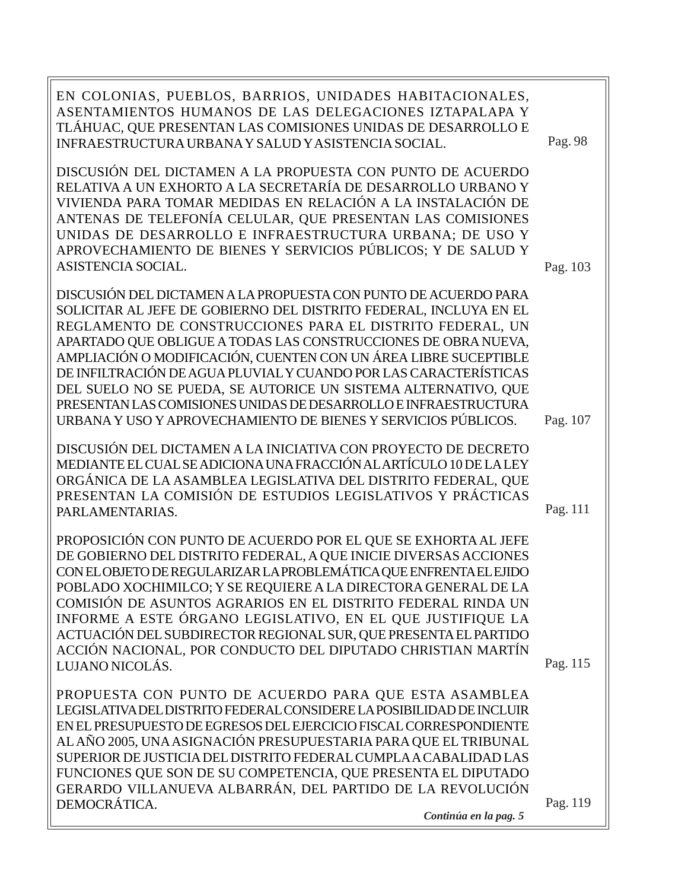EN COLONIAS, PUEBLOS, BARRIOS, UNIDADES HABITACIONALES, ASENTAMIENTOS HUMANOS DE LAS DELEGACIONES IZTAPALAPA Y TLÁHUAC, QUE PRESENTAN LAS COMISIONES UNIDAS DE DESARROLLO E INFRAESTRUCTURA URBANA Y SALUD Y ASISTENCIA SOCIAL. Pag. 98

DISCUSIÓN DEL DICTAMEN A LA PROPUESTA CON PUNTO DE ACUERDO RELATIVA A UN EXHORTO A LA SECRETARÍA DE DESARROLLO URBANO Y VIVIENDA PARA TOMAR MEDIDAS EN RELACIÓN A LA INSTALACIÓN DE ANTENAS DE TELEFONÍA CELULAR, QUE PRESENTAN LAS COMISIONES UNIDAS DE DESARROLLO E INFRAESTRUCTURA URBANA; DE USO Y APROVECHAMIENTO DE BIENES Y SERVICIOS PÚBLICOS; Y DE SALUD Y ASISTENCIA SOCIAL. Pag. 103

DISCUSIÓN DEL DICTAMEN A LA PROPUESTA CON PUNTO DE ACUERDO PARA SOLICITAR AL JEFE DE GOBIERNO DEL DISTRITO FEDERAL, INCLUYA EN EL REGLAMENTO DE CONSTRUCCIONES PARA EL DISTRITO FEDERAL, UN APARTADO QUE OBLIGUE A TODAS LAS CONSTRUCCIONES DE OBRA NUEVA, AMPLIACIÓN O MODIFICACIÓN, CUENTEN CON UN ÁREA LIBRE SUCEPTIBLE DE INFILTRACIÓN DE AGUA PLUVIAL Y CUANDO POR LAS CARACTERÍSTICAS DEL SUELO NO SE PUEDA, SE AUTORICE UN SISTEMA ALTERNATIVO, QUE PRESENTAN LAS COMISIONES UNIDAS DE DESARROLLO E INFRAESTRUCTURA URBANA Y USO Y APROVECHAMIENTO DE BIENES Y SERVICIOS PÚBLICOS. Pag. 107

DISCUSIÓN DEL DICTAMEN A LA INICIATIVA CON PROYECTO DE DECRETO MEDIANTE EL CUAL SE ADICIONA UNA FRACCIÓN AL ARTÍCULO 10 DE LA LEY ORGÁNICA DE LA ASAMBLEA LEGISLATIVA DEL DISTRITO FEDERAL, QUE PRESENTAN LA COMISIÓN DE ESTUDIOS LEGISLATIVOS Y PRÁCTICAS PARLAMENTARIAS. Pag. 111

PROPOSICIÓN CON PUNTO DE ACUERDO POR EL QUE SE EXHORTA AL JEFE DE GOBIERNO DEL DISTRITO FEDERAL, A QUE INICIE DIVERSAS ACCIONES CON EL OBJETO DE REGULARIZAR LA PROBLEMÁTICA QUE ENFRENTA EL EJIDO POBLADO XOCHIMILCO; Y SE REQUIERE A LA DIRECTORA GENERAL DE LA COMISIÓN DE ASUNTOS AGRARIOS EN EL DISTRITO FEDERAL RINDA UN INFORME A ESTE ÓRGANO LEGISLATIVO, EN EL QUE JUSTIFIQUE LA ACTUACIÓN DEL SUBDIRECTOR REGIONAL SUR, QUE PRESENTA EL PARTIDO ACCIÓN NACIONAL, POR CONDUCTO DEL DIPUTADO CHRISTIAN MARTÍN LUJANO NICOLÁS. Pag. 115

PROPUESTA CON PUNTO DE ACUERDO PARA QUE ESTA ASAMBLEA LEGISLATIVA DEL DISTRITO FEDERAL CONSIDERE LA POSIBILIDAD DE INCLUIR EN EL PRESUPUESTO DE EGRESOS DEL EJERCICIO FISCAL CORRESPONDIENTE AL AÑO 2005, UNA ASIGNACIÓN PRESUPUESTARIA PARA QUE EL TRIBUNAL SUPERIOR DE JUSTICIA DEL DISTRITO FEDERAL CUMPLA A CABALIDAD LAS FUNCIONES QUE SON DE SU COMPETENCIA, QUE PRESENTA EL DIPUTADO GERARDO VILLANUEVA ALBARRÁN, DEL PARTIDO DE LA REVOLUCIÓN DEMOCRÁTICA. Pag. 119

***Continúa en la pag. 5***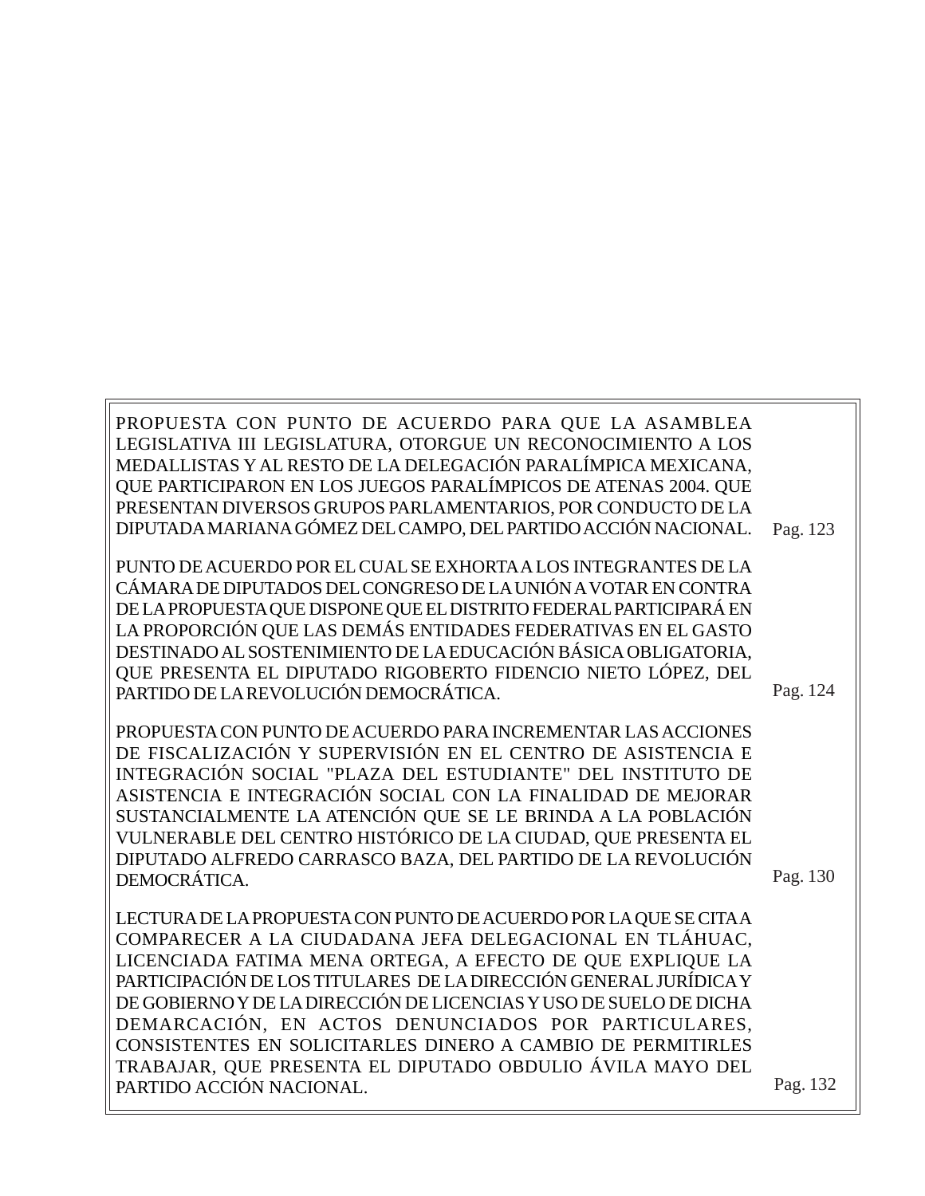| | |
|---|---|
| PROPUESTA CON PUNTO DE ACUERDO PARA QUE LA ASAMBLEA LEGISLATIVA III LEGISLATURA, OTORGUE UN RECONOCIMIENTO A LOS MEDALLISTAS Y AL RESTO DE LA DELEGACIÓN PARALÍMPICA MEXICANA, QUE PARTICIPARON EN LOS JUEGOS PARALÍMPICOS DE ATENAS 2004. QUE PRESENTAN DIVERSOS GRUPOS PARLAMENTARIOS, POR CONDUCTO DE LA DIPUTADA MARIANA GÓMEZ DEL CAMPO, DEL PARTIDO ACCIÓN NACIONAL. | Pag. 123 |
| PUNTO DE ACUERDO POR EL CUAL SE EXHORTA A LOS INTEGRANTES DE LA CÁMARA DE DIPUTADOS DEL CONGRESO DE LA UNIÓN A VOTAR EN CONTRA DE LA PROPUESTA QUE DISPONE QUE EL DISTRITO FEDERAL PARTICIPARÁ EN LA PROPORCIÓN QUE LAS DEMÁS ENTIDADES FEDERATIVAS EN EL GASTO DESTINADO AL SOSTENIMIENTO DE LA EDUCACIÓN BÁSICA OBLIGATORIA, QUE PRESENTA EL DIPUTADO RIGOBERTO FIDENCIO NIETO LÓPEZ, DEL PARTIDO DE LA REVOLUCIÓN DEMOCRÁTICA. | Pag. 124 |
| PROPUESTA CON PUNTO DE ACUERDO PARA INCREMENTAR LAS ACCIONES DE FISCALIZACIÓN Y SUPERVISIÓN EN EL CENTRO DE ASISTENCIA E INTEGRACIÓN SOCIAL "PLAZA DEL ESTUDIANTE" DEL INSTITUTO DE ASISTENCIA E INTEGRACIÓN SOCIAL CON LA FINALIDAD DE MEJORAR SUSTANCIALMENTE LA ATENCIÓN QUE SE LE BRINDA A LA POBLACIÓN VULNERABLE DEL CENTRO HISTÓRICO DE LA CIUDAD, QUE PRESENTA EL DIPUTADO ALFREDO CARRASCO BAZA, DEL PARTIDO DE LA REVOLUCIÓN DEMOCRÁTICA. | Pag. 130 |
| LECTURA DE LA PROPUESTA CON PUNTO DE ACUERDO POR LA QUE SE CITA A COMPARECER A LA CIUDADANA JEFA DELEGACIONAL EN TLÁHUAC, LICENCIADA FATIMA MENA ORTEGA, A EFECTO DE QUE EXPLIQUE LA PARTICIPACIÓN DE LOS TITULARES DE LA DIRECCIÓN GENERAL JURÍDICA Y DE GOBIERNO Y DE LA DIRECCIÓN DE LICENCIAS Y USO DE SUELO DE DICHA DEMARCACIÓN, EN ACTOS DENUNCIADOS POR PARTICULARES, CONSISTENTES EN SOLICITARLES DINERO A CAMBIO DE PERMITIRLES TRABAJAR, QUE PRESENTA EL DIPUTADO OBDULIO ÁVILA MAYO DEL PARTIDO ACCIÓN NACIONAL. | Pag. 132 |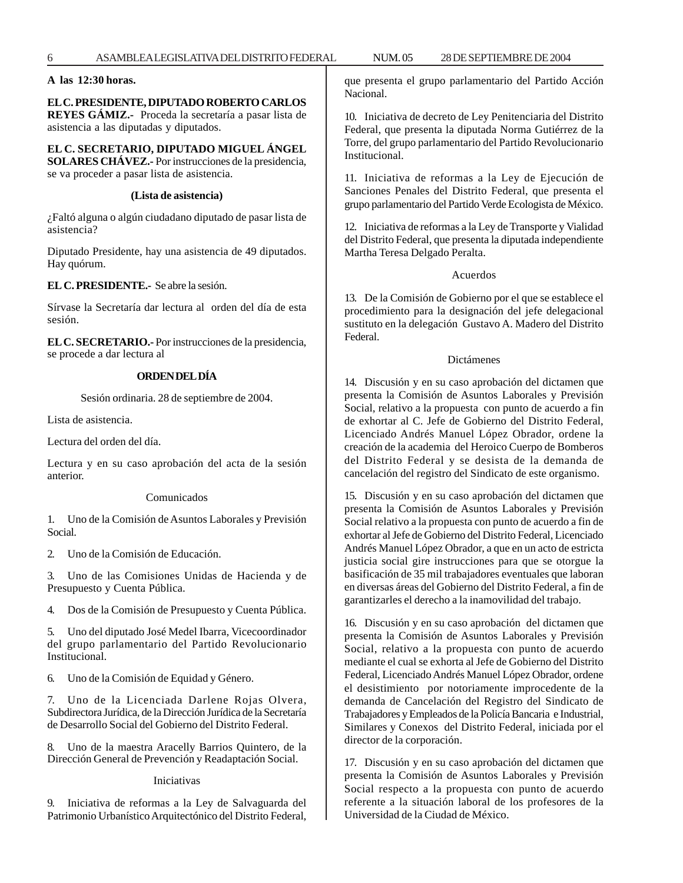**A las 12:30 horas.**

**EL C. PRESIDENTE, DIPUTADO ROBERTO CARLOS REYES GÁMIZ.-** Proceda la secretaría a pasar lista de asistencia a las diputadas y diputados.

**EL C. SECRETARIO, DIPUTADO MIGUEL ÁNGEL SOLARES CHÁVEZ.-** Por instrucciones de la presidencia, se va proceder a pasar lista de asistencia.

**(Lista de asistencia)**

¿Faltó alguna o algún ciudadano diputado de pasar lista de asistencia?

Diputado Presidente, hay una asistencia de 49 diputados. Hay quórum.

**EL C. PRESIDENTE.-** Se abre la sesión.

Sírvase la Secretaría dar lectura al orden del día de esta sesión.

**EL C. SECRETARIO.-** Por instrucciones de la presidencia, se procede a dar lectura al

**ORDEN DEL DÍA**

Sesión ordinaria. 28 de septiembre de 2004.

Lista de asistencia.

Lectura del orden del día.

Lectura y en su caso aprobación del acta de la sesión anterior.

Comunicados

1. Uno de la Comisión de Asuntos Laborales y Previsión Social.

2. Uno de la Comisión de Educación.

3. Uno de las Comisiones Unidas de Hacienda y de Presupuesto y Cuenta Pública.

4. Dos de la Comisión de Presupuesto y Cuenta Pública.

5. Uno del diputado José Medel Ibarra, Vicecoordinador del grupo parlamentario del Partido Revolucionario Institucional.

6. Uno de la Comisión de Equidad y Género.

7. Uno de la Licenciada Darlene Rojas Olvera, Subdirectora Jurídica, de la Dirección Jurídica de la Secretaría de Desarrollo Social del Gobierno del Distrito Federal.

8. Uno de la maestra Aracelly Barrios Quintero, de la Dirección General de Prevención y Readaptación Social.

Iniciativas

9. Iniciativa de reformas a la Ley de Salvaguarda del Patrimonio Urbanístico Arquitectónico del Distrito Federal, que presenta el grupo parlamentario del Partido Acción Nacional.

10. Iniciativa de decreto de Ley Penitenciaria del Distrito Federal, que presenta la diputada Norma Gutiérrez de la Torre, del grupo parlamentario del Partido Revolucionario Institucional.

11. Iniciativa de reformas a la Ley de Ejecución de Sanciones Penales del Distrito Federal, que presenta el grupo parlamentario del Partido Verde Ecologista de México.

12. Iniciativa de reformas a la Ley de Transporte y Vialidad del Distrito Federal, que presenta la diputada independiente Martha Teresa Delgado Peralta.

Acuerdos

13. De la Comisión de Gobierno por el que se establece el procedimiento para la designación del jefe delegacional sustituto en la delegación Gustavo A. Madero del Distrito Federal.

Dictámenes

14. Discusión y en su caso aprobación del dictamen que presenta la Comisión de Asuntos Laborales y Previsión Social, relativo a la propuesta con punto de acuerdo a fin de exhortar al C. Jefe de Gobierno del Distrito Federal, Licenciado Andrés Manuel López Obrador, ordene la creación de la academia del Heroico Cuerpo de Bomberos del Distrito Federal y se desista de la demanda de cancelación del registro del Sindicato de este organismo.

15. Discusión y en su caso aprobación del dictamen que presenta la Comisión de Asuntos Laborales y Previsión Social relativo a la propuesta con punto de acuerdo a fin de exhortar al Jefe de Gobierno del Distrito Federal, Licenciado Andrés Manuel López Obrador, a que en un acto de estricta justicia social gire instrucciones para que se otorgue la basificación de 35 mil trabajadores eventuales que laboran en diversas áreas del Gobierno del Distrito Federal, a fin de garantizarles el derecho a la inamovilidad del trabajo.

16. Discusión y en su caso aprobación del dictamen que presenta la Comisión de Asuntos Laborales y Previsión Social, relativo a la propuesta con punto de acuerdo mediante el cual se exhorta al Jefe de Gobierno del Distrito Federal, Licenciado Andrés Manuel López Obrador, ordene el desistimiento por notoriamente improcedente de la demanda de Cancelación del Registro del Sindicato de Trabajadores y Empleados de la Policía Bancaria e Industrial, Similares y Conexos del Distrito Federal, iniciada por el director de la corporación.

17. Discusión y en su caso aprobación del dictamen que presenta la Comisión de Asuntos Laborales y Previsión Social respecto a la propuesta con punto de acuerdo referente a la situación laboral de los profesores de la Universidad de la Ciudad de México.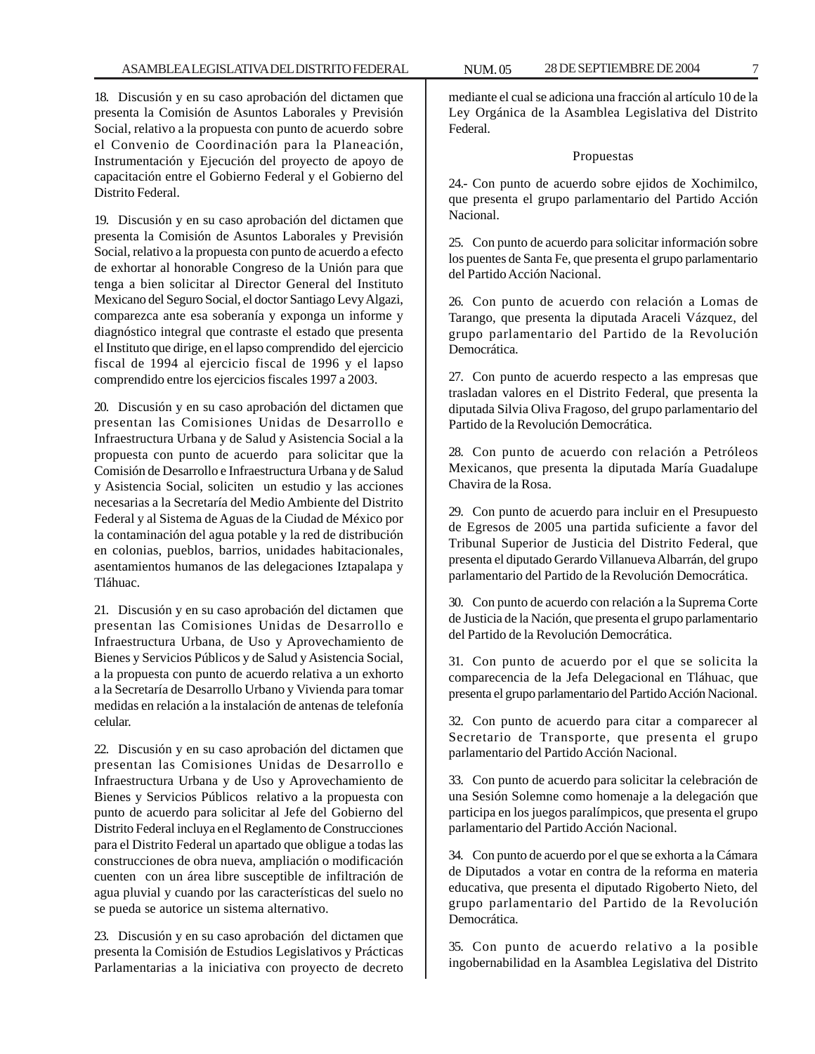18. Discusión y en su caso aprobación del dictamen que presenta la Comisión de Asuntos Laborales y Previsión Social, relativo a la propuesta con punto de acuerdo sobre el Convenio de Coordinación para la Planeación, Instrumentación y Ejecución del proyecto de apoyo de capacitación entre el Gobierno Federal y el Gobierno del Distrito Federal.

19. Discusión y en su caso aprobación del dictamen que presenta la Comisión de Asuntos Laborales y Previsión Social, relativo a la propuesta con punto de acuerdo a efecto de exhortar al honorable Congreso de la Unión para que tenga a bien solicitar al Director General del Instituto Mexicano del Seguro Social, el doctor Santiago Levy Algazi, comparezca ante esa soberanía y exponga un informe y diagnóstico integral que contraste el estado que presenta el Instituto que dirige, en el lapso comprendido del ejercicio fiscal de 1994 al ejercicio fiscal de 1996 y el lapso comprendido entre los ejercicios fiscales 1997 a 2003.

20. Discusión y en su caso aprobación del dictamen que presentan las Comisiones Unidas de Desarrollo e Infraestructura Urbana y de Salud y Asistencia Social a la propuesta con punto de acuerdo para solicitar que la Comisión de Desarrollo e Infraestructura Urbana y de Salud y Asistencia Social, soliciten un estudio y las acciones necesarias a la Secretaría del Medio Ambiente del Distrito Federal y al Sistema de Aguas de la Ciudad de México por la contaminación del agua potable y la red de distribución en colonias, pueblos, barrios, unidades habitacionales, asentamientos humanos de las delegaciones Iztapalapa y Tláhuac.

21. Discusión y en su caso aprobación del dictamen que presentan las Comisiones Unidas de Desarrollo e Infraestructura Urbana, de Uso y Aprovechamiento de Bienes y Servicios Públicos y de Salud y Asistencia Social, a la propuesta con punto de acuerdo relativa a un exhorto a la Secretaría de Desarrollo Urbano y Vivienda para tomar medidas en relación a la instalación de antenas de telefonía celular.

22. Discusión y en su caso aprobación del dictamen que presentan las Comisiones Unidas de Desarrollo e Infraestructura Urbana y de Uso y Aprovechamiento de Bienes y Servicios Públicos relativo a la propuesta con punto de acuerdo para solicitar al Jefe del Gobierno del Distrito Federal incluya en el Reglamento de Construcciones para el Distrito Federal un apartado que obligue a todas las construcciones de obra nueva, ampliación o modificación cuenten con un área libre susceptible de infiltración de agua pluvial y cuando por las características del suelo no se pueda se autorice un sistema alternativo.

23. Discusión y en su caso aprobación del dictamen que presenta la Comisión de Estudios Legislativos y Prácticas Parlamentarias a la iniciativa con proyecto de decreto mediante el cual se adiciona una fracción al artículo 10 de la Ley Orgánica de la Asamblea Legislativa del Distrito Federal.

Propuestas

24.- Con punto de acuerdo sobre ejidos de Xochimilco, que presenta el grupo parlamentario del Partido Acción Nacional.

25. Con punto de acuerdo para solicitar información sobre los puentes de Santa Fe, que presenta el grupo parlamentario del Partido Acción Nacional.

26. Con punto de acuerdo con relación a Lomas de Tarango, que presenta la diputada Araceli Vázquez, del grupo parlamentario del Partido de la Revolución Democrática.

27. Con punto de acuerdo respecto a las empresas que trasladan valores en el Distrito Federal, que presenta la diputada Silvia Oliva Fragoso, del grupo parlamentario del Partido de la Revolución Democrática.

28. Con punto de acuerdo con relación a Petróleos Mexicanos, que presenta la diputada María Guadalupe Chavira de la Rosa.

29. Con punto de acuerdo para incluir en el Presupuesto de Egresos de 2005 una partida suficiente a favor del Tribunal Superior de Justicia del Distrito Federal, que presenta el diputado Gerardo Villanueva Albarrán, del grupo parlamentario del Partido de la Revolución Democrática.

30. Con punto de acuerdo con relación a la Suprema Corte de Justicia de la Nación, que presenta el grupo parlamentario del Partido de la Revolución Democrática.

31. Con punto de acuerdo por el que se solicita la comparecencia de la Jefa Delegacional en Tláhuac, que presenta el grupo parlamentario del Partido Acción Nacional.

32. Con punto de acuerdo para citar a comparecer al Secretario de Transporte, que presenta el grupo parlamentario del Partido Acción Nacional.

33. Con punto de acuerdo para solicitar la celebración de una Sesión Solemne como homenaje a la delegación que participa en los juegos paralímpicos, que presenta el grupo parlamentario del Partido Acción Nacional.

34. Con punto de acuerdo por el que se exhorta a la Cámara de Diputados a votar en contra de la reforma en materia educativa, que presenta el diputado Rigoberto Nieto, del grupo parlamentario del Partido de la Revolución Democrática.

35. Con punto de acuerdo relativo a la posible ingobernabilidad en la Asamblea Legislativa del Distrito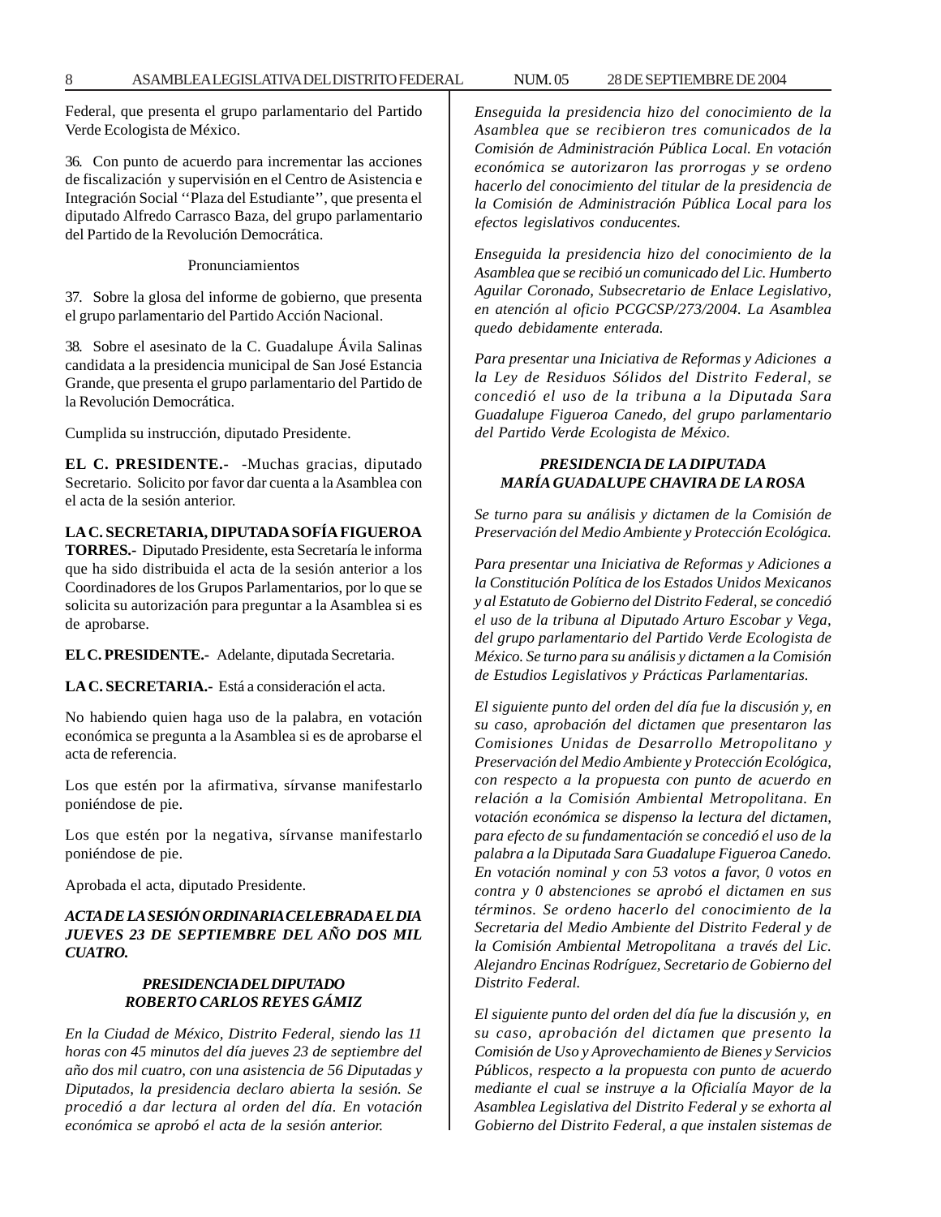Federal, que presenta el grupo parlamentario del Partido Verde Ecologista de México.

36. Con punto de acuerdo para incrementar las acciones de fiscalización y supervisión en el Centro de Asistencia e Integración Social ''Plaza del Estudiante'', que presenta el diputado Alfredo Carrasco Baza, del grupo parlamentario del Partido de la Revolución Democrática.

Pronunciamientos

37. Sobre la glosa del informe de gobierno, que presenta el grupo parlamentario del Partido Acción Nacional.

38. Sobre el asesinato de la C. Guadalupe Ávila Salinas candidata a la presidencia municipal de San José Estancia Grande, que presenta el grupo parlamentario del Partido de la Revolución Democrática.

Cumplida su instrucción, diputado Presidente.

**EL C. PRESIDENTE.-** -Muchas gracias, diputado Secretario. Solicito por favor dar cuenta a la Asamblea con el acta de la sesión anterior.

**LA C. SECRETARIA, DIPUTADA SOFÍA FIGUEROA TORRES.-** Diputado Presidente, esta Secretaría le informa que ha sido distribuida el acta de la sesión anterior a los Coordinadores de los Grupos Parlamentarios, por lo que se solicita su autorización para preguntar a la Asamblea si es de aprobarse.

**EL C. PRESIDENTE.-** Adelante, diputada Secretaria.

**LA C. SECRETARIA.-** Está a consideración el acta.

No habiendo quien haga uso de la palabra, en votación económica se pregunta a la Asamblea si es de aprobarse el acta de referencia.

Los que estén por la afirmativa, sírvanse manifestarlo poniéndose de pie.

Los que estén por la negativa, sírvanse manifestarlo poniéndose de pie.

Aprobada el acta, diputado Presidente.

***ACTA DE LA SESIÓN ORDINARIA CELEBRADA EL DIA JUEVES 23 DE SEPTIEMBRE DEL AÑO DOS MIL CUATRO.***

***PRESIDENCIA DEL DIPUTADO ROBERTO CARLOS REYES GÁMIZ***

*En la Ciudad de México, Distrito Federal, siendo las 11 horas con 45 minutos del día jueves 23 de septiembre del año dos mil cuatro, con una asistencia de 56 Diputadas y Diputados, la presidencia declaro abierta la sesión. Se procedió a dar lectura al orden del día. En votación económica se aprobó el acta de la sesión anterior.*

*Enseguida la presidencia hizo del conocimiento de la Asamblea que se recibieron tres comunicados de la Comisión de Administración Pública Local. En votación económica se autorizaron las prorrogas y se ordeno hacerlo del conocimiento del titular de la presidencia de la Comisión de Administración Pública Local para los efectos legislativos conducentes.*

*Enseguida la presidencia hizo del conocimiento de la Asamblea que se recibió un comunicado del Lic. Humberto Aguilar Coronado, Subsecretario de Enlace Legislativo, en atención al oficio PCGCSP/273/2004. La Asamblea quedo debidamente enterada.*

*Para presentar una Iniciativa de Reformas y Adiciones a la Ley de Residuos Sólidos del Distrito Federal, se concedió el uso de la tribuna a la Diputada Sara Guadalupe Figueroa Canedo, del grupo parlamentario del Partido Verde Ecologista de México.*

***PRESIDENCIA DE LA DIPUTADA MARÍA GUADALUPE CHAVIRA DE LA ROSA***

*Se turno para su análisis y dictamen de la Comisión de Preservación del Medio Ambiente y Protección Ecológica.*

*Para presentar una Iniciativa de Reformas y Adiciones a la Constitución Política de los Estados Unidos Mexicanos y al Estatuto de Gobierno del Distrito Federal, se concedió el uso de la tribuna al Diputado Arturo Escobar y Vega, del grupo parlamentario del Partido Verde Ecologista de México. Se turno para su análisis y dictamen a la Comisión de Estudios Legislativos y Prácticas Parlamentarias.*

*El siguiente punto del orden del día fue la discusión y, en su caso, aprobación del dictamen que presentaron las Comisiones Unidas de Desarrollo Metropolitano y Preservación del Medio Ambiente y Protección Ecológica, con respecto a la propuesta con punto de acuerdo en relación a la Comisión Ambiental Metropolitana. En votación económica se dispenso la lectura del dictamen, para efecto de su fundamentación se concedió el uso de la palabra a la Diputada Sara Guadalupe Figueroa Canedo. En votación nominal y con 53 votos a favor, 0 votos en contra y 0 abstenciones se aprobó el dictamen en sus términos. Se ordeno hacerlo del conocimiento de la Secretaria del Medio Ambiente del Distrito Federal y de la Comisión Ambiental Metropolitana a través del Lic. Alejandro Encinas Rodríguez, Secretario de Gobierno del Distrito Federal.*

*El siguiente punto del orden del día fue la discusión y, en su caso, aprobación del dictamen que presento la Comisión de Uso y Aprovechamiento de Bienes y Servicios Públicos, respecto a la propuesta con punto de acuerdo mediante el cual se instruye a la Oficialía Mayor de la Asamblea Legislativa del Distrito Federal y se exhorta al Gobierno del Distrito Federal, a que instalen sistemas de*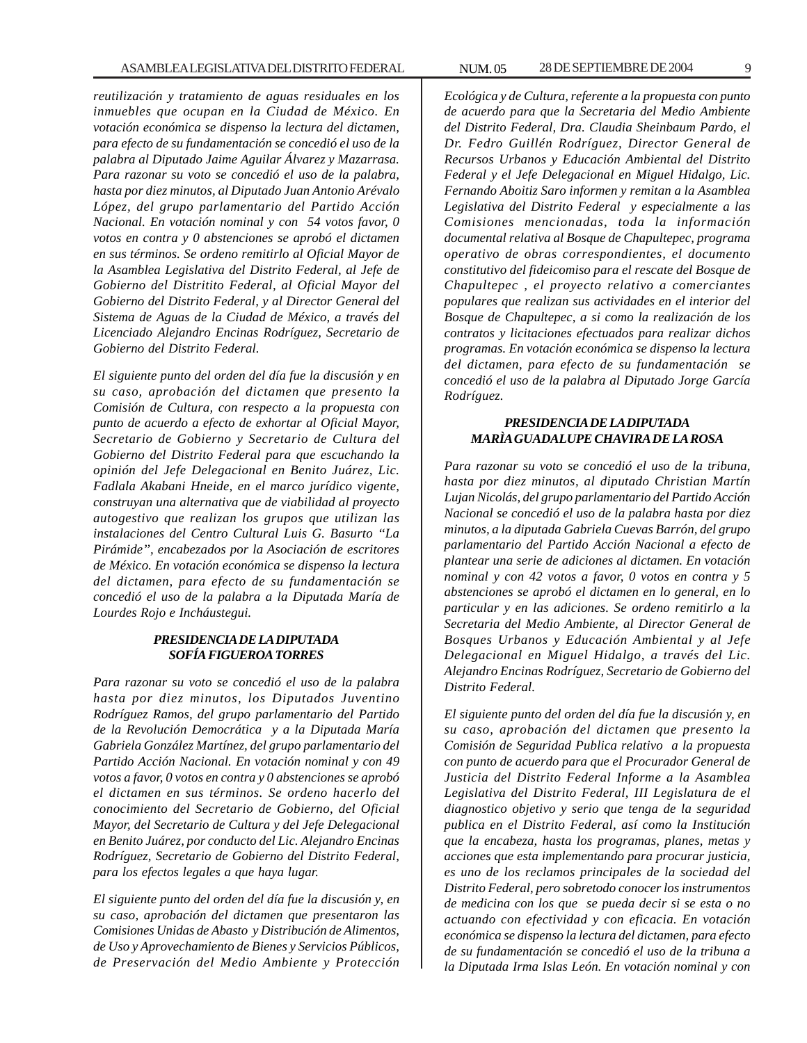*reutilización y tratamiento de aguas residuales en los inmuebles que ocupan en la Ciudad de México. En votación económica se dispenso la lectura del dictamen, para efecto de su fundamentación se concedió el uso de la palabra al Diputado Jaime Aguilar Álvarez y Mazarrasa. Para razonar su voto se concedió el uso de la palabra, hasta por diez minutos, al Diputado Juan Antonio Arévalo López, del grupo parlamentario del Partido Acción Nacional. En votación nominal y con 54 votos favor, 0 votos en contra y 0 abstenciones se aprobó el dictamen en sus términos. Se ordeno remitirlo al Oficial Mayor de la Asamblea Legislativa del Distrito Federal, al Jefe de Gobierno del Distritito Federal, al Oficial Mayor del Gobierno del Distrito Federal, y al Director General del Sistema de Aguas de la Ciudad de México, a través del Licenciado Alejandro Encinas Rodríguez, Secretario de Gobierno del Distrito Federal.*

*El siguiente punto del orden del día fue la discusión y en su caso, aprobación del dictamen que presento la Comisión de Cultura, con respecto a la propuesta con punto de acuerdo a efecto de exhortar al Oficial Mayor, Secretario de Gobierno y Secretario de Cultura del Gobierno del Distrito Federal para que escuchando la opinión del Jefe Delegacional en Benito Juárez, Lic. Fadlala Akabani Hneide, en el marco jurídico vigente, construyan una alternativa que de viabilidad al proyecto autogestivo que realizan los grupos que utilizan las instalaciones del Centro Cultural Luis G. Basurto "La Pirámide", encabezados por la Asociación de escritores de México. En votación económica se dispenso la lectura del dictamen, para efecto de su fundamentación se concedió el uso de la palabra a la Diputada María de Lourdes Rojo e Incháustegui.*

***PRESIDENCIA DE LA DIPUTADA SOFÍA FIGUEROA TORRES***

*Para razonar su voto se concedió el uso de la palabra hasta por diez minutos, los Diputados Juventino Rodríguez Ramos, del grupo parlamentario del Partido de la Revolución Democrática y a la Diputada María Gabriela González Martínez, del grupo parlamentario del Partido Acción Nacional. En votación nominal y con 49 votos a favor, 0 votos en contra y 0 abstenciones se aprobó el dictamen en sus términos. Se ordeno hacerlo del conocimiento del Secretario de Gobierno, del Oficial Mayor, del Secretario de Cultura y del Jefe Delegacional en Benito Juárez, por conducto del Lic. Alejandro Encinas Rodríguez, Secretario de Gobierno del Distrito Federal, para los efectos legales a que haya lugar.*

*El siguiente punto del orden del día fue la discusión y, en su caso, aprobación del dictamen que presentaron las Comisiones Unidas de Abasto y Distribución de Alimentos, de Uso y Aprovechamiento de Bienes y Servicios Públicos, de Preservación del Medio Ambiente y Protección Ecológica y de Cultura, referente a la propuesta con punto de acuerdo para que la Secretaria del Medio Ambiente del Distrito Federal, Dra. Claudia Sheinbaum Pardo, el Dr. Fedro Guillén Rodríguez, Director General de Recursos Urbanos y Educación Ambiental del Distrito Federal y el Jefe Delegacional en Miguel Hidalgo, Lic. Fernando Aboitiz Saro informen y remitan a la Asamblea Legislativa del Distrito Federal y especialmente a las Comisiones mencionadas, toda la información documental relativa al Bosque de Chapultepec, programa operativo de obras correspondientes, el documento constitutivo del fideicomiso para el rescate del Bosque de Chapultepec , el proyecto relativo a comerciantes populares que realizan sus actividades en el interior del Bosque de Chapultepec, a si como la realización de los contratos y licitaciones efectuados para realizar dichos programas. En votación económica se dispenso la lectura del dictamen, para efecto de su fundamentación se concedió el uso de la palabra al Diputado Jorge García Rodríguez.*

***PRESIDENCIA DE LA DIPUTADA MARÌA GUADALUPE CHAVIRA DE LA ROSA***

*Para razonar su voto se concedió el uso de la tribuna, hasta por diez minutos, al diputado Christian Martín Lujan Nicolás, del grupo parlamentario del Partido Acción Nacional se concedió el uso de la palabra hasta por diez minutos, a la diputada Gabriela Cuevas Barrón, del grupo parlamentario del Partido Acción Nacional a efecto de plantear una serie de adiciones al dictamen. En votación nominal y con 42 votos a favor, 0 votos en contra y 5 abstenciones se aprobó el dictamen en lo general, en lo particular y en las adiciones. Se ordeno remitirlo a la Secretaria del Medio Ambiente, al Director General de Bosques Urbanos y Educación Ambiental y al Jefe Delegacional en Miguel Hidalgo, a través del Lic. Alejandro Encinas Rodríguez, Secretario de Gobierno del Distrito Federal.*

*El siguiente punto del orden del día fue la discusión y, en su caso, aprobación del dictamen que presento la Comisión de Seguridad Publica relativo a la propuesta con punto de acuerdo para que el Procurador General de Justicia del Distrito Federal Informe a la Asamblea Legislativa del Distrito Federal, III Legislatura de el diagnostico objetivo y serio que tenga de la seguridad publica en el Distrito Federal, así como la Institución que la encabeza, hasta los programas, planes, metas y acciones que esta implementando para procurar justicia, es uno de los reclamos principales de la sociedad del Distrito Federal, pero sobretodo conocer los instrumentos de medicina con los que se pueda decir si se esta o no actuando con efectividad y con eficacia. En votación económica se dispenso la lectura del dictamen, para efecto de su fundamentación se concedió el uso de la tribuna a la Diputada Irma Islas León. En votación nominal y con*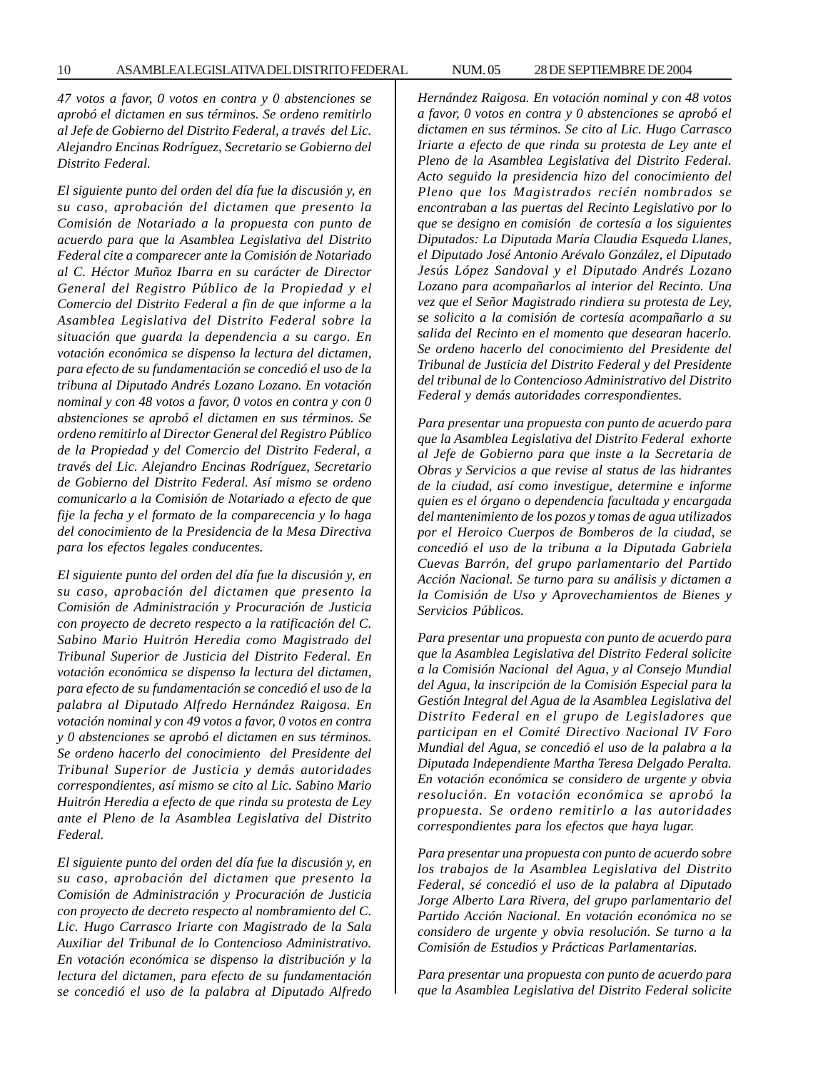*47 votos a favor, 0 votos en contra y 0 abstenciones se aprobó el dictamen en sus términos. Se ordeno remitirlo al Jefe de Gobierno del Distrito Federal, a través del Lic. Alejandro Encinas Rodríguez, Secretario se Gobierno del Distrito Federal.*

*El siguiente punto del orden del día fue la discusión y, en su caso, aprobación del dictamen que presento la Comisión de Notariado a la propuesta con punto de acuerdo para que la Asamblea Legislativa del Distrito Federal cite a comparecer ante la Comisión de Notariado al C. Héctor Muñoz Ibarra en su carácter de Director General del Registro Público de la Propiedad y el Comercio del Distrito Federal a fin de que informe a la Asamblea Legislativa del Distrito Federal sobre la situación que guarda la dependencia a su cargo. En votación económica se dispenso la lectura del dictamen, para efecto de su fundamentación se concedió el uso de la tribuna al Diputado Andrés Lozano Lozano. En votación nominal y con 48 votos a favor, 0 votos en contra y con 0 abstenciones se aprobó el dictamen en sus términos. Se ordeno remitirlo al Director General del Registro Público de la Propiedad y del Comercio del Distrito Federal, a través del Lic. Alejandro Encinas Rodríguez, Secretario de Gobierno del Distrito Federal. Así mismo se ordeno comunicarlo a la Comisión de Notariado a efecto de que fije la fecha y el formato de la comparecencia y lo haga del conocimiento de la Presidencia de la Mesa Directiva para los efectos legales conducentes.*

*El siguiente punto del orden del día fue la discusión y, en su caso, aprobación del dictamen que presento la Comisión de Administración y Procuración de Justicia con proyecto de decreto respecto a la ratificación del C. Sabino Mario Huitrón Heredia como Magistrado del Tribunal Superior de Justicia del Distrito Federal. En votación económica se dispenso la lectura del dictamen, para efecto de su fundamentación se concedió el uso de la palabra al Diputado Alfredo Hernández Raigosa. En votación nominal y con 49 votos a favor, 0 votos en contra y 0 abstenciones se aprobó el dictamen en sus términos. Se ordeno hacerlo del conocimiento del Presidente del Tribunal Superior de Justicia y demás autoridades correspondientes, así mismo se cito al Lic. Sabino Mario Huitrón Heredia a efecto de que rinda su protesta de Ley ante el Pleno de la Asamblea Legislativa del Distrito Federal.*

*El siguiente punto del orden del día fue la discusión y, en su caso, aprobación del dictamen que presento la Comisión de Administración y Procuración de Justicia con proyecto de decreto respecto al nombramiento del C. Lic. Hugo Carrasco Iriarte con Magistrado de la Sala Auxiliar del Tribunal de lo Contencioso Administrativo. En votación económica se dispenso la distribución y la lectura del dictamen, para efecto de su fundamentación se concedió el uso de la palabra al Diputado Alfredo Hernández Raigosa. En votación nominal y con 48 votos a favor, 0 votos en contra y 0 abstenciones se aprobó el dictamen en sus términos. Se cito al Lic. Hugo Carrasco Iriarte a efecto de que rinda su protesta de Ley ante el Pleno de la Asamblea Legislativa del Distrito Federal. Acto seguido la presidencia hizo del conocimiento del Pleno que los Magistrados recién nombrados se encontraban a las puertas del Recinto Legislativo por lo que se designo en comisión de cortesía a los siguientes Diputados: La Diputada María Claudia Esqueda Llanes, el Diputado José Antonio Arévalo González, el Diputado Jesús López Sandoval y el Diputado Andrés Lozano Lozano para acompañarlos al interior del Recinto. Una vez que el Señor Magistrado rindiera su protesta de Ley, se solicito a la comisión de cortesía acompañarlo a su salida del Recinto en el momento que desearan hacerlo. Se ordeno hacerlo del conocimiento del Presidente del Tribunal de Justicia del Distrito Federal y del Presidente del tribunal de lo Contencioso Administrativo del Distrito Federal y demás autoridades correspondientes.*

*Para presentar una propuesta con punto de acuerdo para que la Asamblea Legislativa del Distrito Federal exhorte al Jefe de Gobierno para que inste a la Secretaria de Obras y Servicios a que revise al status de las hidrantes de la ciudad, así como investigue, determine e informe quien es el órgano o dependencia facultada y encargada del mantenimiento de los pozos y tomas de agua utilizados por el Heroico Cuerpos de Bomberos de la ciudad, se concedió el uso de la tribuna a la Diputada Gabriela Cuevas Barrón, del grupo parlamentario del Partido Acción Nacional. Se turno para su análisis y dictamen a la Comisión de Uso y Aprovechamientos de Bienes y Servicios Públicos.*

*Para presentar una propuesta con punto de acuerdo para que la Asamblea Legislativa del Distrito Federal solicite a la Comisión Nacional del Agua, y al Consejo Mundial del Agua, la inscripción de la Comisión Especial para la Gestión Integral del Agua de la Asamblea Legislativa del Distrito Federal en el grupo de Legisladores que participan en el Comité Directivo Nacional IV Foro Mundial del Agua, se concedió el uso de la palabra a la Diputada Independiente Martha Teresa Delgado Peralta. En votación económica se considero de urgente y obvia resolución. En votación económica se aprobó la propuesta. Se ordeno remitirlo a las autoridades correspondientes para los efectos que haya lugar.*

*Para presentar una propuesta con punto de acuerdo sobre los trabajos de la Asamblea Legislativa del Distrito Federal, sé concedió el uso de la palabra al Diputado Jorge Alberto Lara Rivera, del grupo parlamentario del Partido Acción Nacional. En votación económica no se considero de urgente y obvia resolución. Se turno a la Comisión de Estudios y Prácticas Parlamentarias.*

*Para presentar una propuesta con punto de acuerdo para que la Asamblea Legislativa del Distrito Federal solicite*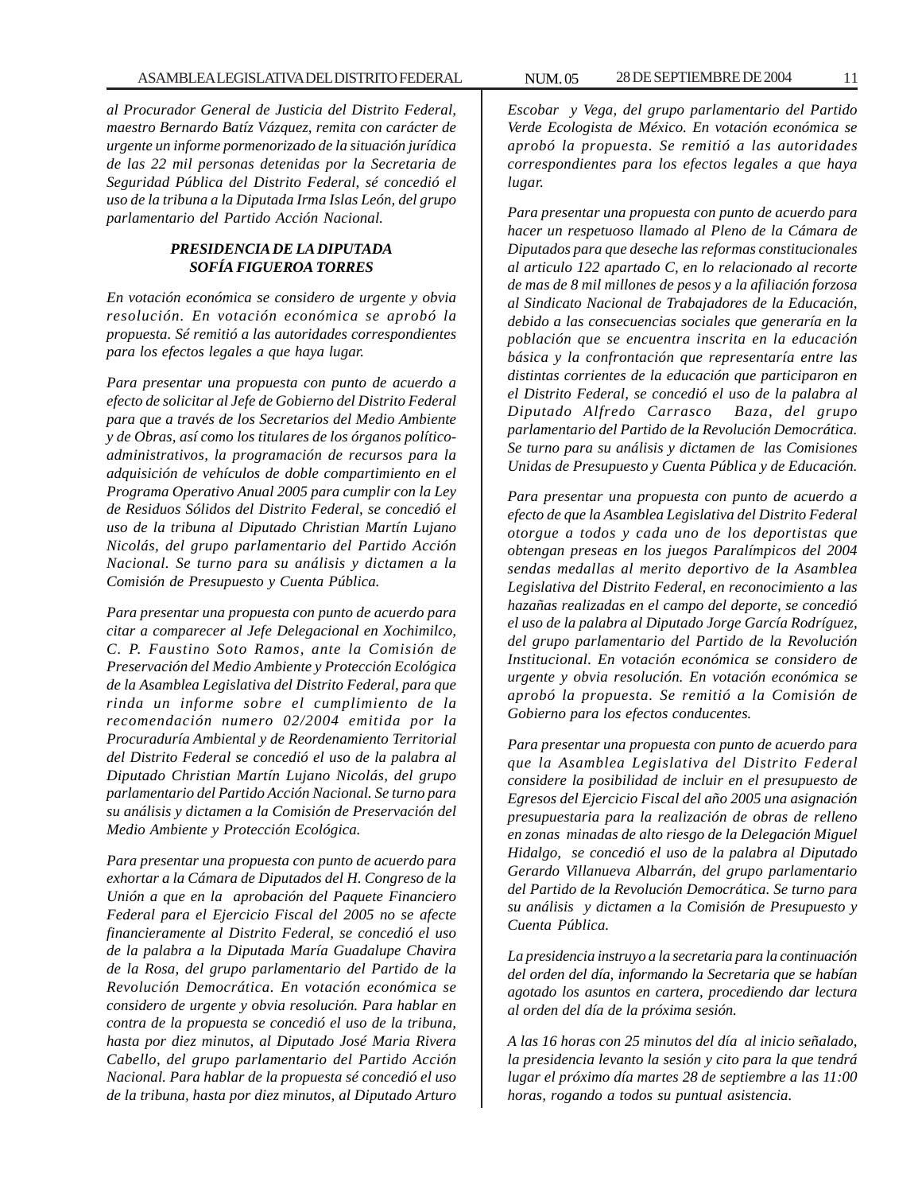*al Procurador General de Justicia del Distrito Federal, maestro Bernardo Batíz Vázquez, remita con carácter de urgente un informe pormenorizado de la situación jurídica de las 22 mil personas detenidas por la Secretaria de Seguridad Pública del Distrito Federal, sé concedió el uso de la tribuna a la Diputada Irma Islas León, del grupo parlamentario del Partido Acción Nacional.*

***PRESIDENCIA DE LA DIPUTADA SOFÍA FIGUEROA TORRES***

*En votación económica se considero de urgente y obvia resolución. En votación económica se aprobó la propuesta. Sé remitió a las autoridades correspondientes para los efectos legales a que haya lugar.*

*Para presentar una propuesta con punto de acuerdo a efecto de solicitar al Jefe de Gobierno del Distrito Federal para que a través de los Secretarios del Medio Ambiente y de Obras, así como los titulares de los órganos político-administrativos, la programación de recursos para la adquisición de vehículos de doble compartimiento en el Programa Operativo Anual 2005 para cumplir con la Ley de Residuos Sólidos del Distrito Federal, se concedió el uso de la tribuna al Diputado Christian Martín Lujano Nicolás, del grupo parlamentario del Partido Acción Nacional. Se turno para su análisis y dictamen a la Comisión de Presupuesto y Cuenta Pública.*

*Para presentar una propuesta con punto de acuerdo para citar a comparecer al Jefe Delegacional en Xochimilco, C. P. Faustino Soto Ramos, ante la Comisión de Preservación del Medio Ambiente y Protección Ecológica de la Asamblea Legislativa del Distrito Federal, para que rinda un informe sobre el cumplimiento de la recomendación numero 02/2004 emitida por la Procuraduría Ambiental y de Reordenamiento Territorial del Distrito Federal se concedió el uso de la palabra al Diputado Christian Martín Lujano Nicolás, del grupo parlamentario del Partido Acción Nacional. Se turno para su análisis y dictamen a la Comisión de Preservación del Medio Ambiente y Protección Ecológica.*

*Para presentar una propuesta con punto de acuerdo para exhortar a la Cámara de Diputados del H. Congreso de la Unión a que en la aprobación del Paquete Financiero Federal para el Ejercicio Fiscal del 2005 no se afecte financieramente al Distrito Federal, se concedió el uso de la palabra a la Diputada María Guadalupe Chavira de la Rosa, del grupo parlamentario del Partido de la Revolución Democrática. En votación económica se considero de urgente y obvia resolución. Para hablar en contra de la propuesta se concedió el uso de la tribuna, hasta por diez minutos, al Diputado José Maria Rivera Cabello, del grupo parlamentario del Partido Acción Nacional. Para hablar de la propuesta sé concedió el uso de la tribuna, hasta por diez minutos, al Diputado Arturo Escobar y Vega, del grupo parlamentario del Partido Verde Ecologista de México. En votación económica se aprobó la propuesta. Se remitió a las autoridades correspondientes para los efectos legales a que haya lugar.*

*Para presentar una propuesta con punto de acuerdo para hacer un respetuoso llamado al Pleno de la Cámara de Diputados para que deseche las reformas constitucionales al articulo 122 apartado C, en lo relacionado al recorte de mas de 8 mil millones de pesos y a la afiliación forzosa al Sindicato Nacional de Trabajadores de la Educación, debido a las consecuencias sociales que generaría en la población que se encuentra inscrita en la educación básica y la confrontación que representaría entre las distintas corrientes de la educación que participaron en el Distrito Federal, se concedió el uso de la palabra al Diputado Alfredo Carrasco Baza, del grupo parlamentario del Partido de la Revolución Democrática. Se turno para su análisis y dictamen de las Comisiones Unidas de Presupuesto y Cuenta Pública y de Educación.*

*Para presentar una propuesta con punto de acuerdo a efecto de que la Asamblea Legislativa del Distrito Federal otorgue a todos y cada uno de los deportistas que obtengan preseas en los juegos Paralímpicos del 2004 sendas medallas al merito deportivo de la Asamblea Legislativa del Distrito Federal, en reconocimiento a las hazañas realizadas en el campo del deporte, se concedió el uso de la palabra al Diputado Jorge García Rodríguez, del grupo parlamentario del Partido de la Revolución Institucional. En votación económica se considero de urgente y obvia resolución. En votación económica se aprobó la propuesta. Se remitió a la Comisión de Gobierno para los efectos conducentes.*

*Para presentar una propuesta con punto de acuerdo para que la Asamblea Legislativa del Distrito Federal considere la posibilidad de incluir en el presupuesto de Egresos del Ejercicio Fiscal del año 2005 una asignación presupuestaria para la realización de obras de relleno en zonas minadas de alto riesgo de la Delegación Miguel Hidalgo, se concedió el uso de la palabra al Diputado Gerardo Villanueva Albarrán, del grupo parlamentario del Partido de la Revolución Democrática. Se turno para su análisis y dictamen a la Comisión de Presupuesto y Cuenta Pública.*

*La presidencia instruyo a la secretaria para la continuación del orden del día, informando la Secretaria que se habían agotado los asuntos en cartera, procediendo dar lectura al orden del día de la próxima sesión.*

*A las 16 horas con 25 minutos del día al inicio señalado, la presidencia levanto la sesión y cito para la que tendrá lugar el próximo día martes 28 de septiembre a las 11:00 horas, rogando a todos su puntual asistencia.*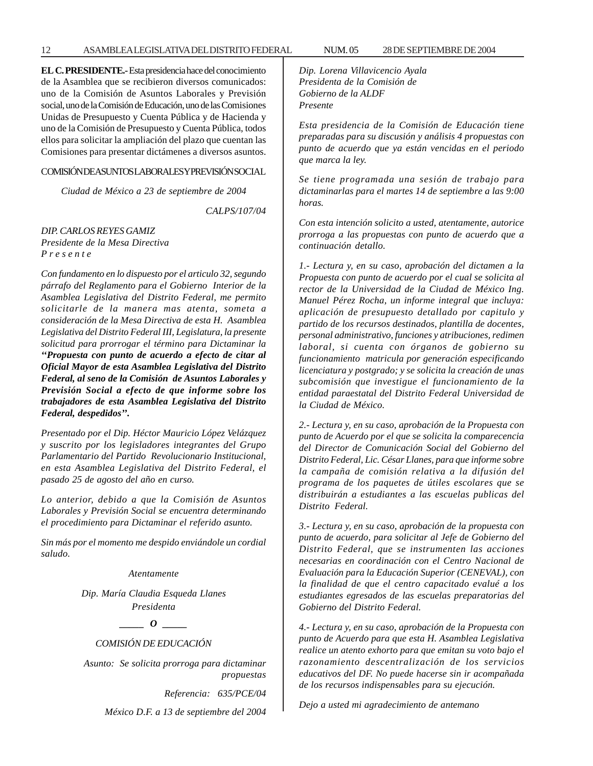**EL C. PRESIDENTE.-** Esta presidencia hace del conocimiento de la Asamblea que se recibieron diversos comunicados: uno de la Comisión de Asuntos Laborales y Previsión social, uno de la Comisión de Educación, uno de las Comisiones Unidas de Presupuesto y Cuenta Pública y de Hacienda y uno de la Comisión de Presupuesto y Cuenta Pública, todos ellos para solicitar la ampliación del plazo que cuentan las Comisiones para presentar dictámenes a diversos asuntos.

COMISIÓN DE ASUNTOS LABORALES Y PREVISIÓN SOCIAL

*Ciudad de México a 23 de septiembre de 2004*

*CALPS/107/04*

*DIP. CARLOS REYES GAMIZ*
*Presidente de la Mesa Directiva*
*P r e s e n t e*

*Con fundamento en lo dispuesto por el articulo 32, segundo párrafo del Reglamento para el Gobierno Interior de la Asamblea Legislativa del Distrito Federal, me permito solicitarle de la manera mas atenta, someta a consideración de la Mesa Directiva de esta H. Asamblea Legislativa del Distrito Federal III, Legislatura, la presente solicitud para prorrogar el término para Dictaminar la **''Propuesta con punto de acuerdo a efecto de citar al Oficial Mayor de esta Asamblea Legislativa del Distrito Federal, al seno de la Comisión de Asuntos Laborales y Previsión Social a efecto de que informe sobre los trabajadores de esta Asamblea Legislativa del Distrito Federal, despedidos''.***

*Presentado por el Dip. Héctor Mauricio López Velázquez y suscrito por los legisladores integrantes del Grupo Parlamentario del Partido Revolucionario Institucional, en esta Asamblea Legislativa del Distrito Federal, el pasado 25 de agosto del año en curso.*

*Lo anterior, debido a que la Comisión de Asuntos Laborales y Previsión Social se encuentra determinando el procedimiento para Dictaminar el referido asunto.*

*Sin más por el momento me despido enviándole un cordial saludo.*

*Atentamente*

*Dip. María Claudia Esqueda Llanes*
*Presidenta*

_____ *O* _____

*COMISIÓN DE EDUCACIÓN*

*Asunto: Se solicita prorroga para dictaminar propuestas*

*Referencia: 635/PCE/04*

*México D.F. a 13 de septiembre del 2004*

*Dip. Lorena Villavicencio Ayala*
*Presidenta de la Comisión de*
*Gobierno de la ALDF*
*Presente*

*Esta presidencia de la Comisión de Educación tiene preparadas para su discusión y análisis 4 propuestas con punto de acuerdo que ya están vencidas en el periodo que marca la ley.*

*Se tiene programada una sesión de trabajo para dictaminarlas para el martes 14 de septiembre a las 9:00 horas.*

*Con esta intención solicito a usted, atentamente, autorice prorroga a las propuestas con punto de acuerdo que a continuación detallo.*

*1.- Lectura y, en su caso, aprobación del dictamen a la Propuesta con punto de acuerdo por el cual se solicita al rector de la Universidad de la Ciudad de México Ing. Manuel Pérez Rocha, un informe integral que incluya: aplicación de presupuesto detallado por capitulo y partido de los recursos destinados, plantilla de docentes, personal administrativo, funciones y atribuciones, redimen laboral, si cuenta con órganos de gobierno su funcionamiento matricula por generación especificando licenciatura y postgrado; y se solicita la creación de unas subcomisión que investigue el funcionamiento de la entidad paraestatal del Distrito Federal Universidad de la Ciudad de México.*

*2.- Lectura y, en su caso, aprobación de la Propuesta con punto de Acuerdo por el que se solicita la comparecencia del Director de Comunicación Social del Gobierno del Distrito Federal, Lic. César Llanes, para que informe sobre la campaña de comisión relativa a la difusión del programa de los paquetes de útiles escolares que se distribuirán a estudiantes a las escuelas publicas del Distrito Federal.*

*3.- Lectura y, en su caso, aprobación de la propuesta con punto de acuerdo, para solicitar al Jefe de Gobierno del Distrito Federal, que se instrumenten las acciones necesarias en coordinación con el Centro Nacional de Evaluación para la Educación Superior (CENEVAL), con la finalidad de que el centro capacitado evalué a los estudiantes egresados de las escuelas preparatorias del Gobierno del Distrito Federal.*

*4.- Lectura y, en su caso, aprobación de la Propuesta con punto de Acuerdo para que esta H. Asamblea Legislativa realice un atento exhorto para que emitan su voto bajo el razonamiento descentralización de los servicios educativos del DF. No puede hacerse sin ir acompañada de los recursos indispensables para su ejecución.*

*Dejo a usted mi agradecimiento de antemano*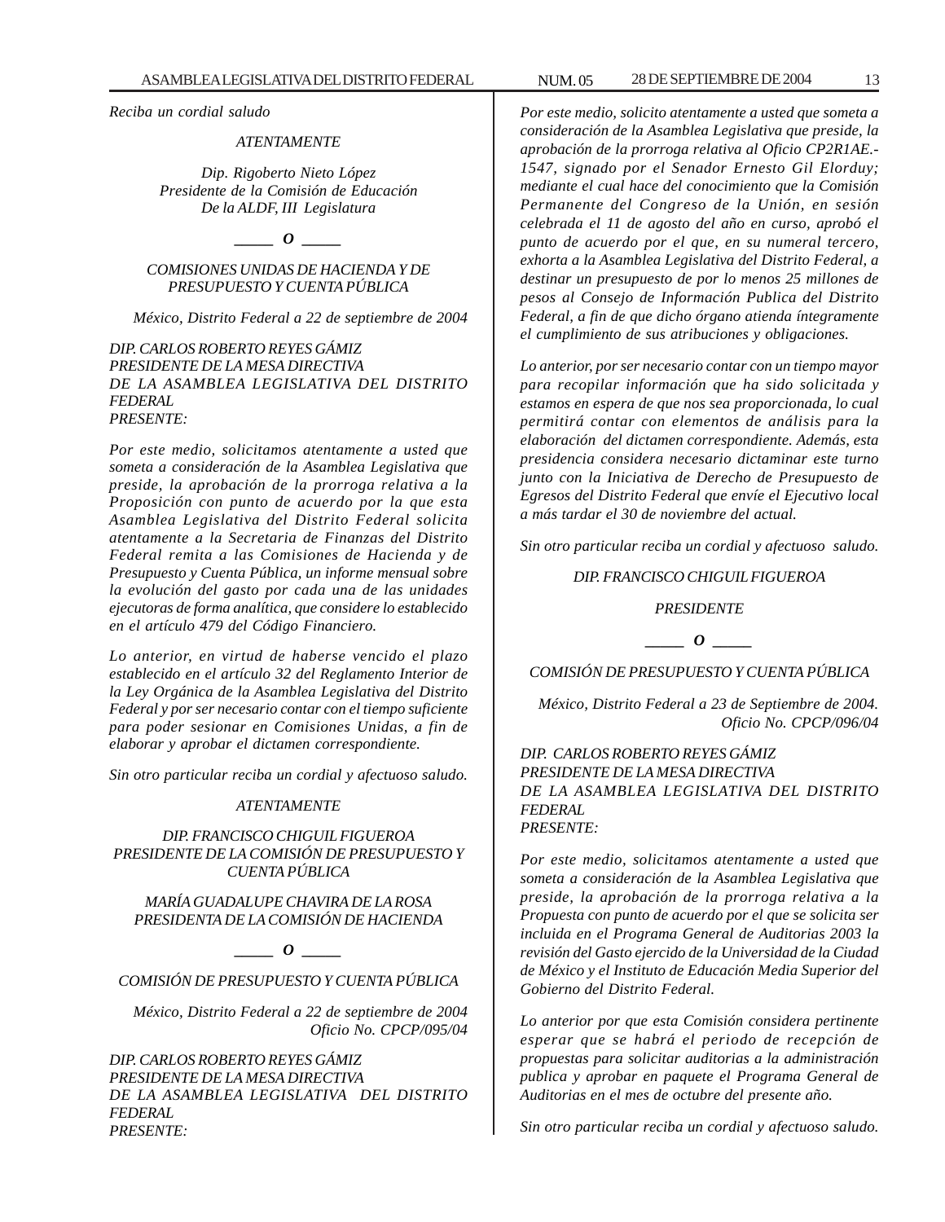*Reciba un cordial saludo*

*ATENTAMENTE*

*Dip. Rigoberto Nieto López*
*Presidente de la Comisión de Educación*
*De la ALDF, III Legislatura*

*\_\_\_\_\_ O \_\_\_\_\_*

*COMISIONES UNIDAS DE HACIENDA Y DE PRESUPUESTO Y CUENTA PÚBLICA*

*México, Distrito Federal a 22 de septiembre de 2004*

*DIP. CARLOS ROBERTO REYES GÁMIZ*
*PRESIDENTE DE LA MESA DIRECTIVA*
*DE LA ASAMBLEA LEGISLATIVA DEL DISTRITO FEDERAL*
*PRESENTE:*

*Por este medio, solicitamos atentamente a usted que someta a consideración de la Asamblea Legislativa que preside, la aprobación de la prorroga relativa a la Proposición con punto de acuerdo por la que esta Asamblea Legislativa del Distrito Federal solicita atentamente a la Secretaria de Finanzas del Distrito Federal remita a las Comisiones de Hacienda y de Presupuesto y Cuenta Pública, un informe mensual sobre la evolución del gasto por cada una de las unidades ejecutoras de forma analítica, que considere lo establecido en el artículo 479 del Código Financiero.*

*Lo anterior, en virtud de haberse vencido el plazo establecido en el artículo 32 del Reglamento Interior de la Ley Orgánica de la Asamblea Legislativa del Distrito Federal y por ser necesario contar con el tiempo suficiente para poder sesionar en Comisiones Unidas, a fin de elaborar y aprobar el dictamen correspondiente.*

*Sin otro particular reciba un cordial y afectuoso saludo.*

*ATENTAMENTE*

*DIP. FRANCISCO CHIGUIL FIGUEROA*
*PRESIDENTE DE LA COMISIÓN DE PRESUPUESTO Y CUENTA PÚBLICA*

*MARÍA GUADALUPE CHAVIRA DE LA ROSA*
*PRESIDENTA DE LA COMISIÓN DE HACIENDA*

*\_\_\_\_\_ O \_\_\_\_\_*

*COMISIÓN DE PRESUPUESTO Y CUENTA PÚBLICA*

*México, Distrito Federal a 22 de septiembre de 2004*
*Oficio No. CPCP/095/04*

*DIP. CARLOS ROBERTO REYES GÁMIZ*
*PRESIDENTE DE LA MESA DIRECTIVA*
*DE LA ASAMBLEA LEGISLATIVA DEL DISTRITO FEDERAL*
*PRESENTE:*

*Por este medio, solicito atentamente a usted que someta a consideración de la Asamblea Legislativa que preside, la aprobación de la prorroga relativa al Oficio CP2R1AE.-1547, signado por el Senador Ernesto Gil Elorduy; mediante el cual hace del conocimiento que la Comisión Permanente del Congreso de la Unión, en sesión celebrada el 11 de agosto del año en curso, aprobó el punto de acuerdo por el que, en su numeral tercero, exhorta a la Asamblea Legislativa del Distrito Federal, a destinar un presupuesto de por lo menos 25 millones de pesos al Consejo de Información Publica del Distrito Federal, a fin de que dicho órgano atienda íntegramente el cumplimiento de sus atribuciones y obligaciones.*

*Lo anterior, por ser necesario contar con un tiempo mayor para recopilar información que ha sido solicitada y estamos en espera de que nos sea proporcionada, lo cual permitirá contar con elementos de análisis para la elaboración del dictamen correspondiente. Además, esta presidencia considera necesario dictaminar este turno junto con la Iniciativa de Derecho de Presupuesto de Egresos del Distrito Federal que envíe el Ejecutivo local a más tardar el 30 de noviembre del actual.*

*Sin otro particular reciba un cordial y afectuoso saludo.*

*DIP. FRANCISCO CHIGUIL FIGUEROA*

*PRESIDENTE*

*\_\_\_\_\_ O \_\_\_\_\_*

*COMISIÓN DE PRESUPUESTO Y CUENTA PÚBLICA*

*México, Distrito Federal a 23 de Septiembre de 2004.*
*Oficio No. CPCP/096/04*

*DIP. CARLOS ROBERTO REYES GÁMIZ*
*PRESIDENTE DE LA MESA DIRECTIVA*
*DE LA ASAMBLEA LEGISLATIVA DEL DISTRITO FEDERAL*
*PRESENTE:*

*Por este medio, solicitamos atentamente a usted que someta a consideración de la Asamblea Legislativa que preside, la aprobación de la prorroga relativa a la Propuesta con punto de acuerdo por el que se solicita ser incluida en el Programa General de Auditorias 2003 la revisión del Gasto ejercido de la Universidad de la Ciudad de México y el Instituto de Educación Media Superior del Gobierno del Distrito Federal.*

*Lo anterior por que esta Comisión considera pertinente esperar que se habrá el periodo de recepción de propuestas para solicitar auditorias a la administración publica y aprobar en paquete el Programa General de Auditorias en el mes de octubre del presente año.*

*Sin otro particular reciba un cordial y afectuoso saludo.*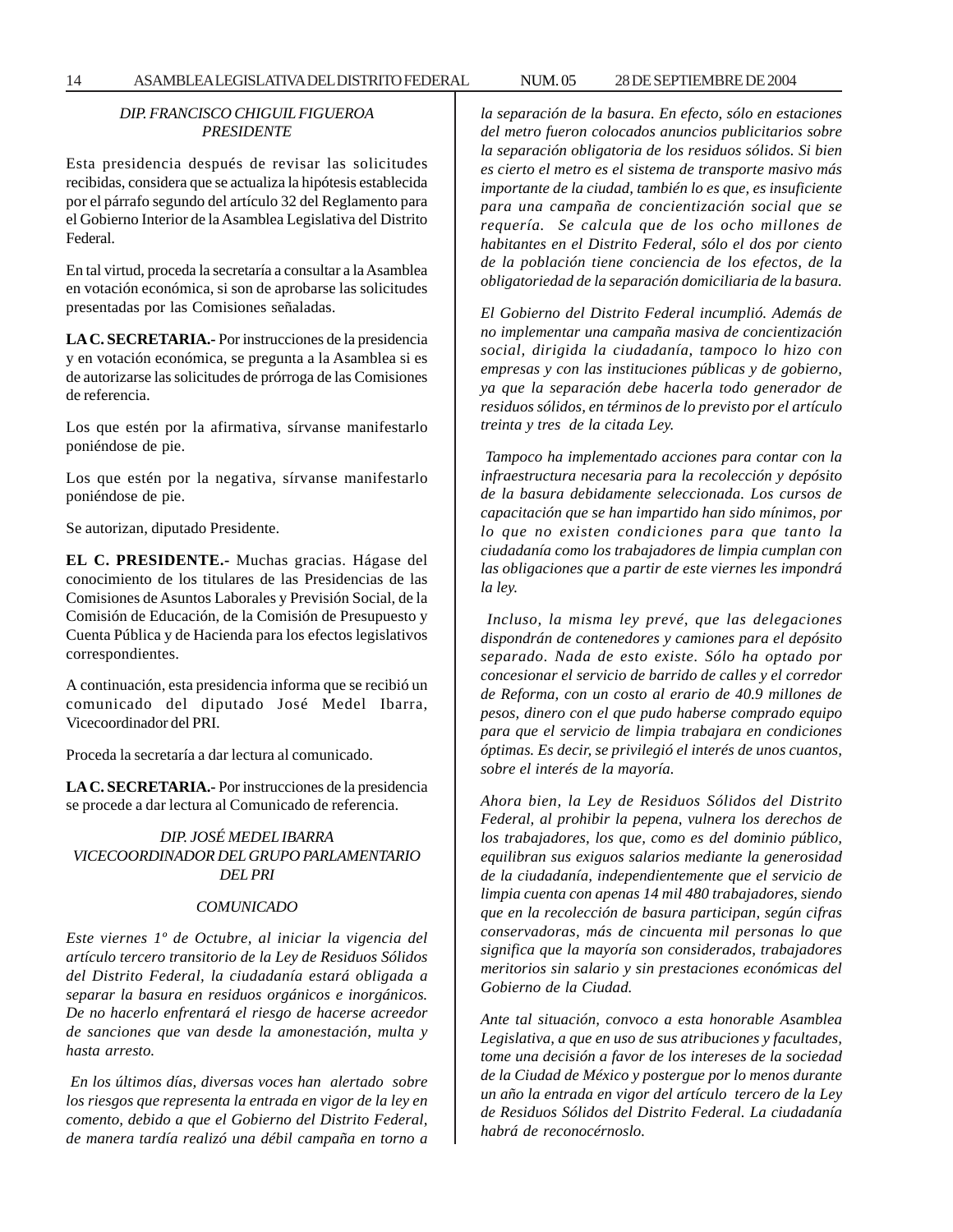*DIP. FRANCISCO CHIGUIL FIGUEROA*
*PRESIDENTE*

Esta presidencia después de revisar las solicitudes recibidas, considera que se actualiza la hipótesis establecida por el párrafo segundo del artículo 32 del Reglamento para el Gobierno Interior de la Asamblea Legislativa del Distrito Federal.

En tal virtud, proceda la secretaría a consultar a la Asamblea en votación económica, si son de aprobarse las solicitudes presentadas por las Comisiones señaladas.

**LA C. SECRETARIA.-** Por instrucciones de la presidencia y en votación económica, se pregunta a la Asamblea si es de autorizarse las solicitudes de prórroga de las Comisiones de referencia.

Los que estén por la afirmativa, sírvanse manifestarlo poniéndose de pie.

Los que estén por la negativa, sírvanse manifestarlo poniéndose de pie.

Se autorizan, diputado Presidente.

**EL C. PRESIDENTE.-** Muchas gracias. Hágase del conocimiento de los titulares de las Presidencias de las Comisiones de Asuntos Laborales y Previsión Social, de la Comisión de Educación, de la Comisión de Presupuesto y Cuenta Pública y de Hacienda para los efectos legislativos correspondientes.

A continuación, esta presidencia informa que se recibió un comunicado del diputado José Medel Ibarra, Vicecoordinador del PRI.

Proceda la secretaría a dar lectura al comunicado.

**LA C. SECRETARIA.-** Por instrucciones de la presidencia se procede a dar lectura al Comunicado de referencia.

*DIP. JOSÉ MEDEL IBARRA*
*VICECOORDINADOR DEL GRUPO PARLAMENTARIO DEL PRI*

*COMUNICADO*

*Este viernes 1º de Octubre, al iniciar la vigencia del artículo tercero transitorio de la Ley de Residuos Sólidos del Distrito Federal, la ciudadanía estará obligada a separar la basura en residuos orgánicos e inorgánicos. De no hacerlo enfrentará el riesgo de hacerse acreedor de sanciones que van desde la amonestación, multa y hasta arresto.*

*En los últimos días, diversas voces han alertado sobre los riesgos que representa la entrada en vigor de la ley en comento, debido a que el Gobierno del Distrito Federal, de manera tardía realizó una débil campaña en torno a la separación de la basura. En efecto, sólo en estaciones del metro fueron colocados anuncios publicitarios sobre la separación obligatoria de los residuos sólidos. Si bien es cierto el metro es el sistema de transporte masivo más importante de la ciudad, también lo es que, es insuficiente para una campaña de concientización social que se requería. Se calcula que de los ocho millones de habitantes en el Distrito Federal, sólo el dos por ciento de la población tiene conciencia de los efectos, de la obligatoriedad de la separación domiciliaria de la basura.*

*El Gobierno del Distrito Federal incumplió. Además de no implementar una campaña masiva de concientización social, dirigida la ciudadanía, tampoco lo hizo con empresas y con las instituciones públicas y de gobierno, ya que la separación debe hacerla todo generador de residuos sólidos, en términos de lo previsto por el artículo treinta y tres de la citada Ley.*

*Tampoco ha implementado acciones para contar con la infraestructura necesaria para la recolección y depósito de la basura debidamente seleccionada. Los cursos de capacitación que se han impartido han sido mínimos, por lo que no existen condiciones para que tanto la ciudadanía como los trabajadores de limpia cumplan con las obligaciones que a partir de este viernes les impondrá la ley.*

*Incluso, la misma ley prevé, que las delegaciones dispondrán de contenedores y camiones para el depósito separado. Nada de esto existe. Sólo ha optado por concesionar el servicio de barrido de calles y el corredor de Reforma, con un costo al erario de 40.9 millones de pesos, dinero con el que pudo haberse comprado equipo para que el servicio de limpia trabajara en condiciones óptimas. Es decir, se privilegió el interés de unos cuantos, sobre el interés de la mayoría.*

*Ahora bien, la Ley de Residuos Sólidos del Distrito Federal, al prohibir la pepena, vulnera los derechos de los trabajadores, los que, como es del dominio público, equilibran sus exiguos salarios mediante la generosidad de la ciudadanía, independientemente que el servicio de limpia cuenta con apenas 14 mil 480 trabajadores, siendo que en la recolección de basura participan, según cifras conservadoras, más de cincuenta mil personas lo que significa que la mayoría son considerados, trabajadores meritorios sin salario y sin prestaciones económicas del Gobierno de la Ciudad.*

*Ante tal situación, convoco a esta honorable Asamblea Legislativa, a que en uso de sus atribuciones y facultades, tome una decisión a favor de los intereses de la sociedad de la Ciudad de México y postergue por lo menos durante un año la entrada en vigor del artículo tercero de la Ley de Residuos Sólidos del Distrito Federal. La ciudadanía habrá de reconocérnoslo.*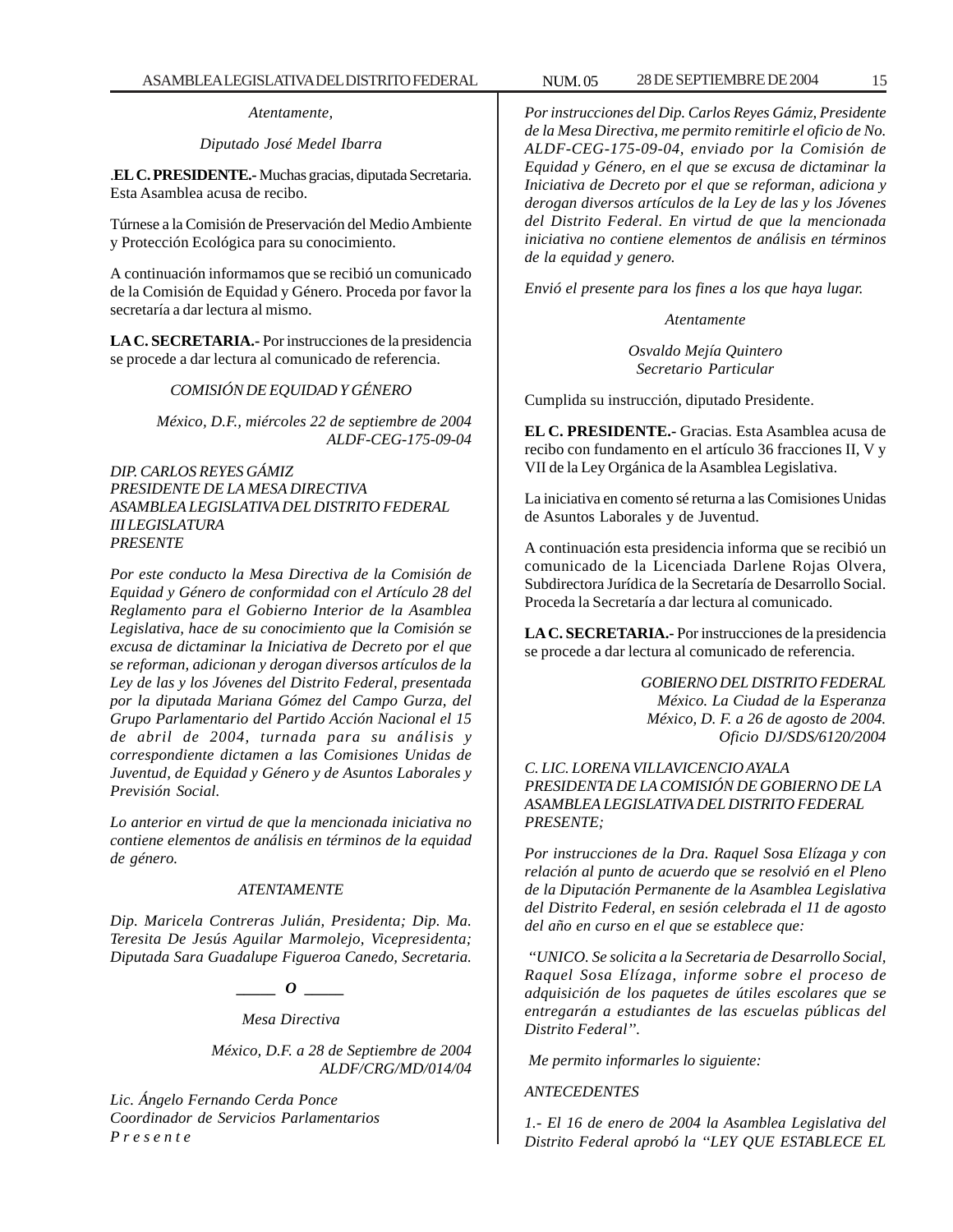*Atentamente,*

*Diputado José Medel Ibarra*

.**EL C. PRESIDENTE.-** Muchas gracias, diputada Secretaria. Esta Asamblea acusa de recibo.

Túrnese a la Comisión de Preservación del Medio Ambiente y Protección Ecológica para su conocimiento.

A continuación informamos que se recibió un comunicado de la Comisión de Equidad y Género. Proceda por favor la secretaría a dar lectura al mismo.

**LA C. SECRETARIA.-** Por instrucciones de la presidencia se procede a dar lectura al comunicado de referencia.

*COMISIÓN DE EQUIDAD Y GÉNERO*

*México, D.F., miércoles 22 de septiembre de 2004*
*ALDF-CEG-175-09-04*

*DIP. CARLOS REYES GÁMIZ*
*PRESIDENTE DE LA MESA DIRECTIVA*
*ASAMBLEA LEGISLATIVA DEL DISTRITO FEDERAL*
*III LEGISLATURA*
*PRESENTE*

*Por este conducto la Mesa Directiva de la Comisión de Equidad y Género de conformidad con el Artículo 28 del Reglamento para el Gobierno Interior de la Asamblea Legislativa, hace de su conocimiento que la Comisión se excusa de dictaminar la Iniciativa de Decreto por el que se reforman, adicionan y derogan diversos artículos de la Ley de las y los Jóvenes del Distrito Federal, presentada por la diputada Mariana Gómez del Campo Gurza, del Grupo Parlamentario del Partido Acción Nacional el 15 de abril de 2004, turnada para su análisis y correspondiente dictamen a las Comisiones Unidas de Juventud, de Equidad y Género y de Asuntos Laborales y Previsión Social.*

*Lo anterior en virtud de que la mencionada iniciativa no contiene elementos de análisis en términos de la equidad de género.*

*ATENTAMENTE*

*Dip. Maricela Contreras Julián, Presidenta; Dip. Ma. Teresita De Jesús Aguilar Marmolejo, Vicepresidenta; Diputada Sara Guadalupe Figueroa Canedo, Secretaria.*

**_____ *O* _____**

*Mesa Directiva*

*México, D.F. a 28 de Septiembre de 2004*
*ALDF/CRG/MD/014/04*

*Lic. Ángelo Fernando Cerda Ponce*
*Coordinador de Servicios Parlamentarios*
*P r e s e n t e*

*Por instrucciones del Dip. Carlos Reyes Gámiz, Presidente de la Mesa Directiva, me permito remitirle el oficio de No. ALDF-CEG-175-09-04, enviado por la Comisión de Equidad y Género, en el que se excusa de dictaminar la Iniciativa de Decreto por el que se reforman, adiciona y derogan diversos artículos de la Ley de las y los Jóvenes del Distrito Federal. En virtud de que la mencionada iniciativa no contiene elementos de análisis en términos de la equidad y genero.*

*Envió el presente para los fines a los que haya lugar.*

*Atentamente*

*Osvaldo Mejía Quintero*
*Secretario Particular*

Cumplida su instrucción, diputado Presidente.

**EL C. PRESIDENTE.-** Gracias. Esta Asamblea acusa de recibo con fundamento en el artículo 36 fracciones II, V y VII de la Ley Orgánica de la Asamblea Legislativa.

La iniciativa en comento sé returna a las Comisiones Unidas de Asuntos Laborales y de Juventud.

A continuación esta presidencia informa que se recibió un comunicado de la Licenciada Darlene Rojas Olvera, Subdirectora Jurídica de la Secretaría de Desarrollo Social. Proceda la Secretaría a dar lectura al comunicado.

**LA C. SECRETARIA.-** Por instrucciones de la presidencia se procede a dar lectura al comunicado de referencia.

*GOBIERNO DEL DISTRITO FEDERAL*
*México. La Ciudad de la Esperanza*
*México, D. F. a 26 de agosto de 2004.*
*Oficio DJ/SDS/6120/2004*

*C. LIC. LORENA VILLAVICENCIO AYALA*
*PRESIDENTA DE LA COMISIÓN DE GOBIERNO DE LA ASAMBLEA LEGISLATIVA DEL DISTRITO FEDERAL*
*PRESENTE;*

*Por instrucciones de la Dra. Raquel Sosa Elízaga y con relación al punto de acuerdo que se resolvió en el Pleno de la Diputación Permanente de la Asamblea Legislativa del Distrito Federal, en sesión celebrada el 11 de agosto del año en curso en el que se establece que:*

*"UNICO. Se solicita a la Secretaria de Desarrollo Social, Raquel Sosa Elízaga, informe sobre el proceso de adquisición de los paquetes de útiles escolares que se entregarán a estudiantes de las escuelas públicas del Distrito Federal".*

*Me permito informarles lo siguiente:*

*ANTECEDENTES*

*1.- El 16 de enero de 2004 la Asamblea Legislativa del Distrito Federal aprobó la "LEY QUE ESTABLECE EL*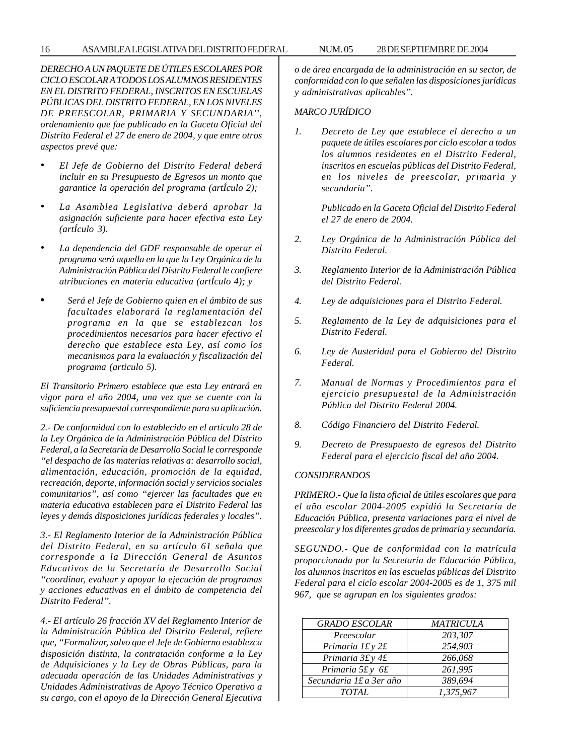*DERECHO A UN PAQUETE DE ÚTILES ESCOLARES POR CICLO ESCOLAR A TODOS LOS ALUMNOS RESIDENTES EN EL DISTRITO FEDERAL, INSCRITOS EN ESCUELAS PÚBLICAS DEL DISTRITO FEDERAL, EN LOS NIVELES DE PREESCOLAR, PRIMARIA Y SECUNDARIA'', ordenamiento que fue publicado en la Gaceta Oficial del Distrito Federal el 27 de enero de 2004, y que entre otros aspectos prevé que:*

- *El Jefe de Gobierno del Distrito Federal deberá incluir en su Presupuesto de Egresos un monto que garantice la operación del programa (artÍculo 2);*
- *La Asamblea Legislativa deberá aprobar la asignación suficiente para hacer efectiva esta Ley (artÍculo 3).*
- *La dependencia del GDF responsable de operar el programa será aquella en la que la Ley Orgánica de la Administración Pública del Distrito Federal le confiere atribuciones en materia educativa (artÍculo 4); y*
- *Será el Jefe de Gobierno quien en el ámbito de sus facultades elaborará la reglamentación del programa en la que se establezcan los procedimientos necesarios para hacer efectivo el derecho que establece esta Ley, así como los mecanismos para la evaluación y fiscalización del programa (articulo 5).*

*El Transitorio Primero establece que esta Ley entrará en vigor para el año 2004, una vez que se cuente con la suficiencia presupuestal correspondiente para su aplicación.*

*2.- De conformidad con lo establecido en el artículo 28 de la Ley Orgánica de la Administración Pública del Distrito Federal, a la Secretaría de Desarrollo Social le corresponde "el despacho de las materias relativas a: desarrollo social, alimentación, educación, promoción de la equidad, recreación, deporte, información social y servicios sociales comunitarios", así como "ejercer las facultades que en materia educativa establecen para el Distrito Federal las leyes y demás disposiciones jurídicas federales y locales".*

*3.- El Reglamento Interior de la Administración Pública del Distrito Federal, en su artículo 61 señala que corresponde a la Dirección General de Asuntos Educativos de la Secretaría de Desarrollo Social "coordinar, evaluar y apoyar la ejecución de programas y acciones educativas en el ámbito de competencia del Distrito Federal".*

*4.- El artículo 26 fracción XV del Reglamento Interior de la Administración Pública del Distrito Federal, refiere que, "Formalizar, salvo que el Jefe de Gobierno establezca disposición distinta, la contratación conforme a la Ley de Adquisiciones y la Ley de Obras Públicas, para la adecuada operación de las Unidades Administrativas y Unidades Administrativas de Apoyo Técnico Operativo a su cargo, con el apoyo de la Dirección General Ejecutiva o de área encargada de la administración en su sector, de conformidad con lo que señalen las disposiciones jurídicas y administrativas aplicables".*

*MARCO JURÍDICO*

1. *Decreto de Ley que establece el derecho a un paquete de útiles escolares por ciclo escolar a todos los alumnos residentes en el Distrito Federal, inscritos en escuelas públicas del Distrito Federal, en los niveles de preescolar, primaria y secundaria".*

   *Publicado en la Gaceta Oficial del Distrito Federal el 27 de enero de 2004.*

2. *Ley Orgánica de la Administración Pública del Distrito Federal.*
3. *Reglamento Interior de la Administración Pública del Distrito Federal.*
4. *Ley de adquisiciones para el Distrito Federal.*
5. *Reglamento de la Ley de adquisiciones para el Distrito Federal.*
6. *Ley de Austeridad para el Gobierno del Distrito Federal.*
7. *Manual de Normas y Procedimientos para el ejercicio presupuestal de la Administración Pública del Distrito Federal 2004.*
8. *Código Financiero del Distrito Federal.*
9. *Decreto de Presupuesto de egresos del Distrito Federal para el ejercicio fiscal del año 2004.*

*CONSIDERANDOS*

*PRIMERO.- Que la lista oficial de útiles escolares que para el año escolar 2004-2005 expidió la Secretaría de Educación Pública, presenta variaciones para el nivel de preescolar y los diferentes grados de primaria y secundaria.*

*SEGUNDO.- Que de conformidad con la matrícula proporcionada por la Secretaría de Educación Pública, los alumnos inscritos en las escuelas públicas del Distrito Federal para el ciclo escolar 2004-2005 es de 1, 375 mil 967, que se agrupan en los siguientes grados:*

| *GRADO ESCOLAR* | *MATRICULA* |
|---|---|
| *Preescolar* | *203,307* |
| *Primaria 1£ y 2£* | *254,903* |
| *Primaria 3£ y 4£* | *266,068* |
| *Primaria 5£ y 6£* | *261,995* |
| *Secundaria 1£ a 3er año* | *389,694* |
| *TOTAL* | *1,375,967* |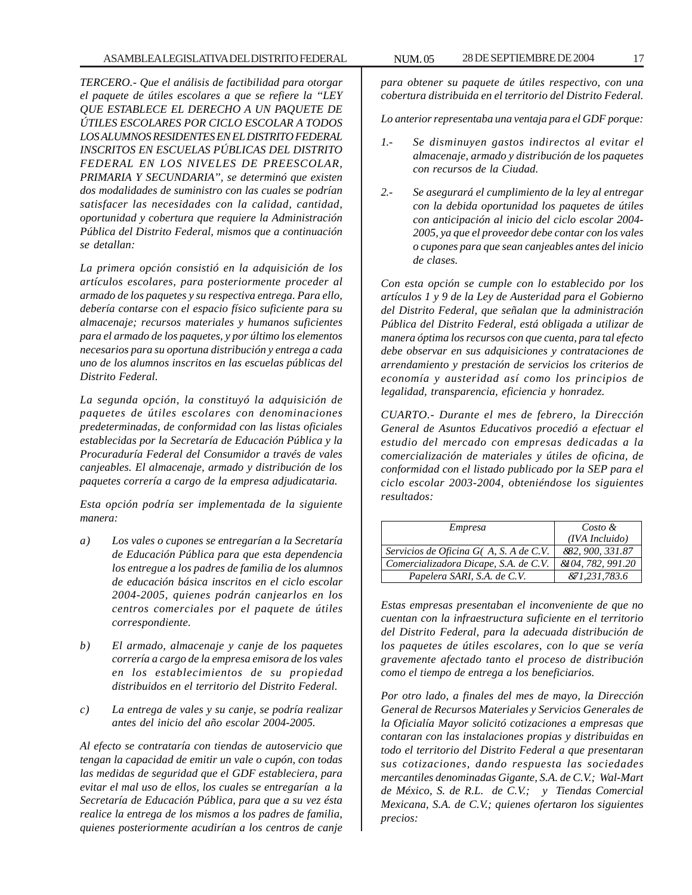*TERCERO.- Que el análisis de factibilidad para otorgar el paquete de útiles escolares a que se refiere la "LEY QUE ESTABLECE EL DERECHO A UN PAQUETE DE ÚTILES ESCOLARES POR CICLO ESCOLAR A TODOS LOS ALUMNOS RESIDENTES EN EL DISTRITO FEDERAL INSCRITOS EN ESCUELAS PÚBLICAS DEL DISTRITO FEDERAL EN LOS NIVELES DE PREESCOLAR, PRIMARIA Y SECUNDARIA", se determinó que existen dos modalidades de suministro con las cuales se podrían satisfacer las necesidades con la calidad, cantidad, oportunidad y cobertura que requiere la Administración Pública del Distrito Federal, mismos que a continuación se detallan:*

*La primera opción consistió en la adquisición de los artículos escolares, para posteriormente proceder al armado de los paquetes y su respectiva entrega. Para ello, debería contarse con el espacio físico suficiente para su almacenaje; recursos materiales y humanos suficientes para el armado de los paquetes, y por último los elementos necesarios para su oportuna distribución y entrega a cada uno de los alumnos inscritos en las escuelas públicas del Distrito Federal.*

*La segunda opción, la constituyó la adquisición de paquetes de útiles escolares con denominaciones predeterminadas, de conformidad con las listas oficiales establecidas por la Secretaría de Educación Pública y la Procuraduría Federal del Consumidor a través de vales canjeables. El almacenaje, armado y distribución de los paquetes correría a cargo de la empresa adjudicataria.*

*Esta opción podría ser implementada de la siguiente manera:*

*a) Los vales o cupones se entregarían a la Secretaría de Educación Pública para que esta dependencia los entregue a los padres de familia de los alumnos de educación básica inscritos en el ciclo escolar 2004-2005, quienes podrán canjearlos en los centros comerciales por el paquete de útiles correspondiente.*

*b) El armado, almacenaje y canje de los paquetes correría a cargo de la empresa emisora de los vales en los establecimientos de su propiedad distribuidos en el territorio del Distrito Federal.*

*c) La entrega de vales y su canje, se podría realizar antes del inicio del año escolar 2004-2005.*

*Al efecto se contrataría con tiendas de autoservicio que tengan la capacidad de emitir un vale o cupón, con todas las medidas de seguridad que el GDF estableciera, para evitar el mal uso de ellos, los cuales se entregarían a la Secretaría de Educación Pública, para que a su vez ésta realice la entrega de los mismos a los padres de familia, quienes posteriormente acudirían a los centros de canje para obtener su paquete de útiles respectivo, con una cobertura distribuida en el territorio del Distrito Federal.*

*Lo anterior representaba una ventaja para el GDF porque:*

*1.- Se disminuyen gastos indirectos al evitar el almacenaje, armado y distribución de los paquetes con recursos de la Ciudad.*

*2.- Se asegurará el cumplimiento de la ley al entregar con la debida oportunidad los paquetes de útiles con anticipación al inicio del ciclo escolar 2004-2005, ya que el proveedor debe contar con los vales o cupones para que sean canjeables antes del inicio de clases.*

*Con esta opción se cumple con lo establecido por los artículos 1 y 9 de la Ley de Austeridad para el Gobierno del Distrito Federal, que señalan que la administración Pública del Distrito Federal, está obligada a utilizar de manera óptima los recursos con que cuenta, para tal efecto debe observar en sus adquisiciones y contrataciones de arrendamiento y prestación de servicios los criterios de economía y austeridad así como los principios de legalidad, transparencia, eficiencia y honradez.*

*CUARTO.- Durante el mes de febrero, la Dirección General de Asuntos Educativos procedió a efectuar el estudio del mercado con empresas dedicadas a la comercialización de materiales y útiles de oficina, de conformidad con el listado publicado por la SEP para el ciclo escolar 2003-2004, obteniéndose los siguientes resultados:*

| *Empresa* | *Costo & (IVA Incluido)* |
|---|---|
| *Servicios de Oficina G( A, S. A de C.V.* | *&82, 900, 331.87* |
| *Comercializadora Dicape, S.A. de C.V.* | *&104, 782, 991.20* |
| *Papelera SARI, S.A. de C.V.* | *&71,231,783.6* |

*Estas empresas presentaban el inconveniente de que no cuentan con la infraestructura suficiente en el territorio del Distrito Federal, para la adecuada distribución de los paquetes de útiles escolares, con lo que se vería gravemente afectado tanto el proceso de distribución como el tiempo de entrega a los beneficiarios.*

*Por otro lado, a finales del mes de mayo, la Dirección General de Recursos Materiales y Servicios Generales de la Oficialía Mayor solicitó cotizaciones a empresas que contaran con las instalaciones propias y distribuidas en todo el territorio del Distrito Federal a que presentaran sus cotizaciones, dando respuesta las sociedades mercantiles denominadas Gigante, S.A. de C.V.; Wal-Mart de México, S. de R.L. de C.V.; y Tiendas Comercial Mexicana, S.A. de C.V.; quienes ofertaron los siguientes precios:*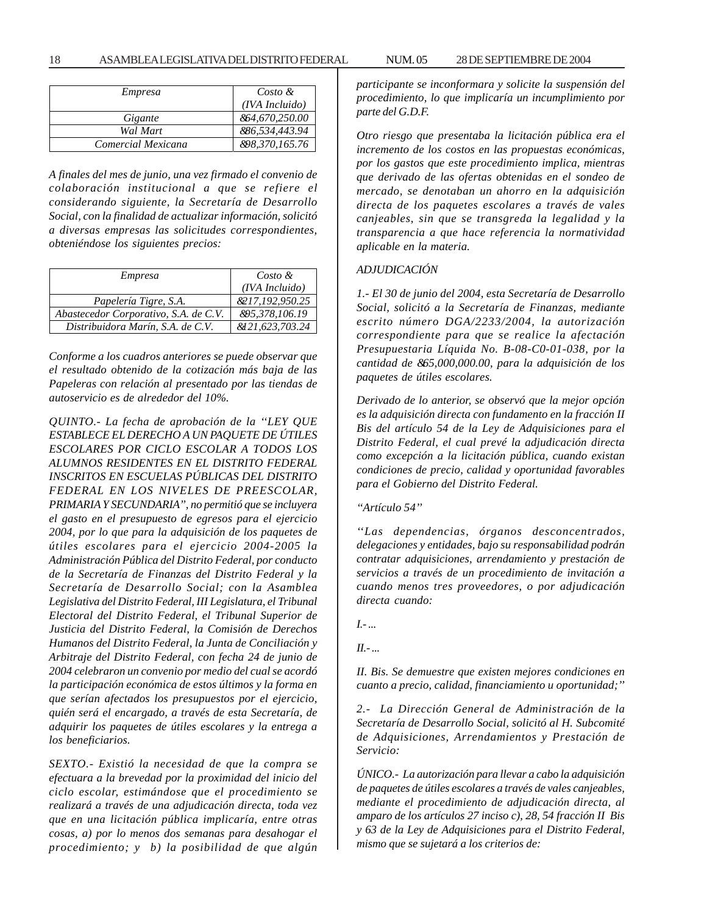| *Empresa* | *Costo & (IVA Incluido)* |
|---|---|
| *Gigante* | *&64,670,250.00* |
| *Wal Mart* | *&86,534,443.94* |
| *Comercial Mexicana* | *&98,370,165.76* |

*A finales del mes de junio, una vez firmado el convenio de colaboración institucional a que se refiere el considerando siguiente, la Secretaría de Desarrollo Social, con la finalidad de actualizar información, solicitó a diversas empresas las solicitudes correspondientes, obteniéndose los siguientes precios:*

| *Empresa* | *Costo & (IVA Incluido)* |
|---|---|
| *Papelería Tigre, S.A.* | *&217,192,950.25* |
| *Abastecedor Corporativo, S.A. de C.V.* | *&95,378,106.19* |
| *Distribuidora Marín, S.A. de C.V.* | *&121,623,703.24* |

*Conforme a los cuadros anteriores se puede observar que el resultado obtenido de la cotización más baja de las Papeleras con relación al presentado por las tiendas de autoservicio es de alrededor del 10%.*

*QUINTO.- La fecha de aprobación de la ''LEY QUE ESTABLECE EL DERECHO A UN PAQUETE DE ÚTILES ESCOLARES POR CICLO ESCOLAR A TODOS LOS ALUMNOS RESIDENTES EN EL DISTRITO FEDERAL INSCRITOS EN ESCUELAS PÚBLICAS DEL DISTRITO FEDERAL EN LOS NIVELES DE PREESCOLAR, PRIMARIA Y SECUNDARIA'', no permitió que se incluyera el gasto en el presupuesto de egresos para el ejercicio 2004, por lo que para la adquisición de los paquetes de útiles escolares para el ejercicio 2004-2005 la Administración Pública del Distrito Federal, por conducto de la Secretaría de Finanzas del Distrito Federal y la Secretaría de Desarrollo Social; con la Asamblea Legislativa del Distrito Federal, III Legislatura, el Tribunal Electoral del Distrito Federal, el Tribunal Superior de Justicia del Distrito Federal, la Comisión de Derechos Humanos del Distrito Federal, la Junta de Conciliación y Arbitraje del Distrito Federal, con fecha 24 de junio de 2004 celebraron un convenio por medio del cual se acordó la participación económica de estos últimos y la forma en que serían afectados los presupuestos por el ejercicio, quién será el encargado, a través de esta Secretaría, de adquirir los paquetes de útiles escolares y la entrega a los beneficiarios.*

*SEXTO.- Existió la necesidad de que la compra se efectuara a la brevedad por la proximidad del inicio del ciclo escolar, estimándose que el procedimiento se realizará a través de una adjudicación directa, toda vez que en una licitación pública implicaría, entre otras cosas, a) por lo menos dos semanas para desahogar el procedimiento; y b) la posibilidad de que algún participante se inconformara y solicite la suspensión del procedimiento, lo que implicaría un incumplimiento por parte del G.D.F.*

*Otro riesgo que presentaba la licitación pública era el incremento de los costos en las propuestas económicas, por los gastos que este procedimiento implica, mientras que derivado de las ofertas obtenidas en el sondeo de mercado, se denotaban un ahorro en la adquisición directa de los paquetes escolares a través de vales canjeables, sin que se transgreda la legalidad y la transparencia a que hace referencia la normatividad aplicable en la materia.*

*ADJUDICACIÓN*

*1.- El 30 de junio del 2004, esta Secretaría de Desarrollo Social, solicitó a la Secretaría de Finanzas, mediante escrito número DGA/2233/2004, la autorización correspondiente para que se realice la afectación Presupuestaria Líquida No. B-08-C0-01-038, por la cantidad de &65,000,000.00, para la adquisición de los paquetes de útiles escolares.*

*Derivado de lo anterior, se observó que la mejor opción es la adquisición directa con fundamento en la fracción II Bis del artículo 54 de la Ley de Adquisiciones para el Distrito Federal, el cual prevé la adjudicación directa como excepción a la licitación pública, cuando existan condiciones de precio, calidad y oportunidad favorables para el Gobierno del Distrito Federal.*

*''Artículo 54''*

*''Las dependencias, órganos desconcentrados, delegaciones y entidades, bajo su responsabilidad podrán contratar adquisiciones, arrendamiento y prestación de servicios a través de un procedimiento de invitación a cuando menos tres proveedores, o por adjudicación directa cuando:*

*I.- ...*

*II.- ...*

*II. Bis. Se demuestre que existen mejores condiciones en cuanto a precio, calidad, financiamiento u oportunidad;''*

*2.- La Dirección General de Administración de la Secretaría de Desarrollo Social, solicitó al H. Subcomité de Adquisiciones, Arrendamientos y Prestación de Servicio:*

*ÚNICO.- La autorización para llevar a cabo la adquisición de paquetes de útiles escolares a través de vales canjeables, mediante el procedimiento de adjudicación directa, al amparo de los artículos 27 inciso c), 28, 54 fracción II Bis y 63 de la Ley de Adquisiciones para el Distrito Federal, mismo que se sujetará a los criterios de:*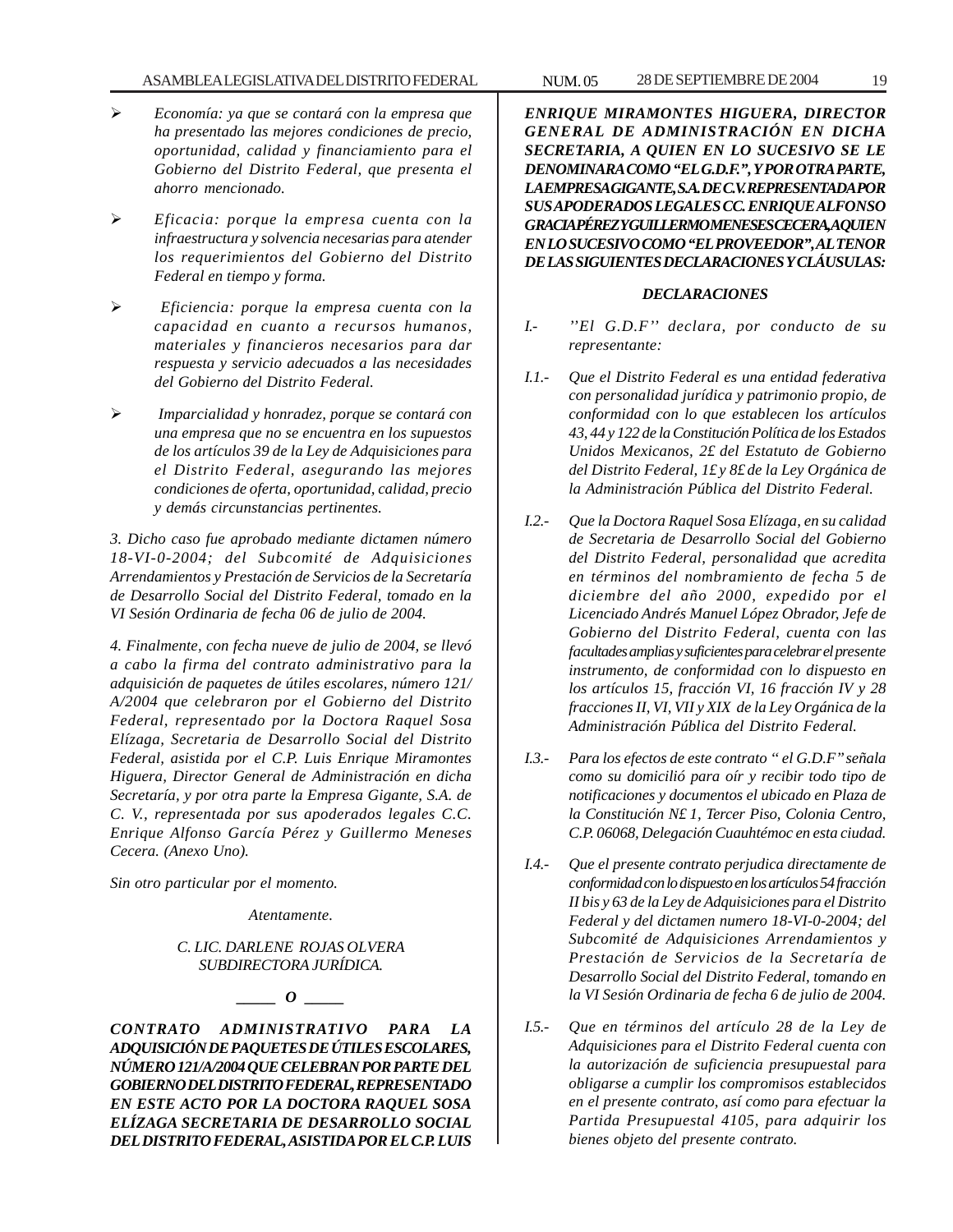- *Economía: ya que se contará con la empresa que ha presentado las mejores condiciones de precio, oportunidad, calidad y financiamiento para el Gobierno del Distrito Federal, que presenta el ahorro mencionado.*

- *Eficacia: porque la empresa cuenta con la infraestructura y solvencia necesarias para atender los requerimientos del Gobierno del Distrito Federal en tiempo y forma.*

- *Eficiencia: porque la empresa cuenta con la capacidad en cuanto a recursos humanos, materiales y financieros necesarios para dar respuesta y servicio adecuados a las necesidades del Gobierno del Distrito Federal.*

- *Imparcialidad y honradez, porque se contará con una empresa que no se encuentra en los supuestos de los artículos 39 de la Ley de Adquisiciones para el Distrito Federal, asegurando las mejores condiciones de oferta, oportunidad, calidad, precio y demás circunstancias pertinentes.*

*3. Dicho caso fue aprobado mediante dictamen número 18-VI-0-2004; del Subcomité de Adquisiciones Arrendamientos y Prestación de Servicios de la Secretaría de Desarrollo Social del Distrito Federal, tomado en la VI Sesión Ordinaria de fecha 06 de julio de 2004.*

*4. Finalmente, con fecha nueve de julio de 2004, se llevó a cabo la firma del contrato administrativo para la adquisición de paquetes de útiles escolares, número 121/A/2004 que celebraron por el Gobierno del Distrito Federal, representado por la Doctora Raquel Sosa Elízaga, Secretaria de Desarrollo Social del Distrito Federal, asistida por el C.P. Luis Enrique Miramontes Higuera, Director General de Administración en dicha Secretaría, y por otra parte la Empresa Gigante, S.A. de C. V., representada por sus apoderados legales C.C. Enrique Alfonso García Pérez y Guillermo Meneses Cecera. (Anexo Uno).*

*Sin otro particular por el momento.*

*Atentamente.*

*C. LIC. DARLENE ROJAS OLVERA*
*SUBDIRECTORA JURÍDICA.*

_____ O _____

***CONTRATO ADMINISTRATIVO PARA LA ADQUISICIÓN DE PAQUETES DE ÚTILES ESCOLARES, NÚMERO 121/A/2004 QUE CELEBRAN POR PARTE DEL GOBIERNO DEL DISTRITO FEDERAL, REPRESENTADO EN ESTE ACTO POR LA DOCTORA RAQUEL SOSA ELÍZAGA SECRETARIA DE DESARROLLO SOCIAL DEL DISTRITO FEDERAL, ASISTIDA POR EL C.P. LUIS ENRIQUE MIRAMONTES HIGUERA, DIRECTOR GENERAL DE ADMINISTRACIÓN EN DICHA SECRETARIA, A QUIEN EN LO SUCESIVO SE LE DENOMINARA COMO "EL G.D.F.", Y POR OTRA PARTE, LA EMPRESA GIGANTE, S.A. DE C.V. REPRESENTADA POR SUS APODERADOS LEGALES CC. ENRIQUE ALFONSO GRACIA PÉREZ Y GUILLERMO MENESES CECERA, A QUIEN EN LO SUCESIVO COMO "EL PROVEEDOR", AL TENOR DE LAS SIGUIENTES DECLARACIONES Y CLÁUSULAS:***

***DECLARACIONES***

*I.- ''El G.D.F'' declara, por conducto de su representante:*

*I.1.- Que el Distrito Federal es una entidad federativa con personalidad jurídica y patrimonio propio, de conformidad con lo que establecen los artículos 43, 44 y 122 de la Constitución Política de los Estados Unidos Mexicanos, 2£ del Estatuto de Gobierno del Distrito Federal, 1£ y 8£ de la Ley Orgánica de la Administración Pública del Distrito Federal.*

*I.2.- Que la Doctora Raquel Sosa Elízaga, en su calidad de Secretaria de Desarrollo Social del Gobierno del Distrito Federal, personalidad que acredita en términos del nombramiento de fecha 5 de diciembre del año 2000, expedido por el Licenciado Andrés Manuel López Obrador, Jefe de Gobierno del Distrito Federal, cuenta con las facultades amplias y suficientes para celebrar el presente instrumento, de conformidad con lo dispuesto en los artículos 15, fracción VI, 16 fracción IV y 28 fracciones II, VI, VII y XIX de la Ley Orgánica de la Administración Pública del Distrito Federal.*

*I.3.- Para los efectos de este contrato " el G.D.F" señala como su domicilió para oír y recibir todo tipo de notificaciones y documentos el ubicado en Plaza de la Constitución N£ 1, Tercer Piso, Colonia Centro, C.P. 06068, Delegación Cuauhtémoc en esta ciudad.*

*I.4.- Que el presente contrato perjudica directamente de conformidad con lo dispuesto en los artículos 54 fracción II bis y 63 de la Ley de Adquisiciones para el Distrito Federal y del dictamen numero 18-VI-0-2004; del Subcomité de Adquisiciones Arrendamientos y Prestación de Servicios de la Secretaría de Desarrollo Social del Distrito Federal, tomando en la VI Sesión Ordinaria de fecha 6 de julio de 2004.*

*I.5.- Que en términos del artículo 28 de la Ley de Adquisiciones para el Distrito Federal cuenta con la autorización de suficiencia presupuestal para obligarse a cumplir los compromisos establecidos en el presente contrato, así como para efectuar la Partida Presupuestal 4105, para adquirir los bienes objeto del presente contrato.*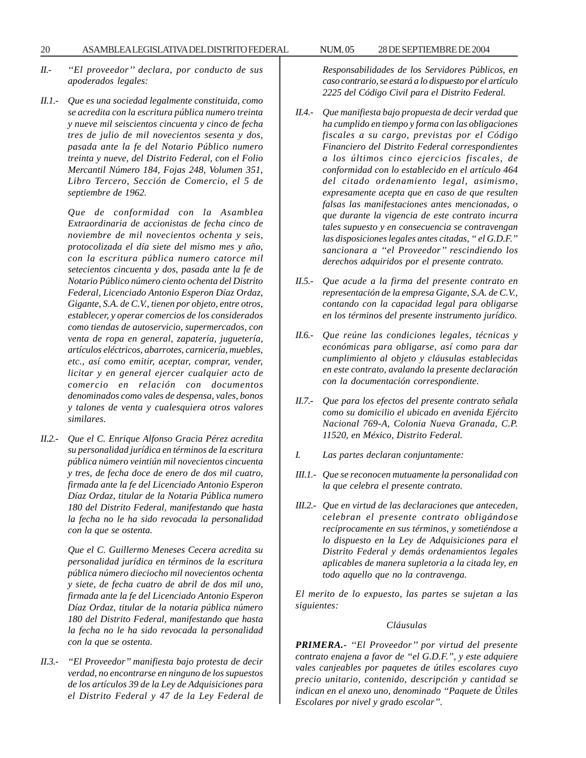*II.- "El proveedor" declara, por conducto de sus apoderados legales:*

*II.1.- Que es una sociedad legalmente constituida, como se acredita con la escritura pública numero treinta y nueve mil seiscientos cincuenta y cinco de fecha tres de julio de mil novecientos sesenta y dos, pasada ante la fe del Notario Público numero treinta y nueve, del Distrito Federal, con el Folio Mercantil Número 184, Fojas 248, Volumen 351, Libro Tercero, Sección de Comercio, el 5 de septiembre de 1962.*

*Que de conformidad con la Asamblea Extraordinaria de accionistas de fecha cinco de noviembre de mil novecientos ochenta y seis, protocolizada el día siete del mismo mes y año, con la escritura pública numero catorce mil setecientos cincuenta y dos, pasada ante la fe de Notario Público número ciento ochenta del Distrito Federal, Licenciado Antonio Esperon Díaz Ordaz, Gigante, S.A. de C.V., tienen por objeto, entre otros, establecer, y operar comercios de los considerados como tiendas de autoservicio, supermercados, con venta de ropa en general, zapatería, juguetería, artículos eléctricos, abarrotes, carnicería, muebles, etc., así como emitir, aceptar, comprar, vender, licitar y en general ejercer cualquier acto de comercio en relación con documentos denominados como vales de despensa, vales, bonos y talones de venta y cualesquiera otros valores similares.*

*II.2.- Que el C. Enrique Alfonso Gracia Pérez acredita su personalidad jurídica en términos de la escritura pública número veintiún mil novecientos cincuenta y tres, de fecha doce de enero de dos mil cuatro, firmada ante la fe del Licenciado Antonio Esperon Díaz Ordaz, titular de la Notaria Pública numero 180 del Distrito Federal, manifestando que hasta la fecha no le ha sido revocada la personalidad con la que se ostenta.*

*Que el C. Guillermo Meneses Cecera acredita su personalidad jurídica en términos de la escritura pública número dieciocho mil novecientos ochenta y siete, de fecha cuatro de abril de dos mil uno, firmada ante la fe del Licenciado Antonio Esperon Díaz Ordaz, titular de la notaria pública número 180 del Distrito Federal, manifestando que hasta la fecha no le ha sido revocada la personalidad con la que se ostenta.*

*II.3.- "El Proveedor" manifiesta bajo protesta de decir verdad, no encontrarse en ninguno de los supuestos de los artículos 39 de la Ley de Adquisiciones para el Distrito Federal y 47 de la Ley Federal de Responsabilidades de los Servidores Públicos, en caso contrario, se estará a lo dispuesto por el artículo 2225 del Código Civil para el Distrito Federal.*

*II.4.- Que manifiesta bajo propuesta de decir verdad que ha cumplido en tiempo y forma con las obligaciones fiscales a su cargo, previstas por el Código Financiero del Distrito Federal correspondientes a los últimos cinco ejercicios fiscales, de conformidad con lo establecido en el artículo 464 del citado ordenamiento legal, asimismo, expresamente acepta que en caso de que resulten falsas las manifestaciones antes mencionadas, o que durante la vigencia de este contrato incurra tales supuesto y en consecuencia se contravengan las disposiciones legales antes citadas, " el G.D.F." sancionara a "el Proveedor" rescindiendo los derechos adquiridos por el presente contrato.*

*II.5.- Que acude a la firma del presente contrato en representación de la empresa Gigante, S.A. de C.V., contando con la capacidad legal para obligarse en los términos del presente instrumento jurídico.*

*II.6.- Que reúne las condiciones legales, técnicas y económicas para obligarse, así como para dar cumplimiento al objeto y cláusulas establecidas en este contrato, avalando la presente declaración con la documentación correspondiente.*

*II.7.- Que para los efectos del presente contrato señala como su domicilio el ubicado en avenida Ejército Nacional 769-A, Colonia Nueva Granada, C.P. 11520, en México, Distrito Federal.*

*I. Las partes declaran conjuntamente:*

*III.1.- Que se reconocen mutuamente la personalidad con la que celebra el presente contrato.*

*III.2.- Que en virtud de las declaraciones que anteceden, celebran el presente contrato obligándose recíprocamente en sus términos, y sometiéndose a lo dispuesto en la Ley de Adquisiciones para el Distrito Federal y demás ordenamientos legales aplicables de manera supletoria a la citada ley, en todo aquello que no la contravenga.*

*El merito de lo expuesto, las partes se sujetan a las siguientes:*

*Cláusulas*

***PRIMERA.-** "El Proveedor" por virtud del presente contrato enajena a favor de "el G.D.F.", y este adquiere vales canjeables por paquetes de útiles escolares cuyo precio unitario, contenido, descripción y cantidad se indican en el anexo uno, denominado "Paquete de Útiles Escolares por nivel y grado escolar".*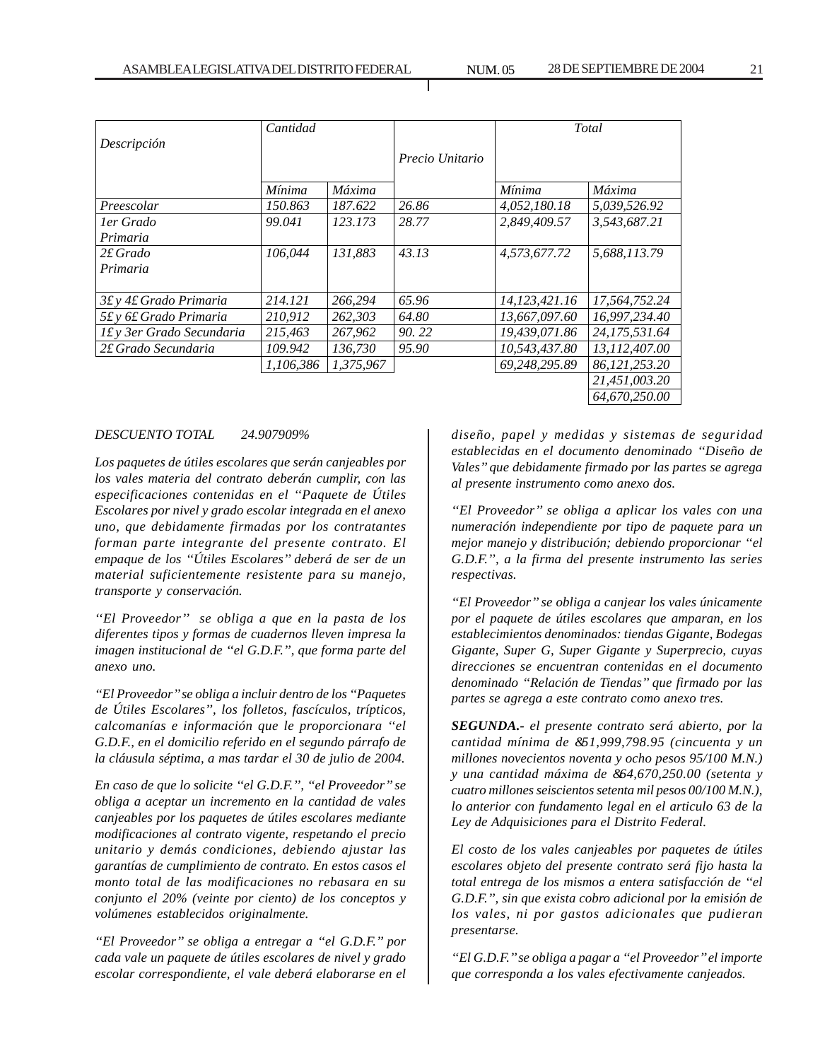| *Descripción* | *Cantidad* | | *Precio Unitario* | *Total* | |
|---|---|---|---|---|---|
| | *Mínima* | *Máxima* | | *Mínima* | *Máxima* |
| *Preescolar* | *150.863* | *187.622* | *26.86* | *4,052,180.18* | *5,039,526.92* |
| *1er Grado Primaria* | *99.041* | *123.173* | *28.77* | *2,849,409.57* | *3,543,687.21* |
| *2£ Grado Primaria* | *106,044* | *131,883* | *43.13* | *4,573,677.72* | *5,688,113.79* |
| *3£ y 4£ Grado Primaria* | *214.121* | *266,294* | *65.96* | *14,123,421.16* | *17,564,752.24* |
| *5£ y 6£ Grado Primaria* | *210,912* | *262,303* | *64.80* | *13,667,097.60* | *16,997,234.40* |
| *1£ y 3er Grado Secundaria* | *215,463* | *267,962* | *90. 22* | *19,439,071.86* | *24,175,531.64* |
| *2£ Grado Secundaria* | *109.942* | *136,730* | *95.90* | *10,543,437.80* | *13,112,407.00* |
| | *1,106,386* | *1,375,967* | | *69,248,295.89* | *86,121,253.20* |
| | | | | | *21,451,003.20* |
| | | | | | *64,670,250.00* |

*DESCUENTO TOTAL 24.907909%*

*Los paquetes de útiles escolares que serán canjeables por los vales materia del contrato deberán cumplir, con las especificaciones contenidas en el "Paquete de Útiles Escolares por nivel y grado escolar integrada en el anexo uno, que debidamente firmadas por los contratantes forman parte integrante del presente contrato. El empaque de los "Útiles Escolares" deberá de ser de un material suficientemente resistente para su manejo, transporte y conservación.*

*"El Proveedor" se obliga a que en la pasta de los diferentes tipos y formas de cuadernos lleven impresa la imagen institucional de "el G.D.F.", que forma parte del anexo uno.*

*"El Proveedor" se obliga a incluir dentro de los "Paquetes de Útiles Escolares", los folletos, fascículos, trípticos, calcomanías e información que le proporcionara "el G.D.F., en el domicilio referido en el segundo párrafo de la cláusula séptima, a mas tardar el 30 de julio de 2004.*

*En caso de que lo solicite "el G.D.F.", "el Proveedor" se obliga a aceptar un incremento en la cantidad de vales canjeables por los paquetes de útiles escolares mediante modificaciones al contrato vigente, respetando el precio unitario y demás condiciones, debiendo ajustar las garantías de cumplimiento de contrato. En estos casos el monto total de las modificaciones no rebasara en su conjunto el 20% (veinte por ciento) de los conceptos y volúmenes establecidos originalmente.*

*"El Proveedor" se obliga a entregar a "el G.D.F." por cada vale un paquete de útiles escolares de nivel y grado escolar correspondiente, el vale deberá elaborarse en el diseño, papel y medidas y sistemas de seguridad establecidas en el documento denominado "Diseño de Vales" que debidamente firmado por las partes se agrega al presente instrumento como anexo dos.*

*"El Proveedor" se obliga a aplicar los vales con una numeración independiente por tipo de paquete para un mejor manejo y distribución; debiendo proporcionar "el G.D.F.", a la firma del presente instrumento las series respectivas.*

*"El Proveedor" se obliga a canjear los vales únicamente por el paquete de útiles escolares que amparan, en los establecimientos denominados: tiendas Gigante, Bodegas Gigante, Super G, Super Gigante y Superprecio, cuyas direcciones se encuentran contenidas en el documento denominado "Relación de Tiendas" que firmado por las partes se agrega a este contrato como anexo tres.*

***SEGUNDA.-** el presente contrato será abierto, por la cantidad mínima de &51,999,798.95 (cincuenta y un millones novecientos noventa y ocho pesos 95/100 M.N.) y una cantidad máxima de &64,670,250.00 (setenta y cuatro millones seiscientos setenta mil pesos 00/100 M.N.), lo anterior con fundamento legal en el articulo 63 de la Ley de Adquisiciones para el Distrito Federal.*

*El costo de los vales canjeables por paquetes de útiles escolares objeto del presente contrato será fijo hasta la total entrega de los mismos a entera satisfacción de "el G.D.F.", sin que exista cobro adicional por la emisión de los vales, ni por gastos adicionales que pudieran presentarse.*

*"El G.D.F." se obliga a pagar a "el Proveedor" el importe que corresponda a los vales efectivamente canjeados.*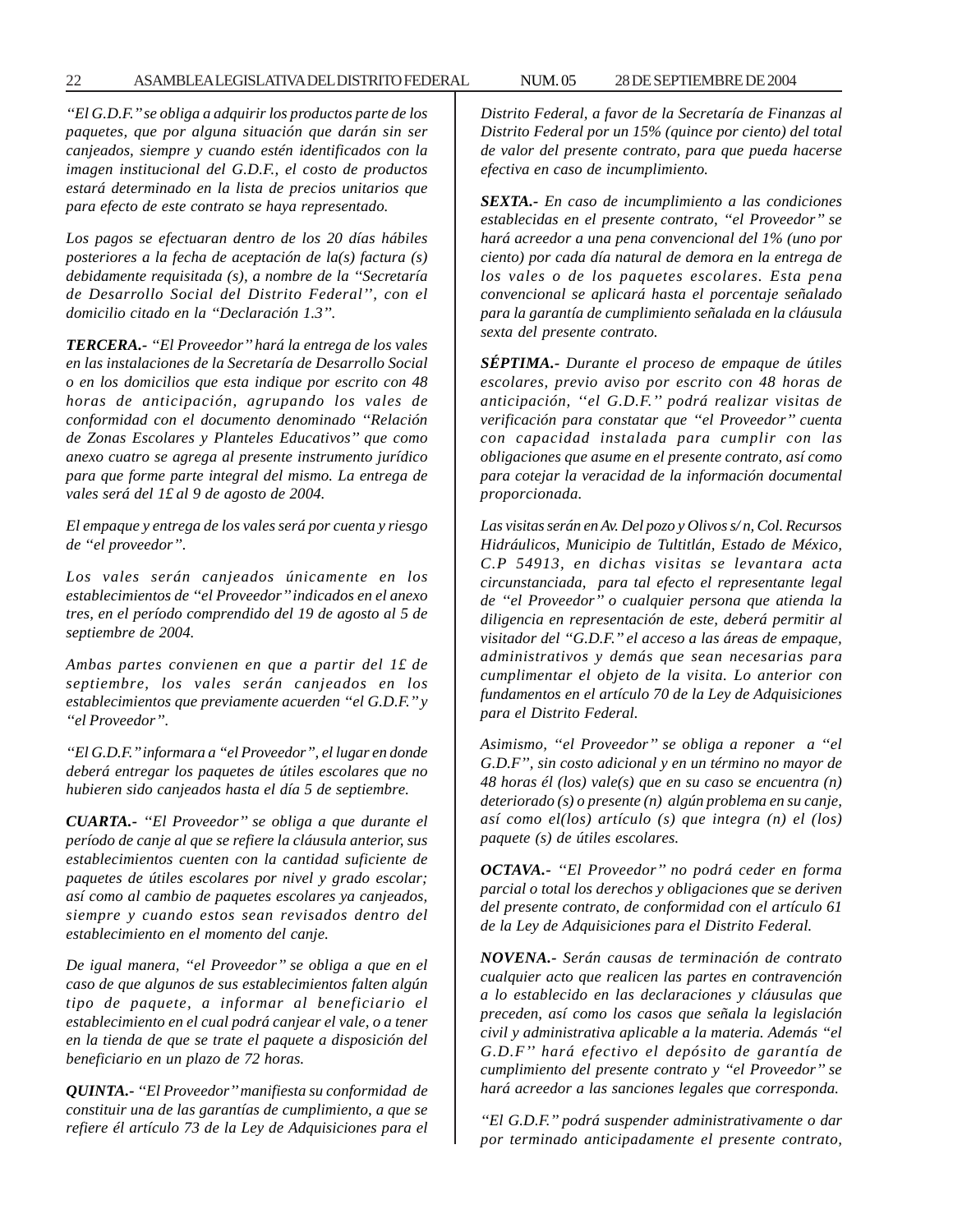*"El G.D.F." se obliga a adquirir los productos parte de los paquetes, que por alguna situación que darán sin ser canjeados, siempre y cuando estén identificados con la imagen institucional del G.D.F., el costo de productos estará determinado en la lista de precios unitarios que para efecto de este contrato se haya representado.*

*Los pagos se efectuaran dentro de los 20 días hábiles posteriores a la fecha de aceptación de la(s) factura (s) debidamente requisitada (s), a nombre de la "Secretaría de Desarrollo Social del Distrito Federal'', con el domicilio citado en la "Declaración 1.3".*

***TERCERA.-*** *"El Proveedor" hará la entrega de los vales en las instalaciones de la Secretaría de Desarrollo Social o en los domicilios que esta indique por escrito con 48 horas de anticipación, agrupando los vales de conformidad con el documento denominado "Relación de Zonas Escolares y Planteles Educativos" que como anexo cuatro se agrega al presente instrumento jurídico para que forme parte integral del mismo. La entrega de vales será del 1£ al 9 de agosto de 2004.*

*El empaque y entrega de los vales será por cuenta y riesgo de "el proveedor".*

*Los vales serán canjeados únicamente en los establecimientos de "el Proveedor" indicados en el anexo tres, en el período comprendido del 19 de agosto al 5 de septiembre de 2004.*

*Ambas partes convienen en que a partir del 1£ de septiembre, los vales serán canjeados en los establecimientos que previamente acuerden "el G.D.F." y "el Proveedor".*

*"El G.D.F." informara a "el Proveedor", el lugar en donde deberá entregar los paquetes de útiles escolares que no hubieren sido canjeados hasta el día 5 de septiembre.*

***CUARTA.-*** *"El Proveedor" se obliga a que durante el período de canje al que se refiere la cláusula anterior, sus establecimientos cuenten con la cantidad suficiente de paquetes de útiles escolares por nivel y grado escolar; así como al cambio de paquetes escolares ya canjeados, siempre y cuando estos sean revisados dentro del establecimiento en el momento del canje.*

*De igual manera, "el Proveedor" se obliga a que en el caso de que algunos de sus establecimientos falten algún tipo de paquete, a informar al beneficiario el establecimiento en el cual podrá canjear el vale, o a tener en la tienda de que se trate el paquete a disposición del beneficiario en un plazo de 72 horas.*

***QUINTA.-*** *"El Proveedor" manifiesta su conformidad de constituir una de las garantías de cumplimiento, a que se refiere él artículo 73 de la Ley de Adquisiciones para el Distrito Federal, a favor de la Secretaría de Finanzas al Distrito Federal por un 15% (quince por ciento) del total de valor del presente contrato, para que pueda hacerse efectiva en caso de incumplimiento.*

***SEXTA.-*** *En caso de incumplimiento a las condiciones establecidas en el presente contrato, "el Proveedor" se hará acreedor a una pena convencional del 1% (uno por ciento) por cada día natural de demora en la entrega de los vales o de los paquetes escolares. Esta pena convencional se aplicará hasta el porcentaje señalado para la garantía de cumplimiento señalada en la cláusula sexta del presente contrato.*

***SÉPTIMA.-*** *Durante el proceso de empaque de útiles escolares, previo aviso por escrito con 48 horas de anticipación, ''el G.D.F.'' podrá realizar visitas de verificación para constatar que "el Proveedor" cuenta con capacidad instalada para cumplir con las obligaciones que asume en el presente contrato, así como para cotejar la veracidad de la información documental proporcionada.*

*Las visitas serán en Av. Del pozo y Olivos s/ n, Col. Recursos Hidráulicos, Municipio de Tultitlán, Estado de México, C.P 54913, en dichas visitas se levantara acta circunstanciada, para tal efecto el representante legal de "el Proveedor" o cualquier persona que atienda la diligencia en representación de este, deberá permitir al visitador del "G.D.F." el acceso a las áreas de empaque, administrativos y demás que sean necesarias para cumplimentar el objeto de la visita. Lo anterior con fundamentos en el artículo 70 de la Ley de Adquisiciones para el Distrito Federal.*

*Asimismo, "el Proveedor" se obliga a reponer a "el G.D.F", sin costo adicional y en un término no mayor de 48 horas él (los) vale(s) que en su caso se encuentra (n) deteriorado (s) o presente (n) algún problema en su canje, así como el(los) artículo (s) que integra (n) el (los) paquete (s) de útiles escolares.*

***OCTAVA.-*** *"El Proveedor" no podrá ceder en forma parcial o total los derechos y obligaciones que se deriven del presente contrato, de conformidad con el artículo 61 de la Ley de Adquisiciones para el Distrito Federal.*

***NOVENA.-*** *Serán causas de terminación de contrato cualquier acto que realicen las partes en contravención a lo establecido en las declaraciones y cláusulas que preceden, así como los casos que señala la legislación civil y administrativa aplicable a la materia. Además "el G.D.F" hará efectivo el depósito de garantía de cumplimiento del presente contrato y "el Proveedor" se hará acreedor a las sanciones legales que corresponda.*

*"El G.D.F." podrá suspender administrativamente o dar por terminado anticipadamente el presente contrato,*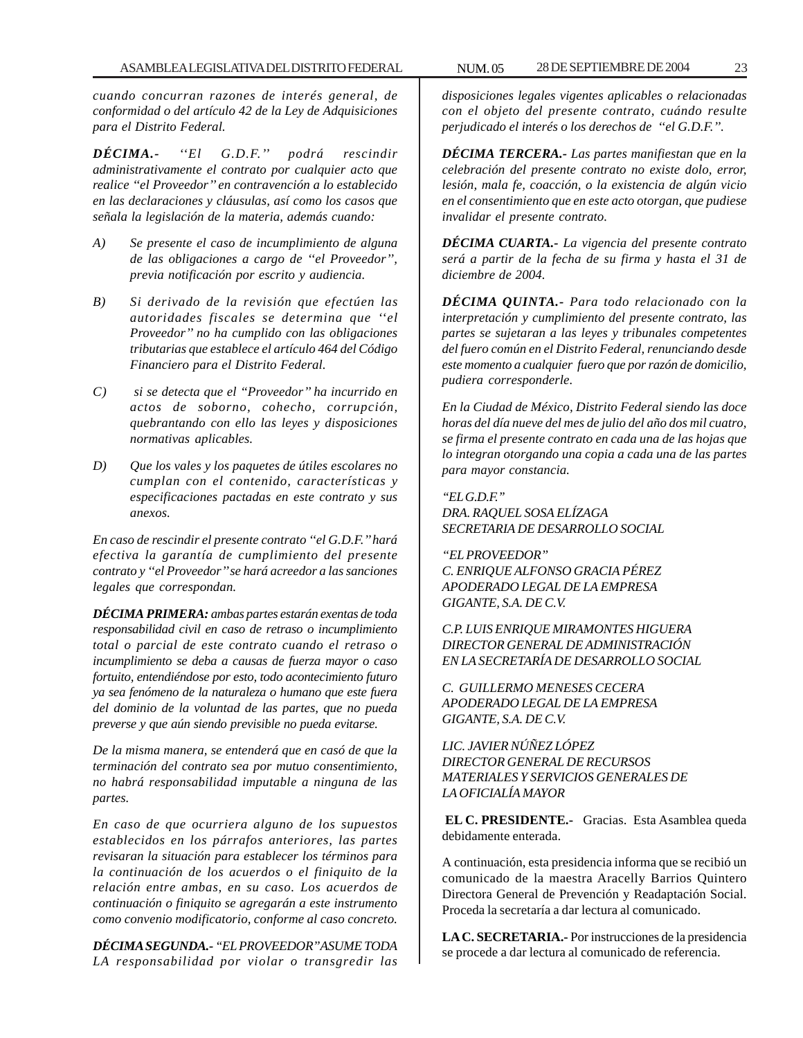*cuando concurran razones de interés general, de conformidad o del artículo 42 de la Ley de Adquisiciones para el Distrito Federal.*

***DÉCIMA.-*** *''El G.D.F.'' podrá rescindir administrativamente el contrato por cualquier acto que realice "el Proveedor" en contravención a lo establecido en las declaraciones y cláusulas, así como los casos que señala la legislación de la materia, además cuando:*

*A) Se presente el caso de incumplimiento de alguna de las obligaciones a cargo de "el Proveedor", previa notificación por escrito y audiencia.*

*B) Si derivado de la revisión que efectúen las autoridades fiscales se determina que ''el Proveedor" no ha cumplido con las obligaciones tributarias que establece el artículo 464 del Código Financiero para el Distrito Federal.*

*C) si se detecta que el "Proveedor" ha incurrido en actos de soborno, cohecho, corrupción, quebrantando con ello las leyes y disposiciones normativas aplicables.*

*D) Que los vales y los paquetes de útiles escolares no cumplan con el contenido, características y especificaciones pactadas en este contrato y sus anexos.*

*En caso de rescindir el presente contrato "el G.D.F." hará efectiva la garantía de cumplimiento del presente contrato y "el Proveedor" se hará acreedor a las sanciones legales que correspondan.*

***DÉCIMA PRIMERA:*** *ambas partes estarán exentas de toda responsabilidad civil en caso de retraso o incumplimiento total o parcial de este contrato cuando el retraso o incumplimiento se deba a causas de fuerza mayor o caso fortuito, entendiéndose por esto, todo acontecimiento futuro ya sea fenómeno de la naturaleza o humano que este fuera del dominio de la voluntad de las partes, que no pueda preverse y que aún siendo previsible no pueda evitarse.*

*De la misma manera, se entenderá que en casó de que la terminación del contrato sea por mutuo consentimiento, no habrá responsabilidad imputable a ninguna de las partes.*

*En caso de que ocurriera alguno de los supuestos establecidos en los párrafos anteriores, las partes revisaran la situación para establecer los términos para la continuación de los acuerdos o el finiquito de la relación entre ambas, en su caso. Los acuerdos de continuación o finiquito se agregarán a este instrumento como convenio modificatorio, conforme al caso concreto.*

***DÉCIMA SEGUNDA.-*** *"EL PROVEEDOR" ASUME TODA LA responsabilidad por violar o transgredir las disposiciones legales vigentes aplicables o relacionadas con el objeto del presente contrato, cuándo resulte perjudicado el interés o los derechos de "el G.D.F.".*

***DÉCIMA TERCERA.-*** *Las partes manifiestan que en la celebración del presente contrato no existe dolo, error, lesión, mala fe, coacción, o la existencia de algún vicio en el consentimiento que en este acto otorgan, que pudiese invalidar el presente contrato.*

***DÉCIMA CUARTA.-*** *La vigencia del presente contrato será a partir de la fecha de su firma y hasta el 31 de diciembre de 2004.*

***DÉCIMA QUINTA.-*** *Para todo relacionado con la interpretación y cumplimiento del presente contrato, las partes se sujetaran a las leyes y tribunales competentes del fuero común en el Distrito Federal, renunciando desde este momento a cualquier fuero que por razón de domicilio, pudiera corresponderle.*

*En la Ciudad de México, Distrito Federal siendo las doce horas del día nueve del mes de julio del año dos mil cuatro, se firma el presente contrato en cada una de las hojas que lo integran otorgando una copia a cada una de las partes para mayor constancia.*

*"EL G.D.F."*
*DRA. RAQUEL SOSA ELÍZAGA*
*SECRETARIA DE DESARROLLO SOCIAL*

*"EL PROVEEDOR"*
*C. ENRIQUE ALFONSO GRACIA PÉREZ*
*APODERADO LEGAL DE LA EMPRESA*
*GIGANTE, S.A. DE C.V.*

*C.P. LUIS ENRIQUE MIRAMONTES HIGUERA*
*DIRECTOR GENERAL DE ADMINISTRACIÓN*
*EN LA SECRETARÍA DE DESARROLLO SOCIAL*

*C. GUILLERMO MENESES CECERA*
*APODERADO LEGAL DE LA EMPRESA*
*GIGANTE, S.A. DE C.V.*

*LIC. JAVIER NÚÑEZ LÓPEZ*
*DIRECTOR GENERAL DE RECURSOS*
*MATERIALES Y SERVICIOS GENERALES DE*
*LA OFICIALÍA MAYOR*

**EL C. PRESIDENTE.-** Gracias. Esta Asamblea queda debidamente enterada.

A continuación, esta presidencia informa que se recibió un comunicado de la maestra Aracelly Barrios Quintero Directora General de Prevención y Readaptación Social. Proceda la secretaría a dar lectura al comunicado.

**LA C. SECRETARIA.-** Por instrucciones de la presidencia se procede a dar lectura al comunicado de referencia.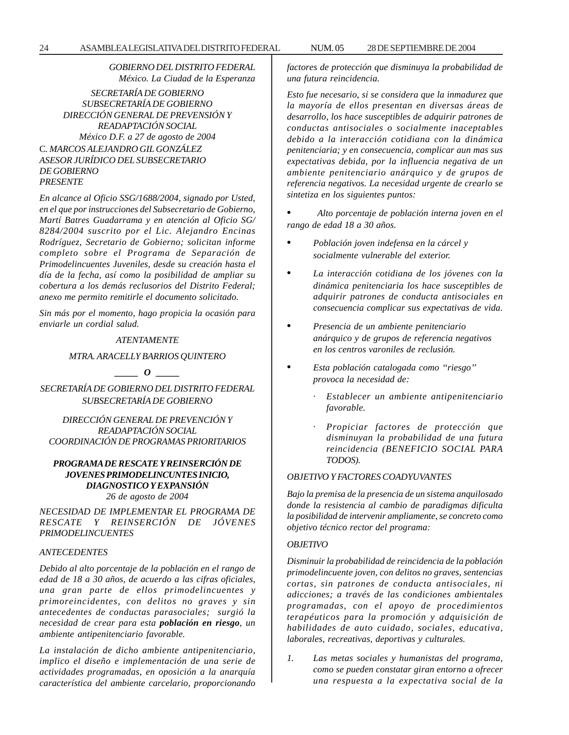*GOBIERNO DEL DISTRITO FEDERAL*
*México. La Ciudad de la Esperanza*

*SECRETARÍA DE GOBIERNO*
*SUBSECRETARÍA DE GOBIERNO*
*DIRECCIÓN GENERAL DE PREVENSIÓN Y READAPTACIÓN SOCIAL*
*México D.F. a 27 de agosto de 2004*

C. *MARCOS ALEJANDRO GIL GONZÁLEZ*
*ASESOR JURÍDICO DEL SUBSECRETARIO DE GOBIERNO*
*PRESENTE*

*En alcance al Oficio SSG/1688/2004, signado por Usted, en el que por instrucciones del Subsecretario de Gobierno, Martí Batres Guadarrama y en atención al Oficio SG/ 8284/2004 suscrito por el Lic. Alejandro Encinas Rodríguez, Secretario de Gobierno; solicitan informe completo sobre el Programa de Separación de Primodelincuentes Juveniles, desde su creación hasta el día de la fecha, así como la posibilidad de ampliar su cobertura a los demás reclusorios del Distrito Federal; anexo me permito remitirle el documento solicitado.*

*Sin más por el momento, hago propicia la ocasión para enviarle un cordial salud.*

*ATENTAMENTE*

*MTRA. ARACELLY BARRIOS QUINTERO*

*_____ O _____*

*SECRETARÍA DE GOBIERNO DEL DISTRITO FEDERAL*
*SUBSECRETARÍA DE GOBIERNO*

*DIRECCIÓN GENERAL DE PREVENCIÓN Y READAPTACIÓN SOCIAL*
*COORDINACIÓN DE PROGRAMAS PRIORITARIOS*

***PROGRAMA DE RESCATE Y REINSERCIÓN DE JOVENES PRIMODELINCUNTES INICIO, DIAGNOSTICO Y EXPANSIÓN***
*26 de agosto de 2004*

*NECESIDAD DE IMPLEMENTAR EL PROGRAMA DE RESCATE Y REINSERCIÓN DE JÓVENES PRIMODELINCUENTES*

*ANTECEDENTES*

*Debido al alto porcentaje de la población en el rango de edad de 18 a 30 años, de acuerdo a las cifras oficiales, una gran parte de ellos primodelincuentes y primoreincidentes, con delitos no graves y sin antecedentes de conductas parasociales; surgió la necesidad de crear para esta **población en riesgo**, un ambiente antipenitenciario favorable.*

*La instalación de dicho ambiente antipenitenciario, implico el diseño e implementación de una serie de actividades programadas, en oposición a la anarquía característica del ambiente carcelario, proporcionando factores de protección que disminuya la probabilidad de una futura reincidencia.*

*Esto fue necesario, si se considera que la inmadurez que la mayoría de ellos presentan en diversas áreas de desarrollo, los hace susceptibles de adquirir patrones de conductas antisociales o socialmente inaceptables debido a la interacción cotidiana con la dinámica penitenciaria; y en consecuencia, complicar aun mas sus expectativas debida, por la influencia negativa de un ambiente penitenciario anárquico y de grupos de referencia negativos. La necesidad urgente de crearlo se sintetiza en los siguientes puntos:*

- *Alto porcentaje de población interna joven en el rango de edad 18 a 30 años.*
- *Población joven indefensa en la cárcel y socialmente vulnerable del exterior.*
- *La interacción cotidiana de los jóvenes con la dinámica penitenciaria los hace susceptibles de adquirir patrones de conducta antisociales en consecuencia complicar sus expectativas de vida.*
- *Presencia de un ambiente penitenciario anárquico y de grupos de referencia negativos en los centros varoniles de reclusión.*
- *Esta población catalogada como "riesgo" provoca la necesidad de:*
  - *Establecer un ambiente antipenitenciario favorable.*
  - *Propiciar factores de protección que disminuyan la probabilidad de una futura reincidencia (BENEFICIO SOCIAL PARA TODOS).*

*OBJETIVO Y FACTORES COADYUVANTES*

*Bajo la premisa de la presencia de un sistema anquilosado donde la resistencia al cambio de paradigmas dificulta la posibilidad de intervenir ampliamente, se concreto como objetivo técnico rector del programa:*

*OBJETIVO*

*Disminuir la probabilidad de reincidencia de la población primodelincuente joven, con delitos no graves, sentencias cortas, sin patrones de conducta antisociales, ni adicciones; a través de las condiciones ambientales programadas, con el apoyo de procedimientos terapéuticos para la promoción y adquisición de habilidades de auto cuidado, sociales, educativa, laborales, recreativas, deportivas y culturales.*

1. *Las metas sociales y humanistas del programa, como se pueden constatar giran entorno a ofrecer una respuesta a la expectativa social de la*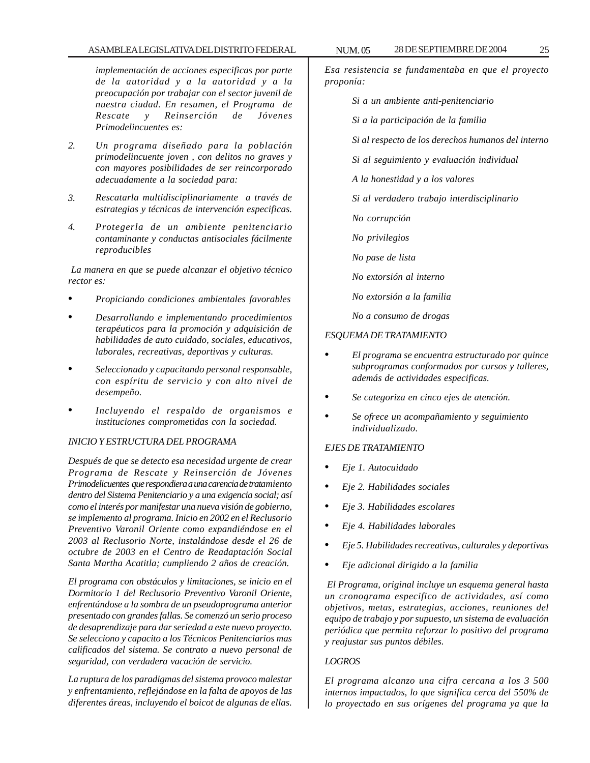*implementación de acciones especificas por parte de la autoridad y a la autoridad y a la preocupación por trabajar con el sector juvenil de nuestra ciudad. En resumen, el Programa de Rescate y Reinserción de Jóvenes Primodelincuentes es:*

2. *Un programa diseñado para la población primodelincuente joven , con delitos no graves y con mayores posibilidades de ser reincorporado adecuadamente a la sociedad para:*

3. *Rescatarla multidisciplinariamente a través de estrategias y técnicas de intervención especificas.*

4. *Protegerla de un ambiente penitenciario contaminante y conductas antisociales fácilmente reproducibles*

*La manera en que se puede alcanzar el objetivo técnico rector es:*

- *Propiciando condiciones ambientales favorables*
- *Desarrollando e implementando procedimientos terapéuticos para la promoción y adquisición de habilidades de auto cuidado, sociales, educativos, laborales, recreativas, deportivas y culturas.*
- *Seleccionado y capacitando personal responsable, con espíritu de servicio y con alto nivel de desempeño.*
- *Incluyendo el respaldo de organismos e instituciones comprometidas con la sociedad.*

*INICIO Y ESTRUCTURA DEL PROGRAMA*

*Después de que se detecto esa necesidad urgente de crear Programa de Rescate y Reinserción de Jóvenes Primodelicuentes que respondiera a una carencia de tratamiento dentro del Sistema Penitenciario y a una exigencia social; así como el interés por manifestar una nueva visión de gobierno, se implemento al programa. Inicio en 2002 en el Reclusorio Preventivo Varonil Oriente como expandiéndose en el 2003 al Reclusorio Norte, instalándose desde el 26 de octubre de 2003 en el Centro de Readaptación Social Santa Martha Acatitla; cumpliendo 2 años de creación.*

*El programa con obstáculos y limitaciones, se inicio en el Dormitorio 1 del Reclusorio Preventivo Varonil Oriente, enfrentándose a la sombra de un pseudoprograma anterior presentado con grandes fallas. Se comenzó un serio proceso de desaprendizaje para dar seriedad a este nuevo proyecto. Se selecciono y capacito a los Técnicos Penitenciarios mas calificados del sistema. Se contrato a nuevo personal de seguridad, con verdadera vacación de servicio.*

*La ruptura de los paradigmas del sistema provoco malestar y enfrentamiento, reflejándose en la falta de apoyos de las diferentes áreas, incluyendo el boicot de algunas de ellas. Esa resistencia se fundamentaba en que el proyecto proponía:*

*Si a un ambiente anti-penitenciario*

*Si a la participación de la familia*

*Si al respecto de los derechos humanos del interno*

*Si al seguimiento y evaluación individual*

*A la honestidad y a los valores*

*Si al verdadero trabajo interdisciplinario*

*No corrupción*

*No privilegios*

*No pase de lista*

*No extorsión al interno*

*No extorsión a la familia*

*No a consumo de drogas*

*ESQUEMA DE TRATAMIENTO*

- *El programa se encuentra estructurado por quince subprogramas conformados por cursos y talleres, además de actividades especificas.*
- *Se categoriza en cinco ejes de atención.*
- *Se ofrece un acompañamiento y seguimiento individualizado.*

*EJES DE TRATAMIENTO*

- *Eje 1. Autocuidado*
- *Eje 2. Habilidades sociales*
- *Eje 3. Habilidades escolares*
- *Eje 4. Habilidades laborales*
- *Eje 5. Habilidades recreativas, culturales y deportivas*
- *Eje adicional dirigido a la familia*

*El Programa, original incluye un esquema general hasta un cronograma especifico de actividades, así como objetivos, metas, estrategias, acciones, reuniones del equipo de trabajo y por supuesto, un sistema de evaluación periódica que permita reforzar lo positivo del programa y reajustar sus puntos débiles.*

*LOGROS*

*El programa alcanzo una cifra cercana a los 3 500 internos impactados, lo que significa cerca del 550% de lo proyectado en sus orígenes del programa ya que la*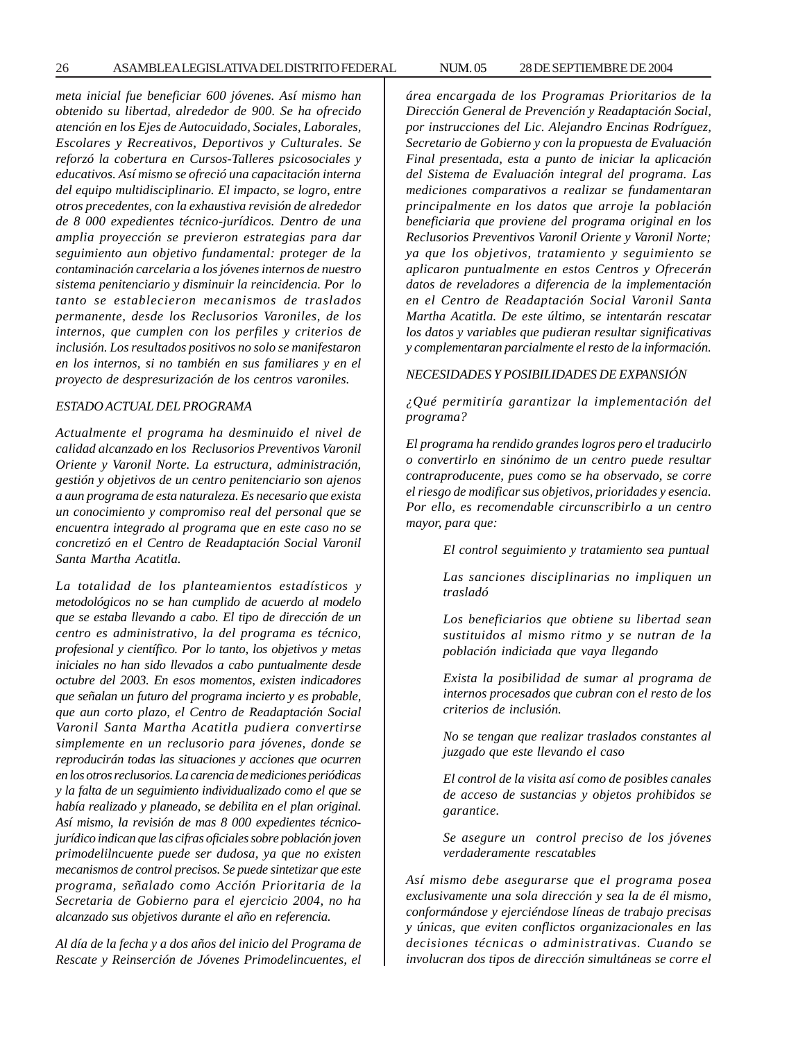*meta inicial fue beneficiar 600 jóvenes. Así mismo han obtenido su libertad, alrededor de 900. Se ha ofrecido atención en los Ejes de Autocuidado, Sociales, Laborales, Escolares y Recreativos, Deportivos y Culturales. Se reforzó la cobertura en Cursos-Talleres psicosociales y educativos. Así mismo se ofreció una capacitación interna del equipo multidisciplinario. El impacto, se logro, entre otros precedentes, con la exhaustiva revisión de alrededor de 8 000 expedientes técnico-jurídicos. Dentro de una amplia proyección se previeron estrategias para dar seguimiento aun objetivo fundamental: proteger de la contaminación carcelaria a los jóvenes internos de nuestro sistema penitenciario y disminuir la reincidencia. Por lo tanto se establecieron mecanismos de traslados permanente, desde los Reclusorios Varoniles, de los internos, que cumplen con los perfiles y criterios de inclusión. Los resultados positivos no solo se manifestaron en los internos, si no también en sus familiares y en el proyecto de despresurización de los centros varoniles.*

*ESTADO ACTUAL DEL PROGRAMA*

*Actualmente el programa ha desminuido el nivel de calidad alcanzado en los Reclusorios Preventivos Varonil Oriente y Varonil Norte. La estructura, administración, gestión y objetivos de un centro penitenciario son ajenos a aun programa de esta naturaleza. Es necesario que exista un conocimiento y compromiso real del personal que se encuentra integrado al programa que en este caso no se concretizó en el Centro de Readaptación Social Varonil Santa Martha Acatitla.*

*La totalidad de los planteamientos estadísticos y metodológicos no se han cumplido de acuerdo al modelo que se estaba llevando a cabo. El tipo de dirección de un centro es administrativo, la del programa es técnico, profesional y científico. Por lo tanto, los objetivos y metas iniciales no han sido llevados a cabo puntualmente desde octubre del 2003. En esos momentos, existen indicadores que señalan un futuro del programa incierto y es probable, que aun corto plazo, el Centro de Readaptación Social Varonil Santa Martha Acatitla pudiera convertirse simplemente en un reclusorio para jóvenes, donde se reproducirán todas las situaciones y acciones que ocurren en los otros reclusorios. La carencia de mediciones periódicas y la falta de un seguimiento individualizado como el que se había realizado y planeado, se debilita en el plan original. Así mismo, la revisión de mas 8 000 expedientes técnico-jurídico indican que las cifras oficiales sobre población joven primodelilncuente puede ser dudosa, ya que no existen mecanismos de control precisos. Se puede sintetizar que este programa, señalado como Acción Prioritaria de la Secretaria de Gobierno para el ejercicio 2004, no ha alcanzado sus objetivos durante el año en referencia.*

*Al día de la fecha y a dos años del inicio del Programa de Rescate y Reinserción de Jóvenes Primodelincuentes, el área encargada de los Programas Prioritarios de la Dirección General de Prevención y Readaptación Social, por instrucciones del Lic. Alejandro Encinas Rodríguez, Secretario de Gobierno y con la propuesta de Evaluación Final presentada, esta a punto de iniciar la aplicación del Sistema de Evaluación integral del programa. Las mediciones comparativos a realizar se fundamentaran principalmente en los datos que arroje la población beneficiaria que proviene del programa original en los Reclusorios Preventivos Varonil Oriente y Varonil Norte; ya que los objetivos, tratamiento y seguimiento se aplicaron puntualmente en estos Centros y Ofrecerán datos de reveladores a diferencia de la implementación en el Centro de Readaptación Social Varonil Santa Martha Acatitla. De este último, se intentarán rescatar los datos y variables que pudieran resultar significativas y complementaran parcialmente el resto de la información.*

*NECESIDADES Y POSIBILIDADES DE EXPANSIÓN*

*¿Qué permitiría garantizar la implementación del programa?*

*El programa ha rendido grandes logros pero el traducirlo o convertirlo en sinónimo de un centro puede resultar contraproducente, pues como se ha observado, se corre el riesgo de modificar sus objetivos, prioridades y esencia. Por ello, es recomendable circunscribirlo a un centro mayor, para que:*

> *El control seguimiento y tratamiento sea puntual*
>
> *Las sanciones disciplinarias no impliquen un trasladó*
>
> *Los beneficiarios que obtiene su libertad sean sustituidos al mismo ritmo y se nutran de la población indiciada que vaya llegando*
>
> *Exista la posibilidad de sumar al programa de internos procesados que cubran con el resto de los criterios de inclusión.*
>
> *No se tengan que realizar traslados constantes al juzgado que este llevando el caso*
>
> *El control de la visita así como de posibles canales de acceso de sustancias y objetos prohibidos se garantice.*
>
> *Se asegure un control preciso de los jóvenes verdaderamente rescatables*

*Así mismo debe asegurarse que el programa posea exclusivamente una sola dirección y sea la de él mismo, conformándose y ejerciéndose líneas de trabajo precisas y únicas, que eviten conflictos organizacionales en las decisiones técnicas o administrativas. Cuando se involucran dos tipos de dirección simultáneas se corre el*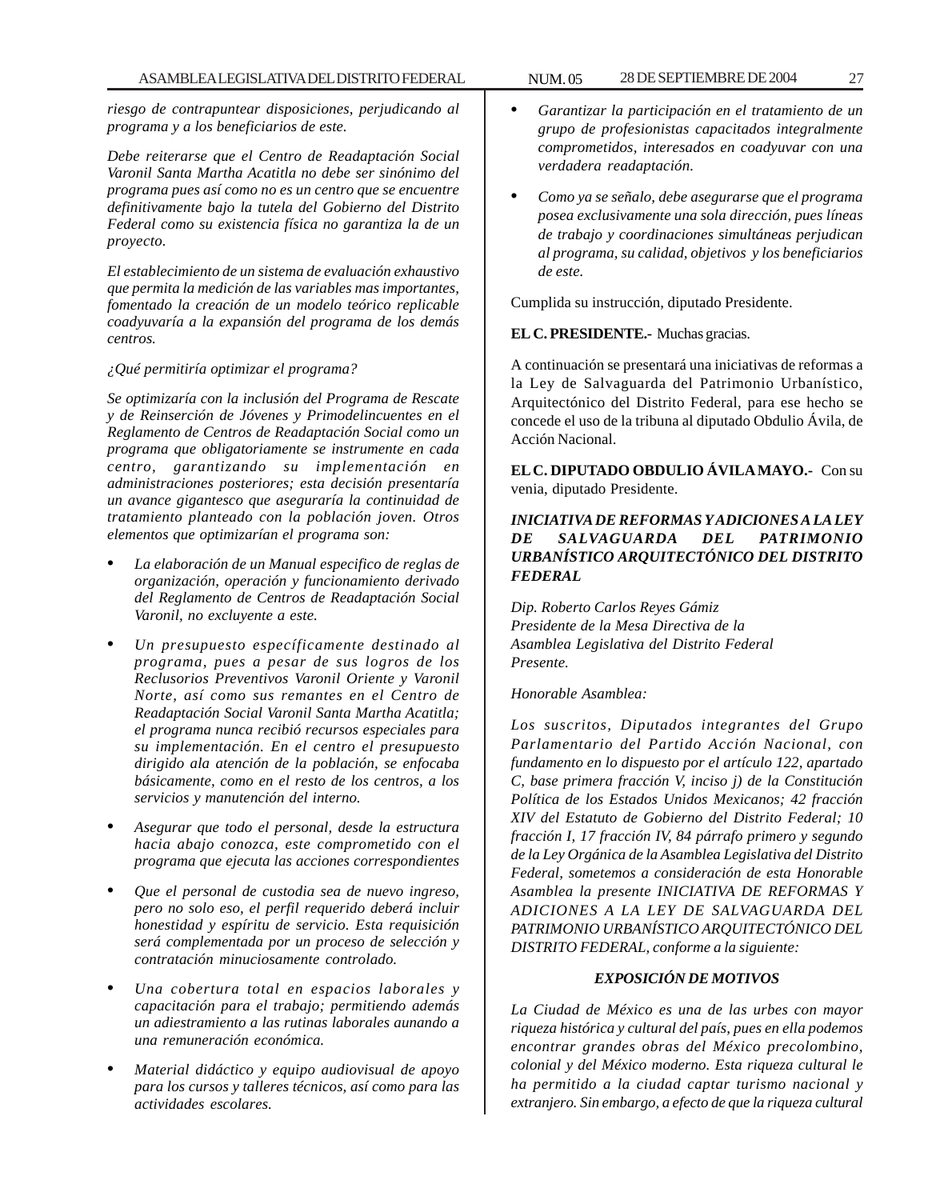*riesgo de contrapuntear disposiciones, perjudicando al programa y a los beneficiarios de este.*

*Debe reiterarse que el Centro de Readaptación Social Varonil Santa Martha Acatitla no debe ser sinónimo del programa pues así como no es un centro que se encuentre definitivamente bajo la tutela del Gobierno del Distrito Federal como su existencia física no garantiza la de un proyecto.*

*El establecimiento de un sistema de evaluación exhaustivo que permita la medición de las variables mas importantes, fomentado la creación de un modelo teórico replicable coadyuvaría a la expansión del programa de los demás centros.*

*¿Qué permitiría optimizar el programa?*

*Se optimizaría con la inclusión del Programa de Rescate y de Reinserción de Jóvenes y Primodelincuentes en el Reglamento de Centros de Readaptación Social como un programa que obligatoriamente se instrumente en cada centro, garantizando su implementación en administraciones posteriores; esta decisión presentaría un avance gigantesco que aseguraría la continuidad de tratamiento planteado con la población joven. Otros elementos que optimizarían el programa son:*

- *La elaboración de un Manual especifico de reglas de organización, operación y funcionamiento derivado del Reglamento de Centros de Readaptación Social Varonil, no excluyente a este.*
- *Un presupuesto específicamente destinado al programa, pues a pesar de sus logros de los Reclusorios Preventivos Varonil Oriente y Varonil Norte, así como sus remantes en el Centro de Readaptación Social Varonil Santa Martha Acatitla; el programa nunca recibió recursos especiales para su implementación. En el centro el presupuesto dirigido ala atención de la población, se enfocaba básicamente, como en el resto de los centros, a los servicios y manutención del interno.*
- *Asegurar que todo el personal, desde la estructura hacia abajo conozca, este comprometido con el programa que ejecuta las acciones correspondientes*
- *Que el personal de custodia sea de nuevo ingreso, pero no solo eso, el perfil requerido deberá incluir honestidad y espíritu de servicio. Esta requisición será complementada por un proceso de selección y contratación minuciosamente controlado.*
- *Una cobertura total en espacios laborales y capacitación para el trabajo; permitiendo además un adiestramiento a las rutinas laborales aunando a una remuneración económica.*
- *Material didáctico y equipo audiovisual de apoyo para los cursos y talleres técnicos, así como para las actividades escolares.*
- *Garantizar la participación en el tratamiento de un grupo de profesionistas capacitados integralmente comprometidos, interesados en coadyuvar con una verdadera readaptación.*
- *Como ya se señalo, debe asegurarse que el programa posea exclusivamente una sola dirección, pues líneas de trabajo y coordinaciones simultáneas perjudican al programa, su calidad, objetivos y los beneficiarios de este.*

Cumplida su instrucción, diputado Presidente.

**EL C. PRESIDENTE.-** Muchas gracias.

A continuación se presentará una iniciativas de reformas a la Ley de Salvaguarda del Patrimonio Urbanístico, Arquitectónico del Distrito Federal, para ese hecho se concede el uso de la tribuna al diputado Obdulio Ávila, de Acción Nacional.

**EL C. DIPUTADO OBDULIO ÁVILA MAYO.-** Con su venia, diputado Presidente.

***INICIATIVA DE REFORMAS Y ADICIONES A LA LEY DE SALVAGUARDA DEL PATRIMONIO URBANÍSTICO ARQUITECTÓNICO DEL DISTRITO FEDERAL***

*Dip. Roberto Carlos Reyes Gámiz*
*Presidente de la Mesa Directiva de la*
*Asamblea Legislativa del Distrito Federal*
*Presente.*

*Honorable Asamblea:*

*Los suscritos, Diputados integrantes del Grupo Parlamentario del Partido Acción Nacional, con fundamento en lo dispuesto por el artículo 122, apartado C, base primera fracción V, inciso j) de la Constitución Política de los Estados Unidos Mexicanos; 42 fracción XIV del Estatuto de Gobierno del Distrito Federal; 10 fracción I, 17 fracción IV, 84 párrafo primero y segundo de la Ley Orgánica de la Asamblea Legislativa del Distrito Federal, sometemos a consideración de esta Honorable Asamblea la presente INICIATIVA DE REFORMAS Y ADICIONES A LA LEY DE SALVAGUARDA DEL PATRIMONIO URBANÍSTICO ARQUITECTÓNICO DEL DISTRITO FEDERAL, conforme a la siguiente:*

***EXPOSICIÓN DE MOTIVOS***

*La Ciudad de México es una de las urbes con mayor riqueza histórica y cultural del país, pues en ella podemos encontrar grandes obras del México precolombino, colonial y del México moderno. Esta riqueza cultural le ha permitido a la ciudad captar turismo nacional y extranjero. Sin embargo, a efecto de que la riqueza cultural*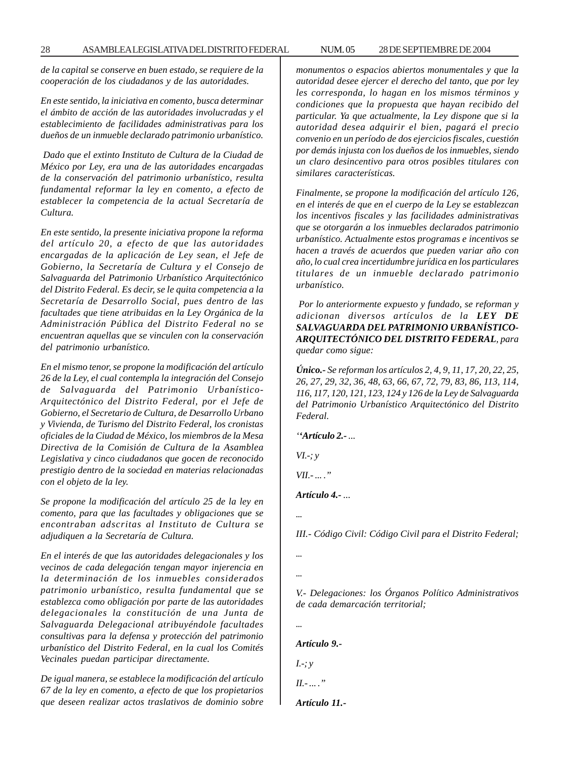*de la capital se conserve en buen estado, se requiere de la cooperación de los ciudadanos y de las autoridades.*

*En este sentido, la iniciativa en comento, busca determinar el ámbito de acción de las autoridades involucradas y el establecimiento de facilidades administrativas para los dueños de un inmueble declarado patrimonio urbanístico.*

*Dado que el extinto Instituto de Cultura de la Ciudad de México por Ley, era una de las autoridades encargadas de la conservación del patrimonio urbanístico, resulta fundamental reformar la ley en comento, a efecto de establecer la competencia de la actual Secretaría de Cultura.*

*En este sentido, la presente iniciativa propone la reforma del artículo 20, a efecto de que las autoridades encargadas de la aplicación de Ley sean, el Jefe de Gobierno, la Secretaría de Cultura y el Consejo de Salvaguarda del Patrimonio Urbanístico Arquitectónico del Distrito Federal. Es decir, se le quita competencia a la Secretaría de Desarrollo Social, pues dentro de las facultades que tiene atribuidas en la Ley Orgánica de la Administración Pública del Distrito Federal no se encuentran aquellas que se vinculen con la conservación del patrimonio urbanístico.*

*En el mismo tenor, se propone la modificación del artículo 26 de la Ley, el cual contempla la integración del Consejo de Salvaguarda del Patrimonio Urbanístico-Arquitectónico del Distrito Federal, por el Jefe de Gobierno, el Secretario de Cultura, de Desarrollo Urbano y Vivienda, de Turismo del Distrito Federal, los cronistas oficiales de la Ciudad de México, los miembros de la Mesa Directiva de la Comisión de Cultura de la Asamblea Legislativa y cinco ciudadanos que gocen de reconocido prestigio dentro de la sociedad en materias relacionadas con el objeto de la ley.*

*Se propone la modificación del artículo 25 de la ley en comento, para que las facultades y obligaciones que se encontraban adscritas al Instituto de Cultura se adjudiquen a la Secretaría de Cultura.*

*En el interés de que las autoridades delegacionales y los vecinos de cada delegación tengan mayor injerencia en la determinación de los inmuebles considerados patrimonio urbanístico, resulta fundamental que se establezca como obligación por parte de las autoridades delegacionales la constitución de una Junta de Salvaguarda Delegacional atribuyéndole facultades consultivas para la defensa y protección del patrimonio urbanístico del Distrito Federal, en la cual los Comités Vecinales puedan participar directamente.*

*De igual manera, se establece la modificación del artículo 67 de la ley en comento, a efecto de que los propietarios que deseen realizar actos traslativos de dominio sobre monumentos o espacios abiertos monumentales y que la autoridad desee ejercer el derecho del tanto, que por ley les corresponda, lo hagan en los mismos términos y condiciones que la propuesta que hayan recibido del particular. Ya que actualmente, la Ley dispone que si la autoridad desea adquirir el bien, pagará el precio convenio en un período de dos ejercicios fiscales, cuestión por demás injusta con los dueños de los inmuebles, siendo un claro desincentivo para otros posibles titulares con similares características.*

*Finalmente, se propone la modificación del artículo 126, en el interés de que en el cuerpo de la Ley se establezcan los incentivos fiscales y las facilidades administrativas que se otorgarán a los inmuebles declarados patrimonio urbanístico. Actualmente estos programas e incentivos se hacen a través de acuerdos que pueden variar año con año, lo cual crea incertidumbre jurídica en los particulares titulares de un inmueble declarado patrimonio urbanístico.*

*Por lo anteriormente expuesto y fundado, se reforman y adicionan diversos artículos de la* ***LEY DE SALVAGUARDA DEL PATRIMONIO URBANÍSTICO-ARQUITECTÓNICO DEL DISTRITO FEDERAL****, para quedar como sigue:*

***Único.-*** *Se reforman los artículos 2, 4, 9, 11, 17, 20, 22, 25, 26, 27, 29, 32, 36, 48, 63, 66, 67, 72, 79, 83, 86, 113, 114, 116, 117, 120, 121, 123, 124 y 126 de la Ley de Salvaguarda del Patrimonio Urbanístico Arquitectónico del Distrito Federal.*

*‘‘**Artículo 2.-** ...*

*VI.-; y*

*VII.- ... .”*

***Artículo 4.-** ...*

*...*

*III.- Código Civil: Código Civil para el Distrito Federal;*

*...*

*...*

*V.- Delegaciones: los Órganos Político Administrativos de cada demarcación territorial;*

*...*

***Artículo 9.-***

*I.-; y*

*II.- ... .”*

***Artículo 11.-***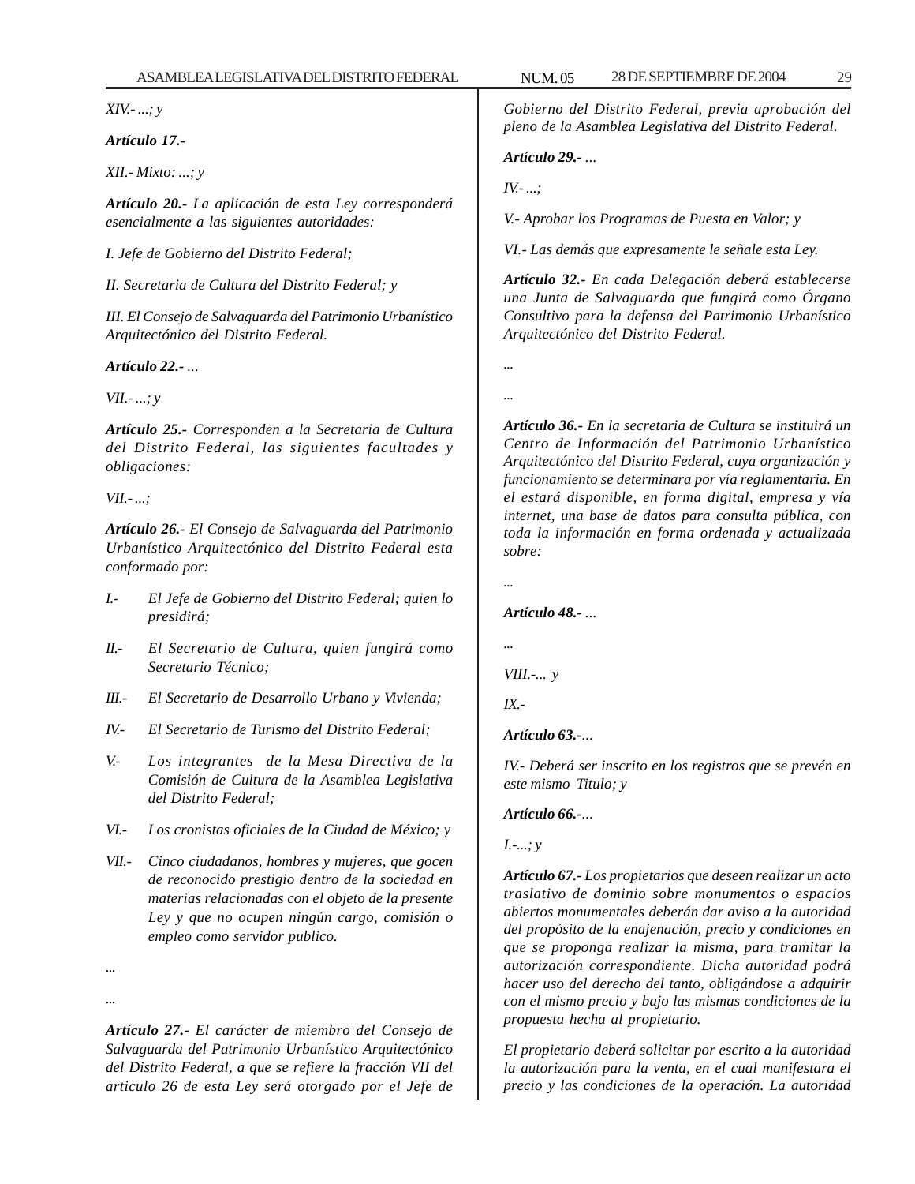*XIV.- ...; y*

***Artículo 17.-***

*XII.- Mixto: ...; y*

***Artículo 20.-** La aplicación de esta Ley corresponderá esencialmente a las siguientes autoridades:*

*I. Jefe de Gobierno del Distrito Federal;*

*II. Secretaria de Cultura del Distrito Federal; y*

*III. El Consejo de Salvaguarda del Patrimonio Urbanístico Arquitectónico del Distrito Federal.*

***Artículo 22.-** ...*

*VII.- ...; y*

***Artículo 25.-** Corresponden a la Secretaria de Cultura del Distrito Federal, las siguientes facultades y obligaciones:*

*VII.- ...;*

***Artículo 26.-** El Consejo de Salvaguarda del Patrimonio Urbanístico Arquitectónico del Distrito Federal esta conformado por:*

*I.- El Jefe de Gobierno del Distrito Federal; quien lo presidirá;*

*II.- El Secretario de Cultura, quien fungirá como Secretario Técnico;*

*III.- El Secretario de Desarrollo Urbano y Vivienda;*

*IV.- El Secretario de Turismo del Distrito Federal;*

*V.- Los integrantes de la Mesa Directiva de la Comisión de Cultura de la Asamblea Legislativa del Distrito Federal;*

*VI.- Los cronistas oficiales de la Ciudad de México; y*

*VII.- Cinco ciudadanos, hombres y mujeres, que gocen de reconocido prestigio dentro de la sociedad en materias relacionadas con el objeto de la presente Ley y que no ocupen ningún cargo, comisión o empleo como servidor publico.*

*...*

*...*

***Artículo 27.-** El carácter de miembro del Consejo de Salvaguarda del Patrimonio Urbanístico Arquitectónico del Distrito Federal, a que se refiere la fracción VII del articulo 26 de esta Ley será otorgado por el Jefe de Gobierno del Distrito Federal, previa aprobación del pleno de la Asamblea Legislativa del Distrito Federal.*

***Artículo 29.-** ...*

*IV.- ...;*

*V.- Aprobar los Programas de Puesta en Valor; y*

*VI.- Las demás que expresamente le señale esta Ley.*

***Artículo 32.-** En cada Delegación deberá establecerse una Junta de Salvaguarda que fungirá como Órgano Consultivo para la defensa del Patrimonio Urbanístico Arquitectónico del Distrito Federal.*

*...*

*...*

***Artículo 36.-** En la secretaria de Cultura se instituirá un Centro de Información del Patrimonio Urbanístico Arquitectónico del Distrito Federal, cuya organización y funcionamiento se determinara por vía reglamentaria. En el estará disponible, en forma digital, empresa y vía internet, una base de datos para consulta pública, con toda la información en forma ordenada y actualizada sobre:*

*...*

***Artículo 48.-** ...*

*...*

*VIII.-... y*

*IX.-*

***Artículo 63.-**...*

*IV.- Deberá ser inscrito en los registros que se prevén en este mismo Titulo; y*

***Artículo 66.-**...*

*I.-...; y*

***Artículo 67.-** Los propietarios que deseen realizar un acto traslativo de dominio sobre monumentos o espacios abiertos monumentales deberán dar aviso a la autoridad del propósito de la enajenación, precio y condiciones en que se proponga realizar la misma, para tramitar la autorización correspondiente. Dicha autoridad podrá hacer uso del derecho del tanto, obligándose a adquirir con el mismo precio y bajo las mismas condiciones de la propuesta hecha al propietario.*

*El propietario deberá solicitar por escrito a la autoridad la autorización para la venta, en el cual manifestara el precio y las condiciones de la operación. La autoridad*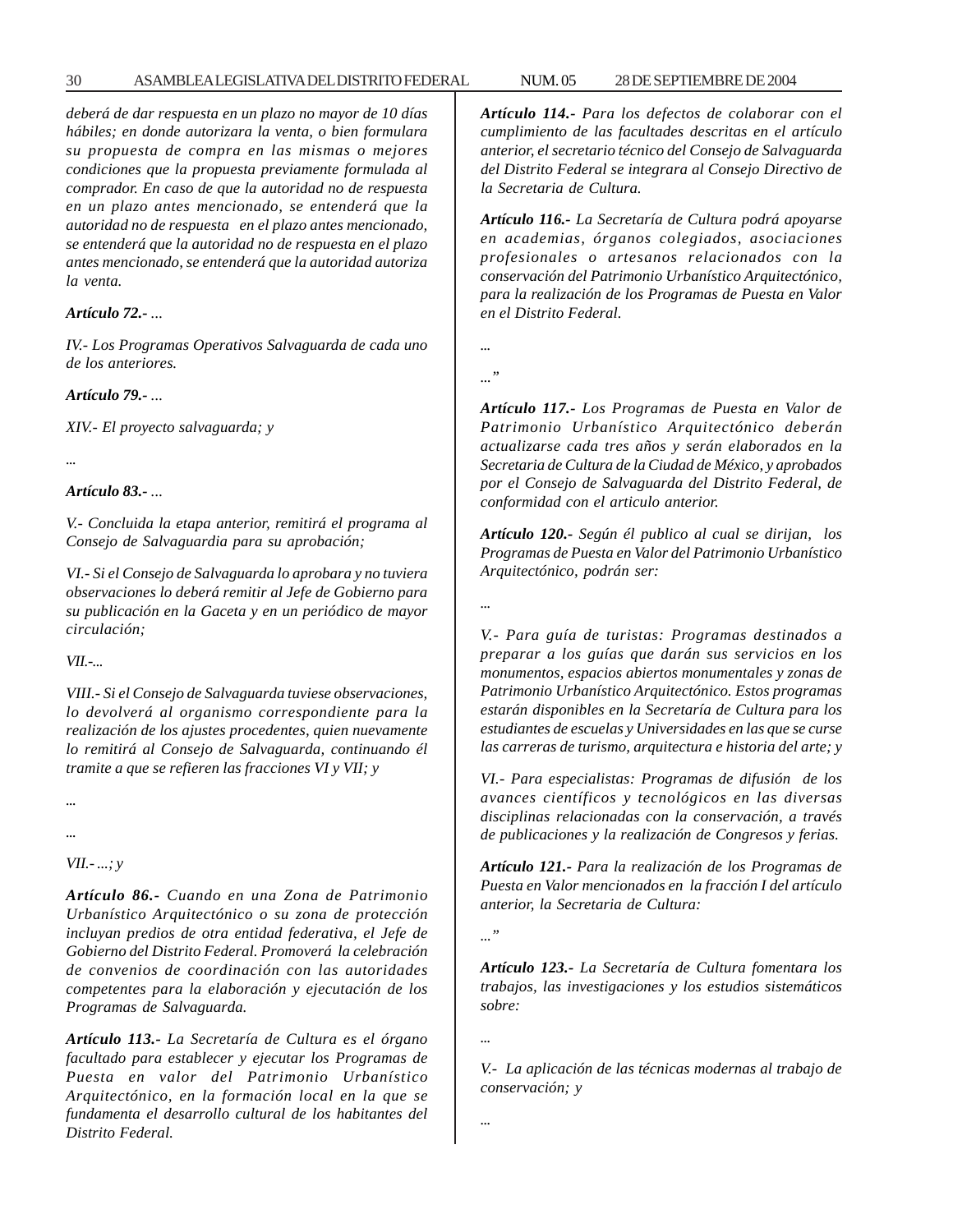*deberá de dar respuesta en un plazo no mayor de 10 días hábiles; en donde autorizara la venta, o bien formulara su propuesta de compra en las mismas o mejores condiciones que la propuesta previamente formulada al comprador. En caso de que la autoridad no de respuesta en un plazo antes mencionado, se entenderá que la autoridad no de respuesta  en el plazo antes mencionado, se entenderá que la autoridad no de respuesta en el plazo antes mencionado, se entenderá que la autoridad autoriza la venta.*

***Artículo 72.-** ...*

*IV.- Los Programas Operativos Salvaguarda de cada uno de los anteriores.*

***Artículo 79.-** ...*

*XIV.- El proyecto salvaguarda; y*

*...*

***Artículo 83.-** ...*

*V.- Concluida la etapa anterior, remitirá el programa al Consejo de Salvaguardia para su aprobación;*

*VI.- Si el Consejo de Salvaguarda lo aprobara y no tuviera observaciones lo deberá remitir al Jefe de Gobierno para su publicación en la Gaceta y en un periódico de mayor circulación;*

*VII.-...*

*VIII.- Si el Consejo de Salvaguarda tuviese observaciones, lo devolverá al organismo correspondiente para la realización de los ajustes procedentes, quien nuevamente lo remitirá al Consejo de Salvaguarda, continuando él tramite a que se refieren las fracciones VI y VII; y*

*...*

*...*

*VII.- ...; y*

***Artículo 86.-** Cuando en una Zona de Patrimonio Urbanístico Arquitectónico o su zona de protección incluyan predios de otra entidad federativa, el Jefe de Gobierno del Distrito Federal. Promoverá  la celebración de convenios de coordinación con las autoridades competentes para la elaboración y ejecutación de los Programas de Salvaguarda.*

***Artículo 113.-** La Secretaría de Cultura es el órgano facultado para establecer y ejecutar los Programas de Puesta en valor del Patrimonio Urbanístico Arquitectónico, en la formación local en la que se fundamenta el desarrollo cultural de los habitantes del Distrito Federal.*

***Artículo 114.-** Para los defectos de colaborar con el cumplimiento de las facultades descritas en el artículo anterior, el secretario técnico del Consejo de Salvaguarda del Distrito Federal se integrara al Consejo Directivo de la Secretaria de Cultura.*

***Artículo 116.-** La Secretaría de Cultura podrá apoyarse en academias, órganos colegiados, asociaciones profesionales o artesanos relacionados con la conservación del Patrimonio Urbanístico Arquitectónico, para la realización de los Programas de Puesta en Valor en el Distrito Federal.*

*...*

*...”*

***Artículo 117.-** Los Programas de Puesta en Valor de Patrimonio Urbanístico Arquitectónico deberán actualizarse cada tres años y serán elaborados en la Secretaria de Cultura de la Ciudad de México, y aprobados por el Consejo de Salvaguarda del Distrito Federal, de conformidad con el articulo anterior.*

***Artículo 120.-** Según él publico al cual se dirijan,  los Programas de Puesta en Valor del Patrimonio Urbanístico Arquitectónico, podrán ser:*

*...*

*V.- Para guía de turistas: Programas destinados a preparar a los guías que darán sus servicios en los monumentos, espacios abiertos monumentales y zonas de Patrimonio Urbanístico Arquitectónico. Estos programas estarán disponibles en la Secretaría de Cultura para los estudiantes de escuelas y Universidades en las que se curse las carreras de turismo, arquitectura e historia del arte; y*

*VI.- Para especialistas: Programas de difusión  de los avances científicos y tecnológicos en las diversas disciplinas relacionadas con la conservación, a través de publicaciones y la realización de Congresos y ferias.*

***Artículo 121.-** Para la realización de los Programas de Puesta en Valor mencionados en  la fracción I del artículo anterior, la Secretaria de Cultura:*

*...”*

***Artículo 123.-** La Secretaría de Cultura fomentara los trabajos, las investigaciones y los estudios sistemáticos sobre:*

*...*

*V.-  La aplicación de las técnicas modernas al trabajo de conservación; y*

*...*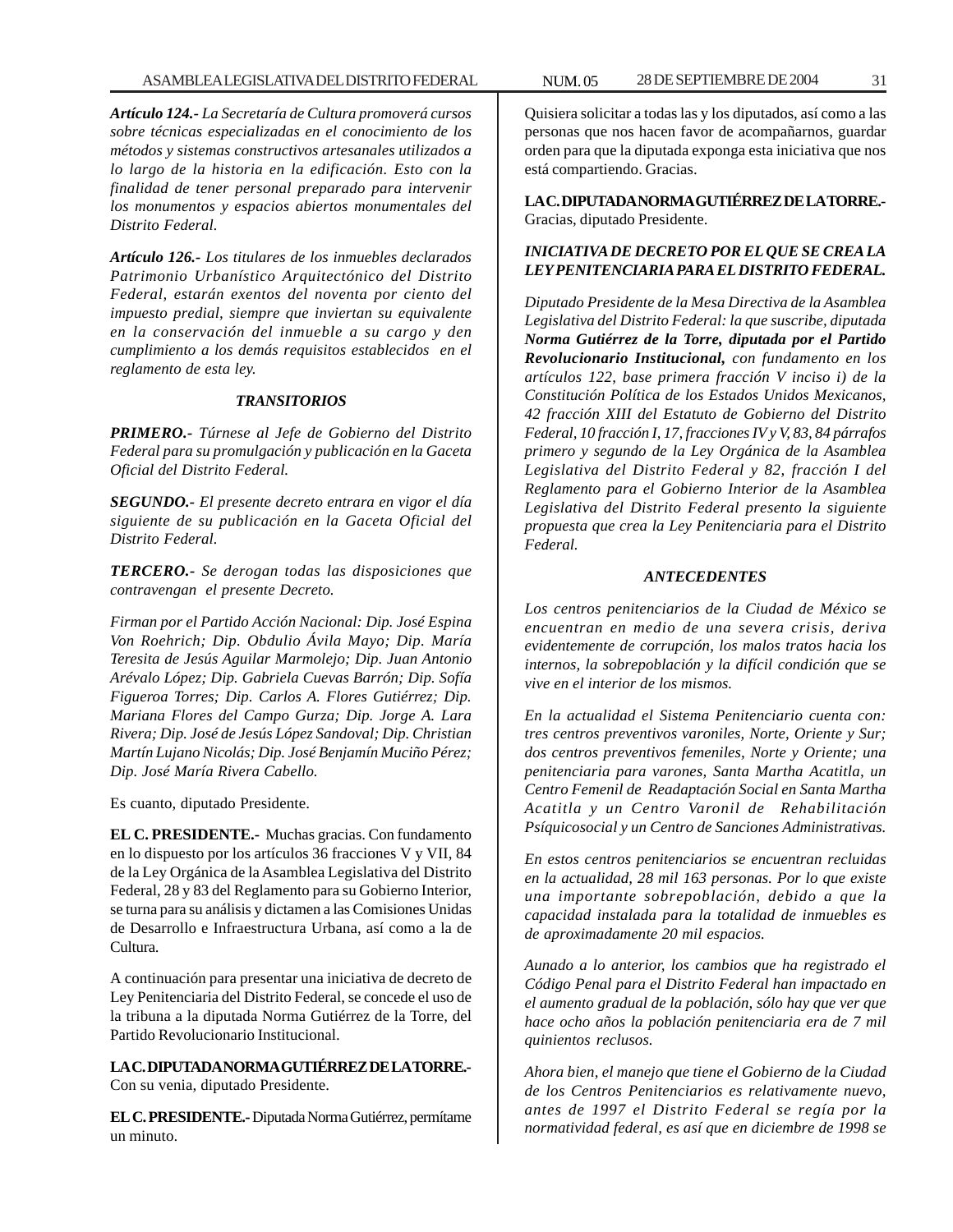***Artículo 124.-*** *La Secretaría de Cultura promoverá cursos sobre técnicas especializadas en el conocimiento de los métodos y sistemas constructivos artesanales utilizados a lo largo de la historia en la edificación. Esto con la finalidad de tener personal preparado para intervenir los monumentos y espacios abiertos monumentales del Distrito Federal.*

***Artículo 126.-*** *Los titulares de los inmuebles declarados Patrimonio Urbanístico Arquitectónico del Distrito Federal, estarán exentos del noventa por ciento del impuesto predial, siempre que inviertan su equivalente en la conservación del inmueble a su cargo y den cumplimiento a los demás requisitos establecidos en el reglamento de esta ley.*

***TRANSITORIOS***

***PRIMERO.-*** *Túrnese al Jefe de Gobierno del Distrito Federal para su promulgación y publicación en la Gaceta Oficial del Distrito Federal.*

***SEGUNDO.-*** *El presente decreto entrara en vigor el día siguiente de su publicación en la Gaceta Oficial del Distrito Federal.*

***TERCERO.-*** *Se derogan todas las disposiciones que contravengan el presente Decreto.*

*Firman por el Partido Acción Nacional: Dip. José Espina Von Roehrich; Dip. Obdulio Ávila Mayo; Dip. María Teresita de Jesús Aguilar Marmolejo; Dip. Juan Antonio Arévalo López; Dip. Gabriela Cuevas Barrón; Dip. Sofía Figueroa Torres; Dip. Carlos A. Flores Gutiérrez; Dip. Mariana Flores del Campo Gurza; Dip. Jorge A. Lara Rivera; Dip. José de Jesús López Sandoval; Dip. Christian Martín Lujano Nicolás; Dip. José Benjamín Muciño Pérez; Dip. José María Rivera Cabello.*

Es cuanto, diputado Presidente.

**EL C. PRESIDENTE.-** Muchas gracias. Con fundamento en lo dispuesto por los artículos 36 fracciones V y VII, 84 de la Ley Orgánica de la Asamblea Legislativa del Distrito Federal, 28 y 83 del Reglamento para su Gobierno Interior, se turna para su análisis y dictamen a las Comisiones Unidas de Desarrollo e Infraestructura Urbana, así como a la de Cultura.

A continuación para presentar una iniciativa de decreto de Ley Penitenciaria del Distrito Federal, se concede el uso de la tribuna a la diputada Norma Gutiérrez de la Torre, del Partido Revolucionario Institucional.

**LA C. DIPUTADA NORMA GUTIÉRREZ DE LA TORRE.-** Con su venia, diputado Presidente.

**EL C. PRESIDENTE.-** Diputada Norma Gutiérrez, permítame un minuto.

Quisiera solicitar a todas las y los diputados, así como a las personas que nos hacen favor de acompañarnos, guardar orden para que la diputada exponga esta iniciativa que nos está compartiendo. Gracias.

**LA C. DIPUTADA NORMA GUTIÉRREZ DE LA TORRE.-** Gracias, diputado Presidente.

***INICIATIVA DE DECRETO POR EL QUE SE CREA LA LEY PENITENCIARIA PARA EL DISTRITO FEDERAL.***

*Diputado Presidente de la Mesa Directiva de la Asamblea Legislativa del Distrito Federal: la que suscribe, diputada* ***Norma Gutiérrez de la Torre, diputada por el Partido Revolucionario Institucional,*** *con fundamento en los artículos 122, base primera fracción V inciso i) de la Constitución Política de los Estados Unidos Mexicanos, 42 fracción XIII del Estatuto de Gobierno del Distrito Federal, 10 fracción I, 17, fracciones IV y V, 83, 84 párrafos primero y segundo de la Ley Orgánica de la Asamblea Legislativa del Distrito Federal y 82, fracción I del Reglamento para el Gobierno Interior de la Asamblea Legislativa del Distrito Federal presento la siguiente propuesta que crea la Ley Penitenciaria para el Distrito Federal.*

***ANTECEDENTES***

*Los centros penitenciarios de la Ciudad de México se encuentran en medio de una severa crisis, deriva evidentemente de corrupción, los malos tratos hacia los internos, la sobrepoblación y la difícil condición que se vive en el interior de los mismos.*

*En la actualidad el Sistema Penitenciario cuenta con: tres centros preventivos varoniles, Norte, Oriente y Sur; dos centros preventivos femeniles, Norte y Oriente; una penitenciaria para varones, Santa Martha Acatitla, un Centro Femenil de Readaptación Social en Santa Martha Acatitla y un Centro Varonil de Rehabilitación Psíquicosocial y un Centro de Sanciones Administrativas.*

*En estos centros penitenciarios se encuentran recluidas en la actualidad, 28 mil 163 personas. Por lo que existe una importante sobrepoblación, debido a que la capacidad instalada para la totalidad de inmuebles es de aproximadamente 20 mil espacios.*

*Aunado a lo anterior, los cambios que ha registrado el Código Penal para el Distrito Federal han impactado en el aumento gradual de la población, sólo hay que ver que hace ocho años la población penitenciaria era de 7 mil quinientos reclusos.*

*Ahora bien, el manejo que tiene el Gobierno de la Ciudad de los Centros Penitenciarios es relativamente nuevo, antes de 1997 el Distrito Federal se regía por la normatividad federal, es así que en diciembre de 1998 se*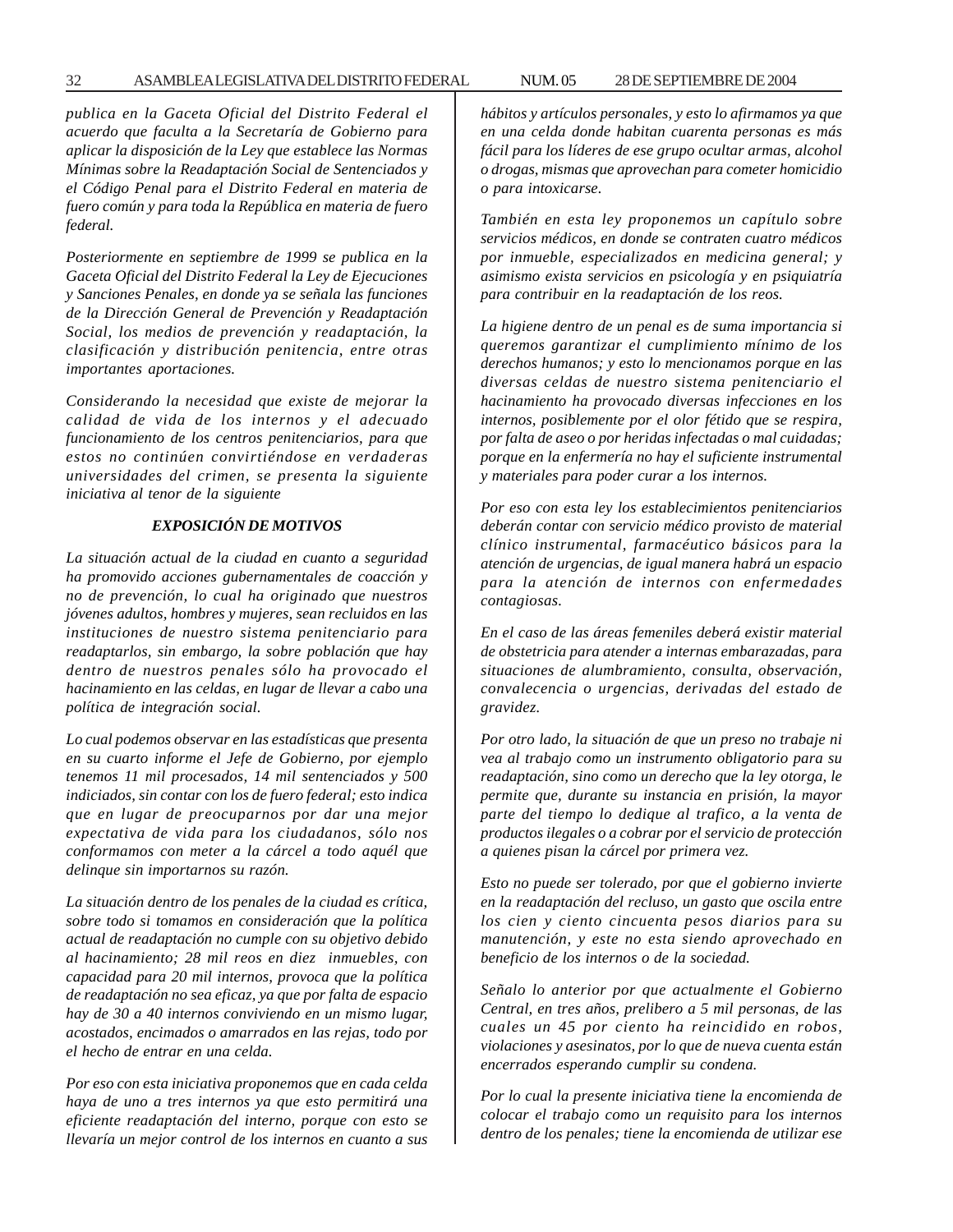*publica en la Gaceta Oficial del Distrito Federal el acuerdo que faculta a la Secretaría de Gobierno para aplicar la disposición de la Ley que establece las Normas Mínimas sobre la Readaptación Social de Sentenciados y el Código Penal para el Distrito Federal en materia de fuero común y para toda la República en materia de fuero federal.*

*Posteriormente en septiembre de 1999 se publica en la Gaceta Oficial del Distrito Federal la Ley de Ejecuciones y Sanciones Penales, en donde ya se señala las funciones de la Dirección General de Prevención y Readaptación Social, los medios de prevención y readaptación, la clasificación y distribución penitencia, entre otras importantes aportaciones.*

*Considerando la necesidad que existe de mejorar la calidad de vida de los internos y el adecuado funcionamiento de los centros penitenciarios, para que estos no continúen convirtiéndose en verdaderas universidades del crimen, se presenta la siguiente iniciativa al tenor de la siguiente*

***EXPOSICIÓN DE MOTIVOS***

*La situación actual de la ciudad en cuanto a seguridad ha promovido acciones gubernamentales de coacción y no de prevención, lo cual ha originado que nuestros jóvenes adultos, hombres y mujeres, sean recluidos en las instituciones de nuestro sistema penitenciario para readaptarlos, sin embargo, la sobre población que hay dentro de nuestros penales sólo ha provocado el hacinamiento en las celdas, en lugar de llevar a cabo una política de integración social.*

*Lo cual podemos observar en las estadísticas que presenta en su cuarto informe el Jefe de Gobierno, por ejemplo tenemos 11 mil procesados, 14 mil sentenciados y 500 indiciados, sin contar con los de fuero federal; esto indica que en lugar de preocuparnos por dar una mejor expectativa de vida para los ciudadanos, sólo nos conformamos con meter a la cárcel a todo aquél que delinque sin importarnos su razón.*

*La situación dentro de los penales de la ciudad es crítica, sobre todo si tomamos en consideración que la política actual de readaptación no cumple con su objetivo debido al hacinamiento; 28 mil reos en diez inmuebles, con capacidad para 20 mil internos, provoca que la política de readaptación no sea eficaz, ya que por falta de espacio hay de 30 a 40 internos conviviendo en un mismo lugar, acostados, encimados o amarrados en las rejas, todo por el hecho de entrar en una celda.*

*Por eso con esta iniciativa proponemos que en cada celda haya de uno a tres internos ya que esto permitirá una eficiente readaptación del interno, porque con esto se llevaría un mejor control de los internos en cuanto a sus hábitos y artículos personales, y esto lo afirmamos ya que en una celda donde habitan cuarenta personas es más fácil para los líderes de ese grupo ocultar armas, alcohol o drogas, mismas que aprovechan para cometer homicidio o para intoxicarse.*

*También en esta ley proponemos un capítulo sobre servicios médicos, en donde se contraten cuatro médicos por inmueble, especializados en medicina general; y asimismo exista servicios en psicología y en psiquiatría para contribuir en la readaptación de los reos.*

*La higiene dentro de un penal es de suma importancia si queremos garantizar el cumplimiento mínimo de los derechos humanos; y esto lo mencionamos porque en las diversas celdas de nuestro sistema penitenciario el hacinamiento ha provocado diversas infecciones en los internos, posiblemente por el olor fétido que se respira, por falta de aseo o por heridas infectadas o mal cuidadas; porque en la enfermería no hay el suficiente instrumental y materiales para poder curar a los internos.*

*Por eso con esta ley los establecimientos penitenciarios deberán contar con servicio médico provisto de material clínico instrumental, farmacéutico básicos para la atención de urgencias, de igual manera habrá un espacio para la atención de internos con enfermedades contagiosas.*

*En el caso de las áreas femeniles deberá existir material de obstetricia para atender a internas embarazadas, para situaciones de alumbramiento, consulta, observación, convalecencia o urgencias, derivadas del estado de gravidez.*

*Por otro lado, la situación de que un preso no trabaje ni vea al trabajo como un instrumento obligatorio para su readaptación, sino como un derecho que la ley otorga, le permite que, durante su instancia en prisión, la mayor parte del tiempo lo dedique al trafico, a la venta de productos ilegales o a cobrar por el servicio de protección a quienes pisan la cárcel por primera vez.*

*Esto no puede ser tolerado, por que el gobierno invierte en la readaptación del recluso, un gasto que oscila entre los cien y ciento cincuenta pesos diarios para su manutención, y este no esta siendo aprovechado en beneficio de los internos o de la sociedad.*

*Señalo lo anterior por que actualmente el Gobierno Central, en tres años, prelibero a 5 mil personas, de las cuales un 45 por ciento ha reincidido en robos, violaciones y asesinatos, por lo que de nueva cuenta están encerrados esperando cumplir su condena.*

*Por lo cual la presente iniciativa tiene la encomienda de colocar el trabajo como un requisito para los internos dentro de los penales; tiene la encomienda de utilizar ese*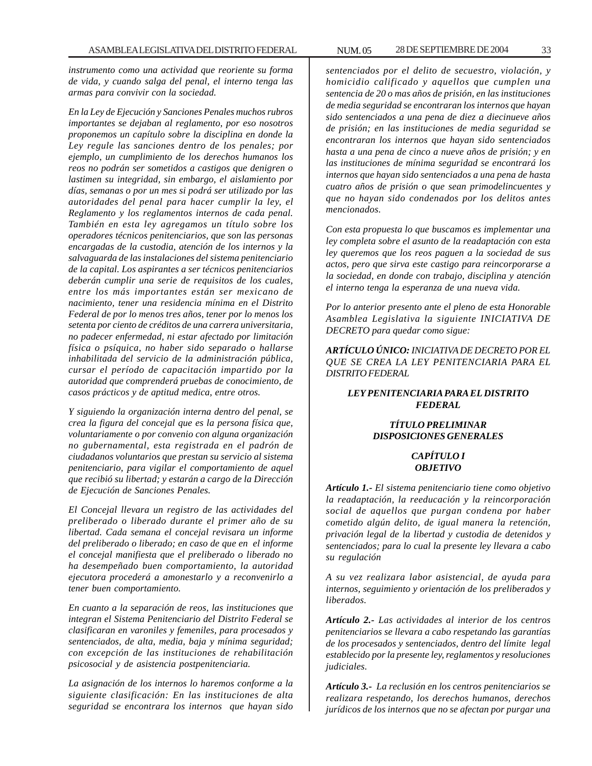*instrumento como una actividad que reoriente su forma de vida, y cuando salga del penal, el interno tenga las armas para convivir con la sociedad.*

*En la Ley de Ejecución y Sanciones Penales muchos rubros importantes se dejaban al reglamento, por eso nosotros proponemos un capítulo sobre la disciplina en donde la Ley regule las sanciones dentro de los penales; por ejemplo, un cumplimiento de los derechos humanos los reos no podrán ser sometidos a castigos que denigren o lastimen su integridad, sin embargo, el aislamiento por días, semanas o por un mes si podrá ser utilizado por las autoridades del penal para hacer cumplir la ley, el Reglamento y los reglamentos internos de cada penal. También en esta ley agregamos un título sobre los operadores técnicos penitenciarios, que son las personas encargadas de la custodia, atención de los internos y la salvaguarda de las instalaciones del sistema penitenciario de la capital. Los aspirantes a ser técnicos penitenciarios deberán cumplir una serie de requisitos de los cuales, entre los más importantes están ser mexicano de nacimiento, tener una residencia mínima en el Distrito Federal de por lo menos tres años, tener por lo menos los setenta por ciento de créditos de una carrera universitaria, no padecer enfermedad, ni estar afectado por limitación física o psíquica, no haber sido separado o hallarse inhabilitada del servicio de la administración pública, cursar el período de capacitación impartido por la autoridad que comprenderá pruebas de conocimiento, de casos prácticos y de aptitud medica, entre otros.*

*Y siguiendo la organización interna dentro del penal, se crea la figura del concejal que es la persona física que, voluntariamente o por convenio con alguna organización no gubernamental, esta registrada en el padrón de ciudadanos voluntarios que prestan su servicio al sistema penitenciario, para vigilar el comportamiento de aquel que recibió su libertad; y estarán a cargo de la Dirección de Ejecución de Sanciones Penales.*

*El Concejal llevara un registro de las actividades del preliberado o liberado durante el primer año de su libertad. Cada semana el concejal revisara un informe del preliberado o liberado; en caso de que en el informe el concejal manifiesta que el preliberado o liberado no ha desempeñado buen comportamiento, la autoridad ejecutora procederá a amonestarlo y a reconvenirlo a tener buen comportamiento.*

*En cuanto a la separación de reos, las instituciones que integran el Sistema Penitenciario del Distrito Federal se clasificaran en varoniles y femeniles, para procesados y sentenciados, de alta, media, baja y mínima seguridad; con excepción de las instituciones de rehabilitación psicosocial y de asistencia postpenitenciaria.*

*La asignación de los internos lo haremos conforme a la siguiente clasificación: En las instituciones de alta seguridad se encontrara los internos que hayan sido sentenciados por el delito de secuestro, violación, y homicidio calificado y aquellos que cumplen una sentencia de 20 o mas años de prisión, en las instituciones de media seguridad se encontraran los internos que hayan sido sentenciados a una pena de diez a diecinueve años de prisión; en las instituciones de media seguridad se encontraran los internos que hayan sido sentenciados hasta a una pena de cinco a nueve años de prisión; y en las instituciones de mínima seguridad se encontrará los internos que hayan sido sentenciados a una pena de hasta cuatro años de prisión o que sean primodelincuentes y que no hayan sido condenados por los delitos antes mencionados.*

*Con esta propuesta lo que buscamos es implementar una ley completa sobre el asunto de la readaptación con esta ley queremos que los reos paguen a la sociedad de sus actos, pero que sirva este castigo para reincorporarse a la sociedad, en donde con trabajo, disciplina y atención el interno tenga la esperanza de una nueva vida.*

*Por lo anterior presento ante el pleno de esta Honorable Asamblea Legislativa la siguiente INICIATIVA DE DECRETO para quedar como sigue:*

***ARTÍCULO ÚNICO:*** *INICIATIVA DE DECRETO POR EL QUE SE CREA LA LEY PENITENCIARIA PARA EL DISTRITO FEDERAL*

## *LEY PENITENCIARIA PARA EL DISTRITO FEDERAL*

### *TÍTULO PRELIMINAR DISPOSICIONES GENERALES*

### *CAPÍTULO I OBJETIVO*

***Artículo 1.-*** *El sistema penitenciario tiene como objetivo la readaptación, la reeducación y la reincorporación social de aquellos que purgan condena por haber cometido algún delito, de igual manera la retención, privación legal de la libertad y custodia de detenidos y sentenciados; para lo cual la presente ley llevara a cabo su regulación*

*A su vez realizara labor asistencial, de ayuda para internos, seguimiento y orientación de los preliberados y liberados.*

***Artículo 2.-*** *Las actividades al interior de los centros penitenciarios se llevara a cabo respetando las garantías de los procesados y sentenciados, dentro del límite legal establecido por la presente ley, reglamentos y resoluciones judiciales.*

***Artículo 3.-*** *La reclusión en los centros penitenciarios se realizara respetando, los derechos humanos, derechos jurídicos de los internos que no se afectan por purgar una*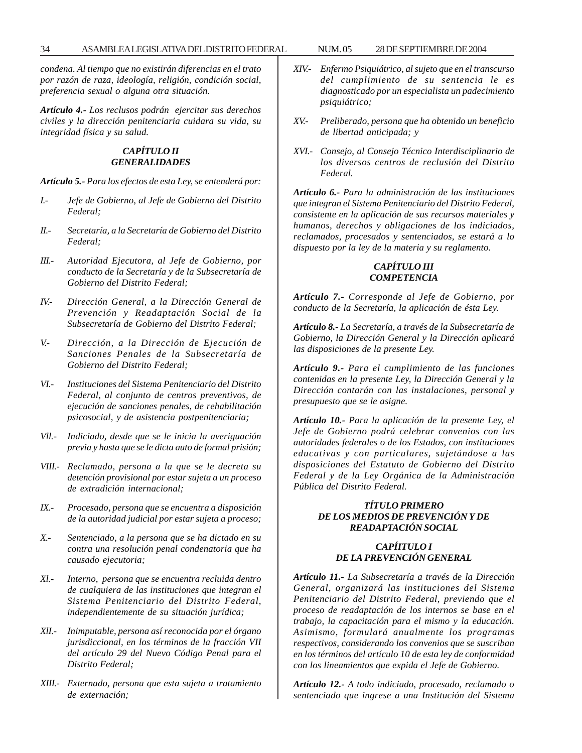*condena. Al tiempo que no existirán diferencias en el trato por razón de raza, ideología, religión, condición social, preferencia sexual o alguna otra situación.*

***Artículo 4.-*** *Los reclusos podrán ejercitar sus derechos civiles y la dirección penitenciaria cuidara su vida, su integridad física y su salud.*

### *CAPÍTULO II*
### *GENERALIDADES*

***Artículo 5.-*** *Para los efectos de esta Ley, se entenderá por:*

*I.-* *Jefe de Gobierno, al Jefe de Gobierno del Distrito Federal;*

*II.-* *Secretaría, a la Secretaría de Gobierno del Distrito Federal;*

*III.-* *Autoridad Ejecutora, al Jefe de Gobierno, por conducto de la Secretaría y de la Subsecretaría de Gobierno del Distrito Federal;*

*IV.-* *Dirección General, a la Dirección General de Prevención y Readaptación Social de la Subsecretaría de Gobierno del Distrito Federal;*

*V.-* *Dirección, a la Dirección de Ejecución de Sanciones Penales de la Subsecretaría de Gobierno del Distrito Federal;*

*VI.-* *Instituciones del Sistema Penitenciario del Distrito Federal, al conjunto de centros preventivos, de ejecución de sanciones penales, de rehabilitación psicosocial, y de asistencia postpenitenciaria;*

*Vll.-* *Indiciado, desde que se le inicia la averiguación previa y hasta que se le dicta auto de formal prisión;*

*VIII.-* *Reclamado, persona a la que se le decreta su detención provisional por estar sujeta a un proceso de extradición internacional;*

*IX.-* *Procesado, persona que se encuentra a disposición de la autoridad judicial por estar sujeta a proceso;*

*X.-* *Sentenciado, a la persona que se ha dictado en su contra una resolución penal condenatoria que ha causado ejecutoria;*

*Xl.-* *Interno, persona que se encuentra recluida dentro de cualquiera de las instituciones que integran el Sistema Penitenciario del Distrito Federal, independientemente de su situación jurídica;*

*Xll.-* *Inimputable, persona así reconocida por el órgano jurisdiccional, en los términos de la fracción VII del artículo 29 del Nuevo Código Penal para el Distrito Federal;*

*XIII.-* *Externado, persona que esta sujeta a tratamiento de externación;*

*XIV.-* *Enfermo Psiquiátrico, al sujeto que en el transcurso del cumplimiento de su sentencia le es diagnosticado por un especialista un padecimiento psiquiátrico;*

*XV.-* *Preliberado, persona que ha obtenido un beneficio de libertad anticipada; y*

*XVI.-* *Consejo, al Consejo Técnico Interdisciplinario de los diversos centros de reclusión del Distrito Federal.*

***Artículo 6.-*** *Para la administración de las instituciones que integran el Sistema Penitenciario del Distrito Federal, consistente en la aplicación de sus recursos materiales y humanos, derechos y obligaciones de los indiciados, reclamados, procesados y sentenciados, se estará a lo dispuesto por la ley de la materia y su reglamento.*

### *CAPÍTULO III*
### *COMPETENCIA*

***Artículo 7.-*** *Corresponde al Jefe de Gobierno, por conducto de la Secretaría, la aplicación de ésta Ley.*

***Artículo 8.-*** *La Secretaría, a través de la Subsecretaría de Gobierno, la Dirección General y la Dirección aplicará las disposiciones de la presente Ley.*

***Artículo 9.-*** *Para el cumplimiento de las funciones contenidas en la presente Ley, la Dirección General y la Dirección contarán con las instalaciones, personal y presupuesto que se le asigne.*

***Artículo 10.-*** *Para la aplicación de la presente Ley, el Jefe de Gobierno podrá celebrar convenios con las autoridades federales o de los Estados, con instituciones educativas y con particulares, sujetándose a las disposiciones del Estatuto de Gobierno del Distrito Federal y de la Ley Orgánica de la Administración Pública del Distrito Federal.*

### *TÍTULO PRIMERO*
### *DE LOS MEDIOS DE PREVENCIÓN Y DE READAPTACIÓN SOCIAL*

### *CAPÍITULO I*
### *DE LA PREVENCIÓN GENERAL*

***Artículo 11.-*** *La Subsecretaría a través de la Dirección General, organizará las instituciones del Sistema Penitenciario del Distrito Federal, previendo que el proceso de readaptación de los internos se base en el trabajo, la capacitación para el mismo y la educación. Asimismo, formulará anualmente los programas respectivos, considerando los convenios que se suscriban en los términos del artículo 10 de esta ley de conformidad con los lineamientos que expida el Jefe de Gobierno.*

***Artículo 12.-*** *A todo indiciado, procesado, reclamado o sentenciado que ingrese a una Institución del Sistema*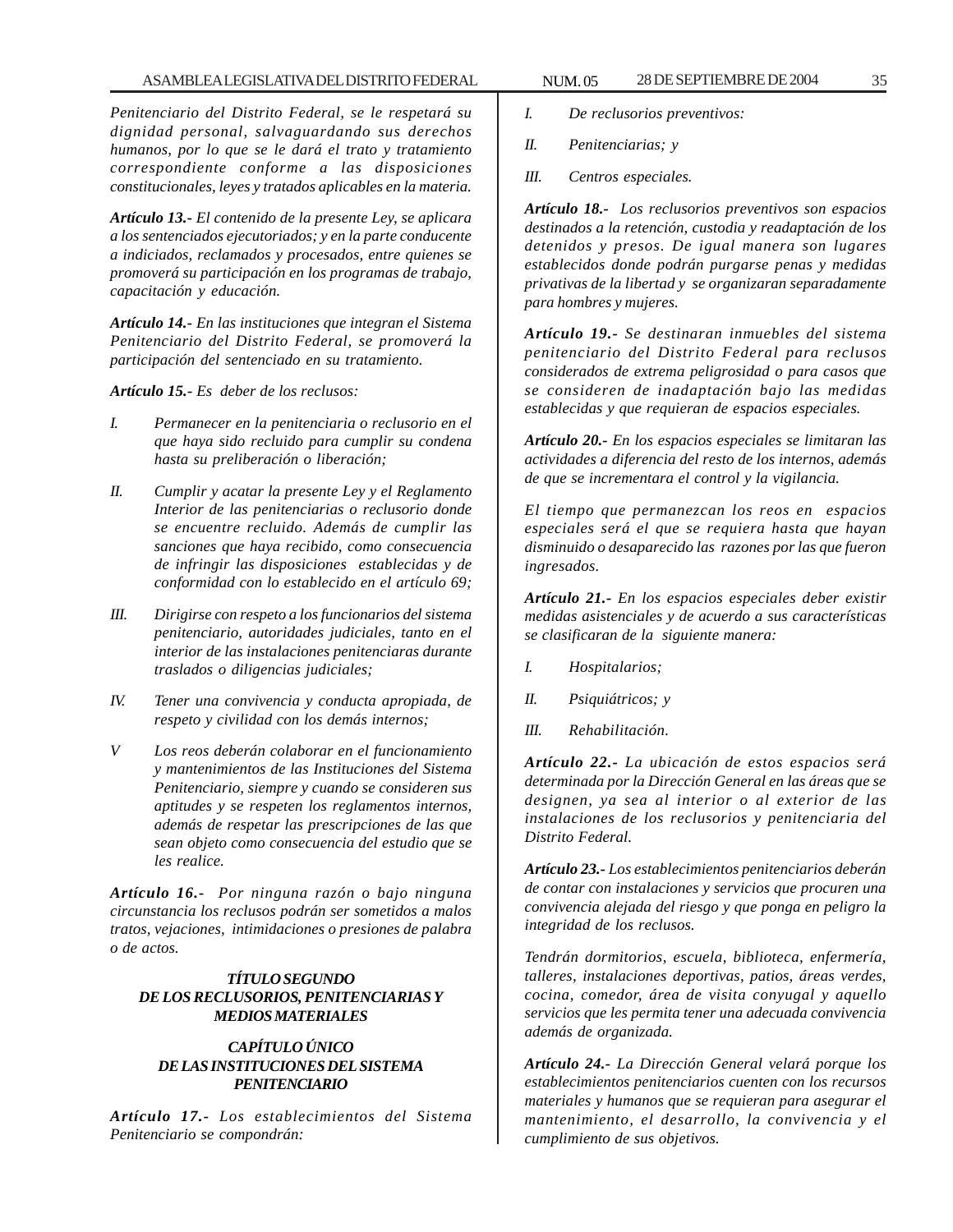*Penitenciario del Distrito Federal, se le respetará su dignidad personal, salvaguardando sus derechos humanos, por lo que se le dará el trato y tratamiento correspondiente conforme a las disposiciones constitucionales, leyes y tratados aplicables en la materia.*

***Artículo 13.-*** *El contenido de la presente Ley, se aplicara a los sentenciados ejecutoriados; y en la parte conducente a indiciados, reclamados y procesados, entre quienes se promoverá su participación en los programas de trabajo, capacitación y educación.*

***Artículo 14.-*** *En las instituciones que integran el Sistema Penitenciario del Distrito Federal, se promoverá la participación del sentenciado en su tratamiento.*

***Artículo 15.-*** *Es deber de los reclusos:*

*I. Permanecer en la penitenciaria o reclusorio en el que haya sido recluido para cumplir su condena hasta su preliberación o liberación;*

*II. Cumplir y acatar la presente Ley y el Reglamento Interior de las penitenciarias o reclusorio donde se encuentre recluido. Además de cumplir las sanciones que haya recibido, como consecuencia de infringir las disposiciones establecidas y de conformidad con lo establecido en el artículo 69;*

*III. Dirigirse con respeto a los funcionarios del sistema penitenciario, autoridades judiciales, tanto en el interior de las instalaciones penitenciaras durante traslados o diligencias judiciales;*

*IV. Tener una convivencia y conducta apropiada, de respeto y civilidad con los demás internos;*

*V Los reos deberán colaborar en el funcionamiento y mantenimientos de las Instituciones del Sistema Penitenciario, siempre y cuando se consideren sus aptitudes y se respeten los reglamentos internos, además de respetar las prescripciones de las que sean objeto como consecuencia del estudio que se les realice.*

***Artículo 16.-*** *Por ninguna razón o bajo ninguna circunstancia los reclusos podrán ser sometidos a malos tratos, vejaciones, intimidaciones o presiones de palabra o de actos.*

***TÍTULO SEGUNDO***
***DE LOS RECLUSORIOS, PENITENCIARIAS Y MEDIOS MATERIALES***

***CAPÍTULO ÚNICO***
***DE LAS INSTITUCIONES DEL SISTEMA PENITENCIARIO***

***Artículo 17.-*** *Los establecimientos del Sistema Penitenciario se compondrán:*

*I. De reclusorios preventivos:*

*II. Penitenciarias; y*

*III. Centros especiales.*

***Artículo 18.-*** *Los reclusorios preventivos son espacios destinados a la retención, custodia y readaptación de los detenidos y presos. De igual manera son lugares establecidos donde podrán purgarse penas y medidas privativas de la libertad y se organizaran separadamente para hombres y mujeres.*

***Artículo 19.-*** *Se destinaran inmuebles del sistema penitenciario del Distrito Federal para reclusos considerados de extrema peligrosidad o para casos que se consideren de inadaptación bajo las medidas establecidas y que requieran de espacios especiales.*

***Artículo 20.-*** *En los espacios especiales se limitaran las actividades a diferencia del resto de los internos, además de que se incrementara el control y la vigilancia.*

*El tiempo que permanezcan los reos en espacios especiales será el que se requiera hasta que hayan disminuido o desaparecido las razones por las que fueron ingresados.*

***Artículo 21.-*** *En los espacios especiales deber existir medidas asistenciales y de acuerdo a sus características se clasificaran de la siguiente manera:*

*I. Hospitalarios;*

*II. Psiquiátricos; y*

*III. Rehabilitación.*

***Artículo 22.-*** *La ubicación de estos espacios será determinada por la Dirección General en las áreas que se designen, ya sea al interior o al exterior de las instalaciones de los reclusorios y penitenciaria del Distrito Federal.*

***Artículo 23.-*** *Los establecimientos penitenciarios deberán de contar con instalaciones y servicios que procuren una convivencia alejada del riesgo y que ponga en peligro la integridad de los reclusos.*

*Tendrán dormitorios, escuela, biblioteca, enfermería, talleres, instalaciones deportivas, patios, áreas verdes, cocina, comedor, área de visita conyugal y aquello servicios que les permita tener una adecuada convivencia además de organizada.*

***Artículo 24.-*** *La Dirección General velará porque los establecimientos penitenciarios cuenten con los recursos materiales y humanos que se requieran para asegurar el mantenimiento, el desarrollo, la convivencia y el cumplimiento de sus objetivos.*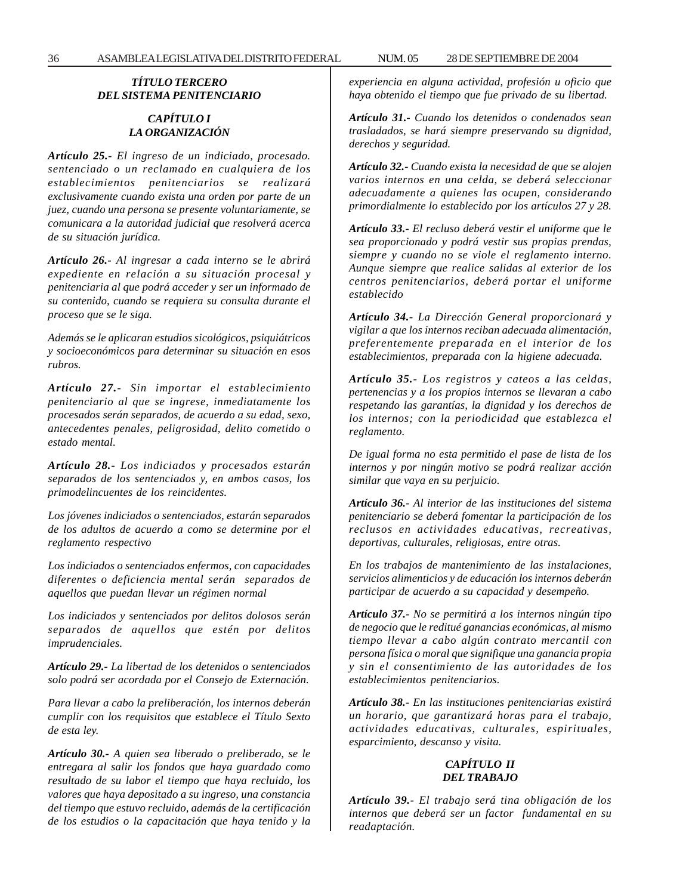## *TÍTULO TERCERO*
## *DEL SISTEMA PENITENCIARIO*

### *CAPÍTULO I*
### *LA ORGANIZACIÓN*

***Artículo 25.-*** *El ingreso de un indiciado, procesado. sentenciado o un reclamado en cualquiera de los establecimientos penitenciarios se realizará exclusivamente cuando exista una orden por parte de un juez, cuando una persona se presente voluntariamente, se comunicara a la autoridad judicial que resolverá acerca de su situación jurídica.*

***Artículo 26.-*** *Al ingresar a cada interno se le abrirá expediente en relación a su situación procesal y penitenciaria al que podrá acceder y ser un informado de su contenido, cuando se requiera su consulta durante el proceso que se le siga.*

*Además se le aplicaran estudios sicológicos, psiquiátricos y socioeconómicos para determinar su situación en esos rubros.*

***Artículo 27.-*** *Sin importar el establecimiento penitenciario al que se ingrese, inmediatamente los procesados serán separados, de acuerdo a su edad, sexo, antecedentes penales, peligrosidad, delito cometido o estado mental.*

***Artículo 28.-*** *Los indiciados y procesados estarán separados de los sentenciados y, en ambos casos, los primodelincuentes de los reincidentes.*

*Los jóvenes indiciados o sentenciados, estarán separados de los adultos de acuerdo a como se determine por el reglamento respectivo*

*Los indiciados o sentenciados enfermos, con capacidades diferentes o deficiencia mental serán separados de aquellos que puedan llevar un régimen normal*

*Los indiciados y sentenciados por delitos dolosos serán separados de aquellos que estén por delitos imprudenciales.*

***Artículo 29.-*** *La libertad de los detenidos o sentenciados solo podrá ser acordada por el Consejo de Externación.*

*Para llevar a cabo la preliberación, los internos deberán cumplir con los requisitos que establece el Título Sexto de esta ley.*

***Artículo 30.-*** *A quien sea liberado o preliberado, se le entregara al salir los fondos que haya guardado como resultado de su labor el tiempo que haya recluido, los valores que haya depositado a su ingreso, una constancia del tiempo que estuvo recluido, además de la certificación de los estudios o la capacitación que haya tenido y la experiencia en alguna actividad, profesión u oficio que haya obtenido el tiempo que fue privado de su libertad.*

***Artículo 31.-*** *Cuando los detenidos o condenados sean trasladados, se hará siempre preservando su dignidad, derechos y seguridad.*

***Artículo 32.-*** *Cuando exista la necesidad de que se alojen varios internos en una celda, se deberá seleccionar adecuadamente a quienes las ocupen, considerando primordialmente lo establecido por los artículos 27 y 28.*

***Artículo 33.-*** *El recluso deberá vestir el uniforme que le sea proporcionado y podrá vestir sus propias prendas, siempre y cuando no se viole el reglamento interno. Aunque siempre que realice salidas al exterior de los centros penitenciarios, deberá portar el uniforme establecido*

***Artículo 34.-*** *La Dirección General proporcionará y vigilar a que los internos reciban adecuada alimentación, preferentemente preparada en el interior de los establecimientos, preparada con la higiene adecuada.*

***Artículo 35.-*** *Los registros y cateos a las celdas, pertenencias y a los propios internos se llevaran a cabo respetando las garantías, la dignidad y los derechos de los internos; con la periodicidad que establezca el reglamento.*

*De igual forma no esta permitido el pase de lista de los internos y por ningún motivo se podrá realizar acción similar que vaya en su perjuicio.*

***Artículo 36.-*** *Al interior de las instituciones del sistema penitenciario se deberá fomentar la participación de los reclusos en actividades educativas, recreativas, deportivas, culturales, religiosas, entre otras.*

*En los trabajos de mantenimiento de las instalaciones, servicios alimenticios y de educación los internos deberán participar de acuerdo a su capacidad y desempeño.*

***Artículo 37.-*** *No se permitirá a los internos ningún tipo de negocio que le reditué ganancias económicas, al mismo tiempo llevar a cabo algún contrato mercantil con persona física o moral que signifique una ganancia propia y sin el consentimiento de las autoridades de los establecimientos penitenciarios.*

***Artículo 38.-*** *En las instituciones penitenciarias existirá un horario, que garantizará horas para el trabajo, actividades educativas, culturales, espirituales, esparcimiento, descanso y visita.*

### *CAPÍTULO II*
### *DEL TRABAJO*

***Artículo 39.-*** *El trabajo será tina obligación de los internos que deberá ser un factor fundamental en su readaptación.*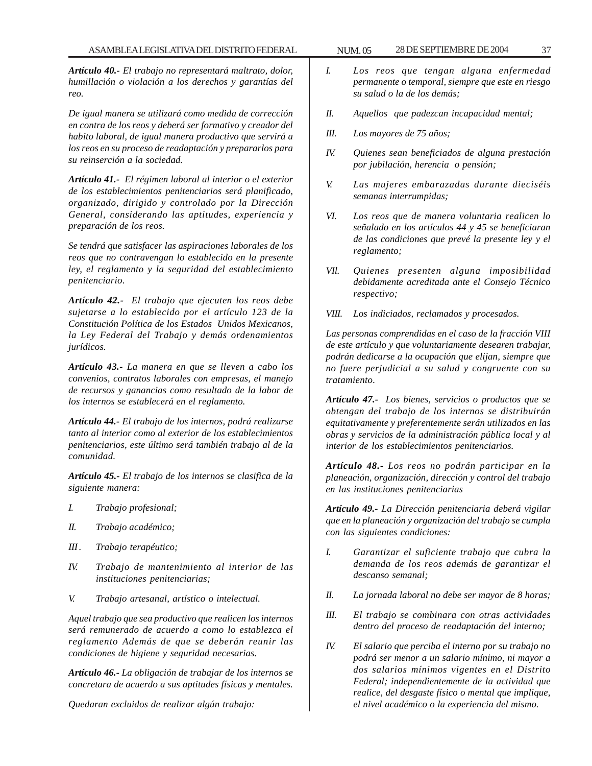***Artículo 40.-*** *El trabajo no representará maltrato, dolor, humillación o violación a los derechos y garantías del reo.*

*De igual manera se utilizará como medida de corrección en contra de los reos y deberá ser formativo y creador del habito laboral, de igual manera productivo que servirá a los reos en su proceso de readaptación y prepararlos para su reinserción a la sociedad.*

***Artículo 41.-*** *El régimen laboral al interior o el exterior de los establecimientos penitenciarios será planificado, organizado, dirigido y controlado por la Dirección General, considerando las aptitudes, experiencia y preparación de los reos.*

*Se tendrá que satisfacer las aspiraciones laborales de los reos que no contravengan lo establecido en la presente ley, el reglamento y la seguridad del establecimiento penitenciario.*

***Artículo 42.-*** *El trabajo que ejecuten los reos debe sujetarse a lo establecido por el artículo 123 de la Constitución Política de los Estados Unidos Mexicanos, la Ley Federal del Trabajo y demás ordenamientos jurídicos.*

***Artículo 43.-*** *La manera en que se lleven a cabo los convenios, contratos laborales con empresas, el manejo de recursos y ganancias como resultado de la labor de los internos se establecerá en el reglamento.*

***Artículo 44.-*** *El trabajo de los internos, podrá realizarse tanto al interior como al exterior de los establecimientos penitenciarios, este último será también trabajo al de la comunidad.*

***Artículo 45.-*** *El trabajo de los internos se clasifica de la siguiente manera:*

*I. Trabajo profesional;*

*II. Trabajo académico;*

*III. Trabajo terapéutico;*

*IV. Trabajo de mantenimiento al interior de las instituciones penitenciarias;*

*V. Trabajo artesanal, artístico o intelectual.*

*Aquel trabajo que sea productivo que realicen los internos será remunerado de acuerdo a como lo establezca el reglamento Además de que se deberán reunir las condiciones de higiene y seguridad necesarias.*

***Artículo 46.-*** *La obligación de trabajar de los internos se concretara de acuerdo a sus aptitudes físicas y mentales.*

*Quedaran excluidos de realizar algún trabajo:*

*I. Los reos que tengan alguna enfermedad permanente o temporal, siempre que este en riesgo su salud o la de los demás;*

*II. Aquellos que padezcan incapacidad mental;*

*III. Los mayores de 75 años;*

*IV. Quienes sean beneficiados de alguna prestación por jubilación, herencia o pensión;*

*V. Las mujeres embarazadas durante dieciséis semanas interrumpidas;*

*VI. Los reos que de manera voluntaria realicen lo señalado en los artículos 44 y 45 se beneficiaran de las condiciones que prevé la presente ley y el reglamento;*

*VII. Quienes presenten alguna imposibilidad debidamente acreditada ante el Consejo Técnico respectivo;*

*VIII. Los indiciados, reclamados y procesados.*

*Las personas comprendidas en el caso de la fracción VIII de este artículo y que voluntariamente desearen trabajar, podrán dedicarse a la ocupación que elijan, siempre que no fuere perjudicial a su salud y congruente con su tratamiento.*

***Artículo 47.-*** *Los bienes, servicios o productos que se obtengan del trabajo de los internos se distribuirán equitativamente y preferentemente serán utilizados en las obras y servicios de la administración pública local y al interior de los establecimientos penitenciarios.*

***Artículo 48.-*** *Los reos no podrán participar en la planeación, organización, dirección y control del trabajo en las instituciones penitenciarias*

***Artículo 49.-*** *La Dirección penitenciaria deberá vigilar que en la planeación y organización del trabajo se cumpla con las siguientes condiciones:*

*I. Garantizar el suficiente trabajo que cubra la demanda de los reos además de garantizar el descanso semanal;*

*II. La jornada laboral no debe ser mayor de 8 horas;*

*III. El trabajo se combinara con otras actividades dentro del proceso de readaptación del interno;*

*IV. El salario que perciba el interno por su trabajo no podrá ser menor a un salario mínimo, ni mayor a dos salarios mínimos vigentes en el Distrito Federal; independientemente de la actividad que realice, del desgaste físico o mental que implique, el nivel académico o la experiencia del mismo.*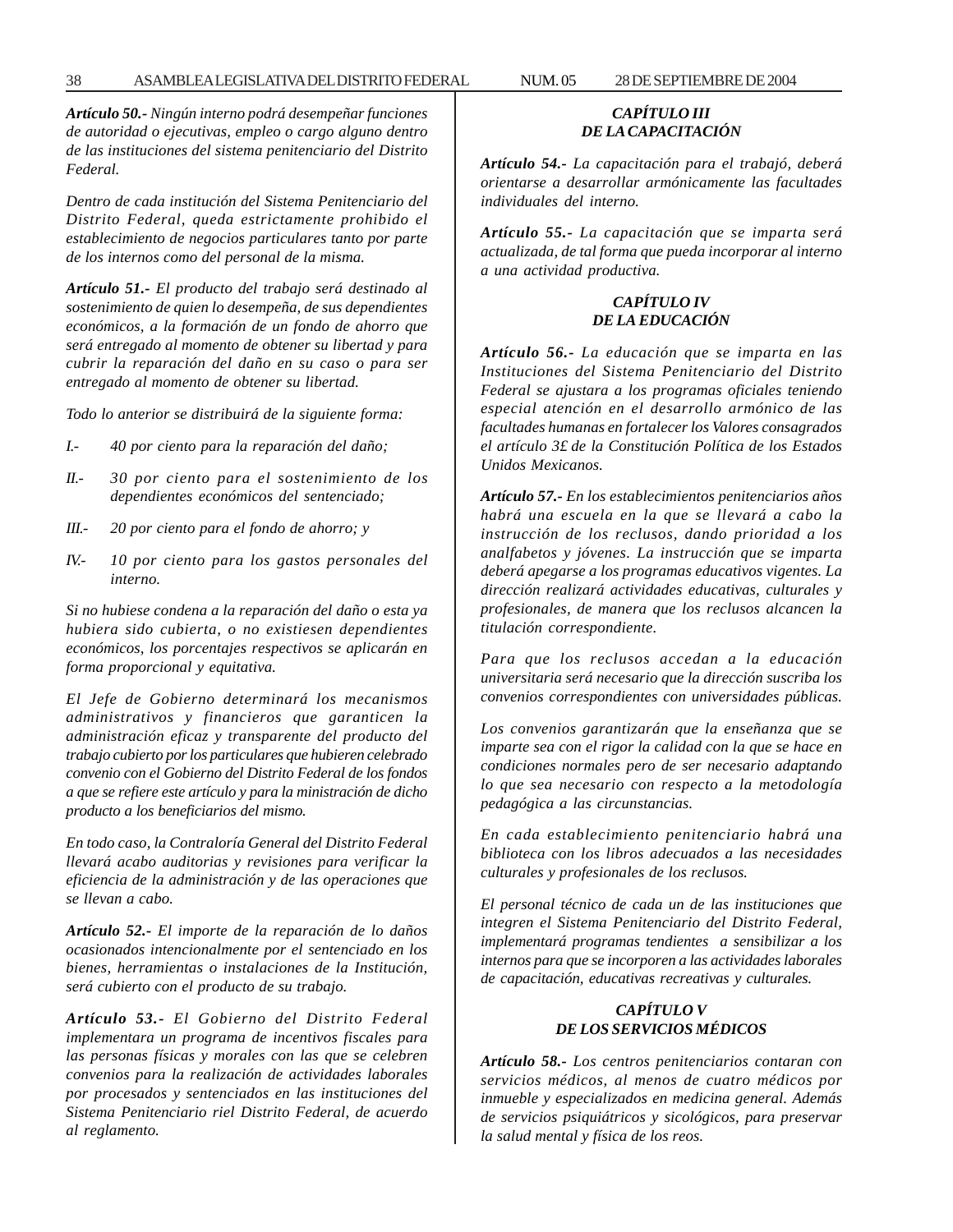***Artículo 50.-*** *Ningún interno podrá desempeñar funciones de autoridad o ejecutivas, empleo o cargo alguno dentro de las instituciones del sistema penitenciario del Distrito Federal.*

*Dentro de cada institución del Sistema Penitenciario del Distrito Federal, queda estrictamente prohibido el establecimiento de negocios particulares tanto por parte de los internos como del personal de la misma.*

***Artículo 51.-*** *El producto del trabajo será destinado al sostenimiento de quien lo desempeña, de sus dependientes económicos, a la formación de un fondo de ahorro que será entregado al momento de obtener su libertad y para cubrir la reparación del daño en su caso o para ser entregado al momento de obtener su libertad.*

*Todo lo anterior se distribuirá de la siguiente forma:*

*I.- 40 por ciento para la reparación del daño;*

*II.- 30 por ciento para el sostenimiento de los dependientes económicos del sentenciado;*

*III.- 20 por ciento para el fondo de ahorro; y*

*IV.- 10 por ciento para los gastos personales del interno.*

*Si no hubiese condena a la reparación del daño o esta ya hubiera sido cubierta, o no existiesen dependientes económicos, los porcentajes respectivos se aplicarán en forma proporcional y equitativa.*

*El Jefe de Gobierno determinará los mecanismos administrativos y financieros que garanticen la administración eficaz y transparente del producto del trabajo cubierto por los particulares que hubieren celebrado convenio con el Gobierno del Distrito Federal de los fondos a que se refiere este artículo y para la ministración de dicho producto a los beneficiarios del mismo.*

*En todo caso, la Contraloría General del Distrito Federal llevará acabo auditorias y revisiones para verificar la eficiencia de la administración y de las operaciones que se llevan a cabo.*

***Artículo 52.-*** *El importe de la reparación de lo daños ocasionados intencionalmente por el sentenciado en los bienes, herramientas o instalaciones de la Institución, será cubierto con el producto de su trabajo.*

***Artículo 53.-*** *El Gobierno del Distrito Federal implementara un programa de incentivos fiscales para las personas físicas y morales con las que se celebren convenios para la realización de actividades laborales por procesados y sentenciados en las instituciones del Sistema Penitenciario riel Distrito Federal, de acuerdo al reglamento.*

## *CAPÍTULO III*
## *DE LA CAPACITACIÓN*

***Artículo 54.-*** *La capacitación para el trabajó, deberá orientarse a desarrollar armónicamente las facultades individuales del interno.*

***Artículo 55.-*** *La capacitación que se imparta será actualizada, de tal forma que pueda incorporar al interno a una actividad productiva.*

## *CAPÍTULO IV*
## *DE LA EDUCACIÓN*

***Artículo 56.-*** *La educación que se imparta en las Instituciones del Sistema Penitenciario del Distrito Federal se ajustara a los programas oficiales teniendo especial atención en el desarrollo armónico de las facultades humanas en fortalecer los Valores consagrados el artículo 3£ de la Constitución Política de los Estados Unidos Mexicanos.*

***Artículo 57.-*** *En los establecimientos penitenciarios años habrá una escuela en la que se llevará a cabo la instrucción de los reclusos, dando prioridad a los analfabetos y jóvenes. La instrucción que se imparta deberá apegarse a los programas educativos vigentes. La dirección realizará actividades educativas, culturales y profesionales, de manera que los reclusos alcancen la titulación correspondiente.*

*Para que los reclusos accedan a la educación universitaria será necesario que la dirección suscriba los convenios correspondientes con universidades públicas.*

*Los convenios garantizarán que la enseñanza que se imparte sea con el rigor la calidad con la que se hace en condiciones normales pero de ser necesario adaptando lo que sea necesario con respecto a la metodología pedagógica a las circunstancias.*

*En cada establecimiento penitenciario habrá una biblioteca con los libros adecuados a las necesidades culturales y profesionales de los reclusos.*

*El personal técnico de cada un de las instituciones que integren el Sistema Penitenciario del Distrito Federal, implementará programas tendientes a sensibilizar a los internos para que se incorporen a las actividades laborales de capacitación, educativas recreativas y culturales.*

## *CAPÍTULO V*
## *DE LOS SERVICIOS MÉDICOS*

***Artículo 58.-*** *Los centros penitenciarios contaran con servicios médicos, al menos de cuatro médicos por inmueble y especializados en medicina general. Además de servicios psiquiátricos y sicológicos, para preservar la salud mental y física de los reos.*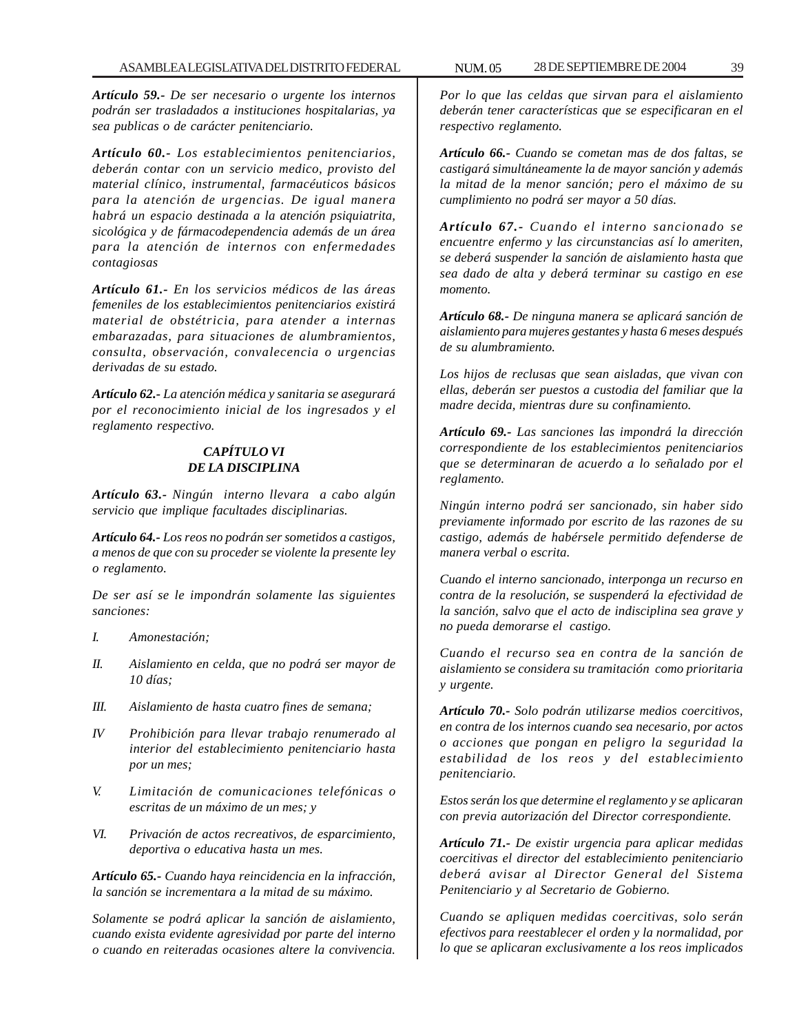***Artículo 59.-*** *De ser necesario o urgente los internos podrán ser trasladados a instituciones hospitalarias, ya sea publicas o de carácter penitenciario.*

***Artículo 60.-*** *Los establecimientos penitenciarios, deberán contar con un servicio medico, provisto del material clínico, instrumental, farmacéuticos básicos para la atención de urgencias. De igual manera habrá un espacio destinada a la atención psiquiatrita, sicológica y de fármacodependencia además de un área para la atención de internos con enfermedades contagiosas*

***Artículo 61.-*** *En los servicios médicos de las áreas femeniles de los establecimientos penitenciarios existirá material de obstétricia, para atender a internas embarazadas, para situaciones de alumbramientos, consulta, observación, convalecencia o urgencias derivadas de su estado.*

***Artículo 62.-*** *La atención médica y sanitaria se asegurará por el reconocimiento inicial de los ingresados y el reglamento respectivo.*

## *CAPÍTULO VI*
## *DE LA DISCIPLINA*

***Artículo 63.-*** *Ningún interno llevara a cabo algún servicio que implique facultades disciplinarias.*

***Artículo 64.-*** *Los reos no podrán ser sometidos a castigos, a menos de que con su proceder se violente la presente ley o reglamento.*

*De ser así se le impondrán solamente las siguientes sanciones:*

*I. Amonestación;*

*II. Aislamiento en celda, que no podrá ser mayor de 10 días;*

*III. Aislamiento de hasta cuatro fines de semana;*

*IV Prohibición para llevar trabajo renumerado al interior del establecimiento penitenciario hasta por un mes;*

*V. Limitación de comunicaciones telefónicas o escritas de un máximo de un mes; y*

*VI. Privación de actos recreativos, de esparcimiento, deportiva o educativa hasta un mes.*

***Artículo 65.-*** *Cuando haya reincidencia en la infracción, la sanción se incrementara a la mitad de su máximo.*

*Solamente se podrá aplicar la sanción de aislamiento, cuando exista evidente agresividad por parte del interno o cuando en reiteradas ocasiones altere la convivencia. Por lo que las celdas que sirvan para el aislamiento deberán tener características que se especificaran en el respectivo reglamento.*

***Artículo 66.-*** *Cuando se cometan mas de dos faltas, se castigará simultáneamente la de mayor sanción y además la mitad de la menor sanción; pero el máximo de su cumplimiento no podrá ser mayor a 50 días.*

***Artículo 67.-*** *Cuando el interno sancionado se encuentre enfermo y las circunstancias así lo ameriten, se deberá suspender la sanción de aislamiento hasta que sea dado de alta y deberá terminar su castigo en ese momento.*

***Artículo 68.-*** *De ninguna manera se aplicará sanción de aislamiento para mujeres gestantes y hasta 6 meses después de su alumbramiento.*

*Los hijos de reclusas que sean aisladas, que vivan con ellas, deberán ser puestos a custodia del familiar que la madre decida, mientras dure su confinamiento.*

***Artículo 69.-*** *Las sanciones las impondrá la dirección correspondiente de los establecimientos penitenciarios que se determinaran de acuerdo a lo señalado por el reglamento.*

*Ningún interno podrá ser sancionado, sin haber sido previamente informado por escrito de las razones de su castigo, además de habérsele permitido defenderse de manera verbal o escrita.*

*Cuando el interno sancionado, interponga un recurso en contra de la resolución, se suspenderá la efectividad de la sanción, salvo que el acto de indisciplina sea grave y no pueda demorarse el castigo.*

*Cuando el recurso sea en contra de la sanción de aislamiento se considera su tramitación como prioritaria y urgente.*

***Artículo 70.-*** *Solo podrán utilizarse medios coercitivos, en contra de los internos cuando sea necesario, por actos o acciones que pongan en peligro la seguridad la estabilidad de los reos y del establecimiento penitenciario.*

*Estos serán los que determine el reglamento y se aplicaran con previa autorización del Director correspondiente.*

***Artículo 71.-*** *De existir urgencia para aplicar medidas coercitivas el director del establecimiento penitenciario deberá avisar al Director General del Sistema Penitenciario y al Secretario de Gobierno.*

*Cuando se apliquen medidas coercitivas, solo serán efectivos para reestablecer el orden y la normalidad, por lo que se aplicaran exclusivamente a los reos implicados*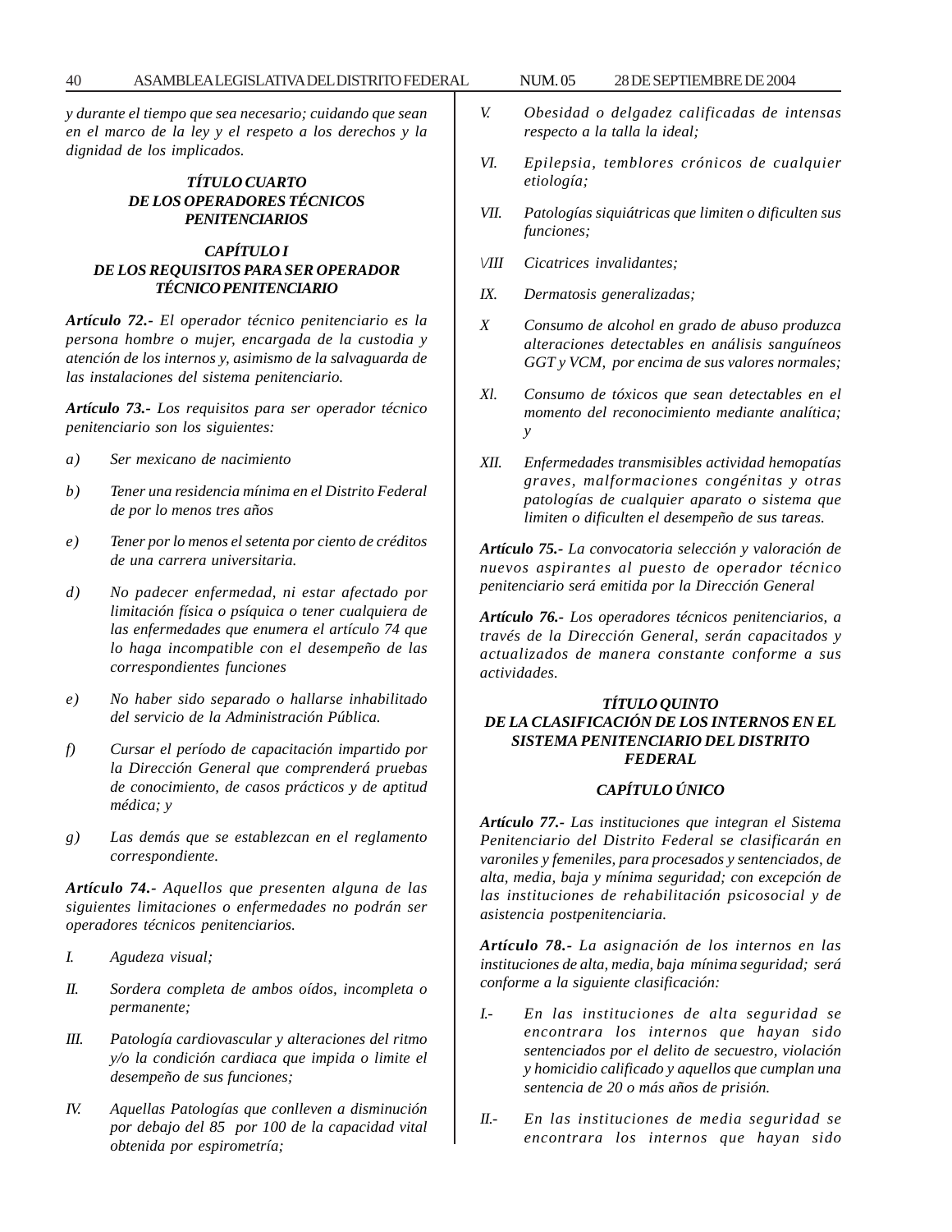*y durante el tiempo que sea necesario; cuidando que sean en el marco de la ley y el respeto a los derechos y la dignidad de los implicados.*

## *TÍTULO CUARTO DE LOS OPERADORES TÉCNICOS PENITENCIARIOS*

### *CAPÍTULO I DE LOS REQUISITOS PARA SER OPERADOR TÉCNICO PENITENCIARIO*

***Artículo 72.-*** *El operador técnico penitenciario es la persona hombre o mujer, encargada de la custodia y atención de los internos y, asimismo de la salvaguarda de las instalaciones del sistema penitenciario.*

***Artículo 73.-*** *Los requisitos para ser operador técnico penitenciario son los siguientes:*

*a) Ser mexicano de nacimiento*

*b) Tener una residencia mínima en el Distrito Federal de por lo menos tres años*

*e) Tener por lo menos el setenta por ciento de créditos de una carrera universitaria.*

*d) No padecer enfermedad, ni estar afectado por limitación física o psíquica o tener cualquiera de las enfermedades que enumera el artículo 74 que lo haga incompatible con el desempeño de las correspondientes funciones*

*e) No haber sido separado o hallarse inhabilitado del servicio de la Administración Pública.*

*f) Cursar el período de capacitación impartido por la Dirección General que comprenderá pruebas de conocimiento, de casos prácticos y de aptitud médica; y*

*g) Las demás que se establezcan en el reglamento correspondiente.*

***Artículo 74.-*** *Aquellos que presenten alguna de las siguientes limitaciones o enfermedades no podrán ser operadores técnicos penitenciarios.*

*I. Agudeza visual;*

*II. Sordera completa de ambos oídos, incompleta o permanente;*

*III. Patología cardiovascular y alteraciones del ritmo y/o la condición cardiaca que impida o limite el desempeño de sus funciones;*

*IV. Aquellas Patologías que conlleven a disminución por debajo del 85 por 100 de la capacidad vital obtenida por espirometría;*

*V. Obesidad o delgadez calificadas de intensas respecto a la talla la ideal;*

*VI. Epilepsia, temblores crónicos de cualquier etiología;*

*VII. Patologías siquiátricas que limiten o dificulten sus funciones;*

*\/III Cicatrices invalidantes;*

*IX. Dermatosis generalizadas;*

*X Consumo de alcohol en grado de abuso produzca alteraciones detectables en análisis sanguíneos GGT y VCM, por encima de sus valores normales;*

*Xl. Consumo de tóxicos que sean detectables en el momento del reconocimiento mediante analítica; y*

*XII. Enfermedades transmisibles actividad hemopatías graves, malformaciones congénitas y otras patologías de cualquier aparato o sistema que limiten o dificulten el desempeño de sus tareas.*

***Artículo 75.-*** *La convocatoria selección y valoración de nuevos aspirantes al puesto de operador técnico penitenciario será emitida por la Dirección General*

***Artículo 76.-*** *Los operadores técnicos penitenciarios, a través de la Dirección General, serán capacitados y actualizados de manera constante conforme a sus actividades.*

## *TÍTULO QUINTO DE LA CLASIFICACIÓN DE LOS INTERNOS EN EL SISTEMA PENITENCIARIO DEL DISTRITO FEDERAL*

### *CAPÍTULO ÚNICO*

***Artículo 77.-*** *Las instituciones que integran el Sistema Penitenciario del Distrito Federal se clasificarán en varoniles y femeniles, para procesados y sentenciados, de alta, media, baja y mínima seguridad; con excepción de las instituciones de rehabilitación psicosocial y de asistencia postpenitenciaria.*

***Artículo 78.-*** *La asignación de los internos en las instituciones de alta, media, baja mínima seguridad; será conforme a la siguiente clasificación:*

*I.- En las instituciones de alta seguridad se encontrara los internos que hayan sido sentenciados por el delito de secuestro, violación y homicidio calificado y aquellos que cumplan una sentencia de 20 o más años de prisión.*

*II.- En las instituciones de media seguridad se encontrara los internos que hayan sido*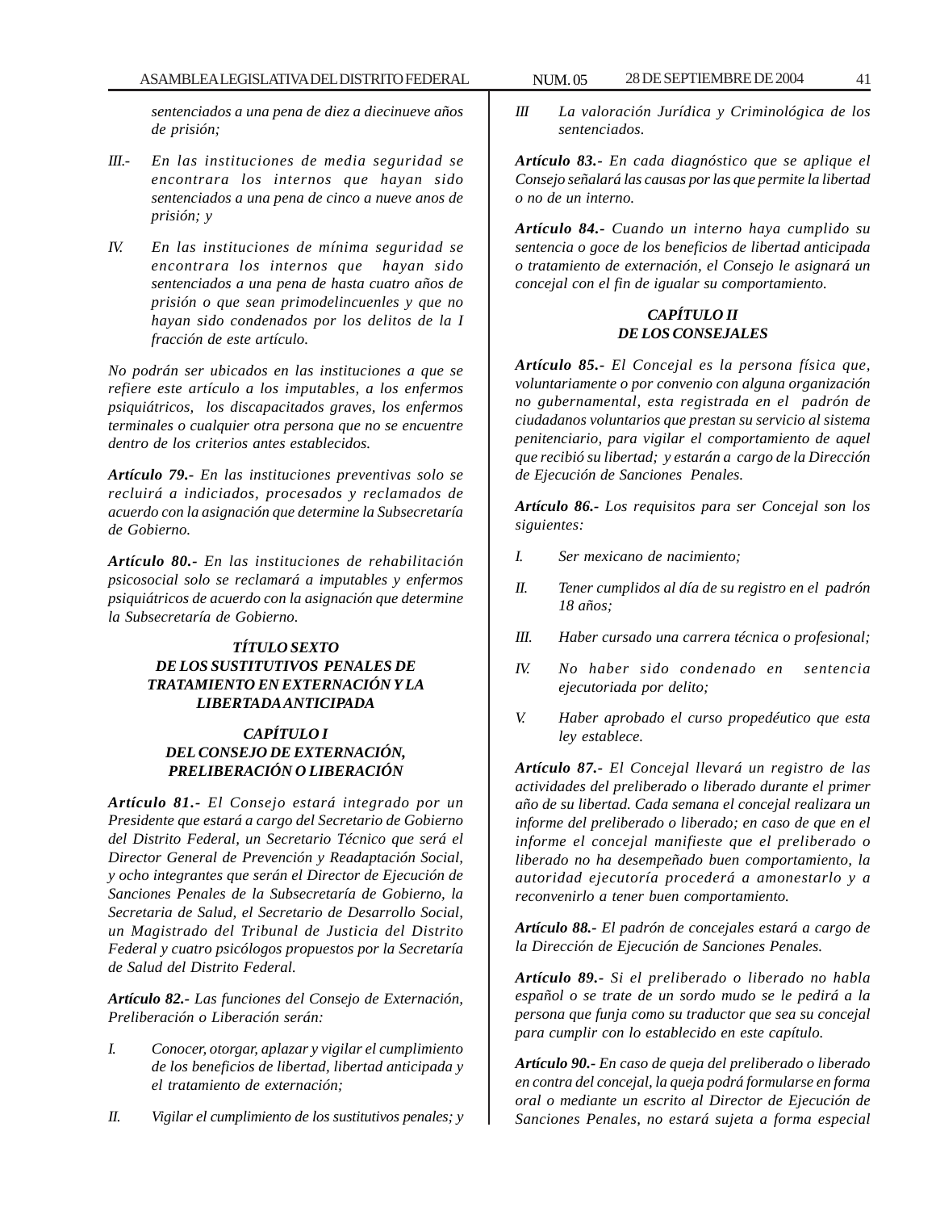*sentenciados a una pena de diez a diecinueve años de prisión;*

*III.-* *En las instituciones de media seguridad se encontrara los internos que hayan sido sentenciados a una pena de cinco a nueve anos de prisión; y*

*IV.* *En las instituciones de mínima seguridad se encontrara los internos que hayan sido sentenciados a una pena de hasta cuatro años de prisión o que sean primodelincuenles y que no hayan sido condenados por los delitos de la I fracción de este artículo.*

*No podrán ser ubicados en las instituciones a que se refiere este artículo a los imputables, a los enfermos psiquiátricos, los discapacitados graves, los enfermos terminales o cualquier otra persona que no se encuentre dentro de los criterios antes establecidos.*

***Artículo 79.-*** *En las instituciones preventivas solo se recluirá a indiciados, procesados y reclamados de acuerdo con la asignación que determine la Subsecretaría de Gobierno.*

***Artículo 80.-*** *En las instituciones de rehabilitación psicosocial solo se reclamará a imputables y enfermos psiquiátricos de acuerdo con la asignación que determine la Subsecretaría de Gobierno.*

## *TÍTULO SEXTO DE LOS SUSTITUTIVOS PENALES DE TRATAMIENTO EN EXTERNACIÓN Y LA LIBERTAD ANTICIPADA*

### *CAPÍTULO I DEL CONSEJO DE EXTERNACIÓN, PRELIBERACIÓN O LIBERACIÓN*

***Artículo 81.-*** *El Consejo estará integrado por un Presidente que estará a cargo del Secretario de Gobierno del Distrito Federal, un Secretario Técnico que será el Director General de Prevención y Readaptación Social, y ocho integrantes que serán el Director de Ejecución de Sanciones Penales de la Subsecretaría de Gobierno, la Secretaria de Salud, el Secretario de Desarrollo Social, un Magistrado del Tribunal de Justicia del Distrito Federal y cuatro psicólogos propuestos por la Secretaría de Salud del Distrito Federal.*

***Artículo 82.-*** *Las funciones del Consejo de Externación, Preliberación o Liberación serán:*

*I.* *Conocer, otorgar, aplazar y vigilar el cumplimiento de los beneficios de libertad, libertad anticipada y el tratamiento de externación;*

*II.* *Vigilar el cumplimiento de los sustitutivos penales; y*

*III* *La valoración Jurídica y Criminológica de los sentenciados.*

***Artículo 83.-*** *En cada diagnóstico que se aplique el Consejo señalará las causas por las que permite la libertad o no de un interno.*

***Artículo 84.-*** *Cuando un interno haya cumplido su sentencia o goce de los beneficios de libertad anticipada o tratamiento de externación, el Consejo le asignará un concejal con el fin de igualar su comportamiento.*

### *CAPÍTULO II DE LOS CONSEJALES*

***Artículo 85.-*** *El Concejal es la persona física que, voluntariamente o por convenio con alguna organización no gubernamental, esta registrada en el padrón de ciudadanos voluntarios que prestan su servicio al sistema penitenciario, para vigilar el comportamiento de aquel que recibió su libertad; y estarán a cargo de la Dirección de Ejecución de Sanciones Penales.*

***Artículo 86.-*** *Los requisitos para ser Concejal son los siguientes:*

*I.* *Ser mexicano de nacimiento;*

*II.* *Tener cumplidos al día de su registro en el padrón 18 años;*

*III.* *Haber cursado una carrera técnica o profesional;*

*IV.* *No haber sido condenado en sentencia ejecutoriada por delito;*

*V.* *Haber aprobado el curso propedéutico que esta ley establece.*

***Artículo 87.-*** *El Concejal llevará un registro de las actividades del preliberado o liberado durante el primer año de su libertad. Cada semana el concejal realizara un informe del preliberado o liberado; en caso de que en el informe el concejal manifieste que el preliberado o liberado no ha desempeñado buen comportamiento, la autoridad ejecutoría procederá a amonestarlo y a reconvenirlo a tener buen comportamiento.*

***Artículo 88.-*** *El padrón de concejales estará a cargo de la Dirección de Ejecución de Sanciones Penales.*

***Artículo 89.-*** *Si el preliberado o liberado no habla español o se trate de un sordo mudo se le pedirá a la persona que funja como su traductor que sea su concejal para cumplir con lo establecido en este capítulo.*

***Artículo 90.-*** *En caso de queja del preliberado o liberado en contra del concejal, la queja podrá formularse en forma oral o mediante un escrito al Director de Ejecución de Sanciones Penales, no estará sujeta a forma especial*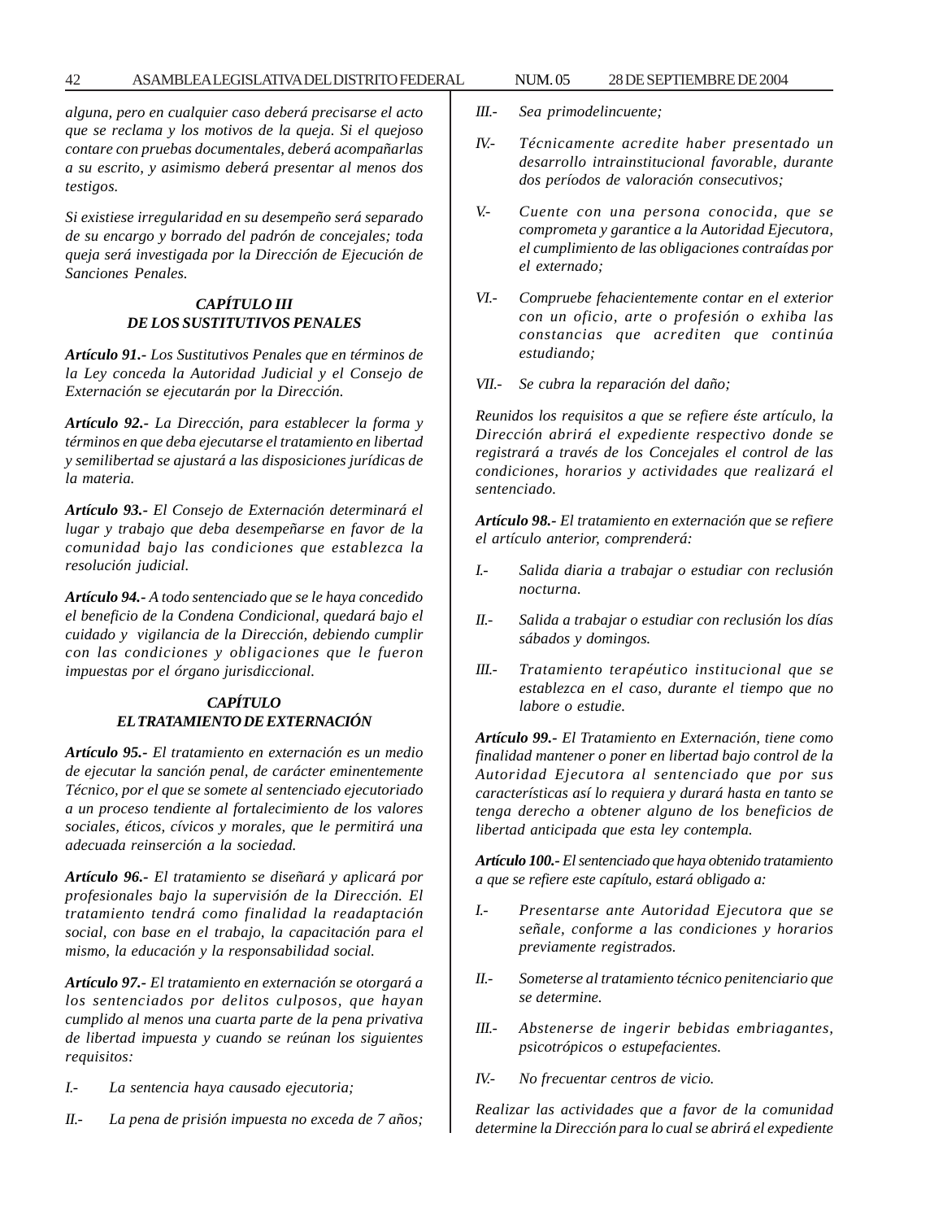*alguna, pero en cualquier caso deberá precisarse el acto que se reclama y los motivos de la queja. Si el quejoso contare con pruebas documentales, deberá acompañarlas a su escrito, y asimismo deberá presentar al menos dos testigos.*

*Si existiese irregularidad en su desempeño será separado de su encargo y borrado del padrón de concejales; toda queja será investigada por la Dirección de Ejecución de Sanciones Penales.*

### *CAPÍTULO III*
### *DE LOS SUSTITUTIVOS PENALES*

***Artículo 91.-*** *Los Sustitutivos Penales que en términos de la Ley conceda la Autoridad Judicial y el Consejo de Externación se ejecutarán por la Dirección.*

***Artículo 92.-*** *La Dirección, para establecer la forma y términos en que deba ejecutarse el tratamiento en libertad y semilibertad se ajustará a las disposiciones jurídicas de la materia.*

***Artículo 93.-*** *El Consejo de Externación determinará el lugar y trabajo que deba desempeñarse en favor de la comunidad bajo las condiciones que establezca la resolución judicial.*

***Artículo 94.-*** *A todo sentenciado que se le haya concedido el beneficio de la Condena Condicional, quedará bajo el cuidado y vigilancia de la Dirección, debiendo cumplir con las condiciones y obligaciones que le fueron impuestas por el órgano jurisdiccional.*

### *CAPÍTULO*
### *EL TRATAMIENTO DE EXTERNACIÓN*

***Artículo 95.-*** *El tratamiento en externación es un medio de ejecutar la sanción penal, de carácter eminentemente Técnico, por el que se somete al sentenciado ejecutoriado a un proceso tendiente al fortalecimiento de los valores sociales, éticos, cívicos y morales, que le permitirá una adecuada reinserción a la sociedad.*

***Artículo 96.-*** *El tratamiento se diseñará y aplicará por profesionales bajo la supervisión de la Dirección. El tratamiento tendrá como finalidad la readaptación social, con base en el trabajo, la capacitación para el mismo, la educación y la responsabilidad social.*

***Artículo 97.-*** *El tratamiento en externación se otorgará a los sentenciados por delitos culposos, que hayan cumplido al menos una cuarta parte de la pena privativa de libertad impuesta y cuando se reúnan los siguientes requisitos:*

*I.-* *La sentencia haya causado ejecutoria;*

*II.-* *La pena de prisión impuesta no exceda de 7 años;*

*III.-* *Sea primodelincuente;*

*IV.-* *Técnicamente acredite haber presentado un desarrollo intrainstitucional favorable, durante dos períodos de valoración consecutivos;*

*V.-* *Cuente con una persona conocida, que se comprometa y garantice a la Autoridad Ejecutora, el cumplimiento de las obligaciones contraídas por el externado;*

*VI.-* *Compruebe fehacientemente contar en el exterior con un oficio, arte o profesión o exhiba las constancias que acrediten que continúa estudiando;*

*VII.-* *Se cubra la reparación del daño;*

*Reunidos los requisitos a que se refiere éste artículo, la Dirección abrirá el expediente respectivo donde se registrará a través de los Concejales el control de las condiciones, horarios y actividades que realizará el sentenciado.*

***Artículo 98.-*** *El tratamiento en externación que se refiere el artículo anterior, comprenderá:*

*I.-* *Salida diaria a trabajar o estudiar con reclusión nocturna.*

*II.-* *Salida a trabajar o estudiar con reclusión los días sábados y domingos.*

*III.-* *Tratamiento terapéutico institucional que se establezca en el caso, durante el tiempo que no labore o estudie.*

***Artículo 99.-*** *El Tratamiento en Externación, tiene como finalidad mantener o poner en libertad bajo control de la Autoridad Ejecutora al sentenciado que por sus características así lo requiera y durará hasta en tanto se tenga derecho a obtener alguno de los beneficios de libertad anticipada que esta ley contempla.*

***Artículo 100.-*** *El sentenciado que haya obtenido tratamiento a que se refiere este capítulo, estará obligado a:*

*I.-* *Presentarse ante Autoridad Ejecutora que se señale, conforme a las condiciones y horarios previamente registrados.*

*II.-* *Someterse al tratamiento técnico penitenciario que se determine.*

*III.-* *Abstenerse de ingerir bebidas embriagantes, psicotrópicos o estupefacientes.*

*IV.-* *No frecuentar centros de vicio.*

*Realizar las actividades que a favor de la comunidad determine la Dirección para lo cual se abrirá el expediente*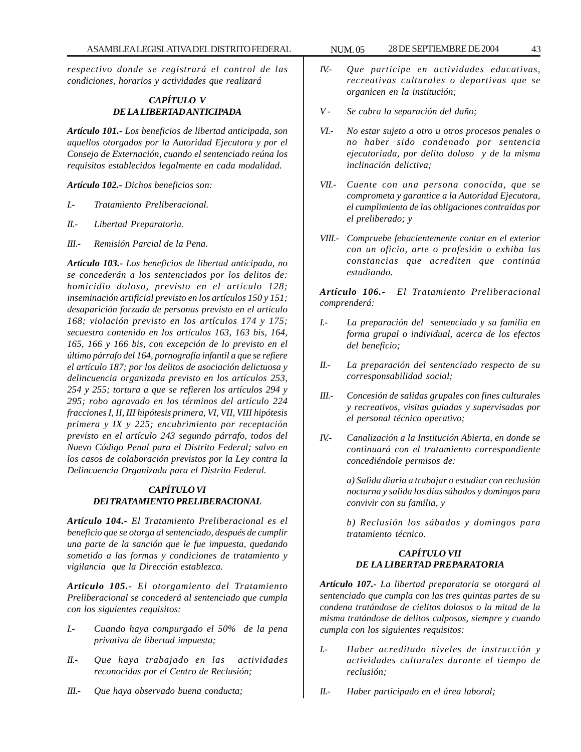*respectivo donde se registrará el control de las condiciones, horarios y actividades que realizará*

### *CAPÍTULO V*
### *DE LA LIBERTAD ANTICIPADA*

***Artículo 101.-*** *Los beneficios de libertad anticipada, son aquellos otorgados por la Autoridad Ejecutora y por el Consejo de Externación, cuando el sentenciado reúna los requisitos establecidos legalmente en cada modalidad.*

***Artículo 102.-*** *Dichos beneficios son:*

*I.- Tratamiento Preliberacional.*

*II.- Libertad Preparatoria.*

*III.- Remisión Parcial de la Pena.*

***Artículo 103.-*** *Los beneficios de libertad anticipada, no se concederán a los sentenciados por los delitos de: homicidio doloso, previsto en el artículo 128; inseminación artificial previsto en los artículos 150 y 151; desaparición forzada de personas previsto en el artículo 168; violación previsto en los artículos 174 y 175; secuestro contenido en los artículos 163, 163 bis, 164, 165, 166 y 166 bis, con excepción de lo previsto en el último párrafo del 164, pornografía infantil a que se refiere el artículo 187; por los delitos de asociación delictuosa y delincuencia organizada previsto en los artículos 253, 254 y 255; tortura a que se refieren los artículos 294 y 295; robo agravado en los términos del artículo 224 fracciones I, II, III hipótesis primera, VI, VII, VIII hipótesis primera y IX y 225; encubrimiento por receptación previsto en el artículo 243 segundo párrafo, todos del Nuevo Código Penal para el Distrito Federal; salvo en los casos de colaboración previstos por la Ley contra la Delincuencia Organizada para el Distrito Federal.*

### *CAPÍTULO VI*
### *DEl TRATAMIENTO PRELIBERACIONAL*

***Artículo 104.-*** *El Tratamiento Preliberacional es el beneficio que se otorga al sentenciado, después de cumplir una parte de la sanción que le fue impuesta, quedando sometido a las formas y condiciones de tratamiento y vigilancia que la Dirección establezca.*

***Artículo 105.-*** *El otorgamiento del Tratamiento Preliberacional se concederá al sentenciado que cumpla con los siguientes requisitos:*

*I.- Cuando haya compurgado el 50% de la pena privativa de libertad impuesta;*

*II.- Que haya trabajado en las actividades reconocidas por el Centro de Reclusión;*

*III.- Que haya observado buena conducta;*

*IV.- Que participe en actividades educativas, recreativas culturales o deportivas que se organicen en la institución;*

*V - Se cubra la separación del daño;*

*VI.- No estar sujeto a otro u otros procesos penales o no haber sido condenado por sentencia ejecutoriada, por delito doloso y de la misma inclinación delictiva;*

*VII.- Cuente con una persona conocida, que se comprometa y garantice a la Autoridad Ejecutora, el cumplimiento de las obligaciones contraídas por el preliberado; y*

*VIII.- Compruebe fehacientemente contar en el exterior con un oficio, arte o profesión o exhiba las constancias que acrediten que continúa estudiando.*

***Artículo 106.-*** *El Tratamiento Preliberacional comprenderá:*

*I.- La preparación del sentenciado y su familia en forma grupal o individual, acerca de los efectos del beneficio;*

*II.- La preparación del sentenciado respecto de su corresponsabilidad social;*

*III.- Concesión de salidas grupales con fines culturales y recreativos, visitas guiadas y supervisadas por el personal técnico operativo;*

*IV.- Canalización a la Institución Abierta, en donde se continuará con el tratamiento correspondiente concediéndole permisos de:*

*a) Salida diaria a trabajar o estudiar con reclusión nocturna y salida los días sábados y domingos para convivir con su familia, y*

*b) Reclusión los sábados y domingos para tratamiento técnico.*

### *CAPÍTULO VII*
### *DE LA LIBERTAD PREPARATORIA*

***Artículo 107.-*** *La libertad preparatoria se otorgará al sentenciado que cumpla con las tres quintas partes de su condena tratándose de cielitos dolosos o la mitad de la misma tratándose de delitos culposos, siempre y cuando cumpla con los siguientes requisitos:*

*I.- Haber acreditado niveles de instrucción y actividades culturales durante el tiempo de reclusión;*

*II.- Haber participado en el área laboral;*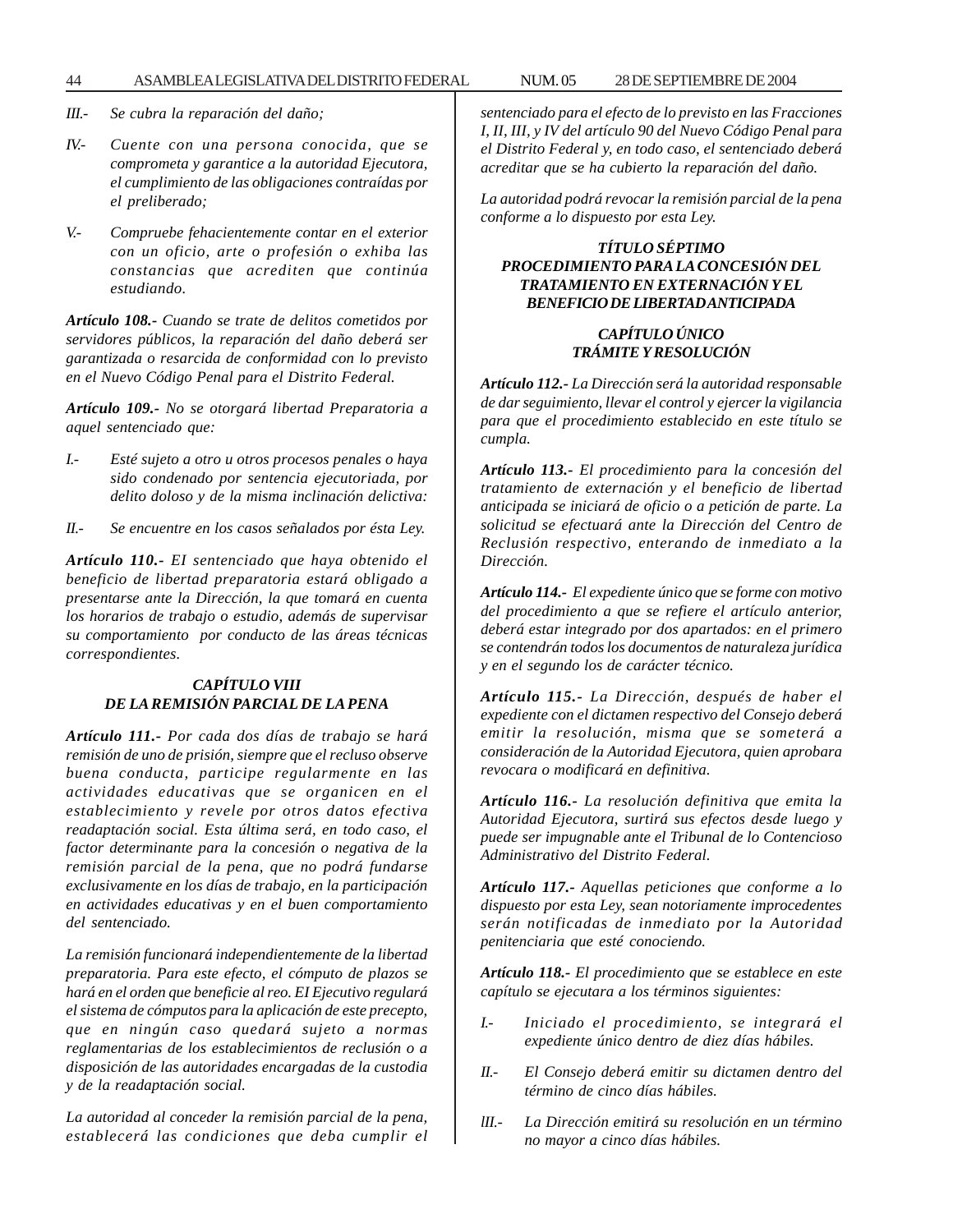*III.- Se cubra la reparación del daño;*

*IV.- Cuente con una persona conocida, que se comprometa y garantice a la autoridad Ejecutora, el cumplimiento de las obligaciones contraídas por el preliberado;*

*V.- Compruebe fehacientemente contar en el exterior con un oficio, arte o profesión o exhiba las constancias que acrediten que continúa estudiando.*

***Artículo 108.-** Cuando se trate de delitos cometidos por servidores públicos, la reparación del daño deberá ser garantizada o resarcida de conformidad con lo previsto en el Nuevo Código Penal para el Distrito Federal.*

***Artículo 109.-** No se otorgará libertad Preparatoria a aquel sentenciado que:*

*I.- Esté sujeto a otro u otros procesos penales o haya sido condenado por sentencia ejecutoriada, por delito doloso y de la misma inclinación delictiva:*

*II.- Se encuentre en los casos señalados por ésta Ley.*

***Artículo 110.-** EI sentenciado que haya obtenido el beneficio de libertad preparatoria estará obligado a presentarse ante la Dirección, la que tomará en cuenta los horarios de trabajo o estudio, además de supervisar su comportamiento por conducto de las áreas técnicas correspondientes.*

### *CAPÍTULO VIII*
### *DE LA REMISIÓN PARCIAL DE LA PENA*

***Artículo 111.-** Por cada dos días de trabajo se hará remisión de uno de prisión, siempre que el recluso observe buena conducta, participe regularmente en las actividades educativas que se organicen en el establecimiento y revele por otros datos efectiva readaptación social. Esta última será, en todo caso, el factor determinante para la concesión o negativa de la remisión parcial de la pena, que no podrá fundarse exclusivamente en los días de trabajo, en la participación en actividades educativas y en el buen comportamiento del sentenciado.*

*La remisión funcionará independientemente de la libertad preparatoria. Para este efecto, el cómputo de plazos se hará en el orden que beneficie al reo. EI Ejecutivo regulará el sistema de cómputos para la aplicación de este precepto, que en ningún caso quedará sujeto a normas reglamentarias de los establecimientos de reclusión o a disposición de las autoridades encargadas de la custodia y de la readaptación social.*

*La autoridad al conceder la remisión parcial de la pena, establecerá las condiciones que deba cumplir el sentenciado para el efecto de lo previsto en las Fracciones I, II, III, y IV del artículo 90 del Nuevo Código Penal para el Distrito Federal y, en todo caso, el sentenciado deberá acreditar que se ha cubierto la reparación del daño.*

*La autoridad podrá revocar la remisión parcial de la pena conforme a lo dispuesto por esta Ley.*

## *TÍTULO SÉPTIMO*
## *PROCEDIMIENTO PARA LA CONCESIÓN DEL TRATAMIENTO EN EXTERNACIÓN Y EL BENEFICIO DE LIBERTAD ANTICIPADA*

### *CAPÍTULO ÚNICO*
### *TRÁMITE Y RESOLUCIÓN*

***Artículo 112.-** La Dirección será la autoridad responsable de dar seguimiento, llevar el control y ejercer la vigilancia para que el procedimiento establecido en este título se cumpla.*

***Artículo 113.-** El procedimiento para la concesión del tratamiento de externación y el beneficio de libertad anticipada se iniciará de oficio o a petición de parte. La solicitud se efectuará ante la Dirección del Centro de Reclusión respectivo, enterando de inmediato a la Dirección.*

***Artículo 114.-** El expediente único que se forme con motivo del procedimiento a que se refiere el artículo anterior, deberá estar integrado por dos apartados: en el primero se contendrán todos los documentos de naturaleza jurídica y en el segundo los de carácter técnico.*

***Artículo 115.-** La Dirección, después de haber el expediente con el dictamen respectivo del Consejo deberá emitir la resolución, misma que se someterá a consideración de la Autoridad Ejecutora, quien aprobara revocara o modificará en definitiva.*

***Artículo 116.-** La resolución definitiva que emita la Autoridad Ejecutora, surtirá sus efectos desde luego y puede ser impugnable ante el Tribunal de lo Contencioso Administrativo del Distrito Federal.*

***Artículo 117.-** Aquellas peticiones que conforme a lo dispuesto por esta Ley, sean notoriamente improcedentes serán notificadas de inmediato por la Autoridad penitenciaria que esté conociendo.*

***Artículo 118.-** El procedimiento que se establece en este capítulo se ejecutara a los términos siguientes:*

*I.- Iniciado el procedimiento, se integrará el expediente único dentro de diez días hábiles.*

*II.- El Consejo deberá emitir su dictamen dentro del término de cinco días hábiles.*

*III.- La Dirección emitirá su resolución en un término no mayor a cinco días hábiles.*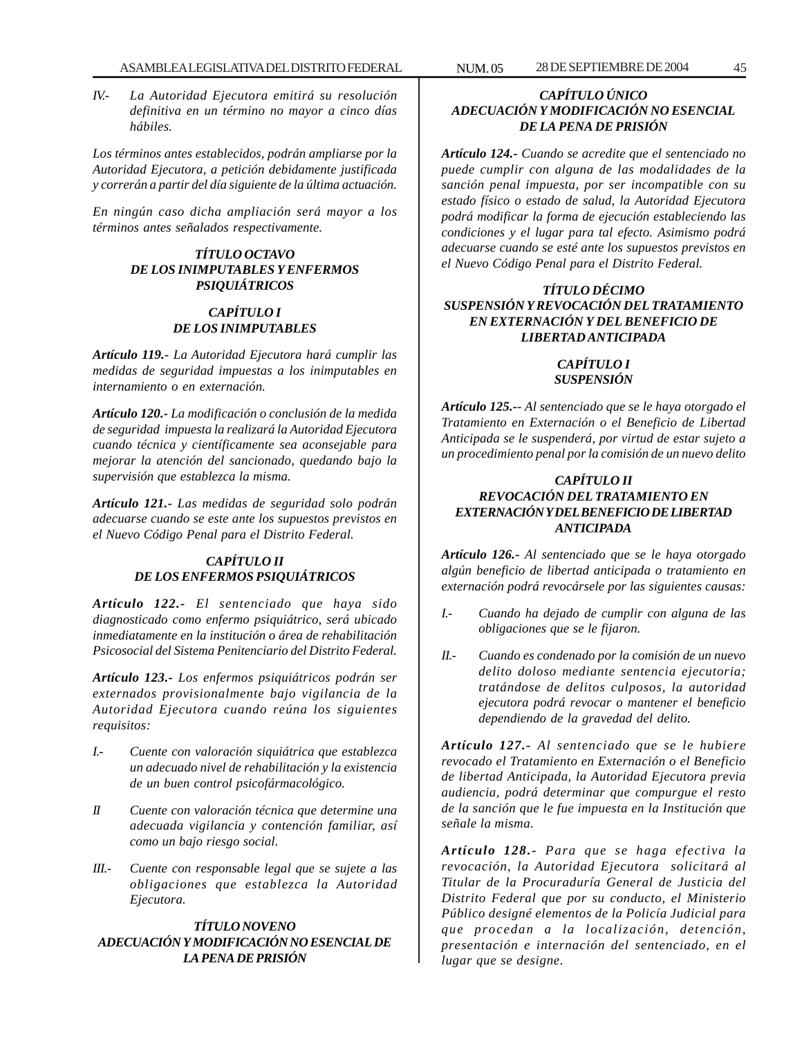*IV.- La Autoridad Ejecutora emitirá su resolución definitiva en un término no mayor a cinco días hábiles.*

*Los términos antes establecidos, podrán ampliarse por la Autoridad Ejecutora, a petición debidamente justificada y correrán a partir del día siguiente de la última actuación.*

*En ningún caso dicha ampliación será mayor a los términos antes señalados respectivamente.*

### *TÍTULO OCTAVO*
### *DE LOS INIMPUTABLES Y ENFERMOS PSIQUIÁTRICOS*

#### *CAPÍTULO I*
#### *DE LOS INIMPUTABLES*

***Artículo 119.-*** *La Autoridad Ejecutora hará cumplir las medidas de seguridad impuestas a los inimputables en internamiento o en externación.*

***Artículo 120.-*** *La modificación o conclusión de la medida de seguridad impuesta la realizará la Autoridad Ejecutora cuando técnica y científicamente sea aconsejable para mejorar la atención del sancionado, quedando bajo la supervisión que establezca la misma.*

***Artículo 121.-*** *Las medidas de seguridad solo podrán adecuarse cuando se este ante los supuestos previstos en el Nuevo Código Penal para el Distrito Federal.*

#### *CAPÍTULO II*
#### *DE LOS ENFERMOS PSIQUIÁTRICOS*

***Artículo 122.-*** *El sentenciado que haya sido diagnosticado como enfermo psiquiátrico, será ubicado inmediatamente en la institución o área de rehabilitación Psicosocial del Sistema Penitenciario del Distrito Federal.*

***Artículo 123.-*** *Los enfermos psiquiátricos podrán ser externados provisionalmente bajo vigilancia de la Autoridad Ejecutora cuando reúna los siguientes requisitos:*

*I.- Cuente con valoración siquiátrica que establezca un adecuado nivel de rehabilitación y la existencia de un buen control psicofármacológico.*

*II Cuente con valoración técnica que determine una adecuada vigilancia y contención familiar, así como un bajo riesgo social.*

*III.- Cuente con responsable legal que se sujete a las obligaciones que establezca la Autoridad Ejecutora.*

### *TÍTULO NOVENO*
### *ADECUACIÓN Y MODIFICACIÓN NO ESENCIAL DE LA PENA DE PRISIÓN*

#### *CAPÍTULO ÚNICO*
#### *ADECUACIÓN Y MODIFICACIÓN NO ESENCIAL DE LA PENA DE PRISIÓN*

***Artículo 124.-*** *Cuando se acredite que el sentenciado no puede cumplir con alguna de las modalidades de la sanción penal impuesta, por ser incompatible con su estado físico o estado de salud, la Autoridad Ejecutora podrá modificar la forma de ejecución estableciendo las condiciones y el lugar para tal efecto. Asimismo podrá adecuarse cuando se esté ante los supuestos previstos en el Nuevo Código Penal para el Distrito Federal.*

### *TÍTULO DÉCIMO*
### *SUSPENSIÓN Y REVOCACIÓN DEL TRATAMIENTO EN EXTERNACIÓN Y DEL BENEFICIO DE LIBERTAD ANTICIPADA*

#### *CAPÍTULO I*
#### *SUSPENSIÓN*

***Artículo 125.--*** *Al sentenciado que se le haya otorgado el Tratamiento en Externación o el Beneficio de Libertad Anticipada se le suspenderá, por virtud de estar sujeto a un procedimiento penal por la comisión de un nuevo delito*

#### *CAPÍTULO II*
#### *REVOCACIÓN DEL TRATAMIENTO EN EXTERNACIÓN Y DEL BENEFICIO DE LIBERTAD ANTICIPADA*

***Artículo 126.-*** *Al sentenciado que se le haya otorgado algún beneficio de libertad anticipada o tratamiento en externación podrá revocársele por las siguientes causas:*

*I.- Cuando ha dejado de cumplir con alguna de las obligaciones que se le fijaron.*

*II.- Cuando es condenado por la comisión de un nuevo delito doloso mediante sentencia ejecutoria; tratándose de delitos culposos, la autoridad ejecutora podrá revocar o mantener el beneficio dependiendo de la gravedad del delito.*

***Artículo 127.-*** *Al sentenciado que se le hubiere revocado el Tratamiento en Externación o el Beneficio de libertad Anticipada, la Autoridad Ejecutora previa audiencia, podrá determinar que compurgue el resto de la sanción que le fue impuesta en la Institución que señale la misma.*

***Artículo 128.-*** *Para que se haga efectiva la revocación, la Autoridad Ejecutora solicitará al Titular de la Procuraduría General de Justicia del Distrito Federal que por su conducto, el Ministerio Público designé elementos de la Policía Judicial para que procedan a la localización, detención, presentación e internación del sentenciado, en el lugar que se designe.*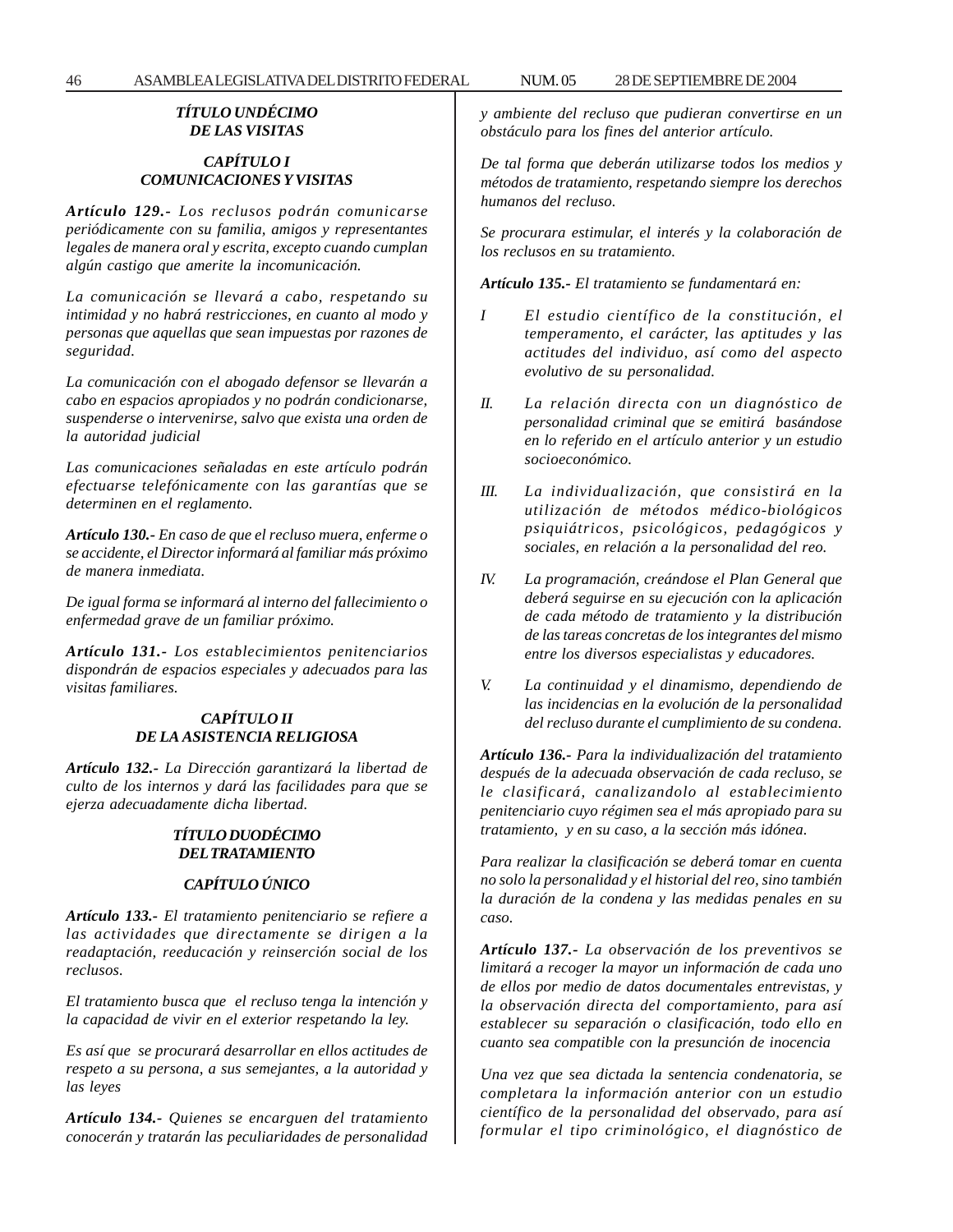***TÍTULO UNDÉCIMO***
***DE LAS VISITAS***

***CAPÍTULO I***
***COMUNICACIONES Y VISITAS***

***Artículo 129.-*** *Los reclusos podrán comunicarse periódicamente con su familia, amigos y representantes legales de manera oral y escrita, excepto cuando cumplan algún castigo que amerite la incomunicación.*

*La comunicación se llevará a cabo, respetando su intimidad y no habrá restricciones, en cuanto al modo y personas que aquellas que sean impuestas por razones de seguridad.*

*La comunicación con el abogado defensor se llevarán a cabo en espacios apropiados y no podrán condicionarse, suspenderse o intervenirse, salvo que exista una orden de la autoridad judicial*

*Las comunicaciones señaladas en este artículo podrán efectuarse telefónicamente con las garantías que se determinen en el reglamento.*

***Artículo 130.-*** *En caso de que el recluso muera, enferme o se accidente, el Director informará al familiar más próximo de manera inmediata.*

*De igual forma se informará al interno del fallecimiento o enfermedad grave de un familiar próximo.*

***Artículo 131.-*** *Los establecimientos penitenciarios dispondrán de espacios especiales y adecuados para las visitas familiares.*

***CAPÍTULO II***
***DE LA ASISTENCIA RELIGIOSA***

***Artículo 132.-*** *La Dirección garantizará la libertad de culto de los internos y dará las facilidades para que se ejerza adecuadamente dicha libertad.*

***TÍTULO DUODÉCIMO***
***DEL TRATAMIENTO***

***CAPÍTULO ÚNICO***

***Artículo 133.-*** *El tratamiento penitenciario se refiere a las actividades que directamente se dirigen a la readaptación, reeducación y reinserción social de los reclusos.*

*El tratamiento busca que el recluso tenga la intención y la capacidad de vivir en el exterior respetando la ley.*

*Es así que se procurará desarrollar en ellos actitudes de respeto a su persona, a sus semejantes, a la autoridad y las leyes*

***Artículo 134.-*** *Quienes se encarguen del tratamiento conocerán y tratarán las peculiaridades de personalidad y ambiente del recluso que pudieran convertirse en un obstáculo para los fines del anterior artículo.*

*De tal forma que deberán utilizarse todos los medios y métodos de tratamiento, respetando siempre los derechos humanos del recluso.*

*Se procurara estimular, el interés y la colaboración de los reclusos en su tratamiento.*

***Artículo 135.-*** *El tratamiento se fundamentará en:*

*I El estudio científico de la constitución, el temperamento, el carácter, las aptitudes y las actitudes del individuo, así como del aspecto evolutivo de su personalidad.*

*II. La relación directa con un diagnóstico de personalidad criminal que se emitirá basándose en lo referido en el artículo anterior y un estudio socioeconómico.*

*III. La individualización, que consistirá en la utilización de métodos médico-biológicos psiquiátricos, psicológicos, pedagógicos y sociales, en relación a la personalidad del reo.*

*IV. La programación, creándose el Plan General que deberá seguirse en su ejecución con la aplicación de cada método de tratamiento y la distribución de las tareas concretas de los integrantes del mismo entre los diversos especialistas y educadores.*

*V. La continuidad y el dinamismo, dependiendo de las incidencias en la evolución de la personalidad del recluso durante el cumplimiento de su condena.*

***Artículo 136.-*** *Para la individualización del tratamiento después de la adecuada observación de cada recluso, se le clasificará, canalizandolo al establecimiento penitenciario cuyo régimen sea el más apropiado para su tratamiento, y en su caso, a la sección más idónea.*

*Para realizar la clasificación se deberá tomar en cuenta no solo la personalidad y el historial del reo, sino también la duración de la condena y las medidas penales en su caso.*

***Artículo 137.-*** *La observación de los preventivos se limitará a recoger la mayor un información de cada uno de ellos por medio de datos documentales entrevistas, y la observación directa del comportamiento, para así establecer su separación o clasificación, todo ello en cuanto sea compatible con la presunción de inocencia*

*Una vez que sea dictada la sentencia condenatoria, se completara la información anterior con un estudio científico de la personalidad del observado, para así formular el tipo criminológico, el diagnóstico de*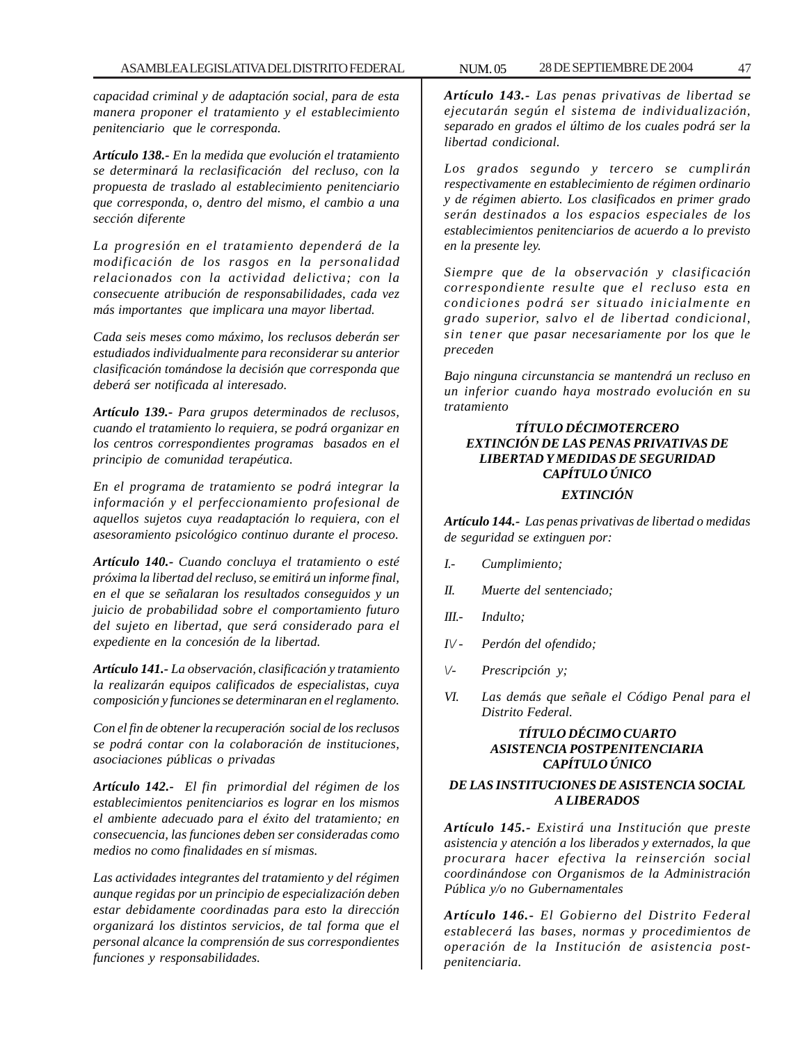*capacidad criminal y de adaptación social, para de esta manera proponer el tratamiento y el establecimiento penitenciario que le corresponda.*

***Artículo 138.-*** *En la medida que evolución el tratamiento se determinará la reclasificación del recluso, con la propuesta de traslado al establecimiento penitenciario que corresponda, o, dentro del mismo, el cambio a una sección diferente*

*La progresión en el tratamiento dependerá de la modificación de los rasgos en la personalidad relacionados con la actividad delictiva; con la consecuente atribución de responsabilidades, cada vez más importantes que implicara una mayor libertad.*

*Cada seis meses como máximo, los reclusos deberán ser estudiados individualmente para reconsiderar su anterior clasificación tomándose la decisión que corresponda que deberá ser notificada al interesado.*

***Artículo 139.-*** *Para grupos determinados de reclusos, cuando el tratamiento lo requiera, se podrá organizar en los centros correspondientes programas basados en el principio de comunidad terapéutica.*

*En el programa de tratamiento se podrá integrar la información y el perfeccionamiento profesional de aquellos sujetos cuya readaptación lo requiera, con el asesoramiento psicológico continuo durante el proceso.*

***Artículo 140.-*** *Cuando concluya el tratamiento o esté próxima la libertad del recluso, se emitirá un informe final, en el que se señalaran los resultados conseguidos y un juicio de probabilidad sobre el comportamiento futuro del sujeto en libertad, que será considerado para el expediente en la concesión de la libertad.*

***Artículo 141.-*** *La observación, clasificación y tratamiento la realizarán equipos calificados de especialistas, cuya composición y funciones se determinaran en el reglamento.*

*Con el fin de obtener la recuperación social de los reclusos se podrá contar con la colaboración de instituciones, asociaciones públicas o privadas*

***Artículo 142.-*** *El fin primordial del régimen de los establecimientos penitenciarios es lograr en los mismos el ambiente adecuado para el éxito del tratamiento; en consecuencia, las funciones deben ser consideradas como medios no como finalidades en sí mismas.*

*Las actividades integrantes del tratamiento y del régimen aunque regidas por un principio de especialización deben estar debidamente coordinadas para esto la dirección organizará los distintos servicios, de tal forma que el personal alcance la comprensión de sus correspondientes funciones y responsabilidades.*

***Artículo 143.-*** *Las penas privativas de libertad se ejecutarán según el sistema de individualización, separado en grados el último de los cuales podrá ser la libertad condicional.*

*Los grados segundo y tercero se cumplirán respectivamente en establecimiento de régimen ordinario y de régimen abierto. Los clasificados en primer grado serán destinados a los espacios especiales de los establecimientos penitenciarios de acuerdo a lo previsto en la presente ley.*

*Siempre que de la observación y clasificación correspondiente resulte que el recluso esta en condiciones podrá ser situado inicialmente en grado superior, salvo el de libertad condicional, sin tener que pasar necesariamente por los que le preceden*

*Bajo ninguna circunstancia se mantendrá un recluso en un inferior cuando haya mostrado evolución en su tratamiento*

## TÍTULO DÉCIMOTERCERO
## EXTINCIÓN DE LAS PENAS PRIVATIVAS DE LIBERTAD Y MEDIDAS DE SEGURIDAD
## CAPÍTULO ÚNICO
### EXTINCIÓN

***Artículo 144.-*** *Las penas privativas de libertad o medidas de seguridad se extinguen por:*

*I.- Cumplimiento;*

*II. Muerte del sentenciado;*

*III.- Indulto;*

*IV.- Perdón del ofendido;*

*V.- Prescripción y;*

*VI. Las demás que señale el Código Penal para el Distrito Federal.*

## TÍTULO DÉCIMO CUARTO
## ASISTENCIA POSTPENITENCIARIA
## CAPÍTULO ÚNICO
### DE LAS INSTITUCIONES DE ASISTENCIA SOCIAL A LIBERADOS

***Artículo 145.-*** *Existirá una Institución que preste asistencia y atención a los liberados y externados, la que procurara hacer efectiva la reinserción social coordinándose con Organismos de la Administración Pública y/o no Gubernamentales*

***Artículo 146.-*** *El Gobierno del Distrito Federal establecerá las bases, normas y procedimientos de operación de la Institución de asistencia post-penitenciaria.*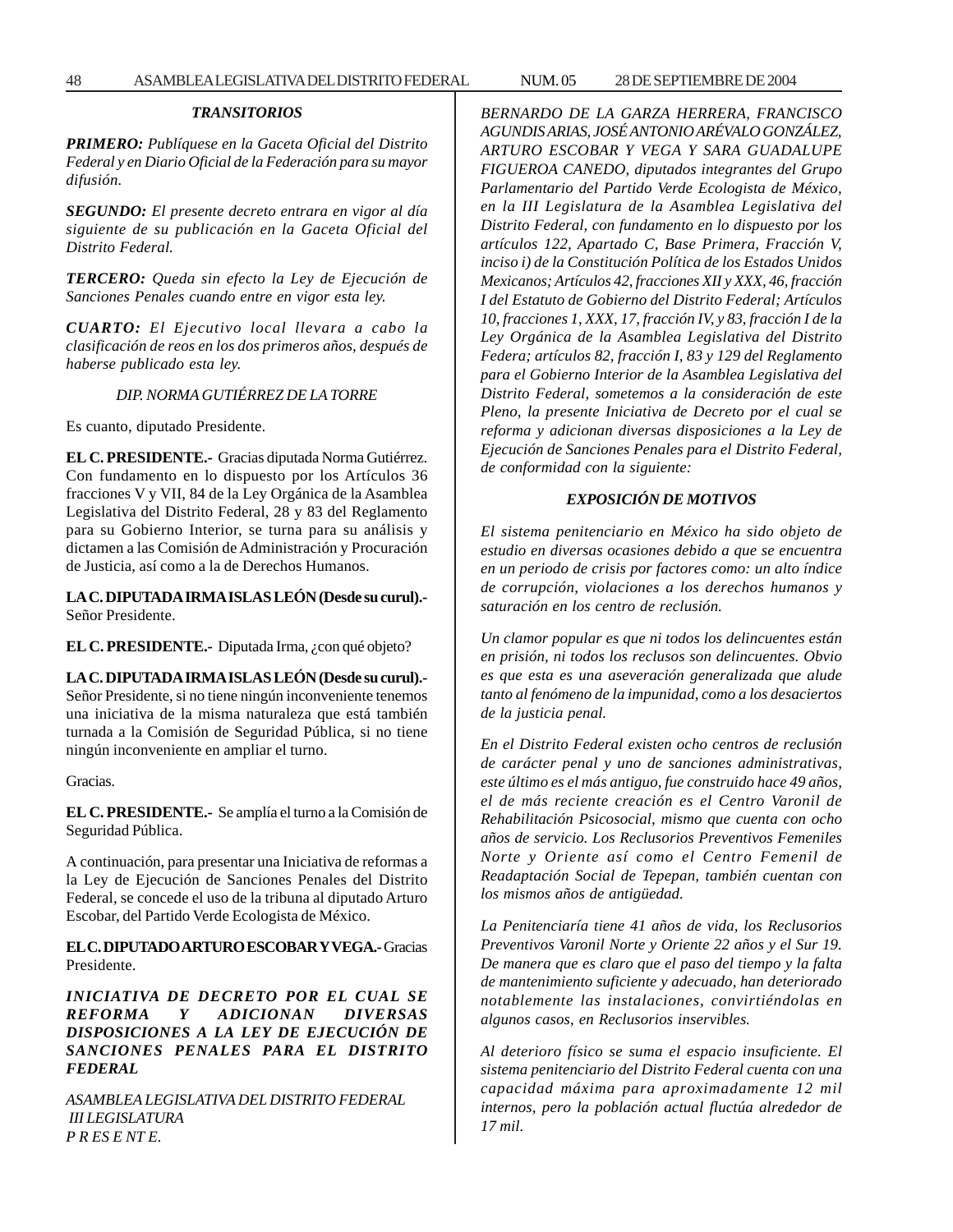*TRANSITORIOS*

***PRIMERO:*** *Publíquese en la Gaceta Oficial del Distrito Federal y en Diario Oficial de la Federación para su mayor difusión.*

***SEGUNDO:*** *El presente decreto entrara en vigor al día siguiente de su publicación en la Gaceta Oficial del Distrito Federal.*

***TERCERO:*** *Queda sin efecto la Ley de Ejecución de Sanciones Penales cuando entre en vigor esta ley.*

***CUARTO:*** *El Ejecutivo local llevara a cabo la clasificación de reos en los dos primeros años, después de haberse publicado esta ley.*

*DIP. NORMA GUTIÉRREZ DE LA TORRE*

Es cuanto, diputado Presidente.

**EL C. PRESIDENTE.-** Gracias diputada Norma Gutiérrez. Con fundamento en lo dispuesto por los Artículos 36 fracciones V y VII, 84 de la Ley Orgánica de la Asamblea Legislativa del Distrito Federal, 28 y 83 del Reglamento para su Gobierno Interior, se turna para su análisis y dictamen a las Comisión de Administración y Procuración de Justicia, así como a la de Derechos Humanos.

**LA C. DIPUTADA IRMA ISLAS LEÓN (Desde su curul).-** Señor Presidente.

**EL C. PRESIDENTE.-** Diputada Irma, ¿con qué objeto?

**LA C. DIPUTADA IRMA ISLAS LEÓN (Desde su curul).-** Señor Presidente, si no tiene ningún inconveniente tenemos una iniciativa de la misma naturaleza que está también turnada a la Comisión de Seguridad Pública, si no tiene ningún inconveniente en ampliar el turno.

Gracias.

**EL C. PRESIDENTE.-** Se amplía el turno a la Comisión de Seguridad Pública.

A continuación, para presentar una Iniciativa de reformas a la Ley de Ejecución de Sanciones Penales del Distrito Federal, se concede el uso de la tribuna al diputado Arturo Escobar, del Partido Verde Ecologista de México.

**EL C. DIPUTADO ARTURO ESCOBAR Y VEGA.-** Gracias Presidente.

***INICIATIVA DE DECRETO POR EL CUAL SE REFORMA Y ADICIONAN DIVERSAS DISPOSICIONES A LA LEY DE EJECUCIÓN DE SANCIONES PENALES PARA EL DISTRITO FEDERAL***

*ASAMBLEA LEGISLATIVA DEL DISTRITO FEDERAL*
*III LEGISLATURA*
*P R ES E NT E.*

*BERNARDO DE LA GARZA HERRERA, FRANCISCO AGUNDIS ARIAS, JOSÉ ANTONIO ARÉVALO GONZÁLEZ, ARTURO ESCOBAR Y VEGA Y SARA GUADALUPE FIGUEROA CANEDO, diputados integrantes del Grupo Parlamentario del Partido Verde Ecologista de México, en la III Legislatura de la Asamblea Legislativa del Distrito Federal, con fundamento en lo dispuesto por los artículos 122, Apartado C, Base Primera, Fracción V, inciso i) de la Constitución Política de los Estados Unidos Mexicanos; Artículos 42, fracciones XII y XXX, 46, fracción I del Estatuto de Gobierno del Distrito Federal; Artículos 10, fracciones 1, XXX, 17, fracción IV, y 83, fracción I de la Ley Orgánica de la Asamblea Legislativa del Distrito Federa; artículos 82, fracción I, 83 y 129 del Reglamento para el Gobierno Interior de la Asamblea Legislativa del Distrito Federal, sometemos a la consideración de este Pleno, la presente Iniciativa de Decreto por el cual se reforma y adicionan diversas disposiciones a la Ley de Ejecución de Sanciones Penales para el Distrito Federal, de conformidad con la siguiente:*

***EXPOSICIÓN DE MOTIVOS***

*El sistema penitenciario en México ha sido objeto de estudio en diversas ocasiones debido a que se encuentra en un periodo de crisis por factores como: un alto índice de corrupción, violaciones a los derechos humanos y saturación en los centro de reclusión.*

*Un clamor popular es que ni todos los delincuentes están en prisión, ni todos los reclusos son delincuentes. Obvio es que esta es una aseveración generalizada que alude tanto al fenómeno de la impunidad, como a los desaciertos de la justicia penal.*

*En el Distrito Federal existen ocho centros de reclusión de carácter penal y uno de sanciones administrativas, este último es el más antiguo, fue construido hace 49 años, el de más reciente creación es el Centro Varonil de Rehabilitación Psicosocial, mismo que cuenta con ocho años de servicio. Los Reclusorios Preventivos Femeniles Norte y Oriente así como el Centro Femenil de Readaptación Social de Tepepan, también cuentan con los mismos años de antigüedad.*

*La Penitenciaría tiene 41 años de vida, los Reclusorios Preventivos Varonil Norte y Oriente 22 años y el Sur 19. De manera que es claro que el paso del tiempo y la falta de mantenimiento suficiente y adecuado, han deteriorado notablemente las instalaciones, convirtiéndolas en algunos casos, en Reclusorios inservibles.*

*Al deterioro físico se suma el espacio insuficiente. El sistema penitenciario del Distrito Federal cuenta con una capacidad máxima para aproximadamente 12 mil internos, pero la población actual fluctúa alrededor de 17 mil.*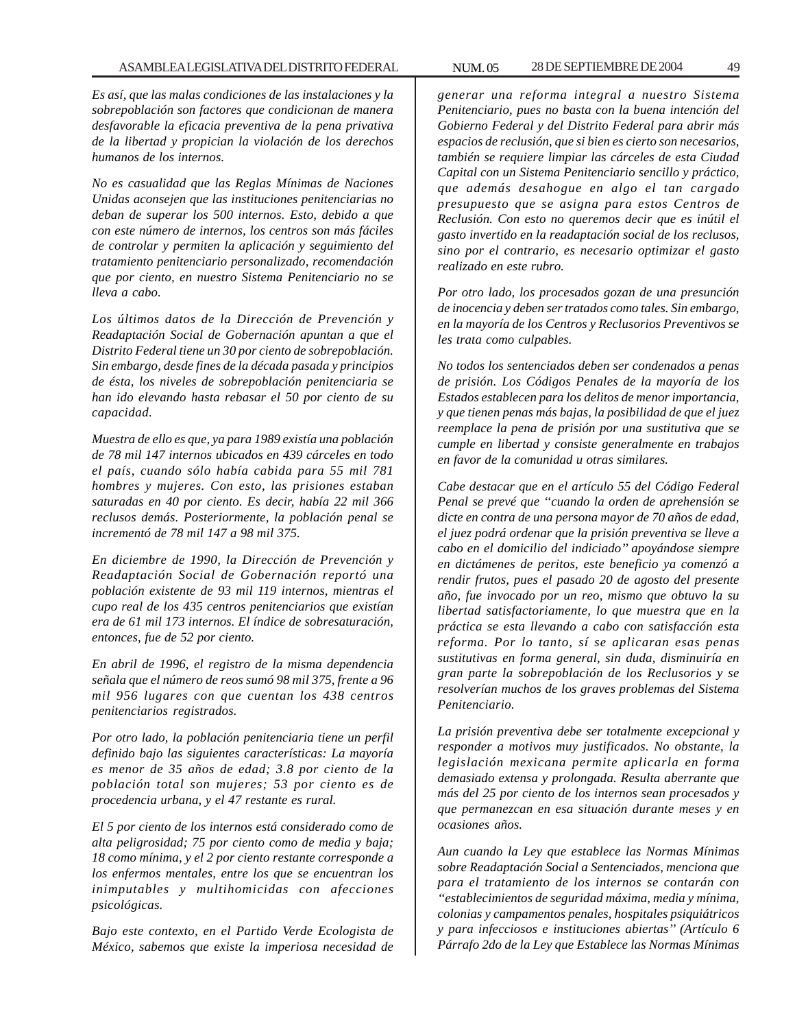*Es así, que las malas condiciones de las instalaciones y la sobrepoblación son factores que condicionan de manera desfavorable la eficacia preventiva de la pena privativa de la libertad y propician la violación de los derechos humanos de los internos.*

*No es casualidad que las Reglas Mínimas de Naciones Unidas aconsejen que las instituciones penitenciarias no deban de superar los 500 internos. Esto, debido a que con este número de internos, los centros son más fáciles de controlar y permiten la aplicación y seguimiento del tratamiento penitenciario personalizado, recomendación que por ciento, en nuestro Sistema Penitenciario no se lleva a cabo.*

*Los últimos datos de la Dirección de Prevención y Readaptación Social de Gobernación apuntan a que el Distrito Federal tiene un 30 por ciento de sobrepoblación. Sin embargo, desde fines de la década pasada y principios de ésta, los niveles de sobrepoblación penitenciaria se han ido elevando hasta rebasar el 50 por ciento de su capacidad.*

*Muestra de ello es que, ya para 1989 existía una población de 78 mil 147 internos ubicados en 439 cárceles en todo el país, cuando sólo había cabida para 55 mil 781 hombres y mujeres. Con esto, las prisiones estaban saturadas en 40 por ciento. Es decir, había 22 mil 366 reclusos demás. Posteriormente, la población penal se incrementó de 78 mil 147 a 98 mil 375.*

*En diciembre de 1990, la Dirección de Prevención y Readaptación Social de Gobernación reportó una población existente de 93 mil 119 internos, mientras el cupo real de los 435 centros penitenciarios que existían era de 61 mil 173 internos. El índice de sobresaturación, entonces, fue de 52 por ciento.*

*En abril de 1996, el registro de la misma dependencia señala que el número de reos sumó 98 mil 375, frente a 96 mil 956 lugares con que cuentan los 438 centros penitenciarios registrados.*

*Por otro lado, la población penitenciaria tiene un perfil definido bajo las siguientes características: La mayoría es menor de 35 años de edad; 3.8 por ciento de la población total son mujeres; 53 por ciento es de procedencia urbana, y el 47 restante es rural.*

*El 5 por ciento de los internos está considerado como de alta peligrosidad; 75 por ciento como de media y baja; 18 como mínima, y el 2 por ciento restante corresponde a los enfermos mentales, entre los que se encuentran los inimputables y multihomicidas con afecciones psicológicas.*

*Bajo este contexto, en el Partido Verde Ecologista de México, sabemos que existe la imperiosa necesidad de generar una reforma integral a nuestro Sistema Penitenciario, pues no basta con la buena intención del Gobierno Federal y del Distrito Federal para abrir más espacios de reclusión, que si bien es cierto son necesarios, también se requiere limpiar las cárceles de esta Ciudad Capital con un Sistema Penitenciario sencillo y práctico, que además desahogue en algo el tan cargado presupuesto que se asigna para estos Centros de Reclusión. Con esto no queremos decir que es inútil el gasto invertido en la readaptación social de los reclusos, sino por el contrario, es necesario optimizar el gasto realizado en este rubro.*

*Por otro lado, los procesados gozan de una presunción de inocencia y deben ser tratados como tales. Sin embargo, en la mayoría de los Centros y Reclusorios Preventivos se les trata como culpables.*

*No todos los sentenciados deben ser condenados a penas de prisión. Los Códigos Penales de la mayoría de los Estados establecen para los delitos de menor importancia, y que tienen penas más bajas, la posibilidad de que el juez reemplace la pena de prisión por una sustitutiva que se cumple en libertad y consiste generalmente en trabajos en favor de la comunidad u otras similares.*

*Cabe destacar que en el artículo 55 del Código Federal Penal se prevé que "cuando la orden de aprehensión se dicte en contra de una persona mayor de 70 años de edad, el juez podrá ordenar que la prisión preventiva se lleve a cabo en el domicilio del indiciado" apoyándose siempre en dictámenes de peritos, este beneficio ya comenzó a rendir frutos, pues el pasado 20 de agosto del presente año, fue invocado por un reo, mismo que obtuvo la su libertad satisfactoriamente, lo que muestra que en la práctica se esta llevando a cabo con satisfacción esta reforma. Por lo tanto, sí se aplicaran esas penas sustitutivas en forma general, sin duda, disminuiría en gran parte la sobrepoblación de los Reclusorios y se resolverían muchos de los graves problemas del Sistema Penitenciario.*

*La prisión preventiva debe ser totalmente excepcional y responder a motivos muy justificados. No obstante, la legislación mexicana permite aplicarla en forma demasiado extensa y prolongada. Resulta aberrante que más del 25 por ciento de los internos sean procesados y que permanezcan en esa situación durante meses y en ocasiones años.*

*Aun cuando la Ley que establece las Normas Mínimas sobre Readaptación Social a Sentenciados, menciona que para el tratamiento de los internos se contarán con "establecimientos de seguridad máxima, media y mínima, colonias y campamentos penales, hospitales psiquiátricos y para infecciosos e instituciones abiertas" (Artículo 6 Párrafo 2do de la Ley que Establece las Normas Mínimas*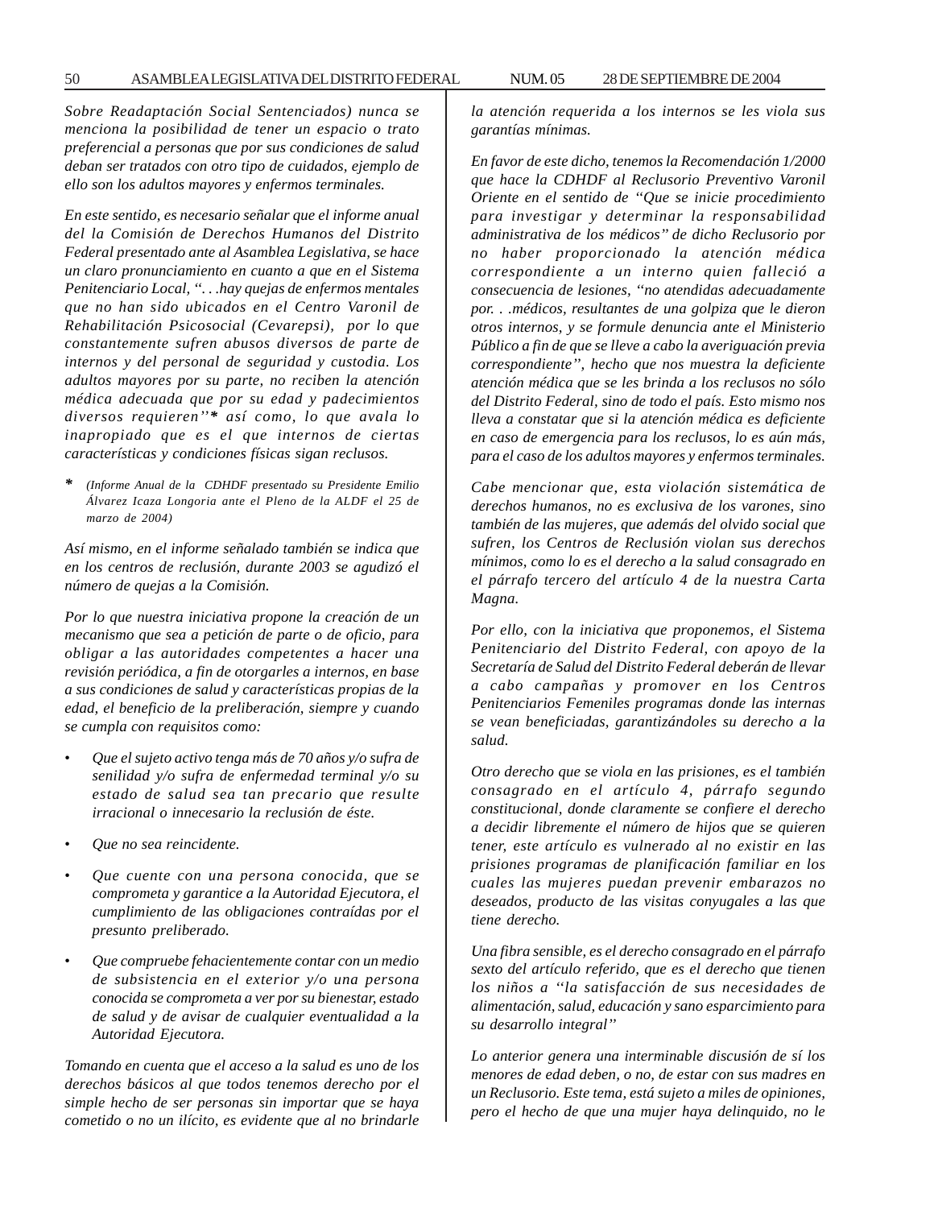*Sobre Readaptación Social Sentenciados) nunca se menciona la posibilidad de tener un espacio o trato preferencial a personas que por sus condiciones de salud deban ser tratados con otro tipo de cuidados, ejemplo de ello son los adultos mayores y enfermos terminales.*

*En este sentido, es necesario señalar que el informe anual del la Comisión de Derechos Humanos del Distrito Federal presentado ante al Asamblea Legislativa, se hace un claro pronunciamiento en cuanto a que en el Sistema Penitenciario Local, ''. . .hay quejas de enfermos mentales que no han sido ubicados en el Centro Varonil de Rehabilitación Psicosocial (Cevarepsi), por lo que constantemente sufren abusos diversos de parte de internos y del personal de seguridad y custodia. Los adultos mayores por su parte, no reciben la atención médica adecuada que por su edad y padecimientos diversos requieren''* **\*** *así como, lo que avala lo inapropiado que es el que internos de ciertas características y condiciones físicas sigan reclusos.*

**\*** *(Informe Anual de la CDHDF presentado su Presidente Emilio Álvarez Icaza Longoria ante el Pleno de la ALDF el 25 de marzo de 2004)*

*Así mismo, en el informe señalado también se indica que en los centros de reclusión, durante 2003 se agudizó el número de quejas a la Comisión.*

*Por lo que nuestra iniciativa propone la creación de un mecanismo que sea a petición de parte o de oficio, para obligar a las autoridades competentes a hacer una revisión periódica, a fin de otorgarles a internos, en base a sus condiciones de salud y características propias de la edad, el beneficio de la preliberación, siempre y cuando se cumpla con requisitos como:*

- *Que el sujeto activo tenga más de 70 años y/o sufra de senilidad y/o sufra de enfermedad terminal y/o su estado de salud sea tan precario que resulte irracional o innecesario la reclusión de éste.*
- *Que no sea reincidente.*
- *Que cuente con una persona conocida, que se comprometa y garantice a la Autoridad Ejecutora, el cumplimiento de las obligaciones contraídas por el presunto preliberado.*
- *Que compruebe fehacientemente contar con un medio de subsistencia en el exterior y/o una persona conocida se comprometa a ver por su bienestar, estado de salud y de avisar de cualquier eventualidad a la Autoridad Ejecutora.*

*Tomando en cuenta que el acceso a la salud es uno de los derechos básicos al que todos tenemos derecho por el simple hecho de ser personas sin importar que se haya cometido o no un ilícito, es evidente que al no brindarle la atención requerida a los internos se les viola sus garantías mínimas.*

*En favor de este dicho, tenemos la Recomendación 1/2000 que hace la CDHDF al Reclusorio Preventivo Varonil Oriente en el sentido de ''Que se inicie procedimiento para investigar y determinar la responsabilidad administrativa de los médicos'' de dicho Reclusorio por no haber proporcionado la atención médica correspondiente a un interno quien falleció a consecuencia de lesiones, ''no atendidas adecuadamente por. . .médicos, resultantes de una golpiza que le dieron otros internos, y se formule denuncia ante el Ministerio Público a fin de que se lleve a cabo la averiguación previa correspondiente'', hecho que nos muestra la deficiente atención médica que se les brinda a los reclusos no sólo del Distrito Federal, sino de todo el país. Esto mismo nos lleva a constatar que si la atención médica es deficiente en caso de emergencia para los reclusos, lo es aún más, para el caso de los adultos mayores y enfermos terminales.*

*Cabe mencionar que, esta violación sistemática de derechos humanos, no es exclusiva de los varones, sino también de las mujeres, que además del olvido social que sufren, los Centros de Reclusión violan sus derechos mínimos, como lo es el derecho a la salud consagrado en el párrafo tercero del artículo 4 de la nuestra Carta Magna.*

*Por ello, con la iniciativa que proponemos, el Sistema Penitenciario del Distrito Federal, con apoyo de la Secretaría de Salud del Distrito Federal deberán de llevar a cabo campañas y promover en los Centros Penitenciarios Femeniles programas donde las internas se vean beneficiadas, garantizándoles su derecho a la salud.*

*Otro derecho que se viola en las prisiones, es el también consagrado en el artículo 4, párrafo segundo constitucional, donde claramente se confiere el derecho a decidir libremente el número de hijos que se quieren tener, este artículo es vulnerado al no existir en las prisiones programas de planificación familiar en los cuales las mujeres puedan prevenir embarazos no deseados, producto de las visitas conyugales a las que tiene derecho.*

*Una fibra sensible, es el derecho consagrado en el párrafo sexto del artículo referido, que es el derecho que tienen los niños a ''la satisfacción de sus necesidades de alimentación, salud, educación y sano esparcimiento para su desarrollo integral''*

*Lo anterior genera una interminable discusión de sí los menores de edad deben, o no, de estar con sus madres en un Reclusorio. Este tema, está sujeto a miles de opiniones, pero el hecho de que una mujer haya delinquido, no le*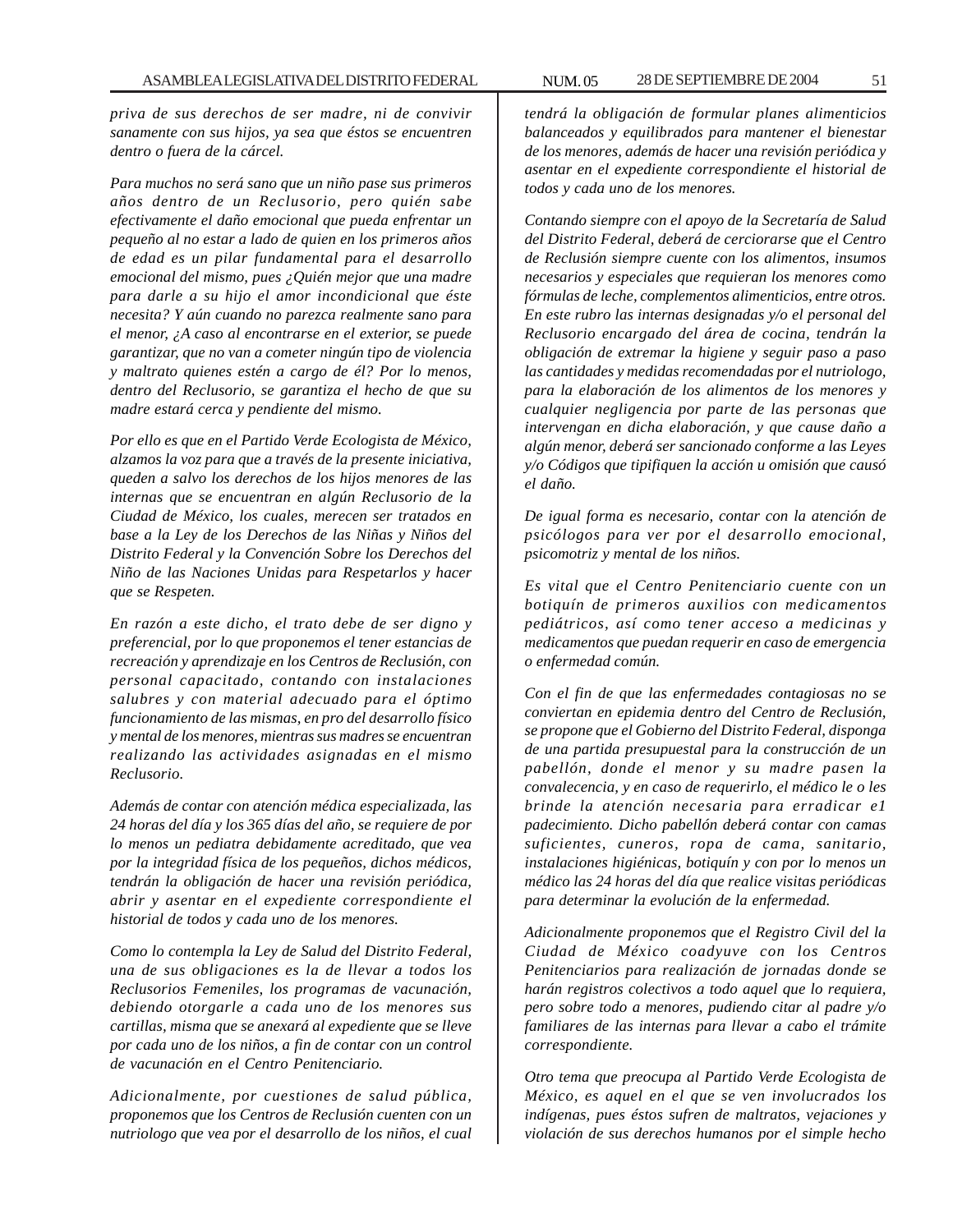*priva de sus derechos de ser madre, ni de convivir sanamente con sus hijos, ya sea que éstos se encuentren dentro o fuera de la cárcel.*

*Para muchos no será sano que un niño pase sus primeros años dentro de un Reclusorio, pero quién sabe efectivamente el daño emocional que pueda enfrentar un pequeño al no estar a lado de quien en los primeros años de edad es un pilar fundamental para el desarrollo emocional del mismo, pues ¿Quién mejor que una madre para darle a su hijo el amor incondicional que éste necesita? Y aún cuando no parezca realmente sano para el menor, ¿A caso al encontrarse en el exterior, se puede garantizar, que no van a cometer ningún tipo de violencia y maltrato quienes estén a cargo de él? Por lo menos, dentro del Reclusorio, se garantiza el hecho de que su madre estará cerca y pendiente del mismo.*

*Por ello es que en el Partido Verde Ecologista de México, alzamos la voz para que a través de la presente iniciativa, queden a salvo los derechos de los hijos menores de las internas que se encuentran en algún Reclusorio de la Ciudad de México, los cuales, merecen ser tratados en base a la Ley de los Derechos de las Niñas y Niños del Distrito Federal y la Convención Sobre los Derechos del Niño de las Naciones Unidas para Respetarlos y hacer que se Respeten.*

*En razón a este dicho, el trato debe de ser digno y preferencial, por lo que proponemos el tener estancias de recreación y aprendizaje en los Centros de Reclusión, con personal capacitado, contando con instalaciones salubres y con material adecuado para el óptimo funcionamiento de las mismas, en pro del desarrollo físico y mental de los menores, mientras sus madres se encuentran realizando las actividades asignadas en el mismo Reclusorio.*

*Además de contar con atención médica especializada, las 24 horas del día y los 365 días del año, se requiere de por lo menos un pediatra debidamente acreditado, que vea por la integridad física de los pequeños, dichos médicos, tendrán la obligación de hacer una revisión periódica, abrir y asentar en el expediente correspondiente el historial de todos y cada uno de los menores.*

*Como lo contempla la Ley de Salud del Distrito Federal, una de sus obligaciones es la de llevar a todos los Reclusorios Femeniles, los programas de vacunación, debiendo otorgarle a cada uno de los menores sus cartillas, misma que se anexará al expediente que se lleve por cada uno de los niños, a fin de contar con un control de vacunación en el Centro Penitenciario.*

*Adicionalmente, por cuestiones de salud pública, proponemos que los Centros de Reclusión cuenten con un nutriologo que vea por el desarrollo de los niños, el cual tendrá la obligación de formular planes alimenticios balanceados y equilibrados para mantener el bienestar de los menores, además de hacer una revisión periódica y asentar en el expediente correspondiente el historial de todos y cada uno de los menores.*

*Contando siempre con el apoyo de la Secretaría de Salud del Distrito Federal, deberá de cerciorarse que el Centro de Reclusión siempre cuente con los alimentos, insumos necesarios y especiales que requieran los menores como fórmulas de leche, complementos alimenticios, entre otros. En este rubro las internas designadas y/o el personal del Reclusorio encargado del área de cocina, tendrán la obligación de extremar la higiene y seguir paso a paso las cantidades y medidas recomendadas por el nutriologo, para la elaboración de los alimentos de los menores y cualquier negligencia por parte de las personas que intervengan en dicha elaboración, y que cause daño a algún menor, deberá ser sancionado conforme a las Leyes y/o Códigos que tipifiquen la acción u omisión que causó el daño.*

*De igual forma es necesario, contar con la atención de psicólogos para ver por el desarrollo emocional, psicomotriz y mental de los niños.*

*Es vital que el Centro Penitenciario cuente con un botiquín de primeros auxilios con medicamentos pediátricos, así como tener acceso a medicinas y medicamentos que puedan requerir en caso de emergencia o enfermedad común.*

*Con el fin de que las enfermedades contagiosas no se conviertan en epidemia dentro del Centro de Reclusión, se propone que el Gobierno del Distrito Federal, disponga de una partida presupuestal para la construcción de un pabellón, donde el menor y su madre pasen la convalecencia, y en caso de requerirlo, el médico le o les brinde la atención necesaria para erradicar e1 padecimiento. Dicho pabellón deberá contar con camas suficientes, cuneros, ropa de cama, sanitario, instalaciones higiénicas, botiquín y con por lo menos un médico las 24 horas del día que realice visitas periódicas para determinar la evolución de la enfermedad.*

*Adicionalmente proponemos que el Registro Civil del la Ciudad de México coadyuve con los Centros Penitenciarios para realización de jornadas donde se harán registros colectivos a todo aquel que lo requiera, pero sobre todo a menores, pudiendo citar al padre y/o familiares de las internas para llevar a cabo el trámite correspondiente.*

*Otro tema que preocupa al Partido Verde Ecologista de México, es aquel en el que se ven involucrados los indígenas, pues éstos sufren de maltratos, vejaciones y violación de sus derechos humanos por el simple hecho*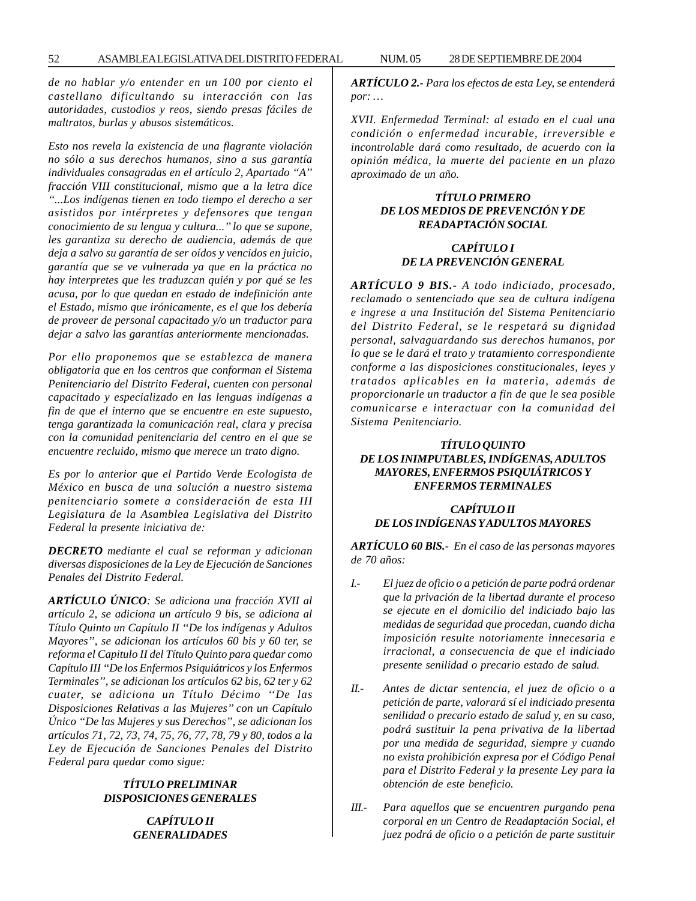*de no hablar y/o entender en un 100 por ciento el castellano dificultando su interacción con las autoridades, custodios y reos, siendo presas fáciles de maltratos, burlas y abusos sistemáticos.*

*Esto nos revela la existencia de una flagrante violación no sólo a sus derechos humanos, sino a sus garantía individuales consagradas en el artículo 2, Apartado "A" fracción VIII constitucional, mismo que a la letra dice "...Los indígenas tienen en todo tiempo el derecho a ser asistidos por intérpretes y defensores que tengan conocimiento de su lengua y cultura..." lo que se supone, les garantiza su derecho de audiencia, además de que deja a salvo su garantía de ser oídos y vencidos en juicio, garantía que se ve vulnerada ya que en la práctica no hay interpretes que les traduzcan quién y por qué se les acusa, por lo que quedan en estado de indefinición ante el Estado, mismo que irónicamente, es el que los debería de proveer de personal capacitado y/o un traductor para dejar a salvo las garantías anteriormente mencionadas.*

*Por ello proponemos que se establezca de manera obligatoria que en los centros que conforman el Sistema Penitenciario del Distrito Federal, cuenten con personal capacitado y especializado en las lenguas indígenas a fin de que el interno que se encuentre en este supuesto, tenga garantizada la comunicación real, clara y precisa con la comunidad penitenciaria del centro en el que se encuentre recluido, mismo que merece un trato digno.*

*Es por lo anterior que el Partido Verde Ecologista de México en busca de una solución a nuestro sistema penitenciario somete a consideración de esta III Legislatura de la Asamblea Legislativa del Distrito Federal la presente iniciativa de:*

***DECRETO** mediante el cual se reforman y adicionan diversas disposiciones de la Ley de Ejecución de Sanciones Penales del Distrito Federal.*

***ARTÍCULO ÚNICO**: Se adiciona una fracción XVII al artículo 2, se adiciona un artículo 9 bis, se adiciona al Título Quinto un Capítulo II "De los indígenas y Adultos Mayores", se adicionan los artículos 60 bis y 60 ter, se reforma el Capitulo II del Título Quinto para quedar como Capítulo III "De los Enfermos Psiquiátricos y los Enfermos Terminales", se adicionan los artículos 62 bis, 62 ter y 62 cuater, se adiciona un Título Décimo "De las Disposiciones Relativas a las Mujeres" con un Capítulo Único "De las Mujeres y sus Derechos", se adicionan los artículos 71, 72, 73, 74, 75, 76, 77, 78, 79 y 80, todos a la Ley de Ejecución de Sanciones Penales del Distrito Federal para quedar como sigue:*

***TÍTULO PRELIMINAR***
***DISPOSICIONES GENERALES***

***CAPÍTULO II***
***GENERALIDADES***

***ARTÍCULO 2.-** Para los efectos de esta Ley, se entenderá por: …*

*XVII. Enfermedad Terminal: al estado en el cual una condición o enfermedad incurable, irreversible e incontrolable dará como resultado, de acuerdo con la opinión médica, la muerte del paciente en un plazo aproximado de un año.*

***TÍTULO PRIMERO***
***DE LOS MEDIOS DE PREVENCIÓN Y DE READAPTACIÓN SOCIAL***

***CAPÍTULO I***
***DE LA PREVENCIÓN GENERAL***

***ARTÍCULO 9 BIS.-** A todo indiciado, procesado, reclamado o sentenciado que sea de cultura indígena e ingrese a una Institución del Sistema Penitenciario del Distrito Federal, se le respetará su dignidad personal, salvaguardando sus derechos humanos, por lo que se le dará el trato y tratamiento correspondiente conforme a las disposiciones constitucionales, leyes y tratados aplicables en la materia, además de proporcionarle un traductor a fin de que le sea posible comunicarse e interactuar con la comunidad del Sistema Penitenciario.*

***TÍTULO QUINTO***
***DE LOS INIMPUTABLES, INDÍGENAS, ADULTOS MAYORES, ENFERMOS PSIQUIÁTRICOS Y ENFERMOS TERMINALES***

***CAPÍTULO II***
***DE LOS INDÍGENAS Y ADULTOS MAYORES***

***ARTÍCULO 60 BIS.-** En el caso de las personas mayores de 70 años:*

*I.- El juez de oficio o a petición de parte podrá ordenar que la privación de la libertad durante el proceso se ejecute en el domicilio del indiciado bajo las medidas de seguridad que procedan, cuando dicha imposición resulte notoriamente innecesaria e irracional, a consecuencia de que el indiciado presente senilidad o precario estado de salud.*

*II.- Antes de dictar sentencia, el juez de oficio o a petición de parte, valorará sí el indiciado presenta senilidad o precario estado de salud y, en su caso, podrá sustituir la pena privativa de la libertad por una medida de seguridad, siempre y cuando no exista prohibición expresa por el Código Penal para el Distrito Federal y la presente Ley para la obtención de este beneficio.*

*III.- Para aquellos que se encuentren purgando pena corporal en un Centro de Readaptación Social, el juez podrá de oficio o a petición de parte sustituir*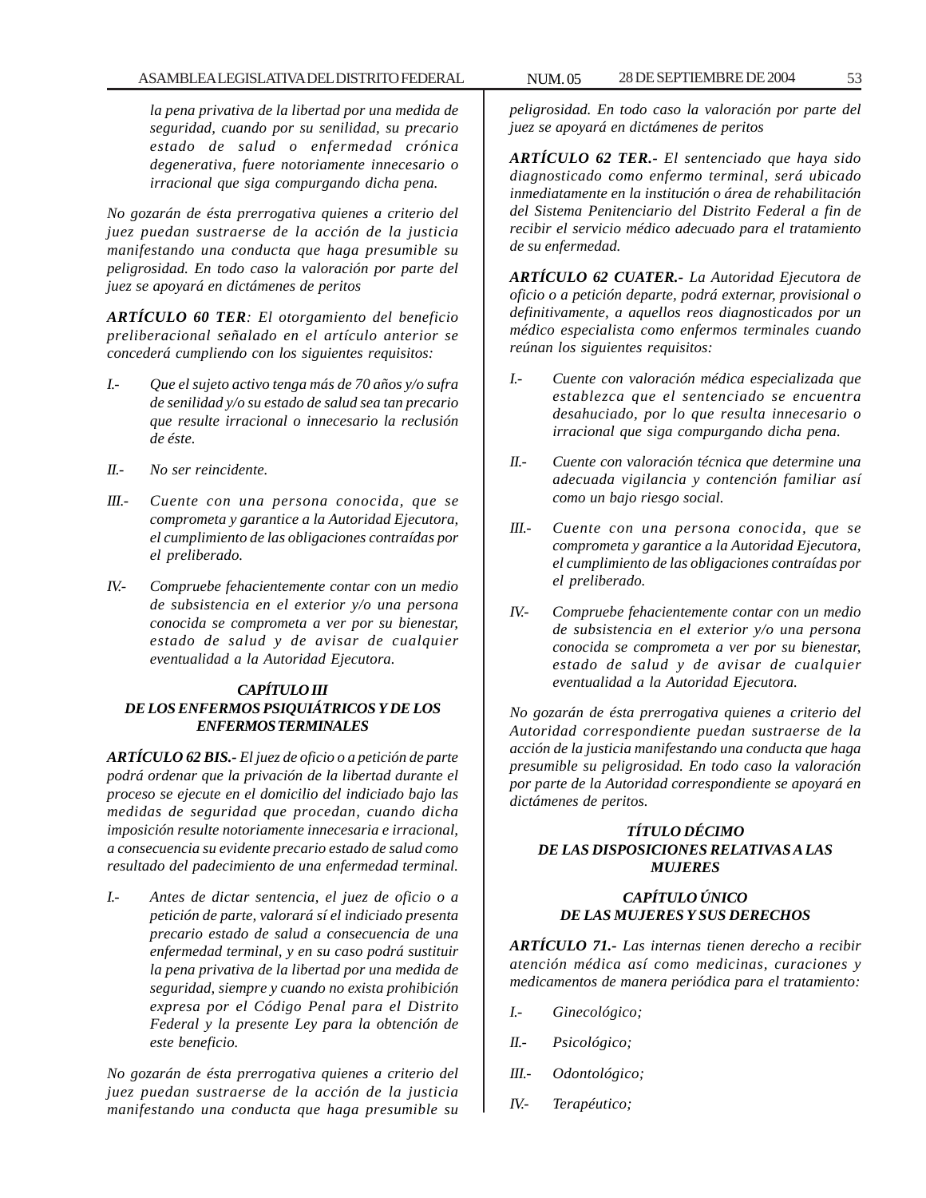*la pena privativa de la libertad por una medida de seguridad, cuando por su senilidad, su precario estado de salud o enfermedad crónica degenerativa, fuere notoriamente innecesario o irracional que siga compurgando dicha pena.*

*No gozarán de ésta prerrogativa quienes a criterio del juez puedan sustraerse de la acción de la justicia manifestando una conducta que haga presumible su peligrosidad. En todo caso la valoración por parte del juez se apoyará en dictámenes de peritos*

***ARTÍCULO 60 TER**: El otorgamiento del beneficio preliberacional señalado en el artículo anterior se concederá cumpliendo con los siguientes requisitos:*

*I.- Que el sujeto activo tenga más de 70 años y/o sufra de senilidad y/o su estado de salud sea tan precario que resulte irracional o innecesario la reclusión de éste.*

*II.- No ser reincidente.*

*III.- Cuente con una persona conocida, que se comprometa y garantice a la Autoridad Ejecutora, el cumplimiento de las obligaciones contraídas por el preliberado.*

*IV.- Compruebe fehacientemente contar con un medio de subsistencia en el exterior y/o una persona conocida se comprometa a ver por su bienestar, estado de salud y de avisar de cualquier eventualidad a la Autoridad Ejecutora.*

***CAPÍTULO III***
***DE LOS ENFERMOS PSIQUIÁTRICOS Y DE LOS ENFERMOS TERMINALES***

***ARTÍCULO 62 BIS.-** El juez de oficio o a petición de parte podrá ordenar que la privación de la libertad durante el proceso se ejecute en el domicilio del indiciado bajo las medidas de seguridad que procedan, cuando dicha imposición resulte notoriamente innecesaria e irracional, a consecuencia su evidente precario estado de salud como resultado del padecimiento de una enfermedad terminal.*

*I.- Antes de dictar sentencia, el juez de oficio o a petición de parte, valorará sí el indiciado presenta precario estado de salud a consecuencia de una enfermedad terminal, y en su caso podrá sustituir la pena privativa de la libertad por una medida de seguridad, siempre y cuando no exista prohibición expresa por el Código Penal para el Distrito Federal y la presente Ley para la obtención de este beneficio.*

*No gozarán de ésta prerrogativa quienes a criterio del juez puedan sustraerse de la acción de la justicia manifestando una conducta que haga presumible su peligrosidad. En todo caso la valoración por parte del juez se apoyará en dictámenes de peritos*

***ARTÍCULO 62 TER.-** El sentenciado que haya sido diagnosticado como enfermo terminal, será ubicado inmediatamente en la institución o área de rehabilitación del Sistema Penitenciario del Distrito Federal a fin de recibir el servicio médico adecuado para el tratamiento de su enfermedad.*

***ARTÍCULO 62 CUATER.-** La Autoridad Ejecutora de oficio o a petición departe, podrá externar, provisional o definitivamente, a aquellos reos diagnosticados por un médico especialista como enfermos terminales cuando reúnan los siguientes requisitos:*

*I.- Cuente con valoración médica especializada que establezca que el sentenciado se encuentra desahuciado, por lo que resulta innecesario o irracional que siga compurgando dicha pena.*

*II.- Cuente con valoración técnica que determine una adecuada vigilancia y contención familiar así como un bajo riesgo social.*

*III.- Cuente con una persona conocida, que se comprometa y garantice a la Autoridad Ejecutora, el cumplimiento de las obligaciones contraídas por el preliberado.*

*IV.- Compruebe fehacientemente contar con un medio de subsistencia en el exterior y/o una persona conocida se comprometa a ver por su bienestar, estado de salud y de avisar de cualquier eventualidad a la Autoridad Ejecutora.*

*No gozarán de ésta prerrogativa quienes a criterio del Autoridad correspondiente puedan sustraerse de la acción de la justicia manifestando una conducta que haga presumible su peligrosidad. En todo caso la valoración por parte de la Autoridad correspondiente se apoyará en dictámenes de peritos.*

***TÍTULO DÉCIMO***
***DE LAS DISPOSICIONES RELATIVAS A LAS MUJERES***

***CAPÍTULO ÚNICO***
***DE LAS MUJERES Y SUS DERECHOS***

***ARTÍCULO 71.-** Las internas tienen derecho a recibir atención médica así como medicinas, curaciones y medicamentos de manera periódica para el tratamiento:*

*I.- Ginecológico;*

*II.- Psicológico;*

*III.- Odontológico;*

*IV.- Terapéutico;*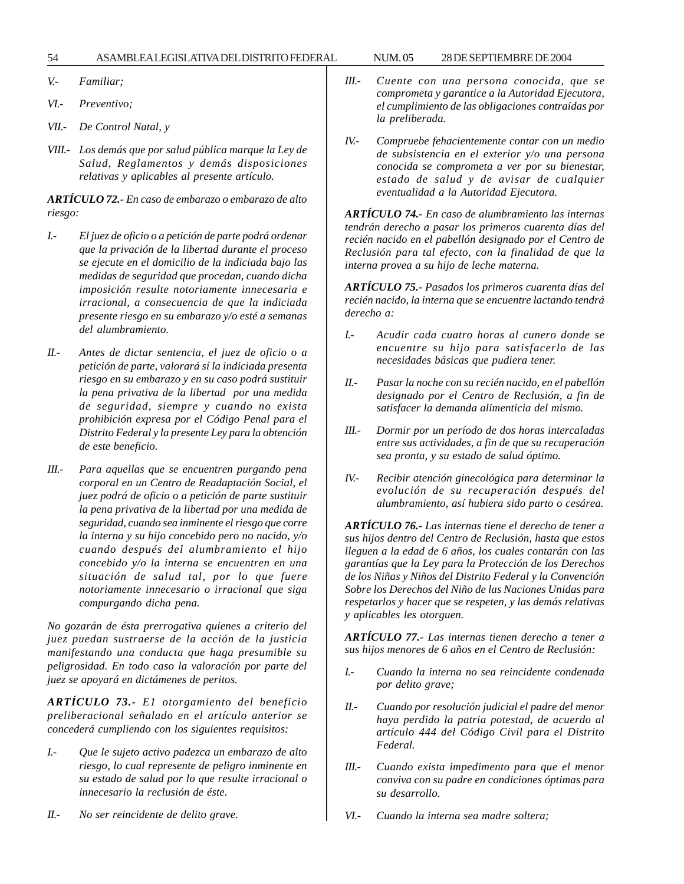*V.-* *Familiar;*

*VI.-* *Preventivo;*

*VII.-* *De Control Natal, y*

*VIII.-* *Los demás que por salud pública marque la Ley de Salud, Reglamentos y demás disposiciones relativas y aplicables al presente artículo.*

***ARTÍCULO 72.-*** *En caso de embarazo o embarazo de alto riesgo:*

*I.-* *El juez de oficio o a petición de parte podrá ordenar que la privación de la libertad durante el proceso se ejecute en el domicilio de la indiciada bajo las medidas de seguridad que procedan, cuando dicha imposición resulte notoriamente innecesaria e irracional, a consecuencia de que la indiciada presente riesgo en su embarazo y/o esté a semanas del alumbramiento.*

*II.-* *Antes de dictar sentencia, el juez de oficio o a petición de parte, valorará sí la indiciada presenta riesgo en su embarazo y en su caso podrá sustituir la pena privativa de la libertad por una medida de seguridad, siempre y cuando no exista prohibición expresa por el Código Penal para el Distrito Federal y la presente Ley para la obtención de este beneficio.*

*III.-* *Para aquellas que se encuentren purgando pena corporal en un Centro de Readaptación Social, el juez podrá de oficio o a petición de parte sustituir la pena privativa de la libertad por una medida de seguridad, cuando sea inminente el riesgo que corre la interna y su hijo concebido pero no nacido, y/o cuando después del alumbramiento el hijo concebido y/o la interna se encuentren en una situación de salud tal, por lo que fuere notoriamente innecesario o irracional que siga compurgando dicha pena.*

*No gozarán de ésta prerrogativa quienes a criterio del juez puedan sustraerse de la acción de la justicia manifestando una conducta que haga presumible su peligrosidad. En todo caso la valoración por parte del juez se apoyará en dictámenes de peritos.*

***ARTÍCULO 73.-*** *E1 otorgamiento del beneficio preliberacional señalado en el artículo anterior se concederá cumpliendo con los siguientes requisitos:*

*I.-* *Que le sujeto activo padezca un embarazo de alto riesgo, lo cual represente de peligro inminente en su estado de salud por lo que resulte irracional o innecesario la reclusión de éste.*

*II.-* *No ser reincidente de delito grave.*

*III.-* *Cuente con una persona conocida, que se comprometa y garantice a la Autoridad Ejecutora, el cumplimiento de las obligaciones contraídas por la preliberada.*

*IV.-* *Compruebe fehacientemente contar con un medio de subsistencia en el exterior y/o una persona conocida se comprometa a ver por su bienestar, estado de salud y de avisar de cualquier eventualidad a la Autoridad Ejecutora.*

***ARTÍCULO 74.-*** *En caso de alumbramiento las internas tendrán derecho a pasar los primeros cuarenta días del recién nacido en el pabellón designado por el Centro de Reclusión para tal efecto, con la finalidad de que la interna provea a su hijo de leche materna.*

***ARTÍCULO 75.-*** *Pasados los primeros cuarenta días del recién nacido, la interna que se encuentre lactando tendrá derecho a:*

*I.-* *Acudir cada cuatro horas al cunero donde se encuentre su hijo para satisfacerlo de las necesidades básicas que pudiera tener.*

*II.-* *Pasar la noche con su recién nacido, en el pabellón designado por el Centro de Reclusión, a fin de satisfacer la demanda alimenticia del mismo.*

*III.-* *Dormir por un período de dos horas intercaladas entre sus actividades, a fin de que su recuperación sea pronta, y su estado de salud óptimo.*

*IV.-* *Recibir atención ginecológica para determinar la evolución de su recuperación después del alumbramiento, así hubiera sido parto o cesárea.*

***ARTÍCULO 76.-*** *Las internas tiene el derecho de tener a sus hijos dentro del Centro de Reclusión, hasta que estos lleguen a la edad de 6 años, los cuales contarán con las garantías que la Ley para la Protección de los Derechos de los Niñas y Niños del Distrito Federal y la Convención Sobre los Derechos del Niño de las Naciones Unidas para respetarlos y hacer que se respeten, y las demás relativas y aplicables les otorguen.*

***ARTÍCULO 77.-*** *Las internas tienen derecho a tener a sus hijos menores de 6 años en el Centro de Reclusión:*

*I.-* *Cuando la interna no sea reincidente condenada por delito grave;*

*II.-* *Cuando por resolución judicial el padre del menor haya perdido la patria potestad, de acuerdo al artículo 444 del Código Civil para el Distrito Federal.*

*III.-* *Cuando exista impedimento para que el menor conviva con su padre en condiciones óptimas para su desarrollo.*

*VI.-* *Cuando la interna sea madre soltera;*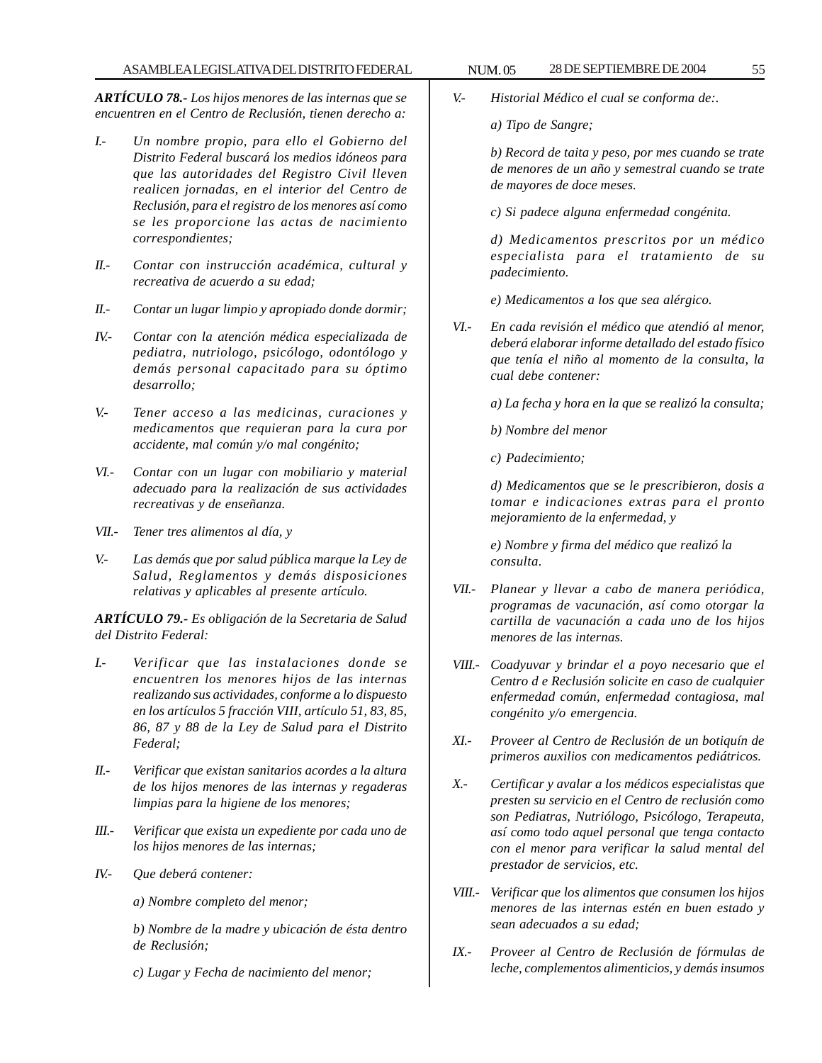***ARTÍCULO 78.-*** *Los hijos menores de las internas que se encuentren en el Centro de Reclusión, tienen derecho a:*

*I.-* *Un nombre propio, para ello el Gobierno del Distrito Federal buscará los medios idóneos para que las autoridades del Registro Civil lleven realicen jornadas, en el interior del Centro de Reclusión, para el registro de los menores así como se les proporcione las actas de nacimiento correspondientes;*

*II.-* *Contar con instrucción académica, cultural y recreativa de acuerdo a su edad;*

*II.-* *Contar un lugar limpio y apropiado donde dormir;*

*IV.-* *Contar con la atención médica especializada de pediatra, nutriologo, psicólogo, odontólogo y demás personal capacitado para su óptimo desarrollo;*

*V.-* *Tener acceso a las medicinas, curaciones y medicamentos que requieran para la cura por accidente, mal común y/o mal congénito;*

*VI.-* *Contar con un lugar con mobiliario y material adecuado para la realización de sus actividades recreativas y de enseñanza.*

*VII.-* *Tener tres alimentos al día, y*

*V.-* *Las demás que por salud pública marque la Ley de Salud, Reglamentos y demás disposiciones relativas y aplicables al presente artículo.*

***ARTÍCULO 79.-*** *Es obligación de la Secretaria de Salud del Distrito Federal:*

*I.-* *Verificar que las instalaciones donde se encuentren los menores hijos de las internas realizando sus actividades, conforme a lo dispuesto en los artículos 5 fracción VIII, artículo 51, 83, 85, 86, 87 y 88 de la Ley de Salud para el Distrito Federal;*

*II.-* *Verificar que existan sanitarios acordes a la altura de los hijos menores de las internas y regaderas limpias para la higiene de los menores;*

*III.-* *Verificar que exista un expediente por cada uno de los hijos menores de las internas;*

*IV.-* *Que deberá contener:*

*a) Nombre completo del menor;*

*b) Nombre de la madre y ubicación de ésta dentro de Reclusión;*

*c) Lugar y Fecha de nacimiento del menor;*

*V.-* *Historial Médico el cual se conforma de:.*

*a) Tipo de Sangre;*

*b) Record de taita y peso, por mes cuando se trate de menores de un año y semestral cuando se trate de mayores de doce meses.*

*c) Si padece alguna enfermedad congénita.*

*d) Medicamentos prescritos por un médico especialista para el tratamiento de su padecimiento.*

*e) Medicamentos a los que sea alérgico.*

*VI.-* *En cada revisión el médico que atendió al menor, deberá elaborar informe detallado del estado físico que tenía el niño al momento de la consulta, la cual debe contener:*

*a) La fecha y hora en la que se realizó la consulta;*

*b) Nombre del menor*

*c) Padecimiento;*

*d) Medicamentos que se le prescribieron, dosis a tomar e indicaciones extras para el pronto mejoramiento de la enfermedad, y*

*e) Nombre y firma del médico que realizó la consulta.*

*VII.-* *Planear y llevar a cabo de manera periódica, programas de vacunación, así como otorgar la cartilla de vacunación a cada uno de los hijos menores de las internas.*

*VIII.-* *Coadyuvar y brindar el a poyo necesario que el Centro d e Reclusión solicite en caso de cualquier enfermedad común, enfermedad contagiosa, mal congénito y/o emergencia.*

*XI.-* *Proveer al Centro de Reclusión de un botiquín de primeros auxilios con medicamentos pediátricos.*

*X.-* *Certificar y avalar a los médicos especialistas que presten su servicio en el Centro de reclusión como son Pediatras, Nutriólogo, Psicólogo, Terapeuta, así como todo aquel personal que tenga contacto con el menor para verificar la salud mental del prestador de servicios, etc.*

*VIII.-* *Verificar que los alimentos que consumen los hijos menores de las internas estén en buen estado y sean adecuados a su edad;*

*IX.-* *Proveer al Centro de Reclusión de fórmulas de leche, complementos alimenticios, y demás insumos*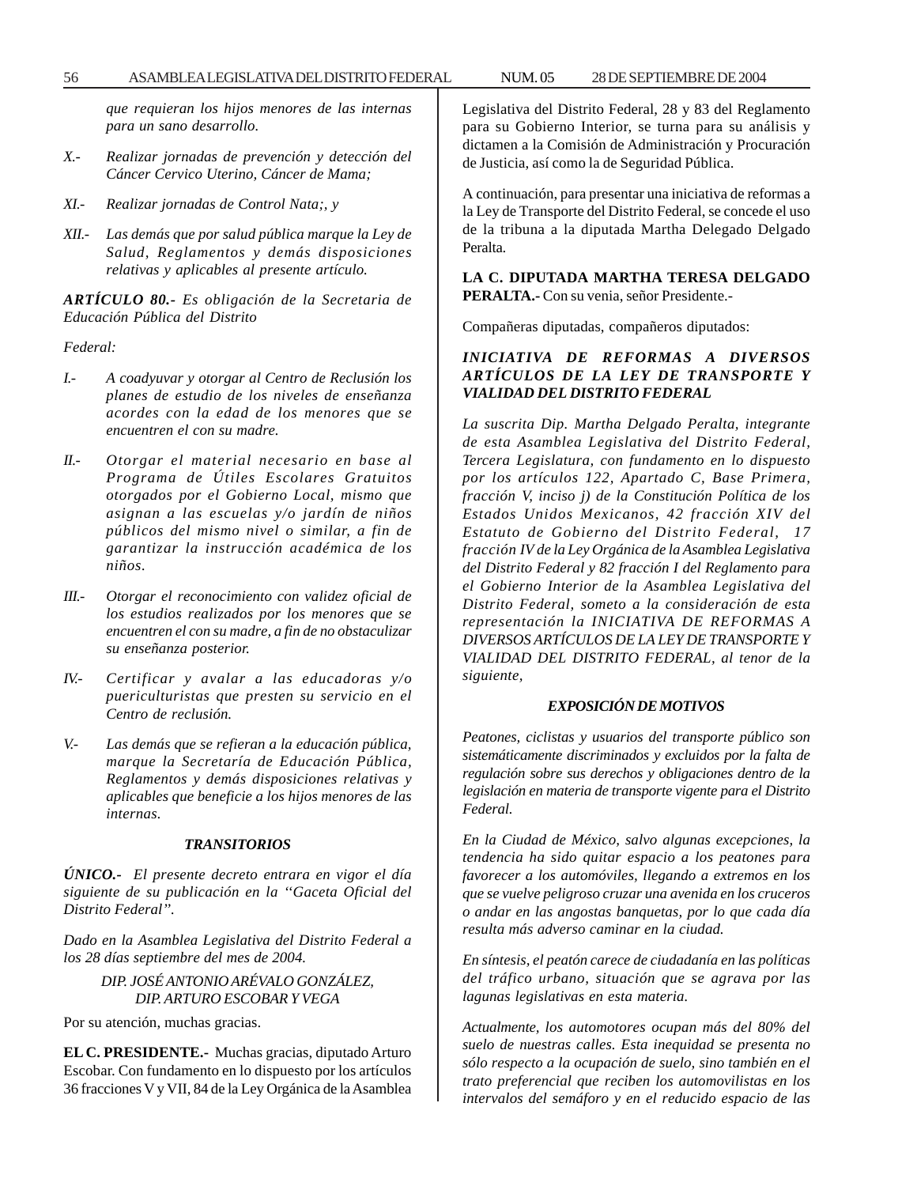*que requieran los hijos menores de las internas para un sano desarrollo.*

*X.- Realizar jornadas de prevención y detección del Cáncer Cervico Uterino, Cáncer de Mama;*

*XI.- Realizar jornadas de Control Nata;, y*

*XII.- Las demás que por salud pública marque la Ley de Salud, Reglamentos y demás disposiciones relativas y aplicables al presente artículo.*

***ARTÍCULO 80.-** Es obligación de la Secretaria de Educación Pública del Distrito*

*Federal:*

*I.- A coadyuvar y otorgar al Centro de Reclusión los planes de estudio de los niveles de enseñanza acordes con la edad de los menores que se encuentren el con su madre.*

*II.- Otorgar el material necesario en base al Programa de Útiles Escolares Gratuitos otorgados por el Gobierno Local, mismo que asignan a las escuelas y/o jardín de niños públicos del mismo nivel o similar, a fin de garantizar la instrucción académica de los niños.*

*III.- Otorgar el reconocimiento con validez oficial de los estudios realizados por los menores que se encuentren el con su madre, a fin de no obstaculizar su enseñanza posterior.*

*IV.- Certificar y avalar a las educadoras y/o puericulturistas que presten su servicio en el Centro de reclusión.*

*V.- Las demás que se refieran a la educación pública, marque la Secretaría de Educación Pública, Reglamentos y demás disposiciones relativas y aplicables que beneficie a los hijos menores de las internas.*

***TRANSITORIOS***

***ÚNICO.-** El presente decreto entrara en vigor el día siguiente de su publicación en la ''Gaceta Oficial del Distrito Federal''.*

*Dado en la Asamblea Legislativa del Distrito Federal a los 28 días septiembre del mes de 2004.*

*DIP. JOSÉ ANTONIO ARÉVALO GONZÁLEZ,*
*DIP. ARTURO ESCOBAR Y VEGA*

Por su atención, muchas gracias.

**EL C. PRESIDENTE.-** Muchas gracias, diputado Arturo Escobar. Con fundamento en lo dispuesto por los artículos 36 fracciones V y VII, 84 de la Ley Orgánica de la Asamblea Legislativa del Distrito Federal, 28 y 83 del Reglamento para su Gobierno Interior, se turna para su análisis y dictamen a la Comisión de Administración y Procuración de Justicia, así como la de Seguridad Pública.

A continuación, para presentar una iniciativa de reformas a la Ley de Transporte del Distrito Federal, se concede el uso de la tribuna a la diputada Martha Delegado Delgado Peralta.

**LA C. DIPUTADA MARTHA TERESA DELGADO PERALTA.-** Con su venia, señor Presidente.-

Compañeras diputadas, compañeros diputados:

***INICIATIVA DE REFORMAS A DIVERSOS ARTÍCULOS DE LA LEY DE TRANSPORTE Y VIALIDAD DEL DISTRITO FEDERAL***

*La suscrita Dip. Martha Delgado Peralta, integrante de esta Asamblea Legislativa del Distrito Federal, Tercera Legislatura, con fundamento en lo dispuesto por los artículos 122, Apartado C, Base Primera, fracción V, inciso j) de la Constitución Política de los Estados Unidos Mexicanos, 42 fracción XIV del Estatuto de Gobierno del Distrito Federal, 17 fracción IV de la Ley Orgánica de la Asamblea Legislativa del Distrito Federal y 82 fracción I del Reglamento para el Gobierno Interior de la Asamblea Legislativa del Distrito Federal, someto a la consideración de esta representación la INICIATIVA DE REFORMAS A DIVERSOS ARTÍCULOS DE LA LEY DE TRANSPORTE Y VIALIDAD DEL DISTRITO FEDERAL, al tenor de la siguiente,*

***EXPOSICIÓN DE MOTIVOS***

*Peatones, ciclistas y usuarios del transporte público son sistemáticamente discriminados y excluidos por la falta de regulación sobre sus derechos y obligaciones dentro de la legislación en materia de transporte vigente para el Distrito Federal.*

*En la Ciudad de México, salvo algunas excepciones, la tendencia ha sido quitar espacio a los peatones para favorecer a los automóviles, llegando a extremos en los que se vuelve peligroso cruzar una avenida en los cruceros o andar en las angostas banquetas, por lo que cada día resulta más adverso caminar en la ciudad.*

*En síntesis, el peatón carece de ciudadanía en las políticas del tráfico urbano, situación que se agrava por las lagunas legislativas en esta materia.*

*Actualmente, los automotores ocupan más del 80% del suelo de nuestras calles. Esta inequidad se presenta no sólo respecto a la ocupación de suelo, sino también en el trato preferencial que reciben los automovilistas en los intervalos del semáforo y en el reducido espacio de las*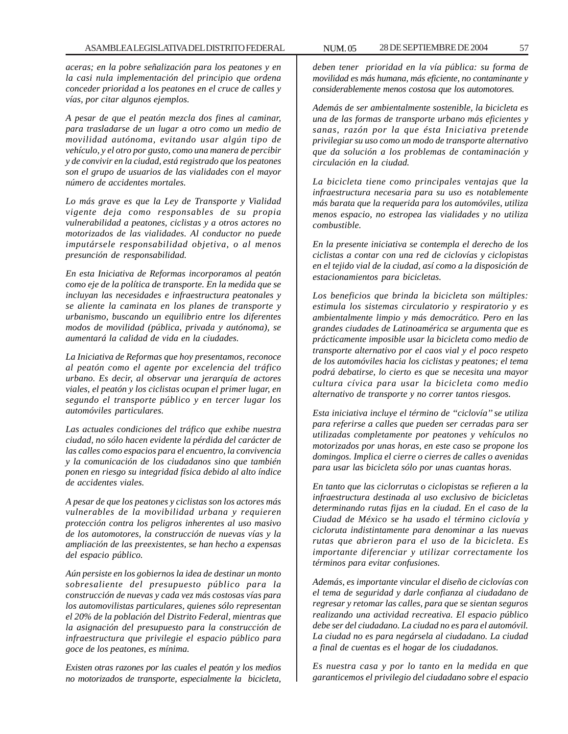*aceras; en la pobre señalización para los peatones y en la casi nula implementación del principio que ordena conceder prioridad a los peatones en el cruce de calles y vías, por citar algunos ejemplos.*

*A pesar de que el peatón mezcla dos fines al caminar, para trasladarse de un lugar a otro como un medio de movilidad autónoma, evitando usar algún tipo de vehículo, y el otro por gusto, como una manera de percibir y de convivir en la ciudad, está registrado que los peatones son el grupo de usuarios de las vialidades con el mayor número de accidentes mortales.*

*Lo más grave es que la Ley de Transporte y Vialidad vigente deja como responsables de su propia vulnerabilidad a peatones, ciclistas y a otros actores no motorizados de las vialidades. Al conductor no puede imputársele responsabilidad objetiva, o al menos presunción de responsabilidad.*

*En esta Iniciativa de Reformas incorporamos al peatón como eje de la política de transporte. En la medida que se incluyan las necesidades e infraestructura peatonales y se aliente la caminata en los planes de transporte y urbanismo, buscando un equilibrio entre los diferentes modos de movilidad (pública, privada y autónoma), se aumentará la calidad de vida en la ciudades.*

*La Iniciativa de Reformas que hoy presentamos, reconoce al peatón como el agente por excelencia del tráfico urbano. Es decir, al observar una jerarquía de actores viales, el peatón y los ciclistas ocupan el primer lugar, en segundo el transporte público y en tercer lugar los automóviles particulares.*

*Las actuales condiciones del tráfico que exhibe nuestra ciudad, no sólo hacen evidente la pérdida del carácter de las calles como espacios para el encuentro, la convivencia y la comunicación de los ciudadanos sino que también ponen en riesgo su integridad física debido al alto índice de accidentes viales.*

*A pesar de que los peatones y ciclistas son los actores más vulnerables de la movibilidad urbana y requieren protección contra los peligros inherentes al uso masivo de los automotores, la construcción de nuevas vías y la ampliación de las preexistentes, se han hecho a expensas del espacio público.*

*Aún persiste en los gobiernos la idea de destinar un monto sobresaliente del presupuesto público para la construcción de nuevas y cada vez más costosas vías para los automovilistas particulares, quienes sólo representan el 20% de la población del Distrito Federal, mientras que la asignación del presupuesto para la construcción de infraestructura que privilegie el espacio público para goce de los peatones, es mínima.*

*Existen otras razones por las cuales el peatón y los medios no motorizados de transporte, especialmente la bicicleta, deben tener prioridad en la vía pública: su forma de movilidad es más humana, más eficiente, no contaminante y considerablemente menos costosa que los automotores.*

*Además de ser ambientalmente sostenible, la bicicleta es una de las formas de transporte urbano más eficientes y sanas, razón por la que ésta Iniciativa pretende privilegiar su uso como un modo de transporte alternativo que da solución a los problemas de contaminación y circulación en la ciudad.*

*La bicicleta tiene como principales ventajas que la infraestructura necesaria para su uso es notablemente más barata que la requerida para los automóviles, utiliza menos espacio, no estropea las vialidades y no utiliza combustible.*

*En la presente iniciativa se contempla el derecho de los ciclistas a contar con una red de ciclovías y ciclopistas en el tejido vial de la ciudad, así como a la disposición de estacionamientos para bicicletas.*

*Los beneficios que brinda la bicicleta son múltiples: estimula los sistemas circulatorio y respiratorio y es ambientalmente limpio y más democrático. Pero en las grandes ciudades de Latinoamérica se argumenta que es prácticamente imposible usar la bicicleta como medio de transporte alternativo por el caos vial y el poco respeto de los automóviles hacia los ciclistas y peatones; el tema podrá debatirse, lo cierto es que se necesita una mayor cultura cívica para usar la bicicleta como medio alternativo de transporte y no correr tantos riesgos.*

*Esta iniciativa incluye el término de "ciclovía" se utiliza para referirse a calles que pueden ser cerradas para ser utilizadas completamente por peatones y vehículos no motorizados por unas horas, en este caso se propone los domingos. Implica el cierre o cierres de calles o avenidas para usar las bicicleta sólo por unas cuantas horas.*

*En tanto que las ciclorrutas o ciclopistas se refieren a la infraestructura destinada al uso exclusivo de bicicletas determinando rutas fijas en la ciudad. En el caso de la Ciudad de México se ha usado el término ciclovía y cicloruta indistintamente para denominar a las nuevas rutas que abrieron para el uso de la bicicleta. Es importante diferenciar y utilizar correctamente los términos para evitar confusiones.*

*Además, es importante vincular el diseño de ciclovías con el tema de seguridad y darle confianza al ciudadano de regresar y retomar las calles, para que se sientan seguros realizando una actividad recreativa. El espacio público debe ser del ciudadano. La ciudad no es para el automóvil. La ciudad no es para negársela al ciudadano. La ciudad a final de cuentas es el hogar de los ciudadanos.*

*Es nuestra casa y por lo tanto en la medida en que garanticemos el privilegio del ciudadano sobre el espacio*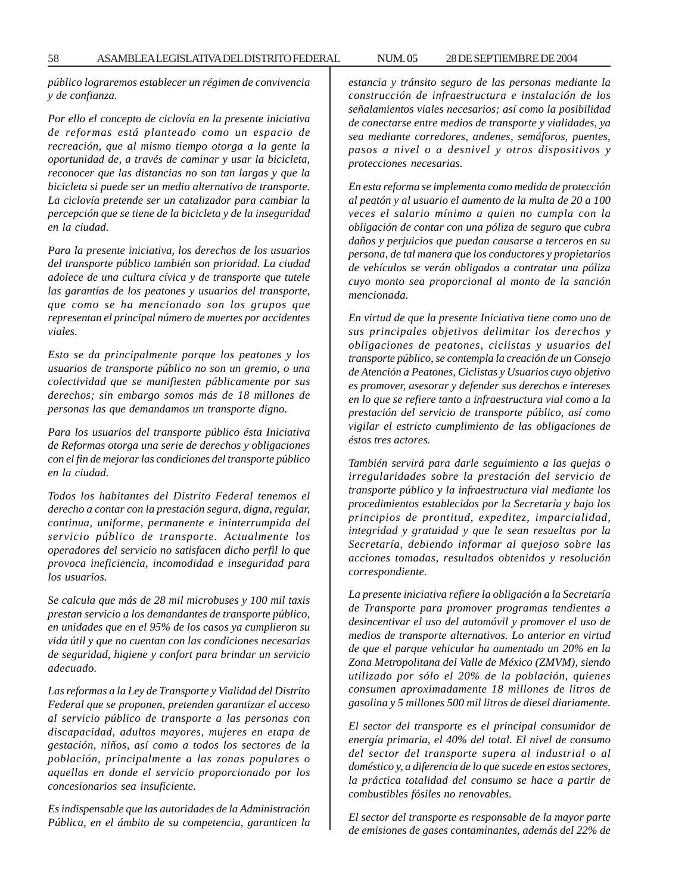*público lograremos establecer un régimen de convivencia y de confianza.*

*Por ello el concepto de ciclovía en la presente iniciativa de reformas está planteado como un espacio de recreación, que al mismo tiempo otorga a la gente la oportunidad de, a través de caminar y usar la bicicleta, reconocer que las distancias no son tan largas y que la bicicleta si puede ser un medio alternativo de transporte. La ciclovía pretende ser un catalizador para cambiar la percepción que se tiene de la bicicleta y de la inseguridad en la ciudad.*

*Para la presente iniciativa, los derechos de los usuarios del transporte público también son prioridad. La ciudad adolece de una cultura cívica y de transporte que tutele las garantías de los peatones y usuarios del transporte, que como se ha mencionado son los grupos que representan el principal número de muertes por accidentes viales.*

*Esto se da principalmente porque los peatones y los usuarios de transporte público no son un gremio, o una colectividad que se manifiesten públicamente por sus derechos; sin embargo somos más de 18 millones de personas las que demandamos un transporte digno.*

*Para los usuarios del transporte público ésta Iniciativa de Reformas otorga una serie de derechos y obligaciones con el fin de mejorar las condiciones del transporte público en la ciudad.*

*Todos los habitantes del Distrito Federal tenemos el derecho a contar con la prestación segura, digna, regular, continua, uniforme, permanente e ininterrumpida del servicio público de transporte. Actualmente los operadores del servicio no satisfacen dicho perfil lo que provoca ineficiencia, incomodidad e inseguridad para los usuarios.*

*Se calcula que más de 28 mil microbuses y 100 mil taxis prestan servicio a los demandantes de transporte público, en unidades que en el 95% de los casos ya cumplieron su vida útil y que no cuentan con las condiciones necesarias de seguridad, higiene y confort para brindar un servicio adecuado.*

*Las reformas a la Ley de Transporte y Vialidad del Distrito Federal que se proponen, pretenden garantizar el acceso al servicio público de transporte a las personas con discapacidad, adultos mayores, mujeres en etapa de gestación, niños, así como a todos los sectores de la población, principalmente a las zonas populares o aquellas en donde el servicio proporcionado por los concesionarios sea insuficiente.*

*Es indispensable que las autoridades de la Administración Pública, en el ámbito de su competencia, garanticen la estancia y tránsito seguro de las personas mediante la construcción de infraestructura e instalación de los señalamientos viales necesarios; así como la posibilidad de conectarse entre medios de transporte y vialidades, ya sea mediante corredores, andenes, semáforos, puentes, pasos a nivel o a desnivel y otros dispositivos y protecciones necesarias.*

*En esta reforma se implementa como medida de protección al peatón y al usuario el aumento de la multa de 20 a 100 veces el salario mínimo a quien no cumpla con la obligación de contar con una póliza de seguro que cubra daños y perjuicios que puedan causarse a terceros en su persona, de tal manera que los conductores y propietarios de vehículos se verán obligados a contratar una póliza cuyo monto sea proporcional al monto de la sanción mencionada.*

*En virtud de que la presente Iniciativa tiene como uno de sus principales objetivos delimitar los derechos y obligaciones de peatones, ciclistas y usuarios del transporte público, se contempla la creación de un Consejo de Atención a Peatones, Ciclistas y Usuarios cuyo objetivo es promover, asesorar y defender sus derechos e intereses en lo que se refiere tanto a infraestructura vial como a la prestación del servicio de transporte público, así como vigilar el estricto cumplimiento de las obligaciones de éstos tres actores.*

*También servirá para darle seguimiento a las quejas o irregularidades sobre la prestación del servicio de transporte público y la infraestructura vial mediante los procedimientos establecidos por la Secretaría y bajo los principios de prontitud, expeditez, imparcialidad, integridad y gratuidad y que le sean resueltas por la Secretaría, debiendo informar al quejoso sobre las acciones tomadas, resultados obtenidos y resolución correspondiente.*

*La presente iniciativa refiere la obligación a la Secretaría de Transporte para promover programas tendientes a desincentivar el uso del automóvil y promover el uso de medios de transporte alternativos. Lo anterior en virtud de que el parque vehicular ha aumentado un 20% en la Zona Metropolitana del Valle de México (ZMVM), siendo utilizado por sólo el 20% de la población, quienes consumen aproximadamente 18 millones de litros de gasolina y 5 millones 500 mil litros de diesel diariamente.*

*El sector del transporte es el principal consumidor de energía primaria, el 40% del total. El nivel de consumo del sector del transporte supera al industrial o al doméstico y, a diferencia de lo que sucede en estos sectores, la práctica totalidad del consumo se hace a partir de combustibles fósiles no renovables.*

*El sector del transporte es responsable de la mayor parte de emisiones de gases contaminantes, además del 22% de*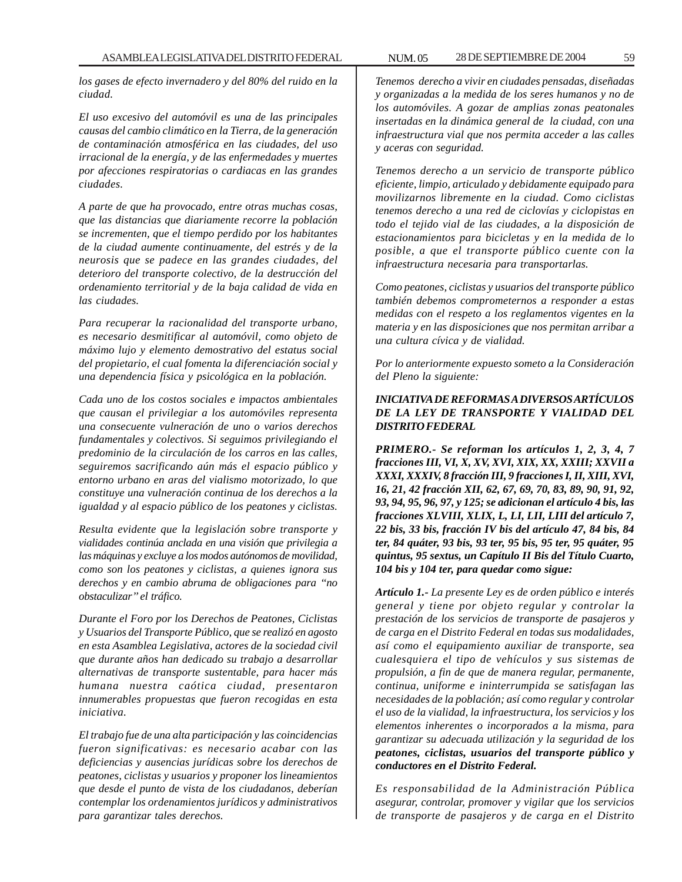*los gases de efecto invernadero y del 80% del ruido en la ciudad.*

*El uso excesivo del automóvil es una de las principales causas del cambio climático en la Tierra, de la generación de contaminación atmosférica en las ciudades, del uso irracional de la energía, y de las enfermedades y muertes por afecciones respiratorias o cardiacas en las grandes ciudades.*

*A parte de que ha provocado, entre otras muchas cosas, que las distancias que diariamente recorre la población se incrementen, que el tiempo perdido por los habitantes de la ciudad aumente continuamente, del estrés y de la neurosis que se padece en las grandes ciudades, del deterioro del transporte colectivo, de la destrucción del ordenamiento territorial y de la baja calidad de vida en las ciudades.*

*Para recuperar la racionalidad del transporte urbano, es necesario desmitificar al automóvil, como objeto de máximo lujo y elemento demostrativo del estatus social del propietario, el cual fomenta la diferenciación social y una dependencia física y psicológica en la población.*

*Cada uno de los costos sociales e impactos ambientales que causan el privilegiar a los automóviles representa una consecuente vulneración de uno o varios derechos fundamentales y colectivos. Si seguimos privilegiando el predominio de la circulación de los carros en las calles, seguiremos sacrificando aún más el espacio público y entorno urbano en aras del vialismo motorizado, lo que constituye una vulneración continua de los derechos a la igualdad y al espacio público de los peatones y ciclistas.*

*Resulta evidente que la legislación sobre transporte y vialidades continúa anclada en una visión que privilegia a las máquinas y excluye a los modos autónomos de movilidad, como son los peatones y ciclistas, a quienes ignora sus derechos y en cambio abruma de obligaciones para "no obstaculizar" el tráfico.*

*Durante el Foro por los Derechos de Peatones, Ciclistas y Usuarios del Transporte Público, que se realizó en agosto en esta Asamblea Legislativa, actores de la sociedad civil que durante años han dedicado su trabajo a desarrollar alternativas de transporte sustentable, para hacer más humana nuestra caótica ciudad, presentaron innumerables propuestas que fueron recogidas en esta iniciativa.*

*El trabajo fue de una alta participación y las coincidencias fueron significativas: es necesario acabar con las deficiencias y ausencias jurídicas sobre los derechos de peatones, ciclistas y usuarios y proponer los lineamientos que desde el punto de vista de los ciudadanos, deberían contemplar los ordenamientos jurídicos y administrativos para garantizar tales derechos.*

*Tenemos derecho a vivir en ciudades pensadas, diseñadas y organizadas a la medida de los seres humanos y no de los automóviles. A gozar de amplias zonas peatonales insertadas en la dinámica general de la ciudad, con una infraestructura vial que nos permita acceder a las calles y aceras con seguridad.*

*Tenemos derecho a un servicio de transporte público eficiente, limpio, articulado y debidamente equipado para movilizarnos libremente en la ciudad. Como ciclistas tenemos derecho a una red de ciclovías y ciclopistas en todo el tejido vial de las ciudades, a la disposición de estacionamientos para bicicletas y en la medida de lo posible, a que el transporte público cuente con la infraestructura necesaria para transportarlas.*

*Como peatones, ciclistas y usuarios del transporte público también debemos comprometernos a responder a estas medidas con el respeto a los reglamentos vigentes en la materia y en las disposiciones que nos permitan arribar a una cultura cívica y de vialidad.*

*Por lo anteriormente expuesto someto a la Consideración del Pleno la siguiente:*

***INICIATIVA DE REFORMAS A DIVERSOS ARTÍCULOS DE LA LEY DE TRANSPORTE Y VIALIDAD DEL DISTRITO FEDERAL***

***PRIMERO.- Se reforman los artículos 1, 2, 3, 4, 7 fracciones III, VI, X, XV, XVI, XIX, XX, XXIII; XXVII a XXXI, XXXIV, 8 fracción III, 9 fracciones I, II, XIII, XVI, 16, 21, 42 fracción XII, 62, 67, 69, 70, 83, 89, 90, 91, 92, 93, 94, 95, 96, 97, y 125; se adicionan el artículo 4 bis, las fracciones XLVIII, XLIX, L, LI, LII, LIII del artículo 7, 22 bis, 33 bis, fracción IV bis del artículo 47, 84 bis, 84 ter, 84 quáter, 93 bis, 93 ter, 95 bis, 95 ter, 95 quáter, 95 quintus, 95 sextus, un Capítulo II Bis del Título Cuarto, 104 bis y 104 ter, para quedar como sigue:***

***Artículo 1.-*** *La presente Ley es de orden público e interés general y tiene por objeto regular y controlar la prestación de los servicios de transporte de pasajeros y de carga en el Distrito Federal en todas sus modalidades, así como el equipamiento auxiliar de transporte, sea cualesquiera el tipo de vehículos y sus sistemas de propulsión, a fin de que de manera regular, permanente, continua, uniforme e ininterrumpida se satisfagan las necesidades de la población; así como regular y controlar el uso de la vialidad, la infraestructura, los servicios y los elementos inherentes o incorporados a la misma, para garantizar su adecuada utilización y la seguridad de los* ***peatones, ciclistas, usuarios del transporte público y conductores en el Distrito Federal.***

*Es responsabilidad de la Administración Pública asegurar, controlar, promover y vigilar que los servicios de transporte de pasajeros y de carga en el Distrito*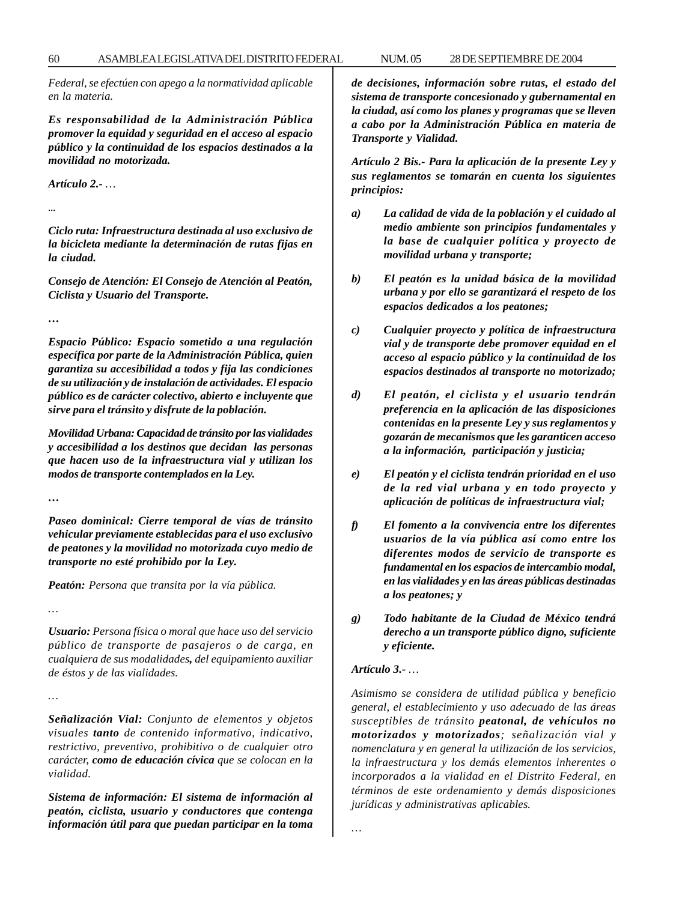*Federal, se efectúen con apego a la normatividad aplicable en la materia.*

***Es responsabilidad de la Administración Pública promover la equidad y seguridad en el acceso al espacio público y la continuidad de los espacios destinados a la movilidad no motorizada.***

***Artículo 2.-*** *…*

*...*

***Ciclo ruta: Infraestructura destinada al uso exclusivo de la bicicleta mediante la determinación de rutas fijas en la ciudad.***

***Consejo de Atención: El Consejo de Atención al Peatón, Ciclista y Usuario del Transporte.***

***…***

***Espacio Público: Espacio sometido a una regulación específica por parte de la Administración Pública, quien garantiza su accesibilidad a todos y fija las condiciones de su utilización y de instalación de actividades. El espacio público es de carácter colectivo, abierto e incluyente que sirve para el tránsito y disfrute de la población.***

***Movilidad Urbana: Capacidad de tránsito por las vialidades y accesibilidad a los destinos que decidan las personas que hacen uso de la infraestructura vial y utilizan los modos de transporte contemplados en la Ley.***

***…***

***Paseo dominical: Cierre temporal de vías de tránsito vehicular previamente establecidas para el uso exclusivo de peatones y la movilidad no motorizada cuyo medio de transporte no esté prohibido por la Ley.***

***Peatón:*** *Persona que transita por la vía pública.*

*…*

***Usuario:*** *Persona física o moral que hace uso del servicio público de transporte de pasajeros o de carga, en cualquiera de sus modalidades****,*** *del equipamiento auxiliar de éstos y de las vialidades.*

*…*

***Señalización Vial:*** *Conjunto de elementos y objetos visuales* ***tanto*** *de contenido informativo, indicativo, restrictivo, preventivo, prohibitivo o de cualquier otro carácter,* ***como de educación cívica*** *que se colocan en la vialidad.*

***Sistema de información: El sistema de información al peatón, ciclista, usuario y conductores que contenga información útil para que puedan participar en la toma de decisiones, información sobre rutas, el estado del sistema de transporte concesionado y gubernamental en la ciudad, así como los planes y programas que se lleven a cabo por la Administración Pública en materia de Transporte y Vialidad.***

***Artículo 2 Bis.- Para la aplicación de la presente Ley y sus reglamentos se tomarán en cuenta los siguientes principios:***

***a)*** ***La calidad de vida de la población y el cuidado al medio ambiente son principios fundamentales y la base de cualquier política y proyecto de movilidad urbana y transporte;***

***b)*** ***El peatón es la unidad básica de la movilidad urbana y por ello se garantizará el respeto de los espacios dedicados a los peatones;***

***c)*** ***Cualquier proyecto y política de infraestructura vial y de transporte debe promover equidad en el acceso al espacio público y la continuidad de los espacios destinados al transporte no motorizado;***

***d)*** ***El peatón, el ciclista y el usuario tendrán preferencia en la aplicación de las disposiciones contenidas en la presente Ley y sus reglamentos y gozarán de mecanismos que les garanticen acceso a la información, participación y justicia;***

***e)*** ***El peatón y el ciclista tendrán prioridad en el uso de la red vial urbana y en todo proyecto y aplicación de políticas de infraestructura vial;***

***f)*** ***El fomento a la convivencia entre los diferentes usuarios de la vía pública así como entre los diferentes modos de servicio de transporte es fundamental en los espacios de intercambio modal, en las vialidades y en las áreas públicas destinadas a los peatones; y***

***g)*** ***Todo habitante de la Ciudad de México tendrá derecho a un transporte público digno, suficiente y eficiente.***

***Artículo 3.-*** *…*

*Asimismo se considera de utilidad pública y beneficio general, el establecimiento y uso adecuado de las áreas susceptibles de tránsito* ***peatonal, de vehículos no motorizados y motorizados****; señalización vial y nomenclatura y en general la utilización de los servicios, la infraestructura y los demás elementos inherentes o incorporados a la vialidad en el Distrito Federal, en términos de este ordenamiento y demás disposiciones jurídicas y administrativas aplicables.*

*…*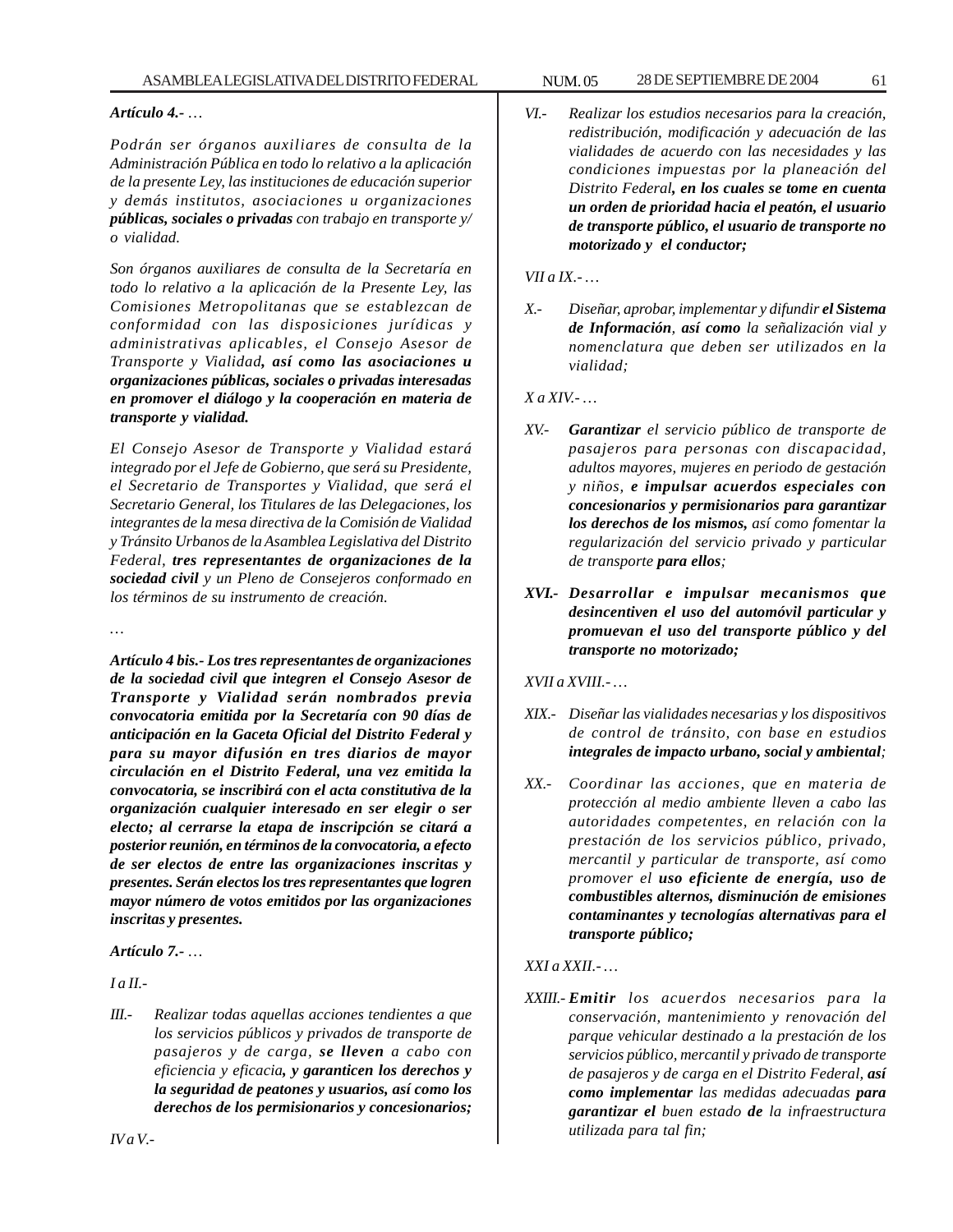*Artículo 4.- …*

*Podrán ser órganos auxiliares de consulta de la Administración Pública en todo lo relativo a la aplicación de la presente Ley, las instituciones de educación superior y demás institutos, asociaciones u organizaciones **públicas, sociales o privadas** con trabajo en transporte y/o vialidad.*

*Son órganos auxiliares de consulta de la Secretaría en todo lo relativo a la aplicación de la Presente Ley, las Comisiones Metropolitanas que se establezcan de conformidad con las disposiciones jurídicas y administrativas aplicables, el Consejo Asesor de Transporte y Vialidad**, así como las asociaciones u organizaciones públicas, sociales o privadas interesadas en promover el diálogo y la cooperación en materia de transporte y vialidad.***

*El Consejo Asesor de Transporte y Vialidad estará integrado por el Jefe de Gobierno, que será su Presidente, el Secretario de Transportes y Vialidad, que será el Secretario General, los Titulares de las Delegaciones, los integrantes de la mesa directiva de la Comisión de Vialidad y Tránsito Urbanos de la Asamblea Legislativa del Distrito Federal, **tres representantes de organizaciones de la sociedad civil** y un Pleno de Consejeros conformado en los términos de su instrumento de creación.*

…

***Artículo 4 bis.- Los tres representantes de organizaciones de la sociedad civil que integren el Consejo Asesor de Transporte y Vialidad serán nombrados previa convocatoria emitida por la Secretaría con 90 días de anticipación en la Gaceta Oficial del Distrito Federal y para su mayor difusión en tres diarios de mayor circulación en el Distrito Federal, una vez emitida la convocatoria, se inscribirá con el acta constitutiva de la organización cualquier interesado en ser elegir o ser electo; al cerrarse la etapa de inscripción se citará a posterior reunión, en términos de la convocatoria, a efecto de ser electos de entre las organizaciones inscritas y presentes. Serán electos los tres representantes que logren mayor número de votos emitidos por las organizaciones inscritas y presentes.***

***Artículo 7.-** …*

*I a II.-*

*III.- Realizar todas aquellas acciones tendientes a que los servicios públicos y privados de transporte de pasajeros y de carga, **se lleven** a cabo con eficiencia y eficacia**, y garanticen los derechos y la seguridad de peatones y usuarios, así como los derechos de los permisionarios y concesionarios;***

*IV a V.-*

*VI.- Realizar los estudios necesarios para la creación, redistribución, modificación y adecuación de las vialidades de acuerdo con las necesidades y las condiciones impuestas por la planeación del Distrito Federal**, en los cuales se tome en cuenta un orden de prioridad hacia el peatón, el usuario de transporte público, el usuario de transporte no motorizado y el conductor;***

*VII a IX.- …*

*X.- Diseñar, aprobar, implementar y difundir **el Sistema de Información**, **así como** la señalización vial y nomenclatura que deben ser utilizados en la vialidad;*

*X a XIV.- …*

*XV.- **Garantizar** el servicio público de transporte de pasajeros para personas con discapacidad, adultos mayores, mujeres en periodo de gestación y niños, **e impulsar acuerdos especiales con concesionarios y permisionarios para garantizar los derechos de los mismos,** así como fomentar la regularización del servicio privado y particular de transporte **para ellos**;*

***XVI.- Desarrollar e impulsar mecanismos que desincentiven el uso del automóvil particular y promuevan el uso del transporte público y del transporte no motorizado;***

*XVII a XVIII.- …*

*XIX.- Diseñar las vialidades necesarias y los dispositivos de control de tránsito, con base en estudios **integrales de impacto urbano, social y ambiental**;*

*XX.- Coordinar las acciones, que en materia de protección al medio ambiente lleven a cabo las autoridades competentes, en relación con la prestación de los servicios público, privado, mercantil y particular de transporte, así como promover el **uso eficiente de energía, uso de combustibles alternos, disminución de emisiones contaminantes y tecnologías alternativas para el transporte público;***

*XXI a XXII.- …*

*XXIII.- **Emitir** los acuerdos necesarios para la conservación, mantenimiento y renovación del parque vehicular destinado a la prestación de los servicios público, mercantil y privado de transporte de pasajeros y de carga en el Distrito Federal, **así como implementar** las medidas adecuadas **para garantizar el** buen estado **de** la infraestructura utilizada para tal fin;*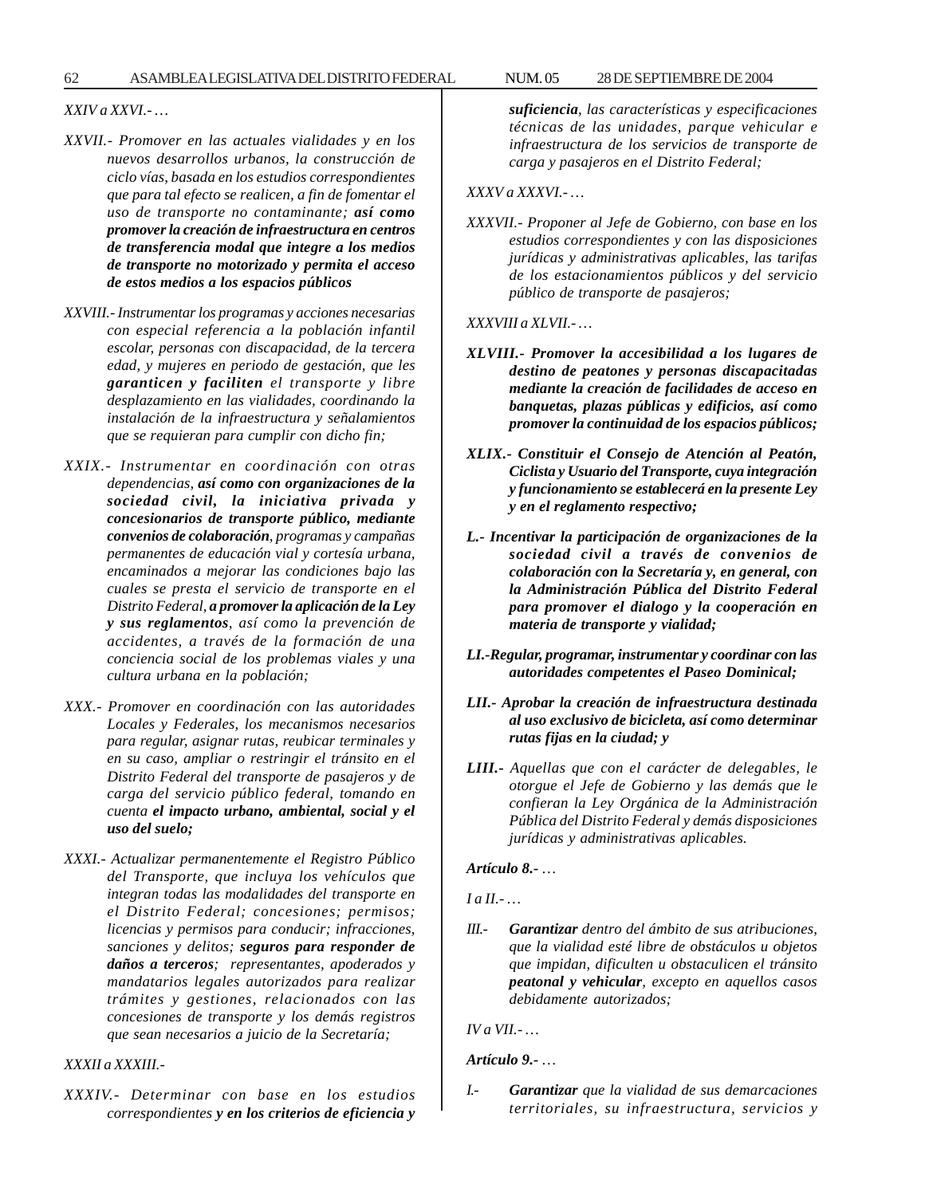*XXIV a XXVI.- …*

*XXVII.- Promover en las actuales vialidades y en los nuevos desarrollos urbanos, la construcción de ciclo vías, basada en los estudios correspondientes que para tal efecto se realicen, a fin de fomentar el uso de transporte no contaminante;* ***así como promover la creación de infraestructura en centros de transferencia modal que integre a los medios de transporte no motorizado y permita el acceso de estos medios a los espacios públicos***

*XXVIII.- Instrumentar los programas y acciones necesarias con especial referencia a la población infantil escolar, personas con discapacidad, de la tercera edad, y mujeres en periodo de gestación, que les* ***garanticen y faciliten*** *el transporte y libre desplazamiento en las vialidades, coordinando la instalación de la infraestructura y señalamientos que se requieran para cumplir con dicho fin;*

*XXIX.- Instrumentar en coordinación con otras dependencias,* ***así como con organizaciones de la sociedad civil, la iniciativa privada y concesionarios de transporte público, mediante convenios de colaboración****, programas y campañas permanentes de educación vial y cortesía urbana, encaminados a mejorar las condiciones bajo las cuales se presta el servicio de transporte en el Distrito Federal,* ***a promover la aplicación de la Ley y sus reglamentos****, así como la prevención de accidentes, a través de la formación de una conciencia social de los problemas viales y una cultura urbana en la población;*

*XXX.- Promover en coordinación con las autoridades Locales y Federales, los mecanismos necesarios para regular, asignar rutas, reubicar terminales y en su caso, ampliar o restringir el tránsito en el Distrito Federal del transporte de pasajeros y de carga del servicio público federal, tomando en cuenta* ***el impacto urbano, ambiental, social y el uso del suelo;***

*XXXI.- Actualizar permanentemente el Registro Público del Transporte, que incluya los vehículos que integran todas las modalidades del transporte en el Distrito Federal; concesiones; permisos; licencias y permisos para conducir; infracciones, sanciones y delitos;* ***seguros para responder de daños a terceros****; representantes, apoderados y mandatarios legales autorizados para realizar trámites y gestiones, relacionados con las concesiones de transporte y los demás registros que sean necesarios a juicio de la Secretaría;*

*XXXII a XXXIII.-*

*XXXIV.- Determinar con base en los estudios correspondientes* ***y en los criterios de eficiencia y suficiencia****, las características y especificaciones técnicas de las unidades, parque vehicular e infraestructura de los servicios de transporte de carga y pasajeros en el Distrito Federal;*

*XXXV a XXXVI.- …*

*XXXVII.- Proponer al Jefe de Gobierno, con base en los estudios correspondientes y con las disposiciones jurídicas y administrativas aplicables, las tarifas de los estacionamientos públicos y del servicio público de transporte de pasajeros;*

*XXXVIII a XLVII.- …*

***XLVIII.- Promover la accesibilidad a los lugares de destino de peatones y personas discapacitadas mediante la creación de facilidades de acceso en banquetas, plazas públicas y edificios, así como promover la continuidad de los espacios públicos;***

***XLIX.- Constituir el Consejo de Atención al Peatón, Ciclista y Usuario del Transporte, cuya integración y funcionamiento se establecerá en la presente Ley y en el reglamento respectivo;***

***L.- Incentivar la participación de organizaciones de la sociedad civil a través de convenios de colaboración con la Secretaría y, en general, con la Administración Pública del Distrito Federal para promover el dialogo y la cooperación en materia de transporte y vialidad;***

***LI.-Regular, programar, instrumentar y coordinar con las autoridades competentes el Paseo Dominical;***

***LII.- Aprobar la creación de infraestructura destinada al uso exclusivo de bicicleta, así como determinar rutas fijas en la ciudad; y***

***LIII.-*** *Aquellas que con el carácter de delegables, le otorgue el Jefe de Gobierno y las demás que le confieran la Ley Orgánica de la Administración Pública del Distrito Federal y demás disposiciones jurídicas y administrativas aplicables.*

***Artículo 8.-*** *…*

*I a II.- …*

*III.-* ***Garantizar*** *dentro del ámbito de sus atribuciones, que la vialidad esté libre de obstáculos u objetos que impidan, dificulten u obstaculicen el tránsito* ***peatonal y vehicular****, excepto en aquellos casos debidamente autorizados;*

*IV a VII.- …*

***Artículo 9.-*** *…*

*I.-* ***Garantizar*** *que la vialidad de sus demarcaciones territoriales, su infraestructura, servicios y*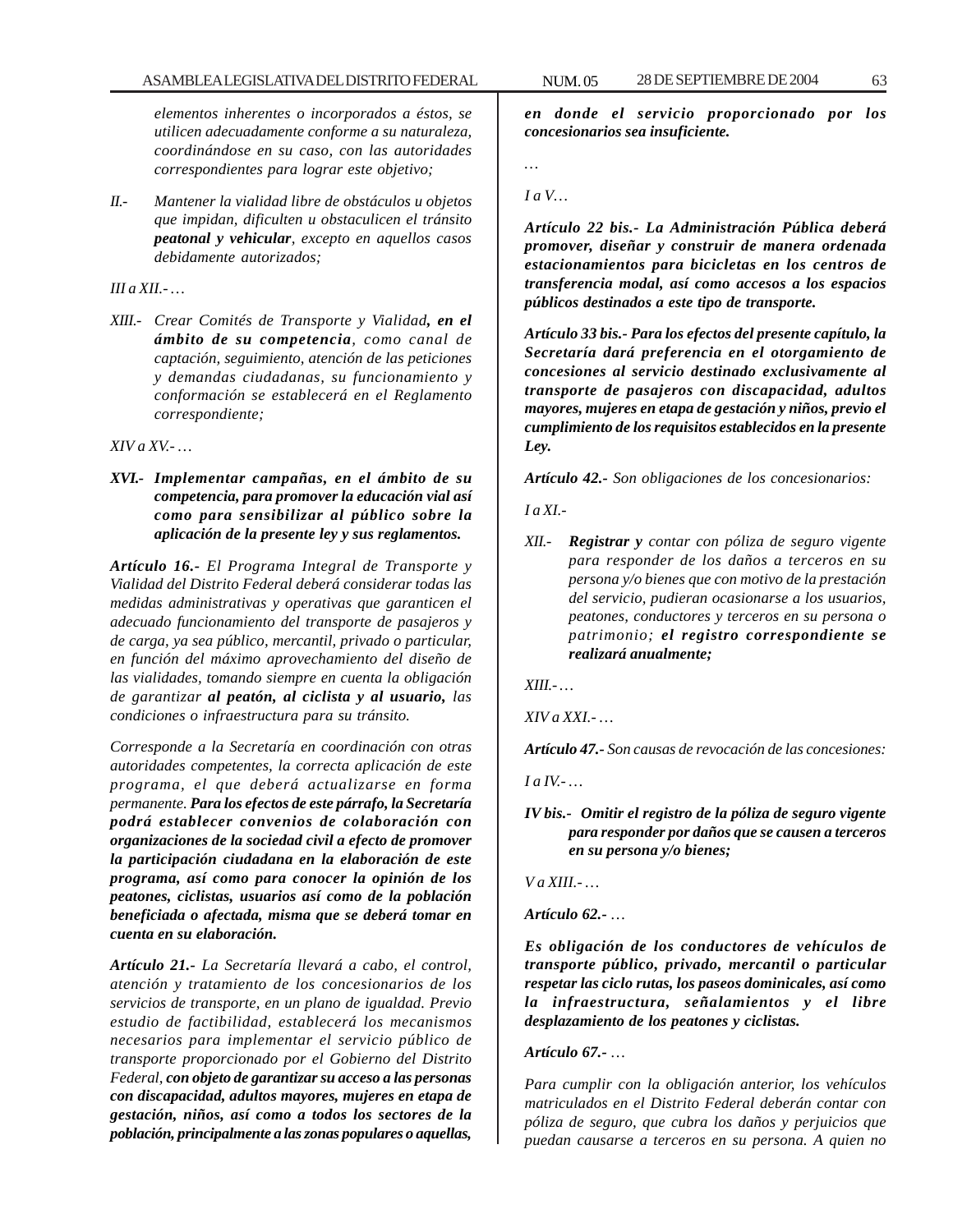*elementos inherentes o incorporados a éstos, se utilicen adecuadamente conforme a su naturaleza, coordinándose en su caso, con las autoridades correspondientes para lograr este objetivo;*

*II.- Mantener la vialidad libre de obstáculos u objetos que impidan, dificulten u obstaculicen el tránsito* ***peatonal y vehicular****, excepto en aquellos casos debidamente autorizados;*

*III a XII.- …*

*XIII.- Crear Comités de Transporte y Vialidad****, en el ámbito de su competencia****, como canal de captación, seguimiento, atención de las peticiones y demandas ciudadanas, su funcionamiento y conformación se establecerá en el Reglamento correspondiente;*

*XIV a XV.- …*

***XVI.- Implementar campañas, en el ámbito de su competencia, para promover la educación vial así como para sensibilizar al público sobre la aplicación de la presente ley y sus reglamentos.***

***Artículo 16.-*** *El Programa Integral de Transporte y Vialidad del Distrito Federal deberá considerar todas las medidas administrativas y operativas que garanticen el adecuado funcionamiento del transporte de pasajeros y de carga, ya sea público, mercantil, privado o particular, en función del máximo aprovechamiento del diseño de las vialidades, tomando siempre en cuenta la obligación de garantizar* ***al peatón, al ciclista y al usuario,*** *las condiciones o infraestructura para su tránsito.*

*Corresponde a la Secretaría en coordinación con otras autoridades competentes, la correcta aplicación de este programa, el que deberá actualizarse en forma permanente.* ***Para los efectos de este párrafo, la Secretaría podrá establecer convenios de colaboración con organizaciones de la sociedad civil a efecto de promover la participación ciudadana en la elaboración de este programa, así como para conocer la opinión de los peatones, ciclistas, usuarios así como de la población beneficiada o afectada, misma que se deberá tomar en cuenta en su elaboración.***

***Artículo 21.-*** *La Secretaría llevará a cabo, el control, atención y tratamiento de los concesionarios de los servicios de transporte, en un plano de igualdad. Previo estudio de factibilidad, establecerá los mecanismos necesarios para implementar el servicio público de transporte proporcionado por el Gobierno del Distrito Federal,* ***con objeto de garantizar su acceso a las personas con discapacidad, adultos mayores, mujeres en etapa de gestación, niños, así como a todos los sectores de la población, principalmente a las zonas populares o aquellas, en donde el servicio proporcionado por los concesionarios sea insuficiente.***

*…*

*I a V…*

***Artículo 22 bis.- La Administración Pública deberá promover, diseñar y construir de manera ordenada estacionamientos para bicicletas en los centros de transferencia modal, así como accesos a los espacios públicos destinados a este tipo de transporte.***

***Artículo 33 bis.- Para los efectos del presente capítulo, la Secretaría dará preferencia en el otorgamiento de concesiones al servicio destinado exclusivamente al transporte de pasajeros con discapacidad, adultos mayores, mujeres en etapa de gestación y niños, previo el cumplimiento de los requisitos establecidos en la presente Ley.***

***Artículo 42.-*** *Son obligaciones de los concesionarios:*

*I a XI.-*

*XII.-* ***Registrar y*** *contar con póliza de seguro vigente para responder de los daños a terceros en su persona y/o bienes que con motivo de la prestación del servicio, pudieran ocasionarse a los usuarios, peatones, conductores y terceros en su persona o patrimonio;* ***el registro correspondiente se realizará anualmente;***

*XIII.- …*

*XIV a XXI.- …*

***Artículo 47.-*** *Son causas de revocación de las concesiones:*

*I a IV.- …*

***IV bis.- Omitir el registro de la póliza de seguro vigente para responder por daños que se causen a terceros en su persona y/o bienes;***

*V a XIII.- …*

***Artículo 62.-*** *…*

***Es obligación de los conductores de vehículos de transporte público, privado, mercantil o particular respetar las ciclo rutas, los paseos dominicales, así como la infraestructura, señalamientos y el libre desplazamiento de los peatones y ciclistas.***

***Artículo 67.-*** *…*

*Para cumplir con la obligación anterior, los vehículos matriculados en el Distrito Federal deberán contar con póliza de seguro, que cubra los daños y perjuicios que puedan causarse a terceros en su persona. A quien no*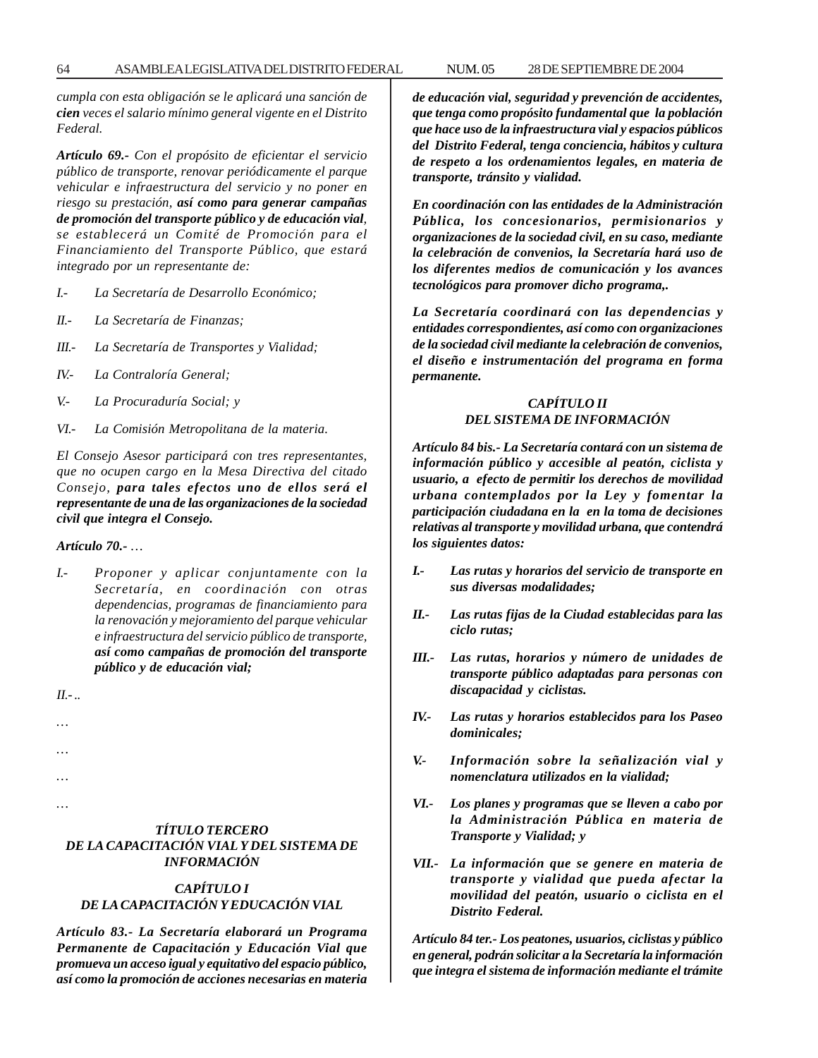*cumpla con esta obligación se le aplicará una sanción de* ***cien*** *veces el salario mínimo general vigente en el Distrito Federal.*

***Artículo 69.-*** *Con el propósito de eficientar el servicio público de transporte, renovar periódicamente el parque vehicular e infraestructura del servicio y no poner en riesgo su prestación,* ***así como para generar campañas de promoción del transporte público y de educación vial****, se establecerá un Comité de Promoción para el Financiamiento del Transporte Público, que estará integrado por un representante de:*

*I.- La Secretaría de Desarrollo Económico;*

*II.- La Secretaría de Finanzas;*

*III.- La Secretaría de Transportes y Vialidad;*

*IV.- La Contraloría General;*

*V.- La Procuraduría Social; y*

*VI.- La Comisión Metropolitana de la materia.*

*El Consejo Asesor participará con tres representantes, que no ocupen cargo en la Mesa Directiva del citado Consejo,* ***para tales efectos uno de ellos será el representante de una de las organizaciones de la sociedad civil que integra el Consejo.***

***Artículo 70.-*** *…*

*I.- Proponer y aplicar conjuntamente con la Secretaría, en coordinación con otras dependencias, programas de financiamiento para la renovación y mejoramiento del parque vehicular e infraestructura del servicio público de transporte,* ***así como campañas de promoción del transporte público y de educación vial;***

*II.- ..*

*…*

*…*

*…*

*…*

### *TÍTULO TERCERO*
### *DE LA CAPACITACIÓN VIAL Y DEL SISTEMA DE INFORMACIÓN*

### *CAPÍTULO I*
### *DE LA CAPACITACIÓN Y EDUCACIÓN VIAL*

***Artículo 83.- La Secretaría elaborará un Programa Permanente de Capacitación y Educación Vial que promueva un acceso igual y equitativo del espacio público, así como la promoción de acciones necesarias en materia de educación vial, seguridad y prevención de accidentes, que tenga como propósito fundamental que la población que hace uso de la infraestructura vial y espacios públicos del Distrito Federal, tenga conciencia, hábitos y cultura de respeto a los ordenamientos legales, en materia de transporte, tránsito y vialidad.***

***En coordinación con las entidades de la Administración Pública, los concesionarios, permisionarios y organizaciones de la sociedad civil, en su caso, mediante la celebración de convenios, la Secretaría hará uso de los diferentes medios de comunicación y los avances tecnológicos para promover dicho programa,.***

***La Secretaría coordinará con las dependencias y entidades correspondientes, así como con organizaciones de la sociedad civil mediante la celebración de convenios, el diseño e instrumentación del programa en forma permanente.***

### *CAPÍTULO II*
### *DEL SISTEMA DE INFORMACIÓN*

***Artículo 84 bis.- La Secretaría contará con un sistema de información público y accesible al peatón, ciclista y usuario, a efecto de permitir los derechos de movilidad urbana contemplados por la Ley y fomentar la participación ciudadana en la en la toma de decisiones relativas al transporte y movilidad urbana, que contendrá los siguientes datos:***

***I.- Las rutas y horarios del servicio de transporte en sus diversas modalidades;***

***II.- Las rutas fijas de la Ciudad establecidas para las ciclo rutas;***

***III.- Las rutas, horarios y número de unidades de transporte público adaptadas para personas con discapacidad y ciclistas.***

***IV.- Las rutas y horarios establecidos para los Paseo dominicales;***

***V.- Información sobre la señalización vial y nomenclatura utilizados en la vialidad;***

***VI.- Los planes y programas que se lleven a cabo por la Administración Pública en materia de Transporte y Vialidad; y***

***VII.- La información que se genere en materia de transporte y vialidad que pueda afectar la movilidad del peatón, usuario o ciclista en el Distrito Federal.***

***Artículo 84 ter.- Los peatones, usuarios, ciclistas y público en general, podrán solicitar a la Secretaría la información que integra el sistema de información mediante el trámite***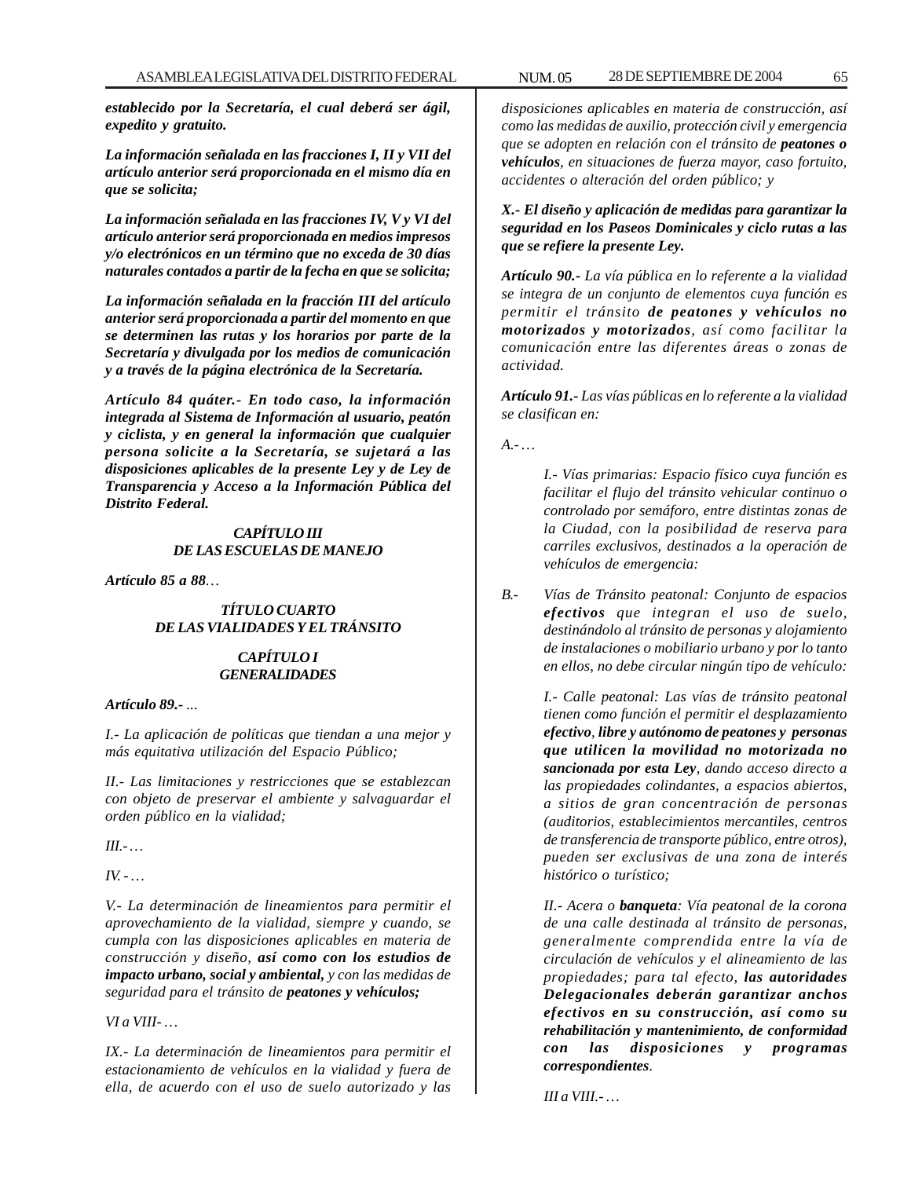***establecido por la Secretaría, el cual deberá ser ágil, expedito y gratuito.***

***La información señalada en las fracciones I, II y VII del artículo anterior será proporcionada en el mismo día en que se solicita;***

***La información señalada en las fracciones IV, V y VI del artículo anterior será proporcionada en medios impresos y/o electrónicos en un término que no exceda de 30 días naturales contados a partir de la fecha en que se solicita;***

***La información señalada en la fracción III del artículo anterior será proporcionada a partir del momento en que se determinen las rutas y los horarios por parte de la Secretaría y divulgada por los medios de comunicación y a través de la página electrónica de la Secretaría.***

***Artículo 84 quáter.- En todo caso, la información integrada al Sistema de Información al usuario, peatón y ciclista, y en general la información que cualquier persona solicite a la Secretaría, se sujetará a las disposiciones aplicables de la presente Ley y de Ley de Transparencia y Acceso a la Información Pública del Distrito Federal.***

***CAPÍTULO III***
***DE LAS ESCUELAS DE MANEJO***

***Artículo 85 a 88****…*

***TÍTULO CUARTO***
***DE LAS VIALIDADES Y EL TRÁNSITO***

***CAPÍTULO I***
***GENERALIDADES***

***Artículo 89.-*** *...*

*I.- La aplicación de políticas que tiendan a una mejor y más equitativa utilización del Espacio Público;*

*II.- Las limitaciones y restricciones que se establezcan con objeto de preservar el ambiente y salvaguardar el orden público en la vialidad;*

*III.-…*

*IV. -…*

*V.- La determinación de lineamientos para permitir el aprovechamiento de la vialidad, siempre y cuando, se cumpla con las disposiciones aplicables en materia de construcción y diseño,* ***así como con los estudios de impacto urbano, social y ambiental,*** *y con las medidas de seguridad para el tránsito de* ***peatones y vehículos;***

*VI a VIII- …*

*IX.- La determinación de lineamientos para permitir el estacionamiento de vehículos en la vialidad y fuera de ella, de acuerdo con el uso de suelo autorizado y las disposiciones aplicables en materia de construcción, así como las medidas de auxilio, protección civil y emergencia que se adopten en relación con el tránsito de* ***peatones o vehículos****, en situaciones de fuerza mayor, caso fortuito, accidentes o alteración del orden público; y*

***X.- El diseño y aplicación de medidas para garantizar la seguridad en los Paseos Dominicales y ciclo rutas a las que se refiere la presente Ley.***

***Artículo 90.-*** *La vía pública en lo referente a la vialidad se integra de un conjunto de elementos cuya función es permitir el tránsito* ***de peatones y vehículos no motorizados y motorizados****, así como facilitar la comunicación entre las diferentes áreas o zonas de actividad.*

***Artículo 91.-*** *Las vías públicas en lo referente a la vialidad se clasifican en:*

*A.- …*

> *I.- Vías primarias: Espacio físico cuya función es facilitar el flujo del tránsito vehicular continuo o controlado por semáforo, entre distintas zonas de la Ciudad, con la posibilidad de reserva para carriles exclusivos, destinados a la operación de vehículos de emergencia:*

*B.- Vías de Tránsito peatonal: Conjunto de espacios* ***efectivos*** *que integran el uso de suelo, destinándolo al tránsito de personas y alojamiento de instalaciones o mobiliario urbano y por lo tanto en ellos, no debe circular ningún tipo de vehículo:*

> *I.- Calle peatonal: Las vías de tránsito peatonal tienen como función el permitir el desplazamiento* ***efectivo****,* ***libre y autónomo de peatones y personas que utilicen la movilidad no motorizada no sancionada por esta Ley****, dando acceso directo a las propiedades colindantes, a espacios abiertos, a sitios de gran concentración de personas (auditorios, establecimientos mercantiles, centros de transferencia de transporte público, entre otros), pueden ser exclusivas de una zona de interés histórico o turístico;*
>
> *II.- Acera o* ***banqueta****: Vía peatonal de la corona de una calle destinada al tránsito de personas, generalmente comprendida entre la vía de circulación de vehículos y el alineamiento de las propiedades; para tal efecto,* ***las autoridades Delegacionales deberán garantizar anchos efectivos en su construcción, así como su rehabilitación y mantenimiento, de conformidad con las disposiciones y programas correspondientes****.*
>
> *III a VIII.- …*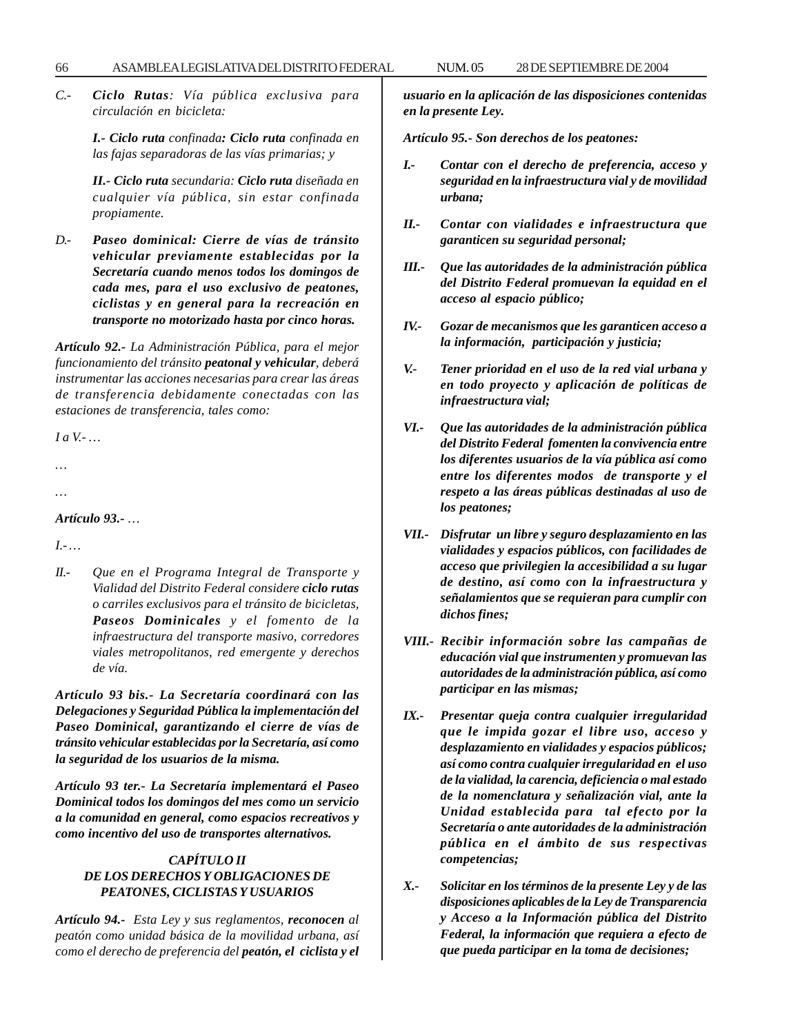*C.-* ***Ciclo Rutas****: Vía pública exclusiva para circulación en bicicleta:*

*I.- **Ciclo ruta** confinada**: Ciclo ruta** confinada en las fajas separadoras de las vías primarias; y*

*II.- **Ciclo ruta** secundaria: **Ciclo ruta** diseñada en cualquier vía pública, sin estar confinada propiamente.*

*D.-* ***Paseo dominical: Cierre de vías de tránsito vehicular previamente establecidas por la Secretaría cuando menos todos los domingos de cada mes, para el uso exclusivo de peatones, ciclistas y en general para la recreación en transporte no motorizado hasta por cinco horas.***

***Artículo 92.-** La Administración Pública, para el mejor funcionamiento del tránsito **peatonal y vehicular**, deberá instrumentar las acciones necesarias para crear las áreas de transferencia debidamente conectadas con las estaciones de transferencia, tales como:*

*I a V.- …*

*…*

*…*

***Artículo 93.-** …*

*I.- …*

*II.- Que en el Programa Integral de Transporte y Vialidad del Distrito Federal considere **ciclo rutas** o carriles exclusivos para el tránsito de bicicletas, **Paseos Dominicales** y el fomento de la infraestructura del transporte masivo, corredores viales metropolitanos, red emergente y derechos de vía.*

***Artículo 93 bis.- La Secretaría coordinará con las Delegaciones y Seguridad Pública la implementación del Paseo Dominical, garantizando el cierre de vías de tránsito vehicular establecidas por la Secretaría, así como la seguridad de los usuarios de la misma.***

***Artículo 93 ter.- La Secretaría implementará el Paseo Dominical todos los domingos del mes como un servicio a la comunidad en general, como espacios recreativos y como incentivo del uso de transportes alternativos.***

***CAPÍTULO II***
***DE LOS DERECHOS Y OBLIGACIONES DE PEATONES, CICLISTAS Y USUARIOS***

***Artículo 94.-** Esta Ley y sus reglamentos, **reconocen** al peatón como unidad básica de la movilidad urbana, así como el derecho de preferencia del **peatón, el ciclista y el usuario en la aplicación de las disposiciones contenidas en la presente Ley.***

***Artículo 95.- Son derechos de los peatones:***

***I.- Contar con el derecho de preferencia, acceso y seguridad en la infraestructura vial y de movilidad urbana;***

***II.- Contar con vialidades e infraestructura que garanticen su seguridad personal;***

***III.- Que las autoridades de la administración pública del Distrito Federal promuevan la equidad en el acceso al espacio público;***

***IV.- Gozar de mecanismos que les garanticen acceso a la información, participación y justicia;***

***V.- Tener prioridad en el uso de la red vial urbana y en todo proyecto y aplicación de políticas de infraestructura vial;***

***VI.- Que las autoridades de la administración pública del Distrito Federal fomenten la convivencia entre los diferentes usuarios de la vía pública así como entre los diferentes modos de transporte y el respeto a las áreas públicas destinadas al uso de los peatones;***

***VII.- Disfrutar un libre y seguro desplazamiento en las vialidades y espacios públicos, con facilidades de acceso que privilegien la accesibilidad a su lugar de destino, así como con la infraestructura y señalamientos que se requieran para cumplir con dichos fines;***

***VIII.- Recibir información sobre las campañas de educación vial que instrumenten y promuevan las autoridades de la administración pública, así como participar en las mismas;***

***IX.- Presentar queja contra cualquier irregularidad que le impida gozar el libre uso, acceso y desplazamiento en vialidades y espacios públicos; así como contra cualquier irregularidad en el uso de la vialidad, la carencia, deficiencia o mal estado de la nomenclatura y señalización vial, ante la Unidad establecida para tal efecto por la Secretaría o ante autoridades de la administración pública en el ámbito de sus respectivas competencias;***

***X.- Solicitar en los términos de la presente Ley y de las disposiciones aplicables de la Ley de Transparencia y Acceso a la Información pública del Distrito Federal, la información que requiera a efecto de que pueda participar en la toma de decisiones;***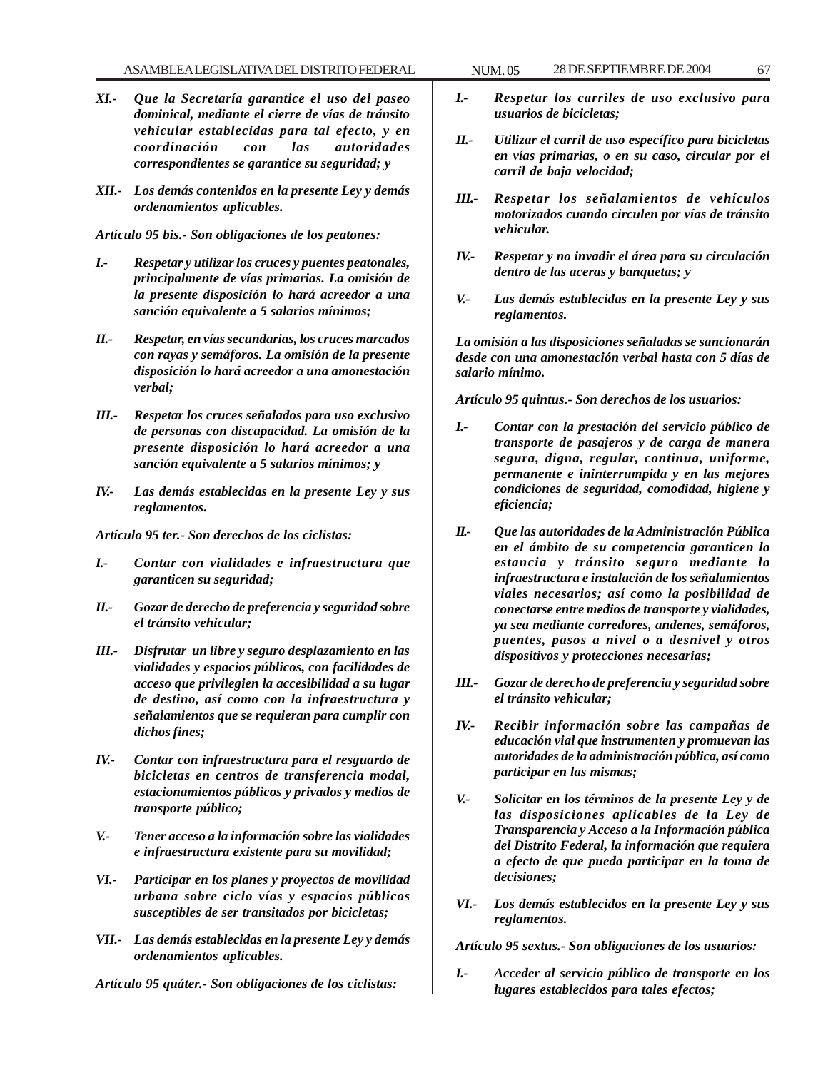*XI.- Que la Secretaría garantice el uso del paseo dominical, mediante el cierre de vías de tránsito vehicular establecidas para tal efecto, y en coordinación con las autoridades correspondientes se garantice su seguridad; y*

*XII.- Los demás contenidos en la presente Ley y demás ordenamientos aplicables.*

*Artículo 95 bis.- Son obligaciones de los peatones:*

*I.- Respetar y utilizar los cruces y puentes peatonales, principalmente de vías primarias. La omisión de la presente disposición lo hará acreedor a una sanción equivalente a 5 salarios mínimos;*

*II.- Respetar, en vías secundarias, los cruces marcados con rayas y semáforos. La omisión de la presente disposición lo hará acreedor a una amonestación verbal;*

*III.- Respetar los cruces señalados para uso exclusivo de personas con discapacidad. La omisión de la presente disposición lo hará acreedor a una sanción equivalente a 5 salarios mínimos; y*

*IV.- Las demás establecidas en la presente Ley y sus reglamentos.*

*Artículo 95 ter.- Son derechos de los ciclistas:*

*I.- Contar con vialidades e infraestructura que garanticen su seguridad;*

*II.- Gozar de derecho de preferencia y seguridad sobre el tránsito vehicular;*

*III.- Disfrutar un libre y seguro desplazamiento en las vialidades y espacios públicos, con facilidades de acceso que privilegien la accesibilidad a su lugar de destino, así como con la infraestructura y señalamientos que se requieran para cumplir con dichos fines;*

*IV.- Contar con infraestructura para el resguardo de bicicletas en centros de transferencia modal, estacionamientos públicos y privados y medios de transporte público;*

*V.- Tener acceso a la información sobre las vialidades e infraestructura existente para su movilidad;*

*VI.- Participar en los planes y proyectos de movilidad urbana sobre ciclo vías y espacios públicos susceptibles de ser transitados por bicicletas;*

*VII.- Las demás establecidas en la presente Ley y demás ordenamientos aplicables.*

*Artículo 95 quáter.- Son obligaciones de los ciclistas:*

*I.- Respetar los carriles de uso exclusivo para usuarios de bicicletas;*

*II.- Utilizar el carril de uso específico para bicicletas en vías primarias, o en su caso, circular por el carril de baja velocidad;*

*III.- Respetar los señalamientos de vehículos motorizados cuando circulen por vías de tránsito vehicular.*

*IV.- Respetar y no invadir el área para su circulación dentro de las aceras y banquetas; y*

*V.- Las demás establecidas en la presente Ley y sus reglamentos.*

*La omisión a las disposiciones señaladas se sancionarán desde con una amonestación verbal hasta con 5 días de salario mínimo.*

*Artículo 95 quintus.- Son derechos de los usuarios:*

*I.- Contar con la prestación del servicio público de transporte de pasajeros y de carga de manera segura, digna, regular, continua, uniforme, permanente e ininterrumpida y en las mejores condiciones de seguridad, comodidad, higiene y eficiencia;*

*II.- Que las autoridades de la Administración Pública en el ámbito de su competencia garanticen la estancia y tránsito seguro mediante la infraestructura e instalación de los señalamientos viales necesarios; así como la posibilidad de conectarse entre medios de transporte y vialidades, ya sea mediante corredores, andenes, semáforos, puentes, pasos a nivel o a desnivel y otros dispositivos y protecciones necesarias;*

*III.- Gozar de derecho de preferencia y seguridad sobre el tránsito vehicular;*

*IV.- Recibir información sobre las campañas de educación vial que instrumenten y promuevan las autoridades de la administración pública, así como participar en las mismas;*

*V.- Solicitar en los términos de la presente Ley y de las disposiciones aplicables de la Ley de Transparencia y Acceso a la Información pública del Distrito Federal, la información que requiera a efecto de que pueda participar en la toma de decisiones;*

*VI.- Los demás establecidos en la presente Ley y sus reglamentos.*

*Artículo 95 sextus.- Son obligaciones de los usuarios:*

*I.- Acceder al servicio público de transporte en los lugares establecidos para tales efectos;*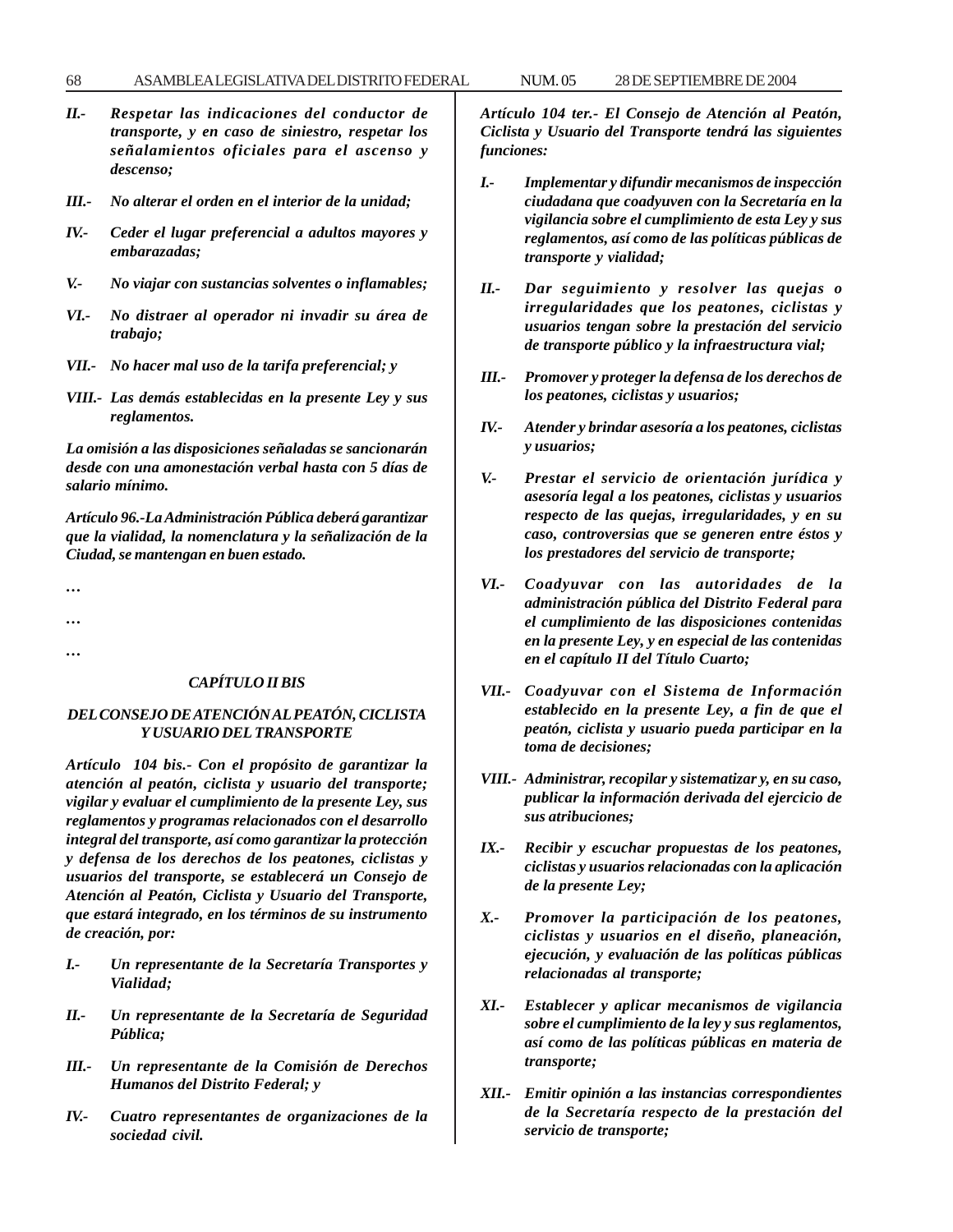*II.- Respetar las indicaciones del conductor de transporte, y en caso de siniestro, respetar los señalamientos oficiales para el ascenso y descenso;*

*III.- No alterar el orden en el interior de la unidad;*

*IV.- Ceder el lugar preferencial a adultos mayores y embarazadas;*

*V.- No viajar con sustancias solventes o inflamables;*

*VI.- No distraer al operador ni invadir su área de trabajo;*

*VII.- No hacer mal uso de la tarifa preferencial; y*

*VIII.- Las demás establecidas en la presente Ley y sus reglamentos.*

*La omisión a las disposiciones señaladas se sancionarán desde con una amonestación verbal hasta con 5 días de salario mínimo.*

*Artículo 96.-La Administración Pública deberá garantizar que la vialidad, la nomenclatura y la señalización de la Ciudad, se mantengan en buen estado.*

*…*

*…*

*…*

### *CAPÍTULO II BIS*

### *DEL CONSEJO DE ATENCIÓN AL PEATÓN, CICLISTA Y USUARIO DEL TRANSPORTE*

*Artículo 104 bis.- Con el propósito de garantizar la atención al peatón, ciclista y usuario del transporte; vigilar y evaluar el cumplimiento de la presente Ley, sus reglamentos y programas relacionados con el desarrollo integral del transporte, así como garantizar la protección y defensa de los derechos de los peatones, ciclistas y usuarios del transporte, se establecerá un Consejo de Atención al Peatón, Ciclista y Usuario del Transporte, que estará integrado, en los términos de su instrumento de creación, por:*

*I.- Un representante de la Secretaría Transportes y Vialidad;*

*II.- Un representante de la Secretaría de Seguridad Pública;*

*III.- Un representante de la Comisión de Derechos Humanos del Distrito Federal; y*

*IV.- Cuatro representantes de organizaciones de la sociedad civil.*

*Artículo 104 ter.- El Consejo de Atención al Peatón, Ciclista y Usuario del Transporte tendrá las siguientes funciones:*

*I.- Implementar y difundir mecanismos de inspección ciudadana que coadyuven con la Secretaría en la vigilancia sobre el cumplimiento de esta Ley y sus reglamentos, así como de las políticas públicas de transporte y vialidad;*

*II.- Dar seguimiento y resolver las quejas o irregularidades que los peatones, ciclistas y usuarios tengan sobre la prestación del servicio de transporte público y la infraestructura vial;*

*III.- Promover y proteger la defensa de los derechos de los peatones, ciclistas y usuarios;*

*IV.- Atender y brindar asesoría a los peatones, ciclistas y usuarios;*

*V.- Prestar el servicio de orientación jurídica y asesoría legal a los peatones, ciclistas y usuarios respecto de las quejas, irregularidades, y en su caso, controversias que se generen entre éstos y los prestadores del servicio de transporte;*

*VI.- Coadyuvar con las autoridades de la administración pública del Distrito Federal para el cumplimiento de las disposiciones contenidas en la presente Ley, y en especial de las contenidas en el capítulo II del Título Cuarto;*

*VII.- Coadyuvar con el Sistema de Información establecido en la presente Ley, a fin de que el peatón, ciclista y usuario pueda participar en la toma de decisiones;*

*VIII.- Administrar, recopilar y sistematizar y, en su caso, publicar la información derivada del ejercicio de sus atribuciones;*

*IX.- Recibir y escuchar propuestas de los peatones, ciclistas y usuarios relacionadas con la aplicación de la presente Ley;*

*X.- Promover la participación de los peatones, ciclistas y usuarios en el diseño, planeación, ejecución, y evaluación de las políticas públicas relacionadas al transporte;*

*XI.- Establecer y aplicar mecanismos de vigilancia sobre el cumplimiento de la ley y sus reglamentos, así como de las políticas públicas en materia de transporte;*

*XII.- Emitir opinión a las instancias correspondientes de la Secretaría respecto de la prestación del servicio de transporte;*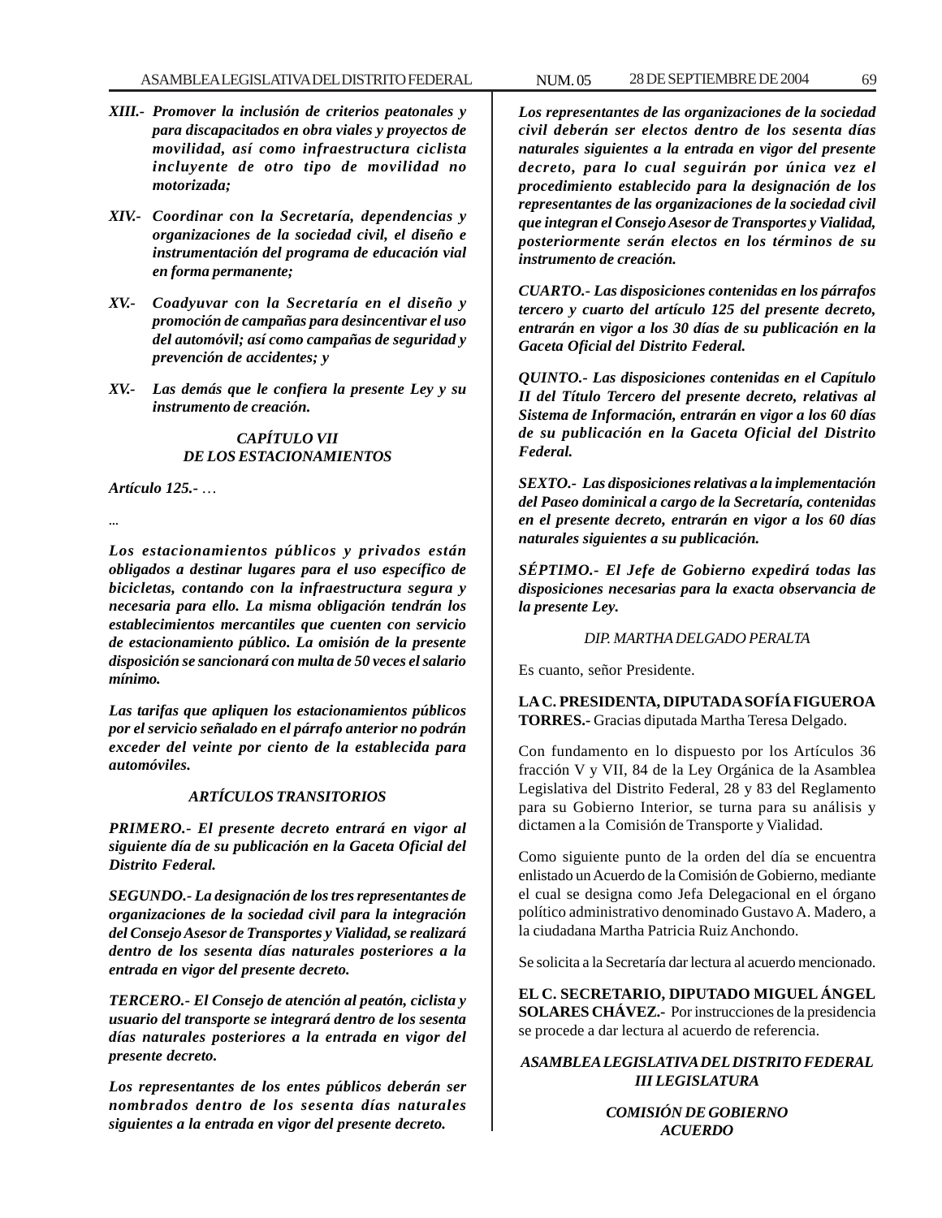*XIII.- Promover la inclusión de criterios peatonales y para discapacitados en obra viales y proyectos de movilidad, así como infraestructura ciclista incluyente de otro tipo de movilidad no motorizada;*

*XIV.- Coordinar con la Secretaría, dependencias y organizaciones de la sociedad civil, el diseño e instrumentación del programa de educación vial en forma permanente;*

*XV.- Coadyuvar con la Secretaría en el diseño y promoción de campañas para desincentivar el uso del automóvil; así como campañas de seguridad y prevención de accidentes; y*

*XV.- Las demás que le confiera la presente Ley y su instrumento de creación.*

*CAPÍTULO VII*
*DE LOS ESTACIONAMIENTOS*

*Artículo 125.- …*

*...*

*Los estacionamientos públicos y privados están obligados a destinar lugares para el uso específico de bicicletas, contando con la infraestructura segura y necesaria para ello. La misma obligación tendrán los establecimientos mercantiles que cuenten con servicio de estacionamiento público. La omisión de la presente disposición se sancionará con multa de 50 veces el salario mínimo.*

*Las tarifas que apliquen los estacionamientos públicos por el servicio señalado en el párrafo anterior no podrán exceder del veinte por ciento de la establecida para automóviles.*

*ARTÍCULOS TRANSITORIOS*

*PRIMERO.- El presente decreto entrará en vigor al siguiente día de su publicación en la Gaceta Oficial del Distrito Federal.*

*SEGUNDO.- La designación de los tres representantes de organizaciones de la sociedad civil para la integración del Consejo Asesor de Transportes y Vialidad, se realizará dentro de los sesenta días naturales posteriores a la entrada en vigor del presente decreto.*

*TERCERO.- El Consejo de atención al peatón, ciclista y usuario del transporte se integrará dentro de los sesenta días naturales posteriores a la entrada en vigor del presente decreto.*

*Los representantes de los entes públicos deberán ser nombrados dentro de los sesenta días naturales siguientes a la entrada en vigor del presente decreto.*

*Los representantes de las organizaciones de la sociedad civil deberán ser electos dentro de los sesenta días naturales siguientes a la entrada en vigor del presente decreto, para lo cual seguirán por única vez el procedimiento establecido para la designación de los representantes de las organizaciones de la sociedad civil que integran el Consejo Asesor de Transportes y Vialidad, posteriormente serán electos en los términos de su instrumento de creación.*

*CUARTO.- Las disposiciones contenidas en los párrafos tercero y cuarto del artículo 125 del presente decreto, entrarán en vigor a los 30 días de su publicación en la Gaceta Oficial del Distrito Federal.*

*QUINTO.- Las disposiciones contenidas en el Capítulo II del Título Tercero del presente decreto, relativas al Sistema de Información, entrarán en vigor a los 60 días de su publicación en la Gaceta Oficial del Distrito Federal.*

*SEXTO.- Las disposiciones relativas a la implementación del Paseo dominical a cargo de la Secretaría, contenidas en el presente decreto, entrarán en vigor a los 60 días naturales siguientes a su publicación.*

*SÉPTIMO.- El Jefe de Gobierno expedirá todas las disposiciones necesarias para la exacta observancia de la presente Ley.*

*DIP. MARTHA DELGADO PERALTA*

Es cuanto, señor Presidente.

**LA C. PRESIDENTA, DIPUTADA SOFÍA FIGUEROA TORRES.-** Gracias diputada Martha Teresa Delgado.

Con fundamento en lo dispuesto por los Artículos 36 fracción V y VII, 84 de la Ley Orgánica de la Asamblea Legislativa del Distrito Federal, 28 y 83 del Reglamento para su Gobierno Interior, se turna para su análisis y dictamen a la Comisión de Transporte y Vialidad.

Como siguiente punto de la orden del día se encuentra enlistado un Acuerdo de la Comisión de Gobierno, mediante el cual se designa como Jefa Delegacional en el órgano político administrativo denominado Gustavo A. Madero, a la ciudadana Martha Patricia Ruiz Anchondo.

Se solicita a la Secretaría dar lectura al acuerdo mencionado.

**EL C. SECRETARIO, DIPUTADO MIGUEL ÁNGEL SOLARES CHÁVEZ.-** Por instrucciones de la presidencia se procede a dar lectura al acuerdo de referencia.

***ASAMBLEA LEGISLATIVA DEL DISTRITO FEDERAL***
***III LEGISLATURA***

***COMISIÓN DE GOBIERNO***
***ACUERDO***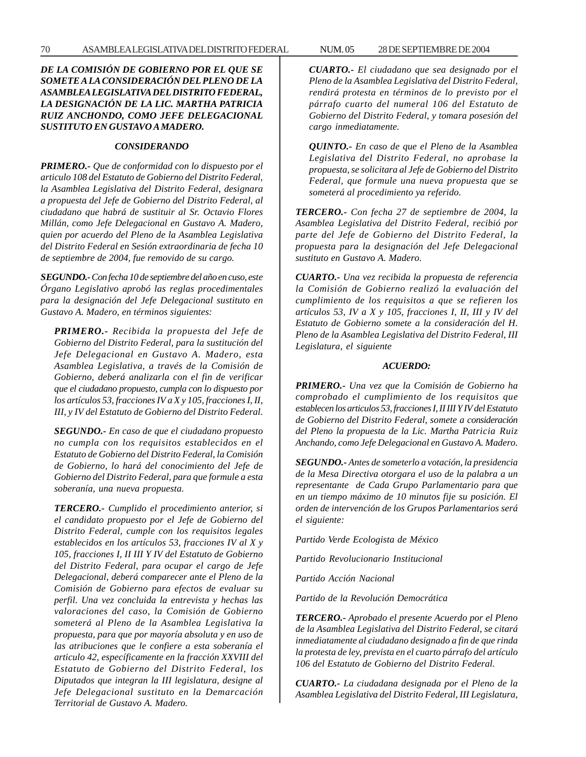***DE LA COMISIÓN DE GOBIERNO POR EL QUE SE SOMETE A LA CONSIDERACIÓN DEL PLENO DE LA ASAMBLEA LEGISLATIVA DEL DISTRITO FEDERAL, LA DESIGNACIÓN DE LA LIC. MARTHA PATRICIA RUIZ ANCHONDO, COMO JEFE DELEGACIONAL SUSTITUTO EN GUSTAVO A MADERO.***

***CONSIDERANDO***

***PRIMERO.-*** *Que de conformidad con lo dispuesto por el articulo 108 del Estatuto de Gobierno del Distrito Federal, la Asamblea Legislativa del Distrito Federal, designara a propuesta del Jefe de Gobierno del Distrito Federal, al ciudadano que habrá de sustituir al Sr. Octavio Flores Millán, como Jefe Delegacional en Gustavo A. Madero, quien por acuerdo del Pleno de la Asamblea Legislativa del Distrito Federal en Sesión extraordinaria de fecha 10 de septiembre de 2004, fue removido de su cargo.*

***SEGUNDO.-*** *Con fecha 10 de septiembre del año en cuso, este Órgano Legislativo aprobó las reglas procedimentales para la designación del Jefe Delegacional sustituto en Gustavo A. Madero, en términos siguientes:*

> ***PRIMERO.-*** *Recibida la propuesta del Jefe de Gobierno del Distrito Federal, para la sustitución del Jefe Delegacional en Gustavo A. Madero, esta Asamblea Legislativa, a través de la Comisión de Gobierno, deberá analizarla con el fin de verificar que el ciudadano propuesto, cumpla con lo dispuesto por los artículos 53, fracciones IV a X y 105, fracciones I, II, III, y IV del Estatuto de Gobierno del Distrito Federal.*
>
> ***SEGUNDO.-*** *En caso de que el ciudadano propuesto no cumpla con los requisitos establecidos en el Estatuto de Gobierno del Distrito Federal, la Comisión de Gobierno, lo hará del conocimiento del Jefe de Gobierno del Distrito Federal, para que formule a esta soberanía, una nueva propuesta.*
>
> ***TERCERO.-*** *Cumplido el procedimiento anterior, si el candidato propuesto por el Jefe de Gobierno del Distrito Federal, cumple con los requisitos legales establecidos en los artículos 53, fracciones IV al X y 105, fracciones I, II III Y IV del Estatuto de Gobierno del Distrito Federal, para ocupar el cargo de Jefe Delegacional, deberá comparecer ante el Pleno de la Comisión de Gobierno para efectos de evaluar su perfil. Una vez concluida la entrevista y hechas las valoraciones del caso, la Comisión de Gobierno someterá al Pleno de la Asamblea Legislativa la propuesta, para que por mayoría absoluta y en uso de las atribuciones que le confiere a esta soberanía el articulo 42, específicamente en la fracción XXVIII del Estatuto de Gobierno del Distrito Federal, los Diputados que integran la III legislatura, designe al Jefe Delegacional sustituto en la Demarcación Territorial de Gustavo A. Madero.*
>
> ***CUARTO.-*** *El ciudadano que sea designado por el Pleno de la Asamblea Legislativa del Distrito Federal, rendirá protesta en términos de lo previsto por el párrafo cuarto del numeral 106 del Estatuto de Gobierno del Distrito Federal, y tomara posesión del cargo inmediatamente.*
>
> ***QUINTO.-*** *En caso de que el Pleno de la Asamblea Legislativa del Distrito Federal, no aprobase la propuesta, se solicitara al Jefe de Gobierno del Distrito Federal, que formule una nueva propuesta que se someterá al procedimiento ya referido.*

***TERCERO.-*** *Con fecha 27 de septiembre de 2004, la Asamblea Legislativa del Distrito Federal, recibió por parte del Jefe de Gobierno del Distrito Federal, la propuesta para la designación del Jefe Delegacional sustituto en Gustavo A. Madero.*

***CUARTO.-*** *Una vez recibida la propuesta de referencia la Comisión de Gobierno realizó la evaluación del cumplimiento de los requisitos a que se refieren los artículos 53, IV a X y 105, fracciones I, II, III y IV del Estatuto de Gobierno somete a la consideración del H. Pleno de la Asamblea Legislativa del Distrito Federal, III Legislatura, el siguiente*

***ACUERDO:***

***PRIMERO.-*** *Una vez que la Comisión de Gobierno ha comprobado el cumplimiento de los requisitos que establecen los articulos 53, fracciones I, II III Y IV del Estatuto de Gobierno del Distrito Federal, somete a consideración del Pleno la propuesta de la Lic. Martha Patricia Ruiz Anchando, como Jefe Delegacional en Gustavo A. Madero.*

***SEGUNDO.-*** *Antes de someterlo a votación, la presidencia de la Mesa Directiva otorgara el uso de la palabra a un representante de Cada Grupo Parlamentario para que en un tiempo máximo de 10 minutos fije su posición. El orden de intervención de los Grupos Parlamentarios será el siguiente:*

*Partido Verde Ecologista de México*

*Partido Revolucionario Institucional*

*Partido Acción Nacional*

*Partido de la Revolución Democrática*

***TERCERO.-*** *Aprobado el presente Acuerdo por el Pleno de la Asamblea Legislativa del Distrito Federal, se citará inmediatamente al ciudadano designado a fin de que rinda la protesta de ley, prevista en el cuarto párrafo del artículo 106 del Estatuto de Gobierno del Distrito Federal.*

***CUARTO.-*** *La ciudadana designada por el Pleno de la Asamblea Legislativa del Distrito Federal, III Legislatura,*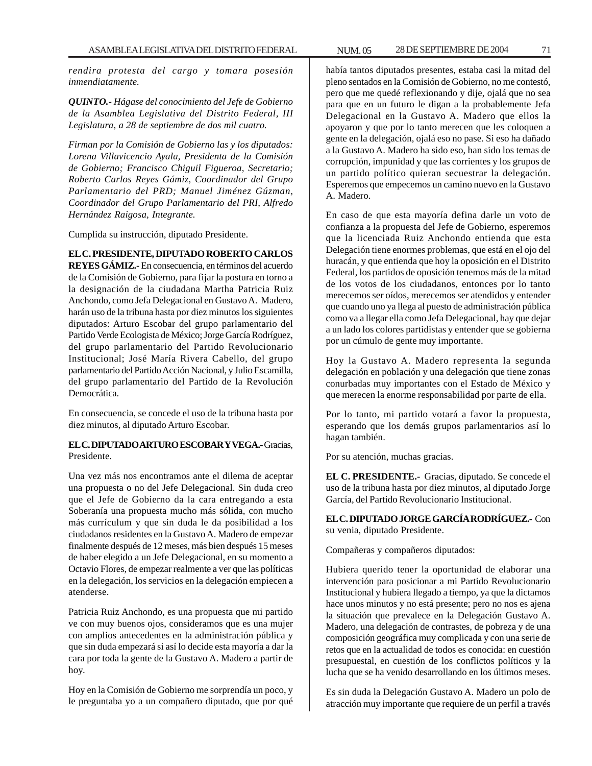*rendira protesta del cargo y tomara posesión inmendiatamente.*

***QUINTO.-** Hágase del conocimiento del Jefe de Gobierno de la Asamblea Legislativa del Distrito Federal, III Legislatura, a 28 de septiembre de dos mil cuatro.*

*Firman por la Comisión de Gobierno las y los diputados: Lorena Villavicencio Ayala, Presidenta de la Comisión de Gobierno; Francisco Chiguil Figueroa, Secretario; Roberto Carlos Reyes Gámiz, Coordinador del Grupo Parlamentario del PRD; Manuel Jiménez Gúzman, Coordinador del Grupo Parlamentario del PRI, Alfredo Hernández Raigosa, Integrante.*

Cumplida su instrucción, diputado Presidente.

**EL C. PRESIDENTE, DIPUTADO ROBERTO CARLOS REYES GÁMIZ.-** En consecuencia, en términos del acuerdo de la Comisión de Gobierno, para fijar la postura en torno a la designación de la ciudadana Martha Patricia Ruiz Anchondo, como Jefa Delegacional en Gustavo A. Madero, harán uso de la tribuna hasta por diez minutos los siguientes diputados: Arturo Escobar del grupo parlamentario del Partido Verde Ecologista de México; Jorge García Rodríguez, del grupo parlamentario del Partido Revolucionario Institucional; José María Rivera Cabello, del grupo parlamentario del Partido Acción Nacional, y Julio Escamilla, del grupo parlamentario del Partido de la Revolución Democrática.

En consecuencia, se concede el uso de la tribuna hasta por diez minutos, al diputado Arturo Escobar.

**EL C. DIPUTADO ARTURO ESCOBAR Y VEGA.-** Gracias, Presidente.

Una vez más nos encontramos ante el dilema de aceptar una propuesta o no del Jefe Delegacional. Sin duda creo que el Jefe de Gobierno da la cara entregando a esta Soberanía una propuesta mucho más sólida, con mucho más currículum y que sin duda le da posibilidad a los ciudadanos residentes en la Gustavo A. Madero de empezar finalmente después de 12 meses, más bien después 15 meses de haber elegido a un Jefe Delegacional, en su momento a Octavio Flores, de empezar realmente a ver que las políticas en la delegación, los servicios en la delegación empiecen a atenderse.

Patricia Ruiz Anchondo, es una propuesta que mi partido ve con muy buenos ojos, consideramos que es una mujer con amplios antecedentes en la administración pública y que sin duda empezará si así lo decide esta mayoría a dar la cara por toda la gente de la Gustavo A. Madero a partir de hoy.

Hoy en la Comisión de Gobierno me sorprendía un poco, y le preguntaba yo a un compañero diputado, que por qué había tantos diputados presentes, estaba casi la mitad del pleno sentados en la Comisión de Gobierno, no me contestó, pero que me quedé reflexionando y dije, ojalá que no sea para que en un futuro le digan a la probablemente Jefa Delegacional en la Gustavo A. Madero que ellos la apoyaron y que por lo tanto merecen que les coloquen a gente en la delegación, ojalá eso no pase. Si eso ha dañado a la Gustavo A. Madero ha sido eso, han sido los temas de corrupción, impunidad y que las corrientes y los grupos de un partido político quieran secuestrar la delegación. Esperemos que empecemos un camino nuevo en la Gustavo A. Madero.

En caso de que esta mayoría defina darle un voto de confianza a la propuesta del Jefe de Gobierno, esperemos que la licenciada Ruiz Anchondo entienda que esta Delegación tiene enormes problemas, que está en el ojo del huracán, y que entienda que hoy la oposición en el Distrito Federal, los partidos de oposición tenemos más de la mitad de los votos de los ciudadanos, entonces por lo tanto merecemos ser oídos, merecemos ser atendidos y entender que cuando uno ya llega al puesto de administración pública como va a llegar ella como Jefa Delegacional, hay que dejar a un lado los colores partidistas y entender que se gobierna por un cúmulo de gente muy importante.

Hoy la Gustavo A. Madero representa la segunda delegación en población y una delegación que tiene zonas conurbadas muy importantes con el Estado de México y que merecen la enorme responsabilidad por parte de ella.

Por lo tanto, mi partido votará a favor la propuesta, esperando que los demás grupos parlamentarios así lo hagan también.

Por su atención, muchas gracias.

**EL C. PRESIDENTE.-** Gracias, diputado. Se concede el uso de la tribuna hasta por diez minutos, al diputado Jorge García, del Partido Revolucionario Institucional.

**EL C. DIPUTADO JORGE GARCÍA RODRÍGUEZ.-** Con su venia, diputado Presidente.

Compañeras y compañeros diputados:

Hubiera querido tener la oportunidad de elaborar una intervención para posicionar a mi Partido Revolucionario Institucional y hubiera llegado a tiempo, ya que la dictamos hace unos minutos y no está presente; pero no nos es ajena la situación que prevalece en la Delegación Gustavo A. Madero, una delegación de contrastes, de pobreza y de una composición geográfica muy complicada y con una serie de retos que en la actualidad de todos es conocida: en cuestión presupuestal, en cuestión de los conflictos políticos y la lucha que se ha venido desarrollando en los últimos meses.

Es sin duda la Delegación Gustavo A. Madero un polo de atracción muy importante que requiere de un perfil a través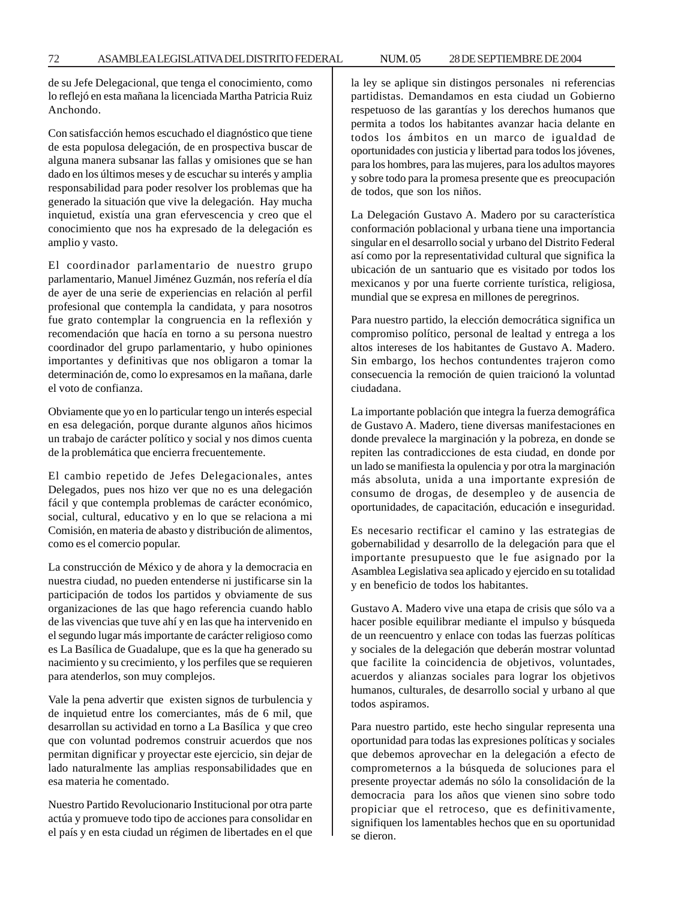de su Jefe Delegacional, que tenga el conocimiento, como lo reflejó en esta mañana la licenciada Martha Patricia Ruiz Anchondo.

Con satisfacción hemos escuchado el diagnóstico que tiene de esta populosa delegación, de en prospectiva buscar de alguna manera subsanar las fallas y omisiones que se han dado en los últimos meses y de escuchar su interés y amplia responsabilidad para poder resolver los problemas que ha generado la situación que vive la delegación. Hay mucha inquietud, existía una gran efervescencia y creo que el conocimiento que nos ha expresado de la delegación es amplio y vasto.

El coordinador parlamentario de nuestro grupo parlamentario, Manuel Jiménez Guzmán, nos refería el día de ayer de una serie de experiencias en relación al perfil profesional que contempla la candidata, y para nosotros fue grato contemplar la congruencia en la reflexión y recomendación que hacía en torno a su persona nuestro coordinador del grupo parlamentario, y hubo opiniones importantes y definitivas que nos obligaron a tomar la determinación de, como lo expresamos en la mañana, darle el voto de confianza.

Obviamente que yo en lo particular tengo un interés especial en esa delegación, porque durante algunos años hicimos un trabajo de carácter político y social y nos dimos cuenta de la problemática que encierra frecuentemente.

El cambio repetido de Jefes Delegacionales, antes Delegados, pues nos hizo ver que no es una delegación fácil y que contempla problemas de carácter económico, social, cultural, educativo y en lo que se relaciona a mi Comisión, en materia de abasto y distribución de alimentos, como es el comercio popular.

La construcción de México y de ahora y la democracia en nuestra ciudad, no pueden entenderse ni justificarse sin la participación de todos los partidos y obviamente de sus organizaciones de las que hago referencia cuando hablo de las vivencias que tuve ahí y en las que ha intervenido en el segundo lugar más importante de carácter religioso como es La Basílica de Guadalupe, que es la que ha generado su nacimiento y su crecimiento, y los perfiles que se requieren para atenderlos, son muy complejos.

Vale la pena advertir que existen signos de turbulencia y de inquietud entre los comerciantes, más de 6 mil, que desarrollan su actividad en torno a La Basílica y que creo que con voluntad podremos construir acuerdos que nos permitan dignificar y proyectar este ejercicio, sin dejar de lado naturalmente las amplias responsabilidades que en esa materia he comentado.

Nuestro Partido Revolucionario Institucional por otra parte actúa y promueve todo tipo de acciones para consolidar en el país y en esta ciudad un régimen de libertades en el que la ley se aplique sin distingos personales ni referencias partidistas. Demandamos en esta ciudad un Gobierno respetuoso de las garantías y los derechos humanos que permita a todos los habitantes avanzar hacia delante en todos los ámbitos en un marco de igualdad de oportunidades con justicia y libertad para todos los jóvenes, para los hombres, para las mujeres, para los adultos mayores y sobre todo para la promesa presente que es preocupación de todos, que son los niños.

La Delegación Gustavo A. Madero por su característica conformación poblacional y urbana tiene una importancia singular en el desarrollo social y urbano del Distrito Federal así como por la representatividad cultural que significa la ubicación de un santuario que es visitado por todos los mexicanos y por una fuerte corriente turística, religiosa, mundial que se expresa en millones de peregrinos.

Para nuestro partido, la elección democrática significa un compromiso político, personal de lealtad y entrega a los altos intereses de los habitantes de Gustavo A. Madero. Sin embargo, los hechos contundentes trajeron como consecuencia la remoción de quien traicionó la voluntad ciudadana.

La importante población que integra la fuerza demográfica de Gustavo A. Madero, tiene diversas manifestaciones en donde prevalece la marginación y la pobreza, en donde se repiten las contradicciones de esta ciudad, en donde por un lado se manifiesta la opulencia y por otra la marginación más absoluta, unida a una importante expresión de consumo de drogas, de desempleo y de ausencia de oportunidades, de capacitación, educación e inseguridad.

Es necesario rectificar el camino y las estrategias de gobernabilidad y desarrollo de la delegación para que el importante presupuesto que le fue asignado por la Asamblea Legislativa sea aplicado y ejercido en su totalidad y en beneficio de todos los habitantes.

Gustavo A. Madero vive una etapa de crisis que sólo va a hacer posible equilibrar mediante el impulso y búsqueda de un reencuentro y enlace con todas las fuerzas políticas y sociales de la delegación que deberán mostrar voluntad que facilite la coincidencia de objetivos, voluntades, acuerdos y alianzas sociales para lograr los objetivos humanos, culturales, de desarrollo social y urbano al que todos aspiramos.

Para nuestro partido, este hecho singular representa una oportunidad para todas las expresiones políticas y sociales que debemos aprovechar en la delegación a efecto de comprometernos a la búsqueda de soluciones para el presente proyectar además no sólo la consolidación de la democracia para los años que vienen sino sobre todo propiciar que el retroceso, que es definitivamente, signifiquen los lamentables hechos que en su oportunidad se dieron.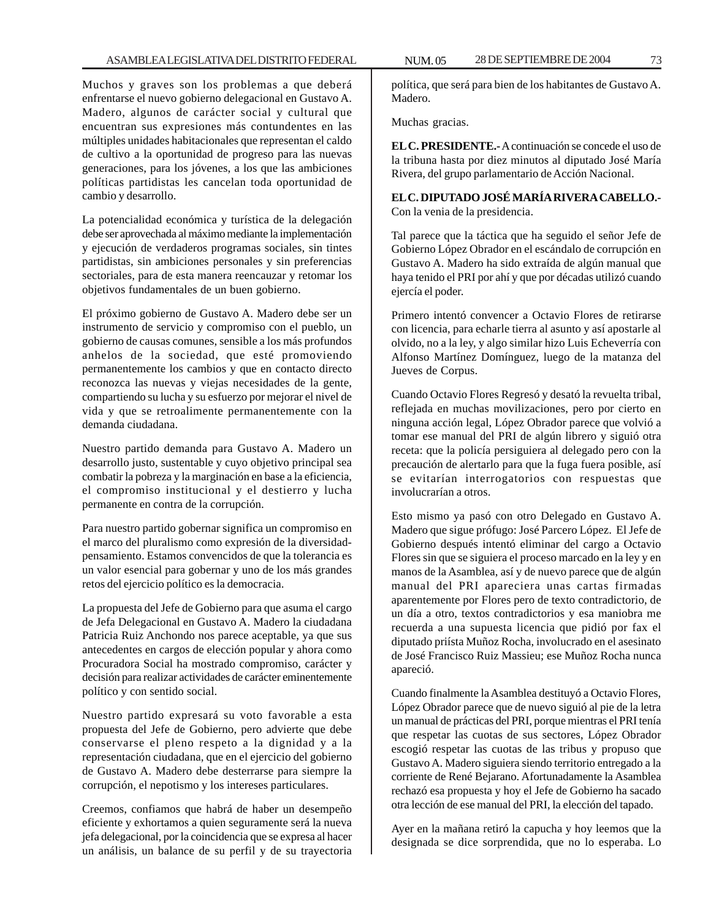Muchos y graves son los problemas a que deberá enfrentarse el nuevo gobierno delegacional en Gustavo A. Madero, algunos de carácter social y cultural que encuentran sus expresiones más contundentes en las múltiples unidades habitacionales que representan el caldo de cultivo a la oportunidad de progreso para las nuevas generaciones, para los jóvenes, a los que las ambiciones políticas partidistas les cancelan toda oportunidad de cambio y desarrollo.

La potencialidad económica y turística de la delegación debe ser aprovechada al máximo mediante la implementación y ejecución de verdaderos programas sociales, sin tintes partidistas, sin ambiciones personales y sin preferencias sectoriales, para de esta manera reencauzar y retomar los objetivos fundamentales de un buen gobierno.

El próximo gobierno de Gustavo A. Madero debe ser un instrumento de servicio y compromiso con el pueblo, un gobierno de causas comunes, sensible a los más profundos anhelos de la sociedad, que esté promoviendo permanentemente los cambios y que en contacto directo reconozca las nuevas y viejas necesidades de la gente, compartiendo su lucha y su esfuerzo por mejorar el nivel de vida y que se retroalimente permanentemente con la demanda ciudadana.

Nuestro partido demanda para Gustavo A. Madero un desarrollo justo, sustentable y cuyo objetivo principal sea combatir la pobreza y la marginación en base a la eficiencia, el compromiso institucional y el destierro y lucha permanente en contra de la corrupción.

Para nuestro partido gobernar significa un compromiso en el marco del pluralismo como expresión de la diversidad-pensamiento. Estamos convencidos de que la tolerancia es un valor esencial para gobernar y uno de los más grandes retos del ejercicio político es la democracia.

La propuesta del Jefe de Gobierno para que asuma el cargo de Jefa Delegacional en Gustavo A. Madero la ciudadana Patricia Ruiz Anchondo nos parece aceptable, ya que sus antecedentes en cargos de elección popular y ahora como Procuradora Social ha mostrado compromiso, carácter y decisión para realizar actividades de carácter eminentemente político y con sentido social.

Nuestro partido expresará su voto favorable a esta propuesta del Jefe de Gobierno, pero advierte que debe conservarse el pleno respeto a la dignidad y a la representación ciudadana, que en el ejercicio del gobierno de Gustavo A. Madero debe desterrarse para siempre la corrupción, el nepotismo y los intereses particulares.

Creemos, confiamos que habrá de haber un desempeño eficiente y exhortamos a quien seguramente será la nueva jefa delegacional, por la coincidencia que se expresa al hacer un análisis, un balance de su perfil y de su trayectoria política, que será para bien de los habitantes de Gustavo A. Madero.

Muchas gracias.

**EL C. PRESIDENTE.-** A continuación se concede el uso de la tribuna hasta por diez minutos al diputado José María Rivera, del grupo parlamentario de Acción Nacional.

**EL C. DIPUTADO JOSÉ MARÍA RIVERA CABELLO.-** Con la venia de la presidencia.

Tal parece que la táctica que ha seguido el señor Jefe de Gobierno López Obrador en el escándalo de corrupción en Gustavo A. Madero ha sido extraída de algún manual que haya tenido el PRI por ahí y que por décadas utilizó cuando ejercía el poder.

Primero intentó convencer a Octavio Flores de retirarse con licencia, para echarle tierra al asunto y así apostarle al olvido, no a la ley, y algo similar hizo Luis Echeverría con Alfonso Martínez Domínguez, luego de la matanza del Jueves de Corpus.

Cuando Octavio Flores Regresó y desató la revuelta tribal, reflejada en muchas movilizaciones, pero por cierto en ninguna acción legal, López Obrador parece que volvió a tomar ese manual del PRI de algún librero y siguió otra receta: que la policía persiguiera al delegado pero con la precaución de alertarlo para que la fuga fuera posible, así se evitarían interrogatorios con respuestas que involucrarían a otros.

Esto mismo ya pasó con otro Delegado en Gustavo A. Madero que sigue prófugo: José Parcero López. El Jefe de Gobierno después intentó eliminar del cargo a Octavio Flores sin que se siguiera el proceso marcado en la ley y en manos de la Asamblea, así y de nuevo parece que de algún manual del PRI apareciera unas cartas firmadas aparentemente por Flores pero de texto contradictorio, de un día a otro, textos contradictorios y esa maniobra me recuerda a una supuesta licencia que pidió por fax el diputado priísta Muñoz Rocha, involucrado en el asesinato de José Francisco Ruiz Massieu; ese Muñoz Rocha nunca apareció.

Cuando finalmente la Asamblea destituyó a Octavio Flores, López Obrador parece que de nuevo siguió al pie de la letra un manual de prácticas del PRI, porque mientras el PRI tenía que respetar las cuotas de sus sectores, López Obrador escogió respetar las cuotas de las tribus y propuso que Gustavo A. Madero siguiera siendo territorio entregado a la corriente de René Bejarano. Afortunadamente la Asamblea rechazó esa propuesta y hoy el Jefe de Gobierno ha sacado otra lección de ese manual del PRI, la elección del tapado.

Ayer en la mañana retiró la capucha y hoy leemos que la designada se dice sorprendida, que no lo esperaba. Lo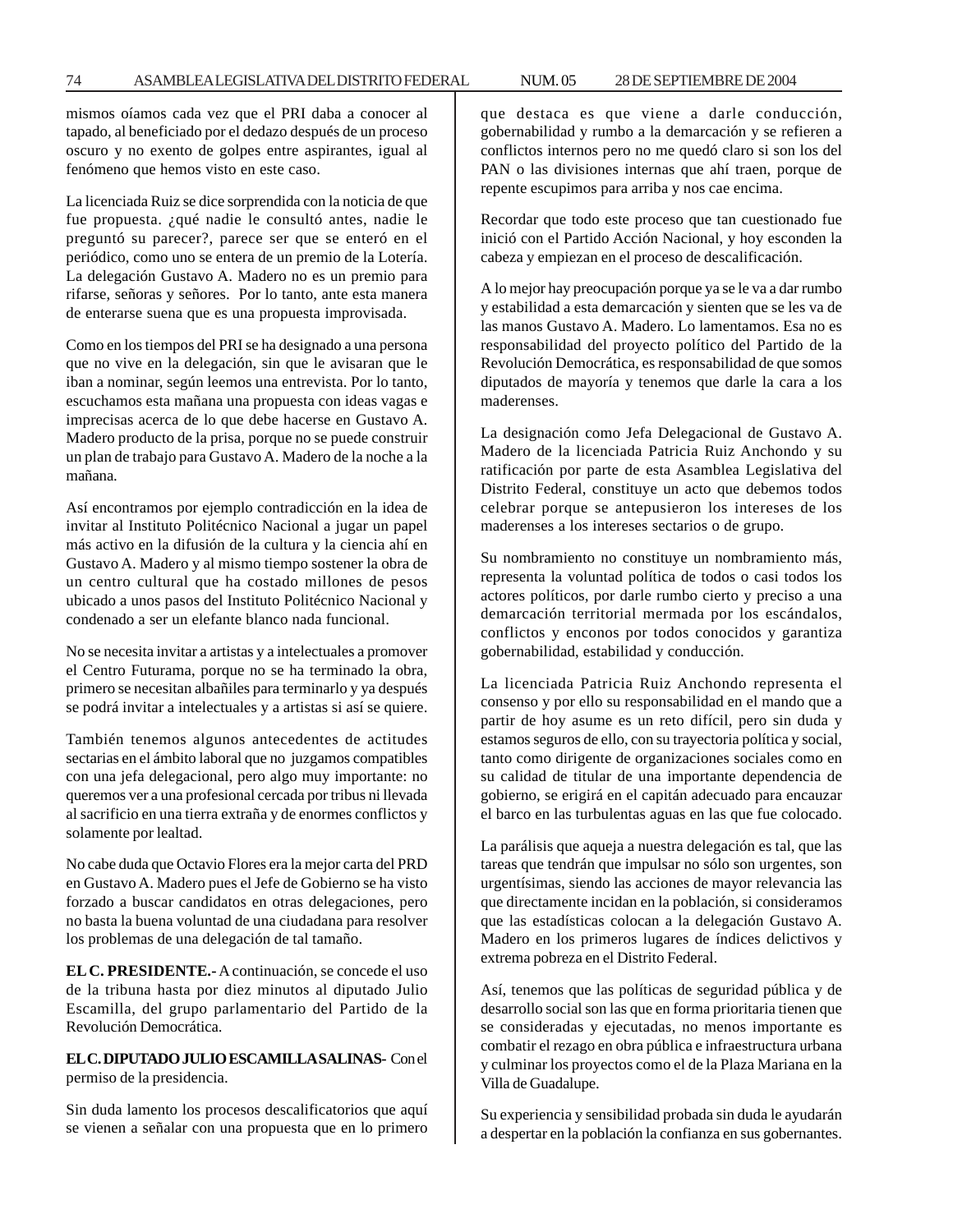mismos oíamos cada vez que el PRI daba a conocer al tapado, al beneficiado por el dedazo después de un proceso oscuro y no exento de golpes entre aspirantes, igual al fenómeno que hemos visto en este caso.

La licenciada Ruiz se dice sorprendida con la noticia de que fue propuesta. ¿qué nadie le consultó antes, nadie le preguntó su parecer?, parece ser que se enteró en el periódico, como uno se entera de un premio de la Lotería. La delegación Gustavo A. Madero no es un premio para rifarse, señoras y señores. Por lo tanto, ante esta manera de enterarse suena que es una propuesta improvisada.

Como en los tiempos del PRI se ha designado a una persona que no vive en la delegación, sin que le avisaran que le iban a nominar, según leemos una entrevista. Por lo tanto, escuchamos esta mañana una propuesta con ideas vagas e imprecisas acerca de lo que debe hacerse en Gustavo A. Madero producto de la prisa, porque no se puede construir un plan de trabajo para Gustavo A. Madero de la noche a la mañana.

Así encontramos por ejemplo contradicción en la idea de invitar al Instituto Politécnico Nacional a jugar un papel más activo en la difusión de la cultura y la ciencia ahí en Gustavo A. Madero y al mismo tiempo sostener la obra de un centro cultural que ha costado millones de pesos ubicado a unos pasos del Instituto Politécnico Nacional y condenado a ser un elefante blanco nada funcional.

No se necesita invitar a artistas y a intelectuales a promover el Centro Futurama, porque no se ha terminado la obra, primero se necesitan albañiles para terminarlo y ya después se podrá invitar a intelectuales y a artistas si así se quiere.

También tenemos algunos antecedentes de actitudes sectarias en el ámbito laboral que no juzgamos compatibles con una jefa delegacional, pero algo muy importante: no queremos ver a una profesional cercada por tribus ni llevada al sacrificio en una tierra extraña y de enormes conflictos y solamente por lealtad.

No cabe duda que Octavio Flores era la mejor carta del PRD en Gustavo A. Madero pues el Jefe de Gobierno se ha visto forzado a buscar candidatos en otras delegaciones, pero no basta la buena voluntad de una ciudadana para resolver los problemas de una delegación de tal tamaño.

**EL C. PRESIDENTE.-** A continuación, se concede el uso de la tribuna hasta por diez minutos al diputado Julio Escamilla, del grupo parlamentario del Partido de la Revolución Democrática.

**EL C. DIPUTADO JULIO ESCAMILLA SALINAS**- Con el permiso de la presidencia.

Sin duda lamento los procesos descalificatorios que aquí se vienen a señalar con una propuesta que en lo primero que destaca es que viene a darle conducción, gobernabilidad y rumbo a la demarcación y se refieren a conflictos internos pero no me quedó claro si son los del PAN o las divisiones internas que ahí traen, porque de repente escupimos para arriba y nos cae encima.

Recordar que todo este proceso que tan cuestionado fue inició con el Partido Acción Nacional, y hoy esconden la cabeza y empiezan en el proceso de descalificación.

A lo mejor hay preocupación porque ya se le va a dar rumbo y estabilidad a esta demarcación y sienten que se les va de las manos Gustavo A. Madero. Lo lamentamos. Esa no es responsabilidad del proyecto político del Partido de la Revolución Democrática, es responsabilidad de que somos diputados de mayoría y tenemos que darle la cara a los maderenses.

La designación como Jefa Delegacional de Gustavo A. Madero de la licenciada Patricia Ruiz Anchondo y su ratificación por parte de esta Asamblea Legislativa del Distrito Federal, constituye un acto que debemos todos celebrar porque se antepusieron los intereses de los maderenses a los intereses sectarios o de grupo.

Su nombramiento no constituye un nombramiento más, representa la voluntad política de todos o casi todos los actores políticos, por darle rumbo cierto y preciso a una demarcación territorial mermada por los escándalos, conflictos y enconos por todos conocidos y garantiza gobernabilidad, estabilidad y conducción.

La licenciada Patricia Ruiz Anchondo representa el consenso y por ello su responsabilidad en el mando que a partir de hoy asume es un reto difícil, pero sin duda y estamos seguros de ello, con su trayectoria política y social, tanto como dirigente de organizaciones sociales como en su calidad de titular de una importante dependencia de gobierno, se erigirá en el capitán adecuado para encauzar el barco en las turbulentas aguas en las que fue colocado.

La parálisis que aqueja a nuestra delegación es tal, que las tareas que tendrán que impulsar no sólo son urgentes, son urgentísimas, siendo las acciones de mayor relevancia las que directamente incidan en la población, si consideramos que las estadísticas colocan a la delegación Gustavo A. Madero en los primeros lugares de índices delictivos y extrema pobreza en el Distrito Federal.

Así, tenemos que las políticas de seguridad pública y de desarrollo social son las que en forma prioritaria tienen que se consideradas y ejecutadas, no menos importante es combatir el rezago en obra pública e infraestructura urbana y culminar los proyectos como el de la Plaza Mariana en la Villa de Guadalupe.

Su experiencia y sensibilidad probada sin duda le ayudarán a despertar en la población la confianza en sus gobernantes.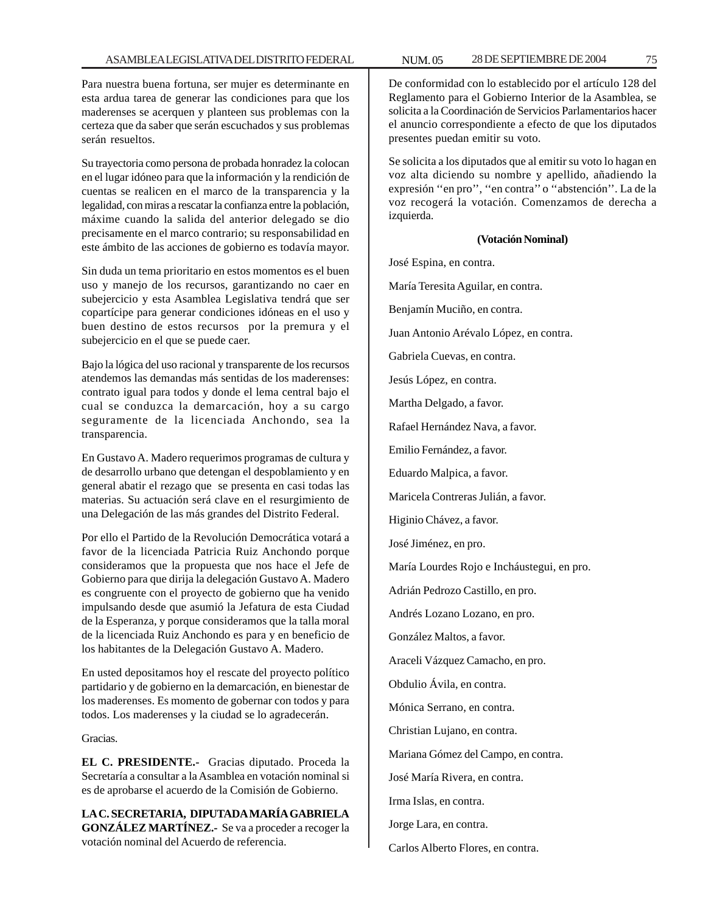Para nuestra buena fortuna, ser mujer es determinante en esta ardua tarea de generar las condiciones para que los maderenses se acerquen y planteen sus problemas con la certeza que da saber que serán escuchados y sus problemas serán resueltos.

Su trayectoria como persona de probada honradez la colocan en el lugar idóneo para que la información y la rendición de cuentas se realicen en el marco de la transparencia y la legalidad, con miras a rescatar la confianza entre la población, máxime cuando la salida del anterior delegado se dio precisamente en el marco contrario; su responsabilidad en este ámbito de las acciones de gobierno es todavía mayor.

Sin duda un tema prioritario en estos momentos es el buen uso y manejo de los recursos, garantizando no caer en subejercicio y esta Asamblea Legislativa tendrá que ser copartícipe para generar condiciones idóneas en el uso y buen destino de estos recursos por la premura y el subejercicio en el que se puede caer.

Bajo la lógica del uso racional y transparente de los recursos atendemos las demandas más sentidas de los maderenses: contrato igual para todos y donde el lema central bajo el cual se conduzca la demarcación, hoy a su cargo seguramente de la licenciada Anchondo, sea la transparencia.

En Gustavo A. Madero requerimos programas de cultura y de desarrollo urbano que detengan el despoblamiento y en general abatir el rezago que se presenta en casi todas las materias. Su actuación será clave en el resurgimiento de una Delegación de las más grandes del Distrito Federal.

Por ello el Partido de la Revolución Democrática votará a favor de la licenciada Patricia Ruiz Anchondo porque consideramos que la propuesta que nos hace el Jefe de Gobierno para que dirija la delegación Gustavo A. Madero es congruente con el proyecto de gobierno que ha venido impulsando desde que asumió la Jefatura de esta Ciudad de la Esperanza, y porque consideramos que la talla moral de la licenciada Ruiz Anchondo es para y en beneficio de los habitantes de la Delegación Gustavo A. Madero.

En usted depositamos hoy el rescate del proyecto político partidario y de gobierno en la demarcación, en bienestar de los maderenses. Es momento de gobernar con todos y para todos. Los maderenses y la ciudad se lo agradecerán.

Gracias.

**EL C. PRESIDENTE.-** Gracias diputado. Proceda la Secretaría a consultar a la Asamblea en votación nominal si es de aprobarse el acuerdo de la Comisión de Gobierno.

**LA C. SECRETARIA, DIPUTADA MARÍA GABRIELA GONZÁLEZ MARTÍNEZ.-** Se va a proceder a recoger la votación nominal del Acuerdo de referencia.

De conformidad con lo establecido por el artículo 128 del Reglamento para el Gobierno Interior de la Asamblea, se solicita a la Coordinación de Servicios Parlamentarios hacer el anuncio correspondiente a efecto de que los diputados presentes puedan emitir su voto.

Se solicita a los diputados que al emitir su voto lo hagan en voz alta diciendo su nombre y apellido, añadiendo la expresión ''en pro'', ''en contra'' o ''abstención''. La de la voz recogerá la votación. Comenzamos de derecha a izquierda.

**(Votación Nominal)**

José Espina, en contra.

María Teresita Aguilar, en contra.

Benjamín Muciño, en contra.

Juan Antonio Arévalo López, en contra.

Gabriela Cuevas, en contra.

Jesús López, en contra.

Martha Delgado, a favor.

Rafael Hernández Nava, a favor.

Emilio Fernández, a favor.

Eduardo Malpica, a favor.

Maricela Contreras Julián, a favor.

Higinio Chávez, a favor.

José Jiménez, en pro.

María Lourdes Rojo e Incháustegui, en pro.

Adrián Pedrozo Castillo, en pro.

Andrés Lozano Lozano, en pro.

González Maltos, a favor.

Araceli Vázquez Camacho, en pro.

Obdulio Ávila, en contra.

Mónica Serrano, en contra.

Christian Lujano, en contra.

Mariana Gómez del Campo, en contra.

José María Rivera, en contra.

Irma Islas, en contra.

Jorge Lara, en contra.

Carlos Alberto Flores, en contra.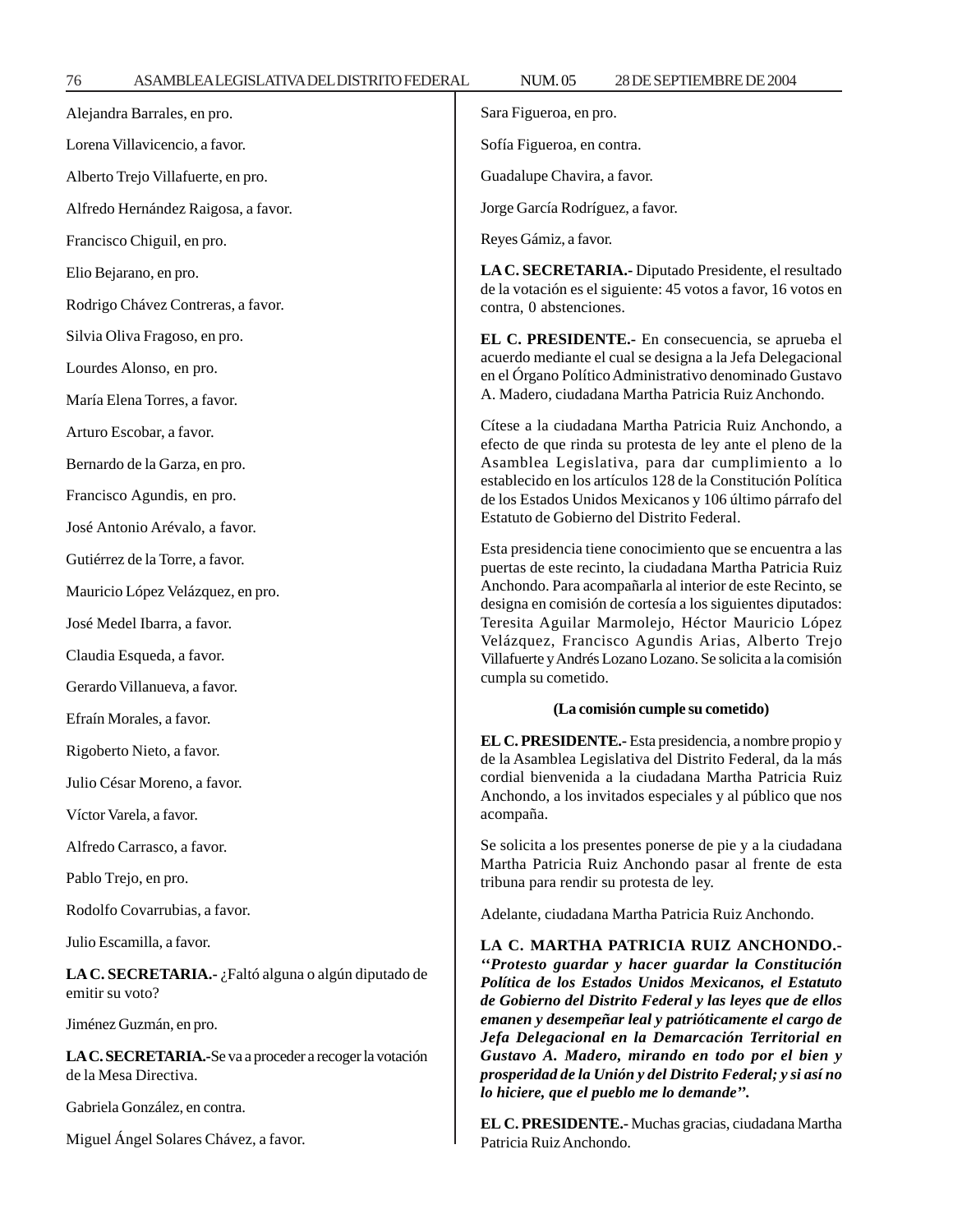Alejandra Barrales, en pro.

Lorena Villavicencio, a favor.

Alberto Trejo Villafuerte, en pro.

Alfredo Hernández Raigosa, a favor.

Francisco Chiguil, en pro.

Elio Bejarano, en pro.

Rodrigo Chávez Contreras, a favor.

Silvia Oliva Fragoso, en pro.

Lourdes Alonso, en pro.

María Elena Torres, a favor.

Arturo Escobar, a favor.

Bernardo de la Garza, en pro.

Francisco Agundis, en pro.

José Antonio Arévalo, a favor.

Gutiérrez de la Torre, a favor.

Mauricio López Velázquez, en pro.

José Medel Ibarra, a favor.

Claudia Esqueda, a favor.

Gerardo Villanueva, a favor.

Efraín Morales, a favor.

Rigoberto Nieto, a favor.

Julio César Moreno, a favor.

Víctor Varela, a favor.

Alfredo Carrasco, a favor.

Pablo Trejo, en pro.

Rodolfo Covarrubias, a favor.

Julio Escamilla, a favor.

**LA C. SECRETARIA.-** ¿Faltó alguna o algún diputado de emitir su voto?

Jiménez Guzmán, en pro.

**LA C. SECRETARIA.-**Se va a proceder a recoger la votación de la Mesa Directiva.

Gabriela González, en contra.

Miguel Ángel Solares Chávez, a favor.

Sara Figueroa, en pro.

Sofía Figueroa, en contra.

Guadalupe Chavira, a favor.

Jorge García Rodríguez, a favor.

Reyes Gámiz, a favor.

**LA C. SECRETARIA.-** Diputado Presidente, el resultado de la votación es el siguiente: 45 votos a favor, 16 votos en contra, 0 abstenciones.

**EL C. PRESIDENTE.-** En consecuencia, se aprueba el acuerdo mediante el cual se designa a la Jefa Delegacional en el Órgano Político Administrativo denominado Gustavo A. Madero, ciudadana Martha Patricia Ruiz Anchondo.

Cítese a la ciudadana Martha Patricia Ruiz Anchondo, a efecto de que rinda su protesta de ley ante el pleno de la Asamblea Legislativa, para dar cumplimiento a lo establecido en los artículos 128 de la Constitución Política de los Estados Unidos Mexicanos y 106 último párrafo del Estatuto de Gobierno del Distrito Federal.

Esta presidencia tiene conocimiento que se encuentra a las puertas de este recinto, la ciudadana Martha Patricia Ruiz Anchondo. Para acompañarla al interior de este Recinto, se designa en comisión de cortesía a los siguientes diputados: Teresita Aguilar Marmolejo, Héctor Mauricio López Velázquez, Francisco Agundis Arias, Alberto Trejo Villafuerte y Andrés Lozano Lozano. Se solicita a la comisión cumpla su cometido.

**(La comisión cumple su cometido)**

**EL C. PRESIDENTE.-** Esta presidencia, a nombre propio y de la Asamblea Legislativa del Distrito Federal, da la más cordial bienvenida a la ciudadana Martha Patricia Ruiz Anchondo, a los invitados especiales y al público que nos acompaña.

Se solicita a los presentes ponerse de pie y a la ciudadana Martha Patricia Ruiz Anchondo pasar al frente de esta tribuna para rendir su protesta de ley.

Adelante, ciudadana Martha Patricia Ruiz Anchondo.

**LA C. MARTHA PATRICIA RUIZ ANCHONDO.-** ***''Protesto guardar y hacer guardar la Constitución Política de los Estados Unidos Mexicanos, el Estatuto de Gobierno del Distrito Federal y las leyes que de ellos emanen y desempeñar leal y patrióticamente el cargo de Jefa Delegacional en la Demarcación Territorial en Gustavo A. Madero, mirando en todo por el bien y prosperidad de la Unión y del Distrito Federal; y si así no lo hiciere, que el pueblo me lo demande''.***

**EL C. PRESIDENTE.-** Muchas gracias, ciudadana Martha Patricia Ruiz Anchondo.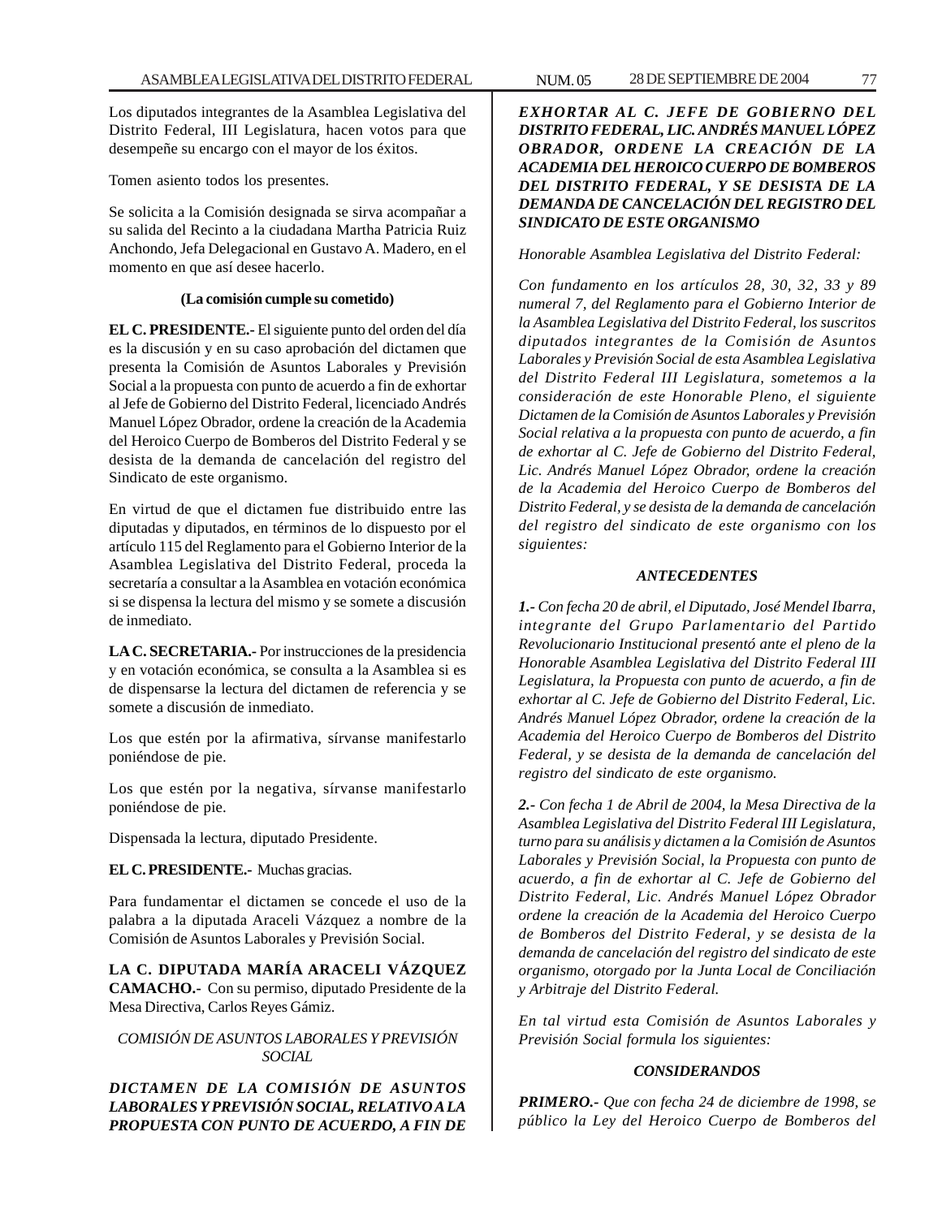Los diputados integrantes de la Asamblea Legislativa del Distrito Federal, III Legislatura, hacen votos para que desempeñe su encargo con el mayor de los éxitos.

Tomen asiento todos los presentes.

Se solicita a la Comisión designada se sirva acompañar a su salida del Recinto a la ciudadana Martha Patricia Ruiz Anchondo, Jefa Delegacional en Gustavo A. Madero, en el momento en que así desee hacerlo.

**(La comisión cumple su cometido)**

**EL C. PRESIDENTE.-** El siguiente punto del orden del día es la discusión y en su caso aprobación del dictamen que presenta la Comisión de Asuntos Laborales y Previsión Social a la propuesta con punto de acuerdo a fin de exhortar al Jefe de Gobierno del Distrito Federal, licenciado Andrés Manuel López Obrador, ordene la creación de la Academia del Heroico Cuerpo de Bomberos del Distrito Federal y se desista de la demanda de cancelación del registro del Sindicato de este organismo.

En virtud de que el dictamen fue distribuido entre las diputadas y diputados, en términos de lo dispuesto por el artículo 115 del Reglamento para el Gobierno Interior de la Asamblea Legislativa del Distrito Federal, proceda la secretaría a consultar a la Asamblea en votación económica si se dispensa la lectura del mismo y se somete a discusión de inmediato.

**LA C. SECRETARIA.-** Por instrucciones de la presidencia y en votación económica, se consulta a la Asamblea si es de dispensarse la lectura del dictamen de referencia y se somete a discusión de inmediato.

Los que estén por la afirmativa, sírvanse manifestarlo poniéndose de pie.

Los que estén por la negativa, sírvanse manifestarlo poniéndose de pie.

Dispensada la lectura, diputado Presidente.

**EL C. PRESIDENTE.-** Muchas gracias.

Para fundamentar el dictamen se concede el uso de la palabra a la diputada Araceli Vázquez a nombre de la Comisión de Asuntos Laborales y Previsión Social.

**LA C. DIPUTADA MARÍA ARACELI VÁZQUEZ CAMACHO.-** Con su permiso, diputado Presidente de la Mesa Directiva, Carlos Reyes Gámiz.

*COMISIÓN DE ASUNTOS LABORALES Y PREVISIÓN SOCIAL*

***DICTAMEN DE LA COMISIÓN DE ASUNTOS LABORALES Y PREVISIÓN SOCIAL, RELATIVO A LA PROPUESTA CON PUNTO DE ACUERDO, A FIN DE EXHORTAR AL C. JEFE DE GOBIERNO DEL DISTRITO FEDERAL, LIC. ANDRÉS MANUEL LÓPEZ OBRADOR, ORDENE LA CREACIÓN DE LA ACADEMIA DEL HEROICO CUERPO DE BOMBEROS DEL DISTRITO FEDERAL, Y SE DESISTA DE LA DEMANDA DE CANCELACIÓN DEL REGISTRO DEL SINDICATO DE ESTE ORGANISMO***

*Honorable Asamblea Legislativa del Distrito Federal:*

*Con fundamento en los artículos 28, 30, 32, 33 y 89 numeral 7, del Reglamento para el Gobierno Interior de la Asamblea Legislativa del Distrito Federal, los suscritos diputados integrantes de la Comisión de Asuntos Laborales y Previsión Social de esta Asamblea Legislativa del Distrito Federal III Legislatura, sometemos a la consideración de este Honorable Pleno, el siguiente Dictamen de la Comisión de Asuntos Laborales y Previsión Social relativa a la propuesta con punto de acuerdo, a fin de exhortar al C. Jefe de Gobierno del Distrito Federal, Lic. Andrés Manuel López Obrador, ordene la creación de la Academia del Heroico Cuerpo de Bomberos del Distrito Federal, y se desista de la demanda de cancelación del registro del sindicato de este organismo con los siguientes:*

***ANTECEDENTES***

***1.-*** *Con fecha 20 de abril, el Diputado, José Mendel Ibarra, integrante del Grupo Parlamentario del Partido Revolucionario Institucional presentó ante el pleno de la Honorable Asamblea Legislativa del Distrito Federal III Legislatura, la Propuesta con punto de acuerdo, a fin de exhortar al C. Jefe de Gobierno del Distrito Federal, Lic. Andrés Manuel López Obrador, ordene la creación de la Academia del Heroico Cuerpo de Bomberos del Distrito Federal, y se desista de la demanda de cancelación del registro del sindicato de este organismo.*

***2.-*** *Con fecha 1 de Abril de 2004, la Mesa Directiva de la Asamblea Legislativa del Distrito Federal III Legislatura, turno para su análisis y dictamen a la Comisión de Asuntos Laborales y Previsión Social, la Propuesta con punto de acuerdo, a fin de exhortar al C. Jefe de Gobierno del Distrito Federal, Lic. Andrés Manuel López Obrador ordene la creación de la Academia del Heroico Cuerpo de Bomberos del Distrito Federal, y se desista de la demanda de cancelación del registro del sindicato de este organismo, otorgado por la Junta Local de Conciliación y Arbitraje del Distrito Federal.*

*En tal virtud esta Comisión de Asuntos Laborales y Previsión Social formula los siguientes:*

***CONSIDERANDOS***

***PRIMERO.-*** *Que con fecha 24 de diciembre de 1998, se público la Ley del Heroico Cuerpo de Bomberos del*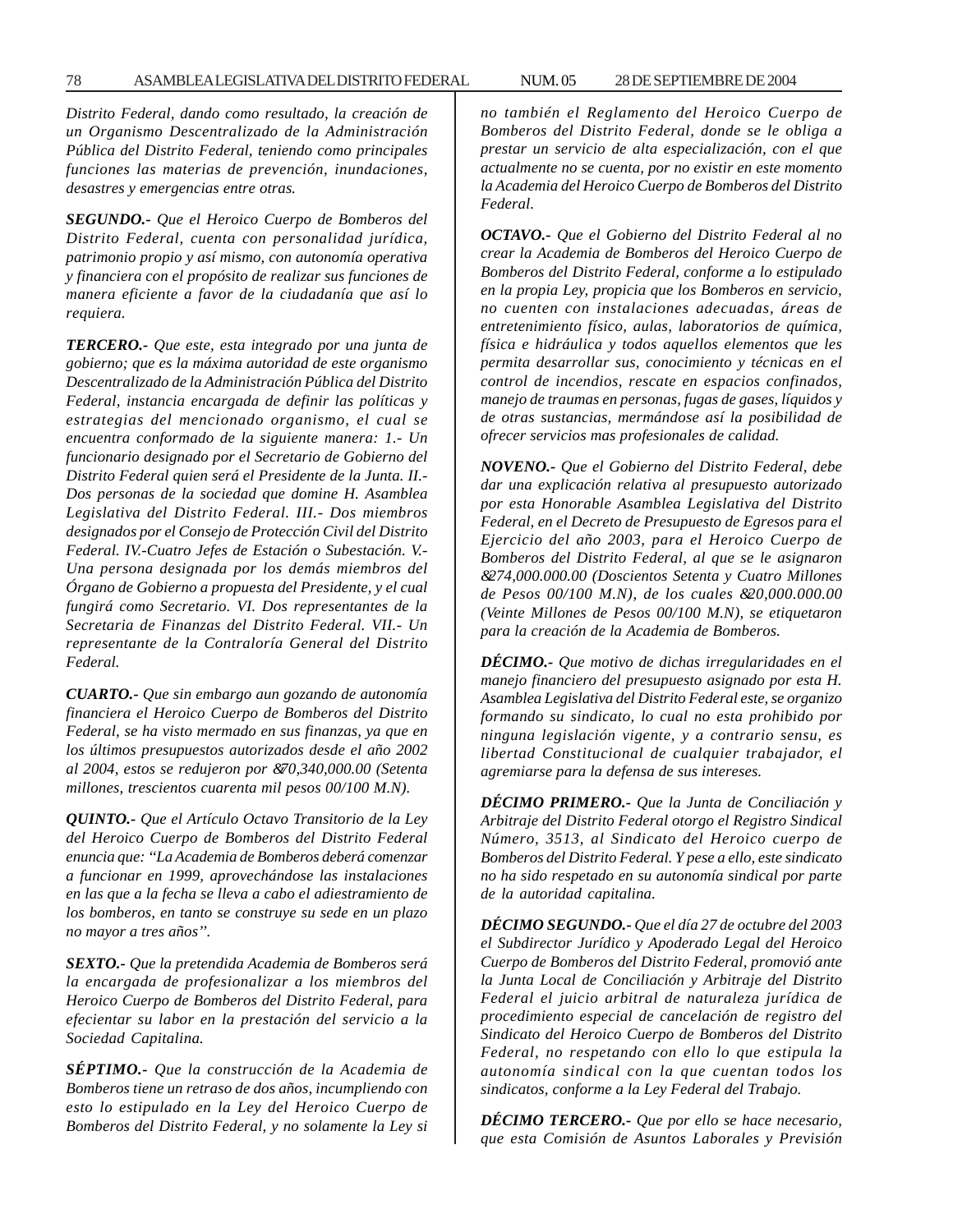*Distrito Federal, dando como resultado, la creación de un Organismo Descentralizado de la Administración Pública del Distrito Federal, teniendo como principales funciones las materias de prevención, inundaciones, desastres y emergencias entre otras.*

***SEGUNDO.-*** *Que el Heroico Cuerpo de Bomberos del Distrito Federal, cuenta con personalidad jurídica, patrimonio propio y así mismo, con autonomía operativa y financiera con el propósito de realizar sus funciones de manera eficiente a favor de la ciudadanía que así lo requiera.*

***TERCERO.-*** *Que este, esta integrado por una junta de gobierno; que es la máxima autoridad de este organismo Descentralizado de la Administración Pública del Distrito Federal, instancia encargada de definir las políticas y estrategias del mencionado organismo, el cual se encuentra conformado de la siguiente manera: 1.- Un funcionario designado por el Secretario de Gobierno del Distrito Federal quien será el Presidente de la Junta. II.- Dos personas de la sociedad que domine H. Asamblea Legislativa del Distrito Federal. III.- Dos miembros designados por el Consejo de Protección Civil del Distrito Federal. IV.-Cuatro Jefes de Estación o Subestación. V.- Una persona designada por los demás miembros del Órgano de Gobierno a propuesta del Presidente, y el cual fungirá como Secretario. VI. Dos representantes de la Secretaria de Finanzas del Distrito Federal. VII.- Un representante de la Contraloría General del Distrito Federal.*

***CUARTO.-*** *Que sin embargo aun gozando de autonomía financiera el Heroico Cuerpo de Bomberos del Distrito Federal, se ha visto mermado en sus finanzas, ya que en los últimos presupuestos autorizados desde el año 2002 al 2004, estos se redujeron por &70,340,000.00 (Setenta millones, trescientos cuarenta mil pesos 00/100 M.N).*

***QUINTO.-*** *Que el Artículo Octavo Transitorio de la Ley del Heroico Cuerpo de Bomberos del Distrito Federal enuncia que: "La Academia de Bomberos deberá comenzar a funcionar en 1999, aprovechándose las instalaciones en las que a la fecha se lleva a cabo el adiestramiento de los bomberos, en tanto se construye su sede en un plazo no mayor a tres años".*

***SEXTO.-*** *Que la pretendida Academia de Bomberos será la encargada de profesionalizar a los miembros del Heroico Cuerpo de Bomberos del Distrito Federal, para efecientar su labor en la prestación del servicio a la Sociedad Capitalina.*

***SÉPTIMO.-*** *Que la construcción de la Academia de Bomberos tiene un retraso de dos años, incumpliendo con esto lo estipulado en la Ley del Heroico Cuerpo de Bomberos del Distrito Federal, y no solamente la Ley si no también el Reglamento del Heroico Cuerpo de Bomberos del Distrito Federal, donde se le obliga a prestar un servicio de alta especialización, con el que actualmente no se cuenta, por no existir en este momento la Academia del Heroico Cuerpo de Bomberos del Distrito Federal.*

***OCTAVO.-*** *Que el Gobierno del Distrito Federal al no crear la Academia de Bomberos del Heroico Cuerpo de Bomberos del Distrito Federal, conforme a lo estipulado en la propia Ley, propicia que los Bomberos en servicio, no cuenten con instalaciones adecuadas, áreas de entretenimiento físico, aulas, laboratorios de química, física e hidráulica y todos aquellos elementos que les permita desarrollar sus, conocimiento y técnicas en el control de incendios, rescate en espacios confinados, manejo de traumas en personas, fugas de gases, líquidos y de otras sustancias, mermándose así la posibilidad de ofrecer servicios mas profesionales de calidad.*

***NOVENO.-*** *Que el Gobierno del Distrito Federal, debe dar una explicación relativa al presupuesto autorizado por esta Honorable Asamblea Legislativa del Distrito Federal, en el Decreto de Presupuesto de Egresos para el Ejercicio del año 2003, para el Heroico Cuerpo de Bomberos del Distrito Federal, al que se le asignaron &274,000.000.00 (Doscientos Setenta y Cuatro Millones de Pesos 00/100 M.N), de los cuales &20,000.000.00 (Veinte Millones de Pesos 00/100 M.N), se etiquetaron para la creación de la Academia de Bomberos.*

***DÉCIMO.-*** *Que motivo de dichas irregularidades en el manejo financiero del presupuesto asignado por esta H. Asamblea Legislativa del Distrito Federal este, se organizo formando su sindicato, lo cual no esta prohibido por ninguna legislación vigente, y a contrario sensu, es libertad Constitucional de cualquier trabajador, el agremiarse para la defensa de sus intereses.*

***DÉCIMO PRIMERO.-*** *Que la Junta de Conciliación y Arbitraje del Distrito Federal otorgo el Registro Sindical Número, 3513, al Sindicato del Heroico cuerpo de Bomberos del Distrito Federal. Y pese a ello, este sindicato no ha sido respetado en su autonomía sindical por parte de la autoridad capitalina.*

***DÉCIMO SEGUNDO.-*** *Que el día 27 de octubre del 2003 el Subdirector Jurídico y Apoderado Legal del Heroico Cuerpo de Bomberos del Distrito Federal, promovió ante la Junta Local de Conciliación y Arbitraje del Distrito Federal el juicio arbitral de naturaleza jurídica de procedimiento especial de cancelación de registro del Sindicato del Heroico Cuerpo de Bomberos del Distrito Federal, no respetando con ello lo que estipula la autonomía sindical con la que cuentan todos los sindicatos, conforme a la Ley Federal del Trabajo.*

***DÉCIMO TERCERO.-*** *Que por ello se hace necesario, que esta Comisión de Asuntos Laborales y Previsión*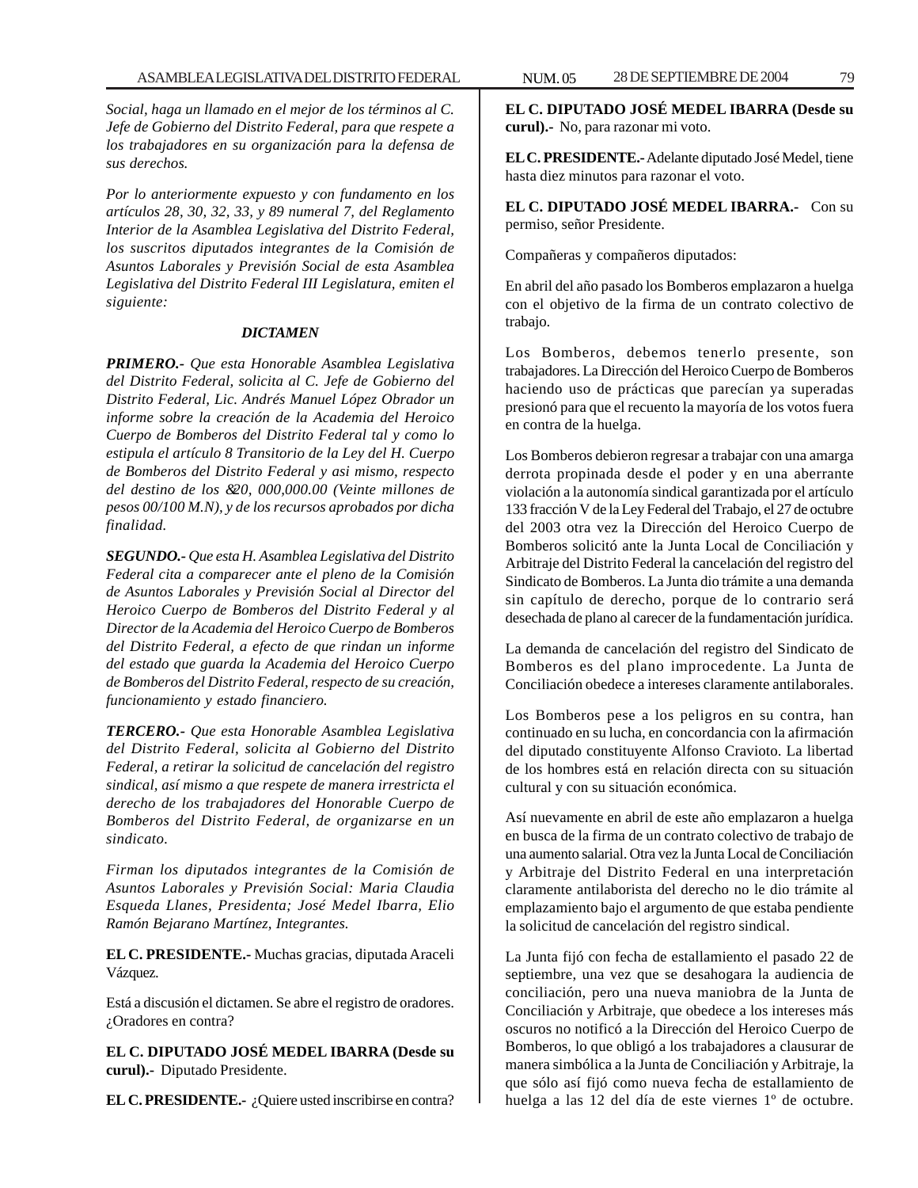*Social, haga un llamado en el mejor de los términos al C. Jefe de Gobierno del Distrito Federal, para que respete a los trabajadores en su organización para la defensa de sus derechos.*

*Por lo anteriormente expuesto y con fundamento en los artículos 28, 30, 32, 33, y 89 numeral 7, del Reglamento Interior de la Asamblea Legislativa del Distrito Federal, los suscritos diputados integrantes de la Comisión de Asuntos Laborales y Previsión Social de esta Asamblea Legislativa del Distrito Federal III Legislatura, emiten el siguiente:*

***DICTAMEN***

***PRIMERO.-*** *Que esta Honorable Asamblea Legislativa del Distrito Federal, solicita al C. Jefe de Gobierno del Distrito Federal, Lic. Andrés Manuel López Obrador un informe sobre la creación de la Academia del Heroico Cuerpo de Bomberos del Distrito Federal tal y como lo estipula el artículo 8 Transitorio de la Ley del H. Cuerpo de Bomberos del Distrito Federal y asi mismo, respecto del destino de los &20, 000,000.00 (Veinte millones de pesos 00/100 M.N), y de los recursos aprobados por dicha finalidad.*

***SEGUNDO.-*** *Que esta H. Asamblea Legislativa del Distrito Federal cita a comparecer ante el pleno de la Comisión de Asuntos Laborales y Previsión Social al Director del Heroico Cuerpo de Bomberos del Distrito Federal y al Director de la Academia del Heroico Cuerpo de Bomberos del Distrito Federal, a efecto de que rindan un informe del estado que guarda la Academia del Heroico Cuerpo de Bomberos del Distrito Federal, respecto de su creación, funcionamiento y estado financiero.*

***TERCERO.-*** *Que esta Honorable Asamblea Legislativa del Distrito Federal, solicita al Gobierno del Distrito Federal, a retirar la solicitud de cancelación del registro sindical, así mismo a que respete de manera irrestricta el derecho de los trabajadores del Honorable Cuerpo de Bomberos del Distrito Federal, de organizarse en un sindicato.*

*Firman los diputados integrantes de la Comisión de Asuntos Laborales y Previsión Social: Maria Claudia Esqueda Llanes, Presidenta; José Medel Ibarra, Elio Ramón Bejarano Martínez, Integrantes.*

**EL C. PRESIDENTE.-** Muchas gracias, diputada Araceli Vázquez.

Está a discusión el dictamen. Se abre el registro de oradores. ¿Oradores en contra?

**EL C. DIPUTADO JOSÉ MEDEL IBARRA (Desde su curul).-** Diputado Presidente.

**EL C. PRESIDENTE.-** ¿Quiere usted inscribirse en contra?

**EL C. DIPUTADO JOSÉ MEDEL IBARRA (Desde su curul).-** No, para razonar mi voto.

**EL C. PRESIDENTE.-** Adelante diputado José Medel, tiene hasta diez minutos para razonar el voto.

**EL C. DIPUTADO JOSÉ MEDEL IBARRA.-** Con su permiso, señor Presidente.

Compañeras y compañeros diputados:

En abril del año pasado los Bomberos emplazaron a huelga con el objetivo de la firma de un contrato colectivo de trabajo.

Los Bomberos, debemos tenerlo presente, son trabajadores. La Dirección del Heroico Cuerpo de Bomberos haciendo uso de prácticas que parecían ya superadas presionó para que el recuento la mayoría de los votos fuera en contra de la huelga.

Los Bomberos debieron regresar a trabajar con una amarga derrota propinada desde el poder y en una aberrante violación a la autonomía sindical garantizada por el artículo 133 fracción V de la Ley Federal del Trabajo, el 27 de octubre del 2003 otra vez la Dirección del Heroico Cuerpo de Bomberos solicitó ante la Junta Local de Conciliación y Arbitraje del Distrito Federal la cancelación del registro del Sindicato de Bomberos. La Junta dio trámite a una demanda sin capítulo de derecho, porque de lo contrario será desechada de plano al carecer de la fundamentación jurídica.

La demanda de cancelación del registro del Sindicato de Bomberos es del plano improcedente. La Junta de Conciliación obedece a intereses claramente antilaborales.

Los Bomberos pese a los peligros en su contra, han continuado en su lucha, en concordancia con la afirmación del diputado constituyente Alfonso Cravioto. La libertad de los hombres está en relación directa con su situación cultural y con su situación económica.

Así nuevamente en abril de este año emplazaron a huelga en busca de la firma de un contrato colectivo de trabajo de una aumento salarial. Otra vez la Junta Local de Conciliación y Arbitraje del Distrito Federal en una interpretación claramente antilaborista del derecho no le dio trámite al emplazamiento bajo el argumento de que estaba pendiente la solicitud de cancelación del registro sindical.

La Junta fijó con fecha de estallamiento el pasado 22 de septiembre, una vez que se desahogara la audiencia de conciliación, pero una nueva maniobra de la Junta de Conciliación y Arbitraje, que obedece a los intereses más oscuros no notificó a la Dirección del Heroico Cuerpo de Bomberos, lo que obligó a los trabajadores a clausurar de manera simbólica a la Junta de Conciliación y Arbitraje, la que sólo así fijó como nueva fecha de estallamiento de huelga a las 12 del día de este viernes 1º de octubre.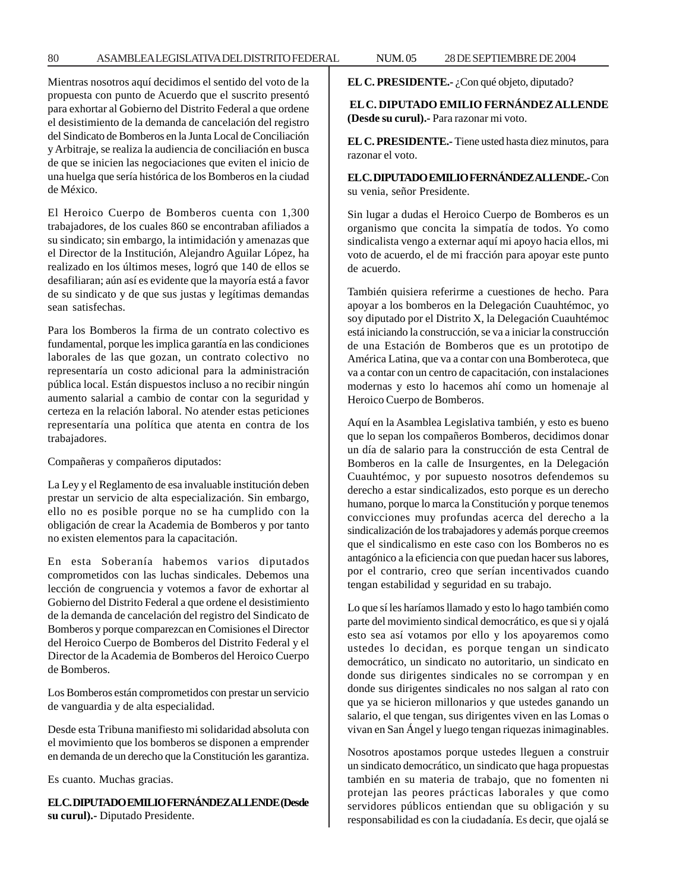Mientras nosotros aquí decidimos el sentido del voto de la propuesta con punto de Acuerdo que el suscrito presentó para exhortar al Gobierno del Distrito Federal a que ordene el desistimiento de la demanda de cancelación del registro del Sindicato de Bomberos en la Junta Local de Conciliación y Arbitraje, se realiza la audiencia de conciliación en busca de que se inicien las negociaciones que eviten el inicio de una huelga que sería histórica de los Bomberos en la ciudad de México.

El Heroico Cuerpo de Bomberos cuenta con 1,300 trabajadores, de los cuales 860 se encontraban afiliados a su sindicato; sin embargo, la intimidación y amenazas que el Director de la Institución, Alejandro Aguilar López, ha realizado en los últimos meses, logró que 140 de ellos se desafiliaran; aún así es evidente que la mayoría está a favor de su sindicato y de que sus justas y legítimas demandas sean satisfechas.

Para los Bomberos la firma de un contrato colectivo es fundamental, porque les implica garantía en las condiciones laborales de las que gozan, un contrato colectivo no representaría un costo adicional para la administración pública local. Están dispuestos incluso a no recibir ningún aumento salarial a cambio de contar con la seguridad y certeza en la relación laboral. No atender estas peticiones representaría una política que atenta en contra de los trabajadores.

Compañeras y compañeros diputados:

La Ley y el Reglamento de esa invaluable institución deben prestar un servicio de alta especialización. Sin embargo, ello no es posible porque no se ha cumplido con la obligación de crear la Academia de Bomberos y por tanto no existen elementos para la capacitación.

En esta Soberanía habemos varios diputados comprometidos con las luchas sindicales. Debemos una lección de congruencia y votemos a favor de exhortar al Gobierno del Distrito Federal a que ordene el desistimiento de la demanda de cancelación del registro del Sindicato de Bomberos y porque comparezcan en Comisiones el Director del Heroico Cuerpo de Bomberos del Distrito Federal y el Director de la Academia de Bomberos del Heroico Cuerpo de Bomberos.

Los Bomberos están comprometidos con prestar un servicio de vanguardia y de alta especialidad.

Desde esta Tribuna manifiesto mi solidaridad absoluta con el movimiento que los bomberos se disponen a emprender en demanda de un derecho que la Constitución les garantiza.

Es cuanto. Muchas gracias.

**EL C. DIPUTADO EMILIO FERNÁNDEZ ALLENDE (Desde su curul).-** Diputado Presidente.

**EL C. PRESIDENTE.-** ¿Con qué objeto, diputado?

**EL C. DIPUTADO EMILIO FERNÁNDEZ ALLENDE (Desde su curul).-** Para razonar mi voto.

**EL C. PRESIDENTE.-** Tiene usted hasta diez minutos, para razonar el voto.

**EL C. DIPUTADO EMILIO FERNÁNDEZ ALLENDE.-** Con su venia, señor Presidente.

Sin lugar a dudas el Heroico Cuerpo de Bomberos es un organismo que concita la simpatía de todos. Yo como sindicalista vengo a externar aquí mi apoyo hacia ellos, mi voto de acuerdo, el de mi fracción para apoyar este punto de acuerdo.

También quisiera referirme a cuestiones de hecho. Para apoyar a los bomberos en la Delegación Cuauhtémoc, yo soy diputado por el Distrito X, la Delegación Cuauhtémoc está iniciando la construcción, se va a iniciar la construcción de una Estación de Bomberos que es un prototipo de América Latina, que va a contar con una Bomberoteca, que va a contar con un centro de capacitación, con instalaciones modernas y esto lo hacemos ahí como un homenaje al Heroico Cuerpo de Bomberos.

Aquí en la Asamblea Legislativa también, y esto es bueno que lo sepan los compañeros Bomberos, decidimos donar un día de salario para la construcción de esta Central de Bomberos en la calle de Insurgentes, en la Delegación Cuauhtémoc, y por supuesto nosotros defendemos su derecho a estar sindicalizados, esto porque es un derecho humano, porque lo marca la Constitución y porque tenemos convicciones muy profundas acerca del derecho a la sindicalización de los trabajadores y además porque creemos que el sindicalismo en este caso con los Bomberos no es antagónico a la eficiencia con que puedan hacer sus labores, por el contrario, creo que serían incentivados cuando tengan estabilidad y seguridad en su trabajo.

Lo que sí les haríamos llamado y esto lo hago también como parte del movimiento sindical democrático, es que si y ojalá esto sea así votamos por ello y los apoyaremos como ustedes lo decidan, es porque tengan un sindicato democrático, un sindicato no autoritario, un sindicato en donde sus dirigentes sindicales no se corrompan y en donde sus dirigentes sindicales no nos salgan al rato con que ya se hicieron millonarios y que ustedes ganando un salario, el que tengan, sus dirigentes viven en las Lomas o vivan en San Ángel y luego tengan riquezas inimaginables.

Nosotros apostamos porque ustedes lleguen a construir un sindicato democrático, un sindicato que haga propuestas también en su materia de trabajo, que no fomenten ni protejan las peores prácticas laborales y que como servidores públicos entiendan que su obligación y su responsabilidad es con la ciudadanía. Es decir, que ojalá se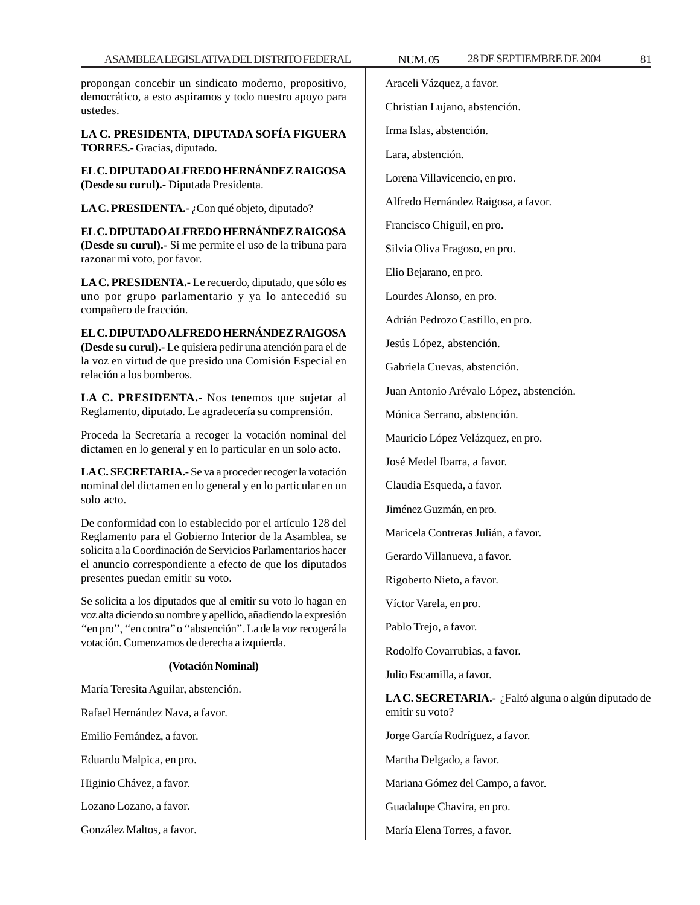propongan concebir un sindicato moderno, propositivo, democrático, a esto aspiramos y todo nuestro apoyo para ustedes.

**LA C. PRESIDENTA, DIPUTADA SOFÍA FIGUERA TORRES.-** Gracias, diputado.

**EL C. DIPUTADO ALFREDO HERNÁNDEZ RAIGOSA (Desde su curul).-** Diputada Presidenta.

**LA C. PRESIDENTA.-** ¿Con qué objeto, diputado?

**EL C. DIPUTADO ALFREDO HERNÁNDEZ RAIGOSA (Desde su curul).-** Si me permite el uso de la tribuna para razonar mi voto, por favor.

**LA C. PRESIDENTA.-** Le recuerdo, diputado, que sólo es uno por grupo parlamentario y ya lo antecedió su compañero de fracción.

**EL C. DIPUTADO ALFREDO HERNÁNDEZ RAIGOSA (Desde su curul).-** Le quisiera pedir una atención para el de la voz en virtud de que presido una Comisión Especial en relación a los bomberos.

**LA C. PRESIDENTA.-** Nos tenemos que sujetar al Reglamento, diputado. Le agradecería su comprensión.

Proceda la Secretaría a recoger la votación nominal del dictamen en lo general y en lo particular en un solo acto.

**LA C. SECRETARIA.-** Se va a proceder recoger la votación nominal del dictamen en lo general y en lo particular en un solo acto.

De conformidad con lo establecido por el artículo 128 del Reglamento para el Gobierno Interior de la Asamblea, se solicita a la Coordinación de Servicios Parlamentarios hacer el anuncio correspondiente a efecto de que los diputados presentes puedan emitir su voto.

Se solicita a los diputados que al emitir su voto lo hagan en voz alta diciendo su nombre y apellido, añadiendo la expresión ''en pro'', ''en contra'' o ''abstención''. La de la voz recogerá la votación. Comenzamos de derecha a izquierda.

**(Votación Nominal)**

María Teresita Aguilar, abstención.

Rafael Hernández Nava, a favor.

Emilio Fernández, a favor.

Eduardo Malpica, en pro.

Higinio Chávez, a favor.

Lozano Lozano, a favor.

González Maltos, a favor.

Araceli Vázquez, a favor.

Christian Lujano, abstención.

Irma Islas, abstención.

Lara, abstención.

Lorena Villavicencio, en pro.

Alfredo Hernández Raigosa, a favor.

Francisco Chiguil, en pro.

Silvia Oliva Fragoso, en pro.

Elio Bejarano, en pro.

Lourdes Alonso, en pro.

Adrián Pedrozo Castillo, en pro.

Jesús López, abstención.

Gabriela Cuevas, abstención.

Juan Antonio Arévalo López, abstención.

Mónica Serrano, abstención.

Mauricio López Velázquez, en pro.

José Medel Ibarra, a favor.

Claudia Esqueda, a favor.

Jiménez Guzmán, en pro.

Maricela Contreras Julián, a favor.

Gerardo Villanueva, a favor.

Rigoberto Nieto, a favor.

Víctor Varela, en pro.

Pablo Trejo, a favor.

Rodolfo Covarrubias, a favor.

Julio Escamilla, a favor.

**LA C. SECRETARIA.-** ¿Faltó alguna o algún diputado de emitir su voto?

Jorge García Rodríguez, a favor.

Martha Delgado, a favor.

Mariana Gómez del Campo, a favor.

Guadalupe Chavira, en pro.

María Elena Torres, a favor.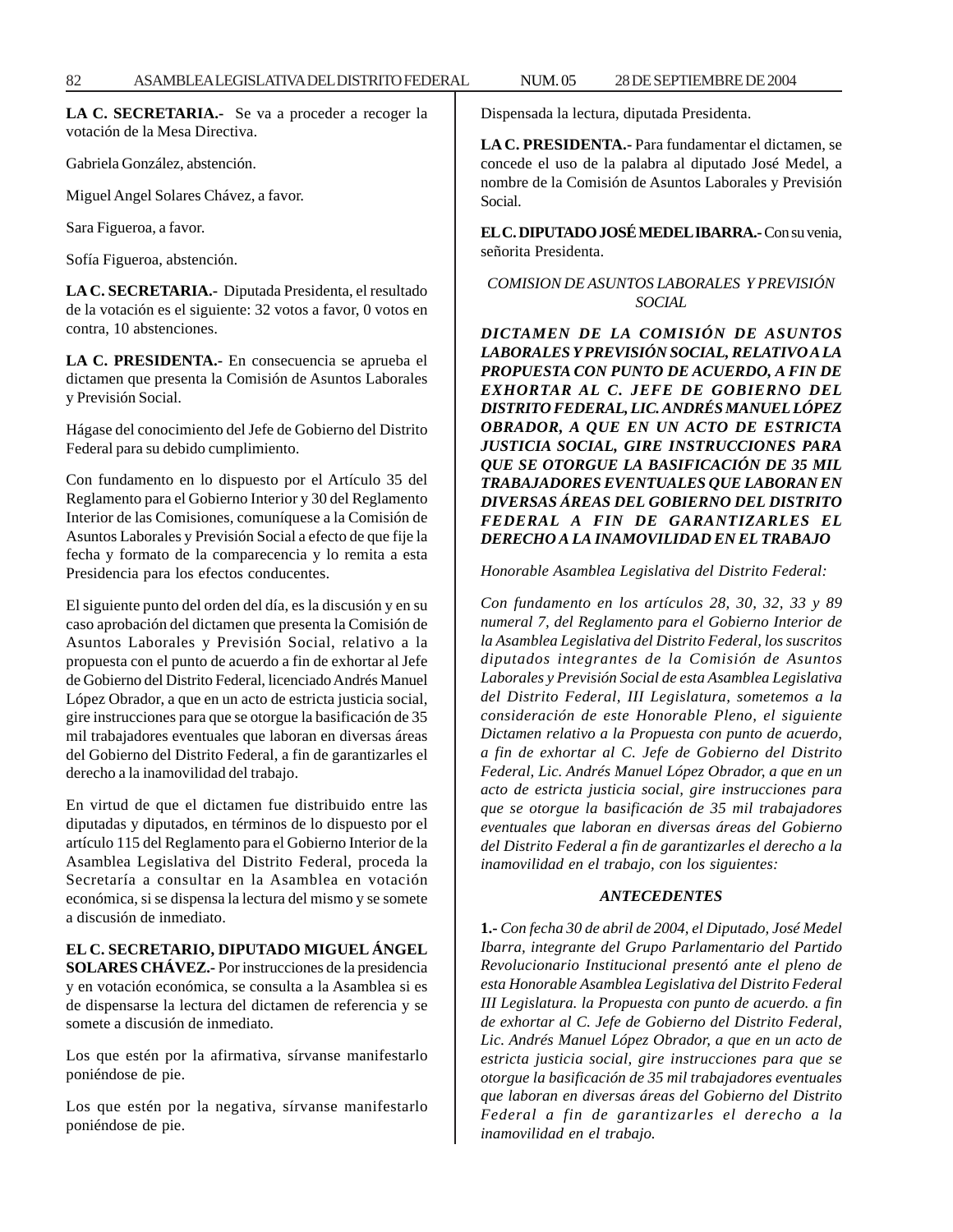**LA C. SECRETARIA.-** Se va a proceder a recoger la votación de la Mesa Directiva.

Gabriela González, abstención.

Miguel Angel Solares Chávez, a favor.

Sara Figueroa, a favor.

Sofía Figueroa, abstención.

**LA C. SECRETARIA.-** Diputada Presidenta, el resultado de la votación es el siguiente: 32 votos a favor, 0 votos en contra, 10 abstenciones.

**LA C. PRESIDENTA.-** En consecuencia se aprueba el dictamen que presenta la Comisión de Asuntos Laborales y Previsión Social.

Hágase del conocimiento del Jefe de Gobierno del Distrito Federal para su debido cumplimiento.

Con fundamento en lo dispuesto por el Artículo 35 del Reglamento para el Gobierno Interior y 30 del Reglamento Interior de las Comisiones, comuníquese a la Comisión de Asuntos Laborales y Previsión Social a efecto de que fije la fecha y formato de la comparecencia y lo remita a esta Presidencia para los efectos conducentes.

El siguiente punto del orden del día, es la discusión y en su caso aprobación del dictamen que presenta la Comisión de Asuntos Laborales y Previsión Social, relativo a la propuesta con el punto de acuerdo a fin de exhortar al Jefe de Gobierno del Distrito Federal, licenciado Andrés Manuel López Obrador, a que en un acto de estricta justicia social, gire instrucciones para que se otorgue la basificación de 35 mil trabajadores eventuales que laboran en diversas áreas del Gobierno del Distrito Federal, a fin de garantizarles el derecho a la inamovilidad del trabajo.

En virtud de que el dictamen fue distribuido entre las diputadas y diputados, en términos de lo dispuesto por el artículo 115 del Reglamento para el Gobierno Interior de la Asamblea Legislativa del Distrito Federal, proceda la Secretaría a consultar en la Asamblea en votación económica, si se dispensa la lectura del mismo y se somete a discusión de inmediato.

**EL C. SECRETARIO, DIPUTADO MIGUEL ÁNGEL SOLARES CHÁVEZ.-** Por instrucciones de la presidencia y en votación económica, se consulta a la Asamblea si es de dispensarse la lectura del dictamen de referencia y se somete a discusión de inmediato.

Los que estén por la afirmativa, sírvanse manifestarlo poniéndose de pie.

Los que estén por la negativa, sírvanse manifestarlo poniéndose de pie.

Dispensada la lectura, diputada Presidenta.

**LA C. PRESIDENTA.-** Para fundamentar el dictamen, se concede el uso de la palabra al diputado José Medel, a nombre de la Comisión de Asuntos Laborales y Previsión Social.

**EL C. DIPUTADO JOSÉ MEDEL IBARRA.-** Con su venia, señorita Presidenta.

*COMISION DE ASUNTOS LABORALES Y PREVISIÓN SOCIAL*

***DICTAMEN DE LA COMISIÓN DE ASUNTOS LABORALES Y PREVISIÓN SOCIAL, RELATIVO A LA PROPUESTA CON PUNTO DE ACUERDO, A FIN DE EXHORTAR AL C. JEFE DE GOBIERNO DEL DISTRITO FEDERAL, LIC. ANDRÉS MANUEL LÓPEZ OBRADOR, A QUE EN UN ACTO DE ESTRICTA JUSTICIA SOCIAL, GIRE INSTRUCCIONES PARA QUE SE OTORGUE LA BASIFICACIÓN DE 35 MIL TRABAJADORES EVENTUALES QUE LABORAN EN DIVERSAS ÁREAS DEL GOBIERNO DEL DISTRITO FEDERAL A FIN DE GARANTIZARLES EL DERECHO A LA INAMOVILIDAD EN EL TRABAJO***

*Honorable Asamblea Legislativa del Distrito Federal:*

*Con fundamento en los artículos 28, 30, 32, 33 y 89 numeral 7, del Reglamento para el Gobierno Interior de la Asamblea Legislativa del Distrito Federal, los suscritos diputados integrantes de la Comisión de Asuntos Laborales y Previsión Social de esta Asamblea Legislativa del Distrito Federal, III Legislatura, sometemos a la consideración de este Honorable Pleno, el siguiente Dictamen relativo a la Propuesta con punto de acuerdo, a fin de exhortar al C. Jefe de Gobierno del Distrito Federal, Lic. Andrés Manuel López Obrador, a que en un acto de estricta justicia social, gire instrucciones para que se otorgue la basificación de 35 mil trabajadores eventuales que laboran en diversas áreas del Gobierno del Distrito Federal a fin de garantizarles el derecho a la inamovilidad en el trabajo, con los siguientes:*

***ANTECEDENTES***

**1.-** *Con fecha 30 de abril de 2004, el Diputado, José Medel Ibarra, integrante del Grupo Parlamentario del Partido Revolucionario Institucional presentó ante el pleno de esta Honorable Asamblea Legislativa del Distrito Federal III Legislatura. la Propuesta con punto de acuerdo. a fin de exhortar al C. Jefe de Gobierno del Distrito Federal, Lic. Andrés Manuel López Obrador, a que en un acto de estricta justicia social, gire instrucciones para que se otorgue la basificación de 35 mil trabajadores eventuales que laboran en diversas áreas del Gobierno del Distrito Federal a fin de garantizarles el derecho a la inamovilidad en el trabajo.*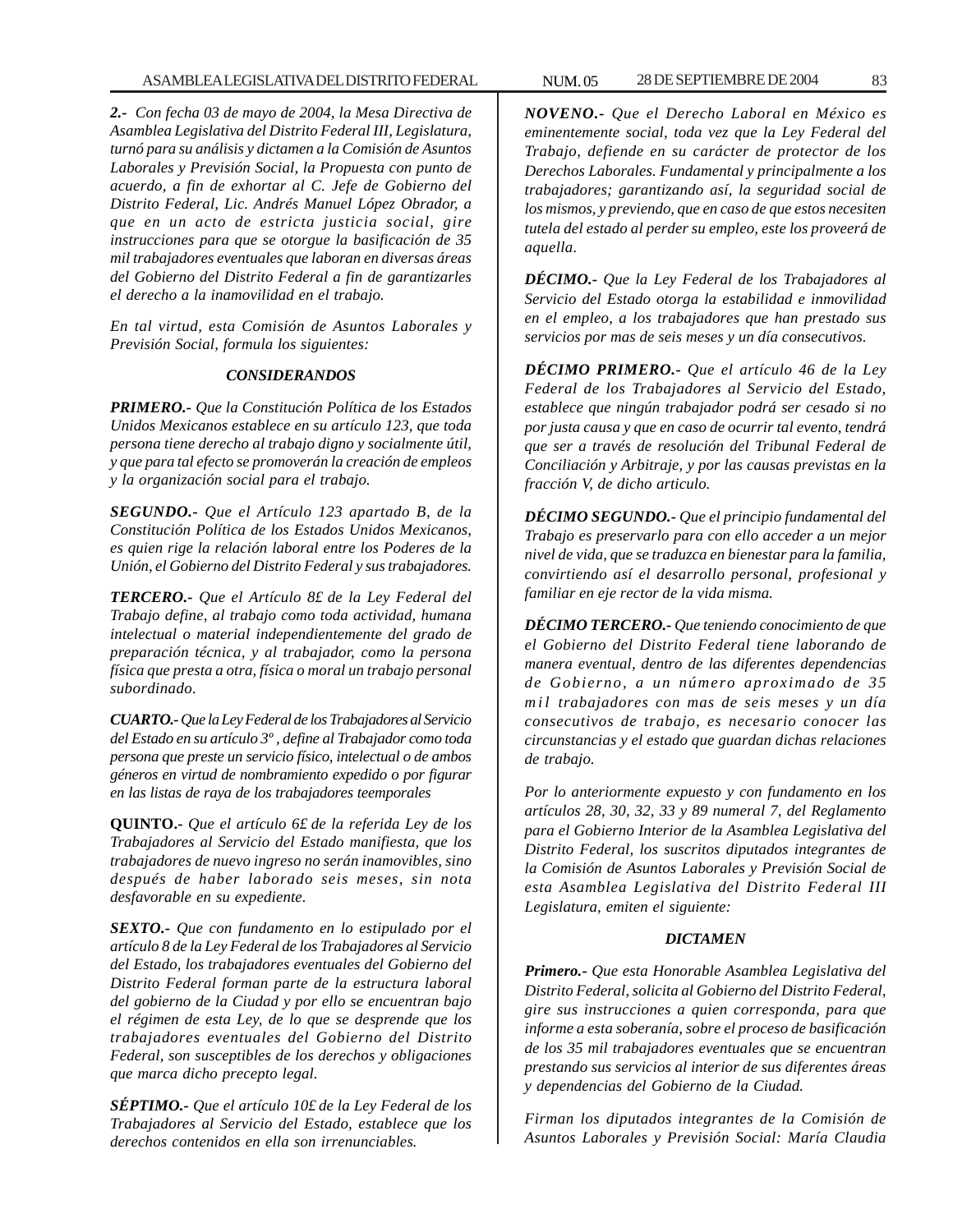***2.-** Con fecha 03 de mayo de 2004, la Mesa Directiva de Asamblea Legislativa del Distrito Federal III, Legislatura, turnó para su análisis y dictamen a la Comisión de Asuntos Laborales y Previsión Social, la Propuesta con punto de acuerdo, a fin de exhortar al C. Jefe de Gobierno del Distrito Federal, Lic. Andrés Manuel López Obrador, a que en un acto de estricta justicia social, gire instrucciones para que se otorgue la basificación de 35 mil trabajadores eventuales que laboran en diversas áreas del Gobierno del Distrito Federal a fin de garantizarles el derecho a la inamovilidad en el trabajo.*

*En tal virtud, esta Comisión de Asuntos Laborales y Previsión Social, formula los siguientes:*

***CONSIDERANDOS***

***PRIMERO.-** Que la Constitución Política de los Estados Unidos Mexicanos establece en su artículo 123, que toda persona tiene derecho al trabajo digno y socialmente útil, y que para tal efecto se promoverán la creación de empleos y la organización social para el trabajo.*

***SEGUNDO.-** Que el Artículo 123 apartado B, de la Constitución Política de los Estados Unidos Mexicanos, es quien rige la relación laboral entre los Poderes de la Unión, el Gobierno del Distrito Federal y sus trabajadores.*

***TERCERO.-** Que el Artículo 8£ de la Ley Federal del Trabajo define, al trabajo como toda actividad, humana intelectual o material independientemente del grado de preparación técnica, y al trabajador, como la persona física que presta a otra, física o moral un trabajo personal subordinado.*

***CUARTO.-** Que la Ley Federal de los Trabajadores al Servicio del Estado en su artículo 3º , define al Trabajador como toda persona que preste un servicio físico, intelectual o de ambos géneros en virtud de nombramiento expedido o por figurar en las listas de raya de los trabajadores teemporales*

**QUINTO.-** *Que el artículo 6£ de la referida Ley de los Trabajadores al Servicio del Estado manifiesta, que los trabajadores de nuevo ingreso no serán inamovibles, sino después de haber laborado seis meses, sin nota desfavorable en su expediente.*

***SEXTO.-** Que con fundamento en lo estipulado por el artículo 8 de la Ley Federal de los Trabajadores al Servicio del Estado, los trabajadores eventuales del Gobierno del Distrito Federal forman parte de la estructura laboral del gobierno de la Ciudad y por ello se encuentran bajo el régimen de esta Ley, de lo que se desprende que los trabajadores eventuales del Gobierno del Distrito Federal, son susceptibles de los derechos y obligaciones que marca dicho precepto legal.*

***SÉPTIMO.-** Que el artículo 10£ de la Ley Federal de los Trabajadores al Servicio del Estado, establece que los derechos contenidos en ella son irrenunciables.*

***NOVENO.-** Que el Derecho Laboral en México es eminentemente social, toda vez que la Ley Federal del Trabajo, defiende en su carácter de protector de los Derechos Laborales. Fundamental y principalmente a los trabajadores; garantizando así, la seguridad social de los mismos, y previendo, que en caso de que estos necesiten tutela del estado al perder su empleo, este los proveerá de aquella.*

***DÉCIMO.-** Que la Ley Federal de los Trabajadores al Servicio del Estado otorga la estabilidad e inmovilidad en el empleo, a los trabajadores que han prestado sus servicios por mas de seis meses y un día consecutivos.*

***DÉCIMO PRIMERO.-** Que el artículo 46 de la Ley Federal de los Trabajadores al Servicio del Estado, establece que ningún trabajador podrá ser cesado si no por justa causa y que en caso de ocurrir tal evento, tendrá que ser a través de resolución del Tribunal Federal de Conciliación y Arbitraje, y por las causas previstas en la fracción V, de dicho articulo.*

***DÉCIMO SEGUNDO.-** Que el principio fundamental del Trabajo es preservarlo para con ello acceder a un mejor nivel de vida, que se traduzca en bienestar para la familia, convirtiendo así el desarrollo personal, profesional y familiar en eje rector de la vida misma.*

***DÉCIMO TERCERO.-** Que teniendo conocimiento de que el Gobierno del Distrito Federal tiene laborando de manera eventual, dentro de las diferentes dependencias de Gobierno, a un número aproximado de 35 mil trabajadores con mas de seis meses y un día consecutivos de trabajo, es necesario conocer las circunstancias y el estado que guardan dichas relaciones de trabajo.*

*Por lo anteriormente expuesto y con fundamento en los artículos 28, 30, 32, 33 y 89 numeral 7, del Reglamento para el Gobierno Interior de la Asamblea Legislativa del Distrito Federal, los suscritos diputados integrantes de la Comisión de Asuntos Laborales y Previsión Social de esta Asamblea Legislativa del Distrito Federal III Legislatura, emiten el siguiente:*

***DICTAMEN***

***Primero.-** Que esta Honorable Asamblea Legislativa del Distrito Federal, solicita al Gobierno del Distrito Federal, gire sus instrucciones a quien corresponda, para que informe a esta soberanía, sobre el proceso de basificación de los 35 mil trabajadores eventuales que se encuentran prestando sus servicios al interior de sus diferentes áreas y dependencias del Gobierno de la Ciudad.*

*Firman los diputados integrantes de la Comisión de Asuntos Laborales y Previsión Social: María Claudia*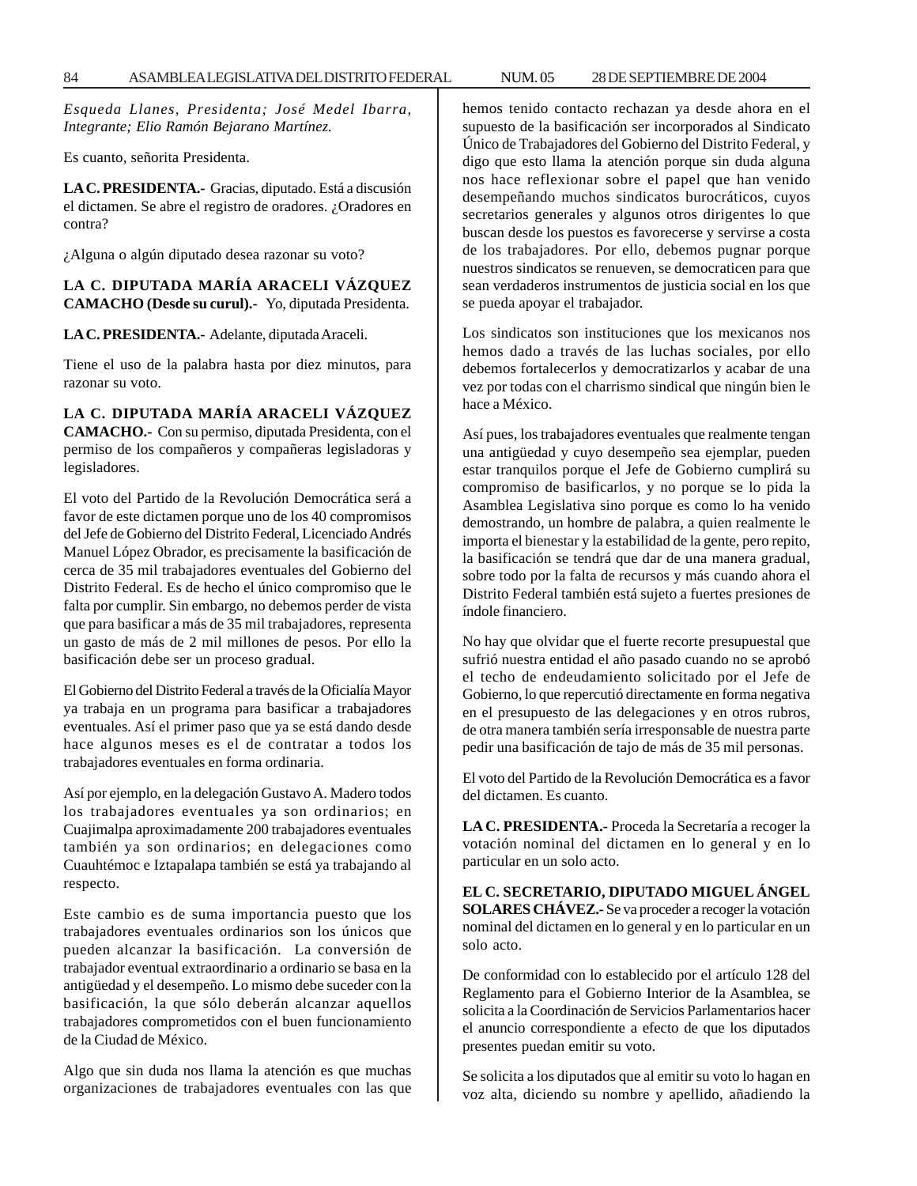*Esqueda Llanes, Presidenta; José Medel Ibarra, Integrante; Elio Ramón Bejarano Martínez.*

Es cuanto, señorita Presidenta.

**LA C. PRESIDENTA.-** Gracias, diputado. Está a discusión el dictamen. Se abre el registro de oradores. ¿Oradores en contra?

¿Alguna o algún diputado desea razonar su voto?

**LA C. DIPUTADA MARÍA ARACELI VÁZQUEZ CAMACHO (Desde su curul).-** Yo, diputada Presidenta.

**LA C. PRESIDENTA.-** Adelante, diputada Araceli.

Tiene el uso de la palabra hasta por diez minutos, para razonar su voto.

**LA C. DIPUTADA MARÍA ARACELI VÁZQUEZ CAMACHO.-** Con su permiso, diputada Presidenta, con el permiso de los compañeros y compañeras legisladoras y legisladores.

El voto del Partido de la Revolución Democrática será a favor de este dictamen porque uno de los 40 compromisos del Jefe de Gobierno del Distrito Federal, Licenciado Andrés Manuel López Obrador, es precisamente la basificación de cerca de 35 mil trabajadores eventuales del Gobierno del Distrito Federal. Es de hecho el único compromiso que le falta por cumplir. Sin embargo, no debemos perder de vista que para basificar a más de 35 mil trabajadores, representa un gasto de más de 2 mil millones de pesos. Por ello la basificación debe ser un proceso gradual.

El Gobierno del Distrito Federal a través de la Oficialía Mayor ya trabaja en un programa para basificar a trabajadores eventuales. Así el primer paso que ya se está dando desde hace algunos meses es el de contratar a todos los trabajadores eventuales en forma ordinaria.

Así por ejemplo, en la delegación Gustavo A. Madero todos los trabajadores eventuales ya son ordinarios; en Cuajimalpa aproximadamente 200 trabajadores eventuales también ya son ordinarios; en delegaciones como Cuauhtémoc e Iztapalapa también se está ya trabajando al respecto.

Este cambio es de suma importancia puesto que los trabajadores eventuales ordinarios son los únicos que pueden alcanzar la basificación. La conversión de trabajador eventual extraordinario a ordinario se basa en la antigüedad y el desempeño. Lo mismo debe suceder con la basificación, la que sólo deberán alcanzar aquellos trabajadores comprometidos con el buen funcionamiento de la Ciudad de México.

Algo que sin duda nos llama la atención es que muchas organizaciones de trabajadores eventuales con las que hemos tenido contacto rechazan ya desde ahora en el supuesto de la basificación ser incorporados al Sindicato Único de Trabajadores del Gobierno del Distrito Federal, y digo que esto llama la atención porque sin duda alguna nos hace reflexionar sobre el papel que han venido desempeñando muchos sindicatos burocráticos, cuyos secretarios generales y algunos otros dirigentes lo que buscan desde los puestos es favorecerse y servirse a costa de los trabajadores. Por ello, debemos pugnar porque nuestros sindicatos se renueven, se democraticen para que sean verdaderos instrumentos de justicia social en los que se pueda apoyar el trabajador.

Los sindicatos son instituciones que los mexicanos nos hemos dado a través de las luchas sociales, por ello debemos fortalecerlos y democratizarlos y acabar de una vez por todas con el charrismo sindical que ningún bien le hace a México.

Así pues, los trabajadores eventuales que realmente tengan una antigüedad y cuyo desempeño sea ejemplar, pueden estar tranquilos porque el Jefe de Gobierno cumplirá su compromiso de basificarlos, y no porque se lo pida la Asamblea Legislativa sino porque es como lo ha venido demostrando, un hombre de palabra, a quien realmente le importa el bienestar y la estabilidad de la gente, pero repito, la basificación se tendrá que dar de una manera gradual, sobre todo por la falta de recursos y más cuando ahora el Distrito Federal también está sujeto a fuertes presiones de índole financiero.

No hay que olvidar que el fuerte recorte presupuestal que sufrió nuestra entidad el año pasado cuando no se aprobó el techo de endeudamiento solicitado por el Jefe de Gobierno, lo que repercutió directamente en forma negativa en el presupuesto de las delegaciones y en otros rubros, de otra manera también sería irresponsable de nuestra parte pedir una basificación de tajo de más de 35 mil personas.

El voto del Partido de la Revolución Democrática es a favor del dictamen. Es cuanto.

**LA C. PRESIDENTA.-** Proceda la Secretaría a recoger la votación nominal del dictamen en lo general y en lo particular en un solo acto.

**EL C. SECRETARIO, DIPUTADO MIGUEL ÁNGEL SOLARES CHÁVEZ.-** Se va proceder a recoger la votación nominal del dictamen en lo general y en lo particular en un solo acto.

De conformidad con lo establecido por el artículo 128 del Reglamento para el Gobierno Interior de la Asamblea, se solicita a la Coordinación de Servicios Parlamentarios hacer el anuncio correspondiente a efecto de que los diputados presentes puedan emitir su voto.

Se solicita a los diputados que al emitir su voto lo hagan en voz alta, diciendo su nombre y apellido, añadiendo la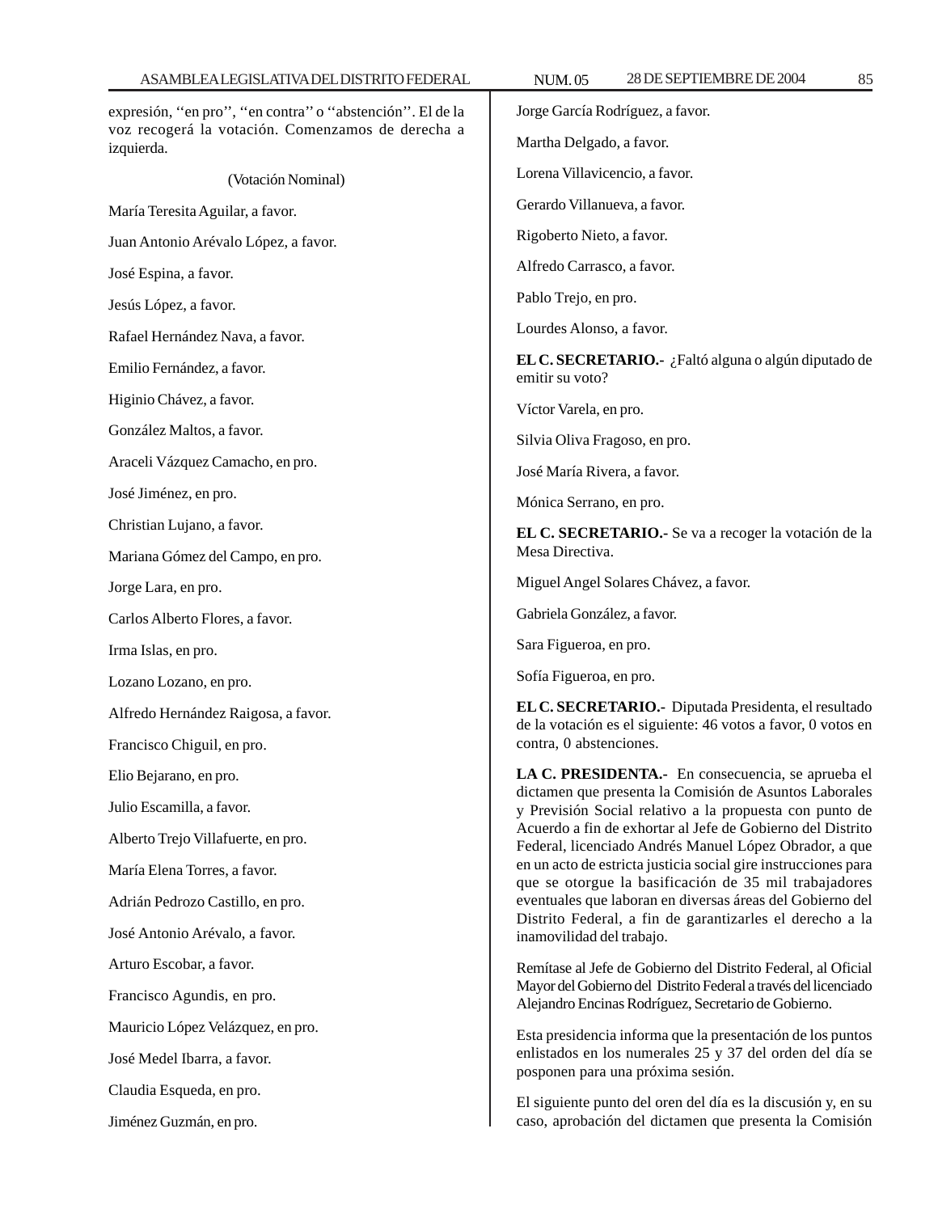expresión, ''en pro'', ''en contra'' o ''abstención''. El de la voz recogerá la votación. Comenzamos de derecha a izquierda.

(Votación Nominal)

María Teresita Aguilar, a favor.

Juan Antonio Arévalo López, a favor.

José Espina, a favor.

Jesús López, a favor.

Rafael Hernández Nava, a favor.

Emilio Fernández, a favor.

Higinio Chávez, a favor.

González Maltos, a favor.

Araceli Vázquez Camacho, en pro.

José Jiménez, en pro.

Christian Lujano, a favor.

Mariana Gómez del Campo, en pro.

Jorge Lara, en pro.

Carlos Alberto Flores, a favor.

Irma Islas, en pro.

Lozano Lozano, en pro.

Alfredo Hernández Raigosa, a favor.

Francisco Chiguil, en pro.

Elio Bejarano, en pro.

Julio Escamilla, a favor.

Alberto Trejo Villafuerte, en pro.

María Elena Torres, a favor.

Adrián Pedrozo Castillo, en pro.

José Antonio Arévalo, a favor.

Arturo Escobar, a favor.

Francisco Agundis, en pro.

Mauricio López Velázquez, en pro.

José Medel Ibarra, a favor.

Claudia Esqueda, en pro.

Jiménez Guzmán, en pro.

Jorge García Rodríguez, a favor.

Martha Delgado, a favor.

Lorena Villavicencio, a favor.

Gerardo Villanueva, a favor.

Rigoberto Nieto, a favor.

Alfredo Carrasco, a favor.

Pablo Trejo, en pro.

Lourdes Alonso, a favor.

**EL C. SECRETARIO.-** ¿Faltó alguna o algún diputado de emitir su voto?

Víctor Varela, en pro.

Silvia Oliva Fragoso, en pro.

José María Rivera, a favor.

Mónica Serrano, en pro.

**EL C. SECRETARIO.-** Se va a recoger la votación de la Mesa Directiva.

Miguel Angel Solares Chávez, a favor.

Gabriela González, a favor.

Sara Figueroa, en pro.

Sofía Figueroa, en pro.

**EL C. SECRETARIO.-** Diputada Presidenta, el resultado de la votación es el siguiente: 46 votos a favor, 0 votos en contra, 0 abstenciones.

**LA C. PRESIDENTA.-** En consecuencia, se aprueba el dictamen que presenta la Comisión de Asuntos Laborales y Previsión Social relativo a la propuesta con punto de Acuerdo a fin de exhortar al Jefe de Gobierno del Distrito Federal, licenciado Andrés Manuel López Obrador, a que en un acto de estricta justicia social gire instrucciones para que se otorgue la basificación de 35 mil trabajadores eventuales que laboran en diversas áreas del Gobierno del Distrito Federal, a fin de garantizarles el derecho a la inamovilidad del trabajo.

Remítase al Jefe de Gobierno del Distrito Federal, al Oficial Mayor del Gobierno del Distrito Federal a través del licenciado Alejandro Encinas Rodríguez, Secretario de Gobierno.

Esta presidencia informa que la presentación de los puntos enlistados en los numerales 25 y 37 del orden del día se posponen para una próxima sesión.

El siguiente punto del oren del día es la discusión y, en su caso, aprobación del dictamen que presenta la Comisión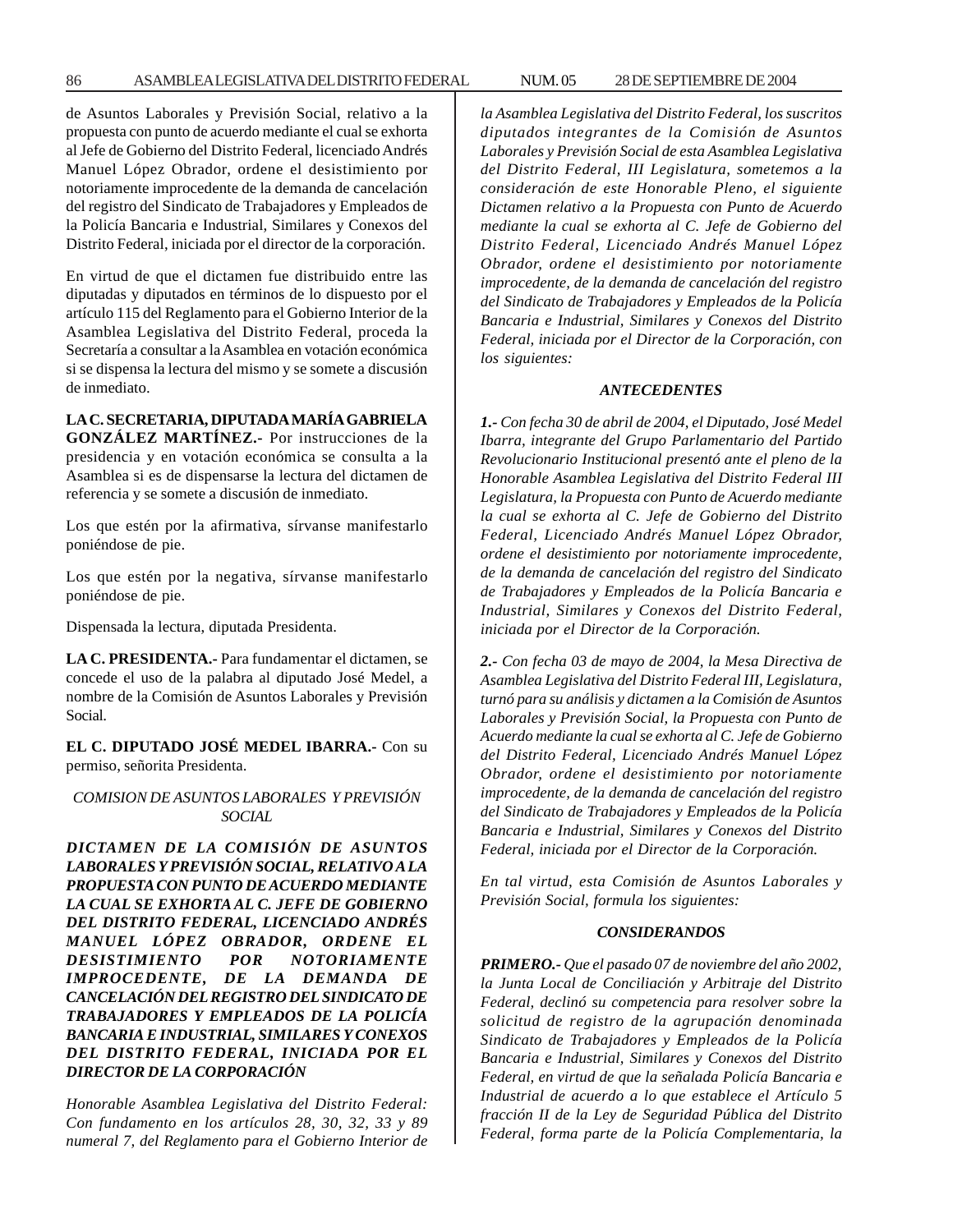de Asuntos Laborales y Previsión Social, relativo a la propuesta con punto de acuerdo mediante el cual se exhorta al Jefe de Gobierno del Distrito Federal, licenciado Andrés Manuel López Obrador, ordene el desistimiento por notoriamente improcedente de la demanda de cancelación del registro del Sindicato de Trabajadores y Empleados de la Policía Bancaria e Industrial, Similares y Conexos del Distrito Federal, iniciada por el director de la corporación.

En virtud de que el dictamen fue distribuido entre las diputadas y diputados en términos de lo dispuesto por el artículo 115 del Reglamento para el Gobierno Interior de la Asamblea Legislativa del Distrito Federal, proceda la Secretaría a consultar a la Asamblea en votación económica si se dispensa la lectura del mismo y se somete a discusión de inmediato.

**LA C. SECRETARIA, DIPUTADA MARÍA GABRIELA GONZÁLEZ MARTÍNEZ.-** Por instrucciones de la presidencia y en votación económica se consulta a la Asamblea si es de dispensarse la lectura del dictamen de referencia y se somete a discusión de inmediato.

Los que estén por la afirmativa, sírvanse manifestarlo poniéndose de pie.

Los que estén por la negativa, sírvanse manifestarlo poniéndose de pie.

Dispensada la lectura, diputada Presidenta.

**LA C. PRESIDENTA.-** Para fundamentar el dictamen, se concede el uso de la palabra al diputado José Medel, a nombre de la Comisión de Asuntos Laborales y Previsión Social.

**EL C. DIPUTADO JOSÉ MEDEL IBARRA.-** Con su permiso, señorita Presidenta.

*COMISION DE ASUNTOS LABORALES Y PREVISIÓN SOCIAL*

***DICTAMEN DE LA COMISIÓN DE ASUNTOS LABORALES Y PREVISIÓN SOCIAL, RELATIVO A LA PROPUESTA CON PUNTO DE ACUERDO MEDIANTE LA CUAL SE EXHORTA AL C. JEFE DE GOBIERNO DEL DISTRITO FEDERAL, LICENCIADO ANDRÉS MANUEL LÓPEZ OBRADOR, ORDENE EL DESISTIMIENTO POR NOTORIAMENTE IMPROCEDENTE, DE LA DEMANDA DE CANCELACIÓN DEL REGISTRO DEL SINDICATO DE TRABAJADORES Y EMPLEADOS DE LA POLICÍA BANCARIA E INDUSTRIAL, SIMILARES Y CONEXOS DEL DISTRITO FEDERAL, INICIADA POR EL DIRECTOR DE LA CORPORACIÓN***

*Honorable Asamblea Legislativa del Distrito Federal: Con fundamento en los artículos 28, 30, 32, 33 y 89 numeral 7, del Reglamento para el Gobierno Interior de la Asamblea Legislativa del Distrito Federal, los suscritos diputados integrantes de la Comisión de Asuntos Laborales y Previsión Social de esta Asamblea Legislativa del Distrito Federal, III Legislatura, sometemos a la consideración de este Honorable Pleno, el siguiente Dictamen relativo a la Propuesta con Punto de Acuerdo mediante la cual se exhorta al C. Jefe de Gobierno del Distrito Federal, Licenciado Andrés Manuel López Obrador, ordene el desistimiento por notoriamente improcedente, de la demanda de cancelación del registro del Sindicato de Trabajadores y Empleados de la Policía Bancaria e Industrial, Similares y Conexos del Distrito Federal, iniciada por el Director de la Corporación, con los siguientes:*

***ANTECEDENTES***

***1.-*** *Con fecha 30 de abril de 2004, el Diputado, José Medel Ibarra, integrante del Grupo Parlamentario del Partido Revolucionario Institucional presentó ante el pleno de la Honorable Asamblea Legislativa del Distrito Federal III Legislatura, la Propuesta con Punto de Acuerdo mediante la cual se exhorta al C. Jefe de Gobierno del Distrito Federal, Licenciado Andrés Manuel López Obrador, ordene el desistimiento por notoriamente improcedente, de la demanda de cancelación del registro del Sindicato de Trabajadores y Empleados de la Policía Bancaria e Industrial, Similares y Conexos del Distrito Federal, iniciada por el Director de la Corporación.*

***2.-*** *Con fecha 03 de mayo de 2004, la Mesa Directiva de Asamblea Legislativa del Distrito Federal III, Legislatura, turnó para su análisis y dictamen a la Comisión de Asuntos Laborales y Previsión Social, la Propuesta con Punto de Acuerdo mediante la cual se exhorta al C. Jefe de Gobierno del Distrito Federal, Licenciado Andrés Manuel López Obrador, ordene el desistimiento por notoriamente improcedente, de la demanda de cancelación del registro del Sindicato de Trabajadores y Empleados de la Policía Bancaria e Industrial, Similares y Conexos del Distrito Federal, iniciada por el Director de la Corporación.*

*En tal virtud, esta Comisión de Asuntos Laborales y Previsión Social, formula los siguientes:*

***CONSIDERANDOS***

***PRIMERO.-*** *Que el pasado 07 de noviembre del año 2002, la Junta Local de Conciliación y Arbitraje del Distrito Federal, declinó su competencia para resolver sobre la solicitud de registro de la agrupación denominada Sindicato de Trabajadores y Empleados de la Policía Bancaria e Industrial, Similares y Conexos del Distrito Federal, en virtud de que la señalada Policía Bancaria e Industrial de acuerdo a lo que establece el Artículo 5 fracción II de la Ley de Seguridad Pública del Distrito Federal, forma parte de la Policía Complementaria, la*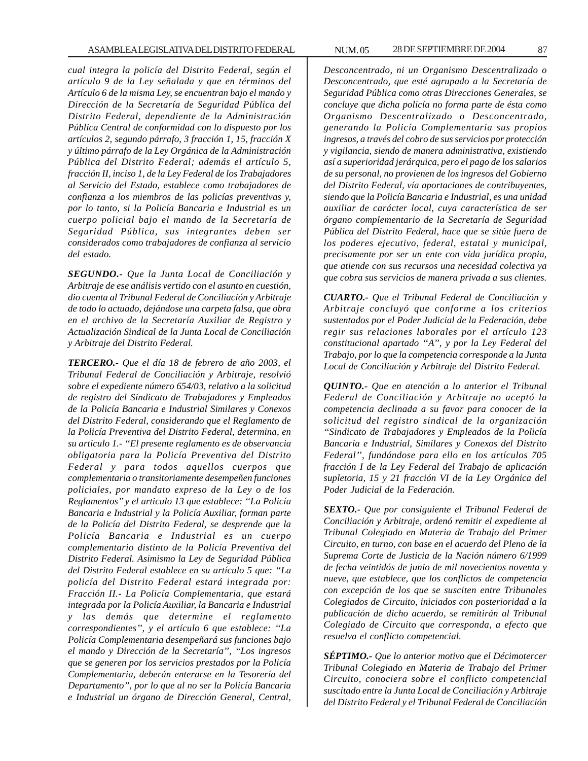*cual integra la policía del Distrito Federal, según el artículo 9 de la Ley señalada y que en términos del Artículo 6 de la misma Ley, se encuentran bajo el mando y Dirección de la Secretaría de Seguridad Pública del Distrito Federal, dependiente de la Administración Pública Central de conformidad con lo dispuesto por los artículos 2, segundo párrafo, 3 fracción 1, 15, fracción X y último párrafo de la Ley Orgánica de la Administración Pública del Distrito Federal; además el artículo 5, fracción II, inciso 1, de la Ley Federal de los Trabajadores al Servicio del Estado, establece como trabajadores de confianza a los miembros de las policías preventivas y, por lo tanto, si la Policía Bancaria e Industrial es un cuerpo policial bajo el mando de la Secretaría de Seguridad Pública, sus integrantes deben ser considerados como trabajadores de confianza al servicio del estado.*

***SEGUNDO.-*** *Que la Junta Local de Conciliación y Arbitraje de ese análisis vertido con el asunto en cuestión, dio cuenta al Tribunal Federal de Conciliación y Arbitraje de todo lo actuado, dejándose una carpeta falsa, que obra en el archivo de la Secretaría Auxiliar de Registro y Actualización Sindical de la Junta Local de Conciliación y Arbitraje del Distrito Federal.*

***TERCERO.-*** *Que el día 18 de febrero de año 2003, el Tribunal Federal de Conciliación y Arbitraje, resolvió sobre el expediente número 654/03, relativo a la solicitud de registro del Sindicato de Trabajadores y Empleados de la Policía Bancaria e Industrial Similares y Conexos del Distrito Federal, considerando que el Reglamento de la Policía Preventiva del Distrito Federal, determina, en su articulo 1.- "El presente reglamento es de observancia obligatoria para la Policía Preventiva del Distrito Federal y para todos aquellos cuerpos que complementaria o transitoriamente desempeñen funciones policiales, por mandato expreso de la Ley o de los Reglamentos" y el articulo 13 que establece: "La Policía Bancaria e Industrial y la Policía Auxiliar, forman parte de la Policía del Distrito Federal, se desprende que la Policía Bancaria e Industrial es un cuerpo complementario distinto de la Policía Preventiva del Distrito Federal. Asimismo la Ley de Seguridad Pública del Distrito Federal establece en su artículo 5 que: "La policía del Distrito Federal estará integrada por: Fracción II.- La Policía Complementaria, que estará integrada por la Policía Auxiliar, la Bancaria e Industrial y las demás que determine el reglamento correspondientes", y el artículo 6 que establece: "La Policía Complementaria desempeñará sus funciones bajo el mando y Dirección de la Secretaría", "Los ingresos que se generen por los servicios prestados por la Policía Complementaria, deberán enterarse en la Tesorería del Departamento", por lo que al no ser la Policía Bancaria e Industrial un órgano de Dirección General, Central, Desconcentrado, ni un Organismo Descentralizado o Desconcentrado, que esté agrupado a la Secretaría de Seguridad Pública como otras Direcciones Generales, se concluye que dicha policía no forma parte de ésta como Organismo Descentralizado o Desconcentrado, generando la Policía Complementaria sus propios ingresos, a través del cobro de sus servicios por protección y vigilancia, siendo de manera administrativa, existiendo así a superioridad jerárquica, pero el pago de los salarios de su personal, no provienen de los ingresos del Gobierno del Distrito Federal, vía aportaciones de contribuyentes, siendo que la Policía Bancaria e Industrial, es una unidad auxiliar de carácter local, cuya característica de ser órgano complementario de la Secretaría de Seguridad Pública del Distrito Federal, hace que se sitúe fuera de los poderes ejecutivo, federal, estatal y municipal, precisamente por ser un ente con vida jurídica propia, que atiende con sus recursos una necesidad colectiva ya que cobra sus servicios de manera privada a sus clientes.*

***CUARTO.-*** *Que el Tribunal Federal de Conciliación y Arbitraje concluyó que conforme a los criterios sustentados por el Poder Judicial de la Federación, debe regir sus relaciones laborales por el artículo 123 constitucional apartado "A", y por la Ley Federal del Trabajo, por lo que la competencia corresponde a la Junta Local de Conciliación y Arbitraje del Distrito Federal.*

***QUINTO.-*** *Que en atención a lo anterior el Tribunal Federal de Conciliación y Arbitraje no aceptó la competencia declinada a su favor para conocer de la solicitud del registro sindical de la organización "Sindicato de Trabajadores y Empleados de la Policía Bancaria e Industrial, Similares y Conexos del Distrito Federal", fundándose para ello en los artículos 705 fracción I de la Ley Federal del Trabajo de aplicación supletoria, 15 y 21 fracción VI de la Ley Orgánica del Poder Judicial de la Federación.*

***SEXTO.-*** *Que por consiguiente el Tribunal Federal de Conciliación y Arbitraje, ordenó remitir el expediente al Tribunal Colegiado en Materia de Trabajo del Primer Circuito, en turno, con base en el acuerdo del Pleno de la Suprema Corte de Justicia de la Nación número 6/1999 de fecha veintidós de junio de mil novecientos noventa y nueve, que establece, que los conflictos de competencia con excepción de los que se susciten entre Tribunales Colegiados de Circuito, iniciados con posterioridad a la publicación de dicho acuerdo, se remitirán al Tribunal Colegiado de Circuito que corresponda, a efecto que resuelva el conflicto competencial.*

***SÉPTIMO.-*** *Que lo anterior motivo que el Décimotercer Tribunal Colegiado en Materia de Trabajo del Primer Circuito, conociera sobre el conflicto competencial suscitado entre la Junta Local de Conciliación y Arbitraje del Distrito Federal y el Tribunal Federal de Conciliación*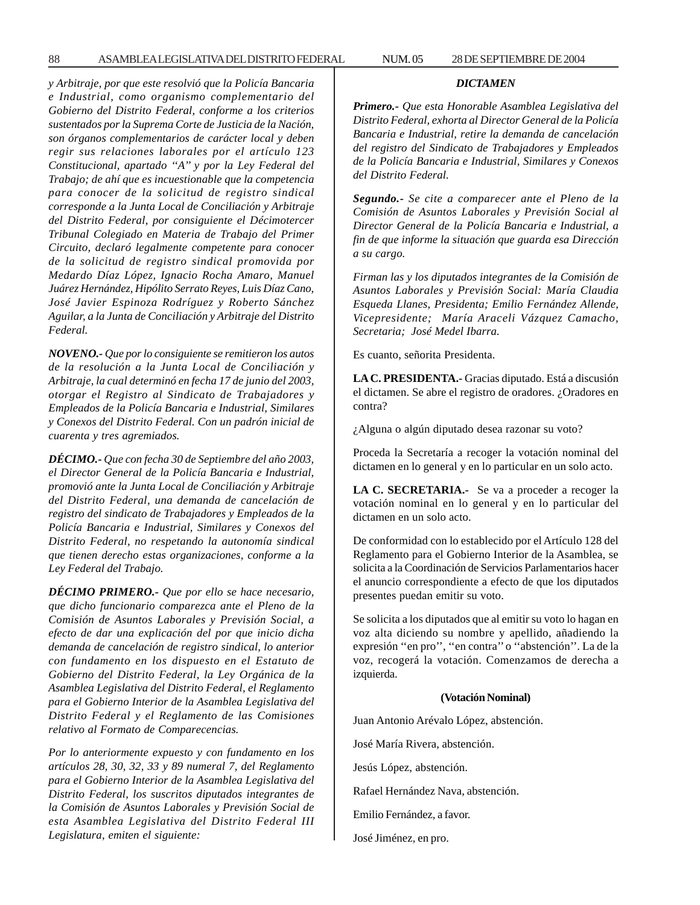*y Arbitraje, por que este resolvió que la Policía Bancaria e Industrial, como organismo complementario del Gobierno del Distrito Federal, conforme a los criterios sustentados por la Suprema Corte de Justicia de la Nación, son órganos complementarios de carácter local y deben regir sus relaciones laborales por el artículo 123 Constitucional, apartado ''A'' y por la Ley Federal del Trabajo; de ahí que es incuestionable que la competencia para conocer de la solicitud de registro sindical corresponde a la Junta Local de Conciliación y Arbitraje del Distrito Federal, por consiguiente el Décimotercer Tribunal Colegiado en Materia de Trabajo del Primer Circuito, declaró legalmente competente para conocer de la solicitud de registro sindical promovida por Medardo Díaz López, Ignacio Rocha Amaro, Manuel Juárez Hernández, Hipólito Serrato Reyes, Luis Díaz Cano, José Javier Espinoza Rodríguez y Roberto Sánchez Aguilar, a la Junta de Conciliación y Arbitraje del Distrito Federal.*

***NOVENO.-** Que por lo consiguiente se remitieron los autos de la resolución a la Junta Local de Conciliación y Arbitraje, la cual determinó en fecha 17 de junio del 2003, otorgar el Registro al Sindicato de Trabajadores y Empleados de la Policía Bancaria e Industrial, Similares y Conexos del Distrito Federal. Con un padrón inicial de cuarenta y tres agremiados.*

***DÉCIMO.-** Que con fecha 30 de Septiembre del año 2003, el Director General de la Policía Bancaria e Industrial, promovió ante la Junta Local de Conciliación y Arbitraje del Distrito Federal, una demanda de cancelación de registro del sindicato de Trabajadores y Empleados de la Policía Bancaria e Industrial, Similares y Conexos del Distrito Federal, no respetando la autonomía sindical que tienen derecho estas organizaciones, conforme a la Ley Federal del Trabajo.*

***DÉCIMO PRIMERO.-** Que por ello se hace necesario, que dicho funcionario comparezca ante el Pleno de la Comisión de Asuntos Laborales y Previsión Social, a efecto de dar una explicación del por que inicio dicha demanda de cancelación de registro sindical, lo anterior con fundamento en los dispuesto en el Estatuto de Gobierno del Distrito Federal, la Ley Orgánica de la Asamblea Legislativa del Distrito Federal, el Reglamento para el Gobierno Interior de la Asamblea Legislativa del Distrito Federal y el Reglamento de las Comisiones relativo al Formato de Comparecencias.*

*Por lo anteriormente expuesto y con fundamento en los artículos 28, 30, 32, 33 y 89 numeral 7, del Reglamento para el Gobierno Interior de la Asamblea Legislativa del Distrito Federal, los suscritos diputados integrantes de la Comisión de Asuntos Laborales y Previsión Social de esta Asamblea Legislativa del Distrito Federal III Legislatura, emiten el siguiente:*

***DICTAMEN***

***Primero.-** Que esta Honorable Asamblea Legislativa del Distrito Federal, exhorta al Director General de la Policía Bancaria e Industrial, retire la demanda de cancelación del registro del Sindicato de Trabajadores y Empleados de la Policía Bancaria e Industrial, Similares y Conexos del Distrito Federal.*

***Segundo.-** Se cite a comparecer ante el Pleno de la Comisión de Asuntos Laborales y Previsión Social al Director General de la Policía Bancaria e Industrial, a fin de que informe la situación que guarda esa Dirección a su cargo.*

*Firman las y los diputados integrantes de la Comisión de Asuntos Laborales y Previsión Social: María Claudia Esqueda Llanes, Presidenta; Emilio Fernández Allende, Vicepresidente; María Araceli Vázquez Camacho, Secretaria; José Medel Ibarra.*

Es cuanto, señorita Presidenta.

**LA C. PRESIDENTA.-** Gracias diputado. Está a discusión el dictamen. Se abre el registro de oradores. ¿Oradores en contra?

¿Alguna o algún diputado desea razonar su voto?

Proceda la Secretaría a recoger la votación nominal del dictamen en lo general y en lo particular en un solo acto.

**LA C. SECRETARIA.-** Se va a proceder a recoger la votación nominal en lo general y en lo particular del dictamen en un solo acto.

De conformidad con lo establecido por el Artículo 128 del Reglamento para el Gobierno Interior de la Asamblea, se solicita a la Coordinación de Servicios Parlamentarios hacer el anuncio correspondiente a efecto de que los diputados presentes puedan emitir su voto.

Se solicita a los diputados que al emitir su voto lo hagan en voz alta diciendo su nombre y apellido, añadiendo la expresión ''en pro'', ''en contra'' o ''abstención''. La de la voz, recogerá la votación. Comenzamos de derecha a izquierda.

**(Votación Nominal)**

Juan Antonio Arévalo López, abstención.

José María Rivera, abstención.

Jesús López, abstención.

Rafael Hernández Nava, abstención.

Emilio Fernández, a favor.

José Jiménez, en pro.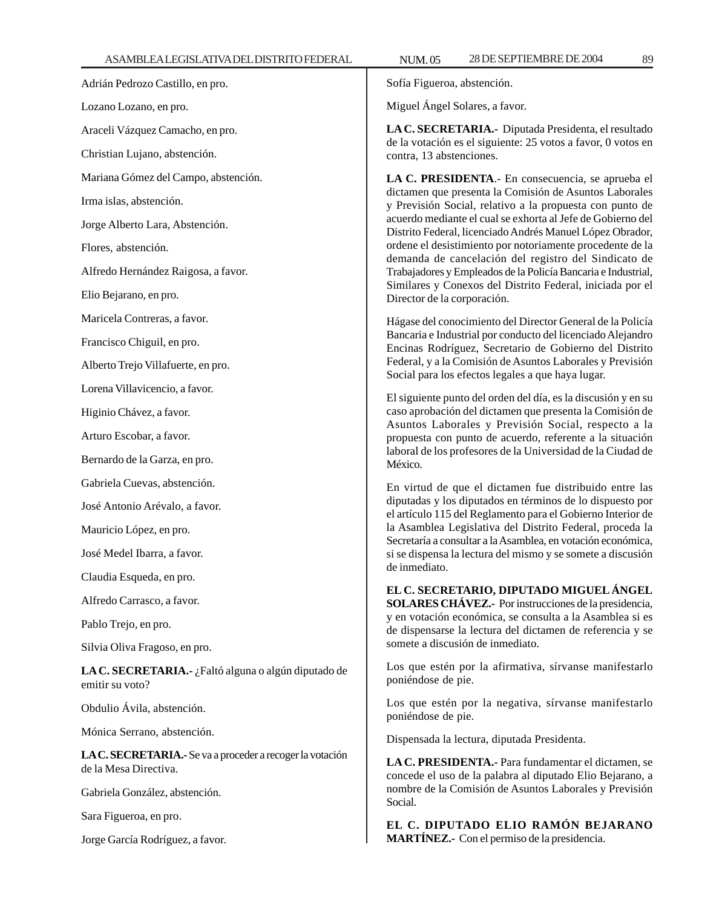Adrián Pedrozo Castillo, en pro.

Lozano Lozano, en pro.

Araceli Vázquez Camacho, en pro.

Christian Lujano, abstención.

Mariana Gómez del Campo, abstención.

Irma islas, abstención.

Jorge Alberto Lara, Abstención.

Flores, abstención.

Alfredo Hernández Raigosa, a favor.

Elio Bejarano, en pro.

Maricela Contreras, a favor.

Francisco Chiguil, en pro.

Alberto Trejo Villafuerte, en pro.

Lorena Villavicencio, a favor.

Higinio Chávez, a favor.

Arturo Escobar, a favor.

Bernardo de la Garza, en pro.

Gabriela Cuevas, abstención.

José Antonio Arévalo, a favor.

Mauricio López, en pro.

José Medel Ibarra, a favor.

Claudia Esqueda, en pro.

Alfredo Carrasco, a favor.

Pablo Trejo, en pro.

Silvia Oliva Fragoso, en pro.

**LA C. SECRETARIA.-** ¿Faltó alguna o algún diputado de emitir su voto?

Obdulio Ávila, abstención.

Mónica Serrano, abstención.

**LA C. SECRETARIA.-** Se va a proceder a recoger la votación de la Mesa Directiva.

Gabriela González, abstención.

Sara Figueroa, en pro.

Jorge García Rodríguez, a favor.

Sofía Figueroa, abstención.

Miguel Ángel Solares, a favor.

**LA C. SECRETARIA.-** Diputada Presidenta, el resultado de la votación es el siguiente: 25 votos a favor, 0 votos en contra, 13 abstenciones.

**LA C. PRESIDENTA**.- En consecuencia, se aprueba el dictamen que presenta la Comisión de Asuntos Laborales y Previsión Social, relativo a la propuesta con punto de acuerdo mediante el cual se exhorta al Jefe de Gobierno del Distrito Federal, licenciado Andrés Manuel López Obrador, ordene el desistimiento por notoriamente procedente de la demanda de cancelación del registro del Sindicato de Trabajadores y Empleados de la Policía Bancaria e Industrial, Similares y Conexos del Distrito Federal, iniciada por el Director de la corporación.

Hágase del conocimiento del Director General de la Policía Bancaria e Industrial por conducto del licenciado Alejandro Encinas Rodríguez, Secretario de Gobierno del Distrito Federal, y a la Comisión de Asuntos Laborales y Previsión Social para los efectos legales a que haya lugar.

El siguiente punto del orden del día, es la discusión y en su caso aprobación del dictamen que presenta la Comisión de Asuntos Laborales y Previsión Social, respecto a la propuesta con punto de acuerdo, referente a la situación laboral de los profesores de la Universidad de la Ciudad de México.

En virtud de que el dictamen fue distribuido entre las diputadas y los diputados en términos de lo dispuesto por el artículo 115 del Reglamento para el Gobierno Interior de la Asamblea Legislativa del Distrito Federal, proceda la Secretaría a consultar a la Asamblea, en votación económica, si se dispensa la lectura del mismo y se somete a discusión de inmediato.

**EL C. SECRETARIO, DIPUTADO MIGUEL ÁNGEL SOLARES CHÁVEZ.-** Por instrucciones de la presidencia, y en votación económica, se consulta a la Asamblea si es de dispensarse la lectura del dictamen de referencia y se somete a discusión de inmediato.

Los que estén por la afirmativa, sírvanse manifestarlo poniéndose de pie.

Los que estén por la negativa, sírvanse manifestarlo poniéndose de pie.

Dispensada la lectura, diputada Presidenta.

**LA C. PRESIDENTA.-** Para fundamentar el dictamen, se concede el uso de la palabra al diputado Elio Bejarano, a nombre de la Comisión de Asuntos Laborales y Previsión Social.

**EL C. DIPUTADO ELIO RAMÓN BEJARANO MARTÍNEZ.-** Con el permiso de la presidencia.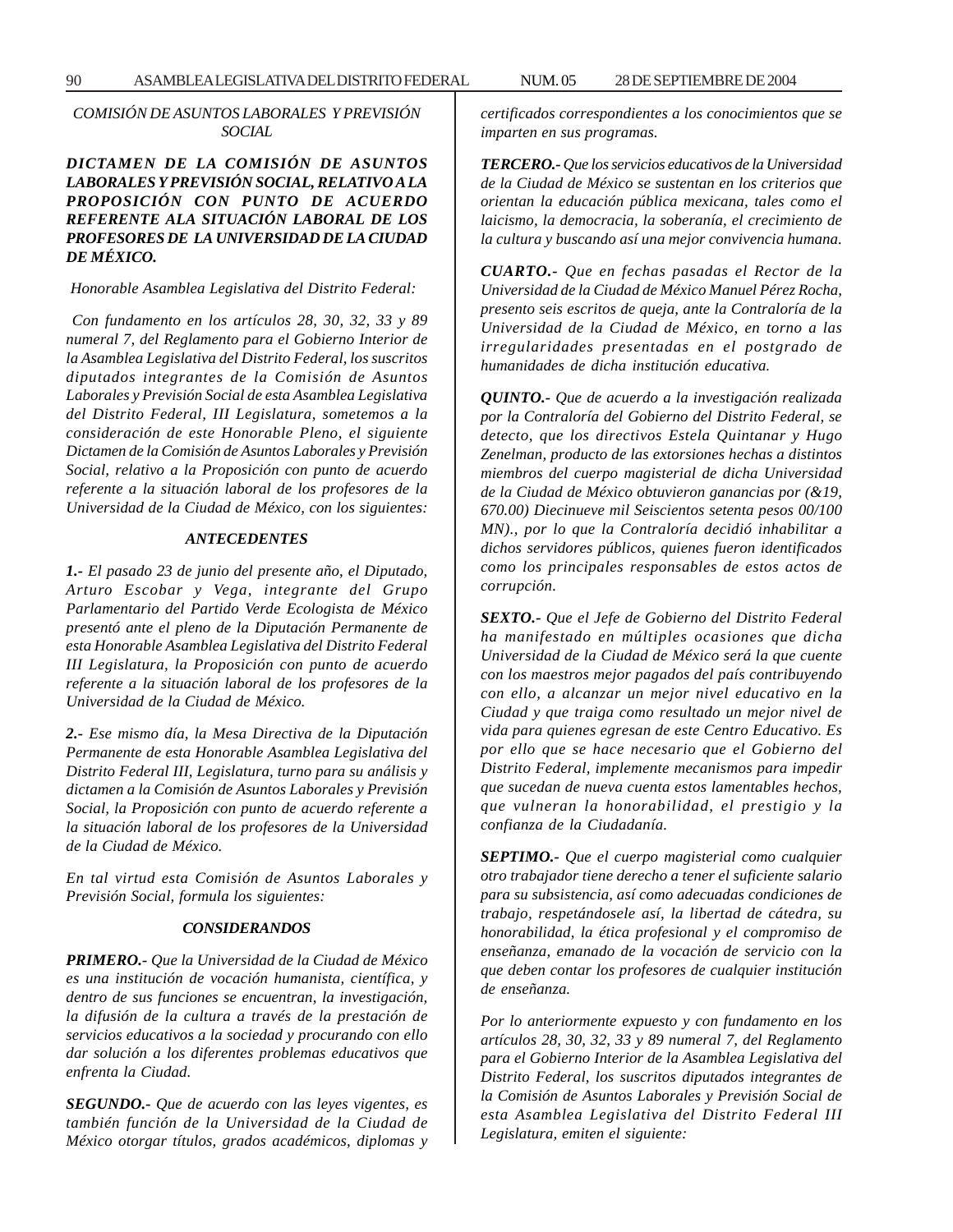*COMISIÓN DE ASUNTOS LABORALES Y PREVISIÓN SOCIAL*

***DICTAMEN DE LA COMISIÓN DE ASUNTOS LABORALES Y PREVISIÓN SOCIAL, RELATIVO A LA PROPOSICIÓN CON PUNTO DE ACUERDO REFERENTE ALA SITUACIÓN LABORAL DE LOS PROFESORES DE LA UNIVERSIDAD DE LA CIUDAD DE MÉXICO.***

*Honorable Asamblea Legislativa del Distrito Federal:*

*Con fundamento en los artículos 28, 30, 32, 33 y 89 numeral 7, del Reglamento para el Gobierno Interior de la Asamblea Legislativa del Distrito Federal, los suscritos diputados integrantes de la Comisión de Asuntos Laborales y Previsión Social de esta Asamblea Legislativa del Distrito Federal, III Legislatura, sometemos a la consideración de este Honorable Pleno, el siguiente Dictamen de la Comisión de Asuntos Laborales y Previsión Social, relativo a la Proposición con punto de acuerdo referente a la situación laboral de los profesores de la Universidad de la Ciudad de México, con los siguientes:*

***ANTECEDENTES***

***1.-*** *El pasado 23 de junio del presente año, el Diputado, Arturo Escobar y Vega, integrante del Grupo Parlamentario del Partido Verde Ecologista de México presentó ante el pleno de la Diputación Permanente de esta Honorable Asamblea Legislativa del Distrito Federal III Legislatura, la Proposición con punto de acuerdo referente a la situación laboral de los profesores de la Universidad de la Ciudad de México.*

***2.-*** *Ese mismo día, la Mesa Directiva de la Diputación Permanente de esta Honorable Asamblea Legislativa del Distrito Federal III, Legislatura, turno para su análisis y dictamen a la Comisión de Asuntos Laborales y Previsión Social, la Proposición con punto de acuerdo referente a la situación laboral de los profesores de la Universidad de la Ciudad de México.*

*En tal virtud esta Comisión de Asuntos Laborales y Previsión Social, formula los siguientes:*

***CONSIDERANDOS***

***PRIMERO.-*** *Que la Universidad de la Ciudad de México es una institución de vocación humanista, científica, y dentro de sus funciones se encuentran, la investigación, la difusión de la cultura a través de la prestación de servicios educativos a la sociedad y procurando con ello dar solución a los diferentes problemas educativos que enfrenta la Ciudad.*

***SEGUNDO.-*** *Que de acuerdo con las leyes vigentes, es también función de la Universidad de la Ciudad de México otorgar títulos, grados académicos, diplomas y certificados correspondientes a los conocimientos que se imparten en sus programas.*

***TERCERO.-*** *Que los servicios educativos de la Universidad de la Ciudad de México se sustentan en los criterios que orientan la educación pública mexicana, tales como el laicismo, la democracia, la soberanía, el crecimiento de la cultura y buscando así una mejor convivencia humana.*

***CUARTO.-*** *Que en fechas pasadas el Rector de la Universidad de la Ciudad de México Manuel Pérez Rocha, presento seis escritos de queja, ante la Contraloría de la Universidad de la Ciudad de México, en torno a las irregularidades presentadas en el postgrado de humanidades de dicha institución educativa.*

***QUINTO.-*** *Que de acuerdo a la investigación realizada por la Contraloría del Gobierno del Distrito Federal, se detecto, que los directivos Estela Quintanar y Hugo Zenelman, producto de las extorsiones hechas a distintos miembros del cuerpo magisterial de dicha Universidad de la Ciudad de México obtuvieron ganancias por (&19, 670.00) Diecinueve mil Seiscientos setenta pesos 00/100 MN)., por lo que la Contraloría decidió inhabilitar a dichos servidores públicos, quienes fueron identificados como los principales responsables de estos actos de corrupción.*

***SEXTO.-*** *Que el Jefe de Gobierno del Distrito Federal ha manifestado en múltiples ocasiones que dicha Universidad de la Ciudad de México será la que cuente con los maestros mejor pagados del país contribuyendo con ello, a alcanzar un mejor nivel educativo en la Ciudad y que traiga como resultado un mejor nivel de vida para quienes egresan de este Centro Educativo. Es por ello que se hace necesario que el Gobierno del Distrito Federal, implemente mecanismos para impedir que sucedan de nueva cuenta estos lamentables hechos, que vulneran la honorabilidad, el prestigio y la confianza de la Ciudadanía.*

***SEPTIMO.-*** *Que el cuerpo magisterial como cualquier otro trabajador tiene derecho a tener el suficiente salario para su subsistencia, así como adecuadas condiciones de trabajo, respetándosele así, la libertad de cátedra, su honorabilidad, la ética profesional y el compromiso de enseñanza, emanado de la vocación de servicio con la que deben contar los profesores de cualquier institución de enseñanza.*

*Por lo anteriormente expuesto y con fundamento en los artículos 28, 30, 32, 33 y 89 numeral 7, del Reglamento para el Gobierno Interior de la Asamblea Legislativa del Distrito Federal, los suscritos diputados integrantes de la Comisión de Asuntos Laborales y Previsión Social de esta Asamblea Legislativa del Distrito Federal III Legislatura, emiten el siguiente:*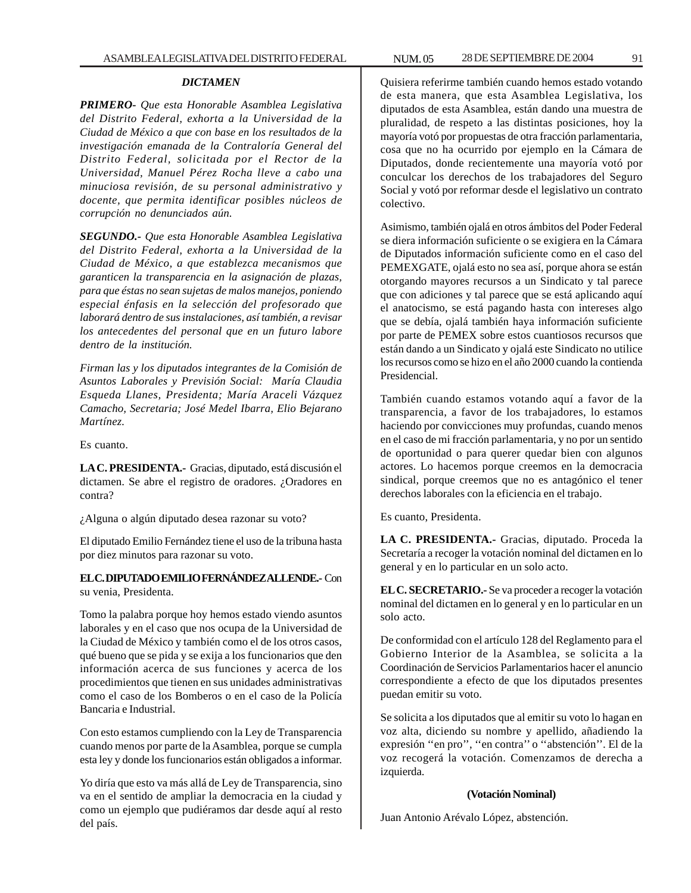***DICTAMEN***

***PRIMERO****- Que esta Honorable Asamblea Legislativa del Distrito Federal, exhorta a la Universidad de la Ciudad de México a que con base en los resultados de la investigación emanada de la Contraloría General del Distrito Federal, solicitada por el Rector de la Universidad, Manuel Pérez Rocha lleve a cabo una minuciosa revisión, de su personal administrativo y docente, que permita identificar posibles núcleos de corrupción no denunciados aún.*

***SEGUNDO.****- Que esta Honorable Asamblea Legislativa del Distrito Federal, exhorta a la Universidad de la Ciudad de México, a que establezca mecanismos que garanticen la transparencia en la asignación de plazas, para que éstas no sean sujetas de malos manejos, poniendo especial énfasis en la selección del profesorado que laborará dentro de sus instalaciones, así también, a revisar los antecedentes del personal que en un futuro labore dentro de la institución.*

*Firman las y los diputados integrantes de la Comisión de Asuntos Laborales y Previsión Social: María Claudia Esqueda Llanes, Presidenta; María Araceli Vázquez Camacho, Secretaria; José Medel Ibarra, Elio Bejarano Martínez.*

Es cuanto.

**LA C. PRESIDENTA.-** Gracias, diputado, está discusión el dictamen. Se abre el registro de oradores. ¿Oradores en contra?

¿Alguna o algún diputado desea razonar su voto?

El diputado Emilio Fernández tiene el uso de la tribuna hasta por diez minutos para razonar su voto.

**EL C. DIPUTADO EMILIO FERNÁNDEZ ALLENDE.-** Con su venia, Presidenta.

Tomo la palabra porque hoy hemos estado viendo asuntos laborales y en el caso que nos ocupa de la Universidad de la Ciudad de México y también como el de los otros casos, qué bueno que se pida y se exija a los funcionarios que den información acerca de sus funciones y acerca de los procedimientos que tienen en sus unidades administrativas como el caso de los Bomberos o en el caso de la Policía Bancaria e Industrial.

Con esto estamos cumpliendo con la Ley de Transparencia cuando menos por parte de la Asamblea, porque se cumpla esta ley y donde los funcionarios están obligados a informar.

Yo diría que esto va más allá de Ley de Transparencia, sino va en el sentido de ampliar la democracia en la ciudad y como un ejemplo que pudiéramos dar desde aquí al resto del país.

Quisiera referirme también cuando hemos estado votando de esta manera, que esta Asamblea Legislativa, los diputados de esta Asamblea, están dando una muestra de pluralidad, de respeto a las distintas posiciones, hoy la mayoría votó por propuestas de otra fracción parlamentaria, cosa que no ha ocurrido por ejemplo en la Cámara de Diputados, donde recientemente una mayoría votó por conculcar los derechos de los trabajadores del Seguro Social y votó por reformar desde el legislativo un contrato colectivo.

Asimismo, también ojalá en otros ámbitos del Poder Federal se diera información suficiente o se exigiera en la Cámara de Diputados información suficiente como en el caso del PEMEXGATE, ojalá esto no sea así, porque ahora se están otorgando mayores recursos a un Sindicato y tal parece que con adiciones y tal parece que se está aplicando aquí el anatocismo, se está pagando hasta con intereses algo que se debía, ojalá también haya información suficiente por parte de PEMEX sobre estos cuantiosos recursos que están dando a un Sindicato y ojalá este Sindicato no utilice los recursos como se hizo en el año 2000 cuando la contienda Presidencial.

También cuando estamos votando aquí a favor de la transparencia, a favor de los trabajadores, lo estamos haciendo por convicciones muy profundas, cuando menos en el caso de mi fracción parlamentaria, y no por un sentido de oportunidad o para querer quedar bien con algunos actores. Lo hacemos porque creemos en la democracia sindical, porque creemos que no es antagónico el tener derechos laborales con la eficiencia en el trabajo.

Es cuanto, Presidenta.

**LA C. PRESIDENTA.-** Gracias, diputado. Proceda la Secretaría a recoger la votación nominal del dictamen en lo general y en lo particular en un solo acto.

**EL C. SECRETARIO.-** Se va proceder a recoger la votación nominal del dictamen en lo general y en lo particular en un solo acto.

De conformidad con el artículo 128 del Reglamento para el Gobierno Interior de la Asamblea, se solicita a la Coordinación de Servicios Parlamentarios hacer el anuncio correspondiente a efecto de que los diputados presentes puedan emitir su voto.

Se solicita a los diputados que al emitir su voto lo hagan en voz alta, diciendo su nombre y apellido, añadiendo la expresión ''en pro'', ''en contra'' o ''abstención''. El de la voz recogerá la votación. Comenzamos de derecha a izquierda.

**(Votación Nominal)**

Juan Antonio Arévalo López, abstención.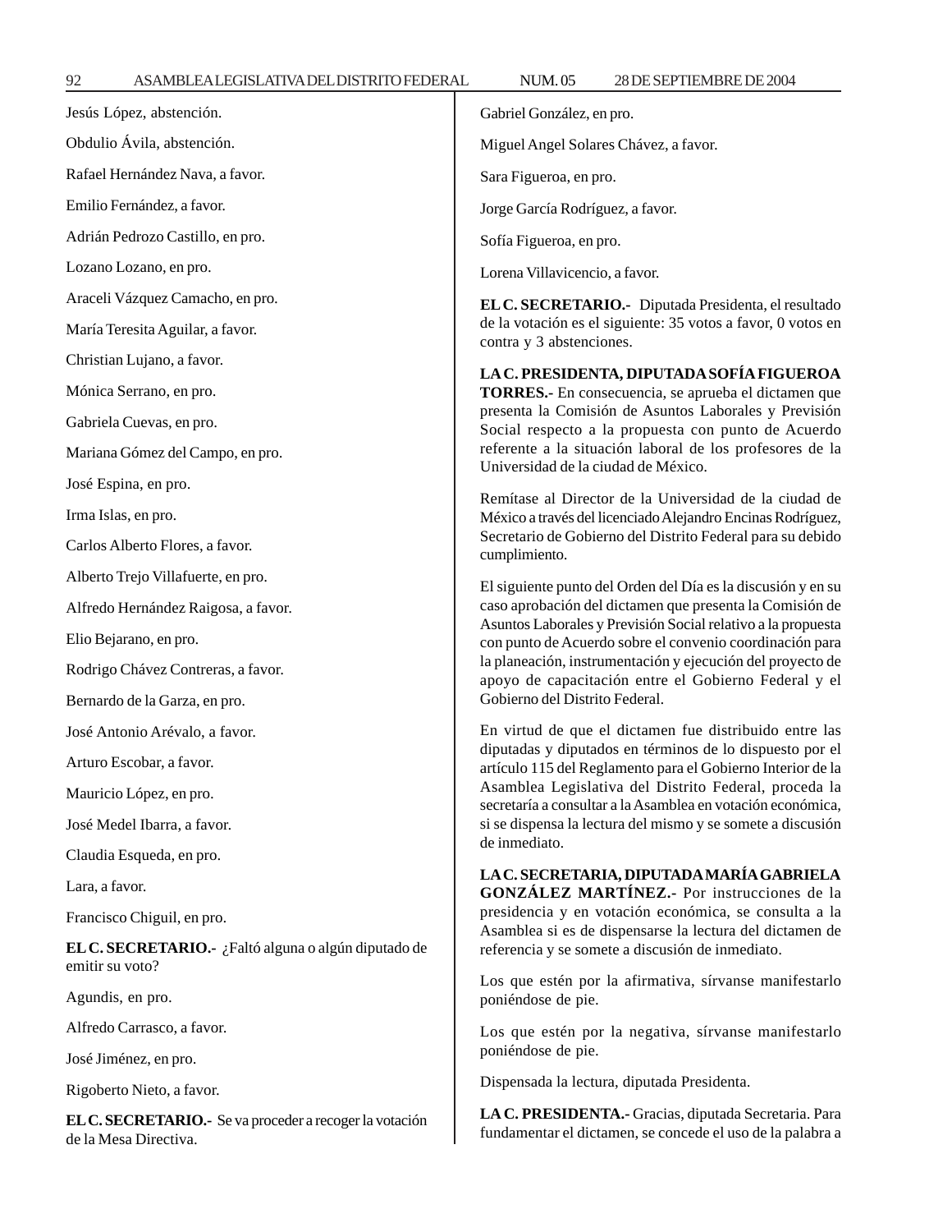Jesús López, abstención.

Obdulio Ávila, abstención.

Rafael Hernández Nava, a favor.

Emilio Fernández, a favor.

Adrián Pedrozo Castillo, en pro.

Lozano Lozano, en pro.

Araceli Vázquez Camacho, en pro.

María Teresita Aguilar, a favor.

Christian Lujano, a favor.

Mónica Serrano, en pro.

Gabriela Cuevas, en pro.

Mariana Gómez del Campo, en pro.

José Espina, en pro.

Irma Islas, en pro.

Carlos Alberto Flores, a favor.

Alberto Trejo Villafuerte, en pro.

Alfredo Hernández Raigosa, a favor.

Elio Bejarano, en pro.

Rodrigo Chávez Contreras, a favor.

Bernardo de la Garza, en pro.

José Antonio Arévalo, a favor.

Arturo Escobar, a favor.

Mauricio López, en pro.

José Medel Ibarra, a favor.

Claudia Esqueda, en pro.

Lara, a favor.

Francisco Chiguil, en pro.

**EL C. SECRETARIO.-** ¿Faltó alguna o algún diputado de emitir su voto?

Agundis, en pro.

Alfredo Carrasco, a favor.

José Jiménez, en pro.

Rigoberto Nieto, a favor.

**EL C. SECRETARIO.-** Se va proceder a recoger la votación de la Mesa Directiva.

Gabriel González, en pro.

Miguel Angel Solares Chávez, a favor.

Sara Figueroa, en pro.

Jorge García Rodríguez, a favor.

Sofía Figueroa, en pro.

Lorena Villavicencio, a favor.

**EL C. SECRETARIO.-** Diputada Presidenta, el resultado de la votación es el siguiente: 35 votos a favor, 0 votos en contra y 3 abstenciones.

**LA C. PRESIDENTA, DIPUTADA SOFÍA FIGUEROA TORRES.-** En consecuencia, se aprueba el dictamen que presenta la Comisión de Asuntos Laborales y Previsión Social respecto a la propuesta con punto de Acuerdo referente a la situación laboral de los profesores de la Universidad de la ciudad de México.

Remítase al Director de la Universidad de la ciudad de México a través del licenciado Alejandro Encinas Rodríguez, Secretario de Gobierno del Distrito Federal para su debido cumplimiento.

El siguiente punto del Orden del Día es la discusión y en su caso aprobación del dictamen que presenta la Comisión de Asuntos Laborales y Previsión Social relativo a la propuesta con punto de Acuerdo sobre el convenio coordinación para la planeación, instrumentación y ejecución del proyecto de apoyo de capacitación entre el Gobierno Federal y el Gobierno del Distrito Federal.

En virtud de que el dictamen fue distribuido entre las diputadas y diputados en términos de lo dispuesto por el artículo 115 del Reglamento para el Gobierno Interior de la Asamblea Legislativa del Distrito Federal, proceda la secretaría a consultar a la Asamblea en votación económica, si se dispensa la lectura del mismo y se somete a discusión de inmediato.

**LA C. SECRETARIA, DIPUTADA MARÍA GABRIELA GONZÁLEZ MARTÍNEZ.-** Por instrucciones de la presidencia y en votación económica, se consulta a la Asamblea si es de dispensarse la lectura del dictamen de referencia y se somete a discusión de inmediato.

Los que estén por la afirmativa, sírvanse manifestarlo poniéndose de pie.

Los que estén por la negativa, sírvanse manifestarlo poniéndose de pie.

Dispensada la lectura, diputada Presidenta.

**LA C. PRESIDENTA.-** Gracias, diputada Secretaria. Para fundamentar el dictamen, se concede el uso de la palabra a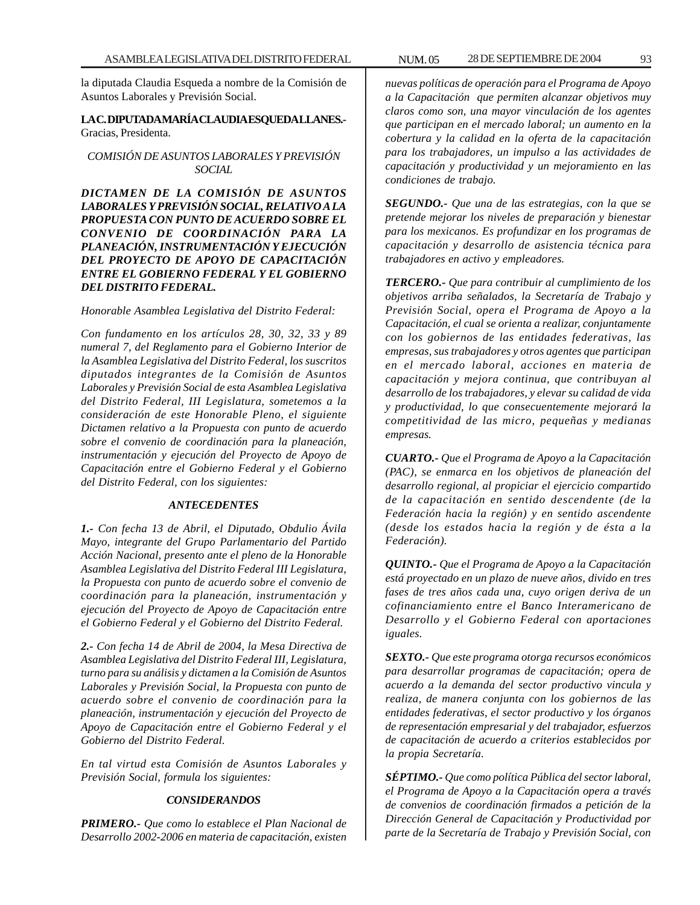la diputada Claudia Esqueda a nombre de la Comisión de Asuntos Laborales y Previsión Social.

**LA C. DIPUTADA MARÍA CLAUDIA ESQUEDA LLANES.-** Gracias, Presidenta.

*COMISIÓN DE ASUNTOS LABORALES Y PREVISIÓN SOCIAL*

***DICTAMEN DE LA COMISIÓN DE ASUNTOS LABORALES Y PREVISIÓN SOCIAL, RELATIVO A LA PROPUESTA CON PUNTO DE ACUERDO SOBRE EL CONVENIO DE COORDINACIÓN PARA LA PLANEACIÓN, INSTRUMENTACIÓN Y EJECUCIÓN DEL PROYECTO DE APOYO DE CAPACITACIÓN ENTRE EL GOBIERNO FEDERAL Y EL GOBIERNO DEL DISTRITO FEDERAL.***

*Honorable Asamblea Legislativa del Distrito Federal:*

*Con fundamento en los artículos 28, 30, 32, 33 y 89 numeral 7, del Reglamento para el Gobierno Interior de la Asamblea Legislativa del Distrito Federal, los suscritos diputados integrantes de la Comisión de Asuntos Laborales y Previsión Social de esta Asamblea Legislativa del Distrito Federal, III Legislatura, sometemos a la consideración de este Honorable Pleno, el siguiente Dictamen relativo a la Propuesta con punto de acuerdo sobre el convenio de coordinación para la planeación, instrumentación y ejecución del Proyecto de Apoyo de Capacitación entre el Gobierno Federal y el Gobierno del Distrito Federal, con los siguientes:*

***ANTECEDENTES***

***1.-** Con fecha 13 de Abril, el Diputado, Obdulio Ávila Mayo, integrante del Grupo Parlamentario del Partido Acción Nacional, presento ante el pleno de la Honorable Asamblea Legislativa del Distrito Federal III Legislatura, la Propuesta con punto de acuerdo sobre el convenio de coordinación para la planeación, instrumentación y ejecución del Proyecto de Apoyo de Capacitación entre el Gobierno Federal y el Gobierno del Distrito Federal.*

***2.-** Con fecha 14 de Abril de 2004, la Mesa Directiva de Asamblea Legislativa del Distrito Federal III, Legislatura, turno para su análisis y dictamen a la Comisión de Asuntos Laborales y Previsión Social, la Propuesta con punto de acuerdo sobre el convenio de coordinación para la planeación, instrumentación y ejecución del Proyecto de Apoyo de Capacitación entre el Gobierno Federal y el Gobierno del Distrito Federal.*

*En tal virtud esta Comisión de Asuntos Laborales y Previsión Social, formula los siguientes:*

***CONSIDERANDOS***

***PRIMERO.-** Que como lo establece el Plan Nacional de Desarrollo 2002-2006 en materia de capacitación, existen nuevas políticas de operación para el Programa de Apoyo a la Capacitación que permiten alcanzar objetivos muy claros como son, una mayor vinculación de los agentes que participan en el mercado laboral; un aumento en la cobertura y la calidad en la oferta de la capacitación para los trabajadores, un impulso a las actividades de capacitación y productividad y un mejoramiento en las condiciones de trabajo.*

***SEGUNDO.-** Que una de las estrategias, con la que se pretende mejorar los niveles de preparación y bienestar para los mexicanos. Es profundizar en los programas de capacitación y desarrollo de asistencia técnica para trabajadores en activo y empleadores.*

***TERCERO.-** Que para contribuir al cumplimiento de los objetivos arriba señalados, la Secretaría de Trabajo y Previsión Social, opera el Programa de Apoyo a la Capacitación, el cual se orienta a realizar, conjuntamente con los gobiernos de las entidades federativas, las empresas, sus trabajadores y otros agentes que participan en el mercado laboral, acciones en materia de capacitación y mejora continua, que contribuyan al desarrollo de los trabajadores, y elevar su calidad de vida y productividad, lo que consecuentemente mejorará la competitividad de las micro, pequeñas y medianas empresas.*

***CUARTO.-** Que el Programa de Apoyo a la Capacitación (PAC), se enmarca en los objetivos de planeación del desarrollo regional, al propiciar el ejercicio compartido de la capacitación en sentido descendente (de la Federación hacia la región) y en sentido ascendente (desde los estados hacia la región y de ésta a la Federación).*

***QUINTO.-** Que el Programa de Apoyo a la Capacitación está proyectado en un plazo de nueve años, divido en tres fases de tres años cada una, cuyo origen deriva de un cofinanciamiento entre el Banco Interamericano de Desarrollo y el Gobierno Federal con aportaciones iguales.*

***SEXTO.-** Que este programa otorga recursos económicos para desarrollar programas de capacitación; opera de acuerdo a la demanda del sector productivo vincula y realiza, de manera conjunta con los gobiernos de las entidades federativas, el sector productivo y los órganos de representación empresarial y del trabajador, esfuerzos de capacitación de acuerdo a criterios establecidos por la propia Secretaría.*

***SÉPTIMO.-** Que como política Pública del sector laboral, el Programa de Apoyo a la Capacitación opera a través de convenios de coordinación firmados a petición de la Dirección General de Capacitación y Productividad por parte de la Secretaría de Trabajo y Previsión Social, con*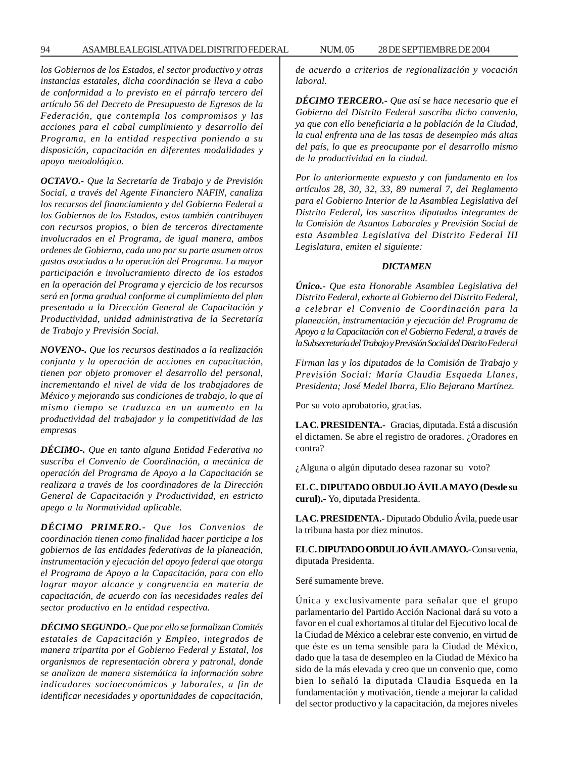*los Gobiernos de los Estados, el sector productivo y otras instancias estatales, dicha coordinación se lleva a cabo de conformidad a lo previsto en el párrafo tercero del artículo 56 del Decreto de Presupuesto de Egresos de la Federación, que contempla los compromisos y las acciones para el cabal cumplimiento y desarrollo del Programa, en la entidad respectiva poniendo a su disposición, capacitación en diferentes modalidades y apoyo metodológico.*

***OCTAVO.-*** *Que la Secretaría de Trabajo y de Previsión Social, a través del Agente Financiero NAFIN, canaliza los recursos del financiamiento y del Gobierno Federal a los Gobiernos de los Estados, estos también contribuyen con recursos propios, o bien de terceros directamente involucrados en el Programa, de igual manera, ambos ordenes de Gobierno, cada uno por su parte asumen otros gastos asociados a la operación del Programa. La mayor participación e involucramiento directo de los estados en la operación del Programa y ejercicio de los recursos será en forma gradual conforme al cumplimiento del plan presentado a la Dirección General de Capacitación y Productividad, unidad administrativa de la Secretaría de Trabajo y Previsión Social.*

***NOVENO-.*** *Que los recursos destinados a la realización conjunta y la operación de acciones en capacitación, tienen por objeto promover el desarrollo del personal, incrementando el nivel de vida de los trabajadores de México y mejorando sus condiciones de trabajo, lo que al mismo tiempo se traduzca en un aumento en la productividad del trabajador y la competitividad de las empresas*

***DÉCIMO-.*** *Que en tanto alguna Entidad Federativa no suscriba el Convenio de Coordinación, a mecánica de operación del Programa de Apoyo a la Capacitación se realizara a través de los coordinadores de la Dirección General de Capacitación y Productividad, en estricto apego a la Normatividad aplicable.*

***DÉCIMO PRIMERO.-*** *Que los Convenios de coordinación tienen como finalidad hacer participe a los gobiernos de las entidades federativas de la planeación, instrumentación y ejecución del apoyo federal que otorga el Programa de Apoyo a la Capacitación, para con ello lograr mayor alcance y congruencia en materia de capacitación, de acuerdo con las necesidades reales del sector productivo en la entidad respectiva.*

***DÉCIMO SEGUNDO.-*** *Que por ello se formalizan Comités estatales de Capacitación y Empleo, integrados de manera tripartita por el Gobierno Federal y Estatal, los organismos de representación obrera y patronal, donde se analizan de manera sistemática la información sobre indicadores socioeconómicos y laborales, a fin de identificar necesidades y oportunidades de capacitación, de acuerdo a criterios de regionalización y vocación laboral.*

***DÉCIMO TERCERO.-*** *Que así se hace necesario que el Gobierno del Distrito Federal suscriba dicho convenio, ya que con ello beneficiaria a la población de la Ciudad, la cual enfrenta una de las tasas de desempleo más altas del país, lo que es preocupante por el desarrollo mismo de la productividad en la ciudad.*

*Por lo anteriormente expuesto y con fundamento en los artículos 28, 30, 32, 33, 89 numeral 7, del Reglamento para el Gobierno Interior de la Asamblea Legislativa del Distrito Federal, los suscritos diputados integrantes de la Comisión de Asuntos Laborales y Previsión Social de esta Asamblea Legislativa del Distrito Federal III Legislatura, emiten el siguiente:*

***DICTAMEN***

***Único.-*** *Que esta Honorable Asamblea Legislativa del Distrito Federal, exhorte al Gobierno del Distrito Federal, a celebrar el Convenio de Coordinación para la planeación, instrumentación y ejecución del Programa de Apoyo a la Capacitación con el Gobierno Federal, a través de la Subsecretaría del Trabajo y Previsión Social del Distrito Federal*

*Firman las y los diputados de la Comisión de Trabajo y Previsión Social: María Claudia Esqueda Llanes, Presidenta; José Medel Ibarra, Elio Bejarano Martínez.*

Por su voto aprobatorio, gracias.

**LA C. PRESIDENTA.-** Gracias, diputada. Está a discusión el dictamen. Se abre el registro de oradores. ¿Oradores en contra?

¿Alguna o algún diputado desea razonar su voto?

**EL C. DIPUTADO OBDULIO ÁVILA MAYO (Desde su curul).-** Yo, diputada Presidenta.

**LA C. PRESIDENTA.-** Diputado Obdulio Ávila, puede usar la tribuna hasta por diez minutos.

**EL C. DIPUTADO OBDULIO ÁVILA MAYO.-** Con su venia, diputada Presidenta.

Seré sumamente breve.

Única y exclusivamente para señalar que el grupo parlamentario del Partido Acción Nacional dará su voto a favor en el cual exhortamos al titular del Ejecutivo local de la Ciudad de México a celebrar este convenio, en virtud de que éste es un tema sensible para la Ciudad de México, dado que la tasa de desempleo en la Ciudad de México ha sido de la más elevada y creo que un convenio que, como bien lo señaló la diputada Claudia Esqueda en la fundamentación y motivación, tiende a mejorar la calidad del sector productivo y la capacitación, da mejores niveles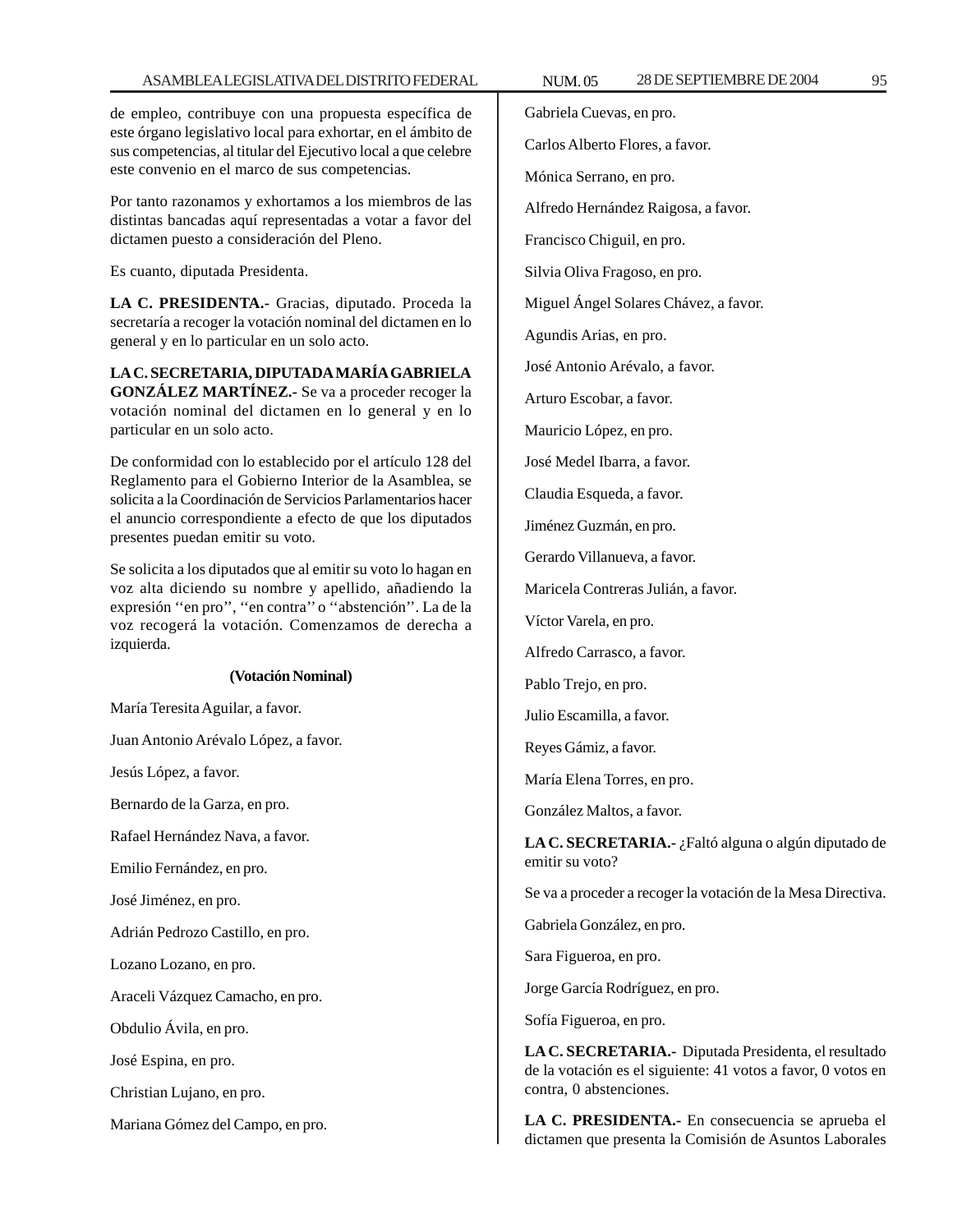de empleo, contribuye con una propuesta específica de este órgano legislativo local para exhortar, en el ámbito de sus competencias, al titular del Ejecutivo local a que celebre este convenio en el marco de sus competencias.

Por tanto razonamos y exhortamos a los miembros de las distintas bancadas aquí representadas a votar a favor del dictamen puesto a consideración del Pleno.

Es cuanto, diputada Presidenta.

**LA C. PRESIDENTA.-** Gracias, diputado. Proceda la secretaría a recoger la votación nominal del dictamen en lo general y en lo particular en un solo acto.

**LA C. SECRETARIA, DIPUTADA MARÍA GABRIELA GONZÁLEZ MARTÍNEZ.-** Se va a proceder recoger la votación nominal del dictamen en lo general y en lo particular en un solo acto.

De conformidad con lo establecido por el artículo 128 del Reglamento para el Gobierno Interior de la Asamblea, se solicita a la Coordinación de Servicios Parlamentarios hacer el anuncio correspondiente a efecto de que los diputados presentes puedan emitir su voto.

Se solicita a los diputados que al emitir su voto lo hagan en voz alta diciendo su nombre y apellido, añadiendo la expresión ''en pro'', ''en contra'' o ''abstención''. La de la voz recogerá la votación. Comenzamos de derecha a izquierda.

**(Votación Nominal)**

María Teresita Aguilar, a favor.

Juan Antonio Arévalo López, a favor.

Jesús López, a favor.

Bernardo de la Garza, en pro.

Rafael Hernández Nava, a favor.

Emilio Fernández, en pro.

José Jiménez, en pro.

Adrián Pedrozo Castillo, en pro.

Lozano Lozano, en pro.

Araceli Vázquez Camacho, en pro.

Obdulio Ávila, en pro.

José Espina, en pro.

Christian Lujano, en pro.

Mariana Gómez del Campo, en pro.

Gabriela Cuevas, en pro.

Carlos Alberto Flores, a favor.

Mónica Serrano, en pro.

Alfredo Hernández Raigosa, a favor.

Francisco Chiguil, en pro.

Silvia Oliva Fragoso, en pro.

Miguel Ángel Solares Chávez, a favor.

Agundis Arias, en pro.

José Antonio Arévalo, a favor.

Arturo Escobar, a favor.

Mauricio López, en pro.

José Medel Ibarra, a favor.

Claudia Esqueda, a favor.

Jiménez Guzmán, en pro.

Gerardo Villanueva, a favor.

Maricela Contreras Julián, a favor.

Víctor Varela, en pro.

Alfredo Carrasco, a favor.

Pablo Trejo, en pro.

Julio Escamilla, a favor.

Reyes Gámiz, a favor.

María Elena Torres, en pro.

González Maltos, a favor.

**LA C. SECRETARIA.-** ¿Faltó alguna o algún diputado de emitir su voto?

Se va a proceder a recoger la votación de la Mesa Directiva.

Gabriela González, en pro.

Sara Figueroa, en pro.

Jorge García Rodríguez, en pro.

Sofía Figueroa, en pro.

**LA C. SECRETARIA.-** Diputada Presidenta, el resultado de la votación es el siguiente: 41 votos a favor, 0 votos en contra, 0 abstenciones.

**LA C. PRESIDENTA.-** En consecuencia se aprueba el dictamen que presenta la Comisión de Asuntos Laborales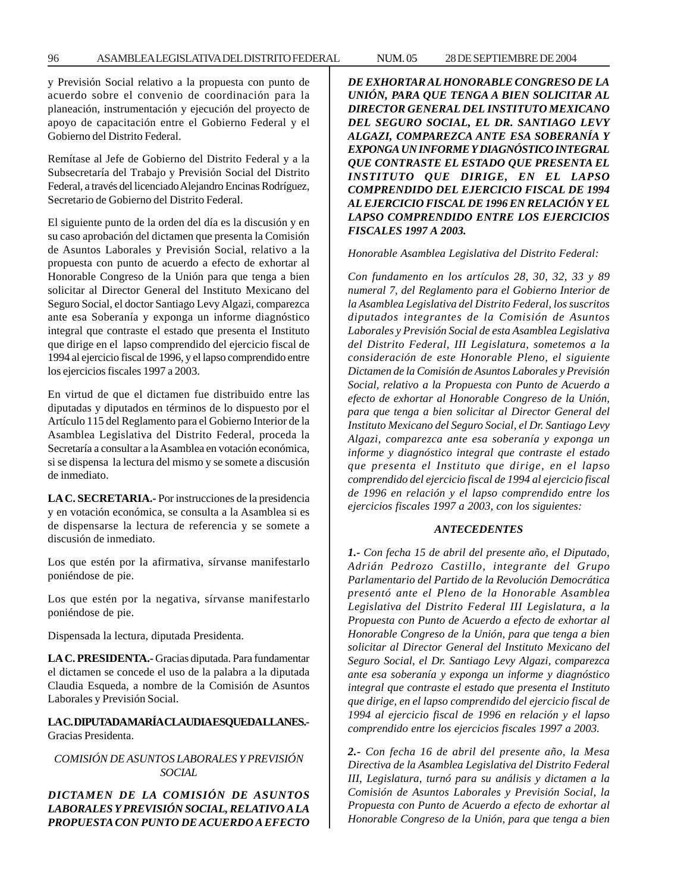y Previsión Social relativo a la propuesta con punto de acuerdo sobre el convenio de coordinación para la planeación, instrumentación y ejecución del proyecto de apoyo de capacitación entre el Gobierno Federal y el Gobierno del Distrito Federal.

Remítase al Jefe de Gobierno del Distrito Federal y a la Subsecretaría del Trabajo y Previsión Social del Distrito Federal, a través del licenciado Alejandro Encinas Rodríguez, Secretario de Gobierno del Distrito Federal.

El siguiente punto de la orden del día es la discusión y en su caso aprobación del dictamen que presenta la Comisión de Asuntos Laborales y Previsión Social, relativo a la propuesta con punto de acuerdo a efecto de exhortar al Honorable Congreso de la Unión para que tenga a bien solicitar al Director General del Instituto Mexicano del Seguro Social, el doctor Santiago Levy Algazi, comparezca ante esa Soberanía y exponga un informe diagnóstico integral que contraste el estado que presenta el Instituto que dirige en el lapso comprendido del ejercicio fiscal de 1994 al ejercicio fiscal de 1996, y el lapso comprendido entre los ejercicios fiscales 1997 a 2003.

En virtud de que el dictamen fue distribuido entre las diputadas y diputados en términos de lo dispuesto por el Artículo 115 del Reglamento para el Gobierno Interior de la Asamblea Legislativa del Distrito Federal, proceda la Secretaría a consultar a la Asamblea en votación económica, si se dispensa la lectura del mismo y se somete a discusión de inmediato.

**LA C. SECRETARIA.-** Por instrucciones de la presidencia y en votación económica, se consulta a la Asamblea si es de dispensarse la lectura de referencia y se somete a discusión de inmediato.

Los que estén por la afirmativa, sírvanse manifestarlo poniéndose de pie.

Los que estén por la negativa, sírvanse manifestarlo poniéndose de pie.

Dispensada la lectura, diputada Presidenta.

**LA C. PRESIDENTA.-** Gracias diputada. Para fundamentar el dictamen se concede el uso de la palabra a la diputada Claudia Esqueda, a nombre de la Comisión de Asuntos Laborales y Previsión Social.

**LA C. DIPUTADA MARÍA CLAUDIA ESQUEDA LLANES.-** Gracias Presidenta.

*COMISIÓN DE ASUNTOS LABORALES Y PREVISIÓN SOCIAL*

***DICTAMEN DE LA COMISIÓN DE ASUNTOS LABORALES Y PREVISIÓN SOCIAL, RELATIVO A LA PROPUESTA CON PUNTO DE ACUERDO A EFECTO DE EXHORTAR AL HONORABLE CONGRESO DE LA UNIÓN, PARA QUE TENGA A BIEN SOLICITAR AL DIRECTOR GENERAL DEL INSTITUTO MEXICANO DEL SEGURO SOCIAL, EL DR. SANTIAGO LEVY ALGAZI, COMPAREZCA ANTE ESA SOBERANÍA Y EXPONGA UN INFORME Y DIAGNÓSTICO INTEGRAL QUE CONTRASTE EL ESTADO QUE PRESENTA EL INSTITUTO QUE DIRIGE, EN EL LAPSO COMPRENDIDO DEL EJERCICIO FISCAL DE 1994 AL EJERCICIO FISCAL DE 1996 EN RELACIÓN Y EL LAPSO COMPRENDIDO ENTRE LOS EJERCICIOS FISCALES 1997 A 2003.***

*Honorable Asamblea Legislativa del Distrito Federal:*

*Con fundamento en los artículos 28, 30, 32, 33 y 89 numeral 7, del Reglamento para el Gobierno Interior de la Asamblea Legislativa del Distrito Federal, los suscritos diputados integrantes de la Comisión de Asuntos Laborales y Previsión Social de esta Asamblea Legislativa del Distrito Federal, III Legislatura, sometemos a la consideración de este Honorable Pleno, el siguiente Dictamen de la Comisión de Asuntos Laborales y Previsión Social, relativo a la Propuesta con Punto de Acuerdo a efecto de exhortar al Honorable Congreso de la Unión, para que tenga a bien solicitar al Director General del Instituto Mexicano del Seguro Social, el Dr. Santiago Levy Algazi, comparezca ante esa soberanía y exponga un informe y diagnóstico integral que contraste el estado que presenta el Instituto que dirige, en el lapso comprendido del ejercicio fiscal de 1994 al ejercicio fiscal de 1996 en relación y el lapso comprendido entre los ejercicios fiscales 1997 a 2003, con los siguientes:*

***ANTECEDENTES***

***1.-*** *Con fecha 15 de abril del presente año, el Diputado, Adrián Pedrozo Castillo, integrante del Grupo Parlamentario del Partido de la Revolución Democrática presentó ante el Pleno de la Honorable Asamblea Legislativa del Distrito Federal III Legislatura, a la Propuesta con Punto de Acuerdo a efecto de exhortar al Honorable Congreso de la Unión, para que tenga a bien solicitar al Director General del Instituto Mexicano del Seguro Social, el Dr. Santiago Levy Algazi, comparezca ante esa soberanía y exponga un informe y diagnóstico integral que contraste el estado que presenta el Instituto que dirige, en el lapso comprendido del ejercicio fiscal de 1994 al ejercicio fiscal de 1996 en relación y el lapso comprendido entre los ejercicios fiscales 1997 a 2003.*

***2.-*** *Con fecha 16 de abril del presente año, la Mesa Directiva de la Asamblea Legislativa del Distrito Federal III, Legislatura, turnó para su análisis y dictamen a la Comisión de Asuntos Laborales y Previsión Social, la Propuesta con Punto de Acuerdo a efecto de exhortar al Honorable Congreso de la Unión, para que tenga a bien*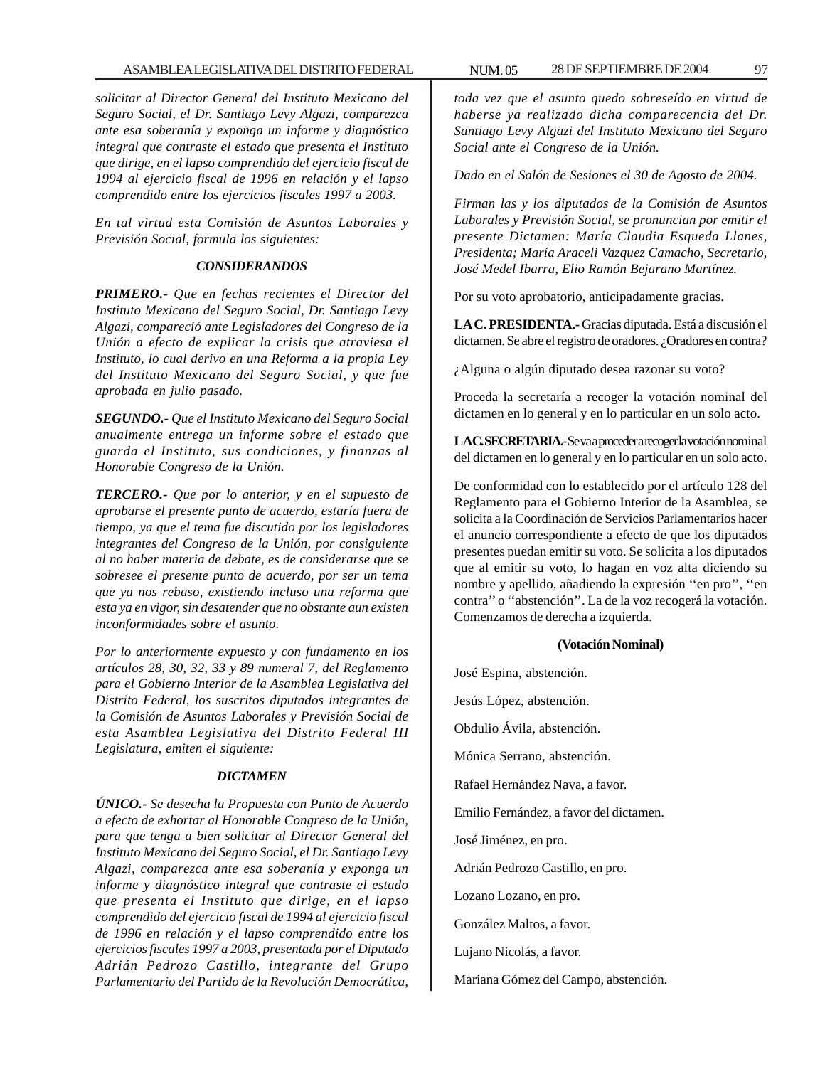*solicitar al Director General del Instituto Mexicano del Seguro Social, el Dr. Santiago Levy Algazi, comparezca ante esa soberanía y exponga un informe y diagnóstico integral que contraste el estado que presenta el Instituto que dirige, en el lapso comprendido del ejercicio fiscal de 1994 al ejercicio fiscal de 1996 en relación y el lapso comprendido entre los ejercicios fiscales 1997 a 2003.*

*En tal virtud esta Comisión de Asuntos Laborales y Previsión Social, formula los siguientes:*

***CONSIDERANDOS***

***PRIMERO.-*** *Que en fechas recientes el Director del Instituto Mexicano del Seguro Social, Dr. Santiago Levy Algazi, compareció ante Legisladores del Congreso de la Unión a efecto de explicar la crisis que atraviesa el Instituto, lo cual derivo en una Reforma a la propia Ley del Instituto Mexicano del Seguro Social, y que fue aprobada en julio pasado.*

***SEGUNDO.-*** *Que el Instituto Mexicano del Seguro Social anualmente entrega un informe sobre el estado que guarda el Instituto, sus condiciones, y finanzas al Honorable Congreso de la Unión.*

***TERCERO.-*** *Que por lo anterior, y en el supuesto de aprobarse el presente punto de acuerdo, estaría fuera de tiempo, ya que el tema fue discutido por los legisladores integrantes del Congreso de la Unión, por consiguiente al no haber materia de debate, es de considerarse que se sobresee el presente punto de acuerdo, por ser un tema que ya nos rebaso, existiendo incluso una reforma que esta ya en vigor, sin desatender que no obstante aun existen inconformidades sobre el asunto.*

*Por lo anteriormente expuesto y con fundamento en los artículos 28, 30, 32, 33 y 89 numeral 7, del Reglamento para el Gobierno Interior de la Asamblea Legislativa del Distrito Federal, los suscritos diputados integrantes de la Comisión de Asuntos Laborales y Previsión Social de esta Asamblea Legislativa del Distrito Federal III Legislatura, emiten el siguiente:*

***DICTAMEN***

***ÚNICO.-*** *Se desecha la Propuesta con Punto de Acuerdo a efecto de exhortar al Honorable Congreso de la Unión, para que tenga a bien solicitar al Director General del Instituto Mexicano del Seguro Social, el Dr. Santiago Levy Algazi, comparezca ante esa soberanía y exponga un informe y diagnóstico integral que contraste el estado que presenta el Instituto que dirige, en el lapso comprendido del ejercicio fiscal de 1994 al ejercicio fiscal de 1996 en relación y el lapso comprendido entre los ejercicios fiscales 1997 a 2003, presentada por el Diputado Adrián Pedrozo Castillo, integrante del Grupo Parlamentario del Partido de la Revolución Democrática, toda vez que el asunto quedo sobreseído en virtud de haberse ya realizado dicha comparecencia del Dr. Santiago Levy Algazi del Instituto Mexicano del Seguro Social ante el Congreso de la Unión.*

*Dado en el Salón de Sesiones el 30 de Agosto de 2004.*

*Firman las y los diputados de la Comisión de Asuntos Laborales y Previsión Social, se pronuncian por emitir el presente Dictamen: María Claudia Esqueda Llanes, Presidenta; María Araceli Vazquez Camacho, Secretario, José Medel Ibarra, Elio Ramón Bejarano Martínez.*

Por su voto aprobatorio, anticipadamente gracias.

**LA C. PRESIDENTA.-** Gracias diputada. Está a discusión el dictamen. Se abre el registro de oradores. ¿Oradores en contra?

¿Alguna o algún diputado desea razonar su voto?

Proceda la secretaría a recoger la votación nominal del dictamen en lo general y en lo particular en un solo acto.

**LA C. SECRETARIA.-** Se va a proceder a recoger la votación nominal del dictamen en lo general y en lo particular en un solo acto.

De conformidad con lo establecido por el artículo 128 del Reglamento para el Gobierno Interior de la Asamblea, se solicita a la Coordinación de Servicios Parlamentarios hacer el anuncio correspondiente a efecto de que los diputados presentes puedan emitir su voto. Se solicita a los diputados que al emitir su voto, lo hagan en voz alta diciendo su nombre y apellido, añadiendo la expresión ''en pro'', ''en contra'' o ''abstención''. La de la voz recogerá la votación. Comenzamos de derecha a izquierda.

**(Votación Nominal)**

José Espina, abstención.

Jesús López, abstención.

Obdulio Ávila, abstención.

Mónica Serrano, abstención.

Rafael Hernández Nava, a favor.

Emilio Fernández, a favor del dictamen.

José Jiménez, en pro.

Adrián Pedrozo Castillo, en pro.

Lozano Lozano, en pro.

González Maltos, a favor.

Lujano Nicolás, a favor.

Mariana Gómez del Campo, abstención.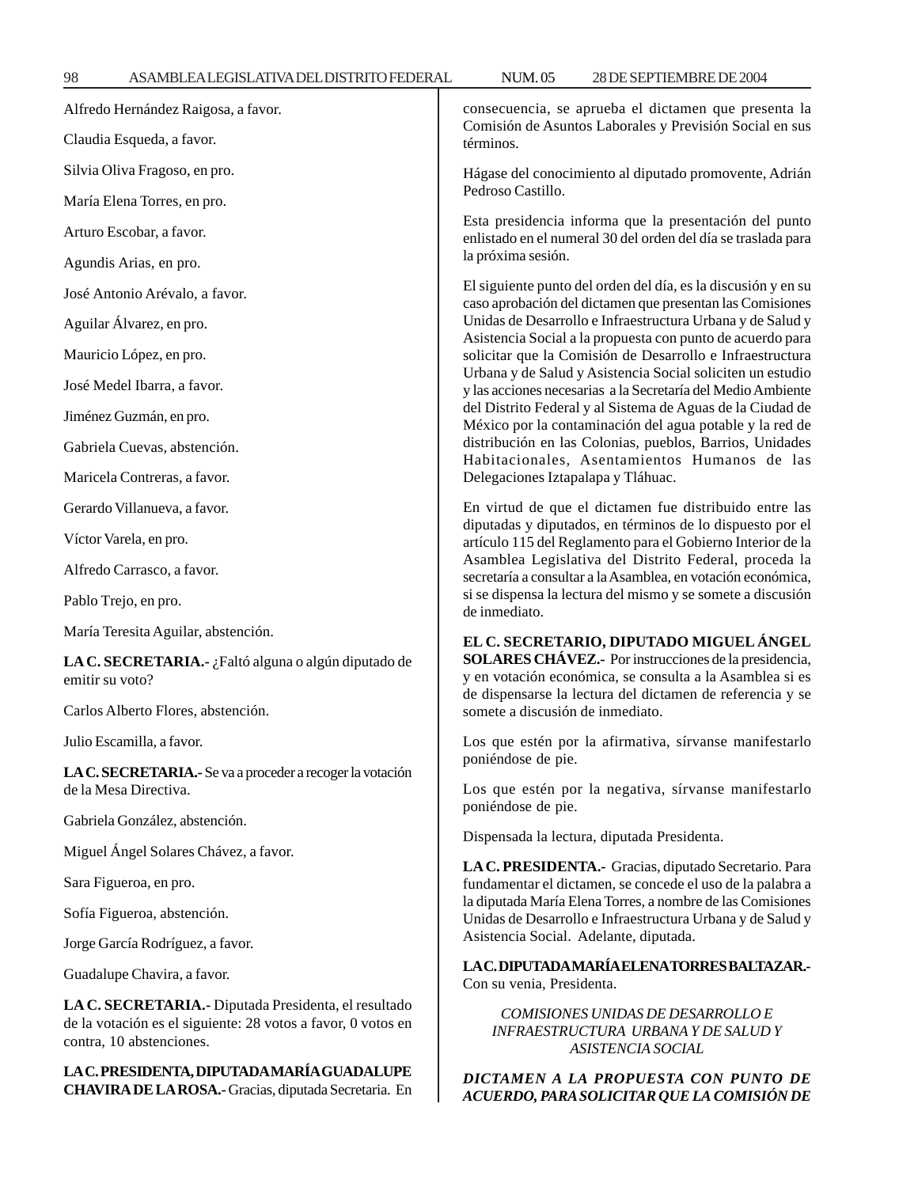Alfredo Hernández Raigosa, a favor.

Claudia Esqueda, a favor.

Silvia Oliva Fragoso, en pro.

María Elena Torres, en pro.

Arturo Escobar, a favor.

Agundis Arias, en pro.

José Antonio Arévalo, a favor.

Aguilar Álvarez, en pro.

Mauricio López, en pro.

José Medel Ibarra, a favor.

Jiménez Guzmán, en pro.

Gabriela Cuevas, abstención.

Maricela Contreras, a favor.

Gerardo Villanueva, a favor.

Víctor Varela, en pro.

Alfredo Carrasco, a favor.

Pablo Trejo, en pro.

María Teresita Aguilar, abstención.

**LA C. SECRETARIA.-** ¿Faltó alguna o algún diputado de emitir su voto?

Carlos Alberto Flores, abstención.

Julio Escamilla, a favor.

**LA C. SECRETARIA.-** Se va a proceder a recoger la votación de la Mesa Directiva.

Gabriela González, abstención.

Miguel Ángel Solares Chávez, a favor.

Sara Figueroa, en pro.

Sofía Figueroa, abstención.

Jorge García Rodríguez, a favor.

Guadalupe Chavira, a favor.

**LA C. SECRETARIA.-** Diputada Presidenta, el resultado de la votación es el siguiente: 28 votos a favor, 0 votos en contra, 10 abstenciones.

**LA C. PRESIDENTA, DIPUTADA MARÍA GUADALUPE CHAVIRA DE LA ROSA.-** Gracias, diputada Secretaria. En consecuencia, se aprueba el dictamen que presenta la Comisión de Asuntos Laborales y Previsión Social en sus términos.

Hágase del conocimiento al diputado promovente, Adrián Pedroso Castillo.

Esta presidencia informa que la presentación del punto enlistado en el numeral 30 del orden del día se traslada para la próxima sesión.

El siguiente punto del orden del día, es la discusión y en su caso aprobación del dictamen que presentan las Comisiones Unidas de Desarrollo e Infraestructura Urbana y de Salud y Asistencia Social a la propuesta con punto de acuerdo para solicitar que la Comisión de Desarrollo e Infraestructura Urbana y de Salud y Asistencia Social soliciten un estudio y las acciones necesarias a la Secretaría del Medio Ambiente del Distrito Federal y al Sistema de Aguas de la Ciudad de México por la contaminación del agua potable y la red de distribución en las Colonias, pueblos, Barrios, Unidades Habitacionales, Asentamientos Humanos de las Delegaciones Iztapalapa y Tláhuac.

En virtud de que el dictamen fue distribuido entre las diputadas y diputados, en términos de lo dispuesto por el artículo 115 del Reglamento para el Gobierno Interior de la Asamblea Legislativa del Distrito Federal, proceda la secretaría a consultar a la Asamblea, en votación económica, si se dispensa la lectura del mismo y se somete a discusión de inmediato.

**EL C. SECRETARIO, DIPUTADO MIGUEL ÁNGEL SOLARES CHÁVEZ.-** Por instrucciones de la presidencia, y en votación económica, se consulta a la Asamblea si es de dispensarse la lectura del dictamen de referencia y se somete a discusión de inmediato.

Los que estén por la afirmativa, sírvanse manifestarlo poniéndose de pie.

Los que estén por la negativa, sírvanse manifestarlo poniéndose de pie.

Dispensada la lectura, diputada Presidenta.

**LA C. PRESIDENTA.-** Gracias, diputado Secretario. Para fundamentar el dictamen, se concede el uso de la palabra a la diputada María Elena Torres, a nombre de las Comisiones Unidas de Desarrollo e Infraestructura Urbana y de Salud y Asistencia Social. Adelante, diputada.

**LA C. DIPUTADA MARÍA ELENA TORRES BALTAZAR.-** Con su venia, Presidenta.

*COMISIONES UNIDAS DE DESARROLLO E INFRAESTRUCTURA URBANA Y DE SALUD Y ASISTENCIA SOCIAL*

***DICTAMEN A LA PROPUESTA CON PUNTO DE ACUERDO, PARA SOLICITAR QUE LA COMISIÓN DE***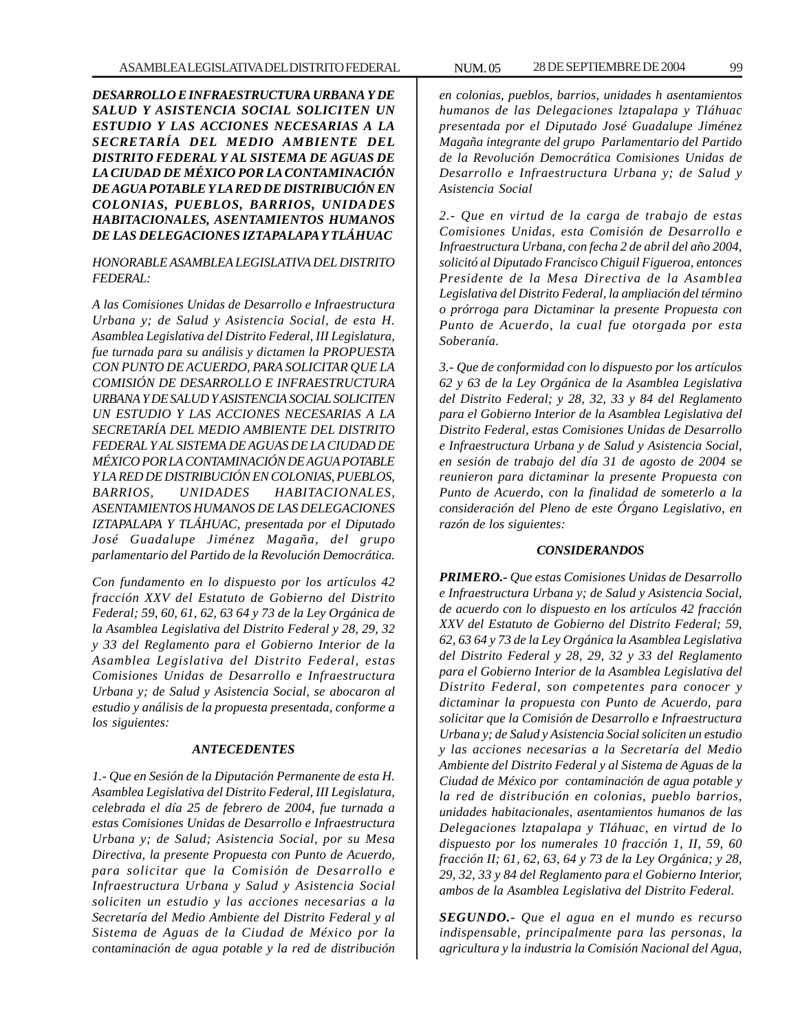***DESARROLLO E INFRAESTRUCTURA URBANA Y DE SALUD Y ASISTENCIA SOCIAL SOLICITEN UN ESTUDIO Y LAS ACCIONES NECESARIAS A LA SECRETARÍA DEL MEDIO AMBIENTE DEL DISTRITO FEDERAL Y AL SISTEMA DE AGUAS DE LA CIUDAD DE MÉXICO POR LA CONTAMINACIÓN DE AGUA POTABLE Y LA RED DE DISTRIBUCIÓN EN COLONIAS, PUEBLOS, BARRIOS, UNIDADES HABITACIONALES, ASENTAMIENTOS HUMANOS DE LAS DELEGACIONES IZTAPALAPA Y TLÁHUAC***

*HONORABLE ASAMBLEA LEGISLATIVA DEL DISTRITO FEDERAL:*

*A las Comisiones Unidas de Desarrollo e Infraestructura Urbana y; de Salud y Asistencia Social, de esta H. Asamblea Legislativa del Distrito Federal, III Legislatura, fue turnada para su análisis y dictamen la PROPUESTA CON PUNTO DE ACUERDO, PARA SOLICITAR QUE LA COMISIÓN DE DESARROLLO E INFRAESTRUCTURA URBANA Y DE SALUD Y ASISTENCIA SOCIAL SOLICITEN UN ESTUDIO Y LAS ACCIONES NECESARIAS A LA SECRETARÍA DEL MEDIO AMBIENTE DEL DISTRITO FEDERAL Y AL SISTEMA DE AGUAS DE LA CIUDAD DE MÉXICO POR LA CONTAMINACIÓN DE AGUA POTABLE Y LA RED DE DISTRIBUCIÓN EN COLONIAS, PUEBLOS, BARRIOS, UNIDADES HABITACIONALES, ASENTAMIENTOS HUMANOS DE LAS DELEGACIONES IZTAPALAPA Y TLÁHUAC, presentada por el Diputado José Guadalupe Jiménez Magaña, del grupo parlamentario del Partido de la Revolución Democrática.*

*Con fundamento en lo dispuesto por los artículos 42 fracción XXV del Estatuto de Gobierno del Distrito Federal; 59, 60, 61, 62, 63 64 y 73 de la Ley Orgánica de la Asamblea Legislativa del Distrito Federal y 28, 29, 32 y 33 del Reglamento para el Gobierno Interior de la Asamblea Legislativa del Distrito Federal, estas Comisiones Unidas de Desarrollo e Infraestructura Urbana y; de Salud y Asistencia Social, se abocaron al estudio y análisis de la propuesta presentada, conforme a los siguientes:*

***ANTECEDENTES***

*1.- Que en Sesión de la Diputación Permanente de esta H. Asamblea Legislativa del Distrito Federal, III Legislatura, celebrada el día 25 de febrero de 2004, fue turnada a estas Comisiones Unidas de Desarrollo e Infraestructura Urbana y; de Salud; Asistencia Social, por su Mesa Directiva, la presente Propuesta con Punto de Acuerdo, para solicitar que la Comisión de Desarrollo e Infraestructura Urbana y Salud y Asistencia Social soliciten un estudio y las acciones necesarias a la Secretaría del Medio Ambiente del Distrito Federal y al Sistema de Aguas de la Ciudad de México por la contaminación de agua potable y la red de distribución en colonias, pueblos, barrios, unidades h asentamientos humanos de las Delegaciones lztapalapa y TIáhuac presentada por el Diputado José Guadalupe Jiménez Magaña integrante del grupo Parlamentario del Partido de la Revolución Democrática Comisiones Unidas de Desarrollo e Infraestructura Urbana y; de Salud y Asistencia Social*

*2.- Que en virtud de la carga de trabajo de estas Comisiones Unidas, esta Comisión de Desarrollo e Infraestructura Urbana, con fecha 2 de abril del año 2004, solicitó al Diputado Francisco Chiguil Figueroa, entonces Presidente de la Mesa Directiva de la Asamblea Legislativa del Distrito Federal, la ampliación del término o prórroga para Dictaminar la presente Propuesta con Punto de Acuerdo, la cual fue otorgada por esta Soberanía.*

*3.- Que de conformidad con lo dispuesto por los artículos 62 y 63 de la Ley Orgánica de la Asamblea Legislativa del Distrito Federal; y 28, 32, 33 y 84 del Reglamento para el Gobierno Interior de la Asamblea Legislativa del Distrito Federal, estas Comisiones Unidas de Desarrollo e Infraestructura Urbana y de Salud y Asistencia Social, en sesión de trabajo del día 31 de agosto de 2004 se reunieron para dictaminar la presente Propuesta con Punto de Acuerdo, con la finalidad de someterlo a la consideración del Pleno de este Órgano Legislativo, en razón de los siguientes:*

***CONSIDERANDOS***

***PRIMERO.-*** *Que estas Comisiones Unidas de Desarrollo e Infraestructura Urbana y; de Salud y Asistencia Social, de acuerdo con lo dispuesto en los artículos 42 fracción XXV del Estatuto de Gobierno del Distrito Federal; 59, 62, 63 64 y 73 de la Ley Orgánica la Asamblea Legislativa del Distrito Federal y 28, 29, 32 y 33 del Reglamento para el Gobierno Interior de la Asamblea Legislativa del Distrito Federal, son competentes para conocer y dictaminar la propuesta con Punto de Acuerdo, para solicitar que la Comisión de Desarrollo e Infraestructura Urbana y; de Salud y Asistencia Social soliciten un estudio y las acciones necesarias a la Secretaría del Medio Ambiente del Distrito Federal y al Sistema de Aguas de la Ciudad de México por contaminación de agua potable y la red de distribución en colonias, pueblo barrios, unidades habitacionales, asentamientos humanos de las Delegaciones lztapalapa y Tláhuac, en virtud de lo dispuesto por los numerales 10 fracción 1, II, 59, 60 fracción II; 61, 62, 63, 64 y 73 de la Ley Orgánica; y 28, 29, 32, 33 y 84 del Reglamento para el Gobierno Interior, ambos de la Asamblea Legislativa del Distrito Federal.*

***SEGUNDO.-*** *Que el agua en el mundo es recurso indispensable, principalmente para las personas, la agricultura y la industria la Comisión Nacional del Agua,*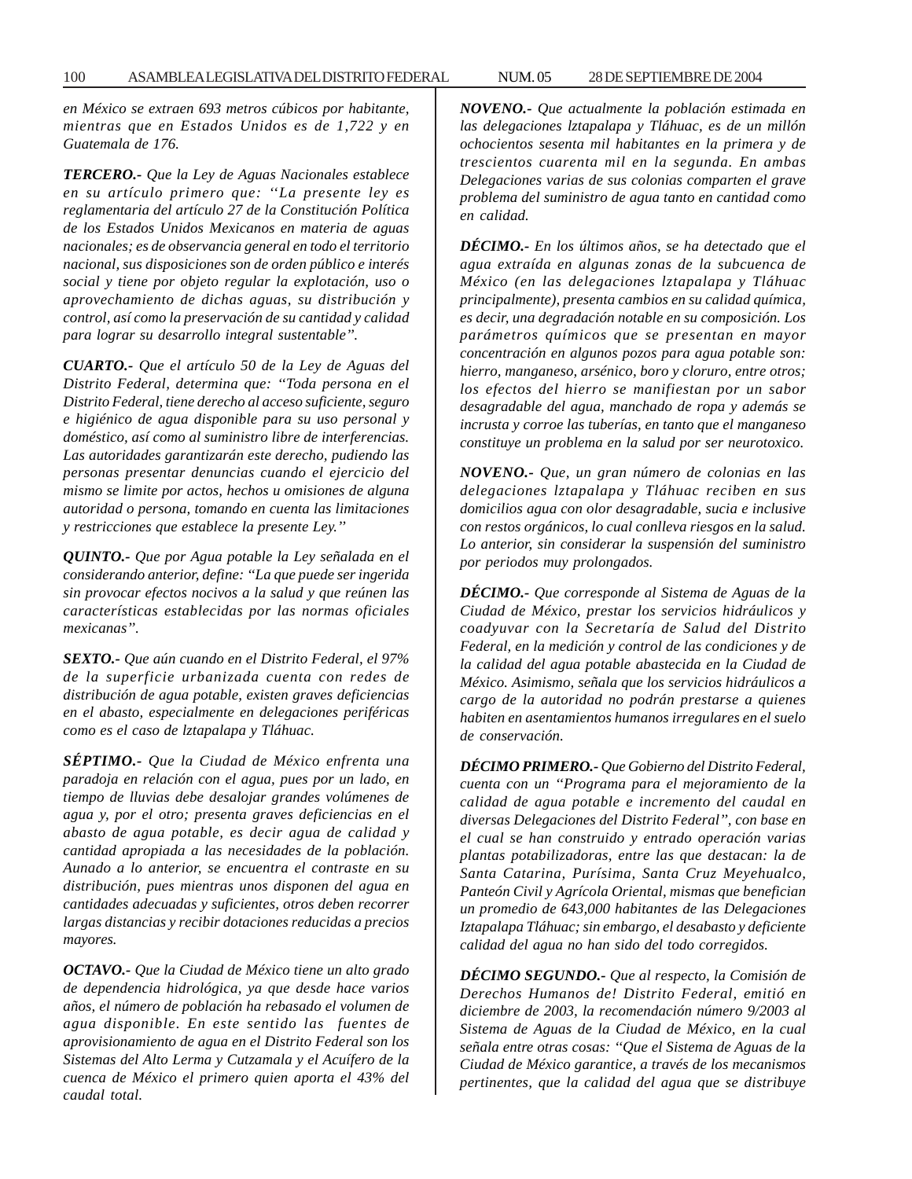*en México se extraen 693 metros cúbicos por habitante, mientras que en Estados Unidos es de 1,722 y en Guatemala de 176.*

***TERCERO.-*** *Que la Ley de Aguas Nacionales establece en su artículo primero que: ''La presente ley es reglamentaria del artículo 27 de la Constitución Política de los Estados Unidos Mexicanos en materia de aguas nacionales; es de observancia general en todo el territorio nacional, sus disposiciones son de orden público e interés social y tiene por objeto regular la explotación, uso o aprovechamiento de dichas aguas, su distribución y control, así como la preservación de su cantidad y calidad para lograr su desarrollo integral sustentable''.*

***CUARTO.-*** *Que el artículo 50 de la Ley de Aguas del Distrito Federal, determina que: ''Toda persona en el Distrito Federal, tiene derecho al acceso suficiente, seguro e higiénico de agua disponible para su uso personal y doméstico, así como al suministro libre de interferencias. Las autoridades garantizarán este derecho, pudiendo las personas presentar denuncias cuando el ejercicio del mismo se limite por actos, hechos u omisiones de alguna autoridad o persona, tomando en cuenta las limitaciones y restricciones que establece la presente Ley.''*

***QUINTO.-*** *Que por Agua potable la Ley señalada en el considerando anterior, define: ''La que puede ser ingerida sin provocar efectos nocivos a la salud y que reúnen las características establecidas por las normas oficiales mexicanas''.*

***SEXTO.-*** *Que aún cuando en el Distrito Federal, el 97% de la superficie urbanizada cuenta con redes de distribución de agua potable, existen graves deficiencias en el abasto, especialmente en delegaciones periféricas como es el caso de lztapalapa y Tláhuac.*

***SÉPTIMO.-*** *Que la Ciudad de México enfrenta una paradoja en relación con el agua, pues por un lado, en tiempo de lluvias debe desalojar grandes volúmenes de agua y, por el otro; presenta graves deficiencias en el abasto de agua potable, es decir agua de calidad y cantidad apropiada a las necesidades de la población. Aunado a lo anterior, se encuentra el contraste en su distribución, pues mientras unos disponen del agua en cantidades adecuadas y suficientes, otros deben recorrer largas distancias y recibir dotaciones reducidas a precios mayores.*

***OCTAVO.-*** *Que la Ciudad de México tiene un alto grado de dependencia hidrológica, ya que desde hace varios años, el número de población ha rebasado el volumen de agua disponible. En este sentido las fuentes de aprovisionamiento de agua en el Distrito Federal son los Sistemas del Alto Lerma y Cutzamala y el Acuífero de la cuenca de México el primero quien aporta el 43% del caudal total.*

***NOVENO.-*** *Que actualmente la población estimada en las delegaciones lztapalapa y Tláhuac, es de un millón ochocientos sesenta mil habitantes en la primera y de trescientos cuarenta mil en la segunda. En ambas Delegaciones varias de sus colonias comparten el grave problema del suministro de agua tanto en cantidad como en calidad.*

***DÉCIMO.-*** *En los últimos años, se ha detectado que el agua extraída en algunas zonas de la subcuenca de México (en las delegaciones lztapalapa y Tláhuac principalmente), presenta cambios en su calidad química, es decir, una degradación notable en su composición. Los parámetros químicos que se presentan en mayor concentración en algunos pozos para agua potable son: hierro, manganeso, arsénico, boro y cloruro, entre otros; los efectos del hierro se manifiestan por un sabor desagradable del agua, manchado de ropa y además se incrusta y corroe las tuberías, en tanto que el manganeso constituye un problema en la salud por ser neurotoxico.*

***NOVENO.-*** *Que, un gran número de colonias en las delegaciones lztapalapa y Tláhuac reciben en sus domicilios agua con olor desagradable, sucia e inclusive con restos orgánicos, lo cual conlleva riesgos en la salud. Lo anterior, sin considerar la suspensión del suministro por periodos muy prolongados.*

***DÉCIMO.-*** *Que corresponde al Sistema de Aguas de la Ciudad de México, prestar los servicios hidráulicos y coadyuvar con la Secretaría de Salud del Distrito Federal, en la medición y control de las condiciones y de la calidad del agua potable abastecida en la Ciudad de México. Asimismo, señala que los servicios hidráulicos a cargo de la autoridad no podrán prestarse a quienes habiten en asentamientos humanos irregulares en el suelo de conservación.*

***DÉCIMO PRIMERO.-*** *Que Gobierno del Distrito Federal, cuenta con un ''Programa para el mejoramiento de la calidad de agua potable e incremento del caudal en diversas Delegaciones del Distrito Federal'', con base en el cual se han construido y entrado operación varias plantas potabilizadoras, entre las que destacan: la de Santa Catarina, Purísima, Santa Cruz Meyehualco, Panteón Civil y Agrícola Oriental, mismas que benefician un promedio de 643,000 habitantes de las Delegaciones Iztapalapa Tláhuac; sin embargo, el desabasto y deficiente calidad del agua no han sido del todo corregidos.*

***DÉCIMO SEGUNDO.-*** *Que al respecto, la Comisión de Derechos Humanos de! Distrito Federal, emitió en diciembre de 2003, la recomendación número 9/2003 al Sistema de Aguas de la Ciudad de México, en la cual señala entre otras cosas: ''Que el Sistema de Aguas de la Ciudad de México garantice, a través de los mecanismos pertinentes, que la calidad del agua que se distribuye*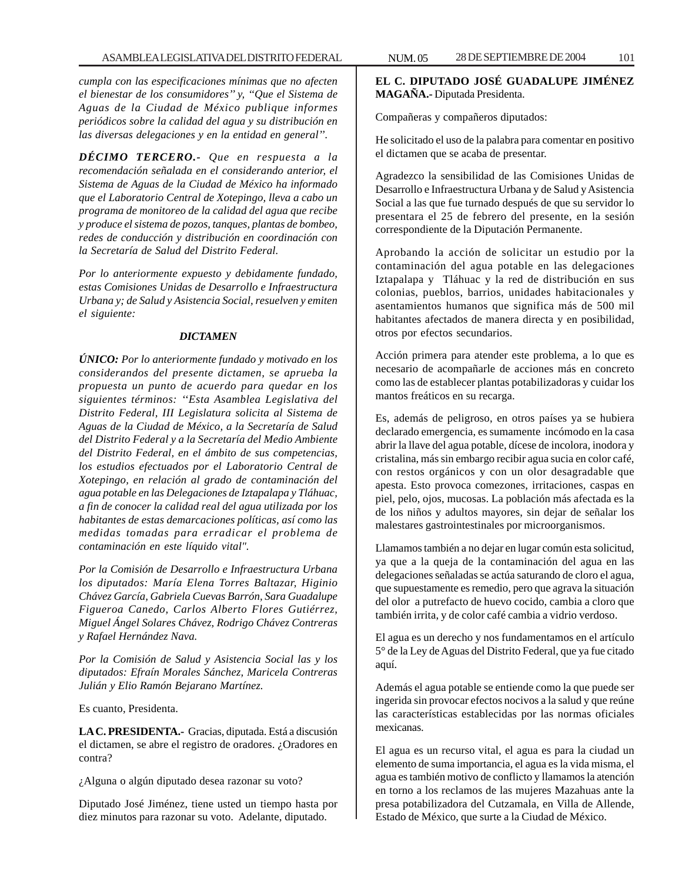*cumpla con las especificaciones mínimas que no afecten el bienestar de los consumidores" y, "Que el Sistema de Aguas de la Ciudad de México publique informes periódicos sobre la calidad del agua y su distribución en las diversas delegaciones y en la entidad en general".*

***DÉCIMO TERCERO.-** Que en respuesta a la recomendación señalada en el considerando anterior, el Sistema de Aguas de la Ciudad de México ha informado que el Laboratorio Central de Xotepingo, lleva a cabo un programa de monitoreo de la calidad del agua que recibe y produce el sistema de pozos, tanques, plantas de bombeo, redes de conducción y distribución en coordinación con la Secretaría de Salud del Distrito Federal.*

*Por lo anteriormente expuesto y debidamente fundado, estas Comisiones Unidas de Desarrollo e Infraestructura Urbana y; de Salud y Asistencia Social, resuelven y emiten el siguiente:*

***DICTAMEN***

***ÚNICO:** Por lo anteriormente fundado y motivado en los considerandos del presente dictamen, se aprueba la propuesta un punto de acuerdo para quedar en los siguientes términos: "Esta Asamblea Legislativa del Distrito Federal, III Legislatura solicita al Sistema de Aguas de la Ciudad de México, a la Secretaría de Salud del Distrito Federal y a la Secretaría del Medio Ambiente del Distrito Federal, en el ámbito de sus competencias, los estudios efectuados por el Laboratorio Central de Xotepingo, en relación al grado de contaminación del agua potable en las Delegaciones de Iztapalapa y Tláhuac, a fin de conocer la calidad real del agua utilizada por los habitantes de estas demarcaciones políticas, así como las medidas tomadas para erradicar el problema de contaminación en este líquido vital".*

*Por la Comisión de Desarrollo e Infraestructura Urbana los diputados: María Elena Torres Baltazar, Higinio Chávez García, Gabriela Cuevas Barrón, Sara Guadalupe Figueroa Canedo, Carlos Alberto Flores Gutiérrez, Miguel Ángel Solares Chávez, Rodrigo Chávez Contreras y Rafael Hernández Nava.*

*Por la Comisión de Salud y Asistencia Social las y los diputados: Efraín Morales Sánchez, Maricela Contreras Julián y Elio Ramón Bejarano Martínez.*

Es cuanto, Presidenta.

**LA C. PRESIDENTA.-** Gracias, diputada. Está a discusión el dictamen, se abre el registro de oradores. ¿Oradores en contra?

¿Alguna o algún diputado desea razonar su voto?

Diputado José Jiménez, tiene usted un tiempo hasta por diez minutos para razonar su voto. Adelante, diputado.

**EL C. DIPUTADO JOSÉ GUADALUPE JIMÉNEZ MAGAÑA.-** Diputada Presidenta.

Compañeras y compañeros diputados:

He solicitado el uso de la palabra para comentar en positivo el dictamen que se acaba de presentar.

Agradezco la sensibilidad de las Comisiones Unidas de Desarrollo e Infraestructura Urbana y de Salud y Asistencia Social a las que fue turnado después de que su servidor lo presentara el 25 de febrero del presente, en la sesión correspondiente de la Diputación Permanente.

Aprobando la acción de solicitar un estudio por la contaminación del agua potable en las delegaciones Iztapalapa y Tláhuac y la red de distribución en sus colonias, pueblos, barrios, unidades habitacionales y asentamientos humanos que significa más de 500 mil habitantes afectados de manera directa y en posibilidad, otros por efectos secundarios.

Acción primera para atender este problema, a lo que es necesario de acompañarle de acciones más en concreto como las de establecer plantas potabilizadoras y cuidar los mantos freáticos en su recarga.

Es, además de peligroso, en otros países ya se hubiera declarado emergencia, es sumamente incómodo en la casa abrir la llave del agua potable, dícese de incolora, inodora y cristalina, más sin embargo recibir agua sucia en color café, con restos orgánicos y con un olor desagradable que apesta. Esto provoca comezones, irritaciones, caspas en piel, pelo, ojos, mucosas. La población más afectada es la de los niños y adultos mayores, sin dejar de señalar los malestares gastrointestinales por microorganismos.

Llamamos también a no dejar en lugar común esta solicitud, ya que a la queja de la contaminación del agua en las delegaciones señaladas se actúa saturando de cloro el agua, que supuestamente es remedio, pero que agrava la situación del olor a putrefacto de huevo cocido, cambia a cloro que también irrita, y de color café cambia a vidrio verdoso.

El agua es un derecho y nos fundamentamos en el artículo 5° de la Ley de Aguas del Distrito Federal, que ya fue citado aquí.

Además el agua potable se entiende como la que puede ser ingerida sin provocar efectos nocivos a la salud y que reúne las características establecidas por las normas oficiales mexicanas.

El agua es un recurso vital, el agua es para la ciudad un elemento de suma importancia, el agua es la vida misma, el agua es también motivo de conflicto y llamamos la atención en torno a los reclamos de las mujeres Mazahuas ante la presa potabilizadora del Cutzamala, en Villa de Allende, Estado de México, que surte a la Ciudad de México.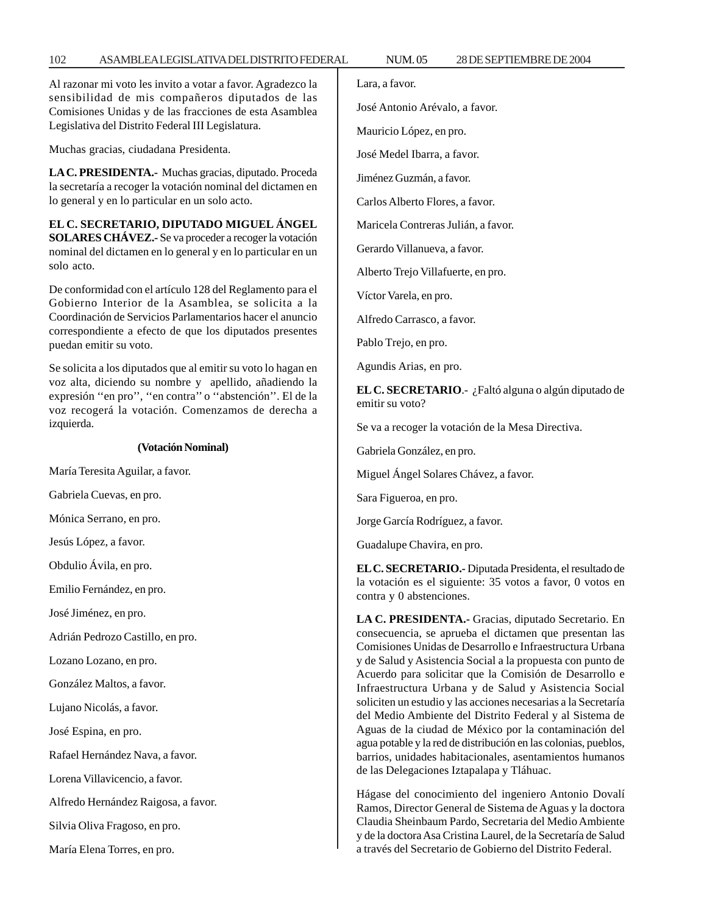Al razonar mi voto les invito a votar a favor. Agradezco la sensibilidad de mis compañeros diputados de las Comisiones Unidas y de las fracciones de esta Asamblea Legislativa del Distrito Federal III Legislatura.

Muchas gracias, ciudadana Presidenta.

**LA C. PRESIDENTA.-** Muchas gracias, diputado. Proceda la secretaría a recoger la votación nominal del dictamen en lo general y en lo particular en un solo acto.

**EL C. SECRETARIO, DIPUTADO MIGUEL ÁNGEL SOLARES CHÁVEZ.-** Se va proceder a recoger la votación nominal del dictamen en lo general y en lo particular en un solo acto.

De conformidad con el artículo 128 del Reglamento para el Gobierno Interior de la Asamblea, se solicita a la Coordinación de Servicios Parlamentarios hacer el anuncio correspondiente a efecto de que los diputados presentes puedan emitir su voto.

Se solicita a los diputados que al emitir su voto lo hagan en voz alta, diciendo su nombre y apellido, añadiendo la expresión ''en pro'', ''en contra'' o ''abstención''. El de la voz recogerá la votación. Comenzamos de derecha a izquierda.

**(Votación Nominal)**

María Teresita Aguilar, a favor.

Gabriela Cuevas, en pro.

Mónica Serrano, en pro.

Jesús López, a favor.

Obdulio Ávila, en pro.

Emilio Fernández, en pro.

José Jiménez, en pro.

Adrián Pedrozo Castillo, en pro.

Lozano Lozano, en pro.

González Maltos, a favor.

Lujano Nicolás, a favor.

José Espina, en pro.

Rafael Hernández Nava, a favor.

Lorena Villavicencio, a favor.

Alfredo Hernández Raigosa, a favor.

Silvia Oliva Fragoso, en pro.

María Elena Torres, en pro.

Lara, a favor.

José Antonio Arévalo, a favor.

Mauricio López, en pro.

José Medel Ibarra, a favor.

Jiménez Guzmán, a favor.

Carlos Alberto Flores, a favor.

Maricela Contreras Julián, a favor.

Gerardo Villanueva, a favor.

Alberto Trejo Villafuerte, en pro.

Víctor Varela, en pro.

Alfredo Carrasco, a favor.

Pablo Trejo, en pro.

Agundis Arias, en pro.

**EL C. SECRETARIO**.- ¿Faltó alguna o algún diputado de emitir su voto?

Se va a recoger la votación de la Mesa Directiva.

Gabriela González, en pro.

Miguel Ángel Solares Chávez, a favor.

Sara Figueroa, en pro.

Jorge García Rodríguez, a favor.

Guadalupe Chavira, en pro.

**EL C. SECRETARIO.-** Diputada Presidenta, el resultado de la votación es el siguiente: 35 votos a favor, 0 votos en contra y 0 abstenciones.

**LA C. PRESIDENTA.-** Gracias, diputado Secretario. En consecuencia, se aprueba el dictamen que presentan las Comisiones Unidas de Desarrollo e Infraestructura Urbana y de Salud y Asistencia Social a la propuesta con punto de Acuerdo para solicitar que la Comisión de Desarrollo e Infraestructura Urbana y de Salud y Asistencia Social soliciten un estudio y las acciones necesarias a la Secretaría del Medio Ambiente del Distrito Federal y al Sistema de Aguas de la ciudad de México por la contaminación del agua potable y la red de distribución en las colonias, pueblos, barrios, unidades habitacionales, asentamientos humanos de las Delegaciones Iztapalapa y Tláhuac.

Hágase del conocimiento del ingeniero Antonio Dovalí Ramos, Director General de Sistema de Aguas y la doctora Claudia Sheinbaum Pardo, Secretaria del Medio Ambiente y de la doctora Asa Cristina Laurel, de la Secretaría de Salud a través del Secretario de Gobierno del Distrito Federal.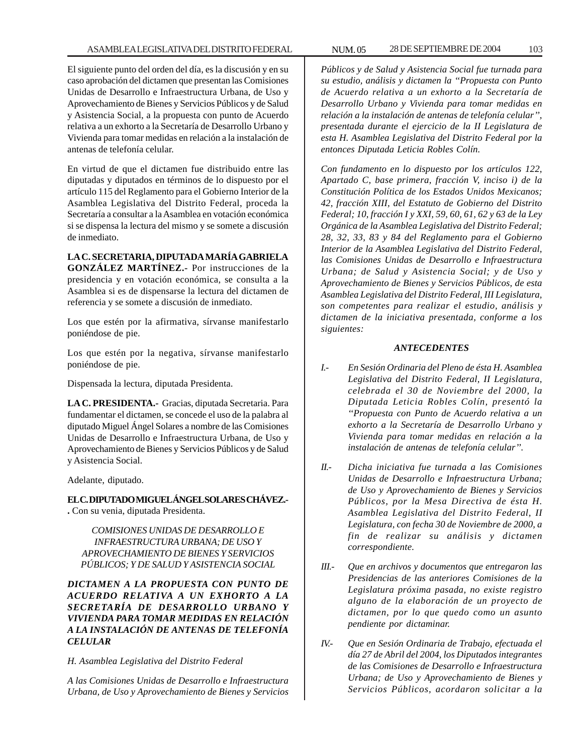El siguiente punto del orden del día, es la discusión y en su caso aprobación del dictamen que presentan las Comisiones Unidas de Desarrollo e Infraestructura Urbana, de Uso y Aprovechamiento de Bienes y Servicios Públicos y de Salud y Asistencia Social, a la propuesta con punto de Acuerdo relativa a un exhorto a la Secretaría de Desarrollo Urbano y Vivienda para tomar medidas en relación a la instalación de antenas de telefonía celular.

En virtud de que el dictamen fue distribuido entre las diputadas y diputados en términos de lo dispuesto por el artículo 115 del Reglamento para el Gobierno Interior de la Asamblea Legislativa del Distrito Federal, proceda la Secretaría a consultar a la Asamblea en votación económica si se dispensa la lectura del mismo y se somete a discusión de inmediato.

**LA C. SECRETARIA, DIPUTADA MARÍA GABRIELA GONZÁLEZ MARTÍNEZ.-** Por instrucciones de la presidencia y en votación económica, se consulta a la Asamblea si es de dispensarse la lectura del dictamen de referencia y se somete a discusión de inmediato.

Los que estén por la afirmativa, sírvanse manifestarlo poniéndose de pie.

Los que estén por la negativa, sírvanse manifestarlo poniéndose de pie.

Dispensada la lectura, diputada Presidenta.

**LA C. PRESIDENTA.-** Gracias, diputada Secretaria. Para fundamentar el dictamen, se concede el uso de la palabra al diputado Miguel Ángel Solares a nombre de las Comisiones Unidas de Desarrollo e Infraestructura Urbana, de Uso y Aprovechamiento de Bienes y Servicios Públicos y de Salud y Asistencia Social.

Adelante, diputado.

**EL C. DIPUTADO MIGUEL ÁNGEL SOLARES CHÁVEZ.-** . Con su venia, diputada Presidenta.

*COMISIONES UNIDAS DE DESARROLLO E INFRAESTRUCTURA URBANA; DE USO Y APROVECHAMIENTO DE BIENES Y SERVICIOS PÚBLICOS; Y DE SALUD Y ASISTENCIA SOCIAL*

***DICTAMEN A LA PROPUESTA CON PUNTO DE ACUERDO RELATIVA A UN EXHORTO A LA SECRETARÍA DE DESARROLLO URBANO Y VIVIENDA PARA TOMAR MEDIDAS EN RELACIÓN A LA INSTALACIÓN DE ANTENAS DE TELEFONÍA CELULAR***

*H. Asamblea Legislativa del Distrito Federal*

*A las Comisiones Unidas de Desarrollo e Infraestructura Urbana, de Uso y Aprovechamiento de Bienes y Servicios Públicos y de Salud y Asistencia Social fue turnada para su estudio, análisis y dictamen la "Propuesta con Punto de Acuerdo relativa a un exhorto a la Secretaría de Desarrollo Urbano y Vivienda para tomar medidas en relación a la instalación de antenas de telefonía celular", presentada durante el ejercicio de la II Legislatura de esta H. Asamblea Legislativa del Distrito Federal por la entonces Diputada Leticia Robles Colín.*

*Con fundamento en lo dispuesto por los artículos 122, Apartado C, base primera, fracción V, inciso i) de la Constitución Política de los Estados Unidos Mexicanos; 42, fracción XIII, del Estatuto de Gobierno del Distrito Federal; 10, fracción I y XXI, 59, 60, 61, 62 y 63 de la Ley Orgánica de la Asamblea Legislativa del Distrito Federal; 28, 32, 33, 83 y 84 del Reglamento para el Gobierno Interior de la Asamblea Legislativa del Distrito Federal, las Comisiones Unidas de Desarrollo e Infraestructura Urbana; de Salud y Asistencia Social; y de Uso y Aprovechamiento de Bienes y Servicios Públicos, de esta Asamblea Legislativa del Distrito Federal, III Legislatura, son competentes para realizar el estudio, análisis y dictamen de la iniciativa presentada, conforme a los siguientes:*

***ANTECEDENTES***

*I.- En Sesión Ordinaria del Pleno de ésta H. Asamblea Legislativa del Distrito Federal, II Legislatura, celebrada el 30 de Noviembre del 2000, la Diputada Leticia Robles Colín, presentó la "Propuesta con Punto de Acuerdo relativa a un exhorto a la Secretaría de Desarrollo Urbano y Vivienda para tomar medidas en relación a la instalación de antenas de telefonía celular".*

*II.- Dicha iniciativa fue turnada a las Comisiones Unidas de Desarrollo e Infraestructura Urbana; de Uso y Aprovechamiento de Bienes y Servicios Públicos, por la Mesa Directiva de ésta H. Asamblea Legislativa del Distrito Federal, II Legislatura, con fecha 30 de Noviembre de 2000, a fin de realizar su análisis y dictamen correspondiente.*

*III.- Que en archivos y documentos que entregaron las Presidencias de las anteriores Comisiones de la Legislatura próxima pasada, no existe registro alguno de la elaboración de un proyecto de dictamen, por lo que quedo como un asunto pendiente por dictaminar.*

*IV.- Que en Sesión Ordinaria de Trabajo, efectuada el día 27 de Abril del 2004, los Diputados integrantes de las Comisiones de Desarrollo e Infraestructura Urbana; de Uso y Aprovechamiento de Bienes y Servicios Públicos, acordaron solicitar a la*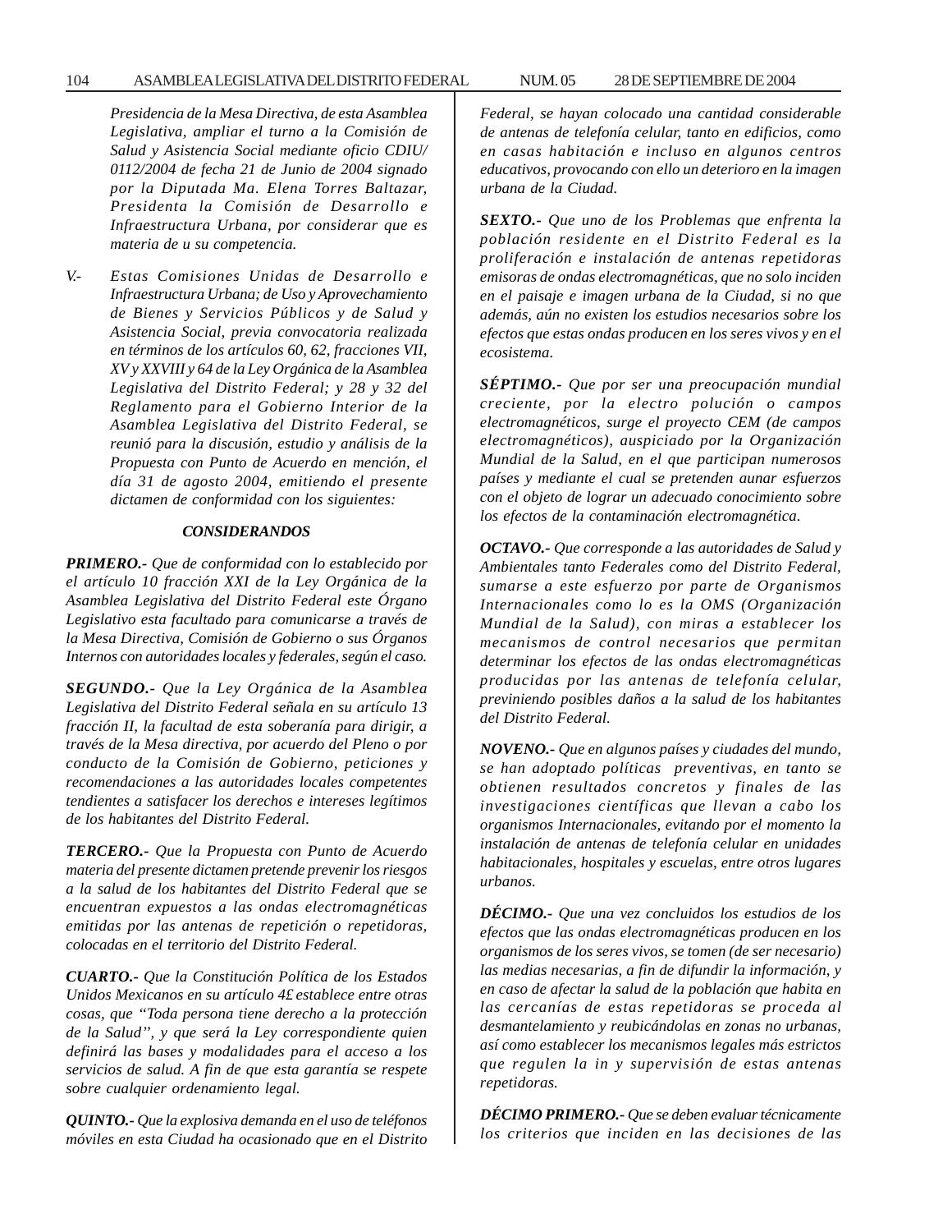*Presidencia de la Mesa Directiva, de esta Asamblea Legislativa, ampliar el turno a la Comisión de Salud y Asistencia Social mediante oficio CDIU/ 0112/2004 de fecha 21 de Junio de 2004 signado por la Diputada Ma. Elena Torres Baltazar, Presidenta la Comisión de Desarrollo e Infraestructura Urbana, por considerar que es materia de u su competencia.*

*V.- Estas Comisiones Unidas de Desarrollo e Infraestructura Urbana; de Uso y Aprovechamiento de Bienes y Servicios Públicos y de Salud y Asistencia Social, previa convocatoria realizada en términos de los artículos 60, 62, fracciones VII, XV y XXVIII y 64 de la Ley Orgánica de la Asamblea Legislativa del Distrito Federal; y 28 y 32 del Reglamento para el Gobierno Interior de la Asamblea Legislativa del Distrito Federal, se reunió para la discusión, estudio y análisis de la Propuesta con Punto de Acuerdo en mención, el día 31 de agosto 2004, emitiendo el presente dictamen de conformidad con los siguientes:*

***CONSIDERANDOS***

***PRIMERO.-*** *Que de conformidad con lo establecido por el artículo 10 fracción XXI de la Ley Orgánica de la Asamblea Legislativa del Distrito Federal este Órgano Legislativo esta facultado para comunicarse a través de la Mesa Directiva, Comisión de Gobierno o sus Órganos Internos con autoridades locales y federales, según el caso.*

***SEGUNDO.-*** *Que la Ley Orgánica de la Asamblea Legislativa del Distrito Federal señala en su artículo 13 fracción II, la facultad de esta soberanía para dirigir, a través de la Mesa directiva, por acuerdo del Pleno o por conducto de la Comisión de Gobierno, peticiones y recomendaciones a las autoridades locales competentes tendientes a satisfacer los derechos e intereses legítimos de los habitantes del Distrito Federal.*

***TERCERO.-*** *Que la Propuesta con Punto de Acuerdo materia del presente dictamen pretende prevenir los riesgos a la salud de los habitantes del Distrito Federal que se encuentran expuestos a las ondas electromagnéticas emitidas por las antenas de repetición o repetidoras, colocadas en el territorio del Distrito Federal.*

***CUARTO.-*** *Que la Constitución Política de los Estados Unidos Mexicanos en su artículo 4£ establece entre otras cosas, que "Toda persona tiene derecho a la protección de la Salud", y que será la Ley correspondiente quien definirá las bases y modalidades para el acceso a los servicios de salud. A fin de que esta garantía se respete sobre cualquier ordenamiento legal.*

***QUINTO.-*** *Que la explosiva demanda en el uso de teléfonos móviles en esta Ciudad ha ocasionado que en el Distrito Federal, se hayan colocado una cantidad considerable de antenas de telefonía celular, tanto en edificios, como en casas habitación e incluso en algunos centros educativos, provocando con ello un deterioro en la imagen urbana de la Ciudad.*

***SEXTO.-*** *Que uno de los Problemas que enfrenta la población residente en el Distrito Federal es la proliferación e instalación de antenas repetidoras emisoras de ondas electromagnéticas, que no solo inciden en el paisaje e imagen urbana de la Ciudad, si no que además, aún no existen los estudios necesarios sobre los efectos que estas ondas producen en los seres vivos y en el ecosistema.*

***SÉPTIMO.-*** *Que por ser una preocupación mundial creciente, por la electro polución o campos electromagnéticos, surge el proyecto CEM (de campos electromagnéticos), auspiciado por la Organización Mundial de la Salud, en el que participan numerosos países y mediante el cual se pretenden aunar esfuerzos con el objeto de lograr un adecuado conocimiento sobre los efectos de la contaminación electromagnética.*

***OCTAVO.-*** *Que corresponde a las autoridades de Salud y Ambientales tanto Federales como del Distrito Federal, sumarse a este esfuerzo por parte de Organismos Internacionales como lo es la OMS (Organización Mundial de la Salud), con miras a establecer los mecanismos de control necesarios que permitan determinar los efectos de las ondas electromagnéticas producidas por las antenas de telefonía celular, previniendo posibles daños a la salud de los habitantes del Distrito Federal.*

***NOVENO.-*** *Que en algunos países y ciudades del mundo, se han adoptado políticas preventivas, en tanto se obtienen resultados concretos y finales de las investigaciones científicas que llevan a cabo los organismos Internacionales, evitando por el momento la instalación de antenas de telefonía celular en unidades habitacionales, hospitales y escuelas, entre otros lugares urbanos.*

***DÉCIMO.-*** *Que una vez concluidos los estudios de los efectos que las ondas electromagnéticas producen en los organismos de los seres vivos, se tomen (de ser necesario) las medias necesarias, a fin de difundir la información, y en caso de afectar la salud de la población que habita en las cercanías de estas repetidoras se proceda al desmantelamiento y reubicándolas en zonas no urbanas, así como establecer los mecanismos legales más estrictos que regulen la in y supervisión de estas antenas repetidoras.*

***DÉCIMO PRIMERO.-*** *Que se deben evaluar técnicamente los criterios que inciden en las decisiones de las*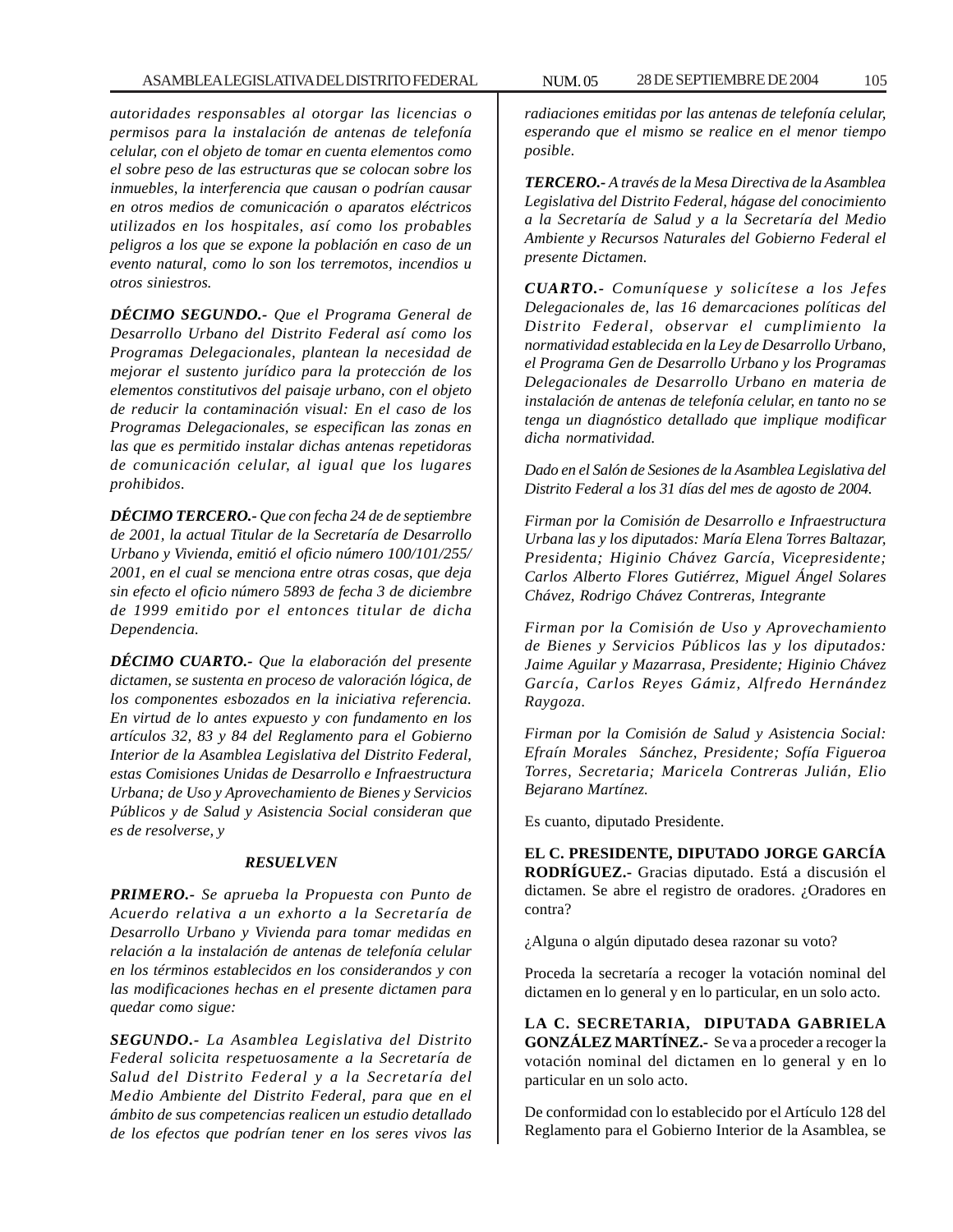*autoridades responsables al otorgar las licencias o permisos para la instalación de antenas de telefonía celular, con el objeto de tomar en cuenta elementos como el sobre peso de las estructuras que se colocan sobre los inmuebles, la interferencia que causan o podrían causar en otros medios de comunicación o aparatos eléctricos utilizados en los hospitales, así como los probables peligros a los que se expone la población en caso de un evento natural, como lo son los terremotos, incendios u otros siniestros.*

***DÉCIMO SEGUNDO.-*** *Que el Programa General de Desarrollo Urbano del Distrito Federal así como los Programas Delegacionales, plantean la necesidad de mejorar el sustento jurídico para la protección de los elementos constitutivos del paisaje urbano, con el objeto de reducir la contaminación visual: En el caso de los Programas Delegacionales, se especifican las zonas en las que es permitido instalar dichas antenas repetidoras de comunicación celular, al igual que los lugares prohibidos.*

***DÉCIMO TERCERO.-*** *Que con fecha 24 de de septiembre de 2001, la actual Titular de la Secretaría de Desarrollo Urbano y Vivienda, emitió el oficio número 100/101/255/2001, en el cual se menciona entre otras cosas, que deja sin efecto el oficio número 5893 de fecha 3 de diciembre de 1999 emitido por el entonces titular de dicha Dependencia.*

***DÉCIMO CUARTO.-*** *Que la elaboración del presente dictamen, se sustenta en proceso de valoración lógica, de los componentes esbozados en la iniciativa referencia. En virtud de lo antes expuesto y con fundamento en los artículos 32, 83 y 84 del Reglamento para el Gobierno Interior de la Asamblea Legislativa del Distrito Federal, estas Comisiones Unidas de Desarrollo e Infraestructura Urbana; de Uso y Aprovechamiento de Bienes y Servicios Públicos y de Salud y Asistencia Social consideran que es de resolverse, y*

***RESUELVEN***

***PRIMERO.-*** *Se aprueba la Propuesta con Punto de Acuerdo relativa a un exhorto a la Secretaría de Desarrollo Urbano y Vivienda para tomar medidas en relación a la instalación de antenas de telefonía celular en los términos establecidos en los considerandos y con las modificaciones hechas en el presente dictamen para quedar como sigue:*

***SEGUNDO.-*** *La Asamblea Legislativa del Distrito Federal solicita respetuosamente a la Secretaría de Salud del Distrito Federal y a la Secretaría del Medio Ambiente del Distrito Federal, para que en el ámbito de sus competencias realicen un estudio detallado de los efectos que podrían tener en los seres vivos las radiaciones emitidas por las antenas de telefonía celular, esperando que el mismo se realice en el menor tiempo posible.*

***TERCERO.-*** *A través de la Mesa Directiva de la Asamblea Legislativa del Distrito Federal, hágase del conocimiento a la Secretaría de Salud y a la Secretaría del Medio Ambiente y Recursos Naturales del Gobierno Federal el presente Dictamen.*

***CUARTO.-*** *Comuníquese y solicítese a los Jefes Delegacionales de, las 16 demarcaciones políticas del Distrito Federal, observar el cumplimiento la normatividad establecida en la Ley de Desarrollo Urbano, el Programa Gen de Desarrollo Urbano y los Programas Delegacionales de Desarrollo Urbano en materia de instalación de antenas de telefonía celular, en tanto no se tenga un diagnóstico detallado que implique modificar dicha normatividad.*

*Dado en el Salón de Sesiones de la Asamblea Legislativa del Distrito Federal a los 31 días del mes de agosto de 2004.*

*Firman por la Comisión de Desarrollo e Infraestructura Urbana las y los diputados: María Elena Torres Baltazar, Presidenta; Higinio Chávez García, Vicepresidente; Carlos Alberto Flores Gutiérrez, Miguel Ángel Solares Chávez, Rodrigo Chávez Contreras, Integrante*

*Firman por la Comisión de Uso y Aprovechamiento de Bienes y Servicios Públicos las y los diputados: Jaime Aguilar y Mazarrasa, Presidente; Higinio Chávez García, Carlos Reyes Gámiz, Alfredo Hernández Raygoza.*

*Firman por la Comisión de Salud y Asistencia Social: Efraín Morales Sánchez, Presidente; Sofía Figueroa Torres, Secretaria; Maricela Contreras Julián, Elio Bejarano Martínez.*

Es cuanto, diputado Presidente.

**EL C. PRESIDENTE, DIPUTADO JORGE GARCÍA RODRÍGUEZ.-** Gracias diputado. Está a discusión el dictamen. Se abre el registro de oradores. ¿Oradores en contra?

¿Alguna o algún diputado desea razonar su voto?

Proceda la secretaría a recoger la votación nominal del dictamen en lo general y en lo particular, en un solo acto.

**LA C. SECRETARIA, DIPUTADA GABRIELA GONZÁLEZ MARTÍNEZ.-** Se va a proceder a recoger la votación nominal del dictamen en lo general y en lo particular en un solo acto.

De conformidad con lo establecido por el Artículo 128 del Reglamento para el Gobierno Interior de la Asamblea, se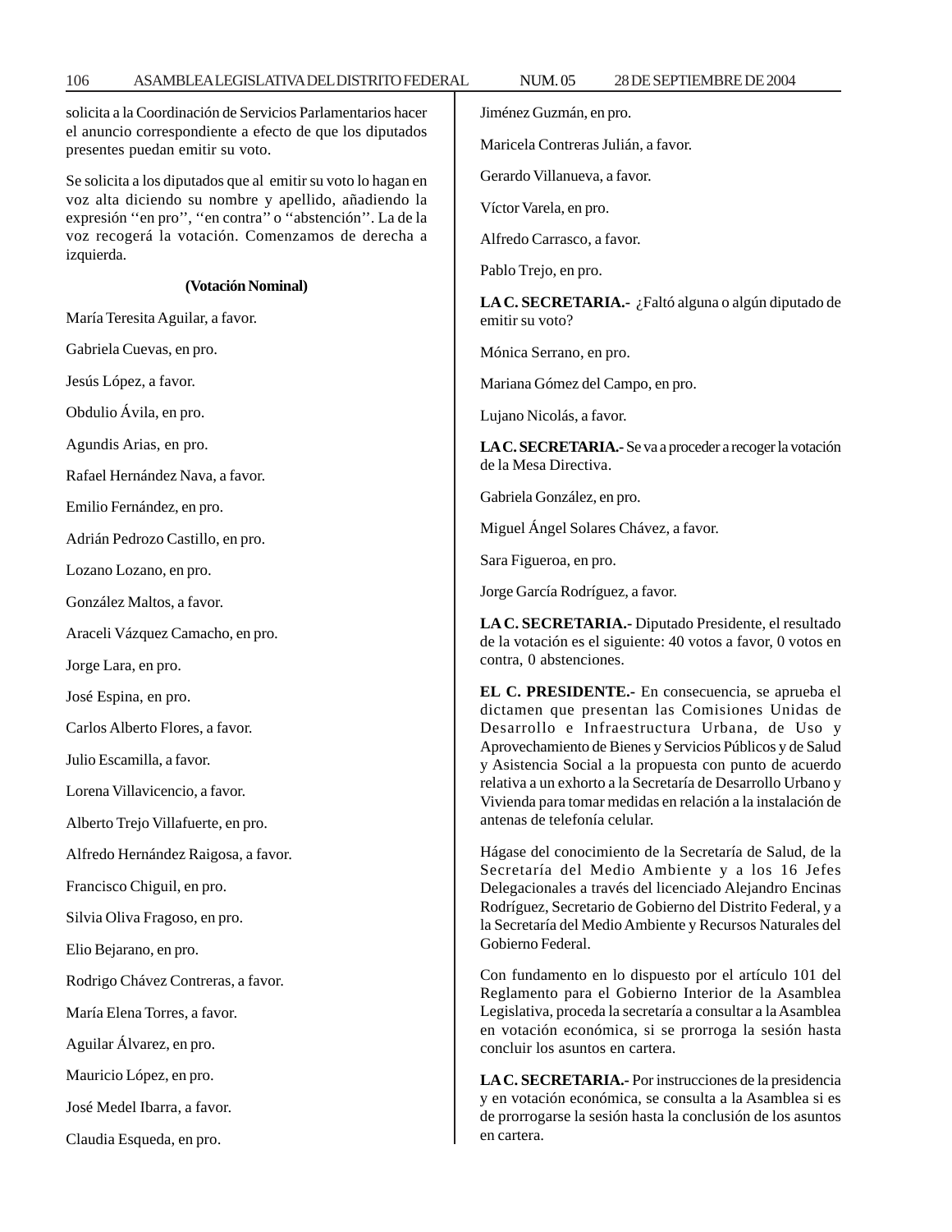solicita a la Coordinación de Servicios Parlamentarios hacer el anuncio correspondiente a efecto de que los diputados presentes puedan emitir su voto.

Se solicita a los diputados que al emitir su voto lo hagan en voz alta diciendo su nombre y apellido, añadiendo la expresión ''en pro'', ''en contra'' o ''abstención''. La de la voz recogerá la votación. Comenzamos de derecha a izquierda.

**(Votación Nominal)**

María Teresita Aguilar, a favor.

Gabriela Cuevas, en pro.

Jesús López, a favor.

Obdulio Ávila, en pro.

Agundis Arias, en pro.

Rafael Hernández Nava, a favor.

Emilio Fernández, en pro.

Adrián Pedrozo Castillo, en pro.

Lozano Lozano, en pro.

González Maltos, a favor.

Araceli Vázquez Camacho, en pro.

Jorge Lara, en pro.

José Espina, en pro.

Carlos Alberto Flores, a favor.

Julio Escamilla, a favor.

Lorena Villavicencio, a favor.

Alberto Trejo Villafuerte, en pro.

Alfredo Hernández Raigosa, a favor.

Francisco Chiguil, en pro.

Silvia Oliva Fragoso, en pro.

Elio Bejarano, en pro.

Rodrigo Chávez Contreras, a favor.

María Elena Torres, a favor.

Aguilar Álvarez, en pro.

Mauricio López, en pro.

José Medel Ibarra, a favor.

Claudia Esqueda, en pro.

Jiménez Guzmán, en pro.

Maricela Contreras Julián, a favor.

Gerardo Villanueva, a favor.

Víctor Varela, en pro.

Alfredo Carrasco, a favor.

Pablo Trejo, en pro.

**LA C. SECRETARIA.-** ¿Faltó alguna o algún diputado de emitir su voto?

Mónica Serrano, en pro.

Mariana Gómez del Campo, en pro.

Lujano Nicolás, a favor.

**LA C. SECRETARIA.-** Se va a proceder a recoger la votación de la Mesa Directiva.

Gabriela González, en pro.

Miguel Ángel Solares Chávez, a favor.

Sara Figueroa, en pro.

Jorge García Rodríguez, a favor.

**LA C. SECRETARIA.-** Diputado Presidente, el resultado de la votación es el siguiente: 40 votos a favor, 0 votos en contra, 0 abstenciones.

**EL C. PRESIDENTE.-** En consecuencia, se aprueba el dictamen que presentan las Comisiones Unidas de Desarrollo e Infraestructura Urbana, de Uso y Aprovechamiento de Bienes y Servicios Públicos y de Salud y Asistencia Social a la propuesta con punto de acuerdo relativa a un exhorto a la Secretaría de Desarrollo Urbano y Vivienda para tomar medidas en relación a la instalación de antenas de telefonía celular.

Hágase del conocimiento de la Secretaría de Salud, de la Secretaría del Medio Ambiente y a los 16 Jefes Delegacionales a través del licenciado Alejandro Encinas Rodríguez, Secretario de Gobierno del Distrito Federal, y a la Secretaría del Medio Ambiente y Recursos Naturales del Gobierno Federal.

Con fundamento en lo dispuesto por el artículo 101 del Reglamento para el Gobierno Interior de la Asamblea Legislativa, proceda la secretaría a consultar a la Asamblea en votación económica, si se prorroga la sesión hasta concluir los asuntos en cartera.

**LA C. SECRETARIA.-** Por instrucciones de la presidencia y en votación económica, se consulta a la Asamblea si es de prorrogarse la sesión hasta la conclusión de los asuntos en cartera.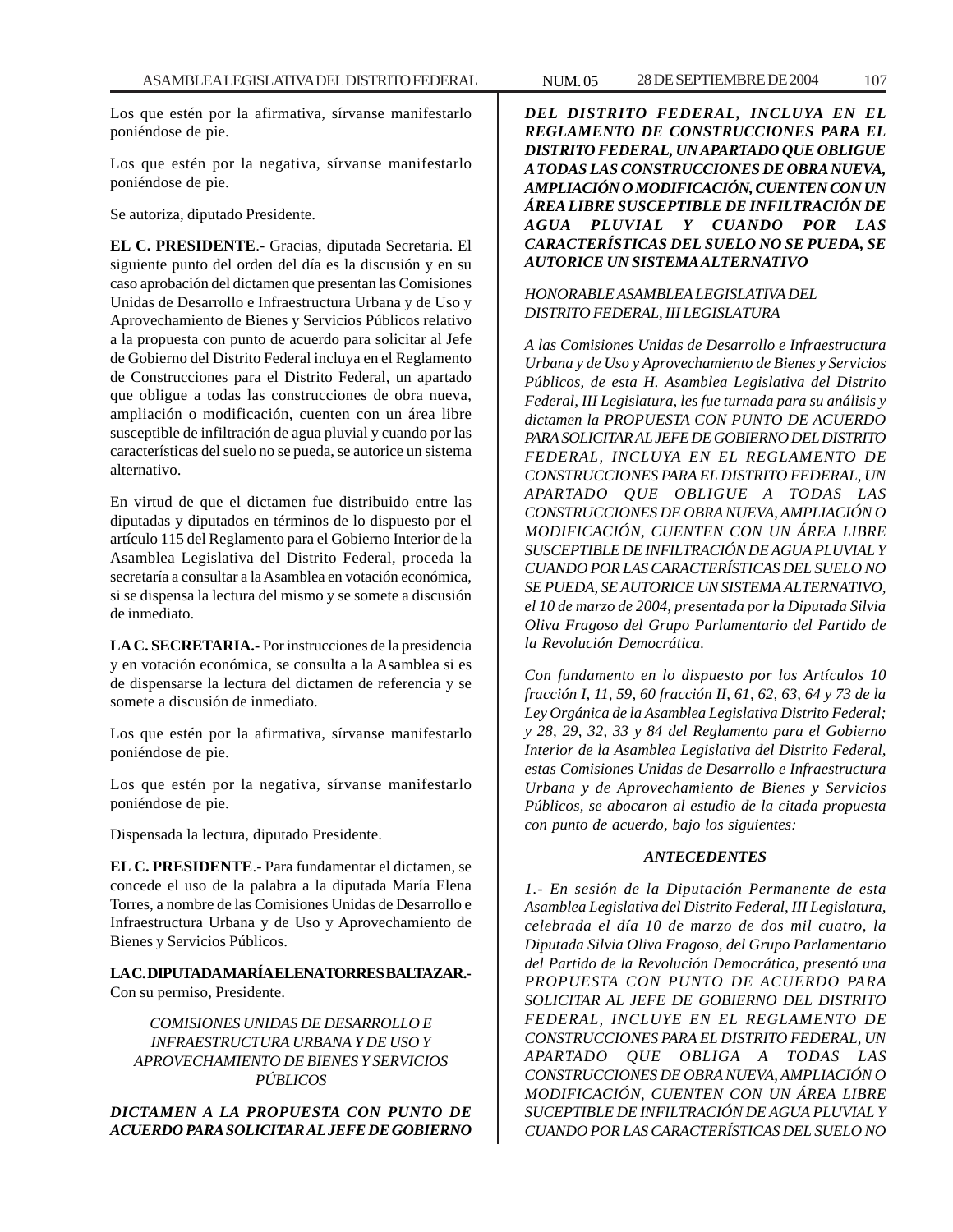Los que estén por la afirmativa, sírvanse manifestarlo poniéndose de pie.

Los que estén por la negativa, sírvanse manifestarlo poniéndose de pie.

Se autoriza, diputado Presidente.

**EL C. PRESIDENTE**.- Gracias, diputada Secretaria. El siguiente punto del orden del día es la discusión y en su caso aprobación del dictamen que presentan las Comisiones Unidas de Desarrollo e Infraestructura Urbana y de Uso y Aprovechamiento de Bienes y Servicios Públicos relativo a la propuesta con punto de acuerdo para solicitar al Jefe de Gobierno del Distrito Federal incluya en el Reglamento de Construcciones para el Distrito Federal, un apartado que obligue a todas las construcciones de obra nueva, ampliación o modificación, cuenten con un área libre susceptible de infiltración de agua pluvial y cuando por las características del suelo no se pueda, se autorice un sistema alternativo.

En virtud de que el dictamen fue distribuido entre las diputadas y diputados en términos de lo dispuesto por el artículo 115 del Reglamento para el Gobierno Interior de la Asamblea Legislativa del Distrito Federal, proceda la secretaría a consultar a la Asamblea en votación económica, si se dispensa la lectura del mismo y se somete a discusión de inmediato.

**LA C. SECRETARIA.-** Por instrucciones de la presidencia y en votación económica, se consulta a la Asamblea si es de dispensarse la lectura del dictamen de referencia y se somete a discusión de inmediato.

Los que estén por la afirmativa, sírvanse manifestarlo poniéndose de pie.

Los que estén por la negativa, sírvanse manifestarlo poniéndose de pie.

Dispensada la lectura, diputado Presidente.

**EL C. PRESIDENTE**.- Para fundamentar el dictamen, se concede el uso de la palabra a la diputada María Elena Torres, a nombre de las Comisiones Unidas de Desarrollo e Infraestructura Urbana y de Uso y Aprovechamiento de Bienes y Servicios Públicos.

**LA C. DIPUTADA MARÍA ELENA TORRES BALTAZAR.-** Con su permiso, Presidente.

*COMISIONES UNIDAS DE DESARROLLO E INFRAESTRUCTURA URBANA Y DE USO Y APROVECHAMIENTO DE BIENES Y SERVICIOS PÚBLICOS*

***DICTAMEN A LA PROPUESTA CON PUNTO DE ACUERDO PARA SOLICITAR AL JEFE DE GOBIERNO DEL DISTRITO FEDERAL, INCLUYA EN EL REGLAMENTO DE CONSTRUCCIONES PARA EL DISTRITO FEDERAL, UN APARTADO QUE OBLIGUE A TODAS LAS CONSTRUCCIONES DE OBRA NUEVA, AMPLIACIÓN O MODIFICACIÓN, CUENTEN CON UN ÁREA LIBRE SUSCEPTIBLE DE INFILTRACIÓN DE AGUA PLUVIAL Y CUANDO POR LAS CARACTERÍSTICAS DEL SUELO NO SE PUEDA, SE AUTORICE UN SISTEMA ALTERNATIVO***

*HONORABLE ASAMBLEA LEGISLATIVA DEL DISTRITO FEDERAL, III LEGISLATURA*

*A las Comisiones Unidas de Desarrollo e Infraestructura Urbana y de Uso y Aprovechamiento de Bienes y Servicios Públicos, de esta H. Asamblea Legislativa del Distrito Federal, III Legislatura, les fue turnada para su análisis y dictamen la PROPUESTA CON PUNTO DE ACUERDO PARA SOLICITAR AL JEFE DE GOBIERNO DEL DISTRITO FEDERAL, INCLUYA EN EL REGLAMENTO DE CONSTRUCCIONES PARA EL DISTRITO FEDERAL, UN APARTADO QUE OBLIGUE A TODAS LAS CONSTRUCCIONES DE OBRA NUEVA, AMPLIACIÓN O MODIFICACIÓN, CUENTEN CON UN ÁREA LIBRE SUSCEPTIBLE DE INFILTRACIÓN DE AGUA PLUVIAL Y CUANDO POR LAS CARACTERÍSTICAS DEL SUELO NO SE PUEDA, SE AUTORICE UN SISTEMA ALTERNATIVO, el 10 de marzo de 2004, presentada por la Diputada Silvia Oliva Fragoso del Grupo Parlamentario del Partido de la Revolución Democrática.*

*Con fundamento en lo dispuesto por los Artículos 10 fracción I, 11, 59, 60 fracción II, 61, 62, 63, 64 y 73 de la Ley Orgánica de la Asamblea Legislativa Distrito Federal; y 28, 29, 32, 33 y 84 del Reglamento para el Gobierno Interior de la Asamblea Legislativa del Distrito Federal, estas Comisiones Unidas de Desarrollo e Infraestructura Urbana y de Aprovechamiento de Bienes y Servicios Públicos, se abocaron al estudio de la citada propuesta con punto de acuerdo, bajo los siguientes:*

***ANTECEDENTES***

*1.- En sesión de la Diputación Permanente de esta Asamblea Legislativa del Distrito Federal, III Legislatura, celebrada el día 10 de marzo de dos mil cuatro, la Diputada Silvia Oliva Fragoso, del Grupo Parlamentario del Partido de la Revolución Democrática, presentó una PROPUESTA CON PUNTO DE ACUERDO PARA SOLICITAR AL JEFE DE GOBIERNO DEL DISTRITO FEDERAL, INCLUYE EN EL REGLAMENTO DE CONSTRUCCIONES PARA EL DISTRITO FEDERAL, UN APARTADO QUE OBLIGA A TODAS LAS CONSTRUCCIONES DE OBRA NUEVA, AMPLIACIÓN O MODIFICACIÓN, CUENTEN CON UN ÁREA LIBRE SUCEPTIBLE DE INFILTRACIÓN DE AGUA PLUVIAL Y CUANDO POR LAS CARACTERÍSTICAS DEL SUELO NO*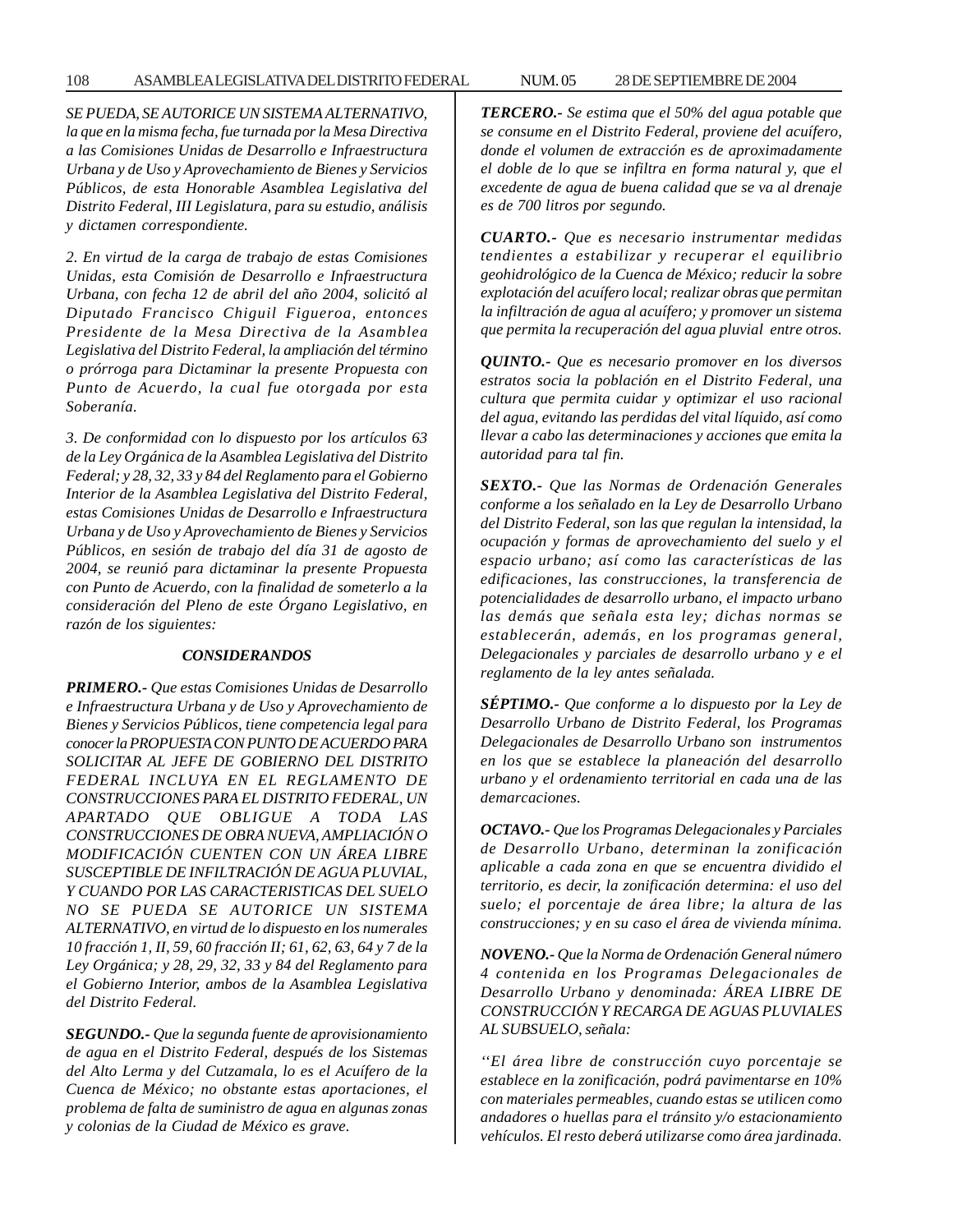*SE PUEDA, SE AUTORICE UN SISTEMA ALTERNATIVO, la que en la misma fecha, fue turnada por la Mesa Directiva a las Comisiones Unidas de Desarrollo e Infraestructura Urbana y de Uso y Aprovechamiento de Bienes y Servicios Públicos, de esta Honorable Asamblea Legislativa del Distrito Federal, III Legislatura, para su estudio, análisis y dictamen correspondiente.*

*2. En virtud de la carga de trabajo de estas Comisiones Unidas, esta Comisión de Desarrollo e Infraestructura Urbana, con fecha 12 de abril del año 2004, solicitó al Diputado Francisco Chiguil Figueroa, entonces Presidente de la Mesa Directiva de la Asamblea Legislativa del Distrito Federal, la ampliación del término o prórroga para Dictaminar la presente Propuesta con Punto de Acuerdo, la cual fue otorgada por esta Soberanía.*

*3. De conformidad con lo dispuesto por los artículos 63 de la Ley Orgánica de la Asamblea Legislativa del Distrito Federal; y 28, 32, 33 y 84 del Reglamento para el Gobierno Interior de la Asamblea Legislativa del Distrito Federal, estas Comisiones Unidas de Desarrollo e Infraestructura Urbana y de Uso y Aprovechamiento de Bienes y Servicios Públicos, en sesión de trabajo del día 31 de agosto de 2004, se reunió para dictaminar la presente Propuesta con Punto de Acuerdo, con la finalidad de someterlo a la consideración del Pleno de este Órgano Legislativo, en razón de los siguientes:*

## *CONSIDERANDOS*

***PRIMERO.-*** *Que estas Comisiones Unidas de Desarrollo e Infraestructura Urbana y de Uso y Aprovechamiento de Bienes y Servicios Públicos, tiene competencia legal para conocer la PROPUESTA CON PUNTO DE ACUERDO PARA SOLICITAR AL JEFE DE GOBIERNO DEL DISTRITO FEDERAL INCLUYA EN EL REGLAMENTO DE CONSTRUCCIONES PARA EL DISTRITO FEDERAL, UN APARTADO QUE OBLIGUE A TODA LAS CONSTRUCCIONES DE OBRA NUEVA, AMPLIACIÓN O MODIFICACIÓN CUENTEN CON UN ÁREA LIBRE SUSCEPTIBLE DE INFILTRACIÓN DE AGUA PLUVIAL, Y CUANDO POR LAS CARACTERISTICAS DEL SUELO NO SE PUEDA SE AUTORICE UN SISTEMA ALTERNATIVO, en virtud de lo dispuesto en los numerales 10 fracción 1, II, 59, 60 fracción II; 61, 62, 63, 64 y 7 de la Ley Orgánica; y 28, 29, 32, 33 y 84 del Reglamento para el Gobierno Interior, ambos de la Asamblea Legislativa del Distrito Federal.*

***SEGUNDO.-*** *Que la segunda fuente de aprovisionamiento de agua en el Distrito Federal, después de los Sistemas del Alto Lerma y del Cutzamala, lo es el Acuífero de la Cuenca de México; no obstante estas aportaciones, el problema de falta de suministro de agua en algunas zonas y colonias de la Ciudad de México es grave.*

***TERCERO.-*** *Se estima que el 50% del agua potable que se consume en el Distrito Federal, proviene del acuífero, donde el volumen de extracción es de aproximadamente el doble de lo que se infiltra en forma natural y, que el excedente de agua de buena calidad que se va al drenaje es de 700 litros por segundo.*

***CUARTO.-*** *Que es necesario instrumentar medidas tendientes a estabilizar y recuperar el equilibrio geohidrológico de la Cuenca de México; reducir la sobre explotación del acuífero local; realizar obras que permitan la infiltración de agua al acuífero; y promover un sistema que permita la recuperación del agua pluvial entre otros.*

***QUINTO.-*** *Que es necesario promover en los diversos estratos socia la población en el Distrito Federal, una cultura que permita cuidar y optimizar el uso racional del agua, evitando las perdidas del vital líquido, así como llevar a cabo las determinaciones y acciones que emita la autoridad para tal fin.*

***SEXTO.-*** *Que las Normas de Ordenación Generales conforme a los señalado en la Ley de Desarrollo Urbano del Distrito Federal, son las que regulan la intensidad, la ocupación y formas de aprovechamiento del suelo y el espacio urbano; así como las características de las edificaciones, las construcciones, la transferencia de potencialidades de desarrollo urbano, el impacto urbano las demás que señala esta ley; dichas normas se establecerán, además, en los programas general, Delegacionales y parciales de desarrollo urbano y e el reglamento de la ley antes señalada.*

***SÉPTIMO.-*** *Que conforme a lo dispuesto por la Ley de Desarrollo Urbano de Distrito Federal, los Programas Delegacionales de Desarrollo Urbano son instrumentos en los que se establece la planeación del desarrollo urbano y el ordenamiento territorial en cada una de las demarcaciones.*

***OCTAVO.-*** *Que los Programas Delegacionales y Parciales de Desarrollo Urbano, determinan la zonificación aplicable a cada zona en que se encuentra dividido el territorio, es decir, la zonificación determina: el uso del suelo; el porcentaje de área libre; la altura de las construcciones; y en su caso el área de vivienda mínima.*

***NOVENO.-*** *Que la Norma de Ordenación General número 4 contenida en los Programas Delegacionales de Desarrollo Urbano y denominada: ÁREA LIBRE DE CONSTRUCCIÓN Y RECARGA DE AGUAS PLUVIALES AL SUBSUELO, señala:*

*''El área libre de construcción cuyo porcentaje se establece en la zonificación, podrá pavimentarse en 10% con materiales permeables, cuando estas se utilicen como andadores o huellas para el tránsito y/o estacionamiento vehículos. El resto deberá utilizarse como área jardinada.*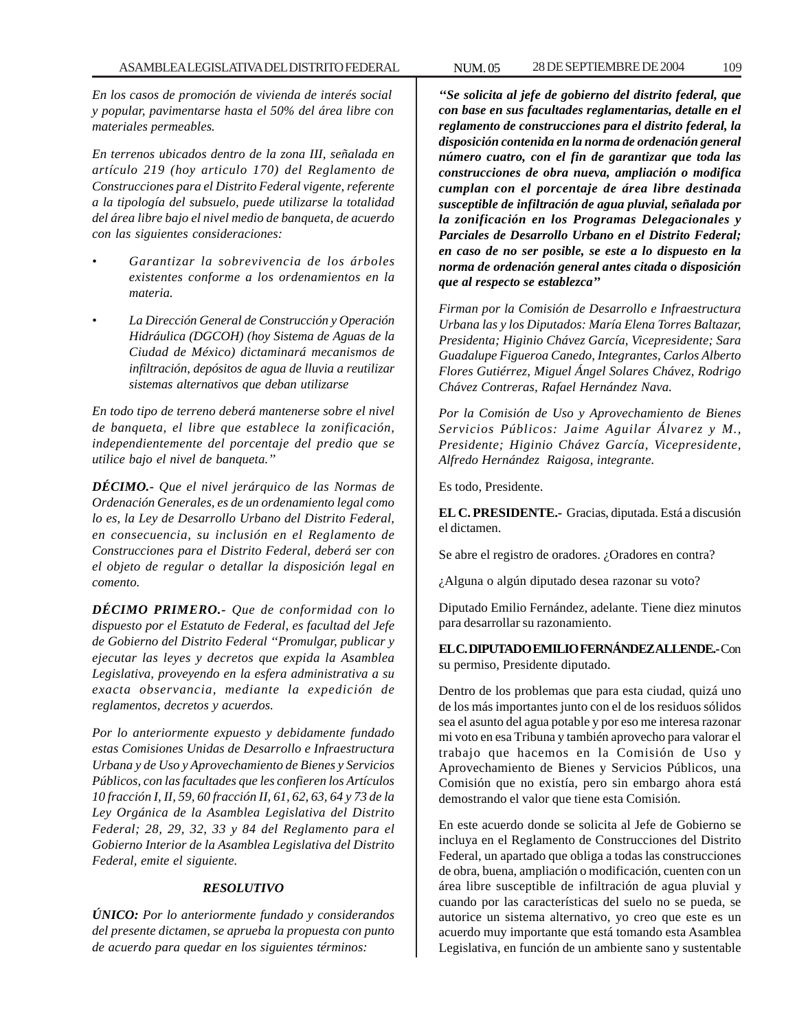*En los casos de promoción de vivienda de interés social y popular, pavimentarse hasta el 50% del área libre con materiales permeables.*

*En terrenos ubicados dentro de la zona III, señalada en artículo 219 (hoy articulo 170) del Reglamento de Construcciones para el Distrito Federal vigente, referente a la tipología del subsuelo, puede utilizarse la totalidad del área libre bajo el nivel medio de banqueta, de acuerdo con las siguientes consideraciones:*

- *Garantizar la sobrevivencia de los árboles existentes conforme a los ordenamientos en la materia.*
- *La Dirección General de Construcción y Operación Hidráulica (DGCOH) (hoy Sistema de Aguas de la Ciudad de México) dictaminará mecanismos de infiltración, depósitos de agua de lluvia a reutilizar sistemas alternativos que deban utilizarse*

*En todo tipo de terreno deberá mantenerse sobre el nivel de banqueta, el libre que establece la zonificación, independientemente del porcentaje del predio que se utilice bajo el nivel de banqueta."*

***DÉCIMO.-*** *Que el nivel jerárquico de las Normas de Ordenación Generales, es de un ordenamiento legal como lo es, la Ley de Desarrollo Urbano del Distrito Federal, en consecuencia, su inclusión en el Reglamento de Construcciones para el Distrito Federal, deberá ser con el objeto de regular o detallar la disposición legal en comento.*

***DÉCIMO PRIMERO.-*** *Que de conformidad con lo dispuesto por el Estatuto de Federal, es facultad del Jefe de Gobierno del Distrito Federal "Promulgar, publicar y ejecutar las leyes y decretos que expida la Asamblea Legislativa, proveyendo en la esfera administrativa a su exacta observancia, mediante la expedición de reglamentos, decretos y acuerdos.*

*Por lo anteriormente expuesto y debidamente fundado estas Comisiones Unidas de Desarrollo e Infraestructura Urbana y de Uso y Aprovechamiento de Bienes y Servicios Públicos, con las facultades que les confieren los Artículos 10 fracción I, II, 59, 60 fracción II, 61, 62, 63, 64 y 73 de la Ley Orgánica de la Asamblea Legislativa del Distrito Federal; 28, 29, 32, 33 y 84 del Reglamento para el Gobierno Interior de la Asamblea Legislativa del Distrito Federal, emite el siguiente.*

***RESOLUTIVO***

***ÚNICO:*** *Por lo anteriormente fundado y considerandos del presente dictamen, se aprueba la propuesta con punto de acuerdo para quedar en los siguientes términos:*

***"Se solicita al jefe de gobierno del distrito federal, que con base en sus facultades reglamentarias, detalle en el reglamento de construcciones para el distrito federal, la disposición contenida en la norma de ordenación general número cuatro, con el fin de garantizar que toda las construcciones de obra nueva, ampliación o modifica cumplan con el porcentaje de área libre destinada susceptible de infiltración de agua pluvial, señalada por la zonificación en los Programas Delegacionales y Parciales de Desarrollo Urbano en el Distrito Federal; en caso de no ser posible, se este a lo dispuesto en la norma de ordenación general antes citada o disposición que al respecto se establezca"***

*Firman por la Comisión de Desarrollo e Infraestructura Urbana las y los Diputados: María Elena Torres Baltazar, Presidenta; Higinio Chávez García, Vicepresidente; Sara Guadalupe Figueroa Canedo, Integrantes, Carlos Alberto Flores Gutiérrez, Miguel Ángel Solares Chávez, Rodrigo Chávez Contreras, Rafael Hernández Nava.*

*Por la Comisión de Uso y Aprovechamiento de Bienes Servicios Públicos: Jaime Aguilar Álvarez y M., Presidente; Higinio Chávez García, Vicepresidente, Alfredo Hernández Raigosa, integrante.*

Es todo, Presidente.

**EL C. PRESIDENTE.-** Gracias, diputada. Está a discusión el dictamen.

Se abre el registro de oradores. ¿Oradores en contra?

¿Alguna o algún diputado desea razonar su voto?

Diputado Emilio Fernández, adelante. Tiene diez minutos para desarrollar su razonamiento.

**EL C. DIPUTADO EMILIO FERNÁNDEZ ALLENDE.-** Con su permiso, Presidente diputado.

Dentro de los problemas que para esta ciudad, quizá uno de los más importantes junto con el de los residuos sólidos sea el asunto del agua potable y por eso me interesa razonar mi voto en esa Tribuna y también aprovecho para valorar el trabajo que hacemos en la Comisión de Uso y Aprovechamiento de Bienes y Servicios Públicos, una Comisión que no existía, pero sin embargo ahora está demostrando el valor que tiene esta Comisión.

En este acuerdo donde se solicita al Jefe de Gobierno se incluya en el Reglamento de Construcciones del Distrito Federal, un apartado que obliga a todas las construcciones de obra, buena, ampliación o modificación, cuenten con un área libre susceptible de infiltración de agua pluvial y cuando por las características del suelo no se pueda, se autorice un sistema alternativo, yo creo que este es un acuerdo muy importante que está tomando esta Asamblea Legislativa, en función de un ambiente sano y sustentable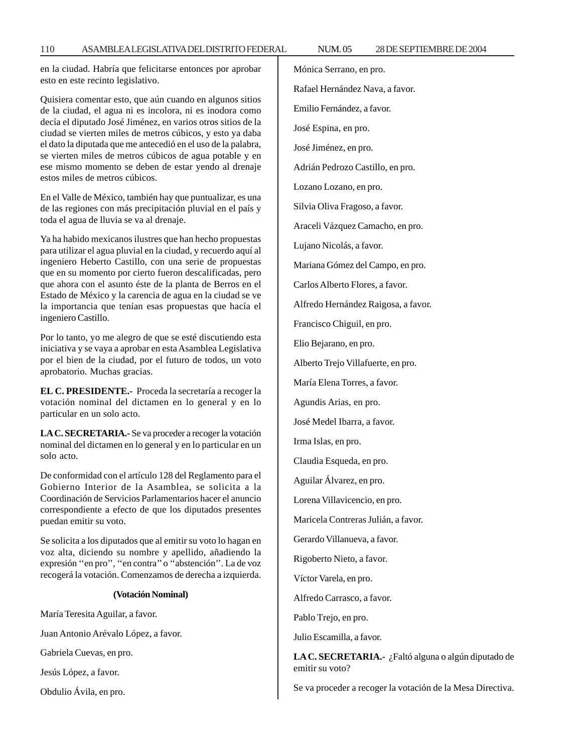en la ciudad. Habría que felicitarse entonces por aprobar esto en este recinto legislativo.

Quisiera comentar esto, que aún cuando en algunos sitios de la ciudad, el agua ni es incolora, ni es inodora como decía el diputado José Jiménez, en varios otros sitios de la ciudad se vierten miles de metros cúbicos, y esto ya daba el dato la diputada que me antecedió en el uso de la palabra, se vierten miles de metros cúbicos de agua potable y en ese mismo momento se deben de estar yendo al drenaje estos miles de metros cúbicos.

En el Valle de México, también hay que puntualizar, es una de las regiones con más precipitación pluvial en el país y toda el agua de lluvia se va al drenaje.

Ya ha habido mexicanos ilustres que han hecho propuestas para utilizar el agua pluvial en la ciudad, y recuerdo aquí al ingeniero Heberto Castillo, con una serie de propuestas que en su momento por cierto fueron descalificadas, pero que ahora con el asunto éste de la planta de Berros en el Estado de México y la carencia de agua en la ciudad se ve la importancia que tenían esas propuestas que hacía el ingeniero Castillo.

Por lo tanto, yo me alegro de que se esté discutiendo esta iniciativa y se vaya a aprobar en esta Asamblea Legislativa por el bien de la ciudad, por el futuro de todos, un voto aprobatorio. Muchas gracias.

**EL C. PRESIDENTE.-** Proceda la secretaría a recoger la votación nominal del dictamen en lo general y en lo particular en un solo acto.

**LA C. SECRETARIA.-** Se va proceder a recoger la votación nominal del dictamen en lo general y en lo particular en un solo acto.

De conformidad con el artículo 128 del Reglamento para el Gobierno Interior de la Asamblea, se solicita a la Coordinación de Servicios Parlamentarios hacer el anuncio correspondiente a efecto de que los diputados presentes puedan emitir su voto.

Se solicita a los diputados que al emitir su voto lo hagan en voz alta, diciendo su nombre y apellido, añadiendo la expresión ''en pro'', ''en contra'' o ''abstención''. La de voz recogerá la votación. Comenzamos de derecha a izquierda.

**(Votación Nominal)**

María Teresita Aguilar, a favor.

Juan Antonio Arévalo López, a favor.

Gabriela Cuevas, en pro.

Jesús López, a favor.

Obdulio Ávila, en pro.

Mónica Serrano, en pro.

Rafael Hernández Nava, a favor.

Emilio Fernández, a favor.

José Espina, en pro.

José Jiménez, en pro.

Adrián Pedrozo Castillo, en pro.

Lozano Lozano, en pro.

Silvia Oliva Fragoso, a favor.

Araceli Vázquez Camacho, en pro.

Lujano Nicolás, a favor.

Mariana Gómez del Campo, en pro.

Carlos Alberto Flores, a favor.

Alfredo Hernández Raigosa, a favor.

Francisco Chiguil, en pro.

Elio Bejarano, en pro.

Alberto Trejo Villafuerte, en pro.

María Elena Torres, a favor.

Agundis Arias, en pro.

José Medel Ibarra, a favor.

Irma Islas, en pro.

Claudia Esqueda, en pro.

Aguilar Álvarez, en pro.

Lorena Villavicencio, en pro.

Maricela Contreras Julián, a favor.

Gerardo Villanueva, a favor.

Rigoberto Nieto, a favor.

Víctor Varela, en pro.

Alfredo Carrasco, a favor.

Pablo Trejo, en pro.

Julio Escamilla, a favor.

**LA C. SECRETARIA.-** ¿Faltó alguna o algún diputado de emitir su voto?

Se va proceder a recoger la votación de la Mesa Directiva.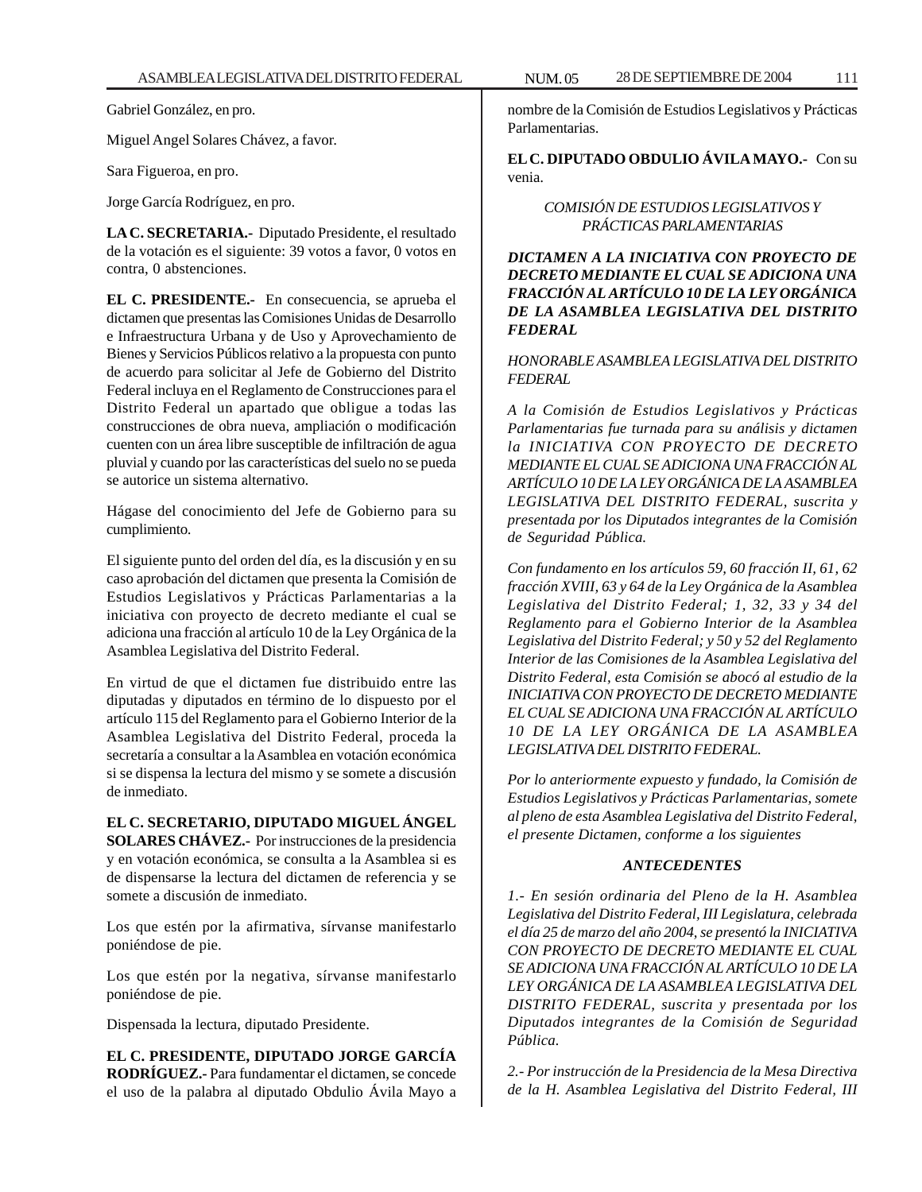Gabriel González, en pro.

Miguel Angel Solares Chávez, a favor.

Sara Figueroa, en pro.

Jorge García Rodríguez, en pro.

**LA C. SECRETARIA.-** Diputado Presidente, el resultado de la votación es el siguiente: 39 votos a favor, 0 votos en contra, 0 abstenciones.

**EL C. PRESIDENTE.-** En consecuencia, se aprueba el dictamen que presentas las Comisiones Unidas de Desarrollo e Infraestructura Urbana y de Uso y Aprovechamiento de Bienes y Servicios Públicos relativo a la propuesta con punto de acuerdo para solicitar al Jefe de Gobierno del Distrito Federal incluya en el Reglamento de Construcciones para el Distrito Federal un apartado que obligue a todas las construcciones de obra nueva, ampliación o modificación cuenten con un área libre susceptible de infiltración de agua pluvial y cuando por las características del suelo no se pueda se autorice un sistema alternativo.

Hágase del conocimiento del Jefe de Gobierno para su cumplimiento.

El siguiente punto del orden del día, es la discusión y en su caso aprobación del dictamen que presenta la Comisión de Estudios Legislativos y Prácticas Parlamentarias a la iniciativa con proyecto de decreto mediante el cual se adiciona una fracción al artículo 10 de la Ley Orgánica de la Asamblea Legislativa del Distrito Federal.

En virtud de que el dictamen fue distribuido entre las diputadas y diputados en término de lo dispuesto por el artículo 115 del Reglamento para el Gobierno Interior de la Asamblea Legislativa del Distrito Federal, proceda la secretaría a consultar a la Asamblea en votación económica si se dispensa la lectura del mismo y se somete a discusión de inmediato.

**EL C. SECRETARIO, DIPUTADO MIGUEL ÁNGEL SOLARES CHÁVEZ.-** Por instrucciones de la presidencia y en votación económica, se consulta a la Asamblea si es de dispensarse la lectura del dictamen de referencia y se somete a discusión de inmediato.

Los que estén por la afirmativa, sírvanse manifestarlo poniéndose de pie.

Los que estén por la negativa, sírvanse manifestarlo poniéndose de pie.

Dispensada la lectura, diputado Presidente.

**EL C. PRESIDENTE, DIPUTADO JORGE GARCÍA RODRÍGUEZ.-** Para fundamentar el dictamen, se concede el uso de la palabra al diputado Obdulio Ávila Mayo a nombre de la Comisión de Estudios Legislativos y Prácticas Parlamentarias.

**EL C. DIPUTADO OBDULIO ÁVILA MAYO.-** Con su venia.

*COMISIÓN DE ESTUDIOS LEGISLATIVOS Y PRÁCTICAS PARLAMENTARIAS*

***DICTAMEN A LA INICIATIVA CON PROYECTO DE DECRETO MEDIANTE EL CUAL SE ADICIONA UNA FRACCIÓN AL ARTÍCULO 10 DE LA LEY ORGÁNICA DE LA ASAMBLEA LEGISLATIVA DEL DISTRITO FEDERAL***

*HONORABLE ASAMBLEA LEGISLATIVA DEL DISTRITO FEDERAL*

*A la Comisión de Estudios Legislativos y Prácticas Parlamentarias fue turnada para su análisis y dictamen la INICIATIVA CON PROYECTO DE DECRETO MEDIANTE EL CUAL SE ADICIONA UNA FRACCIÓN AL ARTÍCULO 10 DE LA LEY ORGÁNICA DE LA ASAMBLEA LEGISLATIVA DEL DISTRITO FEDERAL, suscrita y presentada por los Diputados integrantes de la Comisión de Seguridad Pública.*

*Con fundamento en los artículos 59, 60 fracción II, 61, 62 fracción XVIII, 63 y 64 de la Ley Orgánica de la Asamblea Legislativa del Distrito Federal; 1, 32, 33 y 34 del Reglamento para el Gobierno Interior de la Asamblea Legislativa del Distrito Federal; y 50 y 52 del Reglamento Interior de las Comisiones de la Asamblea Legislativa del Distrito Federal, esta Comisión se abocó al estudio de la INICIATIVA CON PROYECTO DE DECRETO MEDIANTE EL CUAL SE ADICIONA UNA FRACCIÓN AL ARTÍCULO 10 DE LA LEY ORGÁNICA DE LA ASAMBLEA LEGISLATIVA DEL DISTRITO FEDERAL.*

*Por lo anteriormente expuesto y fundado, la Comisión de Estudios Legislativos y Prácticas Parlamentarias, somete al pleno de esta Asamblea Legislativa del Distrito Federal, el presente Dictamen, conforme a los siguientes*

***ANTECEDENTES***

*1.- En sesión ordinaria del Pleno de la H. Asamblea Legislativa del Distrito Federal, III Legislatura, celebrada el día 25 de marzo del año 2004, se presentó la INICIATIVA CON PROYECTO DE DECRETO MEDIANTE EL CUAL SE ADICIONA UNA FRACCIÓN AL ARTÍCULO 10 DE LA LEY ORGÁNICA DE LA ASAMBLEA LEGISLATIVA DEL DISTRITO FEDERAL, suscrita y presentada por los Diputados integrantes de la Comisión de Seguridad Pública.*

*2.- Por instrucción de la Presidencia de la Mesa Directiva de la H. Asamblea Legislativa del Distrito Federal, III*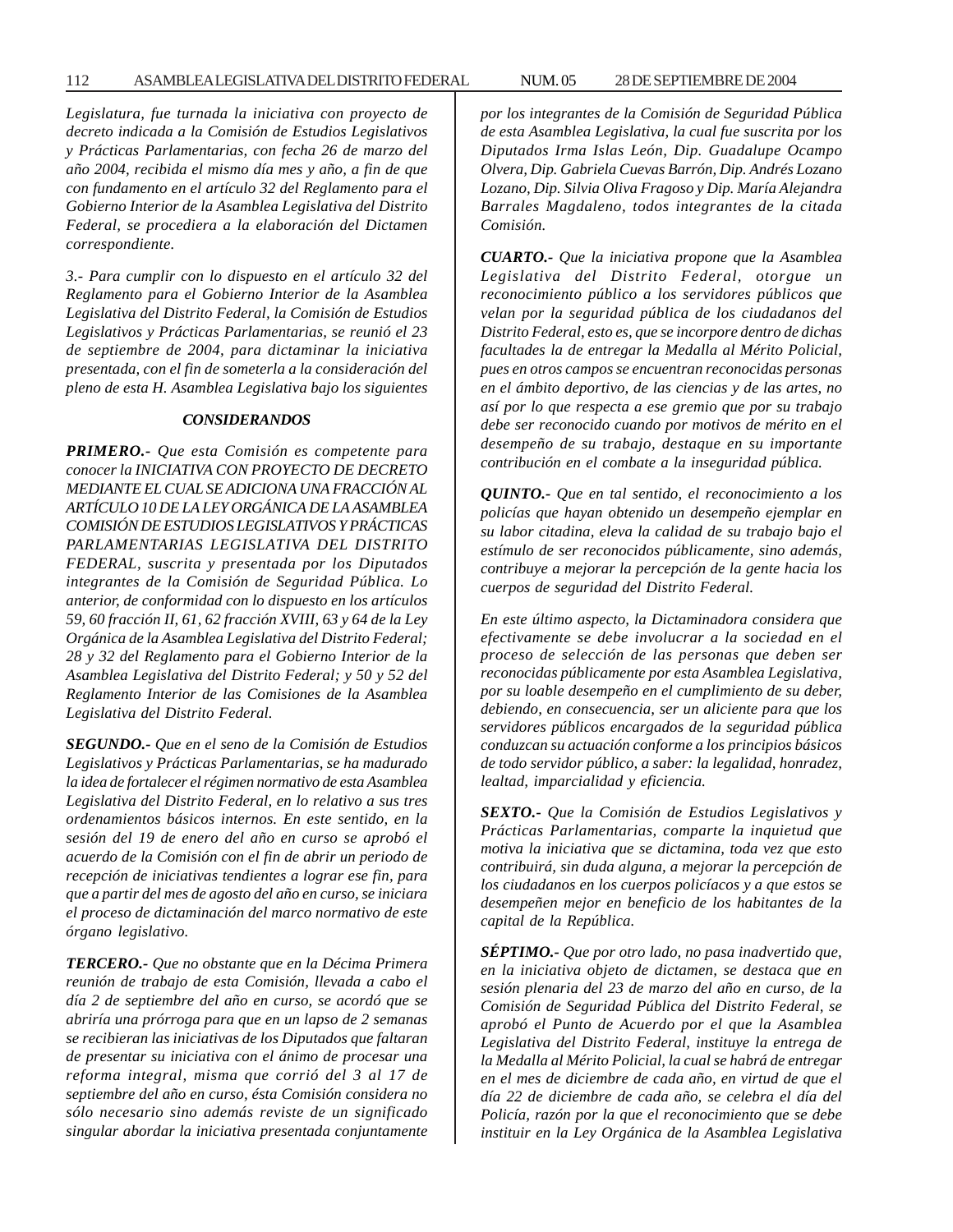*Legislatura, fue turnada la iniciativa con proyecto de decreto indicada a la Comisión de Estudios Legislativos y Prácticas Parlamentarias, con fecha 26 de marzo del año 2004, recibida el mismo día mes y año, a fin de que con fundamento en el artículo 32 del Reglamento para el Gobierno Interior de la Asamblea Legislativa del Distrito Federal, se procediera a la elaboración del Dictamen correspondiente.*

*3.- Para cumplir con lo dispuesto en el artículo 32 del Reglamento para el Gobierno Interior de la Asamblea Legislativa del Distrito Federal, la Comisión de Estudios Legislativos y Prácticas Parlamentarias, se reunió el 23 de septiembre de 2004, para dictaminar la iniciativa presentada, con el fin de someterla a la consideración del pleno de esta H. Asamblea Legislativa bajo los siguientes*

### *CONSIDERANDOS*

***PRIMERO.-*** *Que esta Comisión es competente para conocer la INICIATIVA CON PROYECTO DE DECRETO MEDIANTE EL CUAL SE ADICIONA UNA FRACCIÓN AL ARTÍCULO 10 DE LA LEY ORGÁNICA DE LA ASAMBLEA COMISIÓN DE ESTUDIOS LEGISLATIVOS Y PRÁCTICAS PARLAMENTARIAS LEGISLATIVA DEL DISTRITO FEDERAL, suscrita y presentada por los Diputados integrantes de la Comisión de Seguridad Pública. Lo anterior, de conformidad con lo dispuesto en los artículos 59, 60 fracción II, 61, 62 fracción XVIII, 63 y 64 de la Ley Orgánica de la Asamblea Legislativa del Distrito Federal; 28 y 32 del Reglamento para el Gobierno Interior de la Asamblea Legislativa del Distrito Federal; y 50 y 52 del Reglamento Interior de las Comisiones de la Asamblea Legislativa del Distrito Federal.*

***SEGUNDO.-*** *Que en el seno de la Comisión de Estudios Legislativos y Prácticas Parlamentarias, se ha madurado la idea de fortalecer el régimen normativo de esta Asamblea Legislativa del Distrito Federal, en lo relativo a sus tres ordenamientos básicos internos. En este sentido, en la sesión del 19 de enero del año en curso se aprobó el acuerdo de la Comisión con el fin de abrir un periodo de recepción de iniciativas tendientes a lograr ese fin, para que a partir del mes de agosto del año en curso, se iniciara el proceso de dictaminación del marco normativo de este órgano legislativo.*

***TERCERO.-*** *Que no obstante que en la Décima Primera reunión de trabajo de esta Comisión, llevada a cabo el día 2 de septiembre del año en curso, se acordó que se abriría una prórroga para que en un lapso de 2 semanas se recibieran las iniciativas de los Diputados que faltaran de presentar su iniciativa con el ánimo de procesar una reforma integral, misma que corrió del 3 al 17 de septiembre del año en curso, ésta Comisión considera no sólo necesario sino además reviste de un significado singular abordar la iniciativa presentada conjuntamente por los integrantes de la Comisión de Seguridad Pública de esta Asamblea Legislativa, la cual fue suscrita por los Diputados Irma Islas León, Dip. Guadalupe Ocampo Olvera, Dip. Gabriela Cuevas Barrón, Dip. Andrés Lozano Lozano, Dip. Silvia Oliva Fragoso y Dip. María Alejandra Barrales Magdaleno, todos integrantes de la citada Comisión.*

***CUARTO.-*** *Que la iniciativa propone que la Asamblea Legislativa del Distrito Federal, otorgue un reconocimiento público a los servidores públicos que velan por la seguridad pública de los ciudadanos del Distrito Federal, esto es, que se incorpore dentro de dichas facultades la de entregar la Medalla al Mérito Policial, pues en otros campos se encuentran reconocidas personas en el ámbito deportivo, de las ciencias y de las artes, no así por lo que respecta a ese gremio que por su trabajo debe ser reconocido cuando por motivos de mérito en el desempeño de su trabajo, destaque en su importante contribución en el combate a la inseguridad pública.*

***QUINTO.-*** *Que en tal sentido, el reconocimiento a los policías que hayan obtenido un desempeño ejemplar en su labor citadina, eleva la calidad de su trabajo bajo el estímulo de ser reconocidos públicamente, sino además, contribuye a mejorar la percepción de la gente hacia los cuerpos de seguridad del Distrito Federal.*

*En este último aspecto, la Dictaminadora considera que efectivamente se debe involucrar a la sociedad en el proceso de selección de las personas que deben ser reconocidas públicamente por esta Asamblea Legislativa, por su loable desempeño en el cumplimiento de su deber, debiendo, en consecuencia, ser un aliciente para que los servidores públicos encargados de la seguridad pública conduzcan su actuación conforme a los principios básicos de todo servidor público, a saber: la legalidad, honradez, lealtad, imparcialidad y eficiencia.*

***SEXTO.-*** *Que la Comisión de Estudios Legislativos y Prácticas Parlamentarias, comparte la inquietud que motiva la iniciativa que se dictamina, toda vez que esto contribuirá, sin duda alguna, a mejorar la percepción de los ciudadanos en los cuerpos policíacos y a que estos se desempeñen mejor en beneficio de los habitantes de la capital de la República.*

***SÉPTIMO.-*** *Que por otro lado, no pasa inadvertido que, en la iniciativa objeto de dictamen, se destaca que en sesión plenaria del 23 de marzo del año en curso, de la Comisión de Seguridad Pública del Distrito Federal, se aprobó el Punto de Acuerdo por el que la Asamblea Legislativa del Distrito Federal, instituye la entrega de la Medalla al Mérito Policial, la cual se habrá de entregar en el mes de diciembre de cada año, en virtud de que el día 22 de diciembre de cada año, se celebra el día del Policía, razón por la que el reconocimiento que se debe instituir en la Ley Orgánica de la Asamblea Legislativa*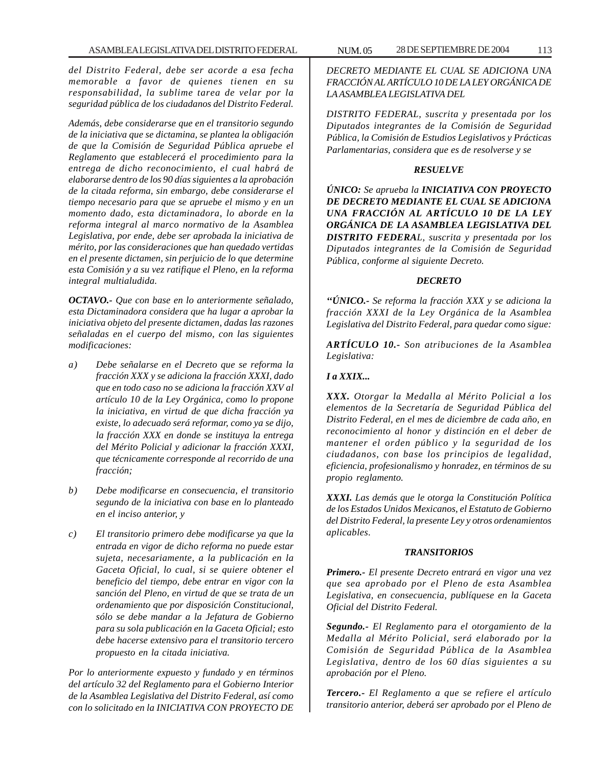*del Distrito Federal, debe ser acorde a esa fecha memorable a favor de quienes tienen en su responsabilidad, la sublime tarea de velar por la seguridad pública de los ciudadanos del Distrito Federal.*

*Además, debe considerarse que en el transitorio segundo de la iniciativa que se dictamina, se plantea la obligación de que la Comisión de Seguridad Pública apruebe el Reglamento que establecerá el procedimiento para la entrega de dicho reconocimiento, el cual habrá de elaborarse dentro de los 90 días siguientes a la aprobación de la citada reforma, sin embargo, debe considerarse el tiempo necesario para que se apruebe el mismo y en un momento dado, esta dictaminadora, lo aborde en la reforma integral al marco normativo de la Asamblea Legislativa, por ende, debe ser aprobada la iniciativa de mérito, por las consideraciones que han quedado vertidas en el presente dictamen, sin perjuicio de lo que determine esta Comisión y a su vez ratifique el Pleno, en la reforma integral multialudida.*

***OCTAVO.-** Que con base en lo anteriormente señalado, esta Dictaminadora considera que ha lugar a aprobar la iniciativa objeto del presente dictamen, dadas las razones señaladas en el cuerpo del mismo, con las siguientes modificaciones:*

*a) Debe señalarse en el Decreto que se reforma la fracción XXX y se adiciona la fracción XXXI, dado que en todo caso no se adiciona la fracción XXV al artículo 10 de la Ley Orgánica, como lo propone la iniciativa, en virtud de que dicha fracción ya existe, lo adecuado será reformar, como ya se dijo, la fracción XXX en donde se instituya la entrega del Mérito Policial y adicionar la fracción XXXI, que técnicamente corresponde al recorrido de una fracción;*

*b) Debe modificarse en consecuencia, el transitorio segundo de la iniciativa con base en lo planteado en el inciso anterior, y*

*c) El transitorio primero debe modificarse ya que la entrada en vigor de dicho reforma no puede estar sujeta, necesariamente, a la publicación en la Gaceta Oficial, lo cual, si se quiere obtener el beneficio del tiempo, debe entrar en vigor con la sanción del Pleno, en virtud de que se trata de un ordenamiento que por disposición Constitucional, sólo se debe mandar a la Jefatura de Gobierno para su sola publicación en la Gaceta Oficial; esto debe hacerse extensivo para el transitorio tercero propuesto en la citada iniciativa.*

*Por lo anteriormente expuesto y fundado y en términos del artículo 32 del Reglamento para el Gobierno Interior de la Asamblea Legislativa del Distrito Federal, así como con lo solicitado en la INICIATIVA CON PROYECTO DE DECRETO MEDIANTE EL CUAL SE ADICIONA UNA FRACCIÓN AL ARTÍCULO 10 DE LA LEY ORGÁNICA DE LA ASAMBLEA LEGISLATIVA DEL*

*DISTRITO FEDERAL, suscrita y presentada por los Diputados integrantes de la Comisión de Seguridad Pública, la Comisión de Estudios Legislativos y Prácticas Parlamentarias, considera que es de resolverse y se*

***RESUELVE***

***ÚNICO:** Se aprueba la **INICIATIVA CON PROYECTO DE DECRETO MEDIANTE EL CUAL SE ADICIONA UNA FRACCIÓN AL ARTÍCULO 10 DE LA LEY ORGÁNICA DE LA ASAMBLEA LEGISLATIVA DEL DISTRITO FEDERAL**, suscrita y presentada por los Diputados integrantes de la Comisión de Seguridad Pública, conforme al siguiente Decreto.*

***DECRETO***

***“ÚNICO.-** Se reforma la fracción XXX y se adiciona la fracción XXXI de la Ley Orgánica de la Asamblea Legislativa del Distrito Federal, para quedar como sigue:*

***ARTÍCULO 10.-** Son atribuciones de la Asamblea Legislativa:*

***I a XXIX...***

***XXX.** Otorgar la Medalla al Mérito Policial a los elementos de la Secretaría de Seguridad Pública del Distrito Federal, en el mes de diciembre de cada año, en reconocimiento al honor y distinción en el deber de mantener el orden público y la seguridad de los ciudadanos, con base los principios de legalidad, eficiencia, profesionalismo y honradez, en términos de su propio reglamento.*

***XXXI.** Las demás que le otorga la Constitución Política de los Estados Unidos Mexicanos, el Estatuto de Gobierno del Distrito Federal, la presente Ley y otros ordenamientos aplicables.*

***TRANSITORIOS***

***Primero.-** El presente Decreto entrará en vigor una vez que sea aprobado por el Pleno de esta Asamblea Legislativa, en consecuencia, publíquese en la Gaceta Oficial del Distrito Federal.*

***Segundo.-** El Reglamento para el otorgamiento de la Medalla al Mérito Policial, será elaborado por la Comisión de Seguridad Pública de la Asamblea Legislativa, dentro de los 60 días siguientes a su aprobación por el Pleno.*

***Tercero.-** El Reglamento a que se refiere el artículo transitorio anterior, deberá ser aprobado por el Pleno de*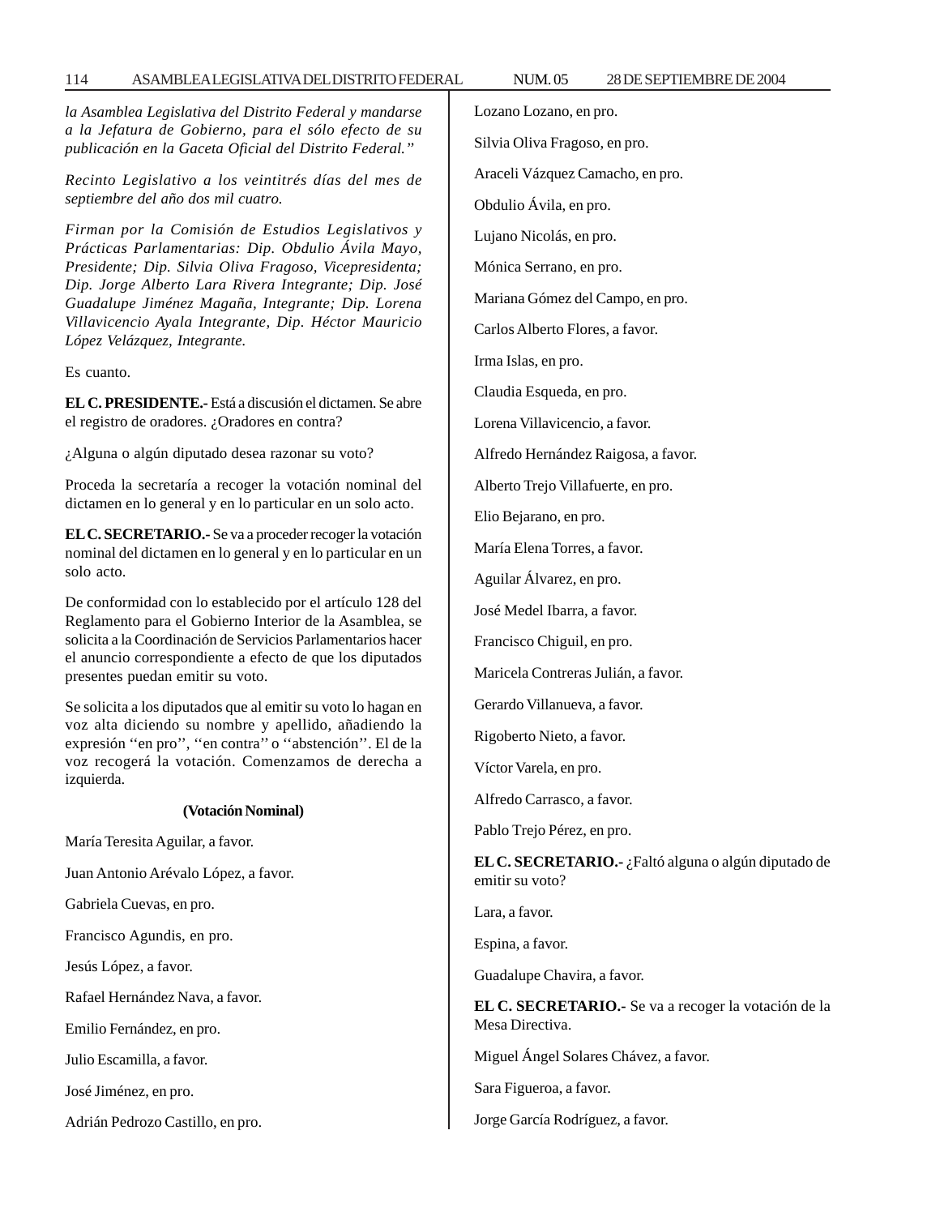*la Asamblea Legislativa del Distrito Federal y mandarse a la Jefatura de Gobierno, para el sólo efecto de su publicación en la Gaceta Oficial del Distrito Federal."*

*Recinto Legislativo a los veintitrés días del mes de septiembre del año dos mil cuatro.*

*Firman por la Comisión de Estudios Legislativos y Prácticas Parlamentarias: Dip. Obdulio Ávila Mayo, Presidente; Dip. Silvia Oliva Fragoso, Vicepresidenta; Dip. Jorge Alberto Lara Rivera Integrante; Dip. José Guadalupe Jiménez Magaña, Integrante; Dip. Lorena Villavicencio Ayala Integrante, Dip. Héctor Mauricio López Velázquez, Integrante.*

Es cuanto.

**EL C. PRESIDENTE.-** Está a discusión el dictamen. Se abre el registro de oradores. ¿Oradores en contra?

¿Alguna o algún diputado desea razonar su voto?

Proceda la secretaría a recoger la votación nominal del dictamen en lo general y en lo particular en un solo acto.

**EL C. SECRETARIO.-** Se va a proceder recoger la votación nominal del dictamen en lo general y en lo particular en un solo acto.

De conformidad con lo establecido por el artículo 128 del Reglamento para el Gobierno Interior de la Asamblea, se solicita a la Coordinación de Servicios Parlamentarios hacer el anuncio correspondiente a efecto de que los diputados presentes puedan emitir su voto.

Se solicita a los diputados que al emitir su voto lo hagan en voz alta diciendo su nombre y apellido, añadiendo la expresión ''en pro'', ''en contra'' o ''abstención''. El de la voz recogerá la votación. Comenzamos de derecha a izquierda.

**(Votación Nominal)**

María Teresita Aguilar, a favor.

Juan Antonio Arévalo López, a favor.

Gabriela Cuevas, en pro.

Francisco Agundis, en pro.

Jesús López, a favor.

Rafael Hernández Nava, a favor.

Emilio Fernández, en pro.

Julio Escamilla, a favor.

José Jiménez, en pro.

Adrián Pedrozo Castillo, en pro.

Lozano Lozano, en pro.

Silvia Oliva Fragoso, en pro.

Araceli Vázquez Camacho, en pro.

Obdulio Ávila, en pro.

Lujano Nicolás, en pro.

Mónica Serrano, en pro.

Mariana Gómez del Campo, en pro.

Carlos Alberto Flores, a favor.

Irma Islas, en pro.

Claudia Esqueda, en pro.

Lorena Villavicencio, a favor.

Alfredo Hernández Raigosa, a favor.

Alberto Trejo Villafuerte, en pro.

Elio Bejarano, en pro.

María Elena Torres, a favor.

Aguilar Álvarez, en pro.

José Medel Ibarra, a favor.

Francisco Chiguil, en pro.

Maricela Contreras Julián, a favor.

Gerardo Villanueva, a favor.

Rigoberto Nieto, a favor.

Víctor Varela, en pro.

Alfredo Carrasco, a favor.

Pablo Trejo Pérez, en pro.

**EL C. SECRETARIO.-** ¿Faltó alguna o algún diputado de emitir su voto?

Lara, a favor.

Espina, a favor.

Guadalupe Chavira, a favor.

**EL C. SECRETARIO.-** Se va a recoger la votación de la Mesa Directiva.

Miguel Ángel Solares Chávez, a favor.

Sara Figueroa, a favor.

Jorge García Rodríguez, a favor.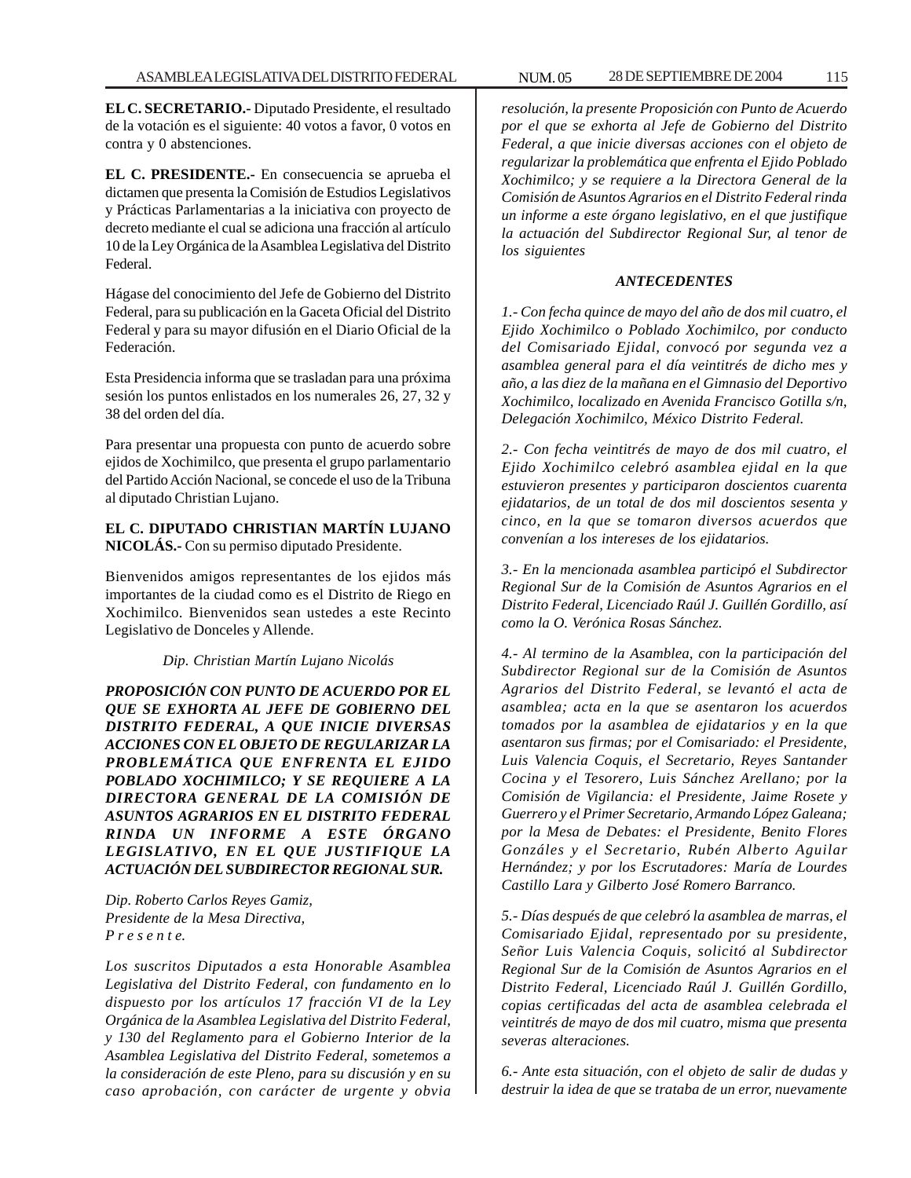**EL C. SECRETARIO.-** Diputado Presidente, el resultado de la votación es el siguiente: 40 votos a favor, 0 votos en contra y 0 abstenciones.

**EL C. PRESIDENTE.-** En consecuencia se aprueba el dictamen que presenta la Comisión de Estudios Legislativos y Prácticas Parlamentarias a la iniciativa con proyecto de decreto mediante el cual se adiciona una fracción al artículo 10 de la Ley Orgánica de la Asamblea Legislativa del Distrito Federal.

Hágase del conocimiento del Jefe de Gobierno del Distrito Federal, para su publicación en la Gaceta Oficial del Distrito Federal y para su mayor difusión en el Diario Oficial de la Federación.

Esta Presidencia informa que se trasladan para una próxima sesión los puntos enlistados en los numerales 26, 27, 32 y 38 del orden del día.

Para presentar una propuesta con punto de acuerdo sobre ejidos de Xochimilco, que presenta el grupo parlamentario del Partido Acción Nacional, se concede el uso de la Tribuna al diputado Christian Lujano.

**EL C. DIPUTADO CHRISTIAN MARTÍN LUJANO NICOLÁS.-** Con su permiso diputado Presidente.

Bienvenidos amigos representantes de los ejidos más importantes de la ciudad como es el Distrito de Riego en Xochimilco. Bienvenidos sean ustedes a este Recinto Legislativo de Donceles y Allende.

*Dip. Christian Martín Lujano Nicolás*

***PROPOSICIÓN CON PUNTO DE ACUERDO POR EL QUE SE EXHORTA AL JEFE DE GOBIERNO DEL DISTRITO FEDERAL, A QUE INICIE DIVERSAS ACCIONES CON EL OBJETO DE REGULARIZAR LA PROBLEMÁTICA QUE ENFRENTA EL EJIDO POBLADO XOCHIMILCO; Y SE REQUIERE A LA DIRECTORA GENERAL DE LA COMISIÓN DE ASUNTOS AGRARIOS EN EL DISTRITO FEDERAL RINDA UN INFORME A ESTE ÓRGANO LEGISLATIVO, EN EL QUE JUSTIFIQUE LA ACTUACIÓN DEL SUBDIRECTOR REGIONAL SUR.***

*Dip. Roberto Carlos Reyes Gamiz,*
*Presidente de la Mesa Directiva,*
*P r e s e n t e.*

*Los suscritos Diputados a esta Honorable Asamblea Legislativa del Distrito Federal, con fundamento en lo dispuesto por los artículos 17 fracción VI de la Ley Orgánica de la Asamblea Legislativa del Distrito Federal, y 130 del Reglamento para el Gobierno Interior de la Asamblea Legislativa del Distrito Federal, sometemos a la consideración de este Pleno, para su discusión y en su caso aprobación, con carácter de urgente y obvia resolución, la presente Proposición con Punto de Acuerdo por el que se exhorta al Jefe de Gobierno del Distrito Federal, a que inicie diversas acciones con el objeto de regularizar la problemática que enfrenta el Ejido Poblado Xochimilco; y se requiere a la Directora General de la Comisión de Asuntos Agrarios en el Distrito Federal rinda un informe a este órgano legislativo, en el que justifique la actuación del Subdirector Regional Sur, al tenor de los siguientes*

***ANTECEDENTES***

*1.- Con fecha quince de mayo del año de dos mil cuatro, el Ejido Xochimilco o Poblado Xochimilco, por conducto del Comisariado Ejidal, convocó por segunda vez a asamblea general para el día veintitrés de dicho mes y año, a las diez de la mañana en el Gimnasio del Deportivo Xochimilco, localizado en Avenida Francisco Gotilla s/n, Delegación Xochimilco, México Distrito Federal.*

*2.- Con fecha veintitrés de mayo de dos mil cuatro, el Ejido Xochimilco celebró asamblea ejidal en la que estuvieron presentes y participaron doscientos cuarenta ejidatarios, de un total de dos mil doscientos sesenta y cinco, en la que se tomaron diversos acuerdos que convenían a los intereses de los ejidatarios.*

*3.- En la mencionada asamblea participó el Subdirector Regional Sur de la Comisión de Asuntos Agrarios en el Distrito Federal, Licenciado Raúl J. Guillén Gordillo, así como la O. Verónica Rosas Sánchez.*

*4.- Al termino de la Asamblea, con la participación del Subdirector Regional sur de la Comisión de Asuntos Agrarios del Distrito Federal, se levantó el acta de asamblea; acta en la que se asentaron los acuerdos tomados por la asamblea de ejidatarios y en la que asentaron sus firmas; por el Comisariado: el Presidente, Luis Valencia Coquis, el Secretario, Reyes Santander Cocina y el Tesorero, Luis Sánchez Arellano; por la Comisión de Vigilancia: el Presidente, Jaime Rosete y Guerrero y el Primer Secretario, Armando López Galeana; por la Mesa de Debates: el Presidente, Benito Flores Gonzáles y el Secretario, Rubén Alberto Aguilar Hernández; y por los Escrutadores: María de Lourdes Castillo Lara y Gilberto José Romero Barranco.*

*5.- Días después de que celebró la asamblea de marras, el Comisariado Ejidal, representado por su presidente, Señor Luis Valencia Coquis, solicitó al Subdirector Regional Sur de la Comisión de Asuntos Agrarios en el Distrito Federal, Licenciado Raúl J. Guillén Gordillo, copias certificadas del acta de asamblea celebrada el veintitrés de mayo de dos mil cuatro, misma que presenta severas alteraciones.*

*6.- Ante esta situación, con el objeto de salir de dudas y destruir la idea de que se trataba de un error, nuevamente*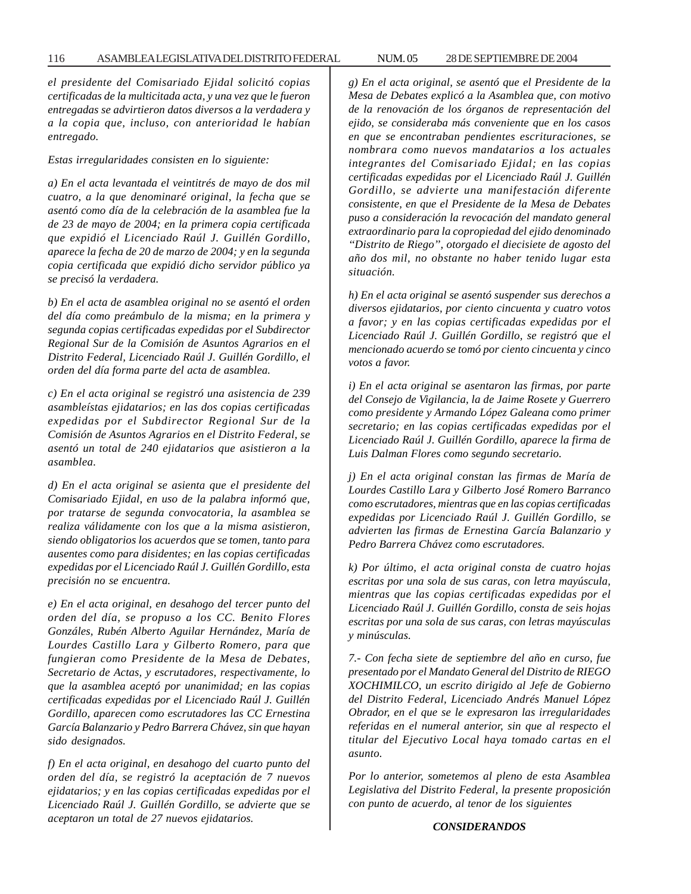*el presidente del Comisariado Ejidal solicitó copias certificadas de la multicitada acta, y una vez que le fueron entregadas se advirtieron datos diversos a la verdadera y a la copia que, incluso, con anterioridad le habían entregado.*

*Estas irregularidades consisten en lo siguiente:*

*a) En el acta levantada el veintitrés de mayo de dos mil cuatro, a la que denominaré original, la fecha que se asentó como día de la celebración de la asamblea fue la de 23 de mayo de 2004; en la primera copia certificada que expidió el Licenciado Raúl J. Guillén Gordillo, aparece la fecha de 20 de marzo de 2004; y en la segunda copia certificada que expidió dicho servidor público ya se precisó la verdadera.*

*b) En el acta de asamblea original no se asentó el orden del día como preámbulo de la misma; en la primera y segunda copias certificadas expedidas por el Subdirector Regional Sur de la Comisión de Asuntos Agrarios en el Distrito Federal, Licenciado Raúl J. Guillén Gordillo, el orden del día forma parte del acta de asamblea.*

*c) En el acta original se registró una asistencia de 239 asambleístas ejidatarios; en las dos copias certificadas expedidas por el Subdirector Regional Sur de la Comisión de Asuntos Agrarios en el Distrito Federal, se asentó un total de 240 ejidatarios que asistieron a la asamblea.*

*d) En el acta original se asienta que el presidente del Comisariado Ejidal, en uso de la palabra informó que, por tratarse de segunda convocatoria, la asamblea se realiza válidamente con los que a la misma asistieron, siendo obligatorios los acuerdos que se tomen, tanto para ausentes como para disidentes; en las copias certificadas expedidas por el Licenciado Raúl J. Guillén Gordillo, esta precisión no se encuentra.*

*e) En el acta original, en desahogo del tercer punto del orden del día, se propuso a los CC. Benito Flores Gonzáles, Rubén Alberto Aguilar Hernández, María de Lourdes Castillo Lara y Gilberto Romero, para que fungieran como Presidente de la Mesa de Debates, Secretario de Actas, y escrutadores, respectivamente, lo que la asamblea aceptó por unanimidad; en las copias certificadas expedidas por el Licenciado Raúl J. Guillén Gordillo, aparecen como escrutadores las CC Ernestina García Balanzario y Pedro Barrera Chávez, sin que hayan sido designados.*

*f) En el acta original, en desahogo del cuarto punto del orden del día, se registró la aceptación de 7 nuevos ejidatarios; y en las copias certificadas expedidas por el Licenciado Raúl J. Guillén Gordillo, se advierte que se aceptaron un total de 27 nuevos ejidatarios.*

*g) En el acta original, se asentó que el Presidente de la Mesa de Debates explicó a la Asamblea que, con motivo de la renovación de los órganos de representación del ejido, se consideraba más conveniente que en los casos en que se encontraban pendientes escrituraciones, se nombrara como nuevos mandatarios a los actuales integrantes del Comisariado Ejidal; en las copias certificadas expedidas por el Licenciado Raúl J. Guillén Gordillo, se advierte una manifestación diferente consistente, en que el Presidente de la Mesa de Debates puso a consideración la revocación del mandato general extraordinario para la copropiedad del ejido denominado “Distrito de Riego”, otorgado el diecisiete de agosto del año dos mil, no obstante no haber tenido lugar esta situación.*

*h) En el acta original se asentó suspender sus derechos a diversos ejidatarios, por ciento cincuenta y cuatro votos a favor; y en las copias certificadas expedidas por el Licenciado Raúl J. Guillén Gordillo, se registró que el mencionado acuerdo se tomó por ciento cincuenta y cinco votos a favor.*

*i) En el acta original se asentaron las firmas, por parte del Consejo de Vigilancia, la de Jaime Rosete y Guerrero como presidente y Armando López Galeana como primer secretario; en las copias certificadas expedidas por el Licenciado Raúl J. Guillén Gordillo, aparece la firma de Luis Dalman Flores como segundo secretario.*

*j) En el acta original constan las firmas de María de Lourdes Castillo Lara y Gilberto José Romero Barranco como escrutadores, mientras que en las copias certificadas expedidas por Licenciado Raúl J. Guillén Gordillo, se advierten las firmas de Ernestina García Balanzario y Pedro Barrera Chávez como escrutadores.*

*k) Por último, el acta original consta de cuatro hojas escritas por una sola de sus caras, con letra mayúscula, mientras que las copias certificadas expedidas por el Licenciado Raúl J. Guillén Gordillo, consta de seis hojas escritas por una sola de sus caras, con letras mayúsculas y minúsculas.*

*7.- Con fecha siete de septiembre del año en curso, fue presentado por el Mandato General del Distrito de RIEGO XOCHIMILCO, un escrito dirigido al Jefe de Gobierno del Distrito Federal, Licenciado Andrés Manuel López Obrador, en el que se le expresaron las irregularidades referidas en el numeral anterior, sin que al respecto el titular del Ejecutivo Local haya tomado cartas en el asunto.*

*Por lo anterior, sometemos al pleno de esta Asamblea Legislativa del Distrito Federal, la presente proposición con punto de acuerdo, al tenor de los siguientes*

***CONSIDERANDOS***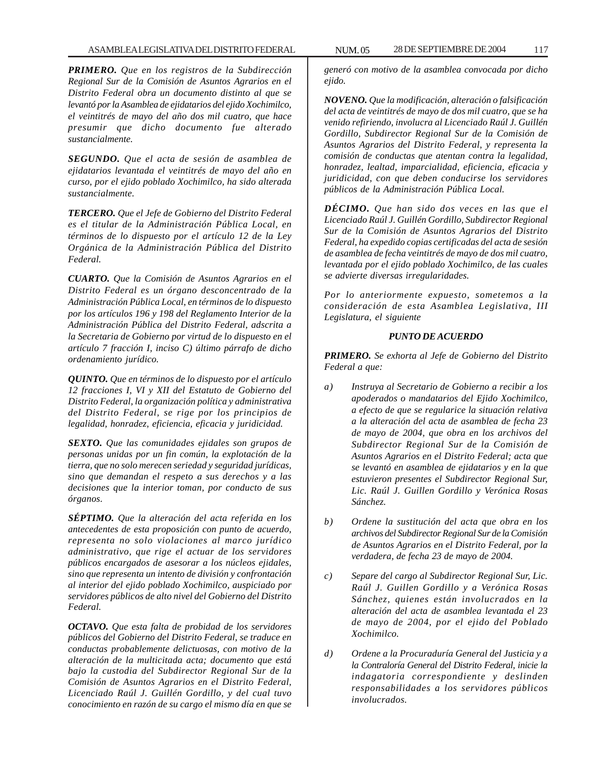***PRIMERO.*** *Que en los registros de la Subdirección Regional Sur de la Comisión de Asuntos Agrarios en el Distrito Federal obra un documento distinto al que se levantó por la Asamblea de ejidatarios del ejido Xochimilco, el veintitrés de mayo del año dos mil cuatro, que hace presumir que dicho documento fue alterado sustancialmente.*

***SEGUNDO.*** *Que el acta de sesión de asamblea de ejidatarios levantada el veintitrés de mayo del año en curso, por el ejido poblado Xochimilco, ha sido alterada sustancialmente.*

***TERCERO.*** *Que el Jefe de Gobierno del Distrito Federal es el titular de la Administración Pública Local, en términos de lo dispuesto por el artículo 12 de la Ley Orgánica de la Administración Pública del Distrito Federal.*

***CUARTO.*** *Que la Comisión de Asuntos Agrarios en el Distrito Federal es un órgano desconcentrado de la Administración Pública Local, en términos de lo dispuesto por los artículos 196 y 198 del Reglamento Interior de la Administración Pública del Distrito Federal, adscrita a la Secretaria de Gobierno por virtud de lo dispuesto en el artículo 7 fracción I, inciso C) último párrafo de dicho ordenamiento jurídico.*

***QUINTO.*** *Que en términos de lo dispuesto por el artículo 12 fracciones I, VI y XII del Estatuto de Gobierno del Distrito Federal, la organización política y administrativa del Distrito Federal, se rige por los principios de legalidad, honradez, eficiencia, eficacia y juridicidad.*

***SEXTO.*** *Que las comunidades ejidales son grupos de personas unidas por un fin común, la explotación de la tierra, que no solo merecen seriedad y seguridad jurídicas, sino que demandan el respeto a sus derechos y a las decisiones que la interior toman, por conducto de sus órganos.*

***SÉPTIMO.*** *Que la alteración del acta referida en los antecedentes de esta proposición con punto de acuerdo, representa no solo violaciones al marco jurídico administrativo, que rige el actuar de los servidores públicos encargados de asesorar a los núcleos ejidales, sino que representa un intento de división y confrontación al interior del ejido poblado Xochimilco, auspiciado por servidores públicos de alto nivel del Gobierno del Distrito Federal.*

***OCTAVO.*** *Que esta falta de probidad de los servidores públicos del Gobierno del Distrito Federal, se traduce en conductas probablemente delictuosas, con motivo de la alteración de la multicitada acta; documento que está bajo la custodia del Subdirector Regional Sur de la Comisión de Asuntos Agrarios en el Distrito Federal, Licenciado Raúl J. Guillén Gordillo, y del cual tuvo conocimiento en razón de su cargo el mismo día en que se generó con motivo de la asamblea convocada por dicho ejido.*

***NOVENO.*** *Que la modificación, alteración o falsificación del acta de veintitrés de mayo de dos mil cuatro, que se ha venido refiriendo, involucra al Licenciado Raúl J. Guillén Gordillo, Subdirector Regional Sur de la Comisión de Asuntos Agrarios del Distrito Federal, y representa la comisión de conductas que atentan contra la legalidad, honradez, lealtad, imparcialidad, eficiencia, eficacia y juridicidad, con que deben conducirse los servidores públicos de la Administración Pública Local.*

***DÉCIMO.*** *Que han sido dos veces en las que el Licenciado Raúl J. Guillén Gordillo, Subdirector Regional Sur de la Comisión de Asuntos Agrarios del Distrito Federal, ha expedido copias certificadas del acta de sesión de asamblea de fecha veintitrés de mayo de dos mil cuatro, levantada por el ejido poblado Xochimilco, de las cuales se advierte diversas irregularidades.*

*Por lo anteriormente expuesto, sometemos a la consideración de esta Asamblea Legislativa, III Legislatura, el siguiente*

***PUNTO DE ACUERDO***

***PRIMERO.*** *Se exhorta al Jefe de Gobierno del Distrito Federal a que:*

*a)* *Instruya al Secretario de Gobierno a recibir a los apoderados o mandatarios del Ejido Xochimilco, a efecto de que se regularice la situación relativa a la alteración del acta de asamblea de fecha 23 de mayo de 2004, que obra en los archivos del Subdirector Regional Sur de la Comisión de Asuntos Agrarios en el Distrito Federal; acta que se levantó en asamblea de ejidatarios y en la que estuvieron presentes el Subdirector Regional Sur, Lic. Raúl J. Guillen Gordillo y Verónica Rosas Sánchez.*

*b)* *Ordene la sustitución del acta que obra en los archivos del Subdirector Regional Sur de la Comisión de Asuntos Agrarios en el Distrito Federal, por la verdadera, de fecha 23 de mayo de 2004.*

*c)* *Separe del cargo al Subdirector Regional Sur, Lic. Raúl J. Guillen Gordillo y a Verónica Rosas Sánchez, quienes están involucrados en la alteración del acta de asamblea levantada el 23 de mayo de 2004, por el ejido del Poblado Xochimilco.*

*d)* *Ordene a la Procuraduría General del Justicia y a la Contraloría General del Distrito Federal, inicie la indagatoria correspondiente y deslinden responsabilidades a los servidores públicos involucrados.*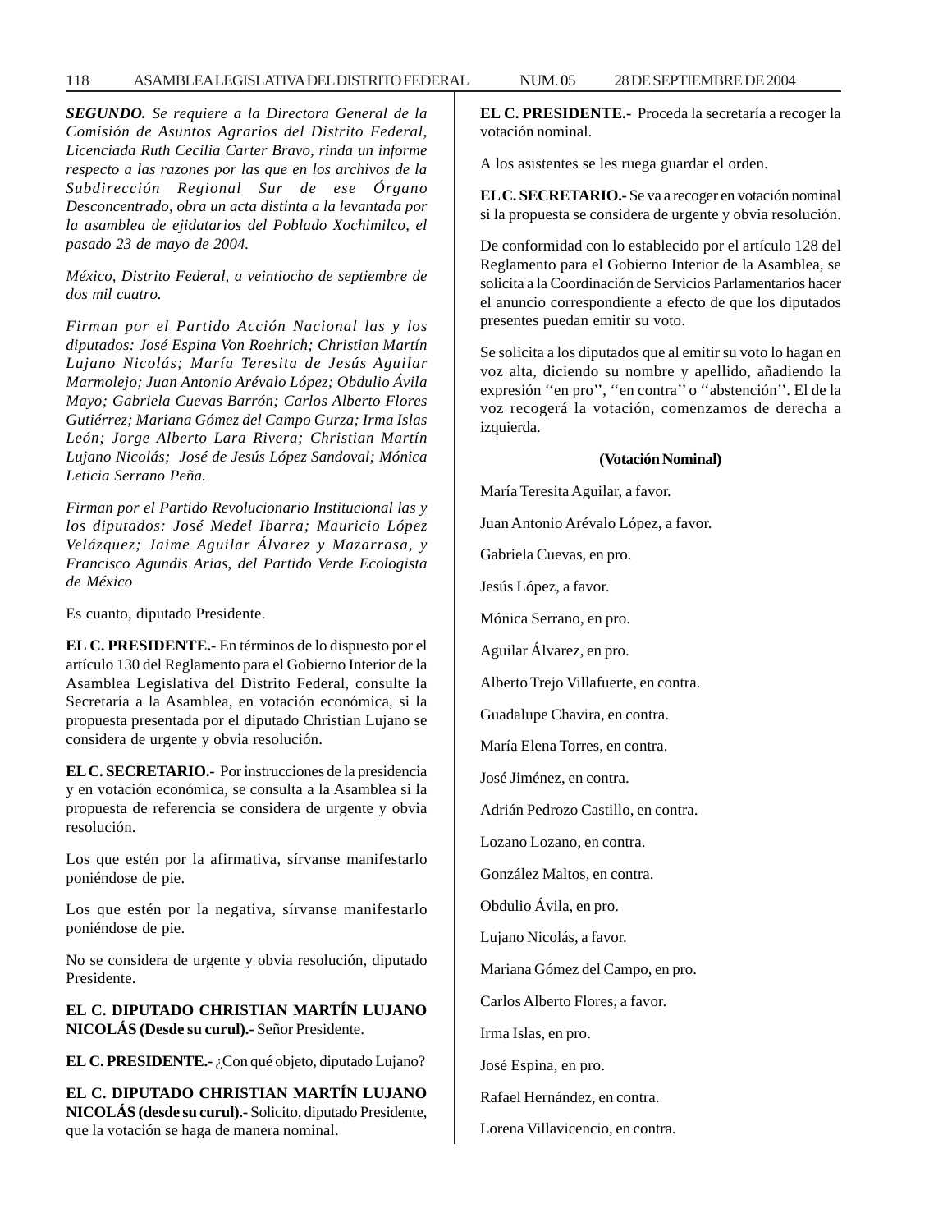***SEGUNDO.*** *Se requiere a la Directora General de la Comisión de Asuntos Agrarios del Distrito Federal, Licenciada Ruth Cecilia Carter Bravo, rinda un informe respecto a las razones por las que en los archivos de la Subdirección Regional Sur de ese Órgano Desconcentrado, obra un acta distinta a la levantada por la asamblea de ejidatarios del Poblado Xochimilco, el pasado 23 de mayo de 2004.*

*México, Distrito Federal, a veintiocho de septiembre de dos mil cuatro.*

*Firman por el Partido Acción Nacional las y los diputados: José Espina Von Roehrich; Christian Martín Lujano Nicolás; María Teresita de Jesús Aguilar Marmolejo; Juan Antonio Arévalo López; Obdulio Ávila Mayo; Gabriela Cuevas Barrón; Carlos Alberto Flores Gutiérrez; Mariana Gómez del Campo Gurza; Irma Islas León; Jorge Alberto Lara Rivera; Christian Martín Lujano Nicolás; José de Jesús López Sandoval; Mónica Leticia Serrano Peña.*

*Firman por el Partido Revolucionario Institucional las y los diputados: José Medel Ibarra; Mauricio López Velázquez; Jaime Aguilar Álvarez y Mazarrasa, y Francisco Agundis Arias, del Partido Verde Ecologista de México*

Es cuanto, diputado Presidente.

**EL C. PRESIDENTE.-** En términos de lo dispuesto por el artículo 130 del Reglamento para el Gobierno Interior de la Asamblea Legislativa del Distrito Federal, consulte la Secretaría a la Asamblea, en votación económica, si la propuesta presentada por el diputado Christian Lujano se considera de urgente y obvia resolución.

**EL C. SECRETARIO.-** Por instrucciones de la presidencia y en votación económica, se consulta a la Asamblea si la propuesta de referencia se considera de urgente y obvia resolución.

Los que estén por la afirmativa, sírvanse manifestarlo poniéndose de pie.

Los que estén por la negativa, sírvanse manifestarlo poniéndose de pie.

No se considera de urgente y obvia resolución, diputado Presidente.

**EL C. DIPUTADO CHRISTIAN MARTÍN LUJANO NICOLÁS (Desde su curul).-** Señor Presidente.

**EL C. PRESIDENTE.-** ¿Con qué objeto, diputado Lujano?

**EL C. DIPUTADO CHRISTIAN MARTÍN LUJANO NICOLÁS (desde su curul).-** Solicito, diputado Presidente, que la votación se haga de manera nominal.

**EL C. PRESIDENTE.-** Proceda la secretaría a recoger la votación nominal.

A los asistentes se les ruega guardar el orden.

**EL C. SECRETARIO.-** Se va a recoger en votación nominal si la propuesta se considera de urgente y obvia resolución.

De conformidad con lo establecido por el artículo 128 del Reglamento para el Gobierno Interior de la Asamblea, se solicita a la Coordinación de Servicios Parlamentarios hacer el anuncio correspondiente a efecto de que los diputados presentes puedan emitir su voto.

Se solicita a los diputados que al emitir su voto lo hagan en voz alta, diciendo su nombre y apellido, añadiendo la expresión ''en pro'', ''en contra'' o ''abstención''. El de la voz recogerá la votación, comenzamos de derecha a izquierda.

**(Votación Nominal)**

María Teresita Aguilar, a favor.

Juan Antonio Arévalo López, a favor.

Gabriela Cuevas, en pro.

Jesús López, a favor.

Mónica Serrano, en pro.

Aguilar Álvarez, en pro.

Alberto Trejo Villafuerte, en contra.

Guadalupe Chavira, en contra.

María Elena Torres, en contra.

José Jiménez, en contra.

Adrián Pedrozo Castillo, en contra.

Lozano Lozano, en contra.

González Maltos, en contra.

Obdulio Ávila, en pro.

Lujano Nicolás, a favor.

Mariana Gómez del Campo, en pro.

Carlos Alberto Flores, a favor.

Irma Islas, en pro.

José Espina, en pro.

Rafael Hernández, en contra.

Lorena Villavicencio, en contra.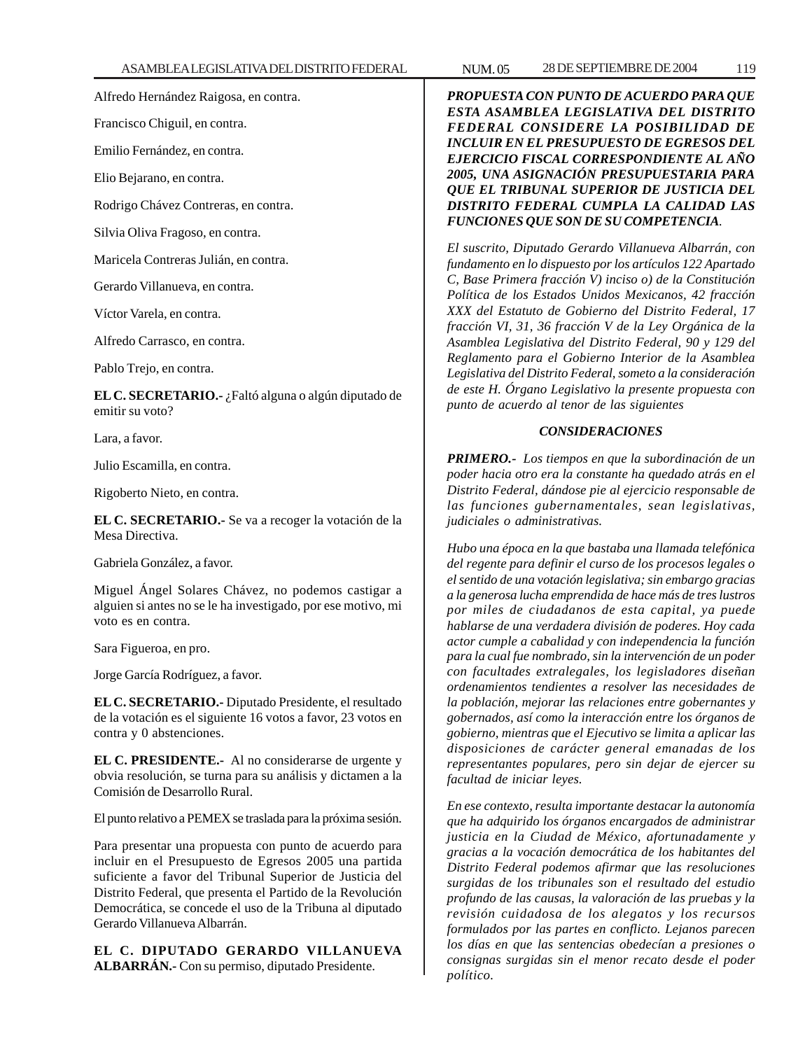Alfredo Hernández Raigosa, en contra.

Francisco Chiguil, en contra.

Emilio Fernández, en contra.

Elio Bejarano, en contra.

Rodrigo Chávez Contreras, en contra.

Silvia Oliva Fragoso, en contra.

Maricela Contreras Julián, en contra.

Gerardo Villanueva, en contra.

Víctor Varela, en contra.

Alfredo Carrasco, en contra.

Pablo Trejo, en contra.

**EL C. SECRETARIO.-** ¿Faltó alguna o algún diputado de emitir su voto?

Lara, a favor.

Julio Escamilla, en contra.

Rigoberto Nieto, en contra.

**EL C. SECRETARIO.-** Se va a recoger la votación de la Mesa Directiva.

Gabriela González, a favor.

Miguel Ángel Solares Chávez, no podemos castigar a alguien si antes no se le ha investigado, por ese motivo, mi voto es en contra.

Sara Figueroa, en pro.

Jorge García Rodríguez, a favor.

**EL C. SECRETARIO.-** Diputado Presidente, el resultado de la votación es el siguiente 16 votos a favor, 23 votos en contra y 0 abstenciones.

**EL C. PRESIDENTE.-** Al no considerarse de urgente y obvia resolución, se turna para su análisis y dictamen a la Comisión de Desarrollo Rural.

El punto relativo a PEMEX se traslada para la próxima sesión.

Para presentar una propuesta con punto de acuerdo para incluir en el Presupuesto de Egresos 2005 una partida suficiente a favor del Tribunal Superior de Justicia del Distrito Federal, que presenta el Partido de la Revolución Democrática, se concede el uso de la Tribuna al diputado Gerardo Villanueva Albarrán.

**EL C. DIPUTADO GERARDO VILLANUEVA ALBARRÁN.-** Con su permiso, diputado Presidente.

***PROPUESTA CON PUNTO DE ACUERDO PARA QUE ESTA ASAMBLEA LEGISLATIVA DEL DISTRITO FEDERAL CONSIDERE LA POSIBILIDAD DE INCLUIR EN EL PRESUPUESTO DE EGRESOS DEL EJERCICIO FISCAL CORRESPONDIENTE AL AÑO 2005, UNA ASIGNACIÓN PRESUPUESTARIA PARA QUE EL TRIBUNAL SUPERIOR DE JUSTICIA DEL DISTRITO FEDERAL CUMPLA LA CALIDAD LAS FUNCIONES QUE SON DE SU COMPETENCIA.***

*El suscrito, Diputado Gerardo Villanueva Albarrán, con fundamento en lo dispuesto por los artículos 122 Apartado C, Base Primera fracción V) inciso o) de la Constitución Política de los Estados Unidos Mexicanos, 42 fracción XXX del Estatuto de Gobierno del Distrito Federal, 17 fracción VI, 31, 36 fracción V de la Ley Orgánica de la Asamblea Legislativa del Distrito Federal, 90 y 129 del Reglamento para el Gobierno Interior de la Asamblea Legislativa del Distrito Federal, someto a la consideración de este H. Órgano Legislativo la presente propuesta con punto de acuerdo al tenor de las siguientes*

***CONSIDERACIONES***

***PRIMERO.-*** *Los tiempos en que la subordinación de un poder hacia otro era la constante ha quedado atrás en el Distrito Federal, dándose pie al ejercicio responsable de las funciones gubernamentales, sean legislativas, judiciales o administrativas.*

*Hubo una época en la que bastaba una llamada telefónica del regente para definir el curso de los procesos legales o el sentido de una votación legislativa; sin embargo gracias a la generosa lucha emprendida de hace más de tres lustros por miles de ciudadanos de esta capital, ya puede hablarse de una verdadera división de poderes. Hoy cada actor cumple a cabalidad y con independencia la función para la cual fue nombrado, sin la intervención de un poder con facultades extralegales, los legisladores diseñan ordenamientos tendientes a resolver las necesidades de la población, mejorar las relaciones entre gobernantes y gobernados, así como la interacción entre los órganos de gobierno, mientras que el Ejecutivo se limita a aplicar las disposiciones de carácter general emanadas de los representantes populares, pero sin dejar de ejercer su facultad de iniciar leyes.*

*En ese contexto, resulta importante destacar la autonomía que ha adquirido los órganos encargados de administrar justicia en la Ciudad de México, afortunadamente y gracias a la vocación democrática de los habitantes del Distrito Federal podemos afirmar que las resoluciones surgidas de los tribunales son el resultado del estudio profundo de las causas, la valoración de las pruebas y la revisión cuidadosa de los alegatos y los recursos formulados por las partes en conflicto. Lejanos parecen los días en que las sentencias obedecían a presiones o consignas surgidas sin el menor recato desde el poder político.*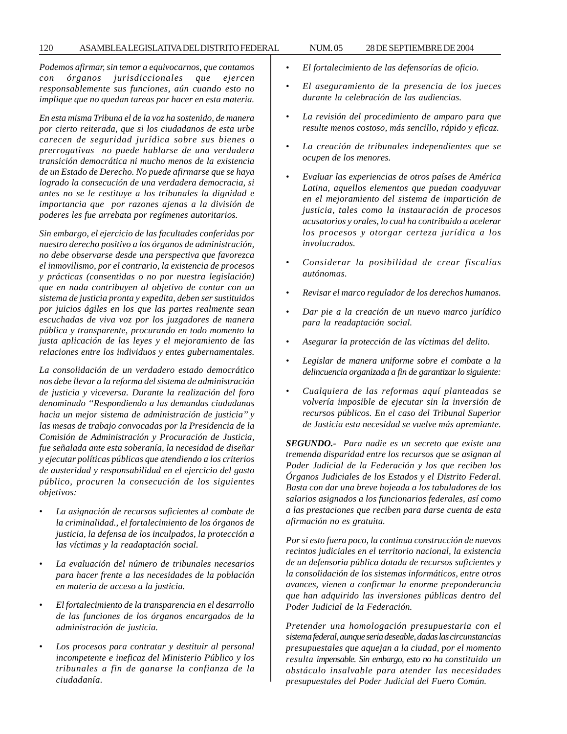*Podemos afirmar, sin temor a equivocarnos, que contamos con órganos jurisdiccionales que ejercen responsablemente sus funciones, aún cuando esto no implique que no quedan tareas por hacer en esta materia.*

*En esta misma Tribuna el de la voz ha sostenido, de manera por cierto reiterada, que si los ciudadanos de esta urbe carecen de seguridad jurídica sobre sus bienes o prerrogativas no puede hablarse de una verdadera transición democrática ni mucho menos de la existencia de un Estado de Derecho. No puede afirmarse que se haya logrado la consecución de una verdadera democracia, si antes no se le restituye a los tribunales la dignidad e importancia que por razones ajenas a la división de poderes les fue arrebata por regímenes autoritarios.*

*Sin embargo, el ejercicio de las facultades conferidas por nuestro derecho positivo a los órganos de administración, no debe observarse desde una perspectiva que favorezca el inmovilismo, por el contrario, la existencia de procesos y prácticas (consentidas o no por nuestra legislación) que en nada contribuyen al objetivo de contar con un sistema de justicia pronta y expedita, deben ser sustituidos por juicios ágiles en los que las partes realmente sean escuchadas de viva voz por los juzgadores de manera pública y transparente, procurando en todo momento la justa aplicación de las leyes y el mejoramiento de las relaciones entre los individuos y entes gubernamentales.*

*La consolidación de un verdadero estado democrático nos debe llevar a la reforma del sistema de administración de justicia y viceversa. Durante la realización del foro denominado "Respondiendo a las demandas ciudadanas hacia un mejor sistema de administración de justicia" y las mesas de trabajo convocadas por la Presidencia de la Comisión de Administración y Procuración de Justicia, fue señalada ante esta soberanía, la necesidad de diseñar y ejecutar políticas públicas que atendiendo a los criterios de austeridad y responsabilidad en el ejercicio del gasto público, procuren la consecución de los siguientes objetivos:*

- *La asignación de recursos suficientes al combate de la criminalidad., el fortalecimiento de los órganos de justicia, la defensa de los inculpados, la protección a las víctimas y la readaptación social.*
- *La evaluación del número de tribunales necesarios para hacer frente a las necesidades de la población en materia de acceso a la justicia.*
- *El fortalecimiento de la transparencia en el desarrollo de las funciones de los órganos encargados de la administración de justicia.*
- *Los procesos para contratar y destituir al personal incompetente e ineficaz del Ministerio Público y los tribunales a fin de ganarse la confianza de la ciudadanía.*
- *El fortalecimiento de las defensorías de oficio.*
- *El aseguramiento de la presencia de los jueces durante la celebración de las audiencias.*
- *La revisión del procedimiento de amparo para que resulte menos costoso, más sencillo, rápido y eficaz.*
- *La creación de tribunales independientes que se ocupen de los menores.*
- *Evaluar las experiencias de otros países de América Latina, aquellos elementos que puedan coadyuvar en el mejoramiento del sistema de impartición de justicia, tales como la instauración de procesos acusatorios y orales, lo cual ha contribuido a acelerar los procesos y otorgar certeza jurídica a los involucrados.*
- *Considerar la posibilidad de crear fiscalías autónomas.*
- *Revisar el marco regulador de los derechos humanos.*
- *Dar pie a la creación de un nuevo marco jurídico para la readaptación social.*
- *Asegurar la protección de las víctimas del delito.*
- *Legislar de manera uniforme sobre el combate a la delincuencia organizada a fin de garantizar lo siguiente:*
- *Cualquiera de las reformas aquí planteadas se volvería imposible de ejecutar sin la inversión de recursos públicos. En el caso del Tribunal Superior de Justicia esta necesidad se vuelve más apremiante.*

***SEGUNDO.-*** *Para nadie es un secreto que existe una tremenda disparidad entre los recursos que se asignan al Poder Judicial de la Federación y los que reciben los Órganos Judiciales de los Estados y el Distrito Federal. Basta con dar una breve hojeada a los tabuladores de los salarios asignados a los funcionarios federales, así como a las prestaciones que reciben para darse cuenta de esta afirmación no es gratuita.*

*Por si esto fuera poco, la continua construcción de nuevos recintos judiciales en el territorio nacional, la existencia de un defensoria pública dotada de recursos suficientes y la consolidación de los sistemas informáticos, entre otros avances, vienen a confirmar la enorme preponderancia que han adquirido las inversiones públicas dentro del Poder Judicial de la Federación.*

*Pretender una homologación presupuestaria con el sistema federal, aunque seria deseable, dadas las circunstancias presupuestales que aquejan a la ciudad, por el momento resulta impensable. Sin embargo, esto no ha constituido un obstáculo insalvable para atender las necesidades presupuestales del Poder Judicial del Fuero Común.*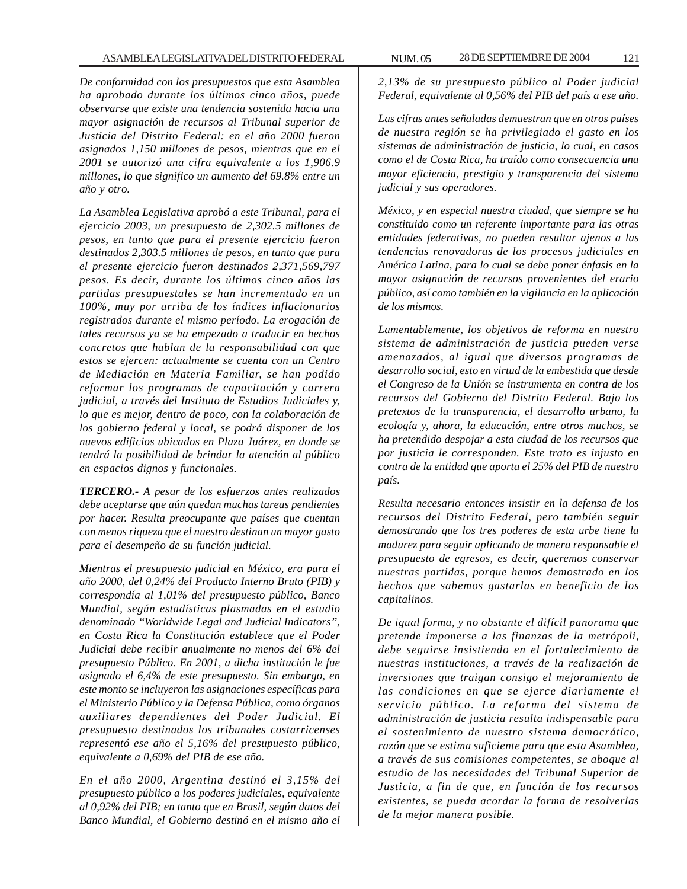*De conformidad con los presupuestos que esta Asamblea ha aprobado durante los últimos cinco años, puede observarse que existe una tendencia sostenida hacia una mayor asignación de recursos al Tribunal superior de Justicia del Distrito Federal: en el año 2000 fueron asignados 1,150 millones de pesos, mientras que en el 2001 se autorizó una cifra equivalente a los 1,906.9 millones, lo que significo un aumento del 69.8% entre un año y otro.*

*La Asamblea Legislativa aprobó a este Tribunal, para el ejercicio 2003, un presupuesto de 2,302.5 millones de pesos, en tanto que para el presente ejercicio fueron destinados 2,303.5 millones de pesos, en tanto que para el presente ejercicio fueron destinados 2,371,569,797 pesos. Es decir, durante los últimos cinco años las partidas presupuestales se han incrementado en un 100%, muy por arriba de los índices inflacionarios registrados durante el mismo período. La erogación de tales recursos ya se ha empezado a traducir en hechos concretos que hablan de la responsabilidad con que estos se ejercen: actualmente se cuenta con un Centro de Mediación en Materia Familiar, se han podido reformar los programas de capacitación y carrera judicial, a través del Instituto de Estudios Judiciales y, lo que es mejor, dentro de poco, con la colaboración de los gobierno federal y local, se podrá disponer de los nuevos edificios ubicados en Plaza Juárez, en donde se tendrá la posibilidad de brindar la atención al público en espacios dignos y funcionales.*

***TERCERO.-*** *A pesar de los esfuerzos antes realizados debe aceptarse que aún quedan muchas tareas pendientes por hacer. Resulta preocupante que países que cuentan con menos riqueza que el nuestro destinan un mayor gasto para el desempeño de su función judicial.*

*Mientras el presupuesto judicial en México, era para el año 2000, del 0,24% del Producto Interno Bruto (PIB) y correspondía al 1,01% del presupuesto público, Banco Mundial, según estadísticas plasmadas en el estudio denominado "Worldwide Legal and Judicial Indicators", en Costa Rica la Constitución establece que el Poder Judicial debe recibir anualmente no menos del 6% del presupuesto Público. En 2001, a dicha institución le fue asignado el 6,4% de este presupuesto. Sin embargo, en este monto se incluyeron las asignaciones específicas para el Ministerio Público y la Defensa Pública, como órganos auxiliares dependientes del Poder Judicial. El presupuesto destinados los tribunales costarricenses representó ese año el 5,16% del presupuesto público, equivalente a 0,69% del PIB de ese año.*

*En el año 2000, Argentina destinó el 3,15% del presupuesto público a los poderes judiciales, equivalente al 0,92% del PIB; en tanto que en Brasil, según datos del Banco Mundial, el Gobierno destinó en el mismo año el 2,13% de su presupuesto público al Poder judicial Federal, equivalente al 0,56% del PIB del país a ese año.*

*Las cifras antes señaladas demuestran que en otros países de nuestra región se ha privilegiado el gasto en los sistemas de administración de justicia, lo cual, en casos como el de Costa Rica, ha traído como consecuencia una mayor eficiencia, prestigio y transparencia del sistema judicial y sus operadores.*

*México, y en especial nuestra ciudad, que siempre se ha constituido como un referente importante para las otras entidades federativas, no pueden resultar ajenos a las tendencias renovadoras de los procesos judiciales en América Latina, para lo cual se debe poner énfasis en la mayor asignación de recursos provenientes del erario público, así como también en la vigilancia en la aplicación de los mismos.*

*Lamentablemente, los objetivos de reforma en nuestro sistema de administración de justicia pueden verse amenazados, al igual que diversos programas de desarrollo social, esto en virtud de la embestida que desde el Congreso de la Unión se instrumenta en contra de los recursos del Gobierno del Distrito Federal. Bajo los pretextos de la transparencia, el desarrollo urbano, la ecología y, ahora, la educación, entre otros muchos, se ha pretendido despojar a esta ciudad de los recursos que por justicia le corresponden. Este trato es injusto en contra de la entidad que aporta el 25% del PIB de nuestro país.*

*Resulta necesario entonces insistir en la defensa de los recursos del Distrito Federal, pero también seguir demostrando que los tres poderes de esta urbe tiene la madurez para seguir aplicando de manera responsable el presupuesto de egresos, es decir, queremos conservar nuestras partidas, porque hemos demostrado en los hechos que sabemos gastarlas en beneficio de los capitalinos.*

*De igual forma, y no obstante el difícil panorama que pretende imponerse a las finanzas de la metrópoli, debe seguirse insistiendo en el fortalecimiento de nuestras instituciones, a través de la realización de inversiones que traigan consigo el mejoramiento de las condiciones en que se ejerce diariamente el servicio público. La reforma del sistema de administración de justicia resulta indispensable para el sostenimiento de nuestro sistema democrático, razón que se estima suficiente para que esta Asamblea, a través de sus comisiones competentes, se aboque al estudio de las necesidades del Tribunal Superior de Justicia, a fin de que, en función de los recursos existentes, se pueda acordar la forma de resolverlas de la mejor manera posible.*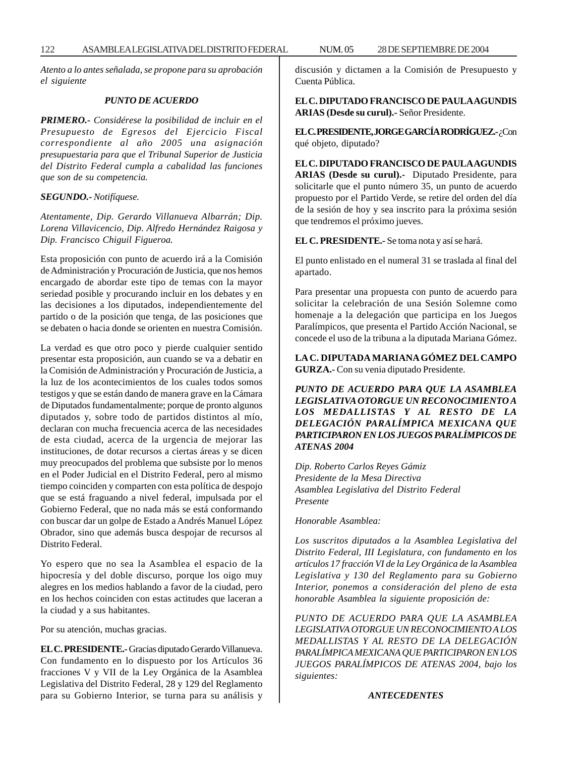*Atento a lo antes señalada, se propone para su aprobación el siguiente*

***PUNTO DE ACUERDO***

***PRIMERO.-*** *Considérese la posibilidad de incluir en el Presupuesto de Egresos del Ejercicio Fiscal correspondiente al año 2005 una asignación presupuestaria para que el Tribunal Superior de Justicia del Distrito Federal cumpla a cabalidad las funciones que son de su competencia.*

***SEGUNDO.-*** *Notifíquese.*

*Atentamente, Dip. Gerardo Villanueva Albarrán; Dip. Lorena Villavicencio, Dip. Alfredo Hernández Raigosa y Dip. Francisco Chiguil Figueroa.*

Esta proposición con punto de acuerdo irá a la Comisión de Administración y Procuración de Justicia, que nos hemos encargado de abordar este tipo de temas con la mayor seriedad posible y procurando incluir en los debates y en las decisiones a los diputados, independientemente del partido o de la posición que tenga, de las posiciones que se debaten o hacia donde se orienten en nuestra Comisión.

La verdad es que otro poco y pierde cualquier sentido presentar esta proposición, aun cuando se va a debatir en la Comisión de Administración y Procuración de Justicia, a la luz de los acontecimientos de los cuales todos somos testigos y que se están dando de manera grave en la Cámara de Diputados fundamentalmente; porque de pronto algunos diputados y, sobre todo de partidos distintos al mío, declaran con mucha frecuencia acerca de las necesidades de esta ciudad, acerca de la urgencia de mejorar las instituciones, de dotar recursos a ciertas áreas y se dicen muy preocupados del problema que subsiste por lo menos en el Poder Judicial en el Distrito Federal, pero al mismo tiempo coinciden y comparten con esta política de despojo que se está fraguando a nivel federal, impulsada por el Gobierno Federal, que no nada más se está conformando con buscar dar un golpe de Estado a Andrés Manuel López Obrador, sino que además busca despojar de recursos al Distrito Federal.

Yo espero que no sea la Asamblea el espacio de la hipocresía y del doble discurso, porque los oigo muy alegres en los medios hablando a favor de la ciudad, pero en los hechos coinciden con estas actitudes que laceran a la ciudad y a sus habitantes.

Por su atención, muchas gracias.

**EL C. PRESIDENTE.-** Gracias diputado Gerardo Villanueva. Con fundamento en lo dispuesto por los Artículos 36 fracciones V y VII de la Ley Orgánica de la Asamblea Legislativa del Distrito Federal, 28 y 129 del Reglamento para su Gobierno Interior, se turna para su análisis y discusión y dictamen a la Comisión de Presupuesto y Cuenta Pública.

**EL C. DIPUTADO FRANCISCO DE PAULA AGUNDIS ARIAS (Desde su curul).-** Señor Presidente.

**EL C. PRESIDENTE, JORGE GARCÍA RODRÍGUEZ.-** ¿Con qué objeto, diputado?

**EL C. DIPUTADO FRANCISCO DE PAULA AGUNDIS ARIAS (Desde su curul).-** Diputado Presidente, para solicitarle que el punto número 35, un punto de acuerdo propuesto por el Partido Verde, se retire del orden del día de la sesión de hoy y sea inscrito para la próxima sesión que tendremos el próximo jueves.

**EL C. PRESIDENTE.-** Se toma nota y así se hará.

El punto enlistado en el numeral 31 se traslada al final del apartado.

Para presentar una propuesta con punto de acuerdo para solicitar la celebración de una Sesión Solemne como homenaje a la delegación que participa en los Juegos Paralímpicos, que presenta el Partido Acción Nacional, se concede el uso de la tribuna a la diputada Mariana Gómez.

**LA C. DIPUTADA MARIANA GÓMEZ DEL CAMPO GURZA.-** Con su venia diputado Presidente.

***PUNTO DE ACUERDO PARA QUE LA ASAMBLEA LEGISLATIVA OTORGUE UN RECONOCIMIENTO A LOS MEDALLISTAS Y AL RESTO DE LA DELEGACIÓN PARALÍMPICA MEXICANA QUE PARTICIPARON EN LOS JUEGOS PARALÍMPICOS DE ATENAS 2004***

*Dip. Roberto Carlos Reyes Gámiz*
*Presidente de la Mesa Directiva*
*Asamblea Legislativa del Distrito Federal*
*Presente*

*Honorable Asamblea:*

*Los suscritos diputados a la Asamblea Legislativa del Distrito Federal, III Legislatura, con fundamento en los artículos 17 fracción VI de la Ley Orgánica de la Asamblea Legislativa y 130 del Reglamento para su Gobierno Interior, ponemos a consideración del pleno de esta honorable Asamblea la siguiente proposición de:*

*PUNTO DE ACUERDO PARA QUE LA ASAMBLEA LEGISLATIVA OTORGUE UN RECONOCIMIENTO A LOS MEDALLISTAS Y AL RESTO DE LA DELEGACIÓN PARALÍMPICA MEXICANA QUE PARTICIPARON EN LOS JUEGOS PARALÍMPICOS DE ATENAS 2004, bajo los siguientes:*

***ANTECEDENTES***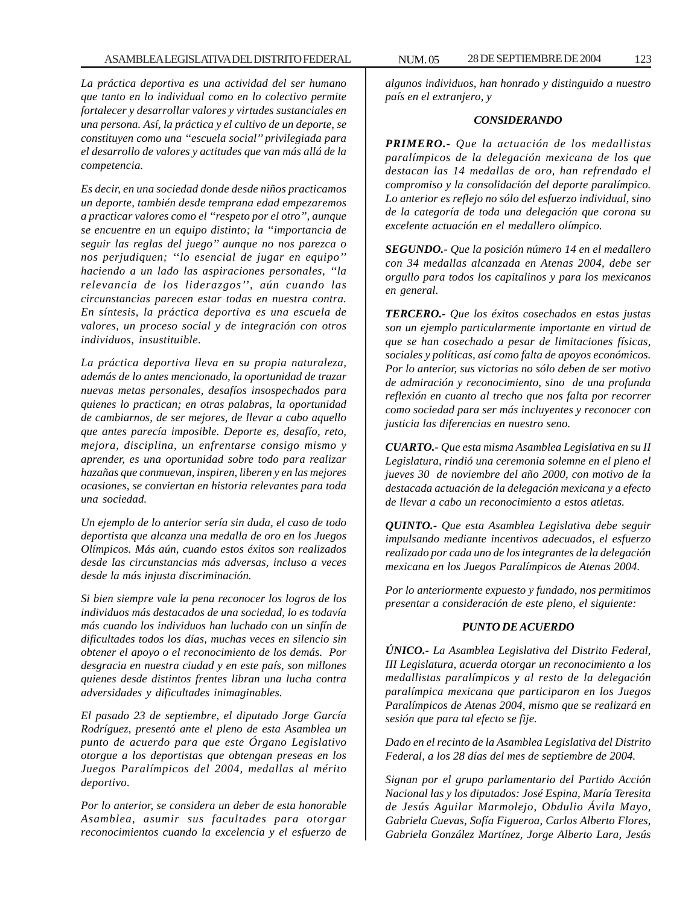*La práctica deportiva es una actividad del ser humano que tanto en lo individual como en lo colectivo permite fortalecer y desarrollar valores y virtudes sustanciales en una persona. Así, la práctica y el cultivo de un deporte, se constituyen como una "escuela social" privilegiada para el desarrollo de valores y actitudes que van más allá de la competencia.*

*Es decir, en una sociedad donde desde niños practicamos un deporte, también desde temprana edad empezaremos a practicar valores como el "respeto por el otro", aunque se encuentre en un equipo distinto; la "importancia de seguir las reglas del juego" aunque no nos parezca o nos perjudiquen; "lo esencial de jugar en equipo" haciendo a un lado las aspiraciones personales, "la relevancia de los liderazgos", aún cuando las circunstancias parecen estar todas en nuestra contra. En síntesis, la práctica deportiva es una escuela de valores, un proceso social y de integración con otros individuos, insustituible.*

*La práctica deportiva lleva en su propia naturaleza, además de lo antes mencionado, la oportunidad de trazar nuevas metas personales, desafíos insospechados para quienes lo practican; en otras palabras, la oportunidad de cambiarnos, de ser mejores, de llevar a cabo aquello que antes parecía imposible. Deporte es, desafío, reto, mejora, disciplina, un enfrentarse consigo mismo y aprender, es una oportunidad sobre todo para realizar hazañas que conmuevan, inspiren, liberen y en las mejores ocasiones, se conviertan en historia relevantes para toda una sociedad.*

*Un ejemplo de lo anterior sería sin duda, el caso de todo deportista que alcanza una medalla de oro en los Juegos Olímpicos. Más aún, cuando estos éxitos son realizados desde las circunstancias más adversas, incluso a veces desde la más injusta discriminación.*

*Si bien siempre vale la pena reconocer los logros de los individuos más destacados de una sociedad, lo es todavía más cuando los individuos han luchado con un sinfín de dificultades todos los días, muchas veces en silencio sin obtener el apoyo o el reconocimiento de los demás. Por desgracia en nuestra ciudad y en este país, son millones quienes desde distintos frentes libran una lucha contra adversidades y dificultades inimaginables.*

*El pasado 23 de septiembre, el diputado Jorge García Rodríguez, presentó ante el pleno de esta Asamblea un punto de acuerdo para que este Órgano Legislativo otorgue a los deportistas que obtengan preseas en los Juegos Paralímpicos del 2004, medallas al mérito deportivo.*

*Por lo anterior, se considera un deber de esta honorable Asamblea, asumir sus facultades para otorgar reconocimientos cuando la excelencia y el esfuerzo de algunos individuos, han honrado y distinguido a nuestro país en el extranjero, y*

***CONSIDERANDO***

***PRIMERO.-*** *Que la actuación de los medallistas paralímpicos de la delegación mexicana de los que destacan las 14 medallas de oro, han refrendado el compromiso y la consolidación del deporte paralímpico. Lo anterior es reflejo no sólo del esfuerzo individual, sino de la categoría de toda una delegación que corona su excelente actuación en el medallero olímpico.*

***SEGUNDO.-*** *Que la posición número 14 en el medallero con 34 medallas alcanzada en Atenas 2004, debe ser orgullo para todos los capitalinos y para los mexicanos en general.*

***TERCERO.-*** *Que los éxitos cosechados en estas justas son un ejemplo particularmente importante en virtud de que se han cosechado a pesar de limitaciones físicas, sociales y políticas, así como falta de apoyos económicos. Por lo anterior, sus victorias no sólo deben de ser motivo de admiración y reconocimiento, sino de una profunda reflexión en cuanto al trecho que nos falta por recorrer como sociedad para ser más incluyentes y reconocer con justicia las diferencias en nuestro seno.*

***CUARTO.-*** *Que esta misma Asamblea Legislativa en su II Legislatura, rindió una ceremonia solemne en el pleno el jueves 30 de noviembre del año 2000, con motivo de la destacada actuación de la delegación mexicana y a efecto de llevar a cabo un reconocimiento a estos atletas.*

***QUINTO.-*** *Que esta Asamblea Legislativa debe seguir impulsando mediante incentivos adecuados, el esfuerzo realizado por cada uno de los integrantes de la delegación mexicana en los Juegos Paralímpicos de Atenas 2004.*

*Por lo anteriormente expuesto y fundado, nos permitimos presentar a consideración de este pleno, el siguiente:*

***PUNTO DE ACUERDO***

***ÚNICO.-*** *La Asamblea Legislativa del Distrito Federal, III Legislatura, acuerda otorgar un reconocimiento a los medallistas paralímpicos y al resto de la delegación paralímpica mexicana que participaron en los Juegos Paralímpicos de Atenas 2004, mismo que se realizará en sesión que para tal efecto se fije.*

*Dado en el recinto de la Asamblea Legislativa del Distrito Federal, a los 28 días del mes de septiembre de 2004.*

*Signan por el grupo parlamentario del Partido Acción Nacional las y los diputados: José Espina, María Teresita de Jesús Aguilar Marmolejo, Obdulio Ávila Mayo, Gabriela Cuevas, Sofía Figueroa, Carlos Alberto Flores, Gabriela González Martínez, Jorge Alberto Lara, Jesús*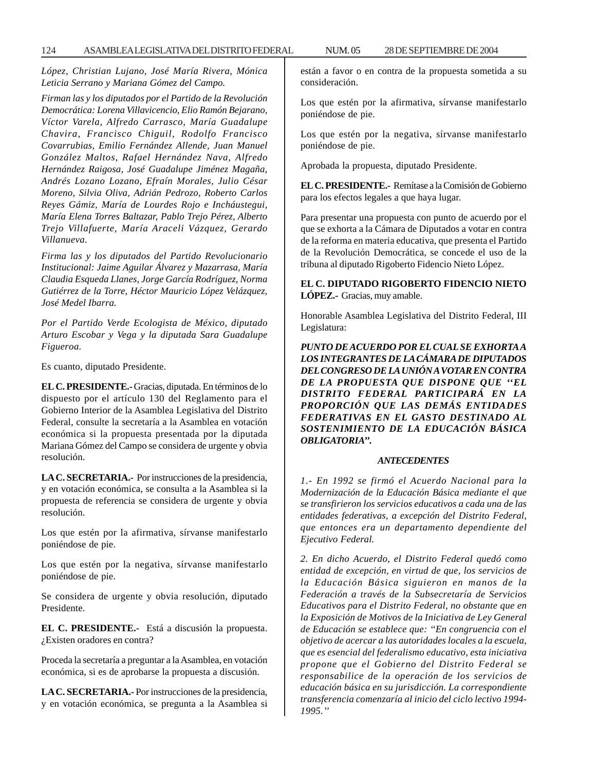*López, Christian Lujano, José María Rivera, Mónica Leticia Serrano y Mariana Gómez del Campo.*

*Firman las y los diputados por el Partido de la Revolución Democrática: Lorena Villavicencio, Elio Ramón Bejarano, Víctor Varela, Alfredo Carrasco, María Guadalupe Chavira, Francisco Chiguil, Rodolfo Francisco Covarrubias, Emilio Fernández Allende, Juan Manuel González Maltos, Rafael Hernández Nava, Alfredo Hernández Raigosa, José Guadalupe Jiménez Magaña, Andrés Lozano Lozano, Efraín Morales, Julio César Moreno, Silvia Oliva, Adrián Pedrozo, Roberto Carlos Reyes Gámiz, María de Lourdes Rojo e Incháustegui, María Elena Torres Baltazar, Pablo Trejo Pérez, Alberto Trejo Villafuerte, María Araceli Vázquez, Gerardo Villanueva.*

*Firma las y los diputados del Partido Revolucionario Institucional: Jaime Aguilar Álvarez y Mazarrasa, María Claudia Esqueda Llanes, Jorge García Rodríguez, Norma Gutiérrez de la Torre, Héctor Mauricio López Velázquez, José Medel Ibarra.*

*Por el Partido Verde Ecologista de México, diputado Arturo Escobar y Vega y la diputada Sara Guadalupe Figueroa.*

Es cuanto, diputado Presidente.

**EL C. PRESIDENTE.-** Gracias, diputada. En términos de lo dispuesto por el artículo 130 del Reglamento para el Gobierno Interior de la Asamblea Legislativa del Distrito Federal, consulte la secretaría a la Asamblea en votación económica si la propuesta presentada por la diputada Mariana Gómez del Campo se considera de urgente y obvia resolución.

**LA C. SECRETARIA.-** Por instrucciones de la presidencia, y en votación económica, se consulta a la Asamblea si la propuesta de referencia se considera de urgente y obvia resolución.

Los que estén por la afirmativa, sírvanse manifestarlo poniéndose de pie.

Los que estén por la negativa, sírvanse manifestarlo poniéndose de pie.

Se considera de urgente y obvia resolución, diputado Presidente.

**EL C. PRESIDENTE.-** Está a discusión la propuesta. ¿Existen oradores en contra?

Proceda la secretaría a preguntar a la Asamblea, en votación económica, si es de aprobarse la propuesta a discusión.

**LA C. SECRETARIA.-** Por instrucciones de la presidencia, y en votación económica, se pregunta a la Asamblea si están a favor o en contra de la propuesta sometida a su consideración.

Los que estén por la afirmativa, sírvanse manifestarlo poniéndose de pie.

Los que estén por la negativa, sírvanse manifestarlo poniéndose de pie.

Aprobada la propuesta, diputado Presidente.

**EL C. PRESIDENTE.-** Remítase a la Comisión de Gobierno para los efectos legales a que haya lugar.

Para presentar una propuesta con punto de acuerdo por el que se exhorta a la Cámara de Diputados a votar en contra de la reforma en materia educativa, que presenta el Partido de la Revolución Democrática, se concede el uso de la tribuna al diputado Rigoberto Fidencio Nieto López.

**EL C. DIPUTADO RIGOBERTO FIDENCIO NIETO LÓPEZ.-** Gracias, muy amable.

Honorable Asamblea Legislativa del Distrito Federal, III Legislatura:

***PUNTO DE ACUERDO POR EL CUAL SE EXHORTA A LOS INTEGRANTES DE LA CÁMARA DE DIPUTADOS DEL CONGRESO DE LA UNIÓN A VOTAR EN CONTRA DE LA PROPUESTA QUE DISPONE QUE ''EL DISTRITO FEDERAL PARTICIPARÁ EN LA PROPORCIÓN QUE LAS DEMÁS ENTIDADES FEDERATIVAS EN EL GASTO DESTINADO AL SOSTENIMIENTO DE LA EDUCACIÓN BÁSICA OBLIGATORIA".***

***ANTECEDENTES***

*1.- En 1992 se firmó el Acuerdo Nacional para la Modernización de la Educación Básica mediante el que se transfirieron los servicios educativos a cada una de las entidades federativas, a excepción del Distrito Federal, que entonces era un departamento dependiente del Ejecutivo Federal.*

*2. En dicho Acuerdo, el Distrito Federal quedó como entidad de excepción, en virtud de que, los servicios de la Educación Básica siguieron en manos de la Federación a través de la Subsecretaría de Servicios Educativos para el Distrito Federal, no obstante que en la Exposición de Motivos de la Iniciativa de Ley General de Educación se establece que: "En congruencia con el objetivo de acercar a las autoridades locales a la escuela, que es esencial del federalismo educativo, esta iniciativa propone que el Gobierno del Distrito Federal se responsabilice de la operación de los servicios de educación básica en su jurisdicción. La correspondiente transferencia comenzaría al inicio del ciclo lectivo 1994-1995.''*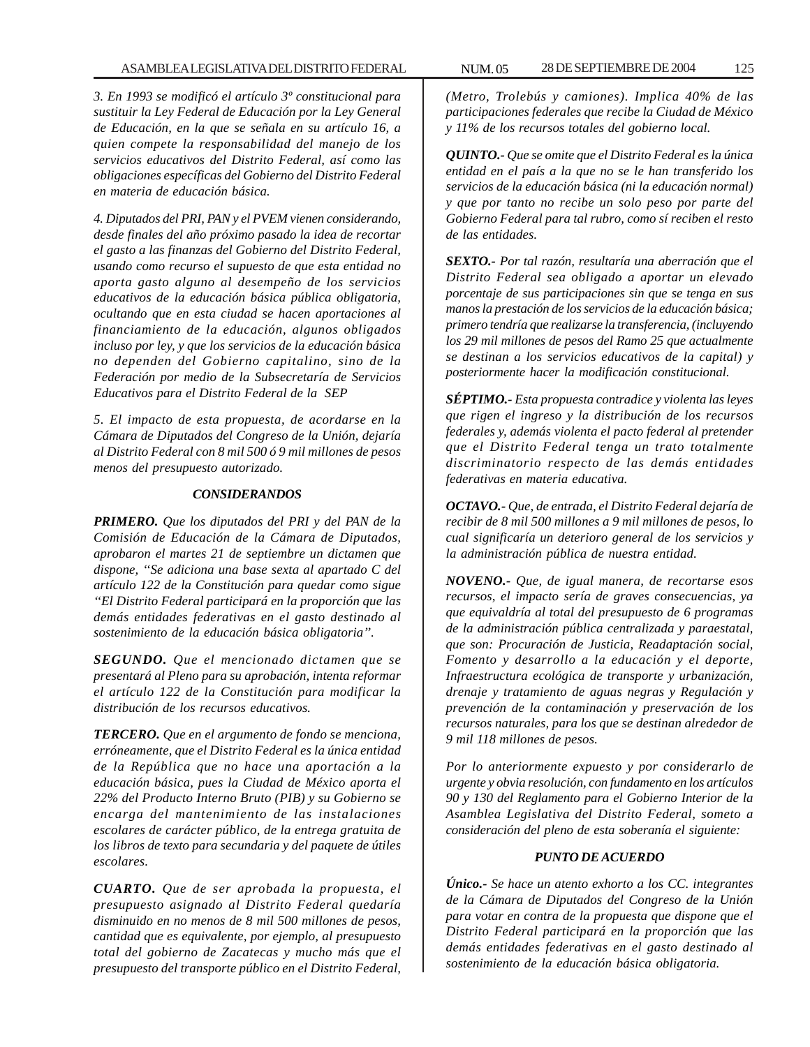*3. En 1993 se modificó el artículo 3º constitucional para sustituir la Ley Federal de Educación por la Ley General de Educación, en la que se señala en su artículo 16, a quien compete la responsabilidad del manejo de los servicios educativos del Distrito Federal, así como las obligaciones específicas del Gobierno del Distrito Federal en materia de educación básica.*

*4. Diputados del PRI, PAN y el PVEM vienen considerando, desde finales del año próximo pasado la idea de recortar el gasto a las finanzas del Gobierno del Distrito Federal, usando como recurso el supuesto de que esta entidad no aporta gasto alguno al desempeño de los servicios educativos de la educación básica pública obligatoria, ocultando que en esta ciudad se hacen aportaciones al financiamiento de la educación, algunos obligados incluso por ley, y que los servicios de la educación básica no dependen del Gobierno capitalino, sino de la Federación por medio de la Subsecretaría de Servicios Educativos para el Distrito Federal de la SEP*

*5. El impacto de esta propuesta, de acordarse en la Cámara de Diputados del Congreso de la Unión, dejaría al Distrito Federal con 8 mil 500 ó 9 mil millones de pesos menos del presupuesto autorizado.*

### *CONSIDERANDOS*

***PRIMERO.** Que los diputados del PRI y del PAN de la Comisión de Educación de la Cámara de Diputados, aprobaron el martes 21 de septiembre un dictamen que dispone, "Se adiciona una base sexta al apartado C del artículo 122 de la Constitución para quedar como sigue "El Distrito Federal participará en la proporción que las demás entidades federativas en el gasto destinado al sostenimiento de la educación básica obligatoria".*

***SEGUNDO.** Que el mencionado dictamen que se presentará al Pleno para su aprobación, intenta reformar el artículo 122 de la Constitución para modificar la distribución de los recursos educativos.*

***TERCERO.** Que en el argumento de fondo se menciona, erróneamente, que el Distrito Federal es la única entidad de la República que no hace una aportación a la educación básica, pues la Ciudad de México aporta el 22% del Producto Interno Bruto (PIB) y su Gobierno se encarga del mantenimiento de las instalaciones escolares de carácter público, de la entrega gratuita de los libros de texto para secundaria y del paquete de útiles escolares.*

***CUARTO.** Que de ser aprobada la propuesta, el presupuesto asignado al Distrito Federal quedaría disminuido en no menos de 8 mil 500 millones de pesos, cantidad que es equivalente, por ejemplo, al presupuesto total del gobierno de Zacatecas y mucho más que el presupuesto del transporte público en el Distrito Federal, (Metro, Trolebús y camiones). Implica 40% de las participaciones federales que recibe la Ciudad de México y 11% de los recursos totales del gobierno local.*

***QUINTO.-** Que se omite que el Distrito Federal es la única entidad en el país a la que no se le han transferido los servicios de la educación básica (ni la educación normal) y que por tanto no recibe un solo peso por parte del Gobierno Federal para tal rubro, como sí reciben el resto de las entidades.*

***SEXTO.-** Por tal razón, resultaría una aberración que el Distrito Federal sea obligado a aportar un elevado porcentaje de sus participaciones sin que se tenga en sus manos la prestación de los servicios de la educación básica; primero tendría que realizarse la transferencia, (incluyendo los 29 mil millones de pesos del Ramo 25 que actualmente se destinan a los servicios educativos de la capital) y posteriormente hacer la modificación constitucional.*

***SÉPTIMO.-** Esta propuesta contradice y violenta las leyes que rigen el ingreso y la distribución de los recursos federales y, además violenta el pacto federal al pretender que el Distrito Federal tenga un trato totalmente discriminatorio respecto de las demás entidades federativas en materia educativa.*

***OCTAVO.-** Que, de entrada, el Distrito Federal dejaría de recibir de 8 mil 500 millones a 9 mil millones de pesos, lo cual significaría un deterioro general de los servicios y la administración pública de nuestra entidad.*

***NOVENO.-** Que, de igual manera, de recortarse esos recursos, el impacto sería de graves consecuencias, ya que equivaldría al total del presupuesto de 6 programas de la administración pública centralizada y paraestatal, que son: Procuración de Justicia, Readaptación social, Fomento y desarrollo a la educación y el deporte, Infraestructura ecológica de transporte y urbanización, drenaje y tratamiento de aguas negras y Regulación y prevención de la contaminación y preservación de los recursos naturales, para los que se destinan alrededor de 9 mil 118 millones de pesos.*

*Por lo anteriormente expuesto y por considerarlo de urgente y obvia resolución, con fundamento en los artículos 90 y 130 del Reglamento para el Gobierno Interior de la Asamblea Legislativa del Distrito Federal, someto a consideración del pleno de esta soberanía el siguiente:*

### *PUNTO DE ACUERDO*

***Único.-** Se hace un atento exhorto a los CC. integrantes de la Cámara de Diputados del Congreso de la Unión para votar en contra de la propuesta que dispone que el Distrito Federal participará en la proporción que las demás entidades federativas en el gasto destinado al sostenimiento de la educación básica obligatoria.*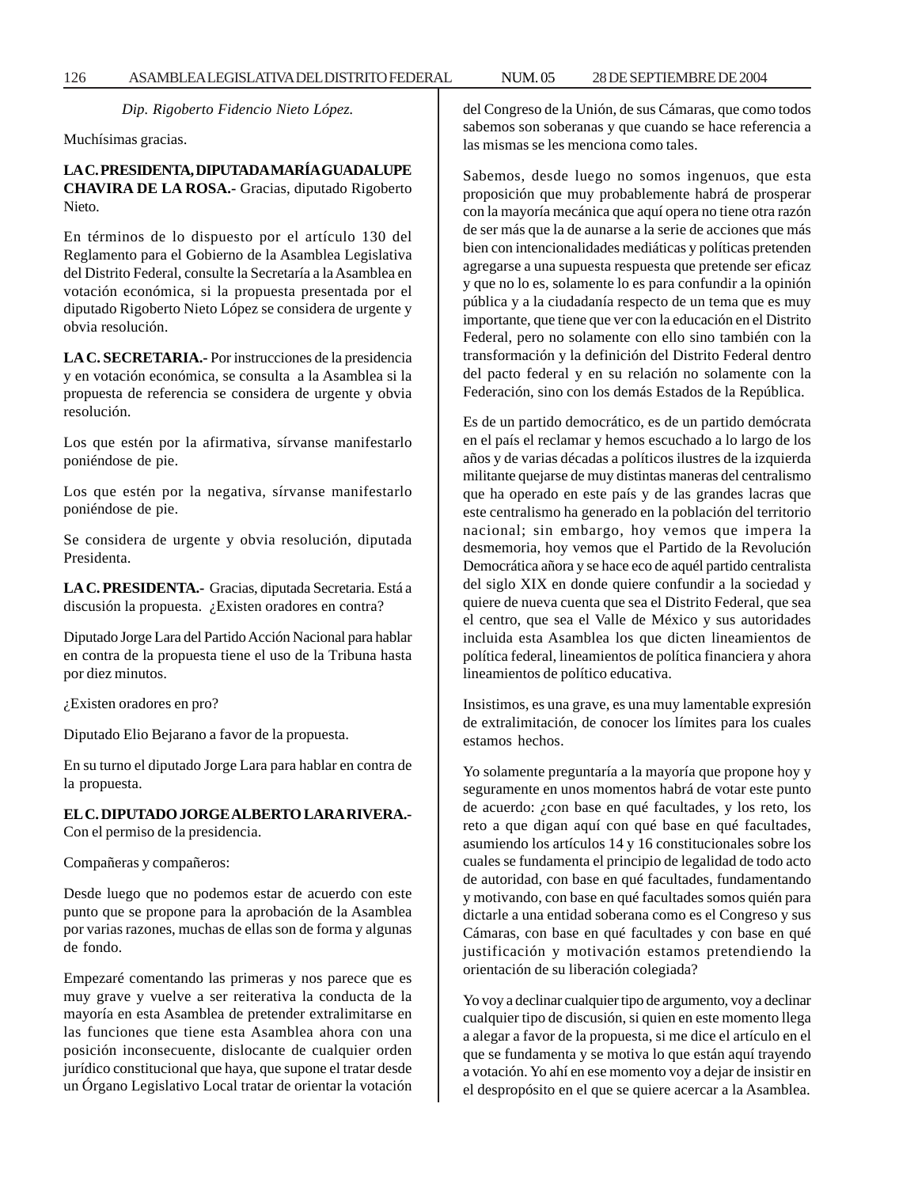*Dip. Rigoberto Fidencio Nieto López.*

Muchísimas gracias.

**LA C. PRESIDENTA, DIPUTADA MARÍA GUADALUPE CHAVIRA DE LA ROSA.-** Gracias, diputado Rigoberto Nieto.

En términos de lo dispuesto por el artículo 130 del Reglamento para el Gobierno de la Asamblea Legislativa del Distrito Federal, consulte la Secretaría a la Asamblea en votación económica, si la propuesta presentada por el diputado Rigoberto Nieto López se considera de urgente y obvia resolución.

**LA C. SECRETARIA.-** Por instrucciones de la presidencia y en votación económica, se consulta a la Asamblea si la propuesta de referencia se considera de urgente y obvia resolución.

Los que estén por la afirmativa, sírvanse manifestarlo poniéndose de pie.

Los que estén por la negativa, sírvanse manifestarlo poniéndose de pie.

Se considera de urgente y obvia resolución, diputada Presidenta.

**LA C. PRESIDENTA.-** Gracias, diputada Secretaria. Está a discusión la propuesta. ¿Existen oradores en contra?

Diputado Jorge Lara del Partido Acción Nacional para hablar en contra de la propuesta tiene el uso de la Tribuna hasta por diez minutos.

¿Existen oradores en pro?

Diputado Elio Bejarano a favor de la propuesta.

En su turno el diputado Jorge Lara para hablar en contra de la propuesta.

**EL C. DIPUTADO JORGE ALBERTO LARA RIVERA.-** Con el permiso de la presidencia.

Compañeras y compañeros:

Desde luego que no podemos estar de acuerdo con este punto que se propone para la aprobación de la Asamblea por varias razones, muchas de ellas son de forma y algunas de fondo.

Empezaré comentando las primeras y nos parece que es muy grave y vuelve a ser reiterativa la conducta de la mayoría en esta Asamblea de pretender extralimitarse en las funciones que tiene esta Asamblea ahora con una posición inconsecuente, dislocante de cualquier orden jurídico constitucional que haya, que supone el tratar desde un Órgano Legislativo Local tratar de orientar la votación del Congreso de la Unión, de sus Cámaras, que como todos sabemos son soberanas y que cuando se hace referencia a las mismas se les menciona como tales.

Sabemos, desde luego no somos ingenuos, que esta proposición que muy probablemente habrá de prosperar con la mayoría mecánica que aquí opera no tiene otra razón de ser más que la de aunarse a la serie de acciones que más bien con intencionalidades mediáticas y políticas pretenden agregarse a una supuesta respuesta que pretende ser eficaz y que no lo es, solamente lo es para confundir a la opinión pública y a la ciudadanía respecto de un tema que es muy importante, que tiene que ver con la educación en el Distrito Federal, pero no solamente con ello sino también con la transformación y la definición del Distrito Federal dentro del pacto federal y en su relación no solamente con la Federación, sino con los demás Estados de la República.

Es de un partido democrático, es de un partido demócrata en el país el reclamar y hemos escuchado a lo largo de los años y de varias décadas a políticos ilustres de la izquierda militante quejarse de muy distintas maneras del centralismo que ha operado en este país y de las grandes lacras que este centralismo ha generado en la población del territorio nacional; sin embargo, hoy vemos que impera la desmemoria, hoy vemos que el Partido de la Revolución Democrática añora y se hace eco de aquél partido centralista del siglo XIX en donde quiere confundir a la sociedad y quiere de nueva cuenta que sea el Distrito Federal, que sea el centro, que sea el Valle de México y sus autoridades incluida esta Asamblea los que dicten lineamientos de política federal, lineamientos de política financiera y ahora lineamientos de político educativa.

Insistimos, es una grave, es una muy lamentable expresión de extralimitación, de conocer los límites para los cuales estamos hechos.

Yo solamente preguntaría a la mayoría que propone hoy y seguramente en unos momentos habrá de votar este punto de acuerdo: ¿con base en qué facultades, y los reto, los reto a que digan aquí con qué base en qué facultades, asumiendo los artículos 14 y 16 constitucionales sobre los cuales se fundamenta el principio de legalidad de todo acto de autoridad, con base en qué facultades, fundamentando y motivando, con base en qué facultades somos quién para dictarle a una entidad soberana como es el Congreso y sus Cámaras, con base en qué facultades y con base en qué justificación y motivación estamos pretendiendo la orientación de su liberación colegiada?

Yo voy a declinar cualquier tipo de argumento, voy a declinar cualquier tipo de discusión, si quien en este momento llega a alegar a favor de la propuesta, si me dice el artículo en el que se fundamenta y se motiva lo que están aquí trayendo a votación. Yo ahí en ese momento voy a dejar de insistir en el despropósito en el que se quiere acercar a la Asamblea.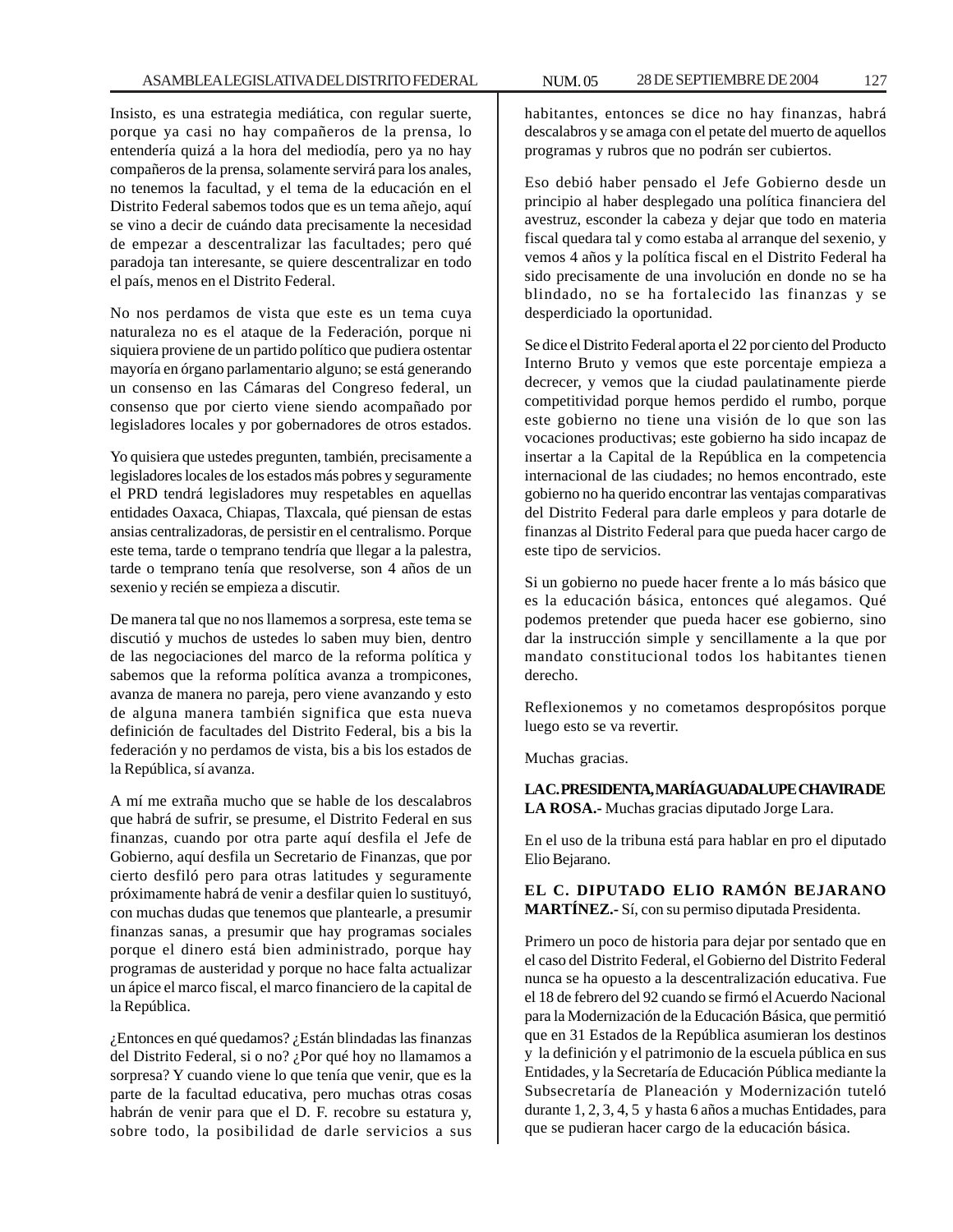Insisto, es una estrategia mediática, con regular suerte, porque ya casi no hay compañeros de la prensa, lo entendería quizá a la hora del mediodía, pero ya no hay compañeros de la prensa, solamente servirá para los anales, no tenemos la facultad, y el tema de la educación en el Distrito Federal sabemos todos que es un tema añejo, aquí se vino a decir de cuándo data precisamente la necesidad de empezar a descentralizar las facultades; pero qué paradoja tan interesante, se quiere descentralizar en todo el país, menos en el Distrito Federal.

No nos perdamos de vista que este es un tema cuya naturaleza no es el ataque de la Federación, porque ni siquiera proviene de un partido político que pudiera ostentar mayoría en órgano parlamentario alguno; se está generando un consenso en las Cámaras del Congreso federal, un consenso que por cierto viene siendo acompañado por legisladores locales y por gobernadores de otros estados.

Yo quisiera que ustedes pregunten, también, precisamente a legisladores locales de los estados más pobres y seguramente el PRD tendrá legisladores muy respetables en aquellas entidades Oaxaca, Chiapas, Tlaxcala, qué piensan de estas ansias centralizadoras, de persistir en el centralismo. Porque este tema, tarde o temprano tendría que llegar a la palestra, tarde o temprano tenía que resolverse, son 4 años de un sexenio y recién se empieza a discutir.

De manera tal que no nos llamemos a sorpresa, este tema se discutió y muchos de ustedes lo saben muy bien, dentro de las negociaciones del marco de la reforma política y sabemos que la reforma política avanza a trompicones, avanza de manera no pareja, pero viene avanzando y esto de alguna manera también significa que esta nueva definición de facultades del Distrito Federal, bis a bis la federación y no perdamos de vista, bis a bis los estados de la República, sí avanza.

A mí me extraña mucho que se hable de los descalabros que habrá de sufrir, se presume, el Distrito Federal en sus finanzas, cuando por otra parte aquí desfila el Jefe de Gobierno, aquí desfila un Secretario de Finanzas, que por cierto desfiló pero para otras latitudes y seguramente próximamente habrá de venir a desfilar quien lo sustituyó, con muchas dudas que tenemos que plantearle, a presumir finanzas sanas, a presumir que hay programas sociales porque el dinero está bien administrado, porque hay programas de austeridad y porque no hace falta actualizar un ápice el marco fiscal, el marco financiero de la capital de la República.

¿Entonces en qué quedamos? ¿Están blindadas las finanzas del Distrito Federal, si o no? ¿Por qué hoy no llamamos a sorpresa? Y cuando viene lo que tenía que venir, que es la parte de la facultad educativa, pero muchas otras cosas habrán de venir para que el D. F. recobre su estatura y, sobre todo, la posibilidad de darle servicios a sus habitantes, entonces se dice no hay finanzas, habrá descalabros y se amaga con el petate del muerto de aquellos programas y rubros que no podrán ser cubiertos.

Eso debió haber pensado el Jefe Gobierno desde un principio al haber desplegado una política financiera del avestruz, esconder la cabeza y dejar que todo en materia fiscal quedara tal y como estaba al arranque del sexenio, y vemos 4 años y la política fiscal en el Distrito Federal ha sido precisamente de una involución en donde no se ha blindado, no se ha fortalecido las finanzas y se desperdiciado la oportunidad.

Se dice el Distrito Federal aporta el 22 por ciento del Producto Interno Bruto y vemos que este porcentaje empieza a decrecer, y vemos que la ciudad paulatinamente pierde competitividad porque hemos perdido el rumbo, porque este gobierno no tiene una visión de lo que son las vocaciones productivas; este gobierno ha sido incapaz de insertar a la Capital de la República en la competencia internacional de las ciudades; no hemos encontrado, este gobierno no ha querido encontrar las ventajas comparativas del Distrito Federal para darle empleos y para dotarle de finanzas al Distrito Federal para que pueda hacer cargo de este tipo de servicios.

Si un gobierno no puede hacer frente a lo más básico que es la educación básica, entonces qué alegamos. Qué podemos pretender que pueda hacer ese gobierno, sino dar la instrucción simple y sencillamente a la que por mandato constitucional todos los habitantes tienen derecho.

Reflexionemos y no cometamos despropósitos porque luego esto se va revertir.

Muchas gracias.

**LA C. PRESIDENTA, MARÍA GUADALUPE CHAVIRA DE LA ROSA.-** Muchas gracias diputado Jorge Lara.

En el uso de la tribuna está para hablar en pro el diputado Elio Bejarano.

**EL C. DIPUTADO ELIO RAMÓN BEJARANO MARTÍNEZ.-** Sí, con su permiso diputada Presidenta.

Primero un poco de historia para dejar por sentado que en el caso del Distrito Federal, el Gobierno del Distrito Federal nunca se ha opuesto a la descentralización educativa. Fue el 18 de febrero del 92 cuando se firmó el Acuerdo Nacional para la Modernización de la Educación Básica, que permitió que en 31 Estados de la República asumieran los destinos y la definición y el patrimonio de la escuela pública en sus Entidades, y la Secretaría de Educación Pública mediante la Subsecretaría de Planeación y Modernización tuteló durante 1, 2, 3, 4, 5 y hasta 6 años a muchas Entidades, para que se pudieran hacer cargo de la educación básica.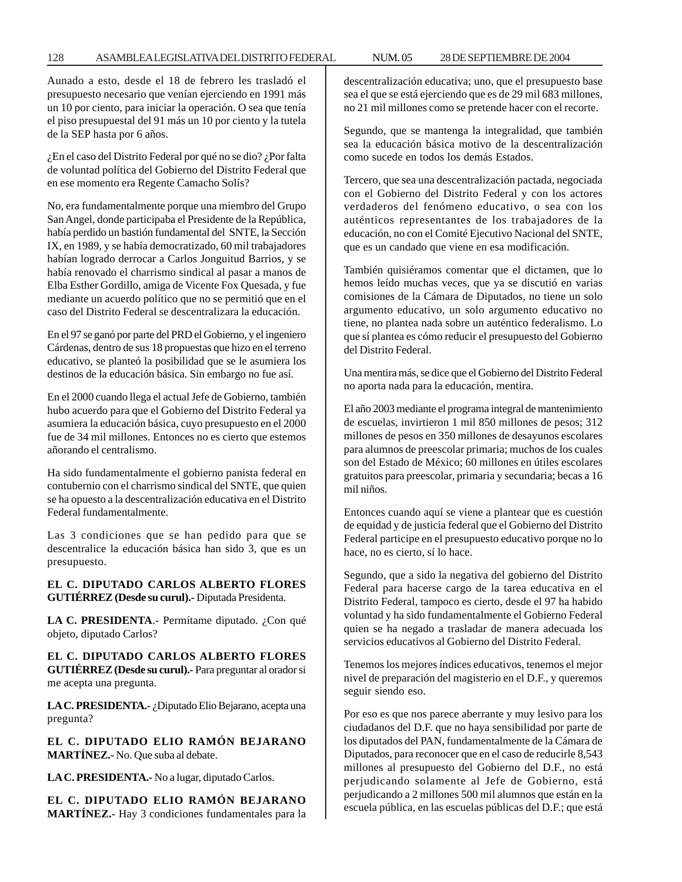Aunado a esto, desde el 18 de febrero les trasladó el presupuesto necesario que venían ejerciendo en 1991 más un 10 por ciento, para iniciar la operación. O sea que tenía el piso presupuestal del 91 más un 10 por ciento y la tutela de la SEP hasta por 6 años.

¿En el caso del Distrito Federal por qué no se dio? ¿Por falta de voluntad política del Gobierno del Distrito Federal que en ese momento era Regente Camacho Solís?

No, era fundamentalmente porque una miembro del Grupo San Angel, donde participaba el Presidente de la República, había perdido un bastión fundamental del SNTE, la Sección IX, en 1989, y se había democratizado, 60 mil trabajadores habían logrado derrocar a Carlos Jonguitud Barrios, y se había renovado el charrismo sindical al pasar a manos de Elba Esther Gordillo, amiga de Vicente Fox Quesada, y fue mediante un acuerdo político que no se permitió que en el caso del Distrito Federal se descentralizara la educación.

En el 97 se ganó por parte del PRD el Gobierno, y el ingeniero Cárdenas, dentro de sus 18 propuestas que hizo en el terreno educativo, se planteó la posibilidad que se le asumiera los destinos de la educación básica. Sin embargo no fue así.

En el 2000 cuando llega el actual Jefe de Gobierno, también hubo acuerdo para que el Gobierno del Distrito Federal ya asumiera la educación básica, cuyo presupuesto en el 2000 fue de 34 mil millones. Entonces no es cierto que estemos añorando el centralismo.

Ha sido fundamentalmente el gobierno panista federal en contubernio con el charrismo sindical del SNTE, que quien se ha opuesto a la descentralización educativa en el Distrito Federal fundamentalmente.

Las 3 condiciones que se han pedido para que se descentralice la educación básica han sido 3, que es un presupuesto.

**EL C. DIPUTADO CARLOS ALBERTO FLORES GUTIÉRREZ (Desde su curul).-** Diputada Presidenta.

**LA C. PRESIDENTA**.- Permítame diputado. ¿Con qué objeto, diputado Carlos?

**EL C. DIPUTADO CARLOS ALBERTO FLORES GUTIÉRREZ (Desde su curul).-** Para preguntar al orador si me acepta una pregunta.

**LA C. PRESIDENTA.-** ¿Diputado Elio Bejarano, acepta una pregunta?

**EL C. DIPUTADO ELIO RAMÓN BEJARANO MARTÍNEZ.-** No. Que suba al debate.

**LA C. PRESIDENTA.-** No a lugar, diputado Carlos.

**EL C. DIPUTADO ELIO RAMÓN BEJARANO MARTÍNEZ.-** Hay 3 condiciones fundamentales para la descentralización educativa; uno, que el presupuesto base sea el que se está ejerciendo que es de 29 mil 683 millones, no 21 mil millones como se pretende hacer con el recorte.

Segundo, que se mantenga la integralidad, que también sea la educación básica motivo de la descentralización como sucede en todos los demás Estados.

Tercero, que sea una descentralización pactada, negociada con el Gobierno del Distrito Federal y con los actores verdaderos del fenómeno educativo, o sea con los auténticos representantes de los trabajadores de la educación, no con el Comité Ejecutivo Nacional del SNTE, que es un candado que viene en esa modificación.

También quisiéramos comentar que el dictamen, que lo hemos leído muchas veces, que ya se discutió en varias comisiones de la Cámara de Diputados, no tiene un solo argumento educativo, un solo argumento educativo no tiene, no plantea nada sobre un auténtico federalismo. Lo que sí plantea es cómo reducir el presupuesto del Gobierno del Distrito Federal.

Una mentira más, se dice que el Gobierno del Distrito Federal no aporta nada para la educación, mentira.

El año 2003 mediante el programa integral de mantenimiento de escuelas, invirtieron 1 mil 850 millones de pesos; 312 millones de pesos en 350 millones de desayunos escolares para alumnos de preescolar primaria; muchos de los cuales son del Estado de México; 60 millones en útiles escolares gratuitos para preescolar, primaria y secundaria; becas a 16 mil niños.

Entonces cuando aquí se viene a plantear que es cuestión de equidad y de justicia federal que el Gobierno del Distrito Federal participe en el presupuesto educativo porque no lo hace, no es cierto, sí lo hace.

Segundo, que a sido la negativa del gobierno del Distrito Federal para hacerse cargo de la tarea educativa en el Distrito Federal, tampoco es cierto, desde el 97 ha habido voluntad y ha sido fundamentalmente el Gobierno Federal quien se ha negado a trasladar de manera adecuada los servicios educativos al Gobierno del Distrito Federal.

Tenemos los mejores índices educativos, tenemos el mejor nivel de preparación del magisterio en el D.F., y queremos seguir siendo eso.

Por eso es que nos parece aberrante y muy lesivo para los ciudadanos del D.F. que no haya sensibilidad por parte de los diputados del PAN, fundamentalmente de la Cámara de Diputados, para reconocer que en el caso de reducirle 8,543 millones al presupuesto del Gobierno del D.F., no está perjudicando solamente al Jefe de Gobierno, está perjudicando a 2 millones 500 mil alumnos que están en la escuela pública, en las escuelas públicas del D.F.; que está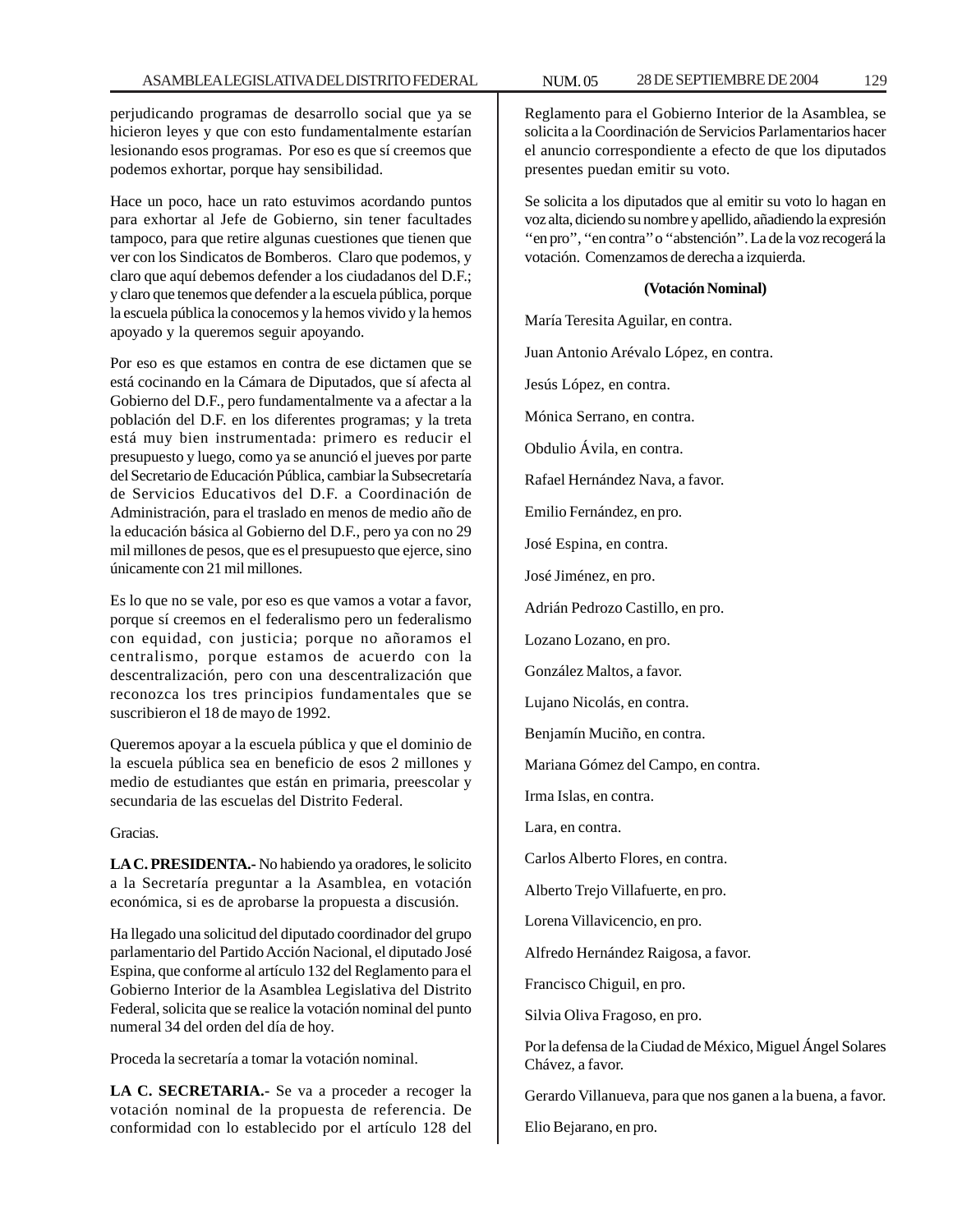perjudicando programas de desarrollo social que ya se hicieron leyes y que con esto fundamentalmente estarían lesionando esos programas. Por eso es que sí creemos que podemos exhortar, porque hay sensibilidad.

Hace un poco, hace un rato estuvimos acordando puntos para exhortar al Jefe de Gobierno, sin tener facultades tampoco, para que retire algunas cuestiones que tienen que ver con los Sindicatos de Bomberos. Claro que podemos, y claro que aquí debemos defender a los ciudadanos del D.F.; y claro que tenemos que defender a la escuela pública, porque la escuela pública la conocemos y la hemos vivido y la hemos apoyado y la queremos seguir apoyando.

Por eso es que estamos en contra de ese dictamen que se está cocinando en la Cámara de Diputados, que sí afecta al Gobierno del D.F., pero fundamentalmente va a afectar a la población del D.F. en los diferentes programas; y la treta está muy bien instrumentada: primero es reducir el presupuesto y luego, como ya se anunció el jueves por parte del Secretario de Educación Pública, cambiar la Subsecretaría de Servicios Educativos del D.F. a Coordinación de Administración, para el traslado en menos de medio año de la educación básica al Gobierno del D.F., pero ya con no 29 mil millones de pesos, que es el presupuesto que ejerce, sino únicamente con 21 mil millones.

Es lo que no se vale, por eso es que vamos a votar a favor, porque sí creemos en el federalismo pero un federalismo con equidad, con justicia; porque no añoramos el centralismo, porque estamos de acuerdo con la descentralización, pero con una descentralización que reconozca los tres principios fundamentales que se suscribieron el 18 de mayo de 1992.

Queremos apoyar a la escuela pública y que el dominio de la escuela pública sea en beneficio de esos 2 millones y medio de estudiantes que están en primaria, preescolar y secundaria de las escuelas del Distrito Federal.

Gracias.

**LA C. PRESIDENTA.-** No habiendo ya oradores, le solicito a la Secretaría preguntar a la Asamblea, en votación económica, si es de aprobarse la propuesta a discusión.

Ha llegado una solicitud del diputado coordinador del grupo parlamentario del Partido Acción Nacional, el diputado José Espina, que conforme al artículo 132 del Reglamento para el Gobierno Interior de la Asamblea Legislativa del Distrito Federal, solicita que se realice la votación nominal del punto numeral 34 del orden del día de hoy.

Proceda la secretaría a tomar la votación nominal.

**LA C. SECRETARIA.-** Se va a proceder a recoger la votación nominal de la propuesta de referencia. De conformidad con lo establecido por el artículo 128 del Reglamento para el Gobierno Interior de la Asamblea, se solicita a la Coordinación de Servicios Parlamentarios hacer el anuncio correspondiente a efecto de que los diputados presentes puedan emitir su voto.

Se solicita a los diputados que al emitir su voto lo hagan en voz alta, diciendo su nombre y apellido, añadiendo la expresión ''en pro'', ''en contra'' o ''abstención''. La de la voz recogerá la votación. Comenzamos de derecha a izquierda.

**(Votación Nominal)**

María Teresita Aguilar, en contra.

Juan Antonio Arévalo López, en contra.

Jesús López, en contra.

Mónica Serrano, en contra.

Obdulio Ávila, en contra.

Rafael Hernández Nava, a favor.

Emilio Fernández, en pro.

José Espina, en contra.

José Jiménez, en pro.

Adrián Pedrozo Castillo, en pro.

Lozano Lozano, en pro.

González Maltos, a favor.

Lujano Nicolás, en contra.

Benjamín Muciño, en contra.

Mariana Gómez del Campo, en contra.

Irma Islas, en contra.

Lara, en contra.

Carlos Alberto Flores, en contra.

Alberto Trejo Villafuerte, en pro.

Lorena Villavicencio, en pro.

Alfredo Hernández Raigosa, a favor.

Francisco Chiguil, en pro.

Silvia Oliva Fragoso, en pro.

Por la defensa de la Ciudad de México, Miguel Ángel Solares Chávez, a favor.

Gerardo Villanueva, para que nos ganen a la buena, a favor.

Elio Bejarano, en pro.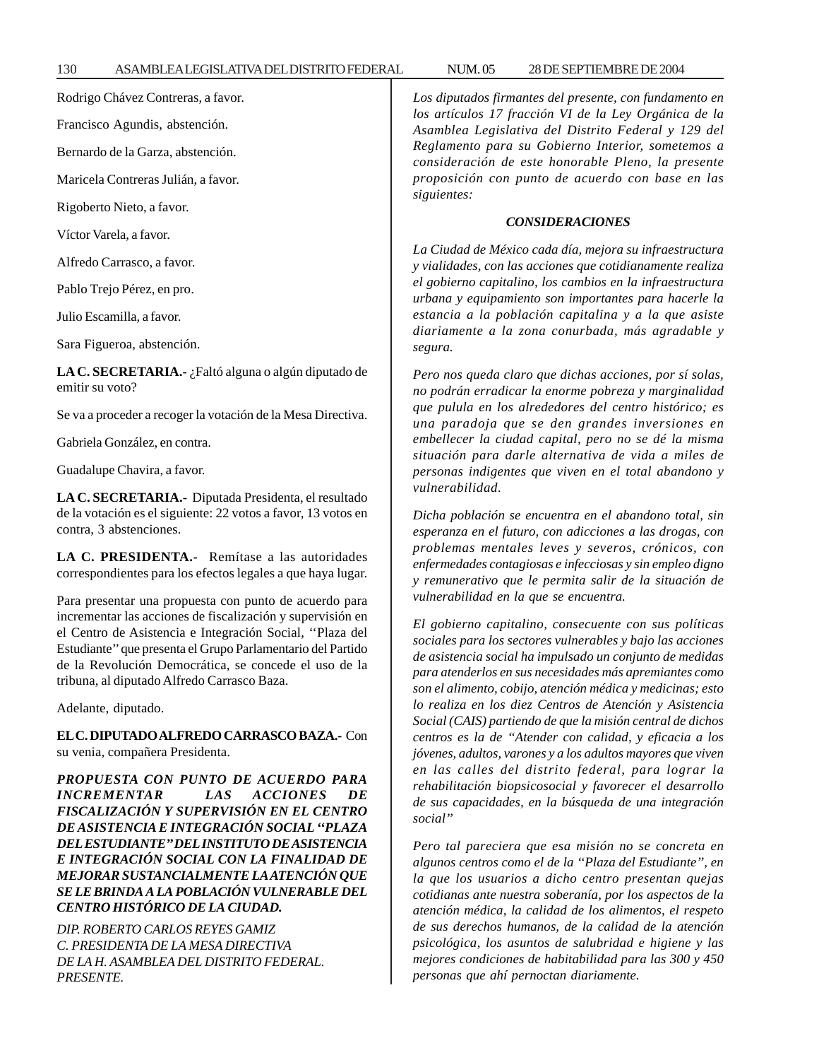Rodrigo Chávez Contreras, a favor.

Francisco Agundis, abstención.

Bernardo de la Garza, abstención.

Maricela Contreras Julián, a favor.

Rigoberto Nieto, a favor.

Víctor Varela, a favor.

Alfredo Carrasco, a favor.

Pablo Trejo Pérez, en pro.

Julio Escamilla, a favor.

Sara Figueroa, abstención.

**LA C. SECRETARIA.-** ¿Faltó alguna o algún diputado de emitir su voto?

Se va a proceder a recoger la votación de la Mesa Directiva.

Gabriela González, en contra.

Guadalupe Chavira, a favor.

**LA C. SECRETARIA.-** Diputada Presidenta, el resultado de la votación es el siguiente: 22 votos a favor, 13 votos en contra, 3 abstenciones.

**LA C. PRESIDENTA.-** Remítase a las autoridades correspondientes para los efectos legales a que haya lugar.

Para presentar una propuesta con punto de acuerdo para incrementar las acciones de fiscalización y supervisión en el Centro de Asistencia e Integración Social, ''Plaza del Estudiante'' que presenta el Grupo Parlamentario del Partido de la Revolución Democrática, se concede el uso de la tribuna, al diputado Alfredo Carrasco Baza.

Adelante, diputado.

**EL C. DIPUTADO ALFREDO CARRASCO BAZA.-** Con su venia, compañera Presidenta.

***PROPUESTA CON PUNTO DE ACUERDO PARA INCREMENTAR LAS ACCIONES DE FISCALIZACIÓN Y SUPERVISIÓN EN EL CENTRO DE ASISTENCIA E INTEGRACIÓN SOCIAL ''PLAZA DEL ESTUDIANTE'' DEL INSTITUTO DE ASISTENCIA E INTEGRACIÓN SOCIAL CON LA FINALIDAD DE MEJORAR SUSTANCIALMENTE LA ATENCIÓN QUE SE LE BRINDA A LA POBLACIÓN VULNERABLE DEL CENTRO HISTÓRICO DE LA CIUDAD.***

*DIP. ROBERTO CARLOS REYES GAMIZ*
*C. PRESIDENTA DE LA MESA DIRECTIVA*
*DE LA H. ASAMBLEA DEL DISTRITO FEDERAL.*
*PRESENTE.*

*Los diputados firmantes del presente, con fundamento en los artículos 17 fracción VI de la Ley Orgánica de la Asamblea Legislativa del Distrito Federal y 129 del Reglamento para su Gobierno Interior, sometemos a consideración de este honorable Pleno, la presente proposición con punto de acuerdo con base en las siguientes:*

***CONSIDERACIONES***

*La Ciudad de México cada día, mejora su infraestructura y vialidades, con las acciones que cotidianamente realiza el gobierno capitalino, los cambios en la infraestructura urbana y equipamiento son importantes para hacerle la estancia a la población capitalina y a la que asiste diariamente a la zona conurbada, más agradable y segura.*

*Pero nos queda claro que dichas acciones, por sí solas, no podrán erradicar la enorme pobreza y marginalidad que pulula en los alrededores del centro histórico; es una paradoja que se den grandes inversiones en embellecer la ciudad capital, pero no se dé la misma situación para darle alternativa de vida a miles de personas indigentes que viven en el total abandono y vulnerabilidad.*

*Dicha población se encuentra en el abandono total, sin esperanza en el futuro, con adicciones a las drogas, con problemas mentales leves y severos, crónicos, con enfermedades contagiosas e infecciosas y sin empleo digno y remunerativo que le permita salir de la situación de vulnerabilidad en la que se encuentra.*

*El gobierno capitalino, consecuente con sus políticas sociales para los sectores vulnerables y bajo las acciones de asistencia social ha impulsado un conjunto de medidas para atenderlos en sus necesidades más apremiantes como son el alimento, cobijo, atención médica y medicinas; esto lo realiza en los diez Centros de Atención y Asistencia Social (CAIS) partiendo de que la misión central de dichos centros es la de ''Atender con calidad, y eficacia a los jóvenes, adultos, varones y a los adultos mayores que viven en las calles del distrito federal, para lograr la rehabilitación biopsicosocial y favorecer el desarrollo de sus capacidades, en la búsqueda de una integración social''*

*Pero tal pareciera que esa misión no se concreta en algunos centros como el de la ''Plaza del Estudiante'', en la que los usuarios a dicho centro presentan quejas cotidianas ante nuestra soberanía, por los aspectos de la atención médica, la calidad de los alimentos, el respeto de sus derechos humanos, de la calidad de la atención psicológica, los asuntos de salubridad e higiene y las mejores condiciones de habitabilidad para las 300 y 450 personas que ahí pernoctan diariamente.*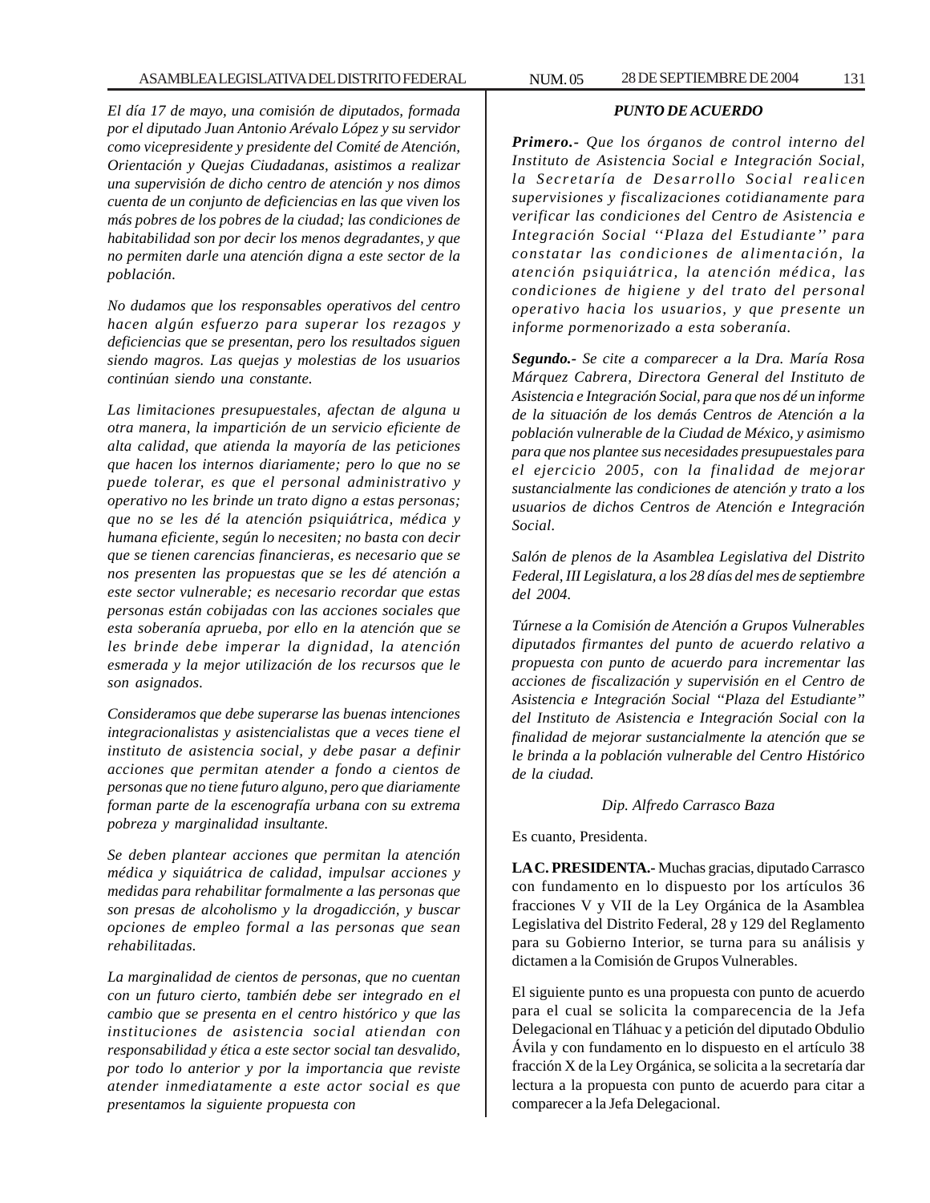*El día 17 de mayo, una comisión de diputados, formada por el diputado Juan Antonio Arévalo López y su servidor como vicepresidente y presidente del Comité de Atención, Orientación y Quejas Ciudadanas, asistimos a realizar una supervisión de dicho centro de atención y nos dimos cuenta de un conjunto de deficiencias en las que viven los más pobres de los pobres de la ciudad; las condiciones de habitabilidad son por decir los menos degradantes, y que no permiten darle una atención digna a este sector de la población.*

*No dudamos que los responsables operativos del centro hacen algún esfuerzo para superar los rezagos y deficiencias que se presentan, pero los resultados siguen siendo magros. Las quejas y molestias de los usuarios continúan siendo una constante.*

*Las limitaciones presupuestales, afectan de alguna u otra manera, la impartición de un servicio eficiente de alta calidad, que atienda la mayoría de las peticiones que hacen los internos diariamente; pero lo que no se puede tolerar, es que el personal administrativo y operativo no les brinde un trato digno a estas personas; que no se les dé la atención psiquiátrica, médica y humana eficiente, según lo necesiten; no basta con decir que se tienen carencias financieras, es necesario que se nos presenten las propuestas que se les dé atención a este sector vulnerable; es necesario recordar que estas personas están cobijadas con las acciones sociales que esta soberanía aprueba, por ello en la atención que se les brinde debe imperar la dignidad, la atención esmerada y la mejor utilización de los recursos que le son asignados.*

*Consideramos que debe superarse las buenas intenciones integracionalistas y asistencialistas que a veces tiene el instituto de asistencia social, y debe pasar a definir acciones que permitan atender a fondo a cientos de personas que no tiene futuro alguno, pero que diariamente forman parte de la escenografía urbana con su extrema pobreza y marginalidad insultante.*

*Se deben plantear acciones que permitan la atención médica y siquiátrica de calidad, impulsar acciones y medidas para rehabilitar formalmente a las personas que son presas de alcoholismo y la drogadicción, y buscar opciones de empleo formal a las personas que sean rehabilitadas.*

*La marginalidad de cientos de personas, que no cuentan con un futuro cierto, también debe ser integrado en el cambio que se presenta en el centro histórico y que las instituciones de asistencia social atiendan con responsabilidad y ética a este sector social tan desvalido, por todo lo anterior y por la importancia que reviste atender inmediatamente a este actor social es que presentamos la siguiente propuesta con*

***PUNTO DE ACUERDO***

***Primero.-*** *Que los órganos de control interno del Instituto de Asistencia Social e Integración Social, la Secretaría de Desarrollo Social realicen supervisiones y fiscalizaciones cotidianamente para verificar las condiciones del Centro de Asistencia e Integración Social ''Plaza del Estudiante'' para constatar las condiciones de alimentación, la atención psiquiátrica, la atención médica, las condiciones de higiene y del trato del personal operativo hacia los usuarios, y que presente un informe pormenorizado a esta soberanía.*

***Segundo.-*** *Se cite a comparecer a la Dra. María Rosa Márquez Cabrera, Directora General del Instituto de Asistencia e Integración Social, para que nos dé un informe de la situación de los demás Centros de Atención a la población vulnerable de la Ciudad de México, y asimismo para que nos plantee sus necesidades presupuestales para el ejercicio 2005, con la finalidad de mejorar sustancialmente las condiciones de atención y trato a los usuarios de dichos Centros de Atención e Integración Social.*

*Salón de plenos de la Asamblea Legislativa del Distrito Federal, III Legislatura, a los 28 días del mes de septiembre del 2004.*

*Túrnese a la Comisión de Atención a Grupos Vulnerables diputados firmantes del punto de acuerdo relativo a propuesta con punto de acuerdo para incrementar las acciones de fiscalización y supervisión en el Centro de Asistencia e Integración Social "Plaza del Estudiante" del Instituto de Asistencia e Integración Social con la finalidad de mejorar sustancialmente la atención que se le brinda a la población vulnerable del Centro Histórico de la ciudad.*

*Dip. Alfredo Carrasco Baza*

Es cuanto, Presidenta.

**LA C. PRESIDENTA.-** Muchas gracias, diputado Carrasco con fundamento en lo dispuesto por los artículos 36 fracciones V y VII de la Ley Orgánica de la Asamblea Legislativa del Distrito Federal, 28 y 129 del Reglamento para su Gobierno Interior, se turna para su análisis y dictamen a la Comisión de Grupos Vulnerables.

El siguiente punto es una propuesta con punto de acuerdo para el cual se solicita la comparecencia de la Jefa Delegacional en Tláhuac y a petición del diputado Obdulio Ávila y con fundamento en lo dispuesto en el artículo 38 fracción X de la Ley Orgánica, se solicita a la secretaría dar lectura a la propuesta con punto de acuerdo para citar a comparecer a la Jefa Delegacional.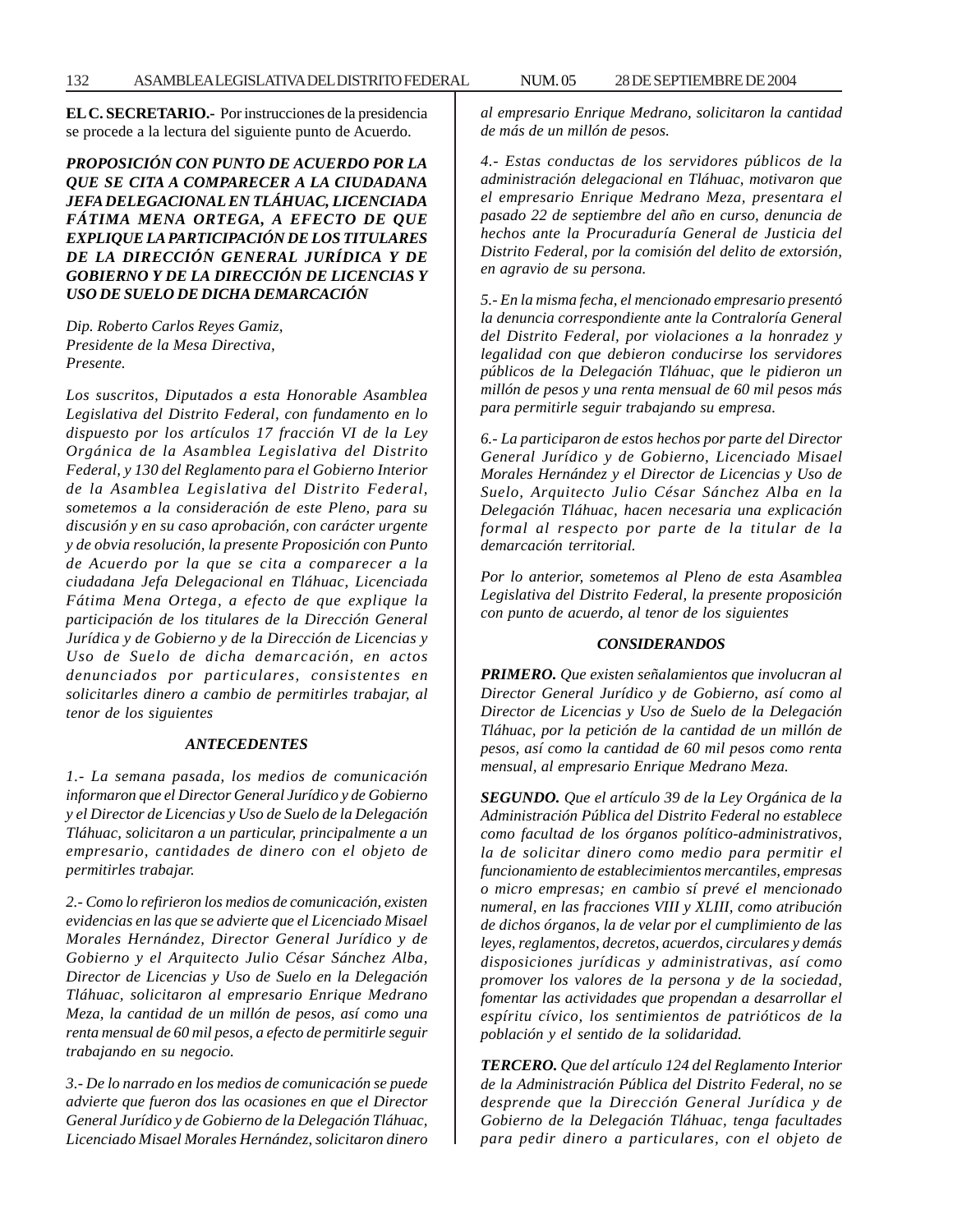**EL C. SECRETARIO.-** Por instrucciones de la presidencia se procede a la lectura del siguiente punto de Acuerdo.

***PROPOSICIÓN CON PUNTO DE ACUERDO POR LA QUE SE CITA A COMPARECER A LA CIUDADANA JEFA DELEGACIONAL EN TLÁHUAC, LICENCIADA FÁTIMA MENA ORTEGA, A EFECTO DE QUE EXPLIQUE LA PARTICIPACIÓN DE LOS TITULARES DE LA DIRECCIÓN GENERAL JURÍDICA Y DE GOBIERNO Y DE LA DIRECCIÓN DE LICENCIAS Y USO DE SUELO DE DICHA DEMARCACIÓN***

*Dip. Roberto Carlos Reyes Gamiz,*
*Presidente de la Mesa Directiva,*
*Presente.*

*Los suscritos, Diputados a esta Honorable Asamblea Legislativa del Distrito Federal, con fundamento en lo dispuesto por los artículos 17 fracción VI de la Ley Orgánica de la Asamblea Legislativa del Distrito Federal, y 130 del Reglamento para el Gobierno Interior de la Asamblea Legislativa del Distrito Federal, sometemos a la consideración de este Pleno, para su discusión y en su caso aprobación, con carácter urgente y de obvia resolución, la presente Proposición con Punto de Acuerdo por la que se cita a comparecer a la ciudadana Jefa Delegacional en Tláhuac, Licenciada Fátima Mena Ortega, a efecto de que explique la participación de los titulares de la Dirección General Jurídica y de Gobierno y de la Dirección de Licencias y Uso de Suelo de dicha demarcación, en actos denunciados por particulares, consistentes en solicitarles dinero a cambio de permitirles trabajar, al tenor de los siguientes*

***ANTECEDENTES***

*1.- La semana pasada, los medios de comunicación informaron que el Director General Jurídico y de Gobierno y el Director de Licencias y Uso de Suelo de la Delegación Tláhuac, solicitaron a un particular, principalmente a un empresario, cantidades de dinero con el objeto de permitirles trabajar.*

*2.- Como lo refirieron los medios de comunicación, existen evidencias en las que se advierte que el Licenciado Misael Morales Hernández, Director General Jurídico y de Gobierno y el Arquitecto Julio César Sánchez Alba, Director de Licencias y Uso de Suelo en la Delegación Tláhuac, solicitaron al empresario Enrique Medrano Meza, la cantidad de un millón de pesos, así como una renta mensual de 60 mil pesos, a efecto de permitirle seguir trabajando en su negocio.*

*3.- De lo narrado en los medios de comunicación se puede advierte que fueron dos las ocasiones en que el Director General Jurídico y de Gobierno de la Delegación Tláhuac, Licenciado Misael Morales Hernández, solicitaron dinero al empresario Enrique Medrano, solicitaron la cantidad de más de un millón de pesos.*

*4.- Estas conductas de los servidores públicos de la administración delegacional en Tláhuac, motivaron que el empresario Enrique Medrano Meza, presentara el pasado 22 de septiembre del año en curso, denuncia de hechos ante la Procuraduría General de Justicia del Distrito Federal, por la comisión del delito de extorsión, en agravio de su persona.*

*5.- En la misma fecha, el mencionado empresario presentó la denuncia correspondiente ante la Contraloría General del Distrito Federal, por violaciones a la honradez y legalidad con que debieron conducirse los servidores públicos de la Delegación Tláhuac, que le pidieron un millón de pesos y una renta mensual de 60 mil pesos más para permitirle seguir trabajando su empresa.*

*6.- La participaron de estos hechos por parte del Director General Jurídico y de Gobierno, Licenciado Misael Morales Hernández y el Director de Licencias y Uso de Suelo, Arquitecto Julio César Sánchez Alba en la Delegación Tláhuac, hacen necesaria una explicación formal al respecto por parte de la titular de la demarcación territorial.*

*Por lo anterior, sometemos al Pleno de esta Asamblea Legislativa del Distrito Federal, la presente proposición con punto de acuerdo, al tenor de los siguientes*

***CONSIDERANDOS***

***PRIMERO.*** *Que existen señalamientos que involucran al Director General Jurídico y de Gobierno, así como al Director de Licencias y Uso de Suelo de la Delegación Tláhuac, por la petición de la cantidad de un millón de pesos, así como la cantidad de 60 mil pesos como renta mensual, al empresario Enrique Medrano Meza.*

***SEGUNDO.*** *Que el artículo 39 de la Ley Orgánica de la Administración Pública del Distrito Federal no establece como facultad de los órganos político-administrativos, la de solicitar dinero como medio para permitir el funcionamiento de establecimientos mercantiles, empresas o micro empresas; en cambio sí prevé el mencionado numeral, en las fracciones VIII y XLIII, como atribución de dichos órganos, la de velar por el cumplimiento de las leyes, reglamentos, decretos, acuerdos, circulares y demás disposiciones jurídicas y administrativas, así como promover los valores de la persona y de la sociedad, fomentar las actividades que propendan a desarrollar el espíritu cívico, los sentimientos de patrióticos de la población y el sentido de la solidaridad.*

***TERCERO.*** *Que del artículo 124 del Reglamento Interior de la Administración Pública del Distrito Federal, no se desprende que la Dirección General Jurídica y de Gobierno de la Delegación Tláhuac, tenga facultades para pedir dinero a particulares, con el objeto de*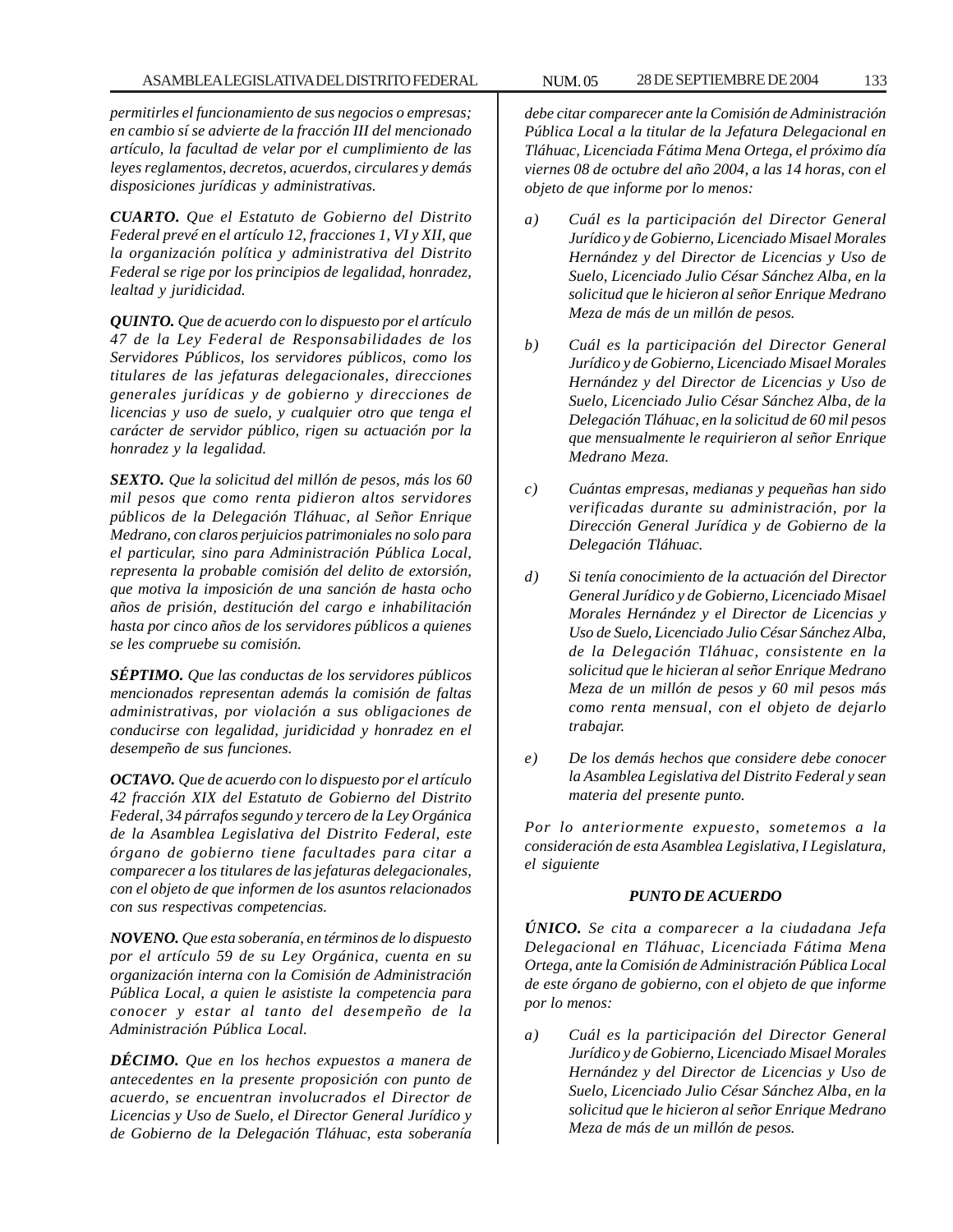*permitirles el funcionamiento de sus negocios o empresas; en cambio sí se advierte de la fracción III del mencionado artículo, la facultad de velar por el cumplimiento de las leyes reglamentos, decretos, acuerdos, circulares y demás disposiciones jurídicas y administrativas.*

***CUARTO.*** *Que el Estatuto de Gobierno del Distrito Federal prevé en el artículo 12, fracciones 1, VI y XII, que la organización política y administrativa del Distrito Federal se rige por los principios de legalidad, honradez, lealtad y juridicidad.*

***QUINTO.*** *Que de acuerdo con lo dispuesto por el artículo 47 de la Ley Federal de Responsabilidades de los Servidores Públicos, los servidores públicos, como los titulares de las jefaturas delegacionales, direcciones generales jurídicas y de gobierno y direcciones de licencias y uso de suelo, y cualquier otro que tenga el carácter de servidor público, rigen su actuación por la honradez y la legalidad.*

***SEXTO.*** *Que la solicitud del millón de pesos, más los 60 mil pesos que como renta pidieron altos servidores públicos de la Delegación Tláhuac, al Señor Enrique Medrano, con claros perjuicios patrimoniales no solo para el particular, sino para Administración Pública Local, representa la probable comisión del delito de extorsión, que motiva la imposición de una sanción de hasta ocho años de prisión, destitución del cargo e inhabilitación hasta por cinco años de los servidores públicos a quienes se les compruebe su comisión.*

***SÉPTIMO.*** *Que las conductas de los servidores públicos mencionados representan además la comisión de faltas administrativas, por violación a sus obligaciones de conducirse con legalidad, juridicidad y honradez en el desempeño de sus funciones.*

***OCTAVO.*** *Que de acuerdo con lo dispuesto por el artículo 42 fracción XIX del Estatuto de Gobierno del Distrito Federal, 34 párrafos segundo y tercero de la Ley Orgánica de la Asamblea Legislativa del Distrito Federal, este órgano de gobierno tiene facultades para citar a comparecer a los titulares de las jefaturas delegacionales, con el objeto de que informen de los asuntos relacionados con sus respectivas competencias.*

***NOVENO.*** *Que esta soberanía, en términos de lo dispuesto por el artículo 59 de su Ley Orgánica, cuenta en su organización interna con la Comisión de Administración Pública Local, a quien le asististe la competencia para conocer y estar al tanto del desempeño de la Administración Pública Local.*

***DÉCIMO.*** *Que en los hechos expuestos a manera de antecedentes en la presente proposición con punto de acuerdo, se encuentran involucrados el Director de Licencias y Uso de Suelo, el Director General Jurídico y de Gobierno de la Delegación Tláhuac, esta soberanía debe citar comparecer ante la Comisión de Administración Pública Local a la titular de la Jefatura Delegacional en Tláhuac, Licenciada Fátima Mena Ortega, el próximo día viernes 08 de octubre del año 2004, a las 14 horas, con el objeto de que informe por lo menos:*

*a) Cuál es la participación del Director General Jurídico y de Gobierno, Licenciado Misael Morales Hernández y del Director de Licencias y Uso de Suelo, Licenciado Julio César Sánchez Alba, en la solicitud que le hicieron al señor Enrique Medrano Meza de más de un millón de pesos.*

*b) Cuál es la participación del Director General Jurídico y de Gobierno, Licenciado Misael Morales Hernández y del Director de Licencias y Uso de Suelo, Licenciado Julio César Sánchez Alba, de la Delegación Tláhuac, en la solicitud de 60 mil pesos que mensualmente le requirieron al señor Enrique Medrano Meza.*

*c) Cuántas empresas, medianas y pequeñas han sido verificadas durante su administración, por la Dirección General Jurídica y de Gobierno de la Delegación Tláhuac.*

*d) Si tenía conocimiento de la actuación del Director General Jurídico y de Gobierno, Licenciado Misael Morales Hernández y el Director de Licencias y Uso de Suelo, Licenciado Julio César Sánchez Alba, de la Delegación Tláhuac, consistente en la solicitud que le hicieran al señor Enrique Medrano Meza de un millón de pesos y 60 mil pesos más como renta mensual, con el objeto de dejarlo trabajar.*

*e) De los demás hechos que considere debe conocer la Asamblea Legislativa del Distrito Federal y sean materia del presente punto.*

*Por lo anteriormente expuesto, sometemos a la consideración de esta Asamblea Legislativa, I Legislatura, el siguiente*

***PUNTO DE ACUERDO***

***ÚNICO.*** *Se cita a comparecer a la ciudadana Jefa Delegacional en Tláhuac, Licenciada Fátima Mena Ortega, ante la Comisión de Administración Pública Local de este órgano de gobierno, con el objeto de que informe por lo menos:*

*a) Cuál es la participación del Director General Jurídico y de Gobierno, Licenciado Misael Morales Hernández y del Director de Licencias y Uso de Suelo, Licenciado Julio César Sánchez Alba, en la solicitud que le hicieron al señor Enrique Medrano Meza de más de un millón de pesos.*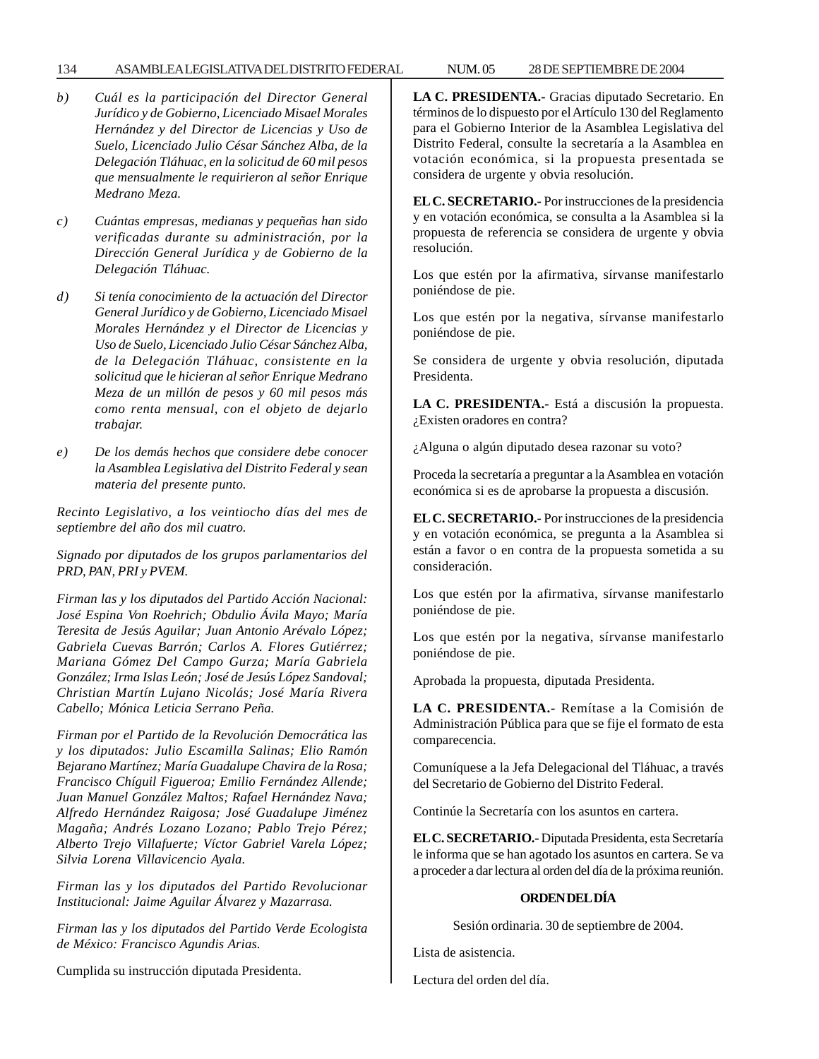*b) Cuál es la participación del Director General Jurídico y de Gobierno, Licenciado Misael Morales Hernández y del Director de Licencias y Uso de Suelo, Licenciado Julio César Sánchez Alba, de la Delegación Tláhuac, en la solicitud de 60 mil pesos que mensualmente le requirieron al señor Enrique Medrano Meza.*

*c) Cuántas empresas, medianas y pequeñas han sido verificadas durante su administración, por la Dirección General Jurídica y de Gobierno de la Delegación Tláhuac.*

*d) Si tenía conocimiento de la actuación del Director General Jurídico y de Gobierno, Licenciado Misael Morales Hernández y el Director de Licencias y Uso de Suelo, Licenciado Julio César Sánchez Alba, de la Delegación Tláhuac, consistente en la solicitud que le hicieran al señor Enrique Medrano Meza de un millón de pesos y 60 mil pesos más como renta mensual, con el objeto de dejarlo trabajar.*

*e) De los demás hechos que considere debe conocer la Asamblea Legislativa del Distrito Federal y sean materia del presente punto.*

*Recinto Legislativo, a los veintiocho días del mes de septiembre del año dos mil cuatro.*

*Signado por diputados de los grupos parlamentarios del PRD, PAN, PRI y PVEM.*

*Firman las y los diputados del Partido Acción Nacional: José Espina Von Roehrich; Obdulio Ávila Mayo; María Teresita de Jesús Aguilar; Juan Antonio Arévalo López; Gabriela Cuevas Barrón; Carlos A. Flores Gutiérrez; Mariana Gómez Del Campo Gurza; María Gabriela González; Irma Islas León; José de Jesús López Sandoval; Christian Martín Lujano Nicolás; José María Rivera Cabello; Mónica Leticia Serrano Peña.*

*Firman por el Partido de la Revolución Democrática las y los diputados: Julio Escamilla Salinas; Elio Ramón Bejarano Martínez; María Guadalupe Chavira de la Rosa; Francisco Chíguil Figueroa; Emilio Fernández Allende; Juan Manuel González Maltos; Rafael Hernández Nava; Alfredo Hernández Raigosa; José Guadalupe Jiménez Magaña; Andrés Lozano Lozano; Pablo Trejo Pérez; Alberto Trejo Villafuerte; Víctor Gabriel Varela López; Silvia Lorena Villavicencio Ayala.*

*Firman las y los diputados del Partido Revolucionar Institucional: Jaime Aguilar Álvarez y Mazarrasa.*

*Firman las y los diputados del Partido Verde Ecologista de México: Francisco Agundis Arias.*

Cumplida su instrucción diputada Presidenta.

**LA C. PRESIDENTA.-** Gracias diputado Secretario. En términos de lo dispuesto por el Artículo 130 del Reglamento para el Gobierno Interior de la Asamblea Legislativa del Distrito Federal, consulte la secretaría a la Asamblea en votación económica, si la propuesta presentada se considera de urgente y obvia resolución.

**EL C. SECRETARIO.-** Por instrucciones de la presidencia y en votación económica, se consulta a la Asamblea si la propuesta de referencia se considera de urgente y obvia resolución.

Los que estén por la afirmativa, sírvanse manifestarlo poniéndose de pie.

Los que estén por la negativa, sírvanse manifestarlo poniéndose de pie.

Se considera de urgente y obvia resolución, diputada Presidenta.

**LA C. PRESIDENTA.-** Está a discusión la propuesta. ¿Existen oradores en contra?

¿Alguna o algún diputado desea razonar su voto?

Proceda la secretaría a preguntar a la Asamblea en votación económica si es de aprobarse la propuesta a discusión.

**EL C. SECRETARIO.-** Por instrucciones de la presidencia y en votación económica, se pregunta a la Asamblea si están a favor o en contra de la propuesta sometida a su consideración.

Los que estén por la afirmativa, sírvanse manifestarlo poniéndose de pie.

Los que estén por la negativa, sírvanse manifestarlo poniéndose de pie.

Aprobada la propuesta, diputada Presidenta.

**LA C. PRESIDENTA.-** Remítase a la Comisión de Administración Pública para que se fije el formato de esta comparecencia.

Comuníquese a la Jefa Delegacional del Tláhuac, a través del Secretario de Gobierno del Distrito Federal.

Continúe la Secretaría con los asuntos en cartera.

**EL C. SECRETARIO.-** Diputada Presidenta, esta Secretaría le informa que se han agotado los asuntos en cartera. Se va a proceder a dar lectura al orden del día de la próxima reunión.

**ORDEN DEL DÍA**

Sesión ordinaria. 30 de septiembre de 2004.

Lista de asistencia.

Lectura del orden del día.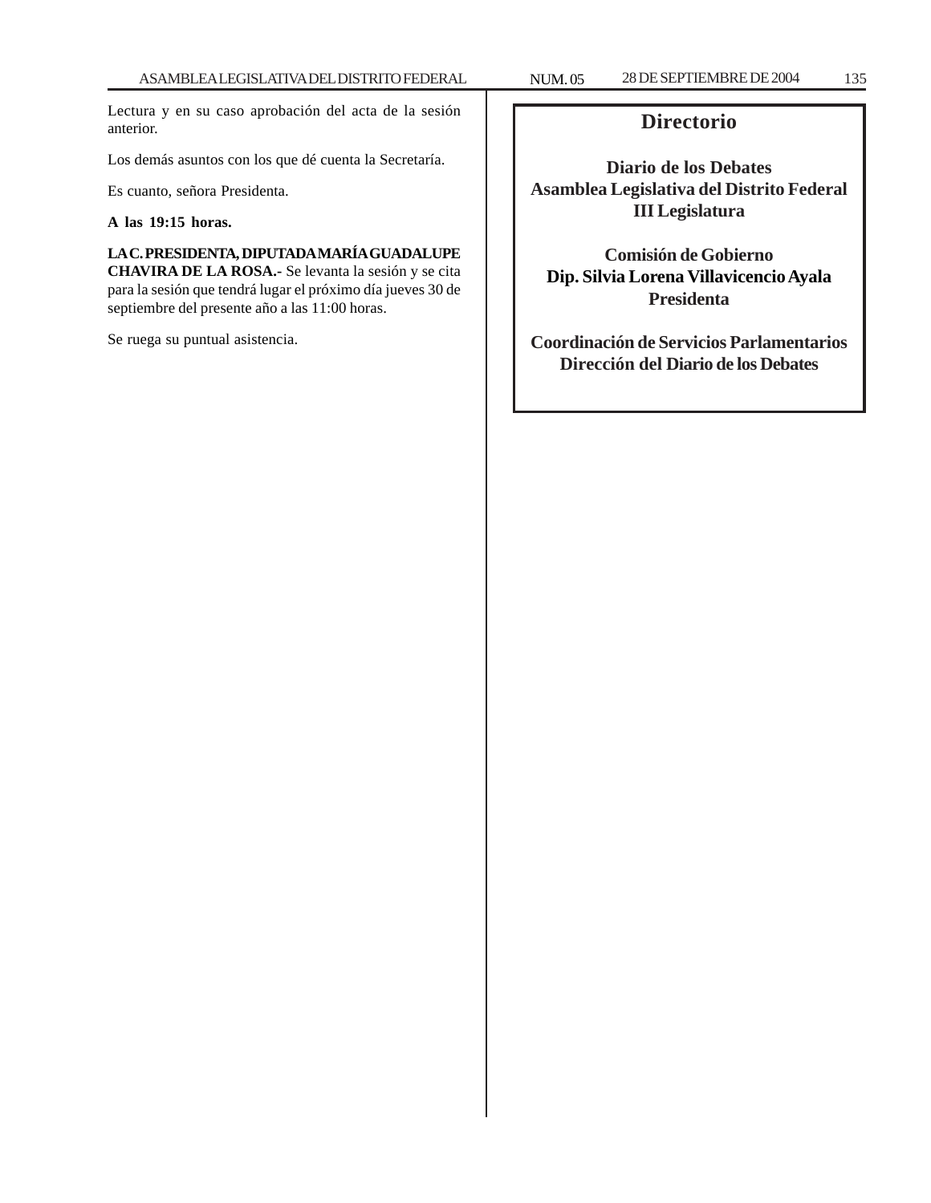Lectura y en su caso aprobación del acta de la sesión anterior.

Los demás asuntos con los que dé cuenta la Secretaría.

Es cuanto, señora Presidenta.

**A las 19:15 horas.**

**LA C. PRESIDENTA, DIPUTADA MARÍA GUADALUPE CHAVIRA DE LA ROSA.-** Se levanta la sesión y se cita para la sesión que tendrá lugar el próximo día jueves 30 de septiembre del presente año a las 11:00 horas.

Se ruega su puntual asistencia.

## Directorio

**Diario de los Debates**
**Asamblea Legislativa del Distrito Federal**
**III Legislatura**

**Comisión de Gobierno**
**Dip. Silvia Lorena Villavicencio Ayala**
**Presidenta**

**Coordinación de Servicios Parlamentarios**
**Dirección del Diario de los Debates**